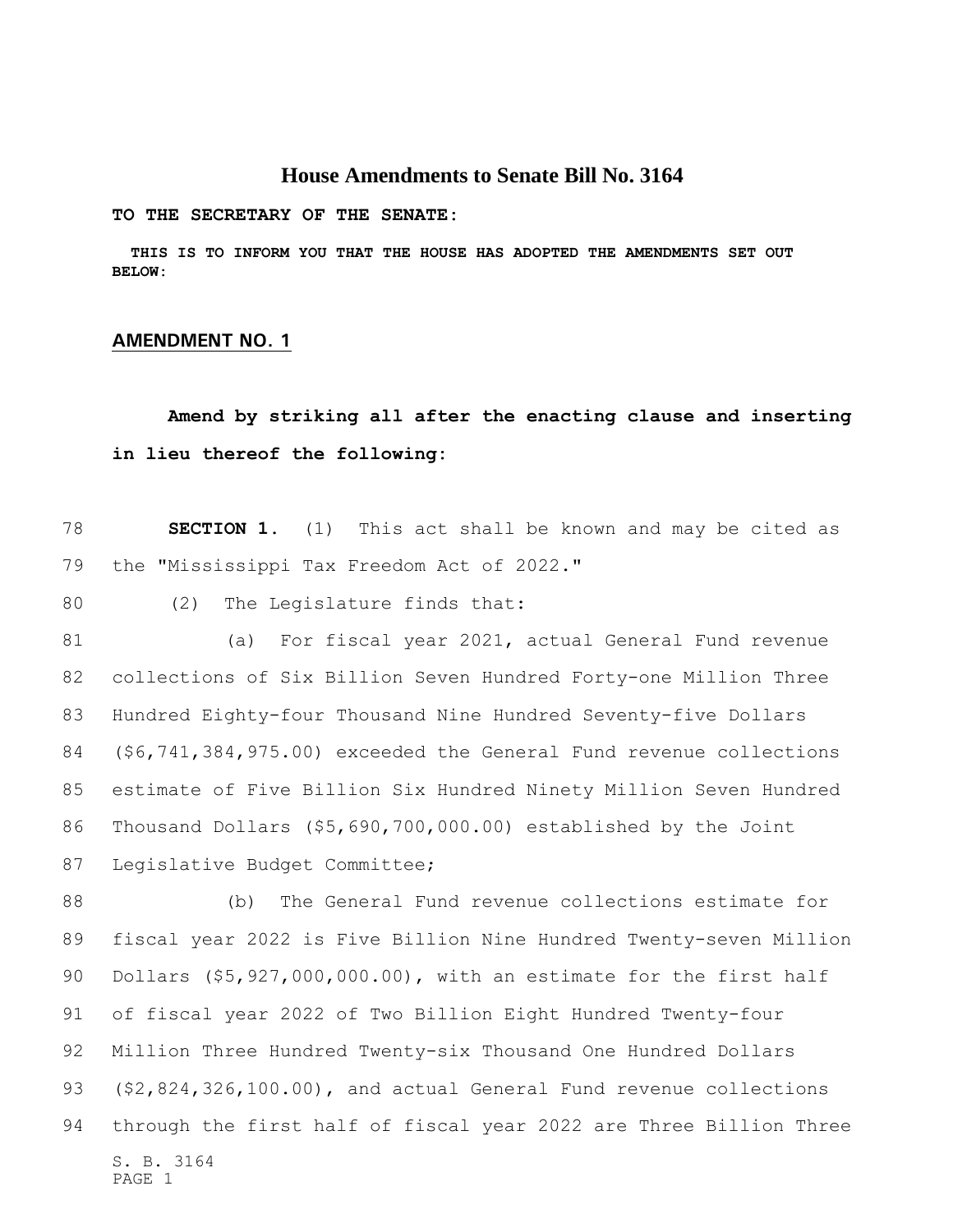# House Amendments to Senate Bill No. 3164

**TO THE SECRETARY OF THE SENATE:**

**THIS IS TO INFORM YOU THAT THE HOUSE HAS ADOPTED THE AMENDMENTS SET OUT BELOW:**

## AMENDMENT NO. 1

**Amend by striking all after the enacting clause and inserting in lieu thereof the following:**

78 **SECTION 1.** (1) This act shall be known and may be cited as
79 the "Mississippi Tax Freedom Act of 2022."

80 (2) The Legislature finds that:

81 (a) For fiscal year 2021, actual General Fund revenue
82 collections of Six Billion Seven Hundred Forty-one Million Three
83 Hundred Eighty-four Thousand Nine Hundred Seventy-five Dollars
84 ($6,741,384,975.00) exceeded the General Fund revenue collections
85 estimate of Five Billion Six Hundred Ninety Million Seven Hundred
86 Thousand Dollars ($5,690,700,000.00) established by the Joint
87 Legislative Budget Committee;

88 (b) The General Fund revenue collections estimate for
89 fiscal year 2022 is Five Billion Nine Hundred Twenty-seven Million
90 Dollars ($5,927,000,000.00), with an estimate for the first half
91 of fiscal year 2022 of Two Billion Eight Hundred Twenty-four
92 Million Three Hundred Twenty-six Thousand One Hundred Dollars
93 ($2,824,326,100.00), and actual General Fund revenue collections
94 through the first half of fiscal year 2022 are Three Billion Three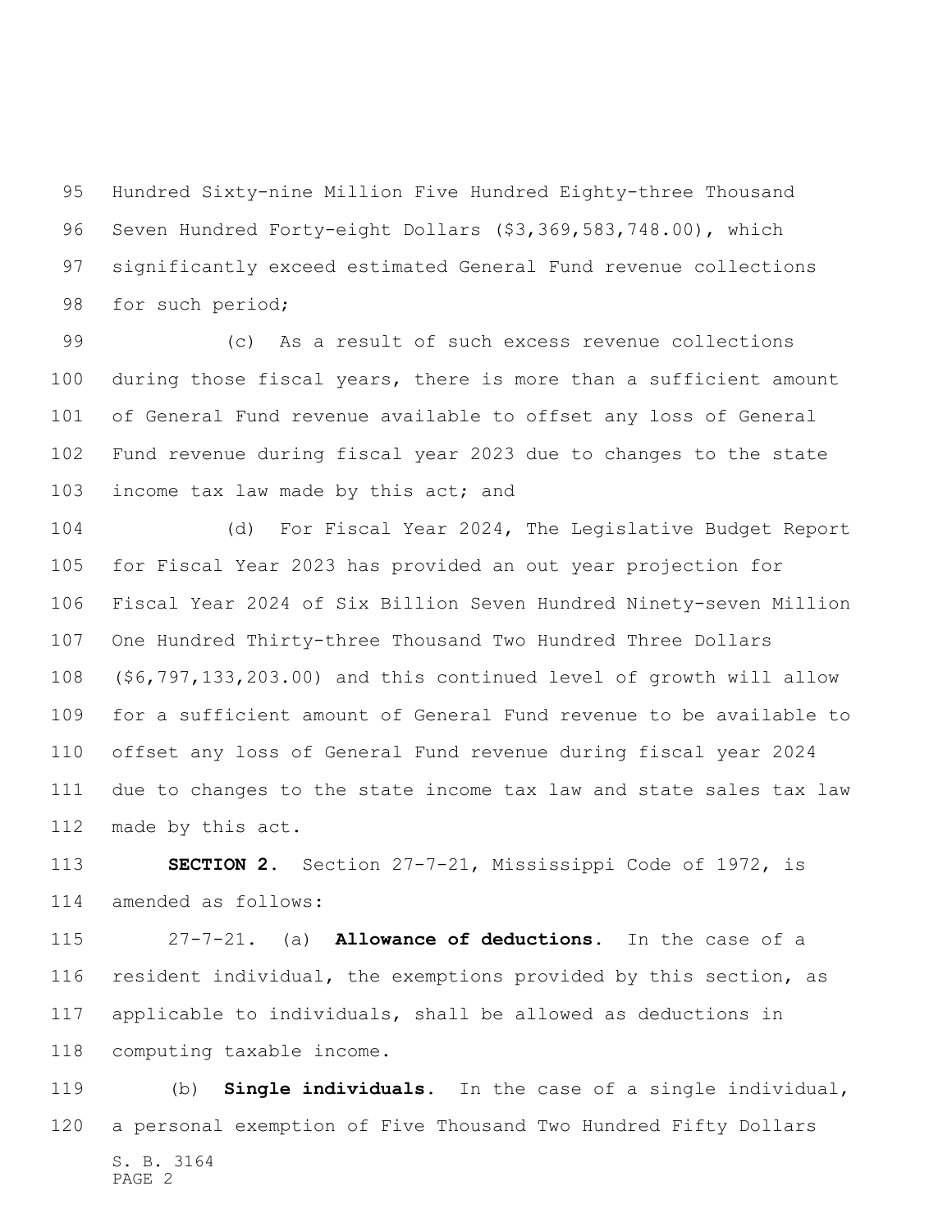Hundred Sixty-nine Million Five Hundred Eighty-three Thousand Seven Hundred Forty-eight Dollars ($3,369,583,748.00), which significantly exceed estimated General Fund revenue collections for such period;

(c) As a result of such excess revenue collections during those fiscal years, there is more than a sufficient amount of General Fund revenue available to offset any loss of General Fund revenue during fiscal year 2023 due to changes to the state income tax law made by this act; and

(d) For Fiscal Year 2024, The Legislative Budget Report for Fiscal Year 2023 has provided an out year projection for Fiscal Year 2024 of Six Billion Seven Hundred Ninety-seven Million One Hundred Thirty-three Thousand Two Hundred Three Dollars ($6,797,133,203.00) and this continued level of growth will allow for a sufficient amount of General Fund revenue to be available to offset any loss of General Fund revenue during fiscal year 2024 due to changes to the state income tax law and state sales tax law made by this act.

**SECTION 2.** Section 27-7-21, Mississippi Code of 1972, is amended as follows:

27-7-21. (a) **Allowance of deductions.** In the case of a resident individual, the exemptions provided by this section, as applicable to individuals, shall be allowed as deductions in computing taxable income.

(b) **Single individuals.** In the case of a single individual, a personal exemption of Five Thousand Two Hundred Fifty Dollars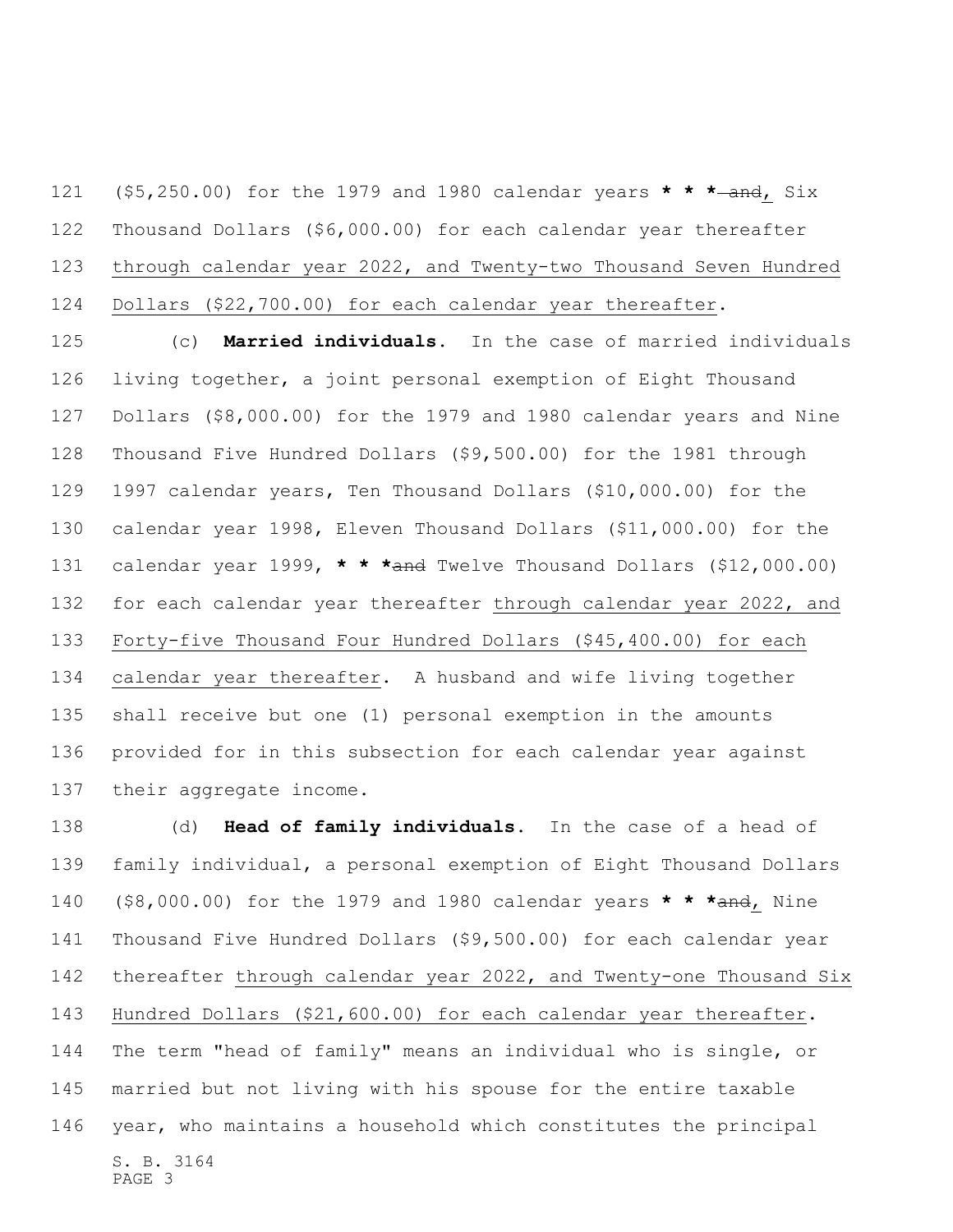($5,250.00) for the 1979 and 1980 calendar years * * * ~~and~~, Six Thousand Dollars ($6,000.00) for each calendar year thereafter through calendar year 2022, and Twenty-two Thousand Seven Hundred Dollars ($22,700.00) for each calendar year thereafter.

(c) **Married individuals.** In the case of married individuals living together, a joint personal exemption of Eight Thousand Dollars ($8,000.00) for the 1979 and 1980 calendar years and Nine Thousand Five Hundred Dollars ($9,500.00) for the 1981 through 1997 calendar years, Ten Thousand Dollars ($10,000.00) for the calendar year 1998, Eleven Thousand Dollars ($11,000.00) for the calendar year 1999, * * * ~~and~~ Twelve Thousand Dollars ($12,000.00) for each calendar year thereafter through calendar year 2022, and Forty-five Thousand Four Hundred Dollars ($45,400.00) for each calendar year thereafter. A husband and wife living together shall receive but one (1) personal exemption in the amounts provided for in this subsection for each calendar year against their aggregate income.

(d) **Head of family individuals.** In the case of a head of family individual, a personal exemption of Eight Thousand Dollars ($8,000.00) for the 1979 and 1980 calendar years * * * ~~and~~, Nine Thousand Five Hundred Dollars ($9,500.00) for each calendar year thereafter through calendar year 2022, and Twenty-one Thousand Six Hundred Dollars ($21,600.00) for each calendar year thereafter. The term "head of family" means an individual who is single, or married but not living with his spouse for the entire taxable year, who maintains a household which constitutes the principal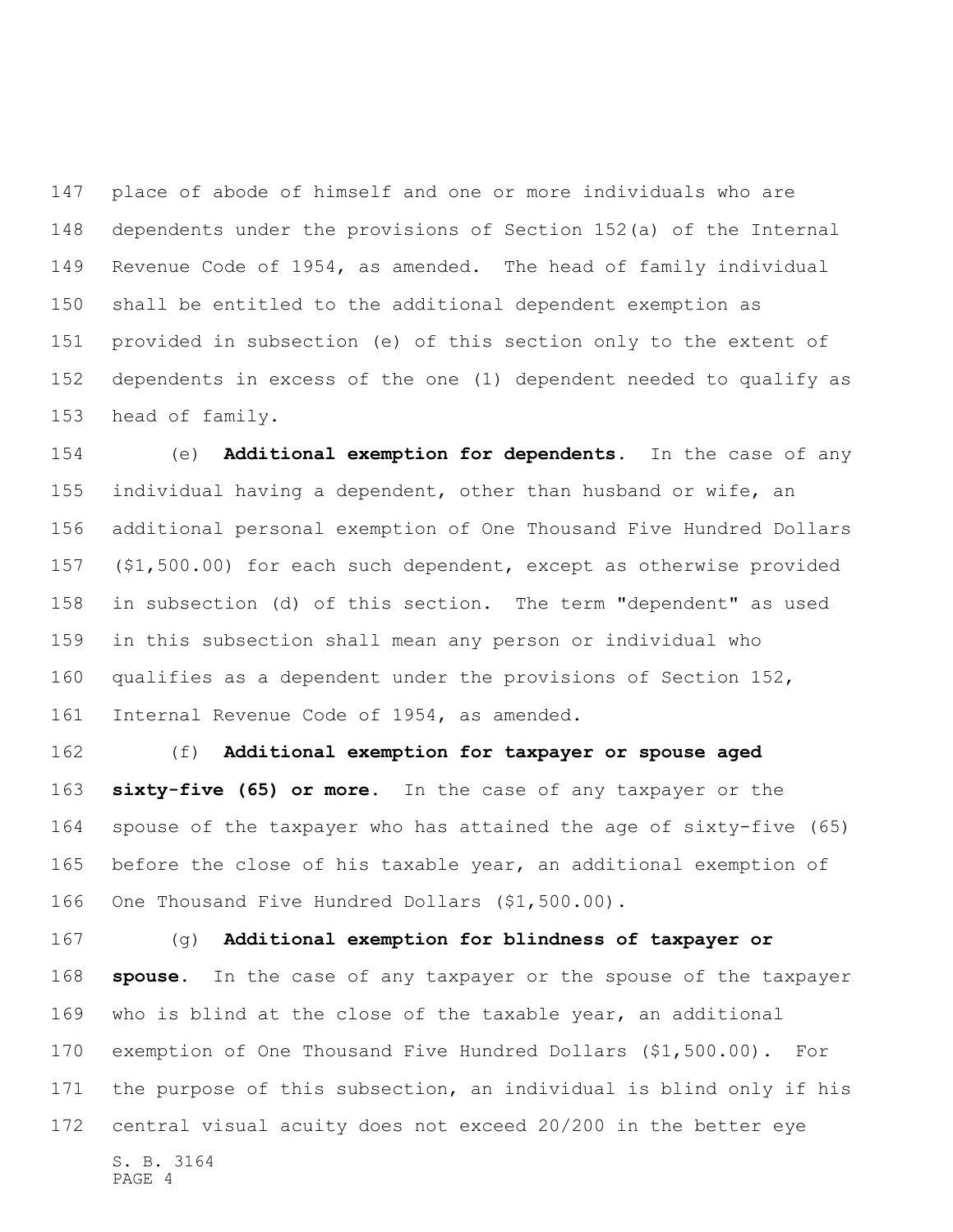place of abode of himself and one or more individuals who are dependents under the provisions of Section 152(a) of the Internal Revenue Code of 1954, as amended. The head of family individual shall be entitled to the additional dependent exemption as provided in subsection (e) of this section only to the extent of dependents in excess of the one (1) dependent needed to qualify as head of family.

(e) **Additional exemption for dependents.** In the case of any individual having a dependent, other than husband or wife, an additional personal exemption of One Thousand Five Hundred Dollars ($1,500.00) for each such dependent, except as otherwise provided in subsection (d) of this section. The term "dependent" as used in this subsection shall mean any person or individual who qualifies as a dependent under the provisions of Section 152, Internal Revenue Code of 1954, as amended.

(f) **Additional exemption for taxpayer or spouse aged sixty-five (65) or more.** In the case of any taxpayer or the spouse of the taxpayer who has attained the age of sixty-five (65) before the close of his taxable year, an additional exemption of One Thousand Five Hundred Dollars ($1,500.00).

(g) **Additional exemption for blindness of taxpayer or spouse.** In the case of any taxpayer or the spouse of the taxpayer who is blind at the close of the taxable year, an additional exemption of One Thousand Five Hundred Dollars ($1,500.00). For the purpose of this subsection, an individual is blind only if his central visual acuity does not exceed 20/200 in the better eye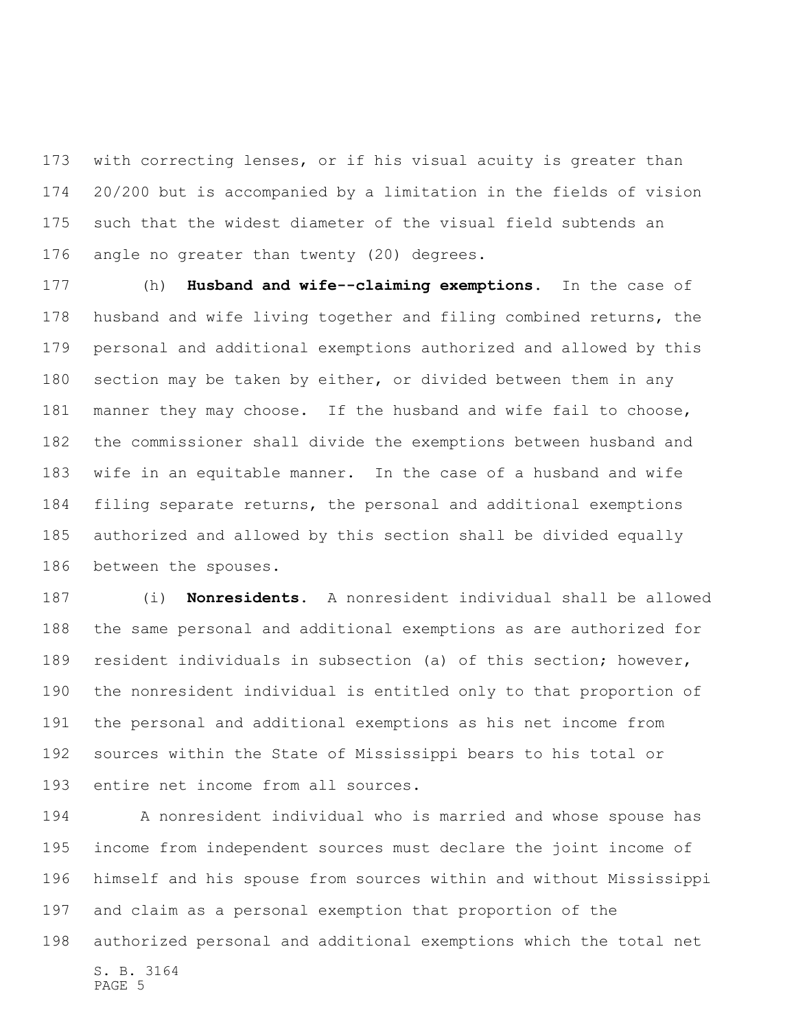with correcting lenses, or if his visual acuity is greater than 20/200 but is accompanied by a limitation in the fields of vision such that the widest diameter of the visual field subtends an angle no greater than twenty (20) degrees.

(h) **Husband and wife--claiming exemptions.** In the case of husband and wife living together and filing combined returns, the personal and additional exemptions authorized and allowed by this section may be taken by either, or divided between them in any manner they may choose. If the husband and wife fail to choose, the commissioner shall divide the exemptions between husband and wife in an equitable manner. In the case of a husband and wife filing separate returns, the personal and additional exemptions authorized and allowed by this section shall be divided equally between the spouses.

(i) **Nonresidents.** A nonresident individual shall be allowed the same personal and additional exemptions as are authorized for resident individuals in subsection (a) of this section; however, the nonresident individual is entitled only to that proportion of the personal and additional exemptions as his net income from sources within the State of Mississippi bears to his total or entire net income from all sources.

A nonresident individual who is married and whose spouse has income from independent sources must declare the joint income of himself and his spouse from sources within and without Mississippi and claim as a personal exemption that proportion of the authorized personal and additional exemptions which the total net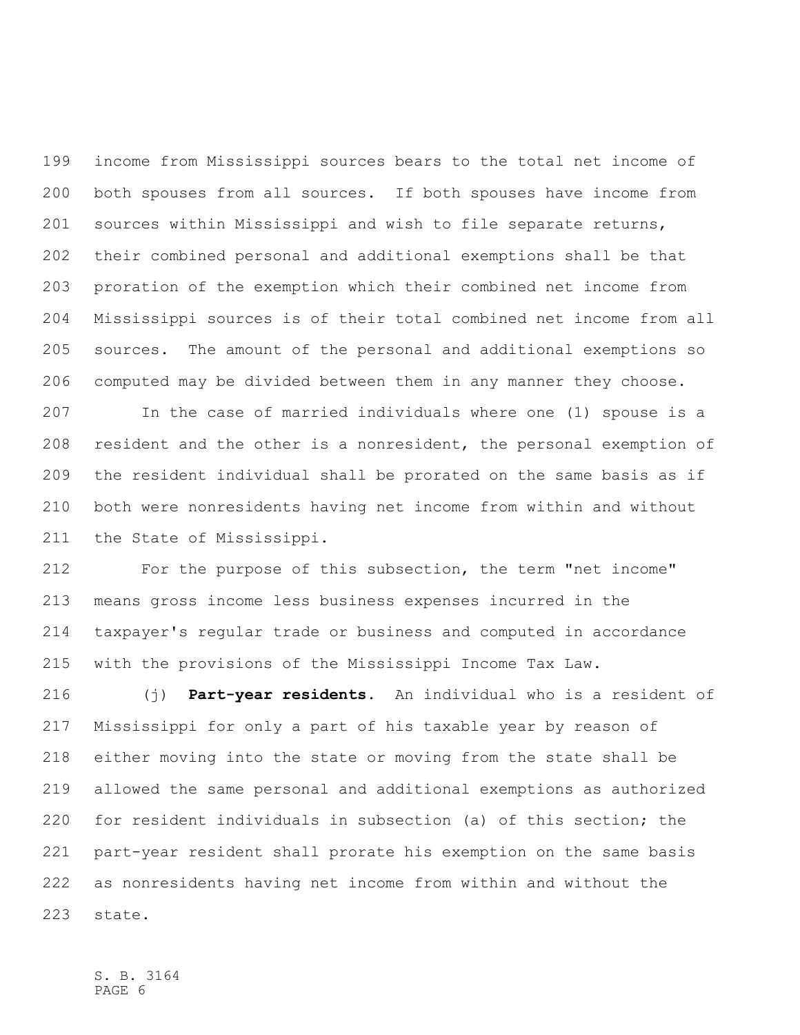income from Mississippi sources bears to the total net income of both spouses from all sources. If both spouses have income from sources within Mississippi and wish to file separate returns, their combined personal and additional exemptions shall be that proration of the exemption which their combined net income from Mississippi sources is of their total combined net income from all sources. The amount of the personal and additional exemptions so computed may be divided between them in any manner they choose.

In the case of married individuals where one (1) spouse is a resident and the other is a nonresident, the personal exemption of the resident individual shall be prorated on the same basis as if both were nonresidents having net income from within and without the State of Mississippi.

For the purpose of this subsection, the term "net income" means gross income less business expenses incurred in the taxpayer's regular trade or business and computed in accordance with the provisions of the Mississippi Income Tax Law.

(j) **Part-year residents.** An individual who is a resident of Mississippi for only a part of his taxable year by reason of either moving into the state or moving from the state shall be allowed the same personal and additional exemptions as authorized for resident individuals in subsection (a) of this section; the part-year resident shall prorate his exemption on the same basis as nonresidents having net income from within and without the state.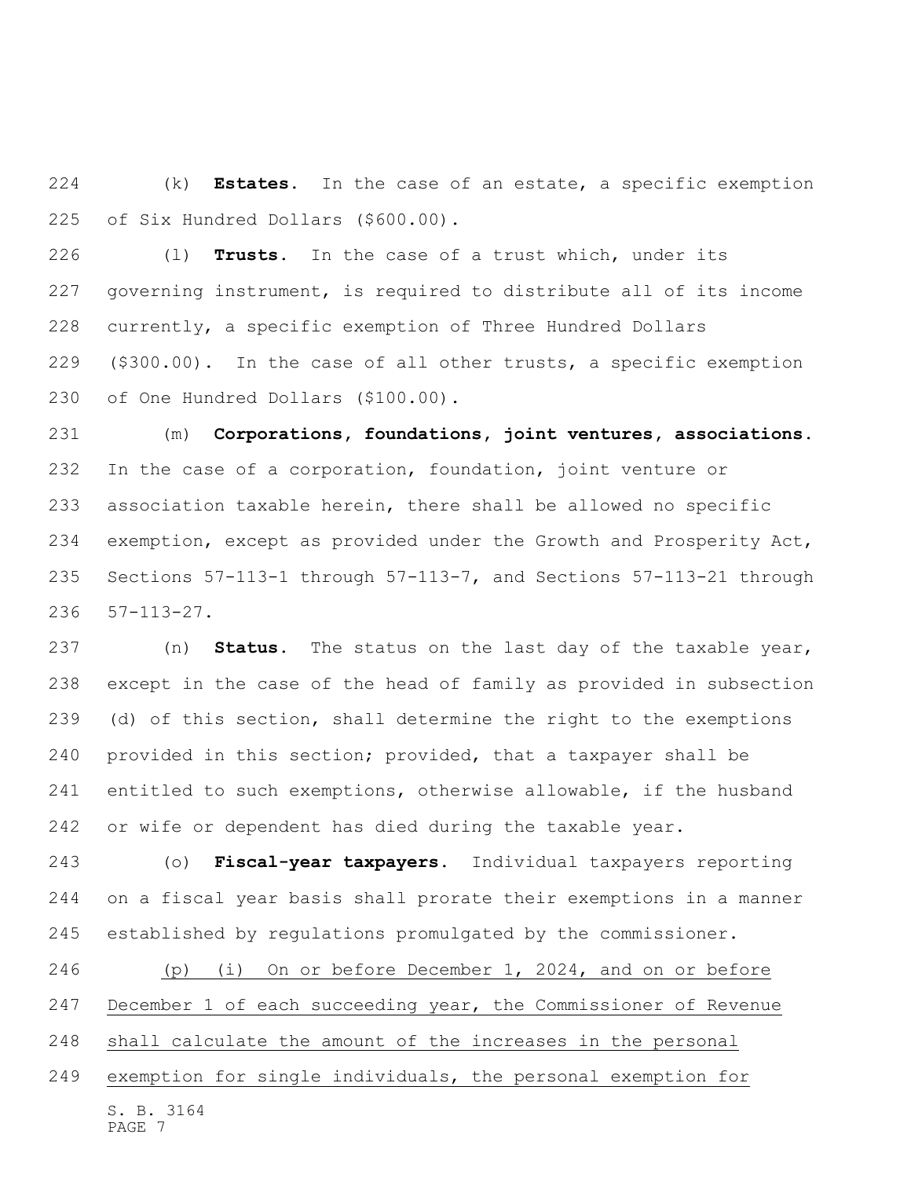(k) **Estates.** In the case of an estate, a specific exemption of Six Hundred Dollars ($600.00).

(l) **Trusts.** In the case of a trust which, under its governing instrument, is required to distribute all of its income currently, a specific exemption of Three Hundred Dollars ($300.00). In the case of all other trusts, a specific exemption of One Hundred Dollars ($100.00).

(m) **Corporations, foundations, joint ventures, associations.** In the case of a corporation, foundation, joint venture or association taxable herein, there shall be allowed no specific exemption, except as provided under the Growth and Prosperity Act, Sections 57-113-1 through 57-113-7, and Sections 57-113-21 through 57-113-27.

(n) **Status.** The status on the last day of the taxable year, except in the case of the head of family as provided in subsection (d) of this section, shall determine the right to the exemptions provided in this section; provided, that a taxpayer shall be entitled to such exemptions, otherwise allowable, if the husband or wife or dependent has died during the taxable year.

(o) **Fiscal-year taxpayers.** Individual taxpayers reporting on a fiscal year basis shall prorate their exemptions in a manner established by regulations promulgated by the commissioner.

<u>(p) (i) On or before December 1, 2024, and on or before December 1 of each succeeding year, the Commissioner of Revenue shall calculate the amount of the increases in the personal exemption for single individuals, the personal exemption for</u>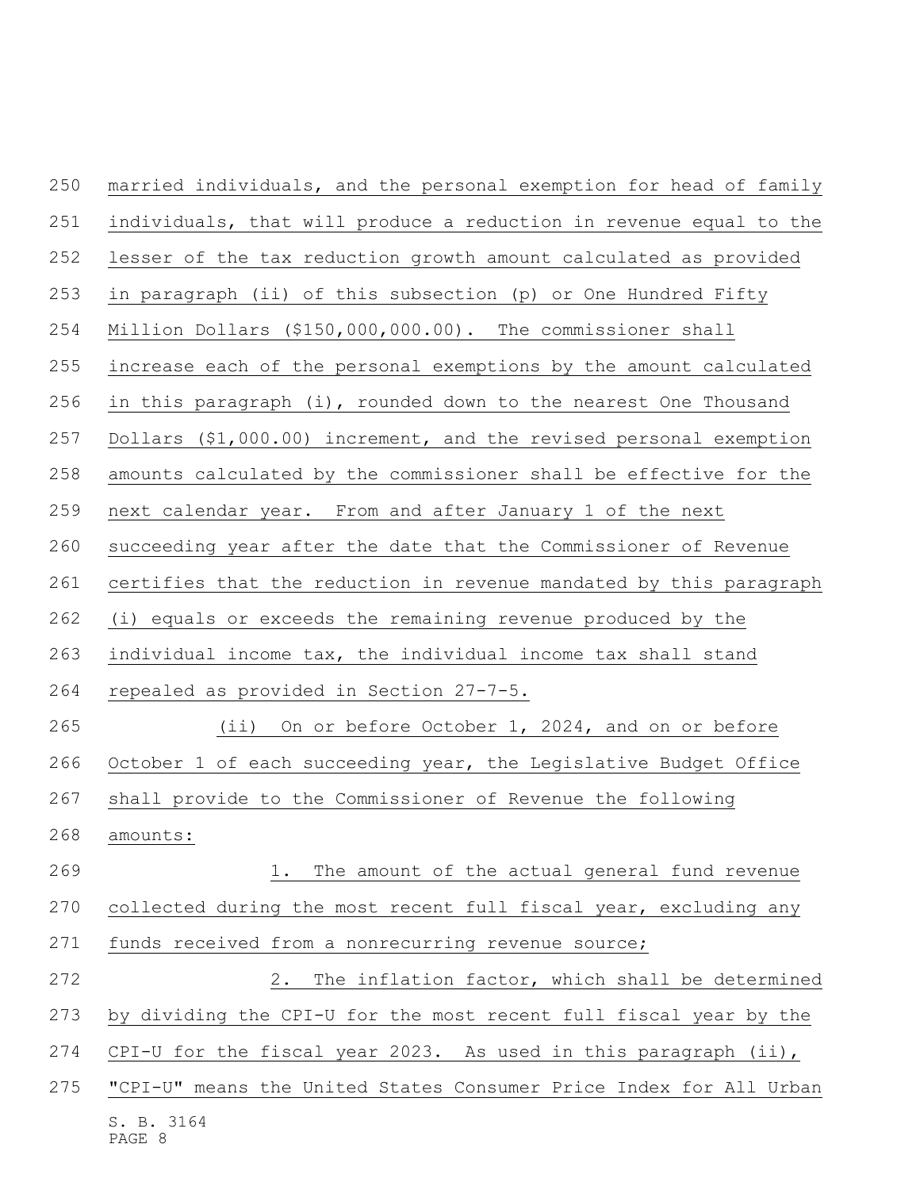married individuals, and the personal exemption for head of family individuals, that will produce a reduction in revenue equal to the lesser of the tax reduction growth amount calculated as provided in paragraph (ii) of this subsection (p) or One Hundred Fifty Million Dollars ($150,000,000.00). The commissioner shall increase each of the personal exemptions by the amount calculated in this paragraph (i), rounded down to the nearest One Thousand Dollars ($1,000.00) increment, and the revised personal exemption amounts calculated by the commissioner shall be effective for the next calendar year. From and after January 1 of the next succeeding year after the date that the Commissioner of Revenue certifies that the reduction in revenue mandated by this paragraph (i) equals or exceeds the remaining revenue produced by the individual income tax, the individual income tax shall stand repealed as provided in Section 27-7-5.

(ii) On or before October 1, 2024, and on or before October 1 of each succeeding year, the Legislative Budget Office shall provide to the Commissioner of Revenue the following amounts:

1. The amount of the actual general fund revenue collected during the most recent full fiscal year, excluding any funds received from a nonrecurring revenue source;

2. The inflation factor, which shall be determined by dividing the CPI-U for the most recent full fiscal year by the CPI-U for the fiscal year 2023. As used in this paragraph (ii), "CPI-U" means the United States Consumer Price Index for All Urban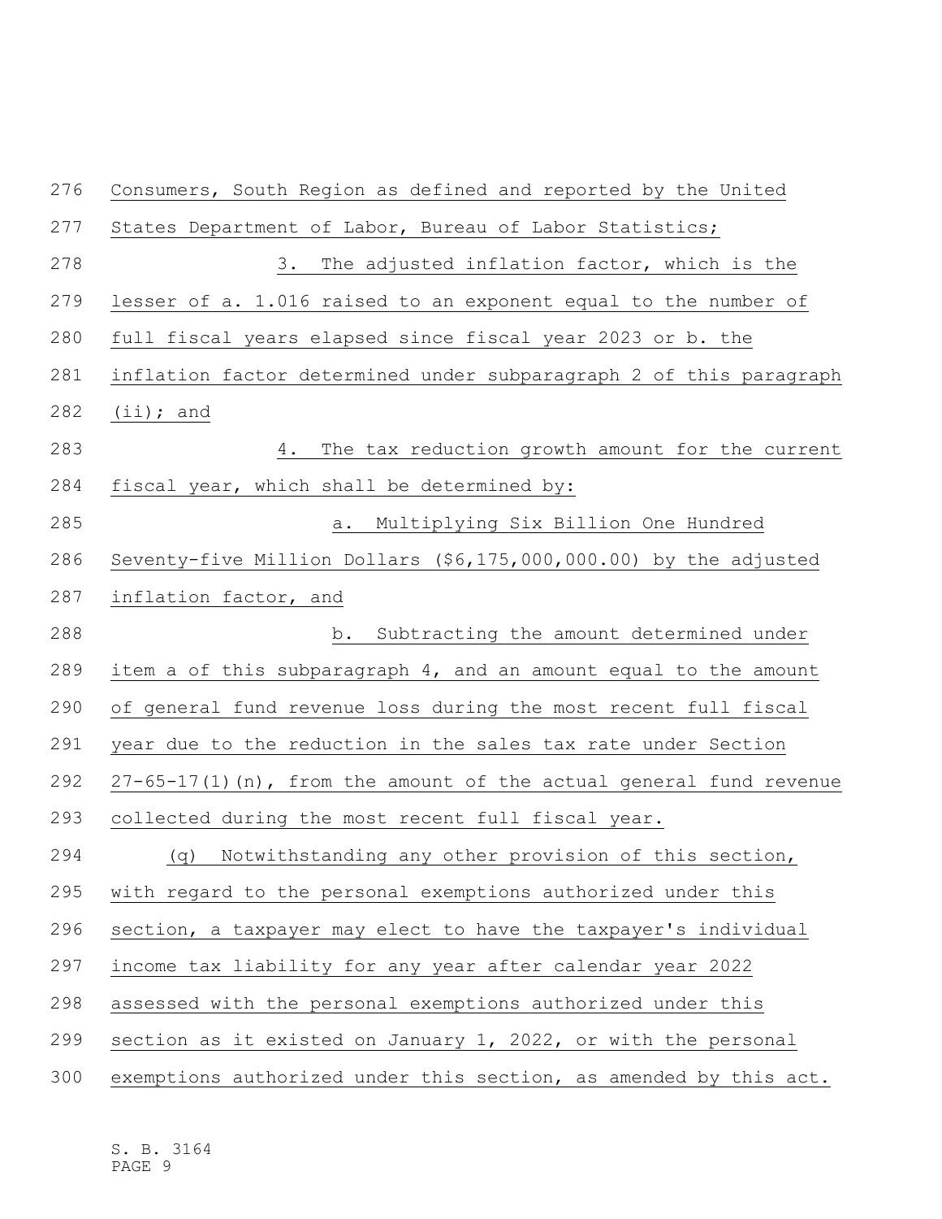Consumers, South Region as defined and reported by the United States Department of Labor, Bureau of Labor Statistics;

3. The adjusted inflation factor, which is the lesser of a. 1.016 raised to an exponent equal to the number of full fiscal years elapsed since fiscal year 2023 or b. the inflation factor determined under subparagraph 2 of this paragraph (ii); and

4. The tax reduction growth amount for the current fiscal year, which shall be determined by:

a. Multiplying Six Billion One Hundred Seventy-five Million Dollars ($6,175,000,000.00) by the adjusted inflation factor, and

b. Subtracting the amount determined under item a of this subparagraph 4, and an amount equal to the amount of general fund revenue loss during the most recent full fiscal year due to the reduction in the sales tax rate under Section 27-65-17(1)(n), from the amount of the actual general fund revenue collected during the most recent full fiscal year.

(q) Notwithstanding any other provision of this section, with regard to the personal exemptions authorized under this section, a taxpayer may elect to have the taxpayer's individual income tax liability for any year after calendar year 2022 assessed with the personal exemptions authorized under this section as it existed on January 1, 2022, or with the personal exemptions authorized under this section, as amended by this act.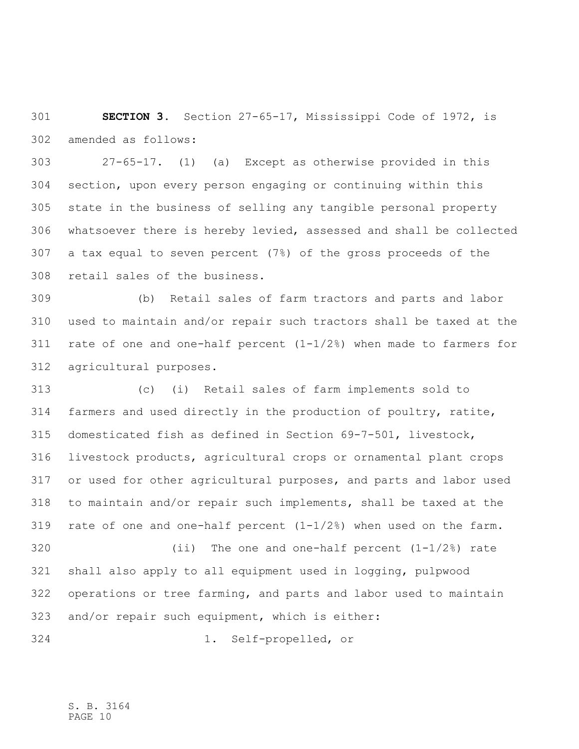**SECTION 3.** Section 27-65-17, Mississippi Code of 1972, is amended as follows:

27-65-17. (1) (a) Except as otherwise provided in this section, upon every person engaging or continuing within this state in the business of selling any tangible personal property whatsoever there is hereby levied, assessed and shall be collected a tax equal to seven percent (7%) of the gross proceeds of the retail sales of the business.

(b) Retail sales of farm tractors and parts and labor used to maintain and/or repair such tractors shall be taxed at the rate of one and one-half percent (1-1/2%) when made to farmers for agricultural purposes.

(c) (i) Retail sales of farm implements sold to farmers and used directly in the production of poultry, ratite, domesticated fish as defined in Section 69-7-501, livestock, livestock products, agricultural crops or ornamental plant crops or used for other agricultural purposes, and parts and labor used to maintain and/or repair such implements, shall be taxed at the rate of one and one-half percent (1-1/2%) when used on the farm.

(ii) The one and one-half percent (1-1/2%) rate shall also apply to all equipment used in logging, pulpwood operations or tree farming, and parts and labor used to maintain and/or repair such equipment, which is either:

1. Self-propelled, or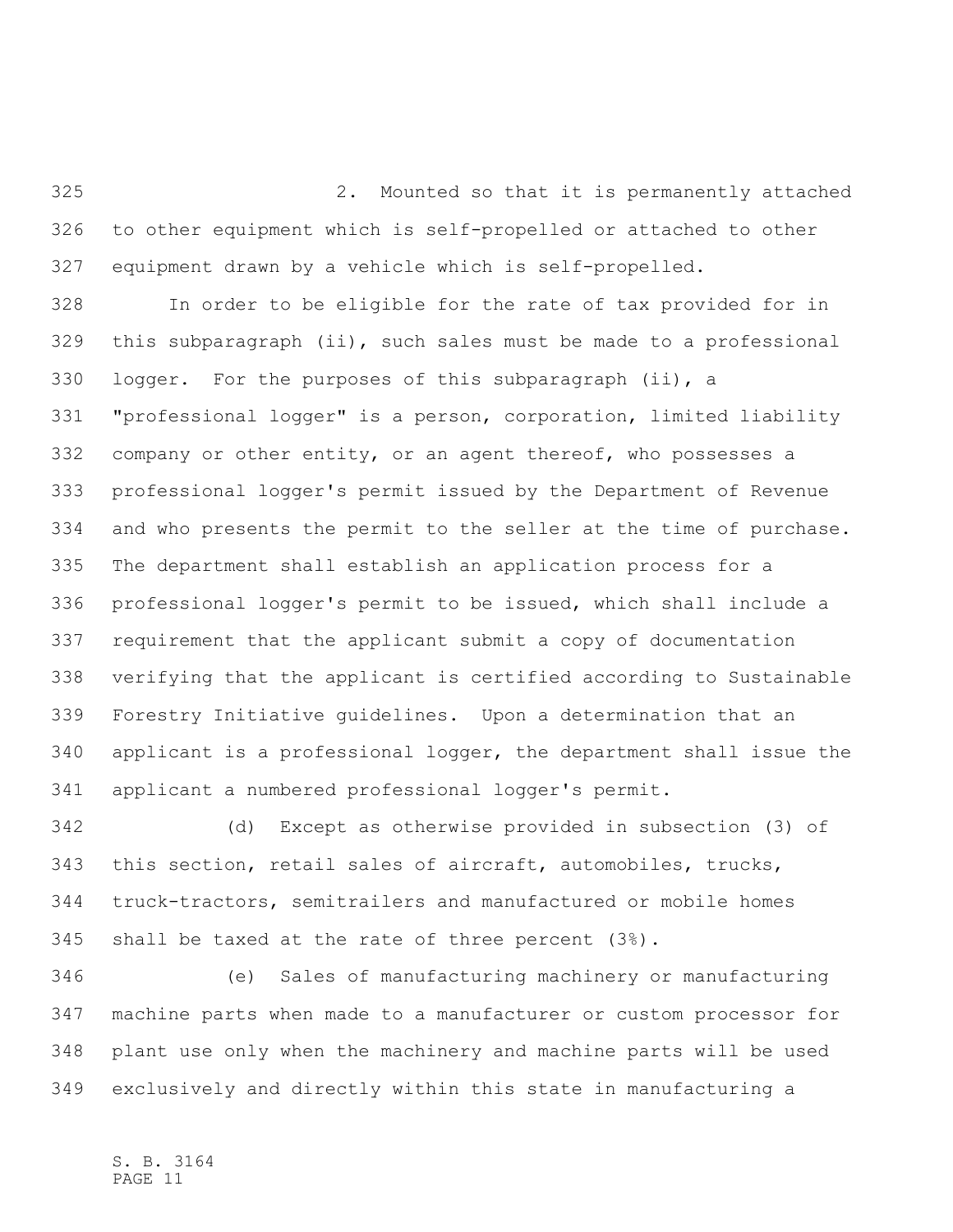2. Mounted so that it is permanently attached to other equipment which is self-propelled or attached to other equipment drawn by a vehicle which is self-propelled.

In order to be eligible for the rate of tax provided for in this subparagraph (ii), such sales must be made to a professional logger. For the purposes of this subparagraph (ii), a "professional logger" is a person, corporation, limited liability company or other entity, or an agent thereof, who possesses a professional logger's permit issued by the Department of Revenue and who presents the permit to the seller at the time of purchase. The department shall establish an application process for a professional logger's permit to be issued, which shall include a requirement that the applicant submit a copy of documentation verifying that the applicant is certified according to Sustainable Forestry Initiative guidelines. Upon a determination that an applicant is a professional logger, the department shall issue the applicant a numbered professional logger's permit.

(d) Except as otherwise provided in subsection (3) of this section, retail sales of aircraft, automobiles, trucks, truck-tractors, semitrailers and manufactured or mobile homes shall be taxed at the rate of three percent (3%).

(e) Sales of manufacturing machinery or manufacturing machine parts when made to a manufacturer or custom processor for plant use only when the machinery and machine parts will be used exclusively and directly within this state in manufacturing a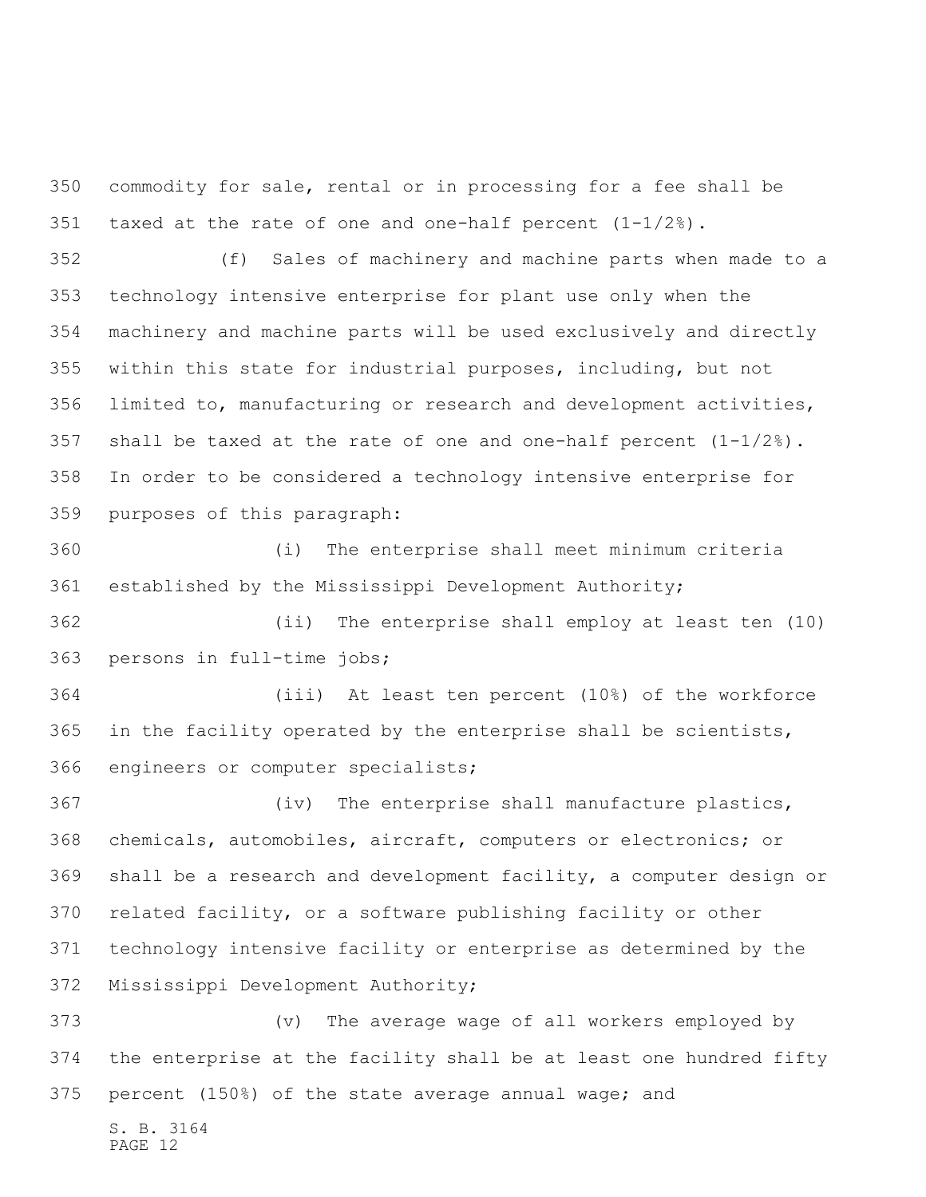commodity for sale, rental or in processing for a fee shall be taxed at the rate of one and one-half percent (1-1/2%).

(f) Sales of machinery and machine parts when made to a technology intensive enterprise for plant use only when the machinery and machine parts will be used exclusively and directly within this state for industrial purposes, including, but not limited to, manufacturing or research and development activities, shall be taxed at the rate of one and one-half percent (1-1/2%). In order to be considered a technology intensive enterprise for purposes of this paragraph:

(i) The enterprise shall meet minimum criteria established by the Mississippi Development Authority;

(ii) The enterprise shall employ at least ten (10) persons in full-time jobs;

(iii) At least ten percent (10%) of the workforce in the facility operated by the enterprise shall be scientists, engineers or computer specialists;

(iv) The enterprise shall manufacture plastics, chemicals, automobiles, aircraft, computers or electronics; or shall be a research and development facility, a computer design or related facility, or a software publishing facility or other technology intensive facility or enterprise as determined by the Mississippi Development Authority;

(v) The average wage of all workers employed by the enterprise at the facility shall be at least one hundred fifty percent (150%) of the state average annual wage; and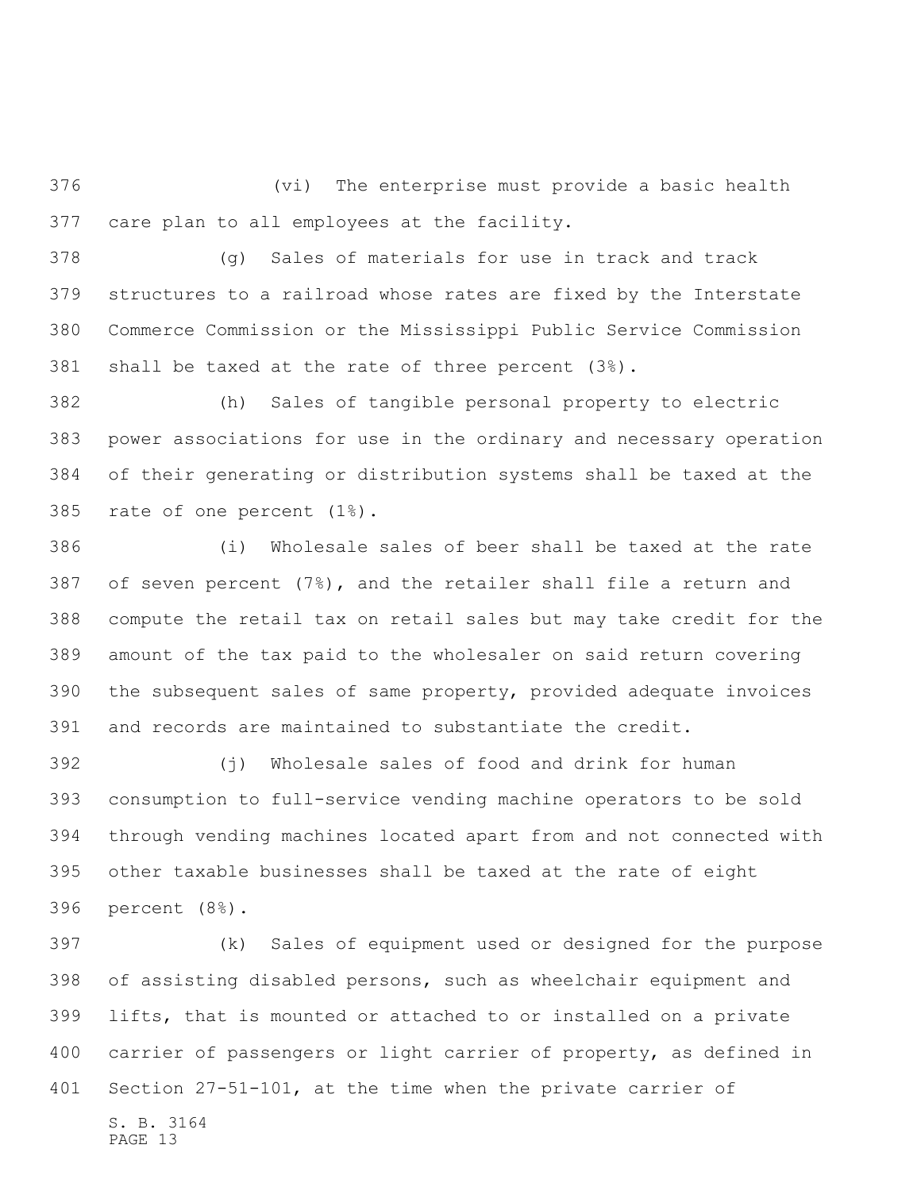(vi) The enterprise must provide a basic health care plan to all employees at the facility.

(g) Sales of materials for use in track and track structures to a railroad whose rates are fixed by the Interstate Commerce Commission or the Mississippi Public Service Commission shall be taxed at the rate of three percent (3%).

(h) Sales of tangible personal property to electric power associations for use in the ordinary and necessary operation of their generating or distribution systems shall be taxed at the rate of one percent (1%).

(i) Wholesale sales of beer shall be taxed at the rate of seven percent (7%), and the retailer shall file a return and compute the retail tax on retail sales but may take credit for the amount of the tax paid to the wholesaler on said return covering the subsequent sales of same property, provided adequate invoices and records are maintained to substantiate the credit.

(j) Wholesale sales of food and drink for human consumption to full-service vending machine operators to be sold through vending machines located apart from and not connected with other taxable businesses shall be taxed at the rate of eight percent (8%).

(k) Sales of equipment used or designed for the purpose of assisting disabled persons, such as wheelchair equipment and lifts, that is mounted or attached to or installed on a private carrier of passengers or light carrier of property, as defined in Section 27-51-101, at the time when the private carrier of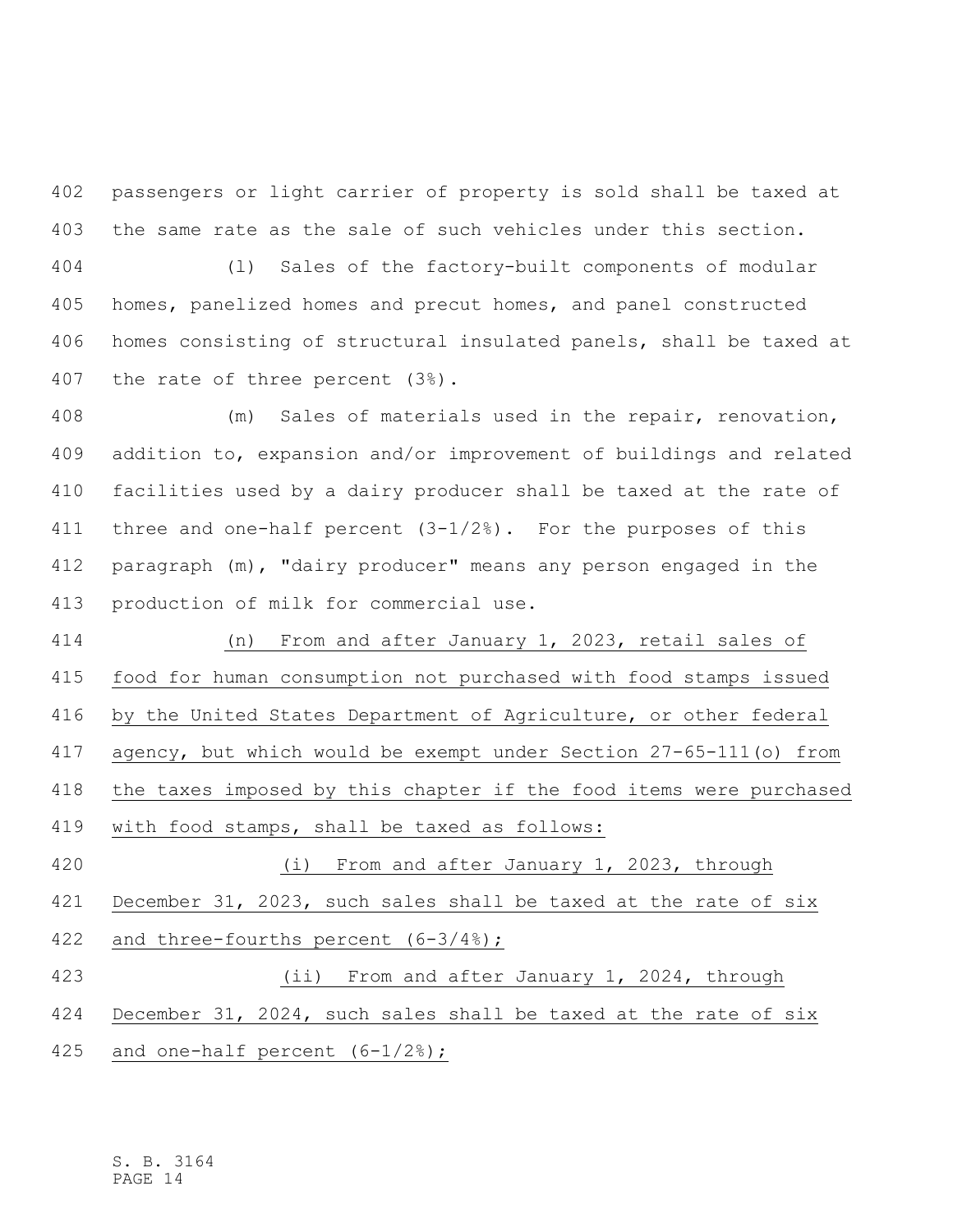passengers or light carrier of property is sold shall be taxed at the same rate as the sale of such vehicles under this section.

(l) Sales of the factory-built components of modular homes, panelized homes and precut homes, and panel constructed homes consisting of structural insulated panels, shall be taxed at the rate of three percent (3%).

(m) Sales of materials used in the repair, renovation, addition to, expansion and/or improvement of buildings and related facilities used by a dairy producer shall be taxed at the rate of three and one-half percent (3-1/2%). For the purposes of this paragraph (m), "dairy producer" means any person engaged in the production of milk for commercial use.

<u>(n) From and after January 1, 2023, retail sales of food for human consumption not purchased with food stamps issued by the United States Department of Agriculture, or other federal agency, but which would be exempt under Section 27-65-111(o) from the taxes imposed by this chapter if the food items were purchased with food stamps, shall be taxed as follows:</u>

<u>(i) From and after January 1, 2023, through December 31, 2023, such sales shall be taxed at the rate of six and three-fourths percent (6-3/4%);</u>

<u>(ii) From and after January 1, 2024, through December 31, 2024, such sales shall be taxed at the rate of six and one-half percent (6-1/2%);</u>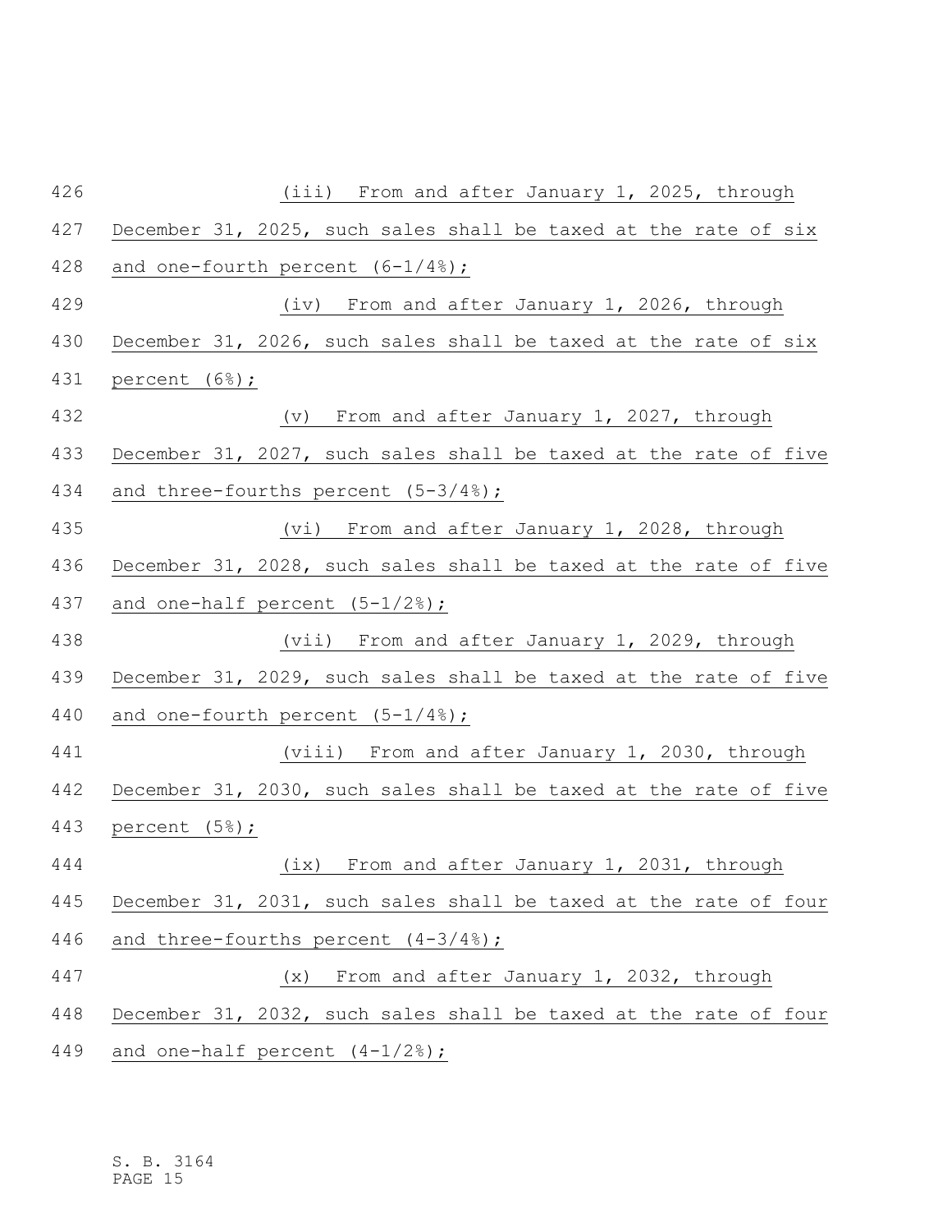(iii) From and after January 1, 2025, through December 31, 2025, such sales shall be taxed at the rate of six and one-fourth percent (6-1/4%);

(iv) From and after January 1, 2026, through December 31, 2026, such sales shall be taxed at the rate of six percent (6%);

(v) From and after January 1, 2027, through December 31, 2027, such sales shall be taxed at the rate of five and three-fourths percent (5-3/4%);

(vi) From and after January 1, 2028, through December 31, 2028, such sales shall be taxed at the rate of five and one-half percent (5-1/2%);

(vii) From and after January 1, 2029, through December 31, 2029, such sales shall be taxed at the rate of five and one-fourth percent (5-1/4%);

(viii) From and after January 1, 2030, through December 31, 2030, such sales shall be taxed at the rate of five percent (5%);

(ix) From and after January 1, 2031, through December 31, 2031, such sales shall be taxed at the rate of four and three-fourths percent (4-3/4%);

(x) From and after January 1, 2032, through December 31, 2032, such sales shall be taxed at the rate of four and one-half percent (4-1/2%);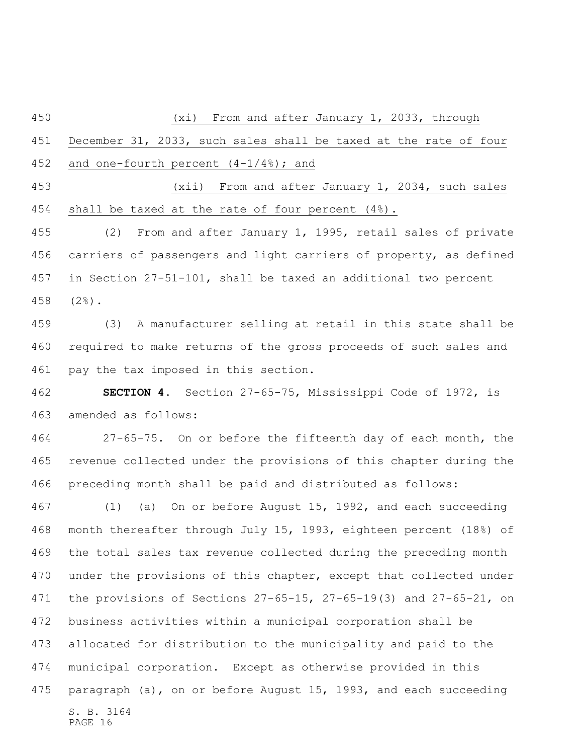(xi) From and after January 1, 2033, through December 31, 2033, such sales shall be taxed at the rate of four and one-fourth percent (4-1/4%); and

(xii) From and after January 1, 2034, such sales shall be taxed at the rate of four percent (4%).

(2) From and after January 1, 1995, retail sales of private carriers of passengers and light carriers of property, as defined in Section 27-51-101, shall be taxed an additional two percent (2%).

(3) A manufacturer selling at retail in this state shall be required to make returns of the gross proceeds of such sales and pay the tax imposed in this section.

**SECTION 4.** Section 27-65-75, Mississippi Code of 1972, is amended as follows:

27-65-75. On or before the fifteenth day of each month, the revenue collected under the provisions of this chapter during the preceding month shall be paid and distributed as follows:

(1) (a) On or before August 15, 1992, and each succeeding month thereafter through July 15, 1993, eighteen percent (18%) of the total sales tax revenue collected during the preceding month under the provisions of this chapter, except that collected under the provisions of Sections 27-65-15, 27-65-19(3) and 27-65-21, on business activities within a municipal corporation shall be allocated for distribution to the municipality and paid to the municipal corporation. Except as otherwise provided in this paragraph (a), on or before August 15, 1993, and each succeeding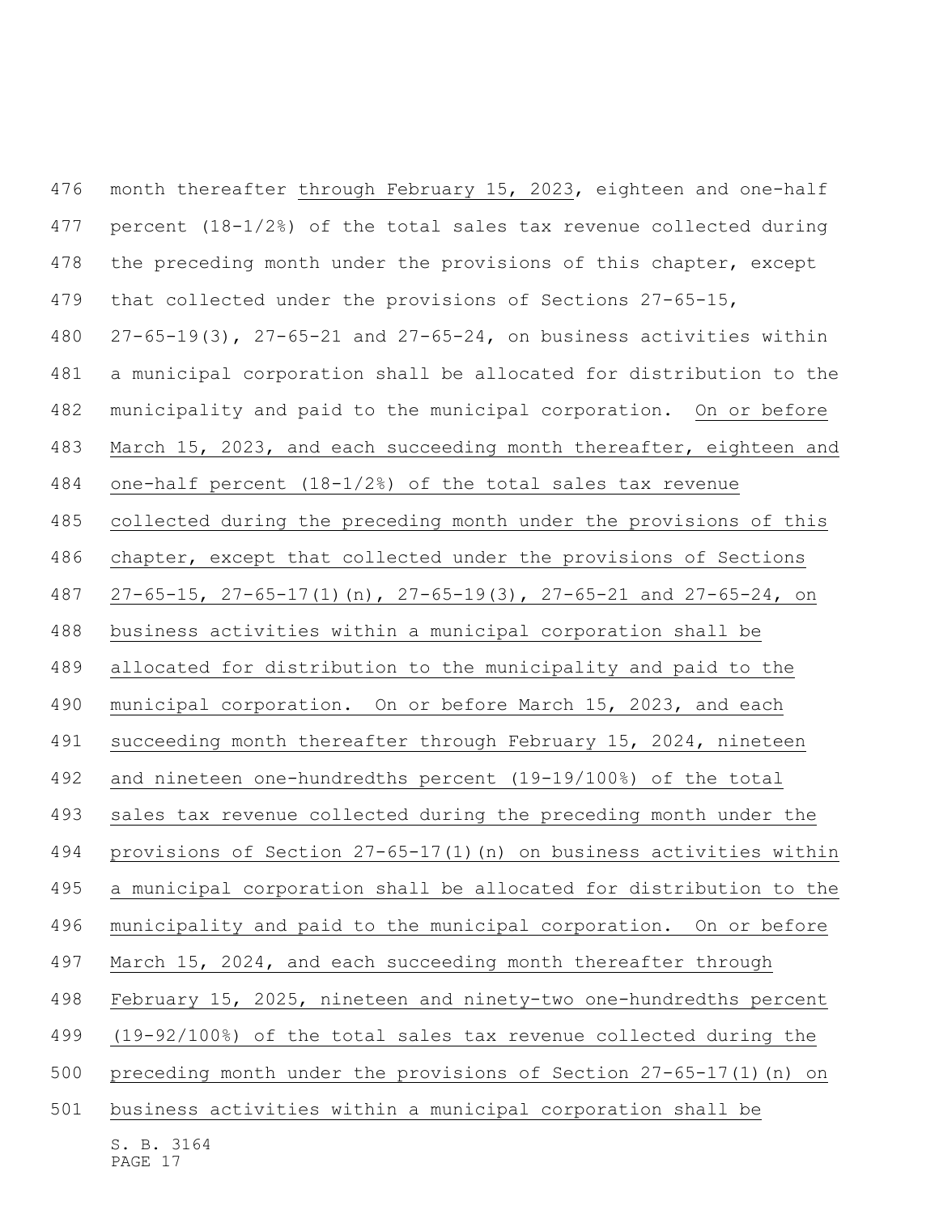month thereafter through February 15, 2023, eighteen and one-half percent (18-1/2%) of the total sales tax revenue collected during the preceding month under the provisions of this chapter, except that collected under the provisions of Sections 27-65-15, 27-65-19(3), 27-65-21 and 27-65-24, on business activities within a municipal corporation shall be allocated for distribution to the municipality and paid to the municipal corporation. On or before March 15, 2023, and each succeeding month thereafter, eighteen and one-half percent (18-1/2%) of the total sales tax revenue collected during the preceding month under the provisions of this chapter, except that collected under the provisions of Sections 27-65-15, 27-65-17(1)(n), 27-65-19(3), 27-65-21 and 27-65-24, on business activities within a municipal corporation shall be allocated for distribution to the municipality and paid to the municipal corporation. On or before March 15, 2023, and each succeeding month thereafter through February 15, 2024, nineteen and nineteen one-hundredths percent (19-19/100%) of the total sales tax revenue collected during the preceding month under the provisions of Section 27-65-17(1)(n) on business activities within a municipal corporation shall be allocated for distribution to the municipality and paid to the municipal corporation. On or before March 15, 2024, and each succeeding month thereafter through February 15, 2025, nineteen and ninety-two one-hundredths percent (19-92/100%) of the total sales tax revenue collected during the preceding month under the provisions of Section 27-65-17(1)(n) on business activities within a municipal corporation shall be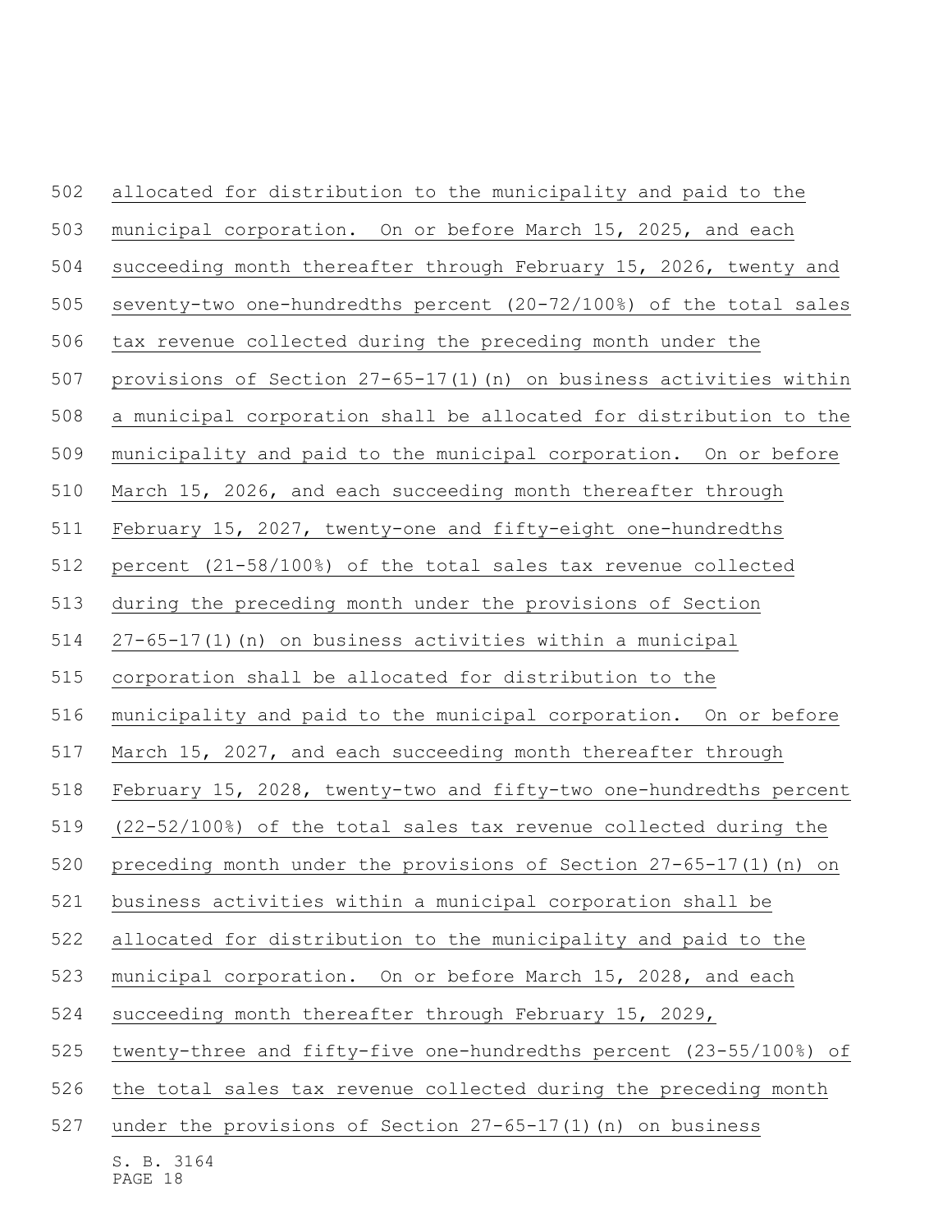allocated for distribution to the municipality and paid to the municipal corporation. On or before March 15, 2025, and each succeeding month thereafter through February 15, 2026, twenty and seventy-two one-hundredths percent (20-72/100%) of the total sales tax revenue collected during the preceding month under the provisions of Section 27-65-17(1)(n) on business activities within a municipal corporation shall be allocated for distribution to the municipality and paid to the municipal corporation. On or before March 15, 2026, and each succeeding month thereafter through February 15, 2027, twenty-one and fifty-eight one-hundredths percent (21-58/100%) of the total sales tax revenue collected during the preceding month under the provisions of Section 27-65-17(1)(n) on business activities within a municipal corporation shall be allocated for distribution to the municipality and paid to the municipal corporation. On or before March 15, 2027, and each succeeding month thereafter through February 15, 2028, twenty-two and fifty-two one-hundredths percent (22-52/100%) of the total sales tax revenue collected during the preceding month under the provisions of Section 27-65-17(1)(n) on business activities within a municipal corporation shall be allocated for distribution to the municipality and paid to the municipal corporation. On or before March 15, 2028, and each succeeding month thereafter through February 15, 2029, twenty-three and fifty-five one-hundredths percent (23-55/100%) of the total sales tax revenue collected during the preceding month under the provisions of Section 27-65-17(1)(n) on business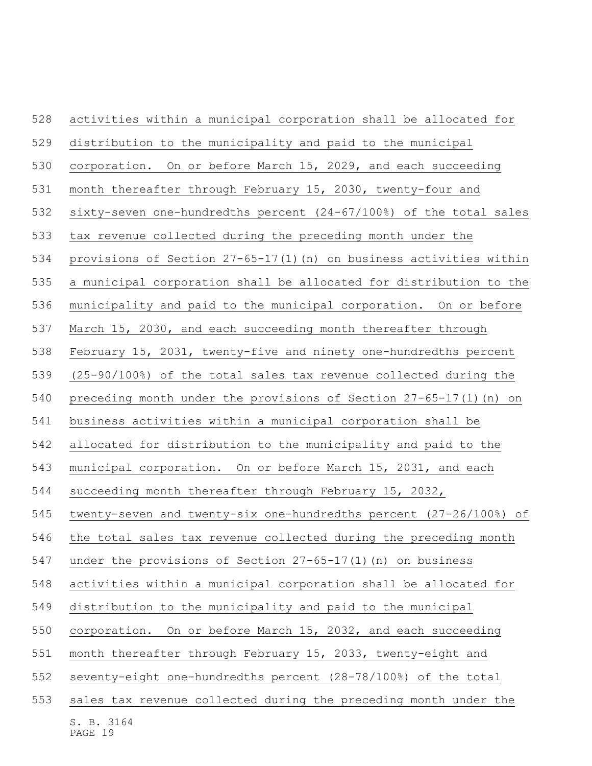activities within a municipal corporation shall be allocated for distribution to the municipality and paid to the municipal corporation. On or before March 15, 2029, and each succeeding month thereafter through February 15, 2030, twenty-four and sixty-seven one-hundredths percent (24-67/100%) of the total sales tax revenue collected during the preceding month under the provisions of Section 27-65-17(1)(n) on business activities within a municipal corporation shall be allocated for distribution to the municipality and paid to the municipal corporation. On or before March 15, 2030, and each succeeding month thereafter through February 15, 2031, twenty-five and ninety one-hundredths percent (25-90/100%) of the total sales tax revenue collected during the preceding month under the provisions of Section 27-65-17(1)(n) on business activities within a municipal corporation shall be allocated for distribution to the municipality and paid to the municipal corporation. On or before March 15, 2031, and each succeeding month thereafter through February 15, 2032, twenty-seven and twenty-six one-hundredths percent (27-26/100%) of the total sales tax revenue collected during the preceding month under the provisions of Section 27-65-17(1)(n) on business activities within a municipal corporation shall be allocated for distribution to the municipality and paid to the municipal corporation. On or before March 15, 2032, and each succeeding month thereafter through February 15, 2033, twenty-eight and seventy-eight one-hundredths percent (28-78/100%) of the total sales tax revenue collected during the preceding month under the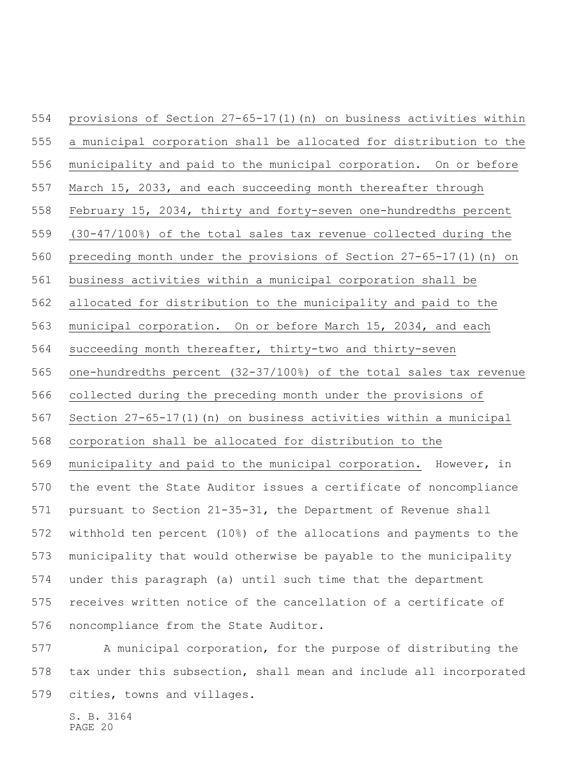provisions of Section 27-65-17(1)(n) on business activities within a municipal corporation shall be allocated for distribution to the municipality and paid to the municipal corporation. On or before March 15, 2033, and each succeeding month thereafter through February 15, 2034, thirty and forty-seven one-hundredths percent (30-47/100%) of the total sales tax revenue collected during the preceding month under the provisions of Section 27-65-17(1)(n) on business activities within a municipal corporation shall be allocated for distribution to the municipality and paid to the municipal corporation. On or before March 15, 2034, and each succeeding month thereafter, thirty-two and thirty-seven one-hundredths percent (32-37/100%) of the total sales tax revenue collected during the preceding month under the provisions of Section 27-65-17(1)(n) on business activities within a municipal corporation shall be allocated for distribution to the municipality and paid to the municipal corporation. However, in the event the State Auditor issues a certificate of noncompliance pursuant to Section 21-35-31, the Department of Revenue shall withhold ten percent (10%) of the allocations and payments to the municipality that would otherwise be payable to the municipality under this paragraph (a) until such time that the department receives written notice of the cancellation of a certificate of noncompliance from the State Auditor.

A municipal corporation, for the purpose of distributing the tax under this subsection, shall mean and include all incorporated cities, towns and villages.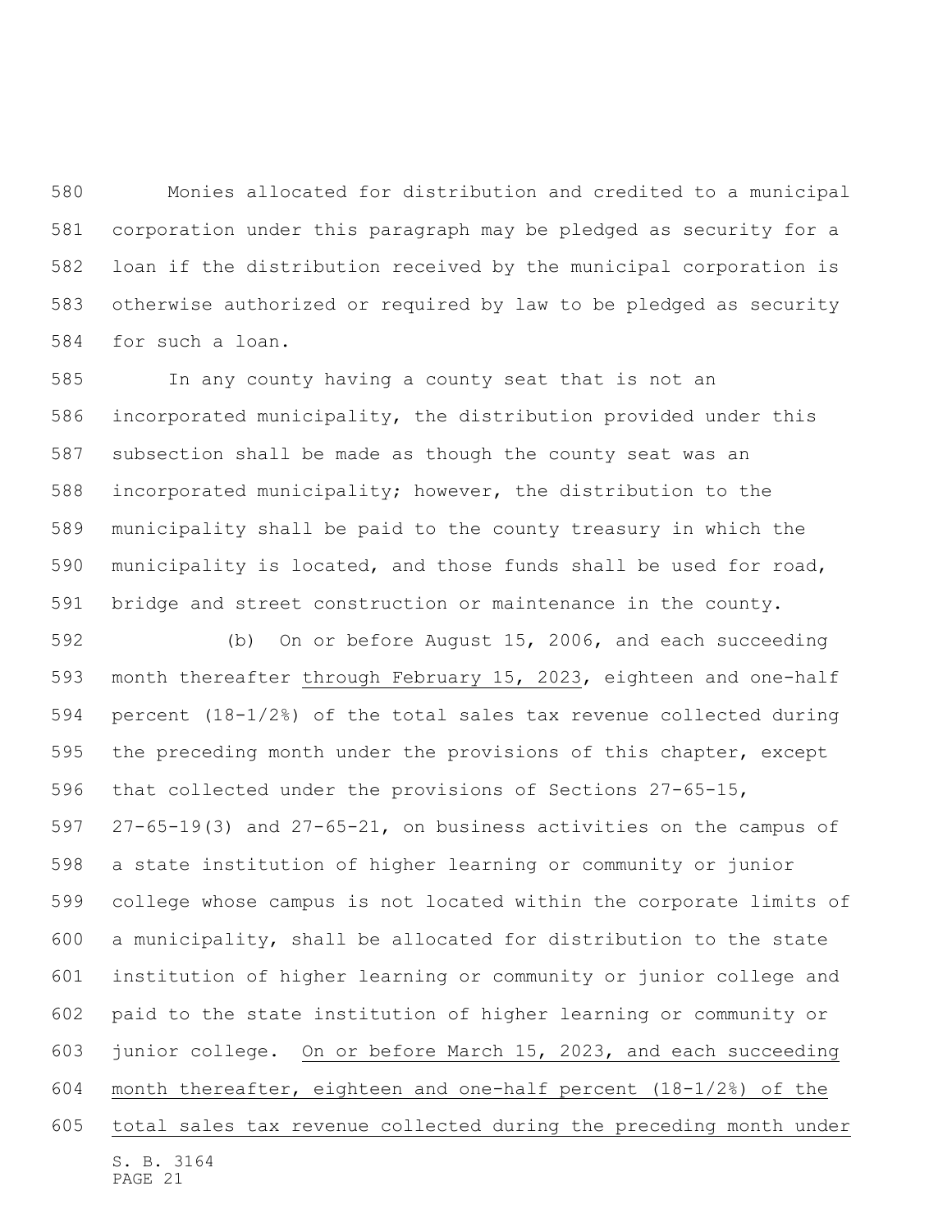Monies allocated for distribution and credited to a municipal corporation under this paragraph may be pledged as security for a loan if the distribution received by the municipal corporation is otherwise authorized or required by law to be pledged as security for such a loan.

In any county having a county seat that is not an incorporated municipality, the distribution provided under this subsection shall be made as though the county seat was an incorporated municipality; however, the distribution to the municipality shall be paid to the county treasury in which the municipality is located, and those funds shall be used for road, bridge and street construction or maintenance in the county.

(b) On or before August 15, 2006, and each succeeding month thereafter <u>through February 15, 2023</u>, eighteen and one-half percent (18-1/2%) of the total sales tax revenue collected during the preceding month under the provisions of this chapter, except that collected under the provisions of Sections 27-65-15, 27-65-19(3) and 27-65-21, on business activities on the campus of a state institution of higher learning or community or junior college whose campus is not located within the corporate limits of a municipality, shall be allocated for distribution to the state institution of higher learning or community or junior college and paid to the state institution of higher learning or community or junior college. <u>On or before March 15, 2023, and each succeeding month thereafter, eighteen and one-half percent (18-1/2%) of the total sales tax revenue collected during the preceding month under</u>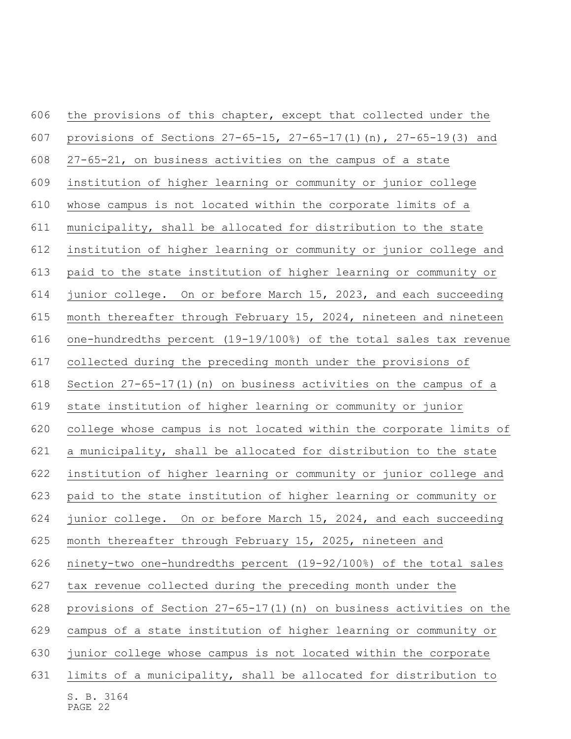the provisions of this chapter, except that collected under the provisions of Sections 27-65-15, 27-65-17(1)(n), 27-65-19(3) and 27-65-21, on business activities on the campus of a state institution of higher learning or community or junior college whose campus is not located within the corporate limits of a municipality, shall be allocated for distribution to the state institution of higher learning or community or junior college and paid to the state institution of higher learning or community or junior college. On or before March 15, 2023, and each succeeding month thereafter through February 15, 2024, nineteen and nineteen one-hundredths percent (19-19/100%) of the total sales tax revenue collected during the preceding month under the provisions of Section 27-65-17(1)(n) on business activities on the campus of a state institution of higher learning or community or junior college whose campus is not located within the corporate limits of a municipality, shall be allocated for distribution to the state institution of higher learning or community or junior college and paid to the state institution of higher learning or community or junior college. On or before March 15, 2024, and each succeeding month thereafter through February 15, 2025, nineteen and ninety-two one-hundredths percent (19-92/100%) of the total sales tax revenue collected during the preceding month under the provisions of Section 27-65-17(1)(n) on business activities on the campus of a state institution of higher learning or community or junior college whose campus is not located within the corporate limits of a municipality, shall be allocated for distribution to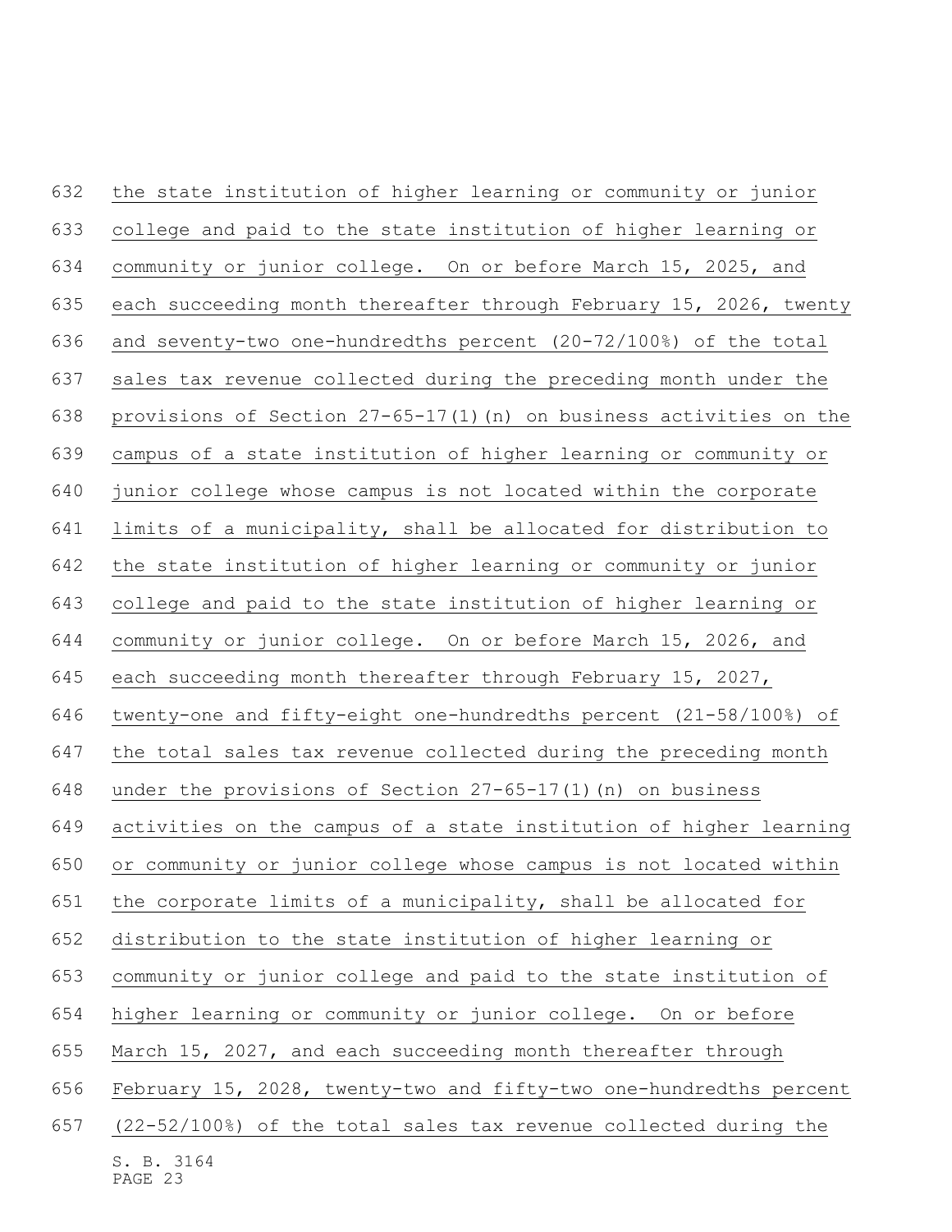the state institution of higher learning or community or junior college and paid to the state institution of higher learning or community or junior college. On or before March 15, 2025, and each succeeding month thereafter through February 15, 2026, twenty and seventy-two one-hundredths percent (20-72/100%) of the total sales tax revenue collected during the preceding month under the provisions of Section 27-65-17(1)(n) on business activities on the campus of a state institution of higher learning or community or junior college whose campus is not located within the corporate limits of a municipality, shall be allocated for distribution to the state institution of higher learning or community or junior college and paid to the state institution of higher learning or community or junior college. On or before March 15, 2026, and each succeeding month thereafter through February 15, 2027, twenty-one and fifty-eight one-hundredths percent (21-58/100%) of the total sales tax revenue collected during the preceding month under the provisions of Section 27-65-17(1)(n) on business activities on the campus of a state institution of higher learning or community or junior college whose campus is not located within the corporate limits of a municipality, shall be allocated for distribution to the state institution of higher learning or community or junior college and paid to the state institution of higher learning or community or junior college. On or before March 15, 2027, and each succeeding month thereafter through February 15, 2028, twenty-two and fifty-two one-hundredths percent (22-52/100%) of the total sales tax revenue collected during the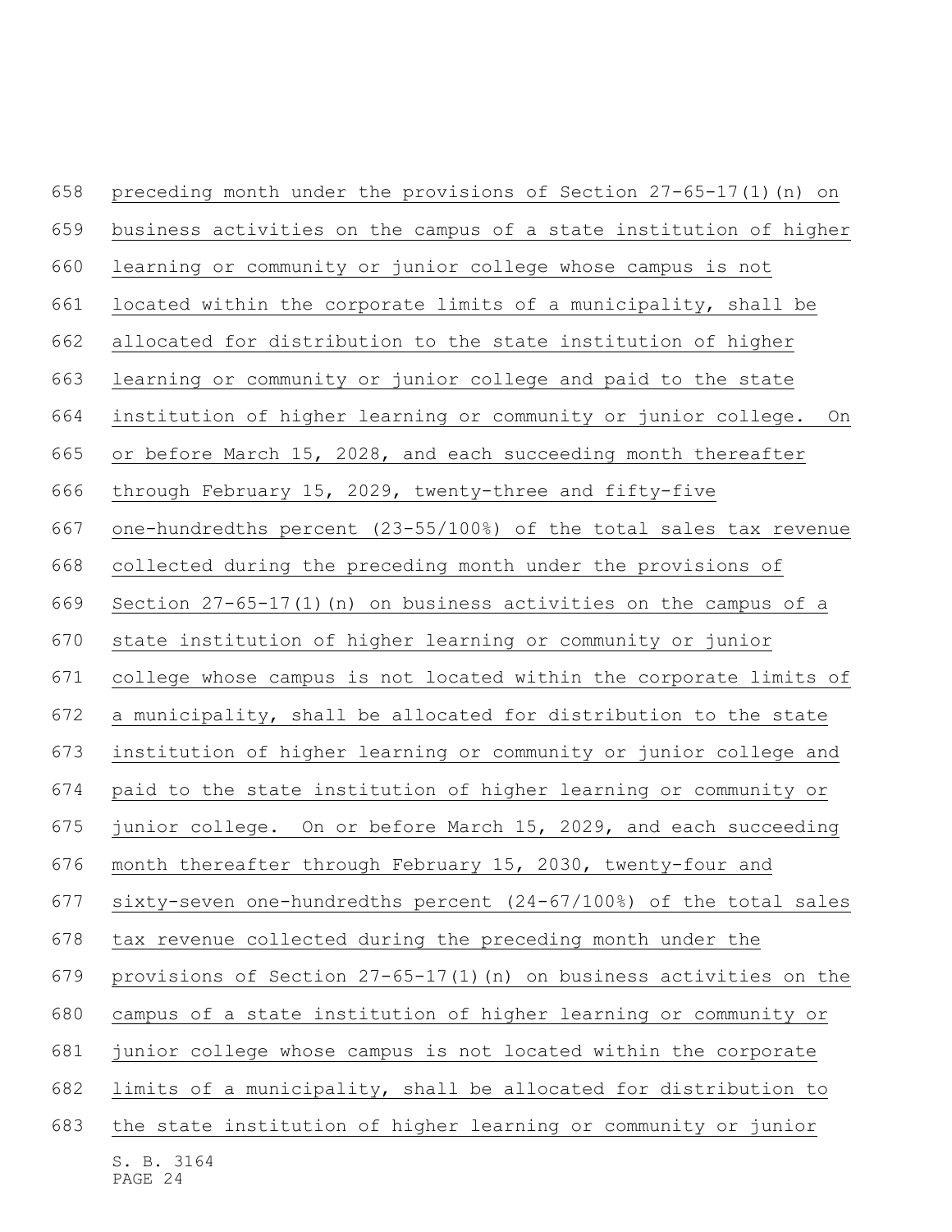preceding month under the provisions of Section 27-65-17(1)(n) on business activities on the campus of a state institution of higher learning or community or junior college whose campus is not located within the corporate limits of a municipality, shall be allocated for distribution to the state institution of higher learning or community or junior college and paid to the state institution of higher learning or community or junior college. On or before March 15, 2028, and each succeeding month thereafter through February 15, 2029, twenty-three and fifty-five one-hundredths percent (23-55/100%) of the total sales tax revenue collected during the preceding month under the provisions of Section 27-65-17(1)(n) on business activities on the campus of a state institution of higher learning or community or junior college whose campus is not located within the corporate limits of a municipality, shall be allocated for distribution to the state institution of higher learning or community or junior college and paid to the state institution of higher learning or community or junior college. On or before March 15, 2029, and each succeeding month thereafter through February 15, 2030, twenty-four and sixty-seven one-hundredths percent (24-67/100%) of the total sales tax revenue collected during the preceding month under the provisions of Section 27-65-17(1)(n) on business activities on the campus of a state institution of higher learning or community or junior college whose campus is not located within the corporate limits of a municipality, shall be allocated for distribution to the state institution of higher learning or community or junior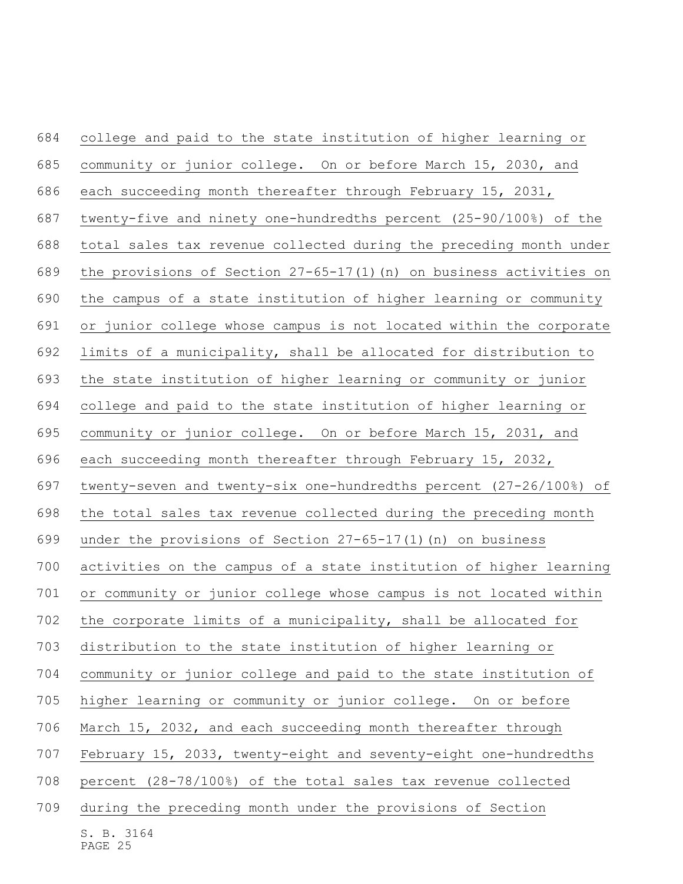college and paid to the state institution of higher learning or community or junior college. On or before March 15, 2030, and each succeeding month thereafter through February 15, 2031, twenty-five and ninety one-hundredths percent (25-90/100%) of the total sales tax revenue collected during the preceding month under the provisions of Section 27-65-17(1)(n) on business activities on the campus of a state institution of higher learning or community or junior college whose campus is not located within the corporate limits of a municipality, shall be allocated for distribution to the state institution of higher learning or community or junior college and paid to the state institution of higher learning or community or junior college. On or before March 15, 2031, and each succeeding month thereafter through February 15, 2032, twenty-seven and twenty-six one-hundredths percent (27-26/100%) of the total sales tax revenue collected during the preceding month under the provisions of Section 27-65-17(1)(n) on business activities on the campus of a state institution of higher learning or community or junior college whose campus is not located within the corporate limits of a municipality, shall be allocated for distribution to the state institution of higher learning or community or junior college and paid to the state institution of higher learning or community or junior college. On or before March 15, 2032, and each succeeding month thereafter through February 15, 2033, twenty-eight and seventy-eight one-hundredths percent (28-78/100%) of the total sales tax revenue collected during the preceding month under the provisions of Section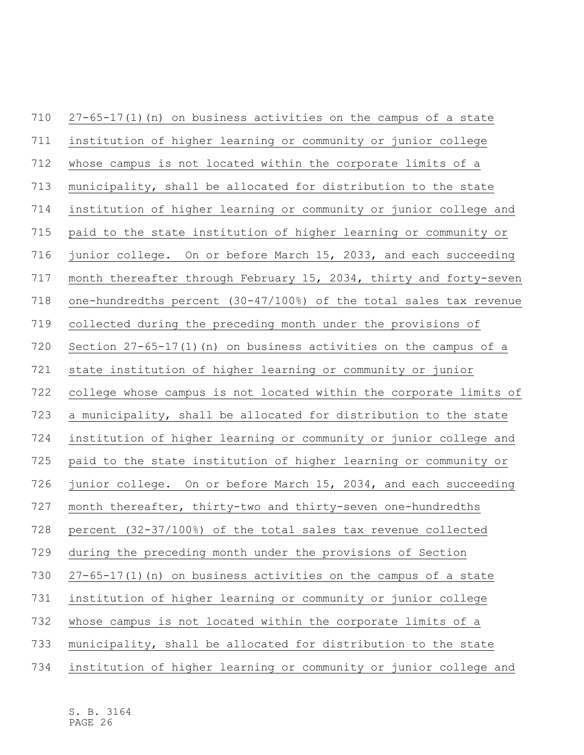27-65-17(1)(n) on business activities on the campus of a state institution of higher learning or community or junior college whose campus is not located within the corporate limits of a municipality, shall be allocated for distribution to the state institution of higher learning or community or junior college and paid to the state institution of higher learning or community or junior college. On or before March 15, 2033, and each succeeding month thereafter through February 15, 2034, thirty and forty-seven one-hundredths percent (30-47/100%) of the total sales tax revenue collected during the preceding month under the provisions of Section 27-65-17(1)(n) on business activities on the campus of a state institution of higher learning or community or junior college whose campus is not located within the corporate limits of a municipality, shall be allocated for distribution to the state institution of higher learning or community or junior college and paid to the state institution of higher learning or community or junior college. On or before March 15, 2034, and each succeeding month thereafter, thirty-two and thirty-seven one-hundredths percent (32-37/100%) of the total sales tax revenue collected during the preceding month under the provisions of Section 27-65-17(1)(n) on business activities on the campus of a state institution of higher learning or community or junior college whose campus is not located within the corporate limits of a municipality, shall be allocated for distribution to the state institution of higher learning or community or junior college and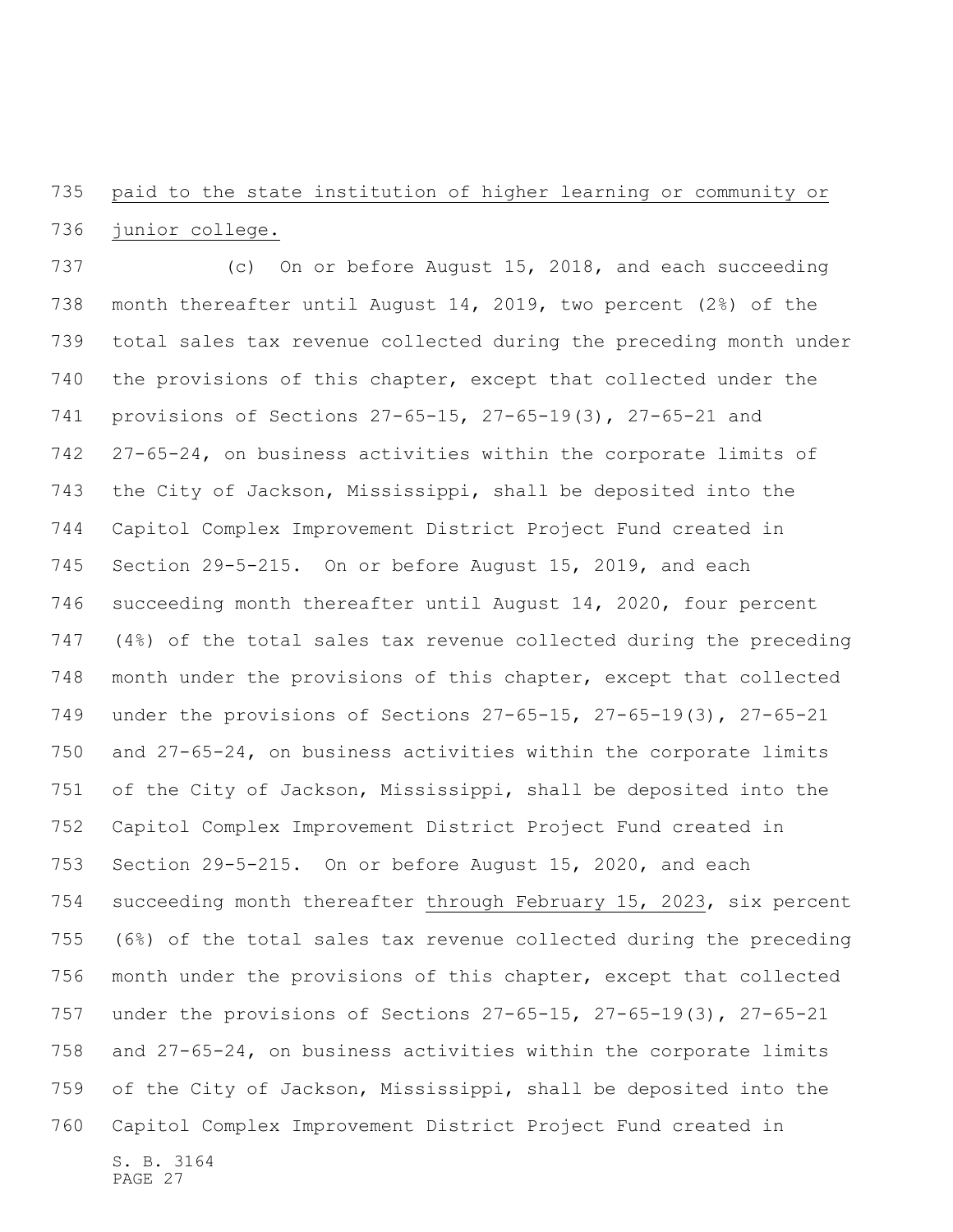paid to the state institution of higher learning or community or junior college.

(c) On or before August 15, 2018, and each succeeding month thereafter until August 14, 2019, two percent (2%) of the total sales tax revenue collected during the preceding month under the provisions of this chapter, except that collected under the provisions of Sections 27-65-15, 27-65-19(3), 27-65-21 and 27-65-24, on business activities within the corporate limits of the City of Jackson, Mississippi, shall be deposited into the Capitol Complex Improvement District Project Fund created in Section 29-5-215. On or before August 15, 2019, and each succeeding month thereafter until August 14, 2020, four percent (4%) of the total sales tax revenue collected during the preceding month under the provisions of this chapter, except that collected under the provisions of Sections 27-65-15, 27-65-19(3), 27-65-21 and 27-65-24, on business activities within the corporate limits of the City of Jackson, Mississippi, shall be deposited into the Capitol Complex Improvement District Project Fund created in Section 29-5-215. On or before August 15, 2020, and each succeeding month thereafter through February 15, 2023, six percent (6%) of the total sales tax revenue collected during the preceding month under the provisions of this chapter, except that collected under the provisions of Sections 27-65-15, 27-65-19(3), 27-65-21 and 27-65-24, on business activities within the corporate limits of the City of Jackson, Mississippi, shall be deposited into the Capitol Complex Improvement District Project Fund created in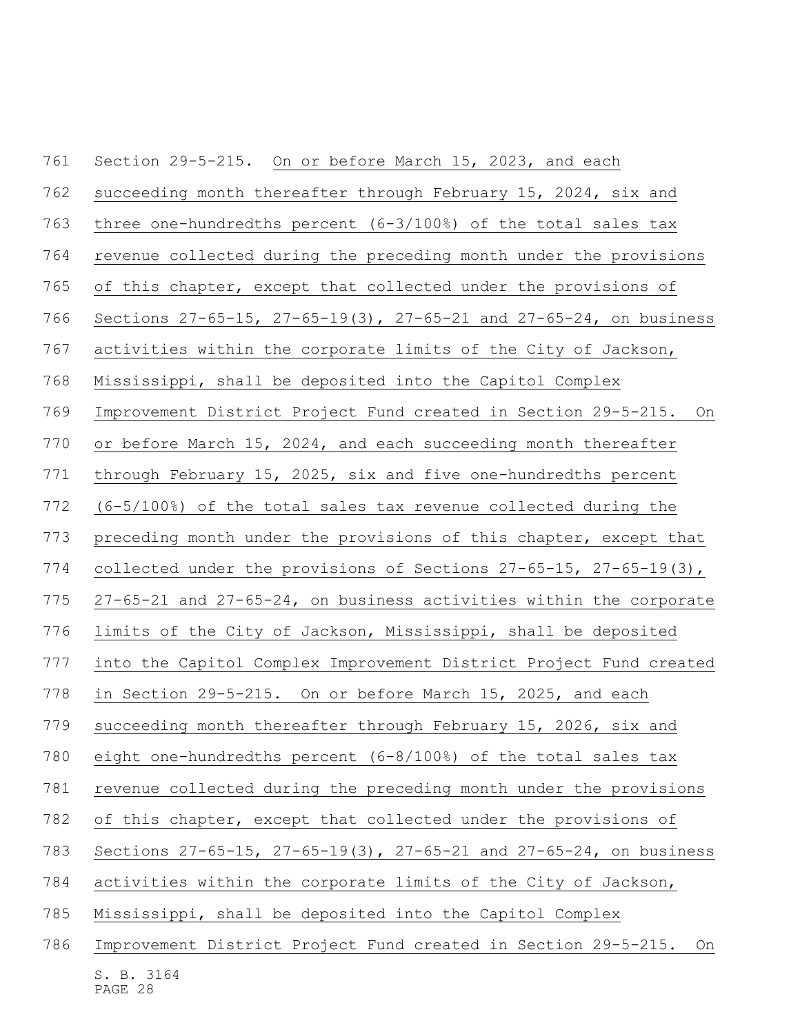Section 29-5-215. On or before March 15, 2023, and each succeeding month thereafter through February 15, 2024, six and three one-hundredths percent (6-3/100%) of the total sales tax revenue collected during the preceding month under the provisions of this chapter, except that collected under the provisions of Sections 27-65-15, 27-65-19(3), 27-65-21 and 27-65-24, on business activities within the corporate limits of the City of Jackson, Mississippi, shall be deposited into the Capitol Complex Improvement District Project Fund created in Section 29-5-215. On or before March 15, 2024, and each succeeding month thereafter through February 15, 2025, six and five one-hundredths percent (6-5/100%) of the total sales tax revenue collected during the preceding month under the provisions of this chapter, except that collected under the provisions of Sections 27-65-15, 27-65-19(3), 27-65-21 and 27-65-24, on business activities within the corporate limits of the City of Jackson, Mississippi, shall be deposited into the Capitol Complex Improvement District Project Fund created in Section 29-5-215. On or before March 15, 2025, and each succeeding month thereafter through February 15, 2026, six and eight one-hundredths percent (6-8/100%) of the total sales tax revenue collected during the preceding month under the provisions of this chapter, except that collected under the provisions of Sections 27-65-15, 27-65-19(3), 27-65-21 and 27-65-24, on business activities within the corporate limits of the City of Jackson, Mississippi, shall be deposited into the Capitol Complex Improvement District Project Fund created in Section 29-5-215. On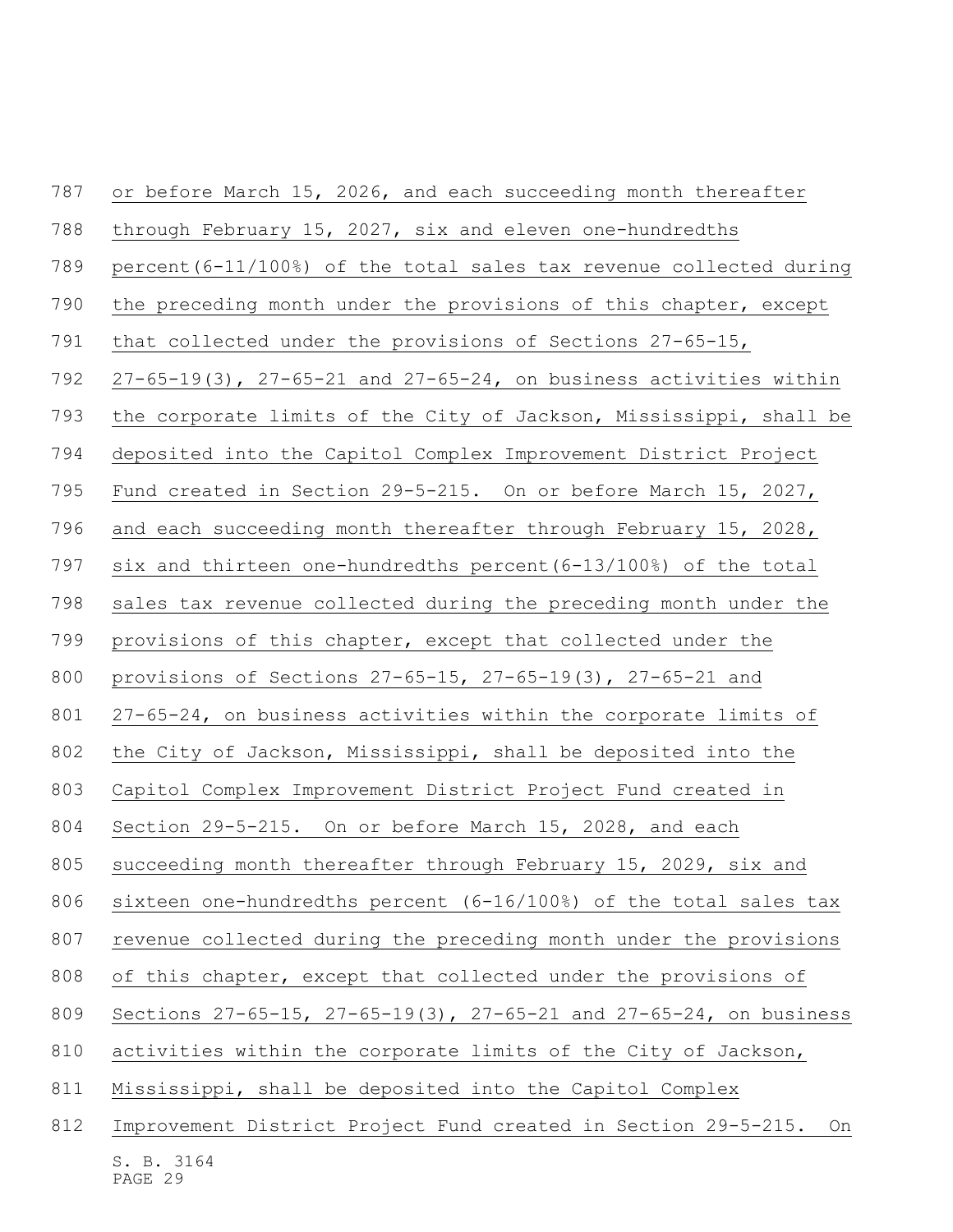or before March 15, 2026, and each succeeding month thereafter through February 15, 2027, six and eleven one-hundredths percent(6-11/100%) of the total sales tax revenue collected during the preceding month under the provisions of this chapter, except that collected under the provisions of Sections 27-65-15, 27-65-19(3), 27-65-21 and 27-65-24, on business activities within the corporate limits of the City of Jackson, Mississippi, shall be deposited into the Capitol Complex Improvement District Project Fund created in Section 29-5-215. On or before March 15, 2027, and each succeeding month thereafter through February 15, 2028, six and thirteen one-hundredths percent(6-13/100%) of the total sales tax revenue collected during the preceding month under the provisions of this chapter, except that collected under the provisions of Sections 27-65-15, 27-65-19(3), 27-65-21 and 27-65-24, on business activities within the corporate limits of the City of Jackson, Mississippi, shall be deposited into the Capitol Complex Improvement District Project Fund created in Section 29-5-215. On or before March 15, 2028, and each succeeding month thereafter through February 15, 2029, six and sixteen one-hundredths percent (6-16/100%) of the total sales tax revenue collected during the preceding month under the provisions of this chapter, except that collected under the provisions of Sections 27-65-15, 27-65-19(3), 27-65-21 and 27-65-24, on business activities within the corporate limits of the City of Jackson, Mississippi, shall be deposited into the Capitol Complex Improvement District Project Fund created in Section 29-5-215. On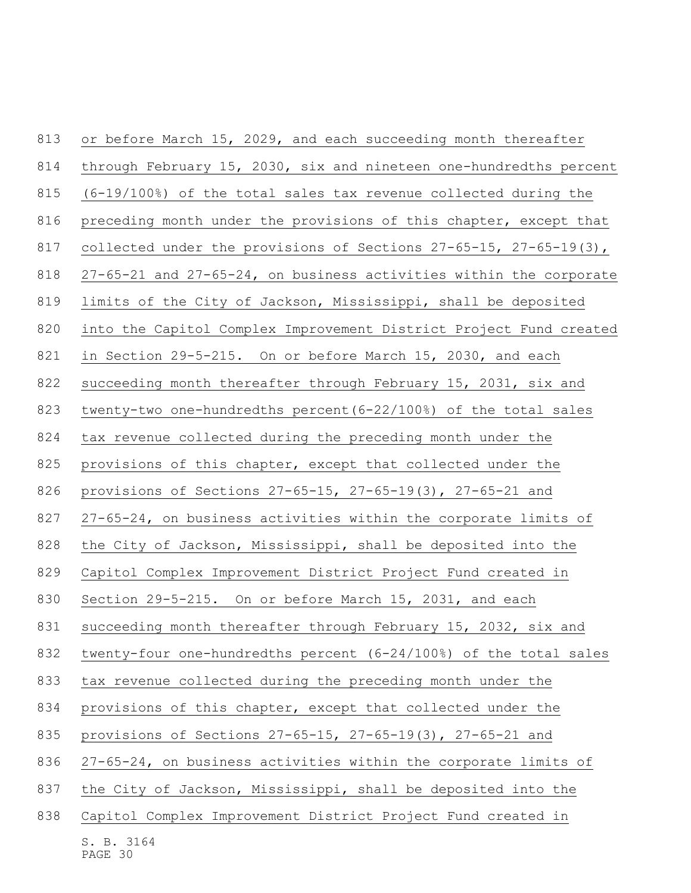or before March 15, 2029, and each succeeding month thereafter through February 15, 2030, six and nineteen one-hundredths percent (6-19/100%) of the total sales tax revenue collected during the preceding month under the provisions of this chapter, except that collected under the provisions of Sections 27-65-15, 27-65-19(3), 27-65-21 and 27-65-24, on business activities within the corporate limits of the City of Jackson, Mississippi, shall be deposited into the Capitol Complex Improvement District Project Fund created in Section 29-5-215. On or before March 15, 2030, and each succeeding month thereafter through February 15, 2031, six and twenty-two one-hundredths percent(6-22/100%) of the total sales tax revenue collected during the preceding month under the provisions of this chapter, except that collected under the provisions of Sections 27-65-15, 27-65-19(3), 27-65-21 and 27-65-24, on business activities within the corporate limits of the City of Jackson, Mississippi, shall be deposited into the Capitol Complex Improvement District Project Fund created in Section 29-5-215. On or before March 15, 2031, and each succeeding month thereafter through February 15, 2032, six and twenty-four one-hundredths percent (6-24/100%) of the total sales tax revenue collected during the preceding month under the provisions of this chapter, except that collected under the provisions of Sections 27-65-15, 27-65-19(3), 27-65-21 and 27-65-24, on business activities within the corporate limits of the City of Jackson, Mississippi, shall be deposited into the Capitol Complex Improvement District Project Fund created in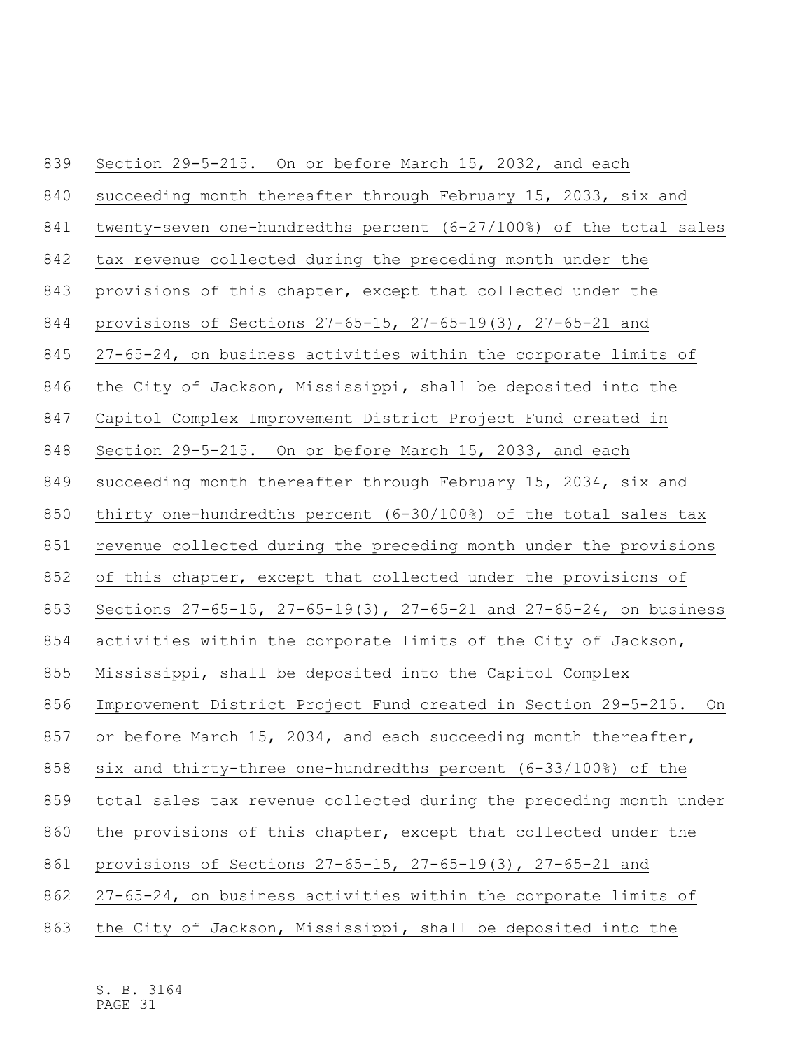Section 29-5-215. On or before March 15, 2032, and each succeeding month thereafter through February 15, 2033, six and twenty-seven one-hundredths percent (6-27/100%) of the total sales tax revenue collected during the preceding month under the provisions of this chapter, except that collected under the provisions of Sections 27-65-15, 27-65-19(3), 27-65-21 and 27-65-24, on business activities within the corporate limits of the City of Jackson, Mississippi, shall be deposited into the Capitol Complex Improvement District Project Fund created in Section 29-5-215. On or before March 15, 2033, and each succeeding month thereafter through February 15, 2034, six and thirty one-hundredths percent (6-30/100%) of the total sales tax revenue collected during the preceding month under the provisions of this chapter, except that collected under the provisions of Sections 27-65-15, 27-65-19(3), 27-65-21 and 27-65-24, on business activities within the corporate limits of the City of Jackson, Mississippi, shall be deposited into the Capitol Complex Improvement District Project Fund created in Section 29-5-215. On or before March 15, 2034, and each succeeding month thereafter, six and thirty-three one-hundredths percent (6-33/100%) of the total sales tax revenue collected during the preceding month under the provisions of this chapter, except that collected under the provisions of Sections 27-65-15, 27-65-19(3), 27-65-21 and 27-65-24, on business activities within the corporate limits of the City of Jackson, Mississippi, shall be deposited into the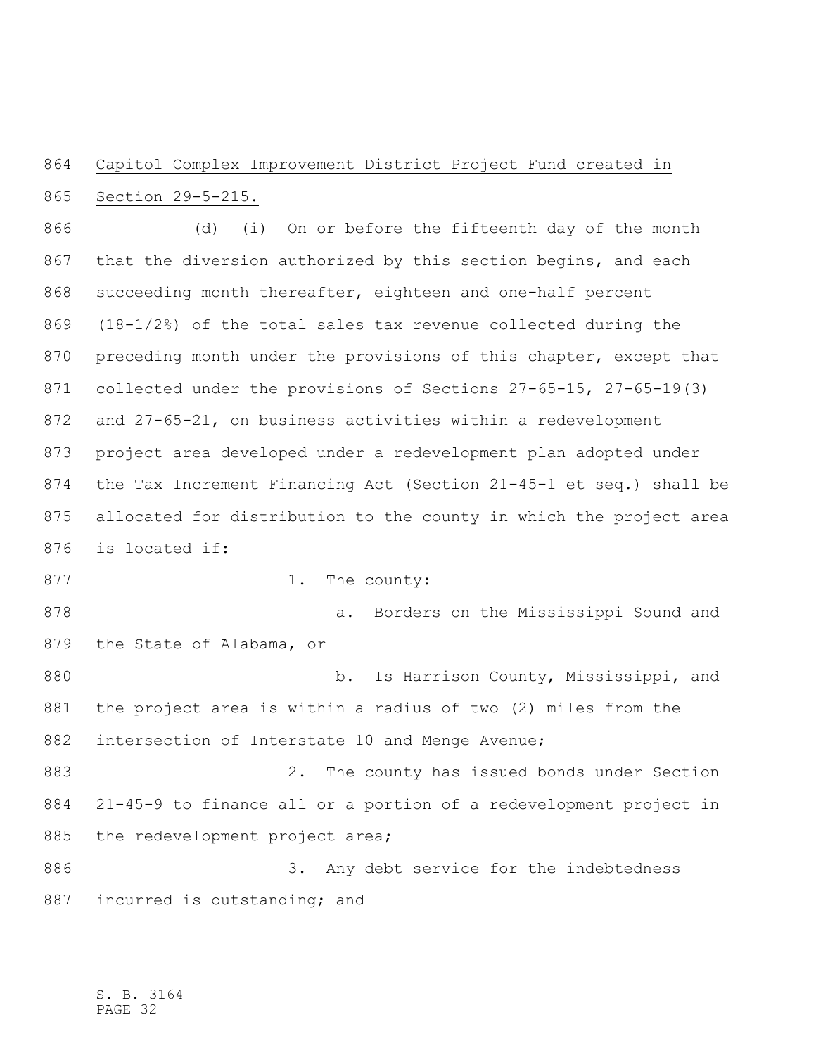Capitol Complex Improvement District Project Fund created in Section 29-5-215.

(d) (i) On or before the fifteenth day of the month that the diversion authorized by this section begins, and each succeeding month thereafter, eighteen and one-half percent (18-1/2%) of the total sales tax revenue collected during the preceding month under the provisions of this chapter, except that collected under the provisions of Sections 27-65-15, 27-65-19(3) and 27-65-21, on business activities within a redevelopment project area developed under a redevelopment plan adopted under the Tax Increment Financing Act (Section 21-45-1 et seq.) shall be allocated for distribution to the county in which the project area is located if:

1. The county:

a. Borders on the Mississippi Sound and the State of Alabama, or

b. Is Harrison County, Mississippi, and the project area is within a radius of two (2) miles from the intersection of Interstate 10 and Menge Avenue;

2. The county has issued bonds under Section 21-45-9 to finance all or a portion of a redevelopment project in the redevelopment project area;

3. Any debt service for the indebtedness incurred is outstanding; and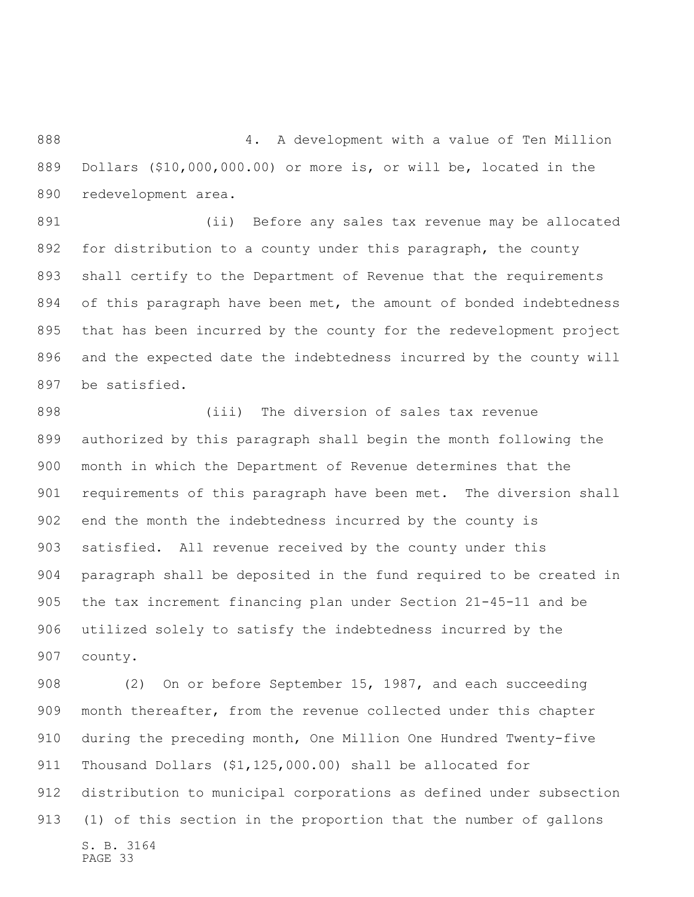4. A development with a value of Ten Million Dollars ($10,000,000.00) or more is, or will be, located in the redevelopment area.

(ii) Before any sales tax revenue may be allocated for distribution to a county under this paragraph, the county shall certify to the Department of Revenue that the requirements of this paragraph have been met, the amount of bonded indebtedness that has been incurred by the county for the redevelopment project and the expected date the indebtedness incurred by the county will be satisfied.

(iii) The diversion of sales tax revenue authorized by this paragraph shall begin the month following the month in which the Department of Revenue determines that the requirements of this paragraph have been met. The diversion shall end the month the indebtedness incurred by the county is satisfied. All revenue received by the county under this paragraph shall be deposited in the fund required to be created in the tax increment financing plan under Section 21-45-11 and be utilized solely to satisfy the indebtedness incurred by the county.

(2) On or before September 15, 1987, and each succeeding month thereafter, from the revenue collected under this chapter during the preceding month, One Million One Hundred Twenty-five Thousand Dollars ($1,125,000.00) shall be allocated for distribution to municipal corporations as defined under subsection (1) of this section in the proportion that the number of gallons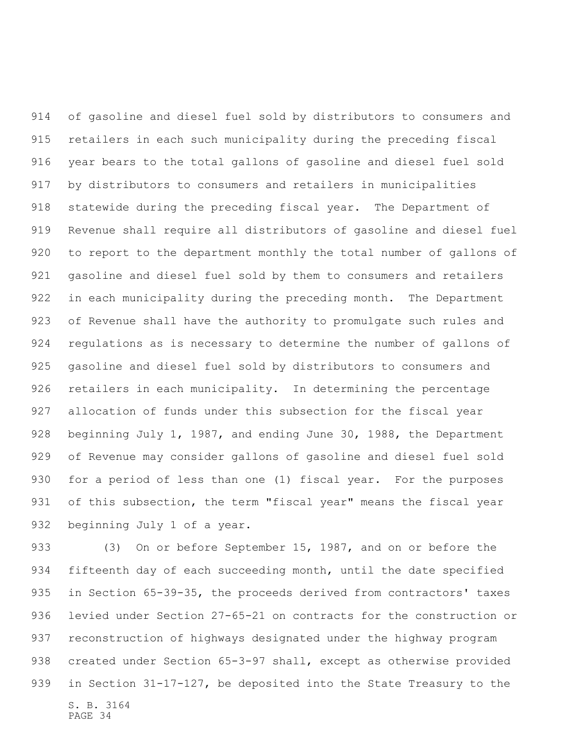of gasoline and diesel fuel sold by distributors to consumers and retailers in each such municipality during the preceding fiscal year bears to the total gallons of gasoline and diesel fuel sold by distributors to consumers and retailers in municipalities statewide during the preceding fiscal year. The Department of Revenue shall require all distributors of gasoline and diesel fuel to report to the department monthly the total number of gallons of gasoline and diesel fuel sold by them to consumers and retailers in each municipality during the preceding month. The Department of Revenue shall have the authority to promulgate such rules and regulations as is necessary to determine the number of gallons of gasoline and diesel fuel sold by distributors to consumers and retailers in each municipality. In determining the percentage allocation of funds under this subsection for the fiscal year beginning July 1, 1987, and ending June 30, 1988, the Department of Revenue may consider gallons of gasoline and diesel fuel sold for a period of less than one (1) fiscal year. For the purposes of this subsection, the term "fiscal year" means the fiscal year beginning July 1 of a year.

(3) On or before September 15, 1987, and on or before the fifteenth day of each succeeding month, until the date specified in Section 65-39-35, the proceeds derived from contractors' taxes levied under Section 27-65-21 on contracts for the construction or reconstruction of highways designated under the highway program created under Section 65-3-97 shall, except as otherwise provided in Section 31-17-127, be deposited into the State Treasury to the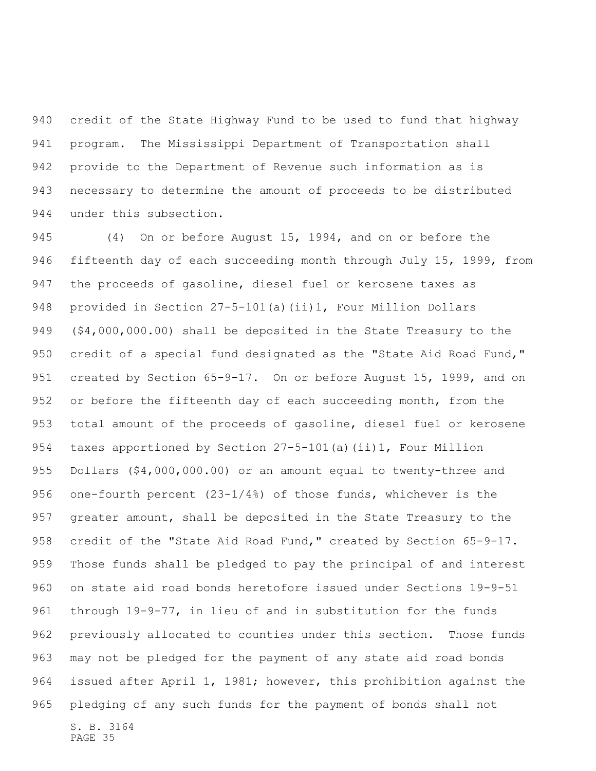credit of the State Highway Fund to be used to fund that highway program. The Mississippi Department of Transportation shall provide to the Department of Revenue such information as is necessary to determine the amount of proceeds to be distributed under this subsection.

(4) On or before August 15, 1994, and on or before the fifteenth day of each succeeding month through July 15, 1999, from the proceeds of gasoline, diesel fuel or kerosene taxes as provided in Section 27-5-101(a)(ii)1, Four Million Dollars ($4,000,000.00) shall be deposited in the State Treasury to the credit of a special fund designated as the "State Aid Road Fund," created by Section 65-9-17. On or before August 15, 1999, and on or before the fifteenth day of each succeeding month, from the total amount of the proceeds of gasoline, diesel fuel or kerosene taxes apportioned by Section 27-5-101(a)(ii)1, Four Million Dollars ($4,000,000.00) or an amount equal to twenty-three and one-fourth percent (23-1/4%) of those funds, whichever is the greater amount, shall be deposited in the State Treasury to the credit of the "State Aid Road Fund," created by Section 65-9-17. Those funds shall be pledged to pay the principal of and interest on state aid road bonds heretofore issued under Sections 19-9-51 through 19-9-77, in lieu of and in substitution for the funds previously allocated to counties under this section. Those funds may not be pledged for the payment of any state aid road bonds issued after April 1, 1981; however, this prohibition against the pledging of any such funds for the payment of bonds shall not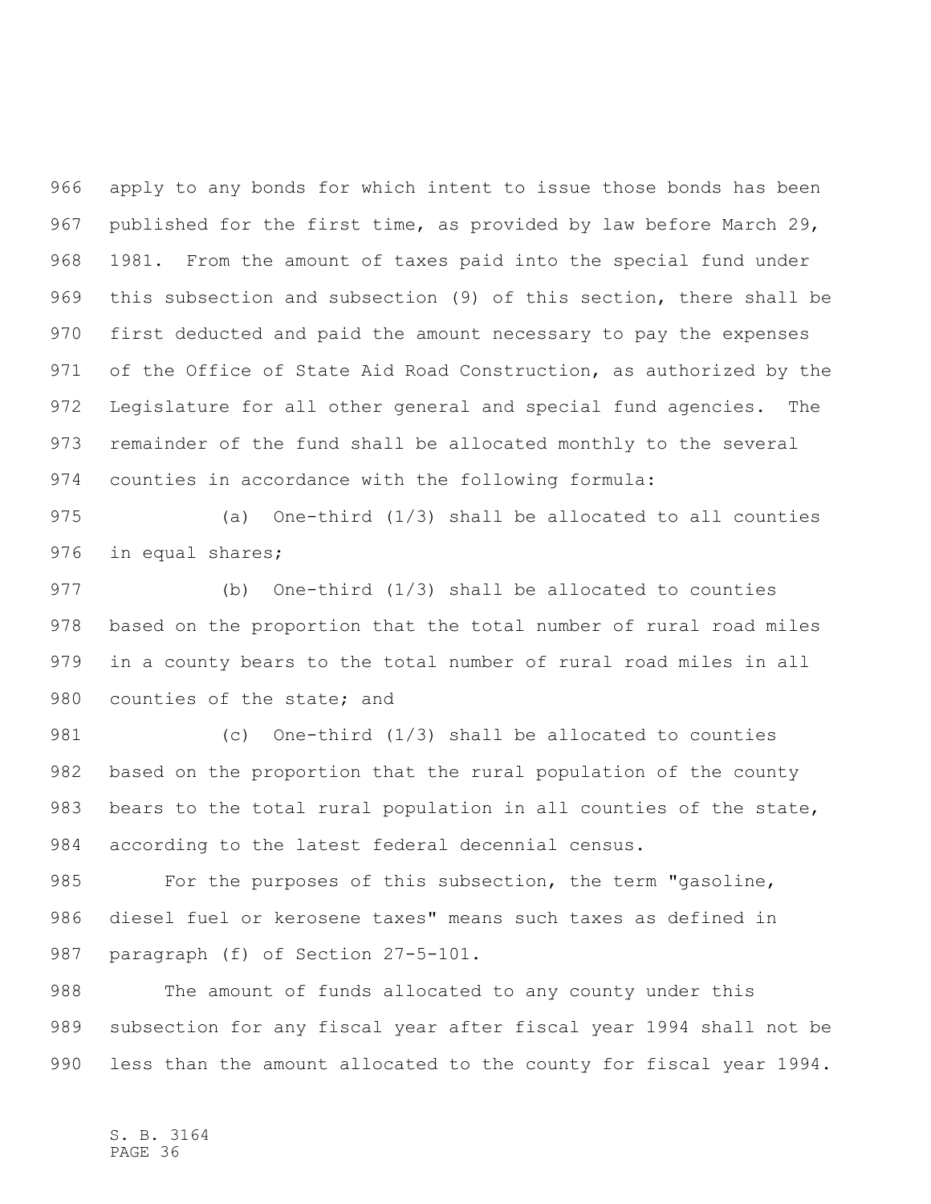apply to any bonds for which intent to issue those bonds has been published for the first time, as provided by law before March 29, 1981. From the amount of taxes paid into the special fund under this subsection and subsection (9) of this section, there shall be first deducted and paid the amount necessary to pay the expenses of the Office of State Aid Road Construction, as authorized by the Legislature for all other general and special fund agencies. The remainder of the fund shall be allocated monthly to the several counties in accordance with the following formula:

(a) One-third (1/3) shall be allocated to all counties in equal shares;

(b) One-third (1/3) shall be allocated to counties based on the proportion that the total number of rural road miles in a county bears to the total number of rural road miles in all counties of the state; and

(c) One-third (1/3) shall be allocated to counties based on the proportion that the rural population of the county bears to the total rural population in all counties of the state, according to the latest federal decennial census.

For the purposes of this subsection, the term "gasoline, diesel fuel or kerosene taxes" means such taxes as defined in paragraph (f) of Section 27-5-101.

The amount of funds allocated to any county under this subsection for any fiscal year after fiscal year 1994 shall not be less than the amount allocated to the county for fiscal year 1994.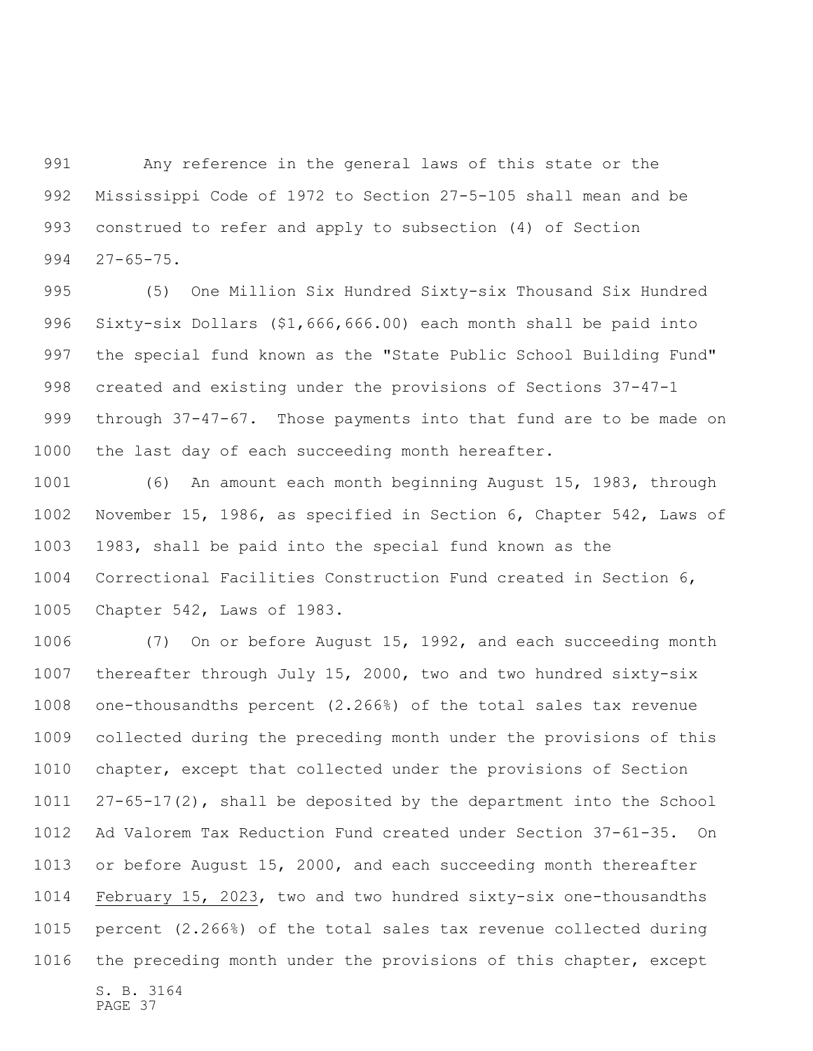Any reference in the general laws of this state or the Mississippi Code of 1972 to Section 27-5-105 shall mean and be construed to refer and apply to subsection (4) of Section 27-65-75.

(5) One Million Six Hundred Sixty-six Thousand Six Hundred Sixty-six Dollars ($1,666,666.00) each month shall be paid into the special fund known as the "State Public School Building Fund" created and existing under the provisions of Sections 37-47-1 through 37-47-67. Those payments into that fund are to be made on the last day of each succeeding month hereafter.

(6) An amount each month beginning August 15, 1983, through November 15, 1986, as specified in Section 6, Chapter 542, Laws of 1983, shall be paid into the special fund known as the Correctional Facilities Construction Fund created in Section 6, Chapter 542, Laws of 1983.

(7) On or before August 15, 1992, and each succeeding month thereafter through July 15, 2000, two and two hundred sixty-six one-thousandths percent (2.266%) of the total sales tax revenue collected during the preceding month under the provisions of this chapter, except that collected under the provisions of Section 27-65-17(2), shall be deposited by the department into the School Ad Valorem Tax Reduction Fund created under Section 37-61-35. On or before August 15, 2000, and each succeeding month thereafter February 15, 2023, two and two hundred sixty-six one-thousandths percent (2.266%) of the total sales tax revenue collected during the preceding month under the provisions of this chapter, except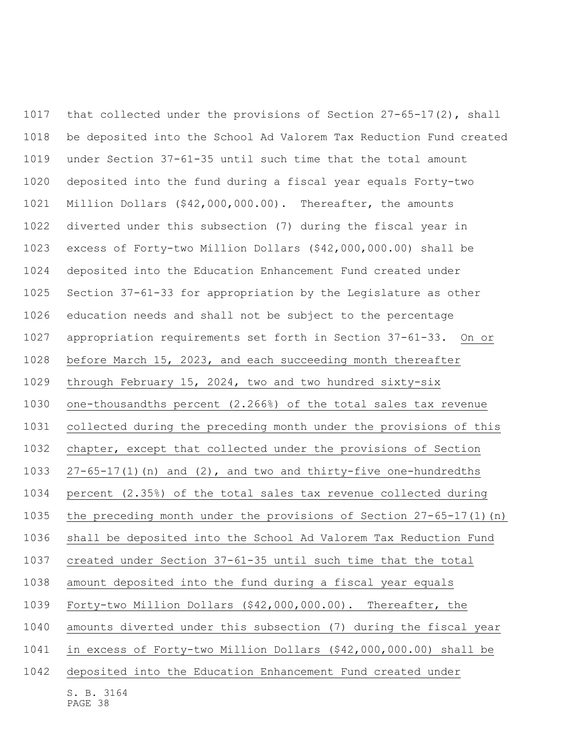that collected under the provisions of Section 27-65-17(2), shall be deposited into the School Ad Valorem Tax Reduction Fund created under Section 37-61-35 until such time that the total amount deposited into the fund during a fiscal year equals Forty-two Million Dollars ($42,000,000.00). Thereafter, the amounts diverted under this subsection (7) during the fiscal year in excess of Forty-two Million Dollars ($42,000,000.00) shall be deposited into the Education Enhancement Fund created under Section 37-61-33 for appropriation by the Legislature as other education needs and shall not be subject to the percentage appropriation requirements set forth in Section 37-61-33. <u>On or before March 15, 2023, and each succeeding month thereafter through February 15, 2024, two and two hundred sixty-six one-thousandths percent (2.266%) of the total sales tax revenue collected during the preceding month under the provisions of this chapter, except that collected under the provisions of Section 27-65-17(1)(n) and (2), and two and thirty-five one-hundredths percent (2.35%) of the total sales tax revenue collected during the preceding month under the provisions of Section 27-65-17(1)(n) shall be deposited into the School Ad Valorem Tax Reduction Fund created under Section 37-61-35 until such time that the total amount deposited into the fund during a fiscal year equals Forty-two Million Dollars ($42,000,000.00). Thereafter, the amounts diverted under this subsection (7) during the fiscal year in excess of Forty-two Million Dollars ($42,000,000.00) shall be deposited into the Education Enhancement Fund created under</u>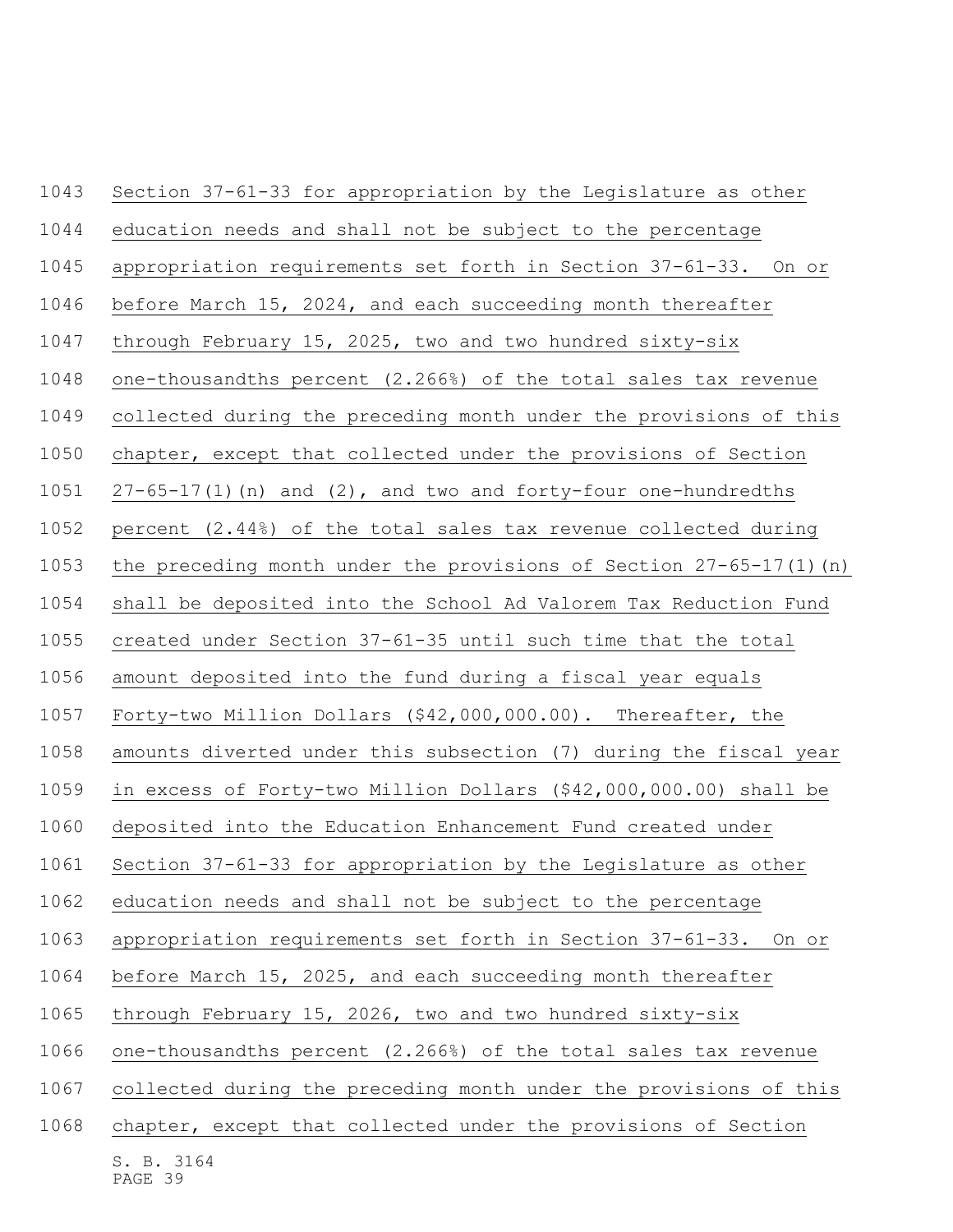Section 37-61-33 for appropriation by the Legislature as other education needs and shall not be subject to the percentage appropriation requirements set forth in Section 37-61-33. On or before March 15, 2024, and each succeeding month thereafter through February 15, 2025, two and two hundred sixty-six one-thousandths percent (2.266%) of the total sales tax revenue collected during the preceding month under the provisions of this chapter, except that collected under the provisions of Section 27-65-17(1)(n) and (2), and two and forty-four one-hundredths percent (2.44%) of the total sales tax revenue collected during the preceding month under the provisions of Section 27-65-17(1)(n) shall be deposited into the School Ad Valorem Tax Reduction Fund created under Section 37-61-35 until such time that the total amount deposited into the fund during a fiscal year equals Forty-two Million Dollars ($42,000,000.00). Thereafter, the amounts diverted under this subsection (7) during the fiscal year in excess of Forty-two Million Dollars ($42,000,000.00) shall be deposited into the Education Enhancement Fund created under Section 37-61-33 for appropriation by the Legislature as other education needs and shall not be subject to the percentage appropriation requirements set forth in Section 37-61-33. On or before March 15, 2025, and each succeeding month thereafter through February 15, 2026, two and two hundred sixty-six one-thousandths percent (2.266%) of the total sales tax revenue collected during the preceding month under the provisions of this chapter, except that collected under the provisions of Section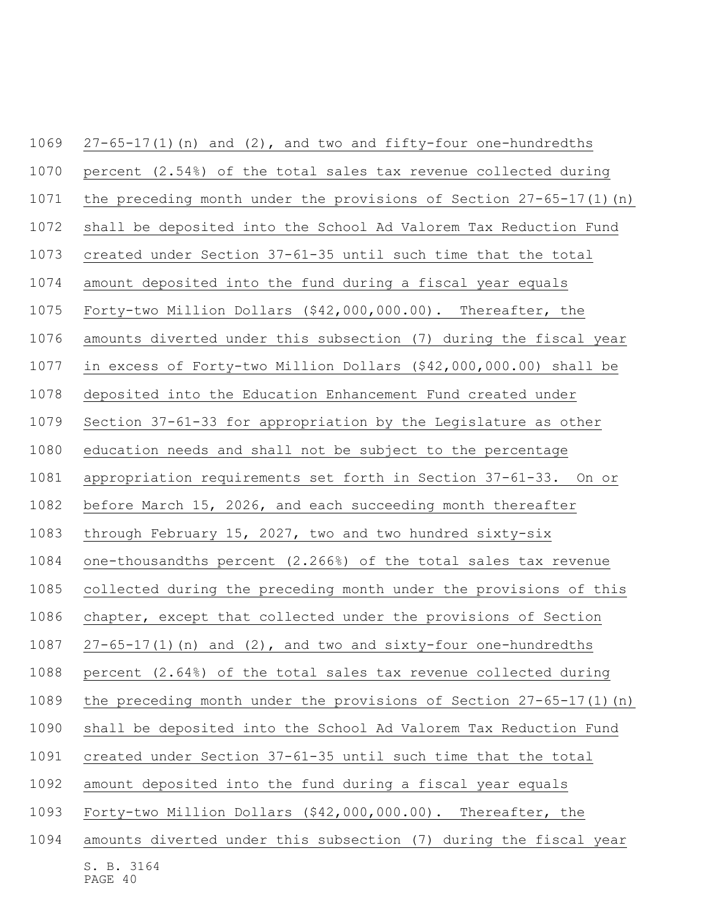27-65-17(1)(n) and (2), and two and fifty-four one-hundredths percent (2.54%) of the total sales tax revenue collected during the preceding month under the provisions of Section 27-65-17(1)(n) shall be deposited into the School Ad Valorem Tax Reduction Fund created under Section 37-61-35 until such time that the total amount deposited into the fund during a fiscal year equals Forty-two Million Dollars ($42,000,000.00). Thereafter, the amounts diverted under this subsection (7) during the fiscal year in excess of Forty-two Million Dollars ($42,000,000.00) shall be deposited into the Education Enhancement Fund created under Section 37-61-33 for appropriation by the Legislature as other education needs and shall not be subject to the percentage appropriation requirements set forth in Section 37-61-33. On or before March 15, 2026, and each succeeding month thereafter through February 15, 2027, two and two hundred sixty-six one-thousandths percent (2.266%) of the total sales tax revenue collected during the preceding month under the provisions of this chapter, except that collected under the provisions of Section 27-65-17(1)(n) and (2), and two and sixty-four one-hundredths percent (2.64%) of the total sales tax revenue collected during the preceding month under the provisions of Section 27-65-17(1)(n) shall be deposited into the School Ad Valorem Tax Reduction Fund created under Section 37-61-35 until such time that the total amount deposited into the fund during a fiscal year equals Forty-two Million Dollars ($42,000,000.00). Thereafter, the amounts diverted under this subsection (7) during the fiscal year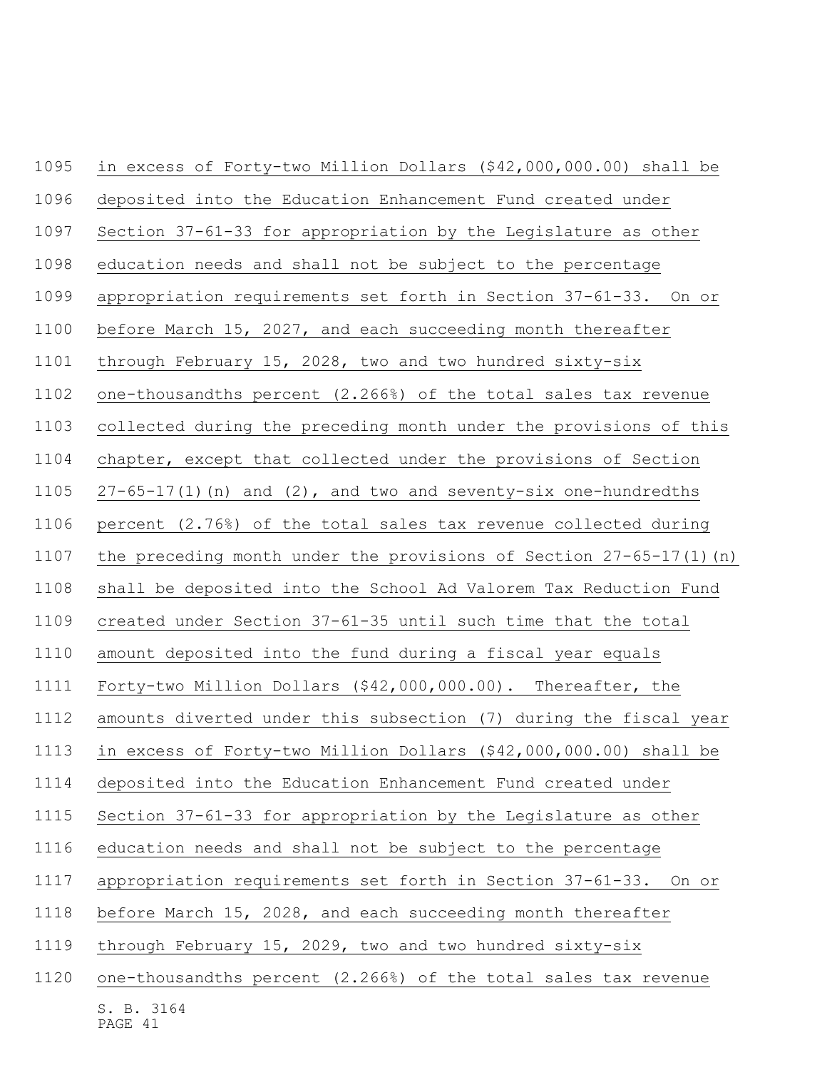in excess of Forty-two Million Dollars ($42,000,000.00) shall be deposited into the Education Enhancement Fund created under Section 37-61-33 for appropriation by the Legislature as other education needs and shall not be subject to the percentage appropriation requirements set forth in Section 37-61-33. On or before March 15, 2027, and each succeeding month thereafter through February 15, 2028, two and two hundred sixty-six one-thousandths percent (2.266%) of the total sales tax revenue collected during the preceding month under the provisions of this chapter, except that collected under the provisions of Section 27-65-17(1)(n) and (2), and two and seventy-six one-hundredths percent (2.76%) of the total sales tax revenue collected during the preceding month under the provisions of Section 27-65-17(1)(n) shall be deposited into the School Ad Valorem Tax Reduction Fund created under Section 37-61-35 until such time that the total amount deposited into the fund during a fiscal year equals Forty-two Million Dollars ($42,000,000.00). Thereafter, the amounts diverted under this subsection (7) during the fiscal year in excess of Forty-two Million Dollars ($42,000,000.00) shall be deposited into the Education Enhancement Fund created under Section 37-61-33 for appropriation by the Legislature as other education needs and shall not be subject to the percentage appropriation requirements set forth in Section 37-61-33. On or before March 15, 2028, and each succeeding month thereafter through February 15, 2029, two and two hundred sixty-six one-thousandths percent (2.266%) of the total sales tax revenue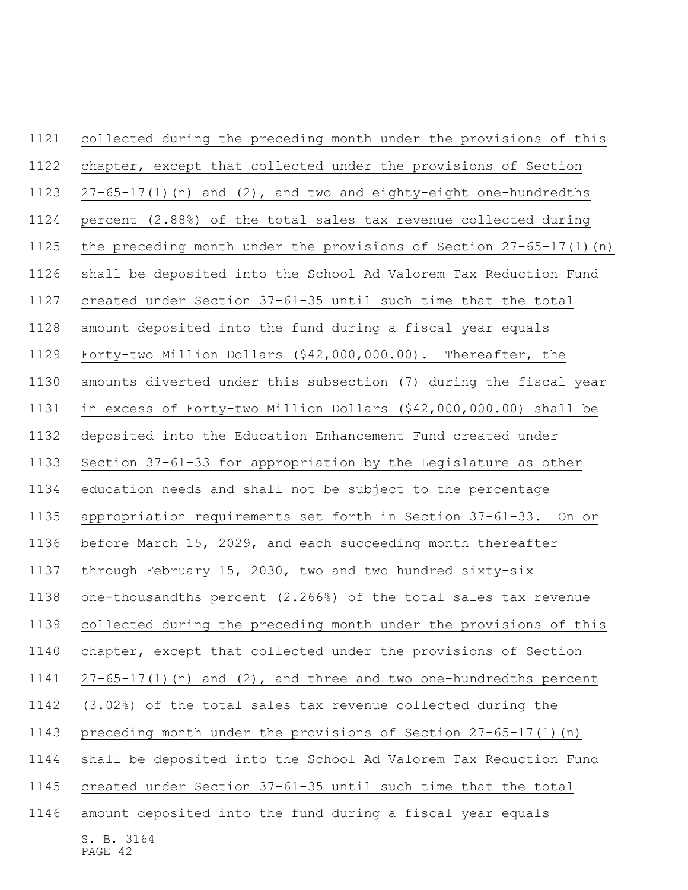collected during the preceding month under the provisions of this chapter, except that collected under the provisions of Section 27-65-17(1)(n) and (2), and two and eighty-eight one-hundredths percent (2.88%) of the total sales tax revenue collected during the preceding month under the provisions of Section 27-65-17(1)(n) shall be deposited into the School Ad Valorem Tax Reduction Fund created under Section 37-61-35 until such time that the total amount deposited into the fund during a fiscal year equals Forty-two Million Dollars ($42,000,000.00). Thereafter, the amounts diverted under this subsection (7) during the fiscal year in excess of Forty-two Million Dollars ($42,000,000.00) shall be deposited into the Education Enhancement Fund created under Section 37-61-33 for appropriation by the Legislature as other education needs and shall not be subject to the percentage appropriation requirements set forth in Section 37-61-33. On or before March 15, 2029, and each succeeding month thereafter through February 15, 2030, two and two hundred sixty-six one-thousandths percent (2.266%) of the total sales tax revenue collected during the preceding month under the provisions of this chapter, except that collected under the provisions of Section 27-65-17(1)(n) and (2), and three and two one-hundredths percent (3.02%) of the total sales tax revenue collected during the preceding month under the provisions of Section 27-65-17(1)(n) shall be deposited into the School Ad Valorem Tax Reduction Fund created under Section 37-61-35 until such time that the total amount deposited into the fund during a fiscal year equals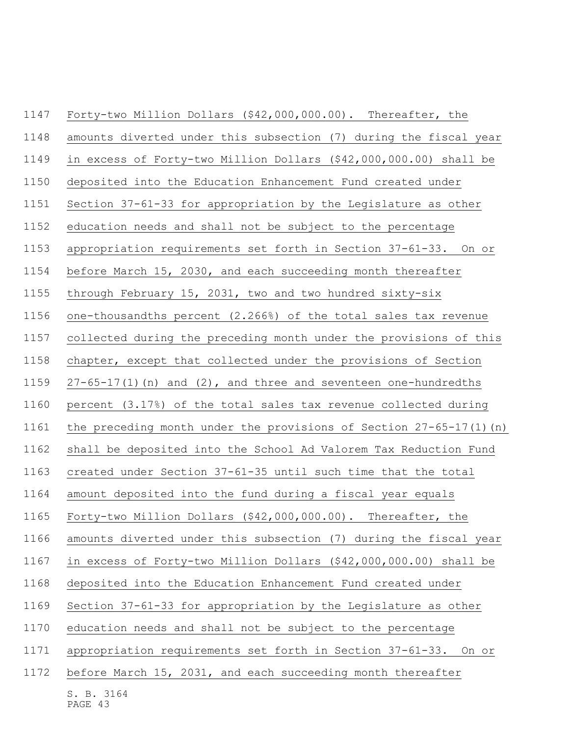Forty-two Million Dollars ($42,000,000.00). Thereafter, the amounts diverted under this subsection (7) during the fiscal year in excess of Forty-two Million Dollars ($42,000,000.00) shall be deposited into the Education Enhancement Fund created under Section 37-61-33 for appropriation by the Legislature as other education needs and shall not be subject to the percentage appropriation requirements set forth in Section 37-61-33. On or before March 15, 2030, and each succeeding month thereafter through February 15, 2031, two and two hundred sixty-six one-thousandths percent (2.266%) of the total sales tax revenue collected during the preceding month under the provisions of this chapter, except that collected under the provisions of Section 27-65-17(1)(n) and (2), and three and seventeen one-hundredths percent (3.17%) of the total sales tax revenue collected during the preceding month under the provisions of Section 27-65-17(1)(n) shall be deposited into the School Ad Valorem Tax Reduction Fund created under Section 37-61-35 until such time that the total amount deposited into the fund during a fiscal year equals Forty-two Million Dollars ($42,000,000.00). Thereafter, the amounts diverted under this subsection (7) during the fiscal year in excess of Forty-two Million Dollars ($42,000,000.00) shall be deposited into the Education Enhancement Fund created under Section 37-61-33 for appropriation by the Legislature as other education needs and shall not be subject to the percentage appropriation requirements set forth in Section 37-61-33. On or before March 15, 2031, and each succeeding month thereafter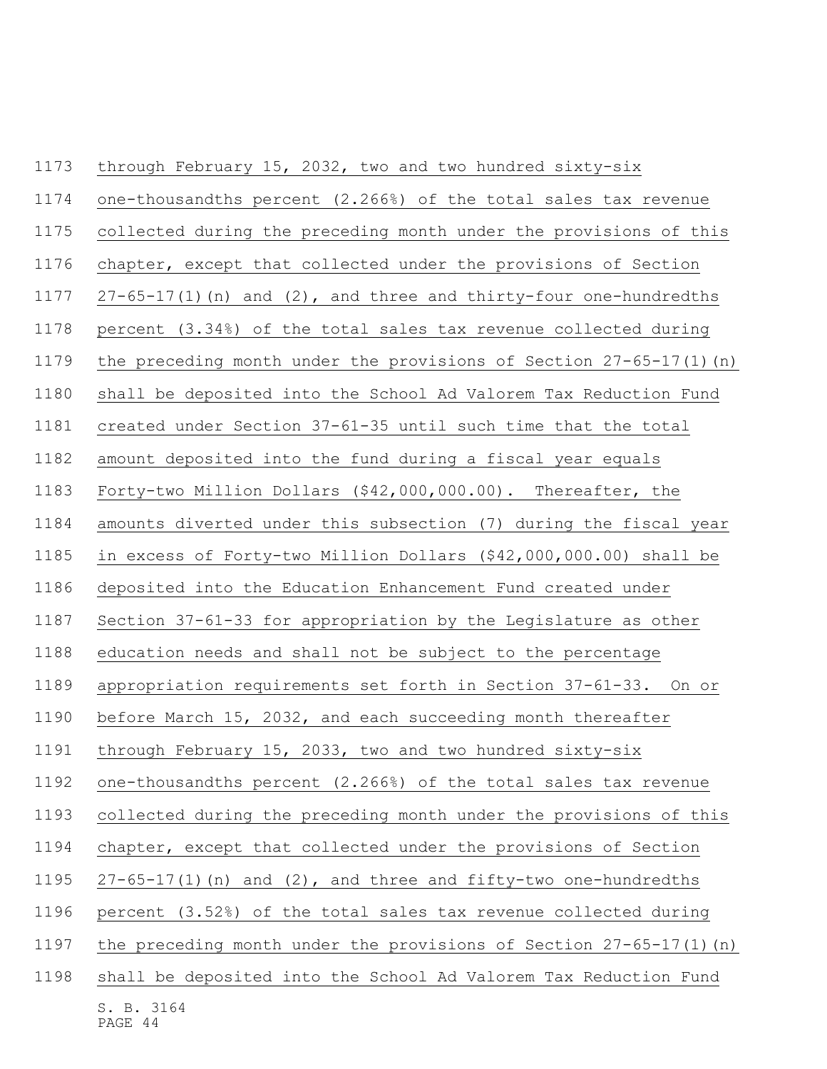through February 15, 2032, two and two hundred sixty-six one-thousandths percent (2.266%) of the total sales tax revenue collected during the preceding month under the provisions of this chapter, except that collected under the provisions of Section 27-65-17(1)(n) and (2), and three and thirty-four one-hundredths percent (3.34%) of the total sales tax revenue collected during the preceding month under the provisions of Section 27-65-17(1)(n) shall be deposited into the School Ad Valorem Tax Reduction Fund created under Section 37-61-35 until such time that the total amount deposited into the fund during a fiscal year equals Forty-two Million Dollars ($42,000,000.00). Thereafter, the amounts diverted under this subsection (7) during the fiscal year in excess of Forty-two Million Dollars ($42,000,000.00) shall be deposited into the Education Enhancement Fund created under Section 37-61-33 for appropriation by the Legislature as other education needs and shall not be subject to the percentage appropriation requirements set forth in Section 37-61-33. On or before March 15, 2032, and each succeeding month thereafter through February 15, 2033, two and two hundred sixty-six one-thousandths percent (2.266%) of the total sales tax revenue collected during the preceding month under the provisions of this chapter, except that collected under the provisions of Section 27-65-17(1)(n) and (2), and three and fifty-two one-hundredths percent (3.52%) of the total sales tax revenue collected during the preceding month under the provisions of Section 27-65-17(1)(n) shall be deposited into the School Ad Valorem Tax Reduction Fund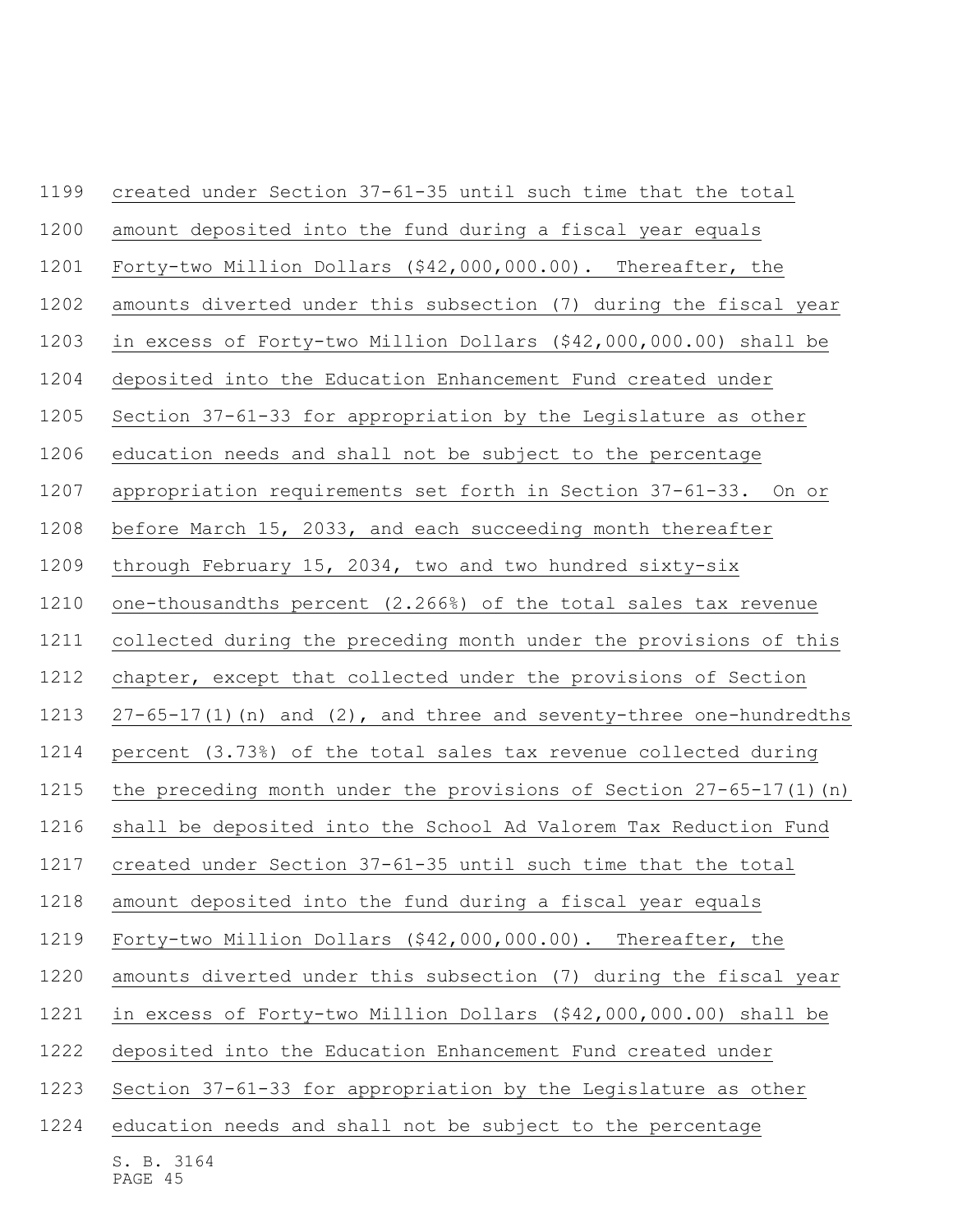created under Section 37-61-35 until such time that the total amount deposited into the fund during a fiscal year equals Forty-two Million Dollars ($42,000,000.00). Thereafter, the amounts diverted under this subsection (7) during the fiscal year in excess of Forty-two Million Dollars ($42,000,000.00) shall be deposited into the Education Enhancement Fund created under Section 37-61-33 for appropriation by the Legislature as other education needs and shall not be subject to the percentage appropriation requirements set forth in Section 37-61-33. On or before March 15, 2033, and each succeeding month thereafter through February 15, 2034, two and two hundred sixty-six one-thousandths percent (2.266%) of the total sales tax revenue collected during the preceding month under the provisions of this chapter, except that collected under the provisions of Section 27-65-17(1)(n) and (2), and three and seventy-three one-hundredths percent (3.73%) of the total sales tax revenue collected during the preceding month under the provisions of Section 27-65-17(1)(n) shall be deposited into the School Ad Valorem Tax Reduction Fund created under Section 37-61-35 until such time that the total amount deposited into the fund during a fiscal year equals Forty-two Million Dollars ($42,000,000.00). Thereafter, the amounts diverted under this subsection (7) during the fiscal year in excess of Forty-two Million Dollars ($42,000,000.00) shall be deposited into the Education Enhancement Fund created under Section 37-61-33 for appropriation by the Legislature as other education needs and shall not be subject to the percentage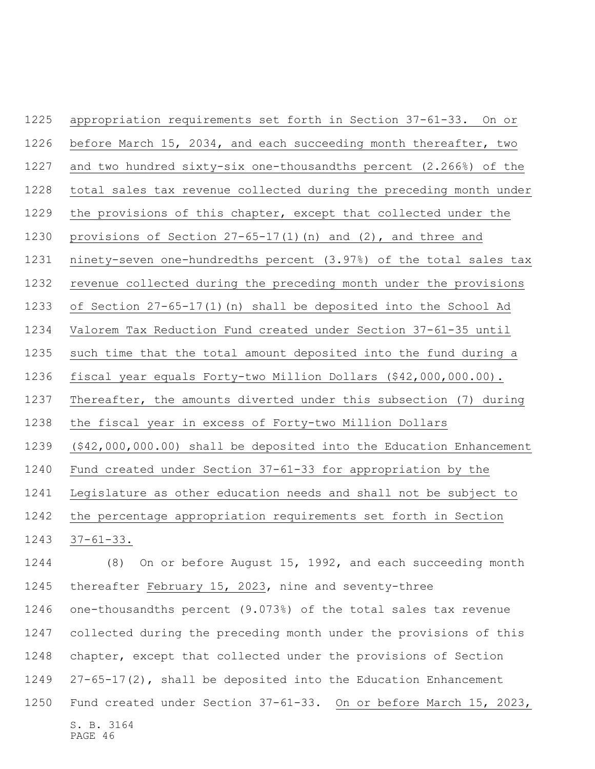appropriation requirements set forth in Section 37-61-33. On or before March 15, 2034, and each succeeding month thereafter, two and two hundred sixty-six one-thousandths percent (2.266%) of the total sales tax revenue collected during the preceding month under the provisions of this chapter, except that collected under the provisions of Section 27-65-17(1)(n) and (2), and three and ninety-seven one-hundredths percent (3.97%) of the total sales tax revenue collected during the preceding month under the provisions of Section 27-65-17(1)(n) shall be deposited into the School Ad Valorem Tax Reduction Fund created under Section 37-61-35 until such time that the total amount deposited into the fund during a fiscal year equals Forty-two Million Dollars ($42,000,000.00). Thereafter, the amounts diverted under this subsection (7) during the fiscal year in excess of Forty-two Million Dollars ($42,000,000.00) shall be deposited into the Education Enhancement Fund created under Section 37-61-33 for appropriation by the Legislature as other education needs and shall not be subject to the percentage appropriation requirements set forth in Section 37-61-33.

(8) On or before August 15, 1992, and each succeeding month thereafter February 15, 2023, nine and seventy-three one-thousandths percent (9.073%) of the total sales tax revenue collected during the preceding month under the provisions of this chapter, except that collected under the provisions of Section 27-65-17(2), shall be deposited into the Education Enhancement Fund created under Section 37-61-33. On or before March 15, 2023,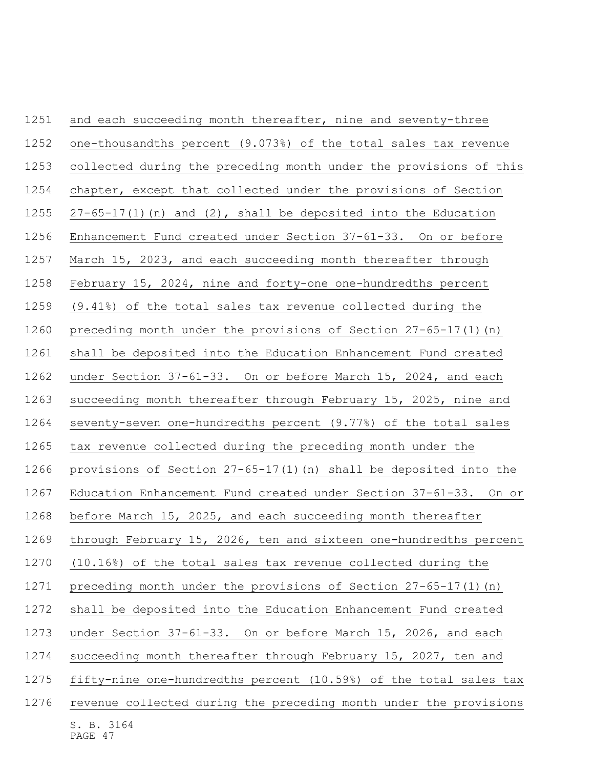and each succeeding month thereafter, nine and seventy-three one-thousandths percent (9.073%) of the total sales tax revenue collected during the preceding month under the provisions of this chapter, except that collected under the provisions of Section 27-65-17(1)(n) and (2), shall be deposited into the Education Enhancement Fund created under Section 37-61-33. On or before March 15, 2023, and each succeeding month thereafter through February 15, 2024, nine and forty-one one-hundredths percent (9.41%) of the total sales tax revenue collected during the preceding month under the provisions of Section 27-65-17(1)(n) shall be deposited into the Education Enhancement Fund created under Section 37-61-33. On or before March 15, 2024, and each succeeding month thereafter through February 15, 2025, nine and seventy-seven one-hundredths percent (9.77%) of the total sales tax revenue collected during the preceding month under the provisions of Section 27-65-17(1)(n) shall be deposited into the Education Enhancement Fund created under Section 37-61-33. On or before March 15, 2025, and each succeeding month thereafter through February 15, 2026, ten and sixteen one-hundredths percent (10.16%) of the total sales tax revenue collected during the preceding month under the provisions of Section 27-65-17(1)(n) shall be deposited into the Education Enhancement Fund created under Section 37-61-33. On or before March 15, 2026, and each succeeding month thereafter through February 15, 2027, ten and fifty-nine one-hundredths percent (10.59%) of the total sales tax revenue collected during the preceding month under the provisions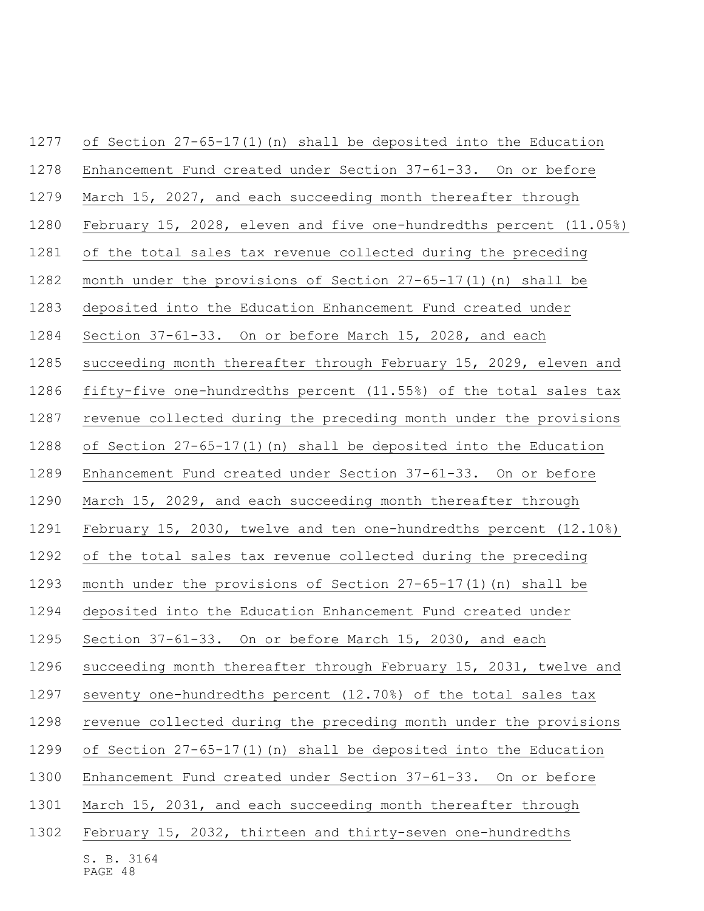of Section 27-65-17(1)(n) shall be deposited into the Education Enhancement Fund created under Section 37-61-33. On or before March 15, 2027, and each succeeding month thereafter through February 15, 2028, eleven and five one-hundredths percent (11.05%) of the total sales tax revenue collected during the preceding month under the provisions of Section 27-65-17(1)(n) shall be deposited into the Education Enhancement Fund created under Section 37-61-33. On or before March 15, 2028, and each succeeding month thereafter through February 15, 2029, eleven and fifty-five one-hundredths percent (11.55%) of the total sales tax revenue collected during the preceding month under the provisions of Section 27-65-17(1)(n) shall be deposited into the Education Enhancement Fund created under Section 37-61-33. On or before March 15, 2029, and each succeeding month thereafter through February 15, 2030, twelve and ten one-hundredths percent (12.10%) of the total sales tax revenue collected during the preceding month under the provisions of Section 27-65-17(1)(n) shall be deposited into the Education Enhancement Fund created under Section 37-61-33. On or before March 15, 2030, and each succeeding month thereafter through February 15, 2031, twelve and seventy one-hundredths percent (12.70%) of the total sales tax revenue collected during the preceding month under the provisions of Section 27-65-17(1)(n) shall be deposited into the Education Enhancement Fund created under Section 37-61-33. On or before March 15, 2031, and each succeeding month thereafter through February 15, 2032, thirteen and thirty-seven one-hundredths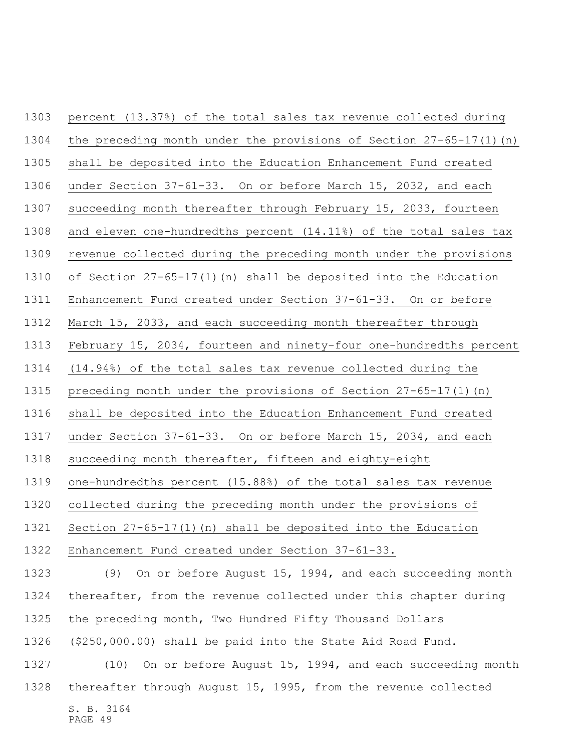percent (13.37%) of the total sales tax revenue collected during the preceding month under the provisions of Section 27-65-17(1)(n) shall be deposited into the Education Enhancement Fund created under Section 37-61-33. On or before March 15, 2032, and each succeeding month thereafter through February 15, 2033, fourteen and eleven one-hundredths percent (14.11%) of the total sales tax revenue collected during the preceding month under the provisions of Section 27-65-17(1)(n) shall be deposited into the Education Enhancement Fund created under Section 37-61-33. On or before March 15, 2033, and each succeeding month thereafter through February 15, 2034, fourteen and ninety-four one-hundredths percent (14.94%) of the total sales tax revenue collected during the preceding month under the provisions of Section 27-65-17(1)(n) shall be deposited into the Education Enhancement Fund created under Section 37-61-33. On or before March 15, 2034, and each succeeding month thereafter, fifteen and eighty-eight one-hundredths percent (15.88%) of the total sales tax revenue collected during the preceding month under the provisions of Section 27-65-17(1)(n) shall be deposited into the Education Enhancement Fund created under Section 37-61-33.

(9) On or before August 15, 1994, and each succeeding month thereafter, from the revenue collected under this chapter during the preceding month, Two Hundred Fifty Thousand Dollars ($250,000.00) shall be paid into the State Aid Road Fund.

(10) On or before August 15, 1994, and each succeeding month thereafter through August 15, 1995, from the revenue collected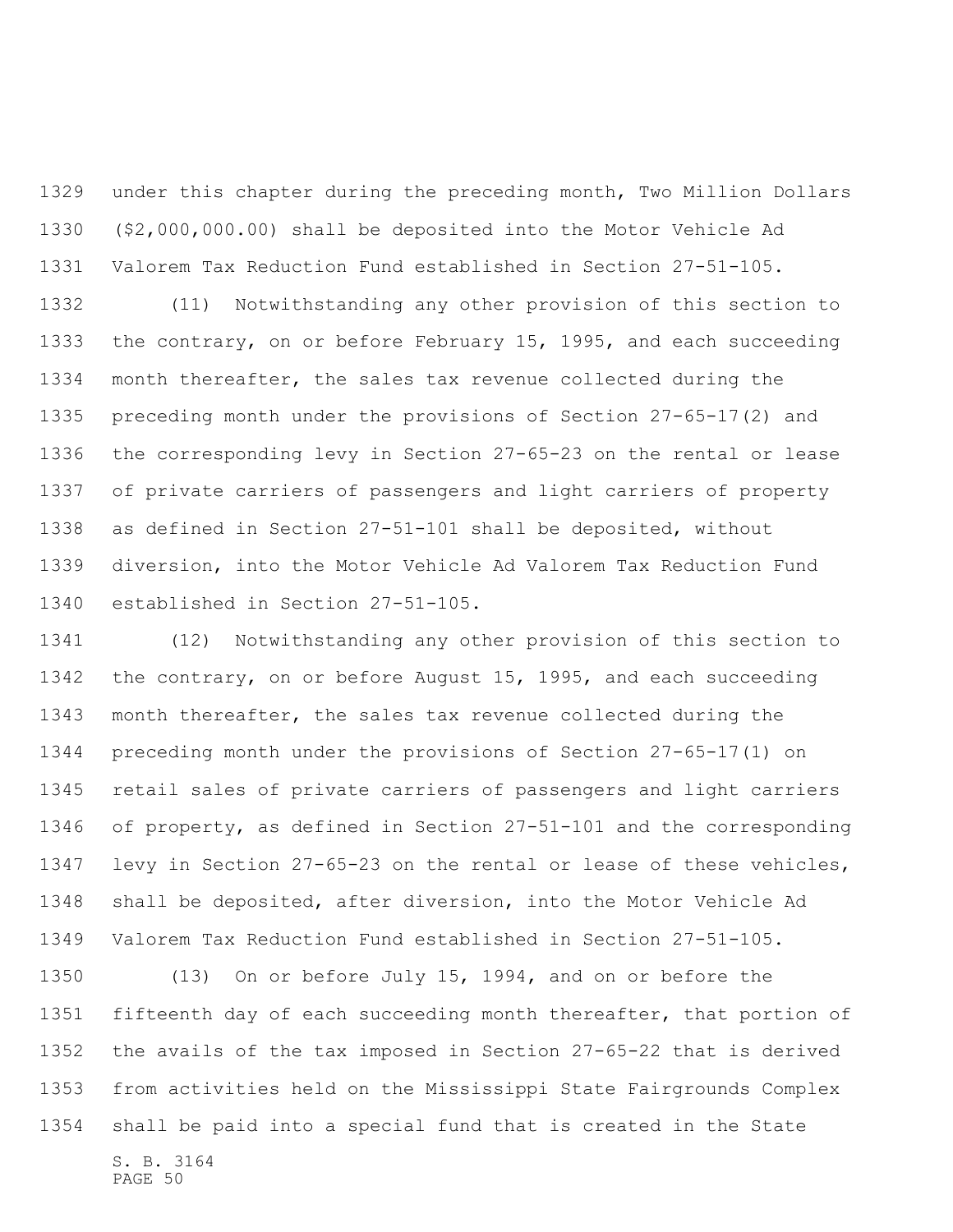under this chapter during the preceding month, Two Million Dollars ($2,000,000.00) shall be deposited into the Motor Vehicle Ad Valorem Tax Reduction Fund established in Section 27-51-105.

(11) Notwithstanding any other provision of this section to the contrary, on or before February 15, 1995, and each succeeding month thereafter, the sales tax revenue collected during the preceding month under the provisions of Section 27-65-17(2) and the corresponding levy in Section 27-65-23 on the rental or lease of private carriers of passengers and light carriers of property as defined in Section 27-51-101 shall be deposited, without diversion, into the Motor Vehicle Ad Valorem Tax Reduction Fund established in Section 27-51-105.

(12) Notwithstanding any other provision of this section to the contrary, on or before August 15, 1995, and each succeeding month thereafter, the sales tax revenue collected during the preceding month under the provisions of Section 27-65-17(1) on retail sales of private carriers of passengers and light carriers of property, as defined in Section 27-51-101 and the corresponding levy in Section 27-65-23 on the rental or lease of these vehicles, shall be deposited, after diversion, into the Motor Vehicle Ad Valorem Tax Reduction Fund established in Section 27-51-105.

(13) On or before July 15, 1994, and on or before the fifteenth day of each succeeding month thereafter, that portion of the avails of the tax imposed in Section 27-65-22 that is derived from activities held on the Mississippi State Fairgrounds Complex shall be paid into a special fund that is created in the State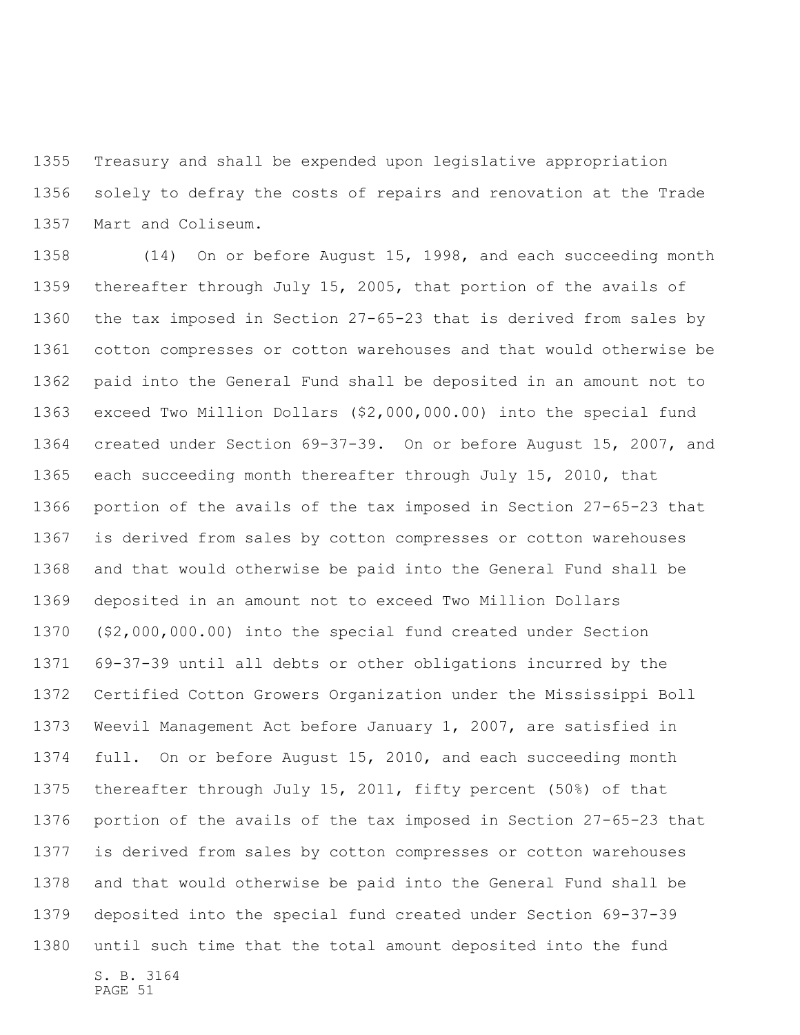Treasury and shall be expended upon legislative appropriation solely to defray the costs of repairs and renovation at the Trade Mart and Coliseum.

(14) On or before August 15, 1998, and each succeeding month thereafter through July 15, 2005, that portion of the avails of the tax imposed in Section 27-65-23 that is derived from sales by cotton compresses or cotton warehouses and that would otherwise be paid into the General Fund shall be deposited in an amount not to exceed Two Million Dollars ($2,000,000.00) into the special fund created under Section 69-37-39. On or before August 15, 2007, and each succeeding month thereafter through July 15, 2010, that portion of the avails of the tax imposed in Section 27-65-23 that is derived from sales by cotton compresses or cotton warehouses and that would otherwise be paid into the General Fund shall be deposited in an amount not to exceed Two Million Dollars ($2,000,000.00) into the special fund created under Section 69-37-39 until all debts or other obligations incurred by the Certified Cotton Growers Organization under the Mississippi Boll Weevil Management Act before January 1, 2007, are satisfied in full. On or before August 15, 2010, and each succeeding month thereafter through July 15, 2011, fifty percent (50%) of that portion of the avails of the tax imposed in Section 27-65-23 that is derived from sales by cotton compresses or cotton warehouses and that would otherwise be paid into the General Fund shall be deposited into the special fund created under Section 69-37-39 until such time that the total amount deposited into the fund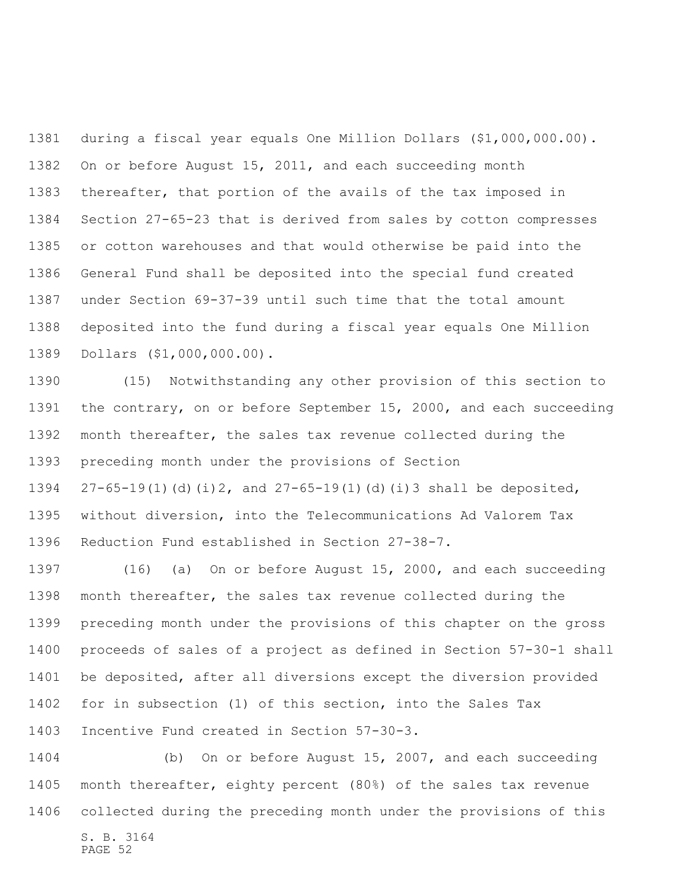during a fiscal year equals One Million Dollars ($1,000,000.00). On or before August 15, 2011, and each succeeding month thereafter, that portion of the avails of the tax imposed in Section 27-65-23 that is derived from sales by cotton compresses or cotton warehouses and that would otherwise be paid into the General Fund shall be deposited into the special fund created under Section 69-37-39 until such time that the total amount deposited into the fund during a fiscal year equals One Million Dollars ($1,000,000.00).

(15) Notwithstanding any other provision of this section to the contrary, on or before September 15, 2000, and each succeeding month thereafter, the sales tax revenue collected during the preceding month under the provisions of Section 27-65-19(1)(d)(i)2, and 27-65-19(1)(d)(i)3 shall be deposited, without diversion, into the Telecommunications Ad Valorem Tax Reduction Fund established in Section 27-38-7.

(16) (a) On or before August 15, 2000, and each succeeding month thereafter, the sales tax revenue collected during the preceding month under the provisions of this chapter on the gross proceeds of sales of a project as defined in Section 57-30-1 shall be deposited, after all diversions except the diversion provided for in subsection (1) of this section, into the Sales Tax Incentive Fund created in Section 57-30-3.

(b) On or before August 15, 2007, and each succeeding month thereafter, eighty percent (80%) of the sales tax revenue collected during the preceding month under the provisions of this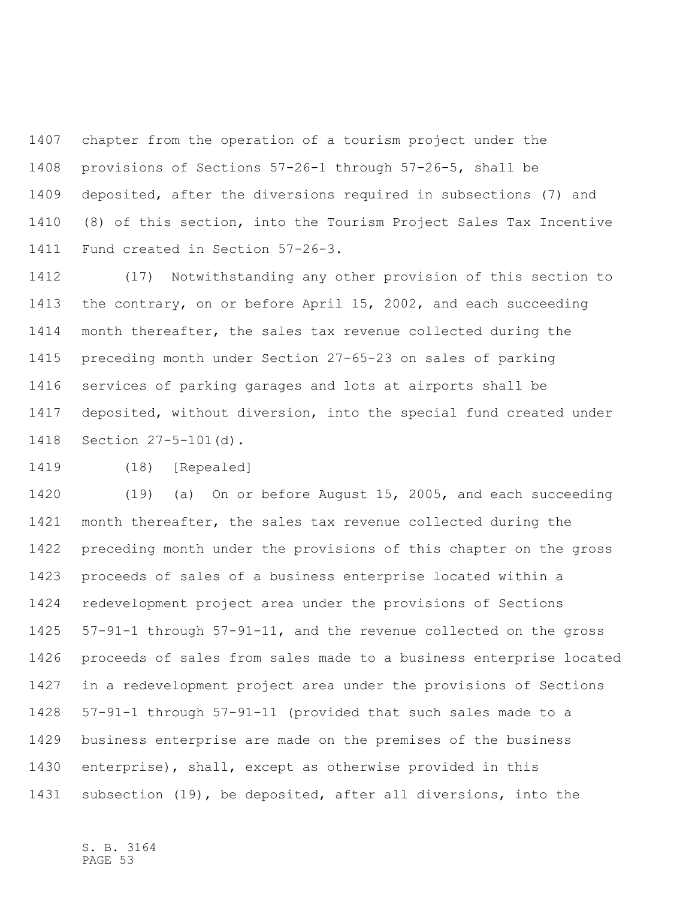chapter from the operation of a tourism project under the provisions of Sections 57-26-1 through 57-26-5, shall be deposited, after the diversions required in subsections (7) and (8) of this section, into the Tourism Project Sales Tax Incentive Fund created in Section 57-26-3.

(17) Notwithstanding any other provision of this section to the contrary, on or before April 15, 2002, and each succeeding month thereafter, the sales tax revenue collected during the preceding month under Section 27-65-23 on sales of parking services of parking garages and lots at airports shall be deposited, without diversion, into the special fund created under Section 27-5-101(d).

(18) [Repealed]

(19) (a) On or before August 15, 2005, and each succeeding month thereafter, the sales tax revenue collected during the preceding month under the provisions of this chapter on the gross proceeds of sales of a business enterprise located within a redevelopment project area under the provisions of Sections 57-91-1 through 57-91-11, and the revenue collected on the gross proceeds of sales from sales made to a business enterprise located in a redevelopment project area under the provisions of Sections 57-91-1 through 57-91-11 (provided that such sales made to a business enterprise are made on the premises of the business enterprise), shall, except as otherwise provided in this subsection (19), be deposited, after all diversions, into the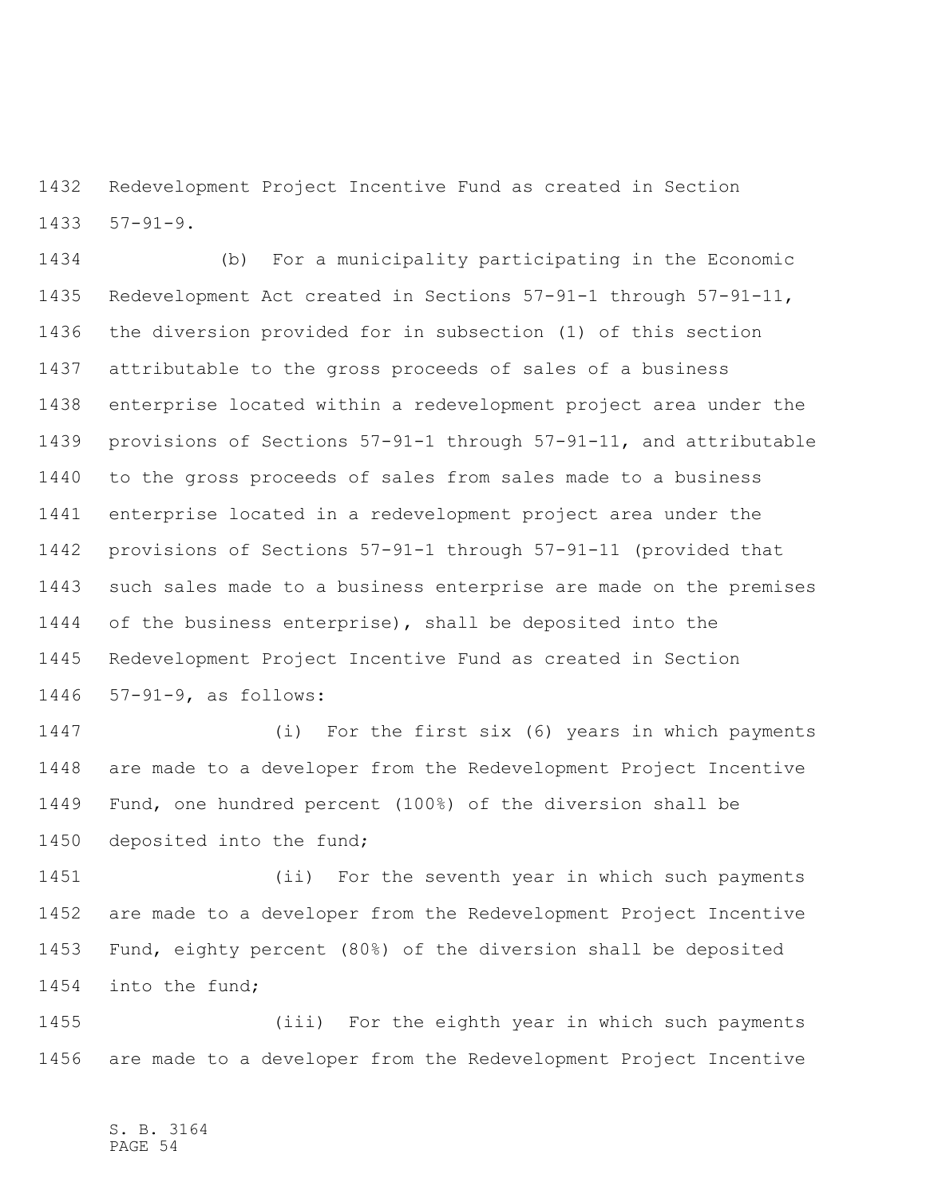Redevelopment Project Incentive Fund as created in Section 57-91-9.

(b) For a municipality participating in the Economic Redevelopment Act created in Sections 57-91-1 through 57-91-11, the diversion provided for in subsection (1) of this section attributable to the gross proceeds of sales of a business enterprise located within a redevelopment project area under the provisions of Sections 57-91-1 through 57-91-11, and attributable to the gross proceeds of sales from sales made to a business enterprise located in a redevelopment project area under the provisions of Sections 57-91-1 through 57-91-11 (provided that such sales made to a business enterprise are made on the premises of the business enterprise), shall be deposited into the Redevelopment Project Incentive Fund as created in Section 57-91-9, as follows:

(i) For the first six (6) years in which payments are made to a developer from the Redevelopment Project Incentive Fund, one hundred percent (100%) of the diversion shall be deposited into the fund;

(ii) For the seventh year in which such payments are made to a developer from the Redevelopment Project Incentive Fund, eighty percent (80%) of the diversion shall be deposited into the fund;

(iii) For the eighth year in which such payments are made to a developer from the Redevelopment Project Incentive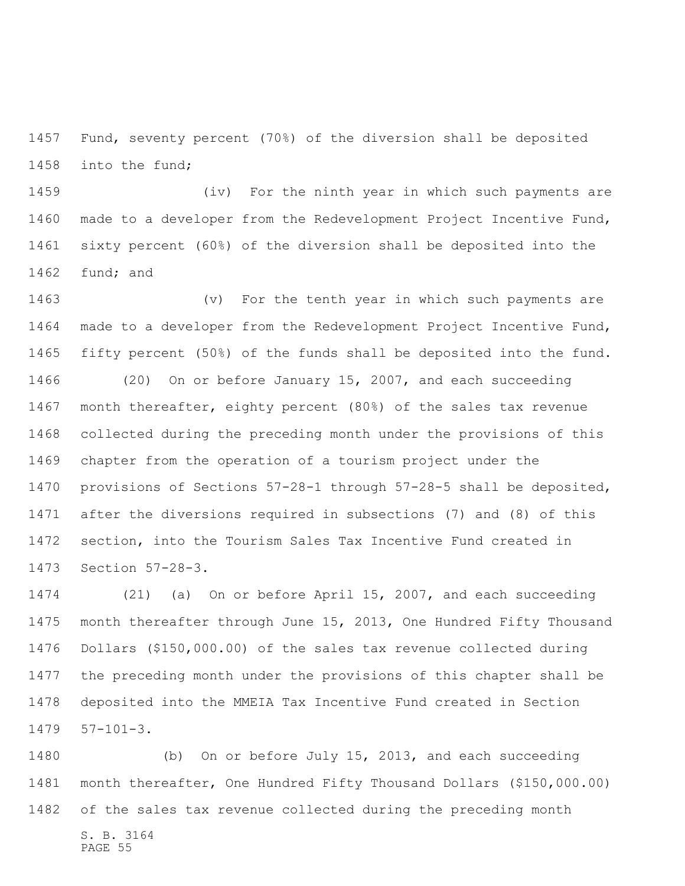Fund, seventy percent (70%) of the diversion shall be deposited into the fund;

(iv) For the ninth year in which such payments are made to a developer from the Redevelopment Project Incentive Fund, sixty percent (60%) of the diversion shall be deposited into the fund; and

(v) For the tenth year in which such payments are made to a developer from the Redevelopment Project Incentive Fund, fifty percent (50%) of the funds shall be deposited into the fund.

(20) On or before January 15, 2007, and each succeeding month thereafter, eighty percent (80%) of the sales tax revenue collected during the preceding month under the provisions of this chapter from the operation of a tourism project under the provisions of Sections 57-28-1 through 57-28-5 shall be deposited, after the diversions required in subsections (7) and (8) of this section, into the Tourism Sales Tax Incentive Fund created in Section 57-28-3.

(21) (a) On or before April 15, 2007, and each succeeding month thereafter through June 15, 2013, One Hundred Fifty Thousand Dollars ($150,000.00) of the sales tax revenue collected during the preceding month under the provisions of this chapter shall be deposited into the MMEIA Tax Incentive Fund created in Section 57-101-3.

(b) On or before July 15, 2013, and each succeeding month thereafter, One Hundred Fifty Thousand Dollars ($150,000.00) of the sales tax revenue collected during the preceding month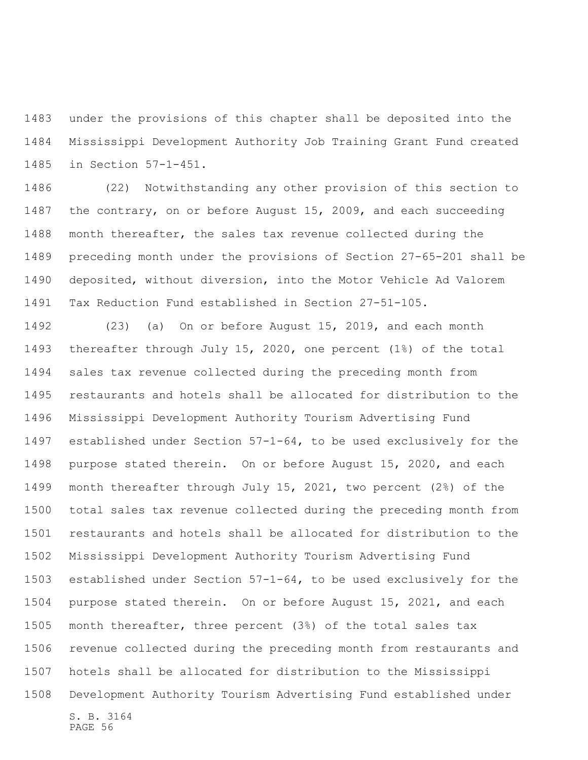under the provisions of this chapter shall be deposited into the Mississippi Development Authority Job Training Grant Fund created in Section 57-1-451.

(22) Notwithstanding any other provision of this section to the contrary, on or before August 15, 2009, and each succeeding month thereafter, the sales tax revenue collected during the preceding month under the provisions of Section 27-65-201 shall be deposited, without diversion, into the Motor Vehicle Ad Valorem Tax Reduction Fund established in Section 27-51-105.

(23) (a) On or before August 15, 2019, and each month thereafter through July 15, 2020, one percent (1%) of the total sales tax revenue collected during the preceding month from restaurants and hotels shall be allocated for distribution to the Mississippi Development Authority Tourism Advertising Fund established under Section 57-1-64, to be used exclusively for the purpose stated therein. On or before August 15, 2020, and each month thereafter through July 15, 2021, two percent (2%) of the total sales tax revenue collected during the preceding month from restaurants and hotels shall be allocated for distribution to the Mississippi Development Authority Tourism Advertising Fund established under Section 57-1-64, to be used exclusively for the purpose stated therein. On or before August 15, 2021, and each month thereafter, three percent (3%) of the total sales tax revenue collected during the preceding month from restaurants and hotels shall be allocated for distribution to the Mississippi Development Authority Tourism Advertising Fund established under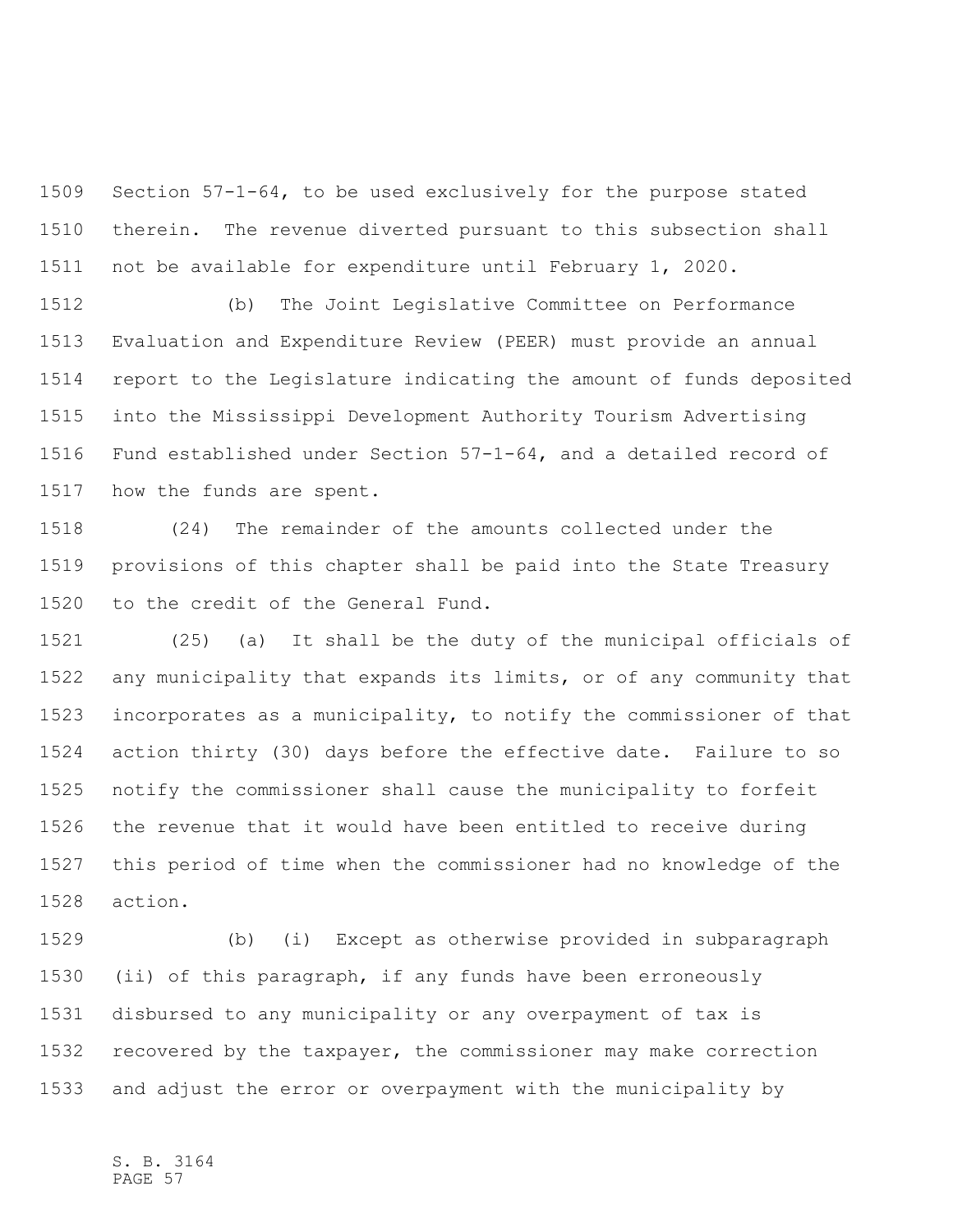Section 57-1-64, to be used exclusively for the purpose stated therein. The revenue diverted pursuant to this subsection shall not be available for expenditure until February 1, 2020.

(b) The Joint Legislative Committee on Performance Evaluation and Expenditure Review (PEER) must provide an annual report to the Legislature indicating the amount of funds deposited into the Mississippi Development Authority Tourism Advertising Fund established under Section 57-1-64, and a detailed record of how the funds are spent.

(24) The remainder of the amounts collected under the provisions of this chapter shall be paid into the State Treasury to the credit of the General Fund.

(25) (a) It shall be the duty of the municipal officials of any municipality that expands its limits, or of any community that incorporates as a municipality, to notify the commissioner of that action thirty (30) days before the effective date. Failure to so notify the commissioner shall cause the municipality to forfeit the revenue that it would have been entitled to receive during this period of time when the commissioner had no knowledge of the action.

(b) (i) Except as otherwise provided in subparagraph (ii) of this paragraph, if any funds have been erroneously disbursed to any municipality or any overpayment of tax is recovered by the taxpayer, the commissioner may make correction and adjust the error or overpayment with the municipality by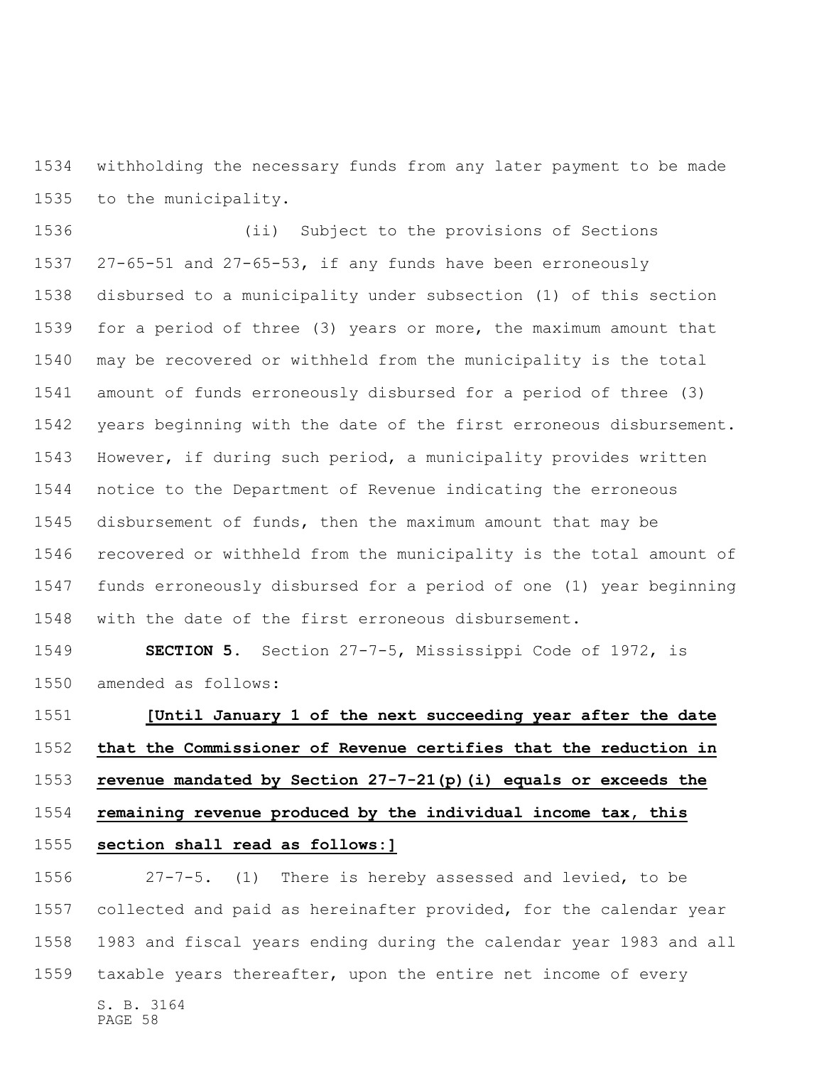withholding the necessary funds from any later payment to be made to the municipality.

(ii) Subject to the provisions of Sections 27-65-51 and 27-65-53, if any funds have been erroneously disbursed to a municipality under subsection (1) of this section for a period of three (3) years or more, the maximum amount that may be recovered or withheld from the municipality is the total amount of funds erroneously disbursed for a period of three (3) years beginning with the date of the first erroneous disbursement. However, if during such period, a municipality provides written notice to the Department of Revenue indicating the erroneous disbursement of funds, then the maximum amount that may be recovered or withheld from the municipality is the total amount of funds erroneously disbursed for a period of one (1) year beginning with the date of the first erroneous disbursement.

**SECTION 5.** Section 27-7-5, Mississippi Code of 1972, is amended as follows:

**[Until January 1 of the next succeeding year after the date that the Commissioner of Revenue certifies that the reduction in revenue mandated by Section 27-7-21(p)(i) equals or exceeds the remaining revenue produced by the individual income tax, this section shall read as follows:]**

27-7-5. (1) There is hereby assessed and levied, to be collected and paid as hereinafter provided, for the calendar year 1983 and fiscal years ending during the calendar year 1983 and all taxable years thereafter, upon the entire net income of every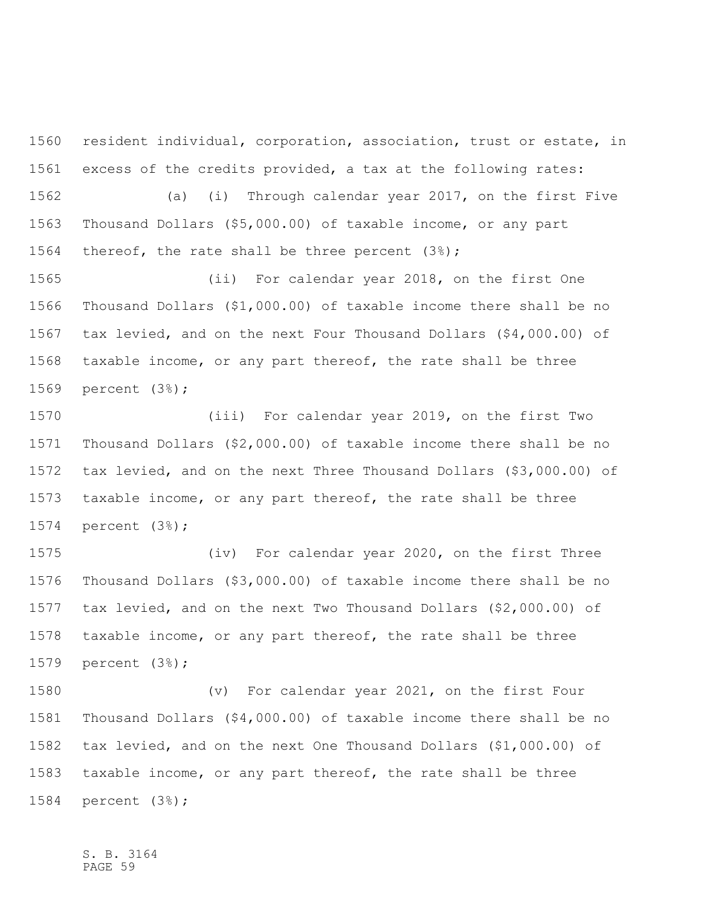resident individual, corporation, association, trust or estate, in excess of the credits provided, a tax at the following rates:

(a) (i) Through calendar year 2017, on the first Five Thousand Dollars ($5,000.00) of taxable income, or any part thereof, the rate shall be three percent (3%);

(ii) For calendar year 2018, on the first One Thousand Dollars ($1,000.00) of taxable income there shall be no tax levied, and on the next Four Thousand Dollars ($4,000.00) of taxable income, or any part thereof, the rate shall be three percent (3%);

(iii) For calendar year 2019, on the first Two Thousand Dollars ($2,000.00) of taxable income there shall be no tax levied, and on the next Three Thousand Dollars ($3,000.00) of taxable income, or any part thereof, the rate shall be three percent (3%);

(iv) For calendar year 2020, on the first Three Thousand Dollars ($3,000.00) of taxable income there shall be no tax levied, and on the next Two Thousand Dollars ($2,000.00) of taxable income, or any part thereof, the rate shall be three percent (3%);

(v) For calendar year 2021, on the first Four Thousand Dollars ($4,000.00) of taxable income there shall be no tax levied, and on the next One Thousand Dollars ($1,000.00) of taxable income, or any part thereof, the rate shall be three percent (3%);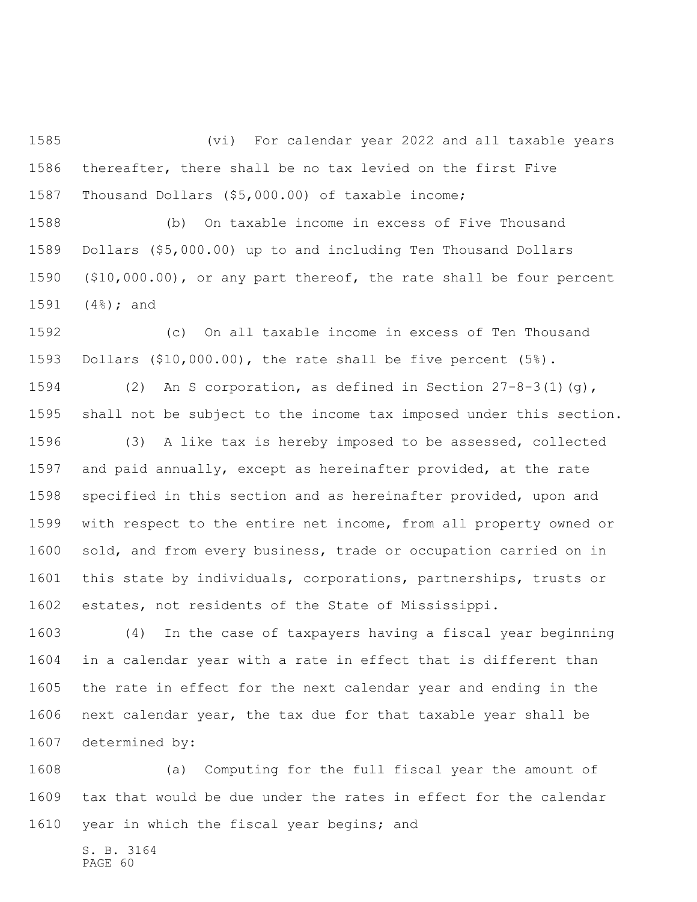(vi) For calendar year 2022 and all taxable years thereafter, there shall be no tax levied on the first Five Thousand Dollars ($5,000.00) of taxable income;

(b) On taxable income in excess of Five Thousand Dollars ($5,000.00) up to and including Ten Thousand Dollars ($10,000.00), or any part thereof, the rate shall be four percent (4%); and

(c) On all taxable income in excess of Ten Thousand Dollars ($10,000.00), the rate shall be five percent (5%).

(2) An S corporation, as defined in Section 27-8-3(1)(g), shall not be subject to the income tax imposed under this section.

(3) A like tax is hereby imposed to be assessed, collected and paid annually, except as hereinafter provided, at the rate specified in this section and as hereinafter provided, upon and with respect to the entire net income, from all property owned or sold, and from every business, trade or occupation carried on in this state by individuals, corporations, partnerships, trusts or estates, not residents of the State of Mississippi.

(4) In the case of taxpayers having a fiscal year beginning in a calendar year with a rate in effect that is different than the rate in effect for the next calendar year and ending in the next calendar year, the tax due for that taxable year shall be determined by:

(a) Computing for the full fiscal year the amount of tax that would be due under the rates in effect for the calendar year in which the fiscal year begins; and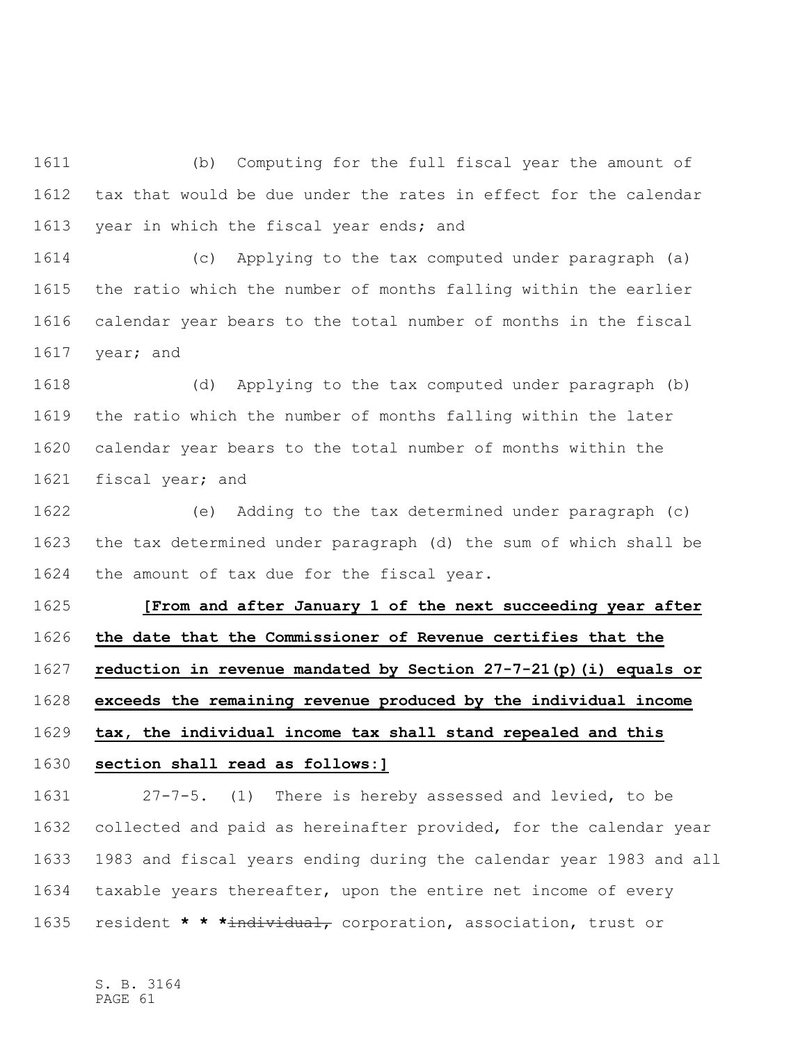(b) Computing for the full fiscal year the amount of tax that would be due under the rates in effect for the calendar year in which the fiscal year ends; and

(c) Applying to the tax computed under paragraph (a) the ratio which the number of months falling within the earlier calendar year bears to the total number of months in the fiscal year; and

(d) Applying to the tax computed under paragraph (b) the ratio which the number of months falling within the later calendar year bears to the total number of months within the fiscal year; and

(e) Adding to the tax determined under paragraph (c) the tax determined under paragraph (d) the sum of which shall be the amount of tax due for the fiscal year.

**[From and after January 1 of the next succeeding year after the date that the Commissioner of Revenue certifies that the reduction in revenue mandated by Section 27-7-21(p)(i) equals or exceeds the remaining revenue produced by the individual income tax, the individual income tax shall stand repealed and this section shall read as follows:]**

27-7-5. (1) There is hereby assessed and levied, to be collected and paid as hereinafter provided, for the calendar year 1983 and fiscal years ending during the calendar year 1983 and all taxable years thereafter, upon the entire net income of every resident **\* \* \***~~individual,~~ corporation, association, trust or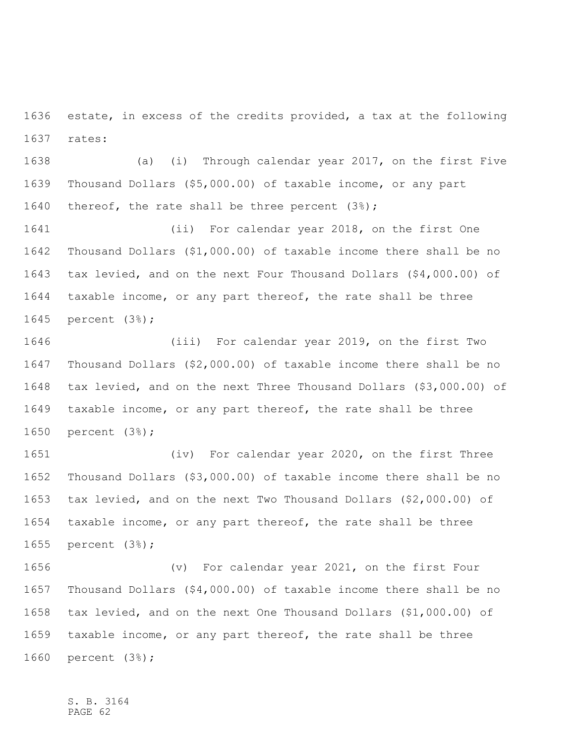estate, in excess of the credits provided, a tax at the following rates:

(a) (i) Through calendar year 2017, on the first Five Thousand Dollars ($5,000.00) of taxable income, or any part thereof, the rate shall be three percent (3%);

(ii) For calendar year 2018, on the first One Thousand Dollars ($1,000.00) of taxable income there shall be no tax levied, and on the next Four Thousand Dollars ($4,000.00) of taxable income, or any part thereof, the rate shall be three percent (3%);

(iii) For calendar year 2019, on the first Two Thousand Dollars ($2,000.00) of taxable income there shall be no tax levied, and on the next Three Thousand Dollars ($3,000.00) of taxable income, or any part thereof, the rate shall be three percent (3%);

(iv) For calendar year 2020, on the first Three Thousand Dollars ($3,000.00) of taxable income there shall be no tax levied, and on the next Two Thousand Dollars ($2,000.00) of taxable income, or any part thereof, the rate shall be three percent (3%);

(v) For calendar year 2021, on the first Four Thousand Dollars ($4,000.00) of taxable income there shall be no tax levied, and on the next One Thousand Dollars ($1,000.00) of taxable income, or any part thereof, the rate shall be three percent (3%);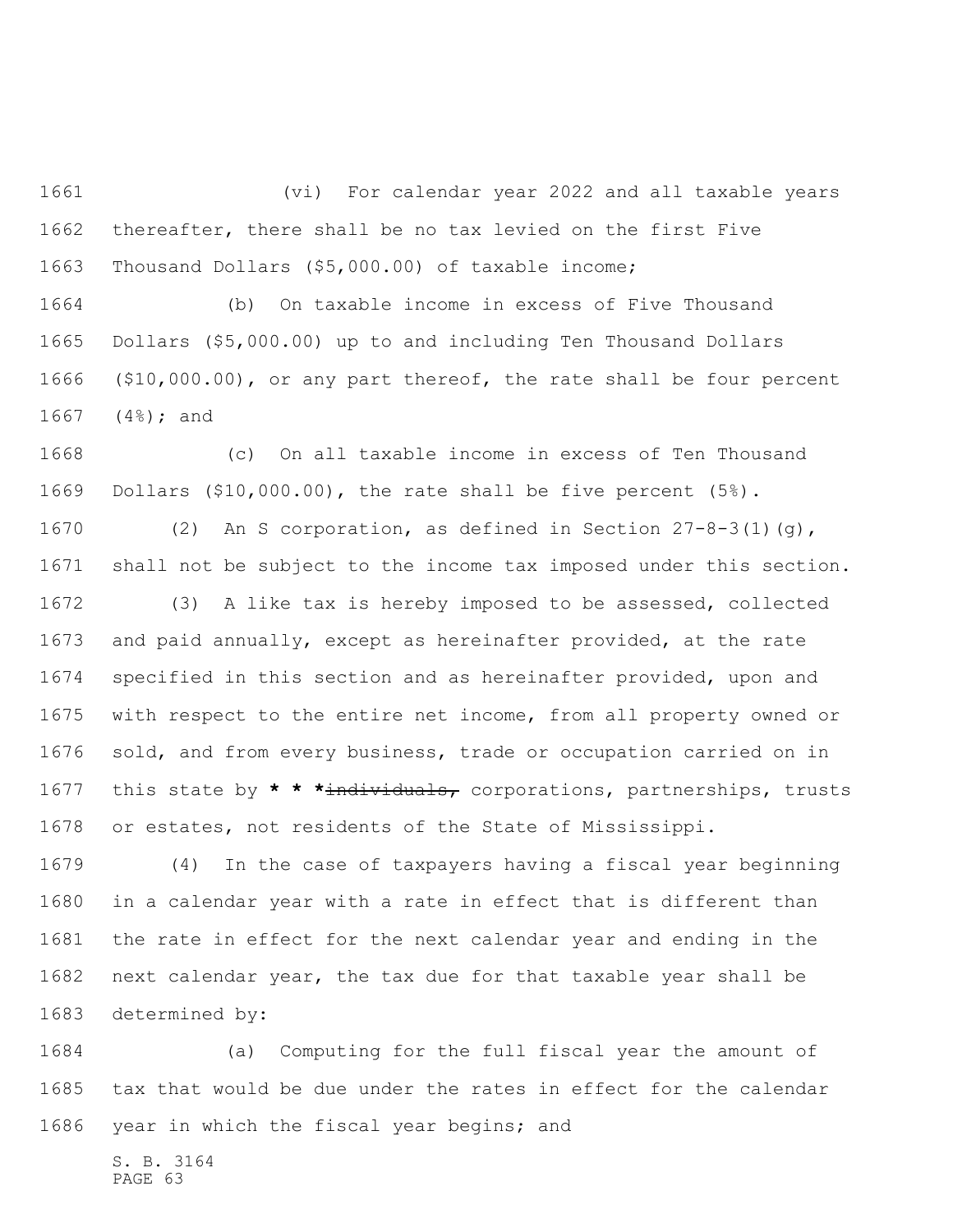(vi) For calendar year 2022 and all taxable years thereafter, there shall be no tax levied on the first Five Thousand Dollars ($5,000.00) of taxable income;

(b) On taxable income in excess of Five Thousand Dollars ($5,000.00) up to and including Ten Thousand Dollars ($10,000.00), or any part thereof, the rate shall be four percent (4%); and

(c) On all taxable income in excess of Ten Thousand Dollars ($10,000.00), the rate shall be five percent (5%).

(2) An S corporation, as defined in Section 27-8-3(1)(g), shall not be subject to the income tax imposed under this section.

(3) A like tax is hereby imposed to be assessed, collected and paid annually, except as hereinafter provided, at the rate specified in this section and as hereinafter provided, upon and with respect to the entire net income, from all property owned or sold, and from every business, trade or occupation carried on in this state by **\* \* \***~~individuals,~~ corporations, partnerships, trusts or estates, not residents of the State of Mississippi.

(4) In the case of taxpayers having a fiscal year beginning in a calendar year with a rate in effect that is different than the rate in effect for the next calendar year and ending in the next calendar year, the tax due for that taxable year shall be determined by:

(a) Computing for the full fiscal year the amount of tax that would be due under the rates in effect for the calendar year in which the fiscal year begins; and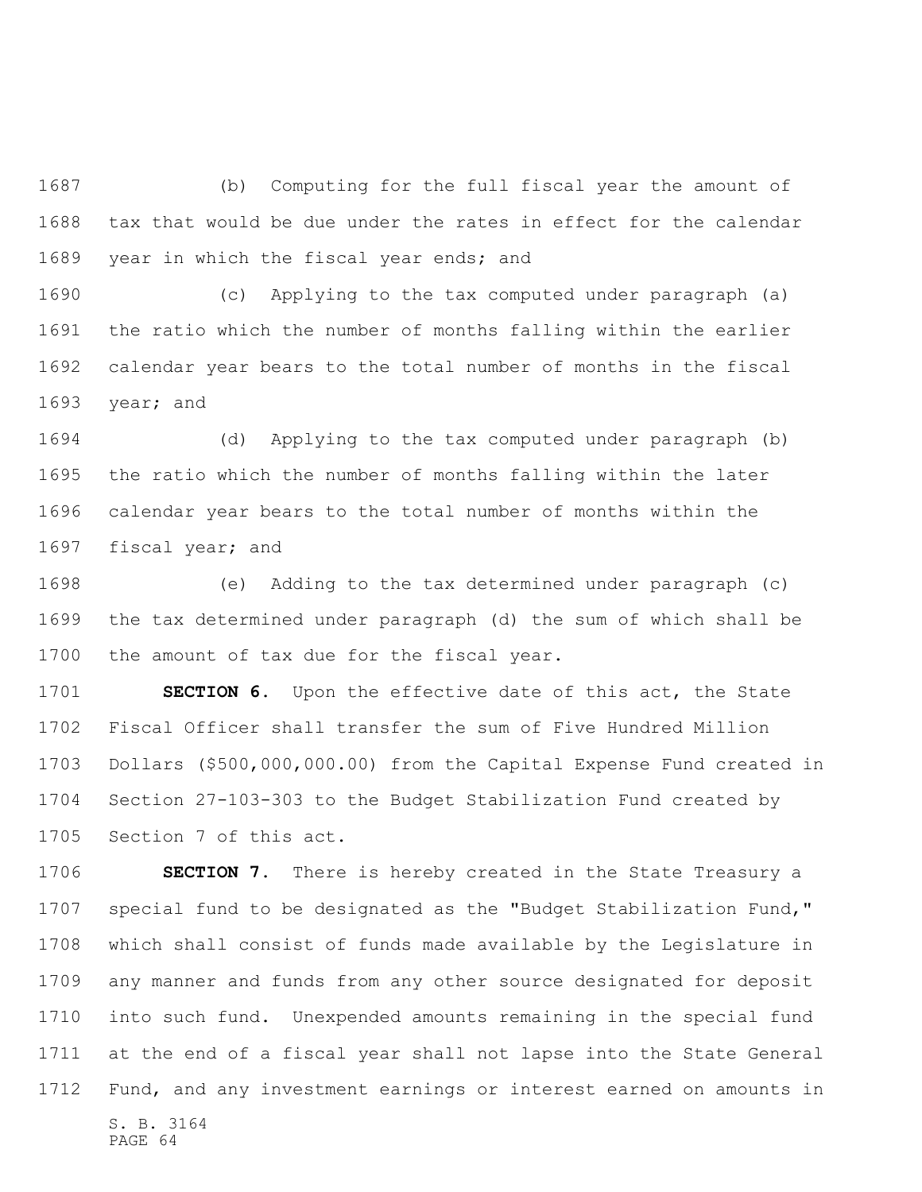(b) Computing for the full fiscal year the amount of tax that would be due under the rates in effect for the calendar year in which the fiscal year ends; and

(c) Applying to the tax computed under paragraph (a) the ratio which the number of months falling within the earlier calendar year bears to the total number of months in the fiscal year; and

(d) Applying to the tax computed under paragraph (b) the ratio which the number of months falling within the later calendar year bears to the total number of months within the fiscal year; and

(e) Adding to the tax determined under paragraph (c) the tax determined under paragraph (d) the sum of which shall be the amount of tax due for the fiscal year.

**SECTION 6.** Upon the effective date of this act, the State Fiscal Officer shall transfer the sum of Five Hundred Million Dollars ($500,000,000.00) from the Capital Expense Fund created in Section 27-103-303 to the Budget Stabilization Fund created by Section 7 of this act.

**SECTION 7.** There is hereby created in the State Treasury a special fund to be designated as the "Budget Stabilization Fund," which shall consist of funds made available by the Legislature in any manner and funds from any other source designated for deposit into such fund. Unexpended amounts remaining in the special fund at the end of a fiscal year shall not lapse into the State General Fund, and any investment earnings or interest earned on amounts in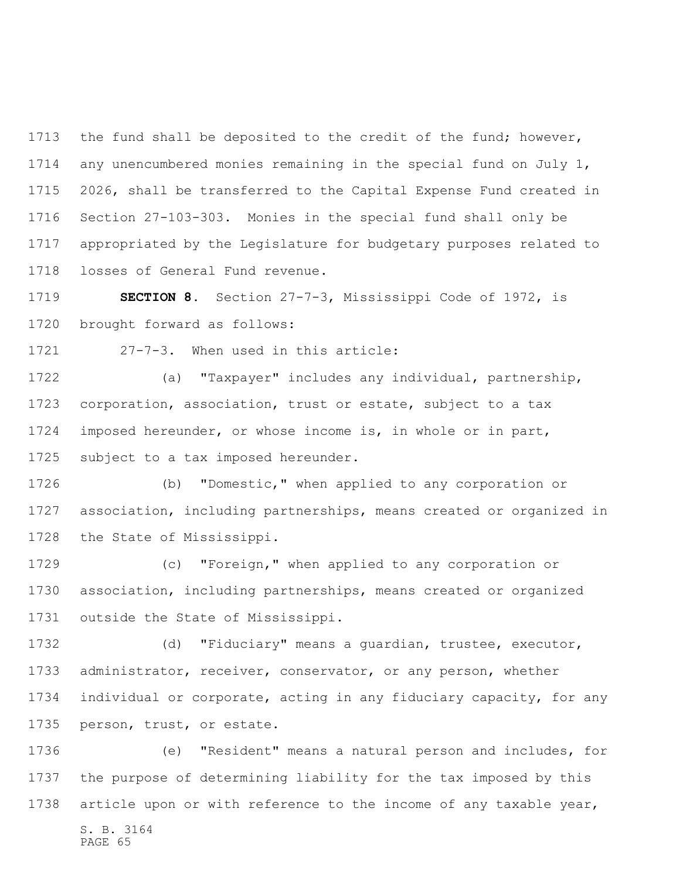the fund shall be deposited to the credit of the fund; however, any unencumbered monies remaining in the special fund on July 1, 2026, shall be transferred to the Capital Expense Fund created in Section 27-103-303. Monies in the special fund shall only be appropriated by the Legislature for budgetary purposes related to losses of General Fund revenue.

**SECTION 8.** Section 27-7-3, Mississippi Code of 1972, is brought forward as follows:

27-7-3. When used in this article:

(a) "Taxpayer" includes any individual, partnership, corporation, association, trust or estate, subject to a tax imposed hereunder, or whose income is, in whole or in part, subject to a tax imposed hereunder.

(b) "Domestic," when applied to any corporation or association, including partnerships, means created or organized in the State of Mississippi.

(c) "Foreign," when applied to any corporation or association, including partnerships, means created or organized outside the State of Mississippi.

(d) "Fiduciary" means a guardian, trustee, executor, administrator, receiver, conservator, or any person, whether individual or corporate, acting in any fiduciary capacity, for any person, trust, or estate.

(e) "Resident" means a natural person and includes, for the purpose of determining liability for the tax imposed by this article upon or with reference to the income of any taxable year,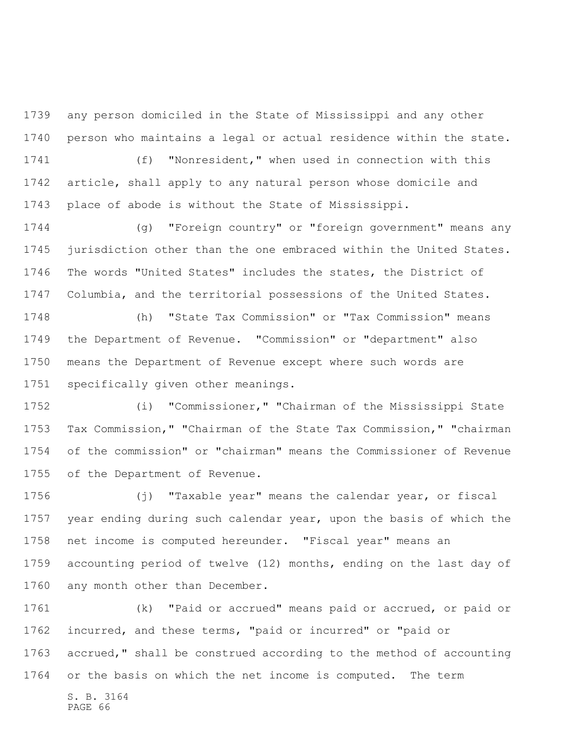any person domiciled in the State of Mississippi and any other person who maintains a legal or actual residence within the state.

(f) "Nonresident," when used in connection with this article, shall apply to any natural person whose domicile and place of abode is without the State of Mississippi.

(g) "Foreign country" or "foreign government" means any jurisdiction other than the one embraced within the United States. The words "United States" includes the states, the District of Columbia, and the territorial possessions of the United States.

(h) "State Tax Commission" or "Tax Commission" means the Department of Revenue. "Commission" or "department" also means the Department of Revenue except where such words are specifically given other meanings.

(i) "Commissioner," "Chairman of the Mississippi State Tax Commission," "Chairman of the State Tax Commission," "chairman of the commission" or "chairman" means the Commissioner of Revenue of the Department of Revenue.

(j) "Taxable year" means the calendar year, or fiscal year ending during such calendar year, upon the basis of which the net income is computed hereunder. "Fiscal year" means an accounting period of twelve (12) months, ending on the last day of any month other than December.

(k) "Paid or accrued" means paid or accrued, or paid or incurred, and these terms, "paid or incurred" or "paid or accrued," shall be construed according to the method of accounting or the basis on which the net income is computed. The term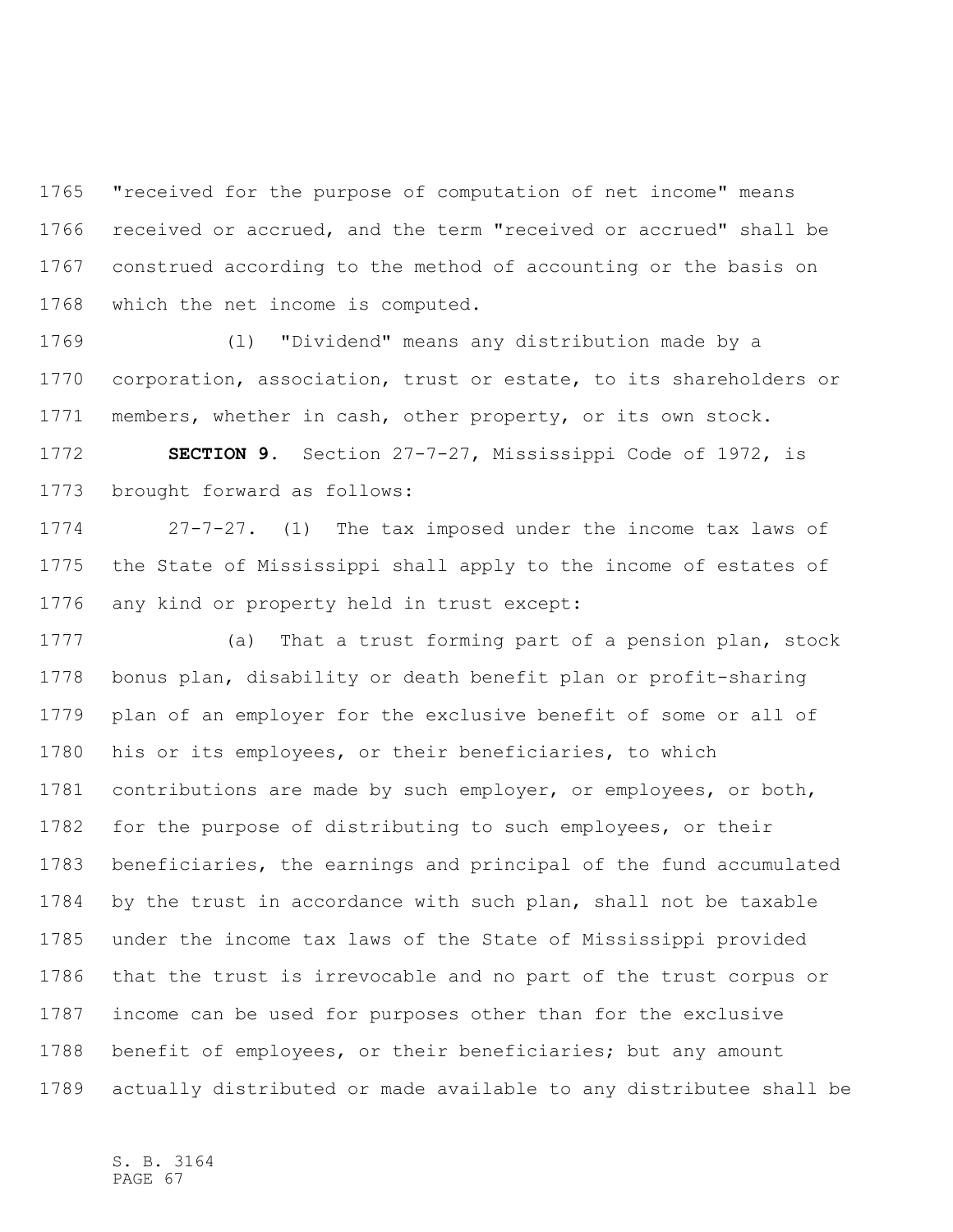"received for the purpose of computation of net income" means received or accrued, and the term "received or accrued" shall be construed according to the method of accounting or the basis on which the net income is computed.

(l) "Dividend" means any distribution made by a corporation, association, trust or estate, to its shareholders or members, whether in cash, other property, or its own stock.

**SECTION 9.** Section 27-7-27, Mississippi Code of 1972, is brought forward as follows:

27-7-27. (1) The tax imposed under the income tax laws of the State of Mississippi shall apply to the income of estates of any kind or property held in trust except:

(a) That a trust forming part of a pension plan, stock bonus plan, disability or death benefit plan or profit-sharing plan of an employer for the exclusive benefit of some or all of his or its employees, or their beneficiaries, to which contributions are made by such employer, or employees, or both, for the purpose of distributing to such employees, or their beneficiaries, the earnings and principal of the fund accumulated by the trust in accordance with such plan, shall not be taxable under the income tax laws of the State of Mississippi provided that the trust is irrevocable and no part of the trust corpus or income can be used for purposes other than for the exclusive benefit of employees, or their beneficiaries; but any amount actually distributed or made available to any distributee shall be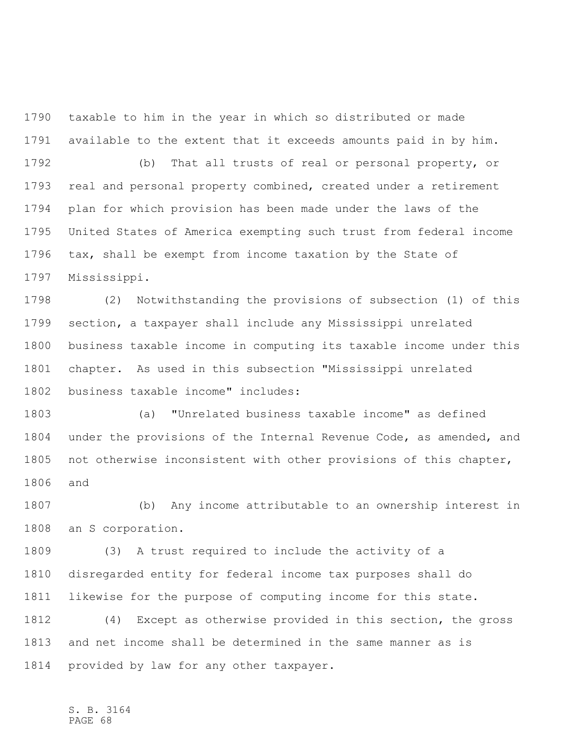taxable to him in the year in which so distributed or made available to the extent that it exceeds amounts paid in by him.

(b) That all trusts of real or personal property, or real and personal property combined, created under a retirement plan for which provision has been made under the laws of the United States of America exempting such trust from federal income tax, shall be exempt from income taxation by the State of Mississippi.

(2) Notwithstanding the provisions of subsection (1) of this section, a taxpayer shall include any Mississippi unrelated business taxable income in computing its taxable income under this chapter. As used in this subsection "Mississippi unrelated business taxable income" includes:

(a) "Unrelated business taxable income" as defined under the provisions of the Internal Revenue Code, as amended, and not otherwise inconsistent with other provisions of this chapter, and

(b) Any income attributable to an ownership interest in an S corporation.

(3) A trust required to include the activity of a disregarded entity for federal income tax purposes shall do likewise for the purpose of computing income for this state.

(4) Except as otherwise provided in this section, the gross and net income shall be determined in the same manner as is provided by law for any other taxpayer.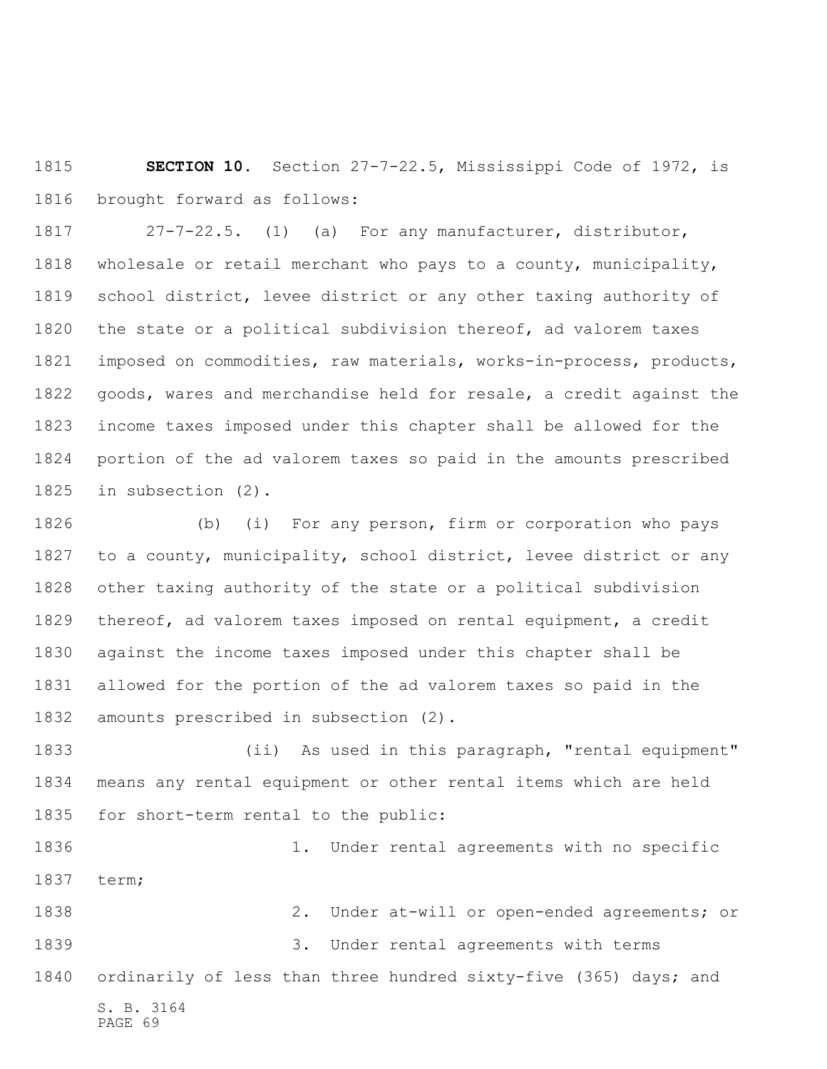**SECTION 10.** Section 27-7-22.5, Mississippi Code of 1972, is brought forward as follows:

27-7-22.5. (1) (a) For any manufacturer, distributor, wholesale or retail merchant who pays to a county, municipality, school district, levee district or any other taxing authority of the state or a political subdivision thereof, ad valorem taxes imposed on commodities, raw materials, works-in-process, products, goods, wares and merchandise held for resale, a credit against the income taxes imposed under this chapter shall be allowed for the portion of the ad valorem taxes so paid in the amounts prescribed in subsection (2).

(b) (i) For any person, firm or corporation who pays to a county, municipality, school district, levee district or any other taxing authority of the state or a political subdivision thereof, ad valorem taxes imposed on rental equipment, a credit against the income taxes imposed under this chapter shall be allowed for the portion of the ad valorem taxes so paid in the amounts prescribed in subsection (2).

(ii) As used in this paragraph, "rental equipment" means any rental equipment or other rental items which are held for short-term rental to the public:

1. Under rental agreements with no specific term;

2. Under at-will or open-ended agreements; or

3. Under rental agreements with terms ordinarily of less than three hundred sixty-five (365) days; and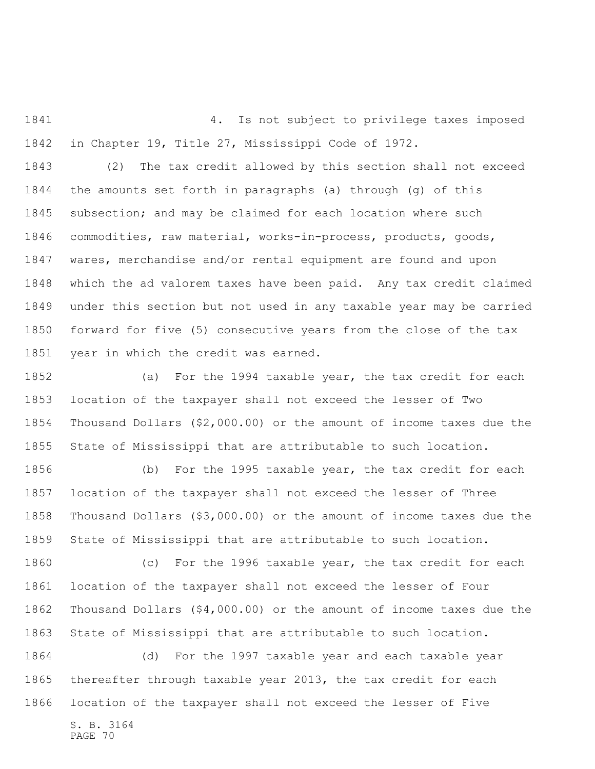4. Is not subject to privilege taxes imposed in Chapter 19, Title 27, Mississippi Code of 1972.

(2) The tax credit allowed by this section shall not exceed the amounts set forth in paragraphs (a) through (g) of this subsection; and may be claimed for each location where such commodities, raw material, works-in-process, products, goods, wares, merchandise and/or rental equipment are found and upon which the ad valorem taxes have been paid. Any tax credit claimed under this section but not used in any taxable year may be carried forward for five (5) consecutive years from the close of the tax year in which the credit was earned.

(a) For the 1994 taxable year, the tax credit for each location of the taxpayer shall not exceed the lesser of Two Thousand Dollars ($2,000.00) or the amount of income taxes due the State of Mississippi that are attributable to such location.

(b) For the 1995 taxable year, the tax credit for each location of the taxpayer shall not exceed the lesser of Three Thousand Dollars ($3,000.00) or the amount of income taxes due the State of Mississippi that are attributable to such location.

(c) For the 1996 taxable year, the tax credit for each location of the taxpayer shall not exceed the lesser of Four Thousand Dollars ($4,000.00) or the amount of income taxes due the State of Mississippi that are attributable to such location.

(d) For the 1997 taxable year and each taxable year thereafter through taxable year 2013, the tax credit for each location of the taxpayer shall not exceed the lesser of Five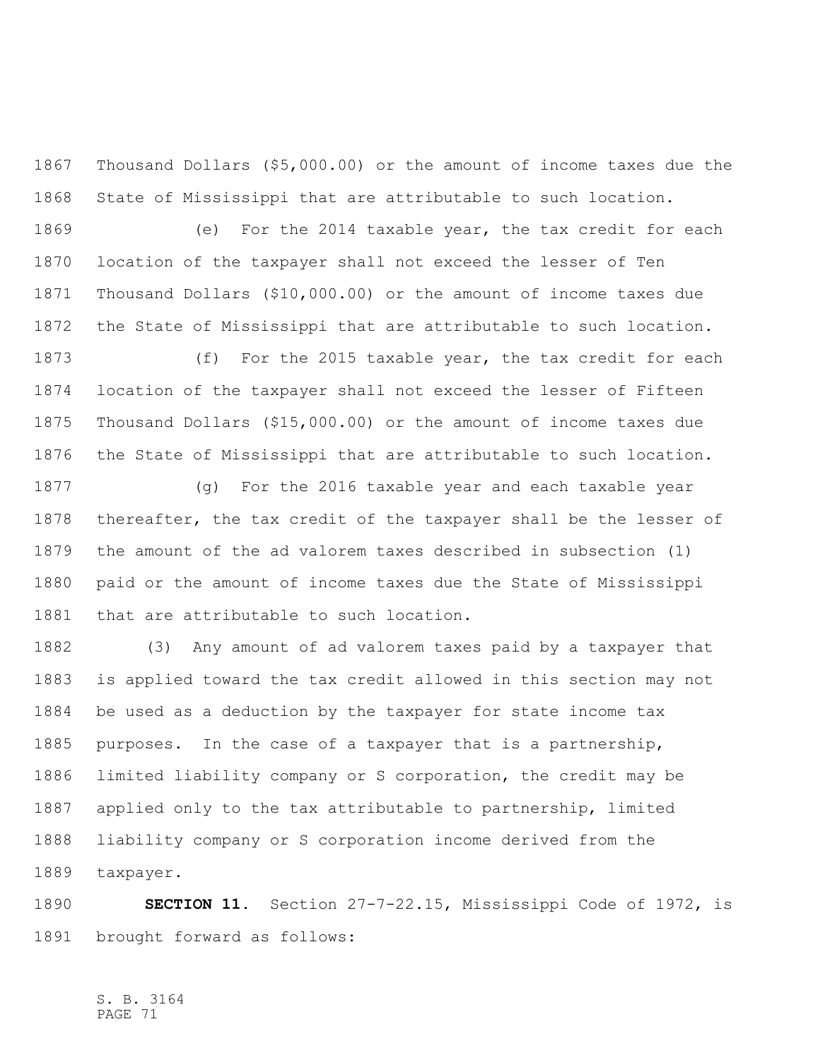Thousand Dollars ($5,000.00) or the amount of income taxes due the State of Mississippi that are attributable to such location.

(e) For the 2014 taxable year, the tax credit for each location of the taxpayer shall not exceed the lesser of Ten Thousand Dollars ($10,000.00) or the amount of income taxes due the State of Mississippi that are attributable to such location.

(f) For the 2015 taxable year, the tax credit for each location of the taxpayer shall not exceed the lesser of Fifteen Thousand Dollars ($15,000.00) or the amount of income taxes due the State of Mississippi that are attributable to such location.

(g) For the 2016 taxable year and each taxable year thereafter, the tax credit of the taxpayer shall be the lesser of the amount of the ad valorem taxes described in subsection (1) paid or the amount of income taxes due the State of Mississippi that are attributable to such location.

(3) Any amount of ad valorem taxes paid by a taxpayer that is applied toward the tax credit allowed in this section may not be used as a deduction by the taxpayer for state income tax purposes. In the case of a taxpayer that is a partnership, limited liability company or S corporation, the credit may be applied only to the tax attributable to partnership, limited liability company or S corporation income derived from the taxpayer.

**SECTION 11.** Section 27-7-22.15, Mississippi Code of 1972, is brought forward as follows: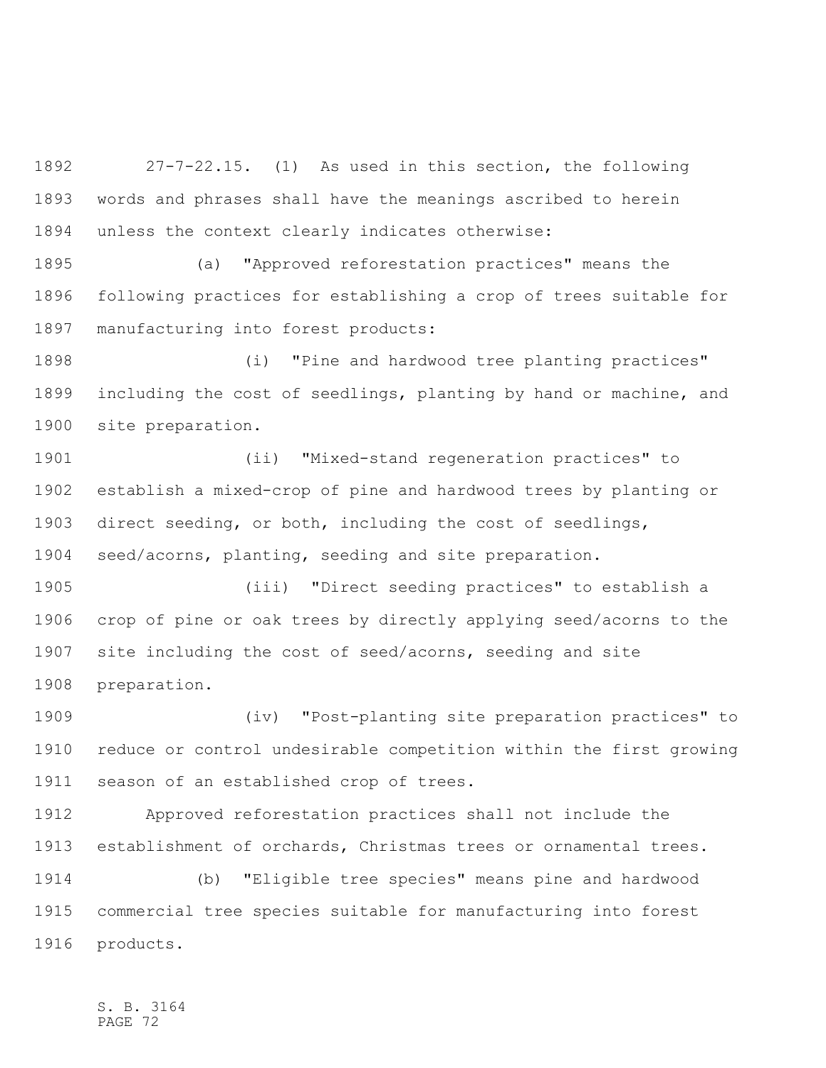27-7-22.15. (1) As used in this section, the following words and phrases shall have the meanings ascribed to herein unless the context clearly indicates otherwise:

(a) "Approved reforestation practices" means the following practices for establishing a crop of trees suitable for manufacturing into forest products:

(i) "Pine and hardwood tree planting practices" including the cost of seedlings, planting by hand or machine, and site preparation.

(ii) "Mixed-stand regeneration practices" to establish a mixed-crop of pine and hardwood trees by planting or direct seeding, or both, including the cost of seedlings, seed/acorns, planting, seeding and site preparation.

(iii) "Direct seeding practices" to establish a crop of pine or oak trees by directly applying seed/acorns to the site including the cost of seed/acorns, seeding and site preparation.

(iv) "Post-planting site preparation practices" to reduce or control undesirable competition within the first growing season of an established crop of trees.

Approved reforestation practices shall not include the establishment of orchards, Christmas trees or ornamental trees.

(b) "Eligible tree species" means pine and hardwood commercial tree species suitable for manufacturing into forest products.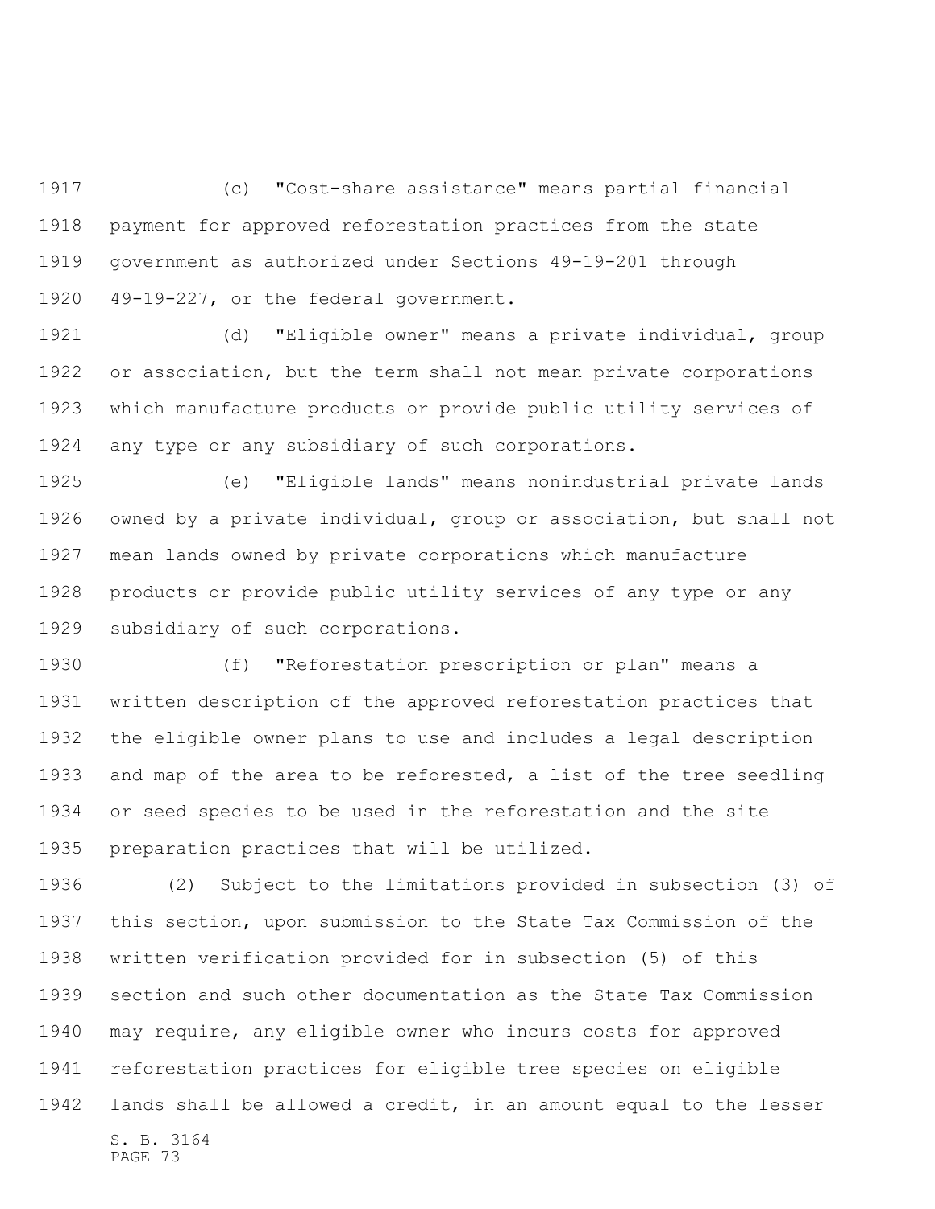(c) "Cost-share assistance" means partial financial payment for approved reforestation practices from the state government as authorized under Sections 49-19-201 through 49-19-227, or the federal government.

(d) "Eligible owner" means a private individual, group or association, but the term shall not mean private corporations which manufacture products or provide public utility services of any type or any subsidiary of such corporations.

(e) "Eligible lands" means nonindustrial private lands owned by a private individual, group or association, but shall not mean lands owned by private corporations which manufacture products or provide public utility services of any type or any subsidiary of such corporations.

(f) "Reforestation prescription or plan" means a written description of the approved reforestation practices that the eligible owner plans to use and includes a legal description and map of the area to be reforested, a list of the tree seedling or seed species to be used in the reforestation and the site preparation practices that will be utilized.

(2) Subject to the limitations provided in subsection (3) of this section, upon submission to the State Tax Commission of the written verification provided for in subsection (5) of this section and such other documentation as the State Tax Commission may require, any eligible owner who incurs costs for approved reforestation practices for eligible tree species on eligible lands shall be allowed a credit, in an amount equal to the lesser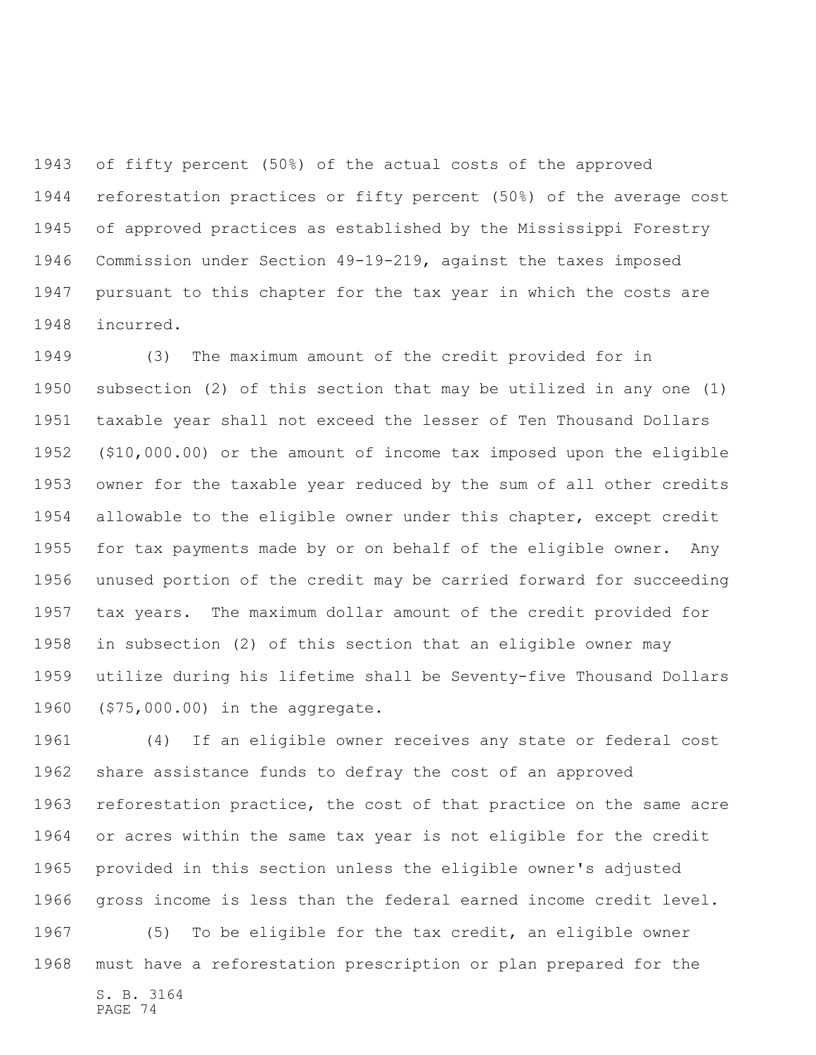of fifty percent (50%) of the actual costs of the approved reforestation practices or fifty percent (50%) of the average cost of approved practices as established by the Mississippi Forestry Commission under Section 49-19-219, against the taxes imposed pursuant to this chapter for the tax year in which the costs are incurred.

(3) The maximum amount of the credit provided for in subsection (2) of this section that may be utilized in any one (1) taxable year shall not exceed the lesser of Ten Thousand Dollars ($10,000.00) or the amount of income tax imposed upon the eligible owner for the taxable year reduced by the sum of all other credits allowable to the eligible owner under this chapter, except credit for tax payments made by or on behalf of the eligible owner. Any unused portion of the credit may be carried forward for succeeding tax years. The maximum dollar amount of the credit provided for in subsection (2) of this section that an eligible owner may utilize during his lifetime shall be Seventy-five Thousand Dollars ($75,000.00) in the aggregate.

(4) If an eligible owner receives any state or federal cost share assistance funds to defray the cost of an approved reforestation practice, the cost of that practice on the same acre or acres within the same tax year is not eligible for the credit provided in this section unless the eligible owner's adjusted gross income is less than the federal earned income credit level.

(5) To be eligible for the tax credit, an eligible owner must have a reforestation prescription or plan prepared for the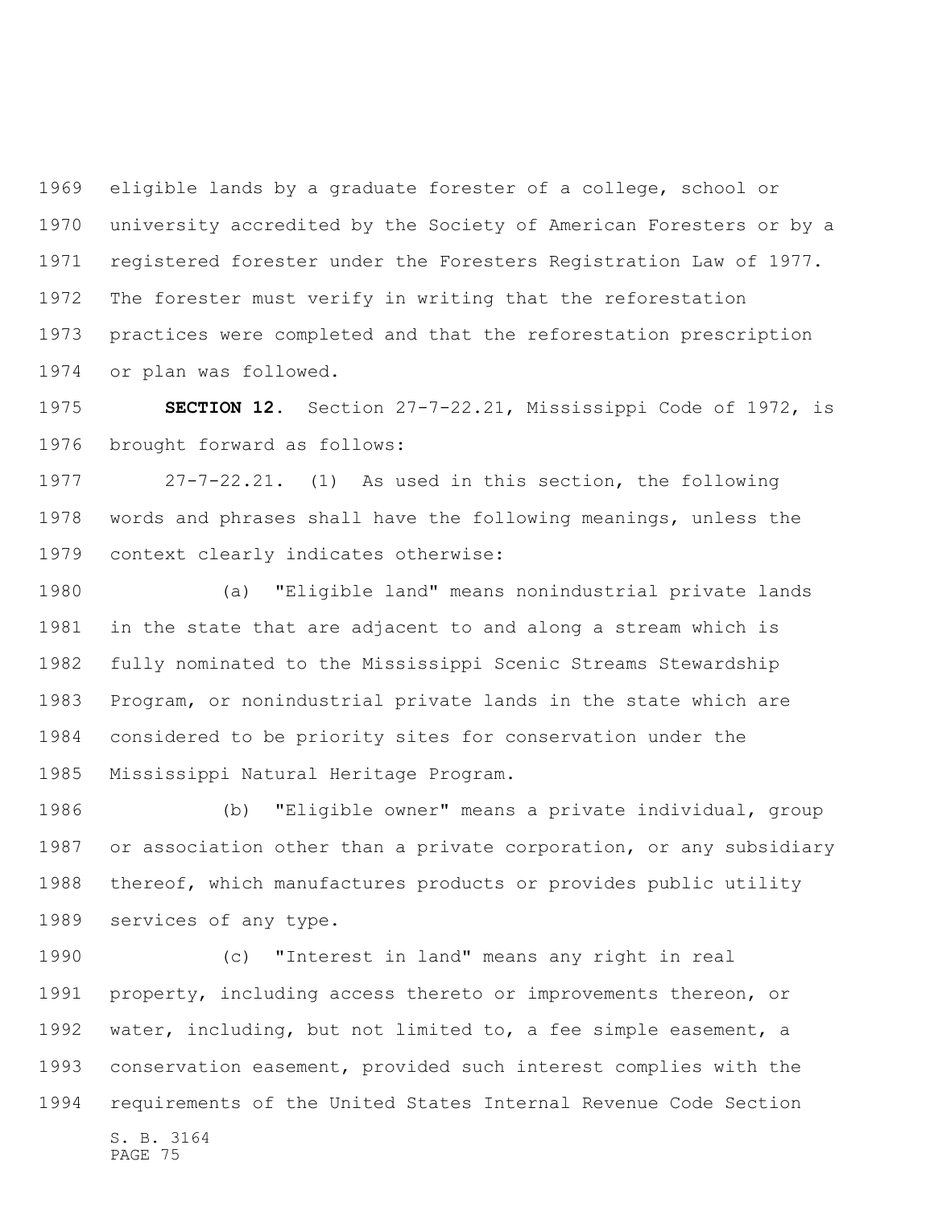eligible lands by a graduate forester of a college, school or university accredited by the Society of American Foresters or by a registered forester under the Foresters Registration Law of 1977. The forester must verify in writing that the reforestation practices were completed and that the reforestation prescription or plan was followed.

**SECTION 12.** Section 27-7-22.21, Mississippi Code of 1972, is brought forward as follows:

27-7-22.21. (1) As used in this section, the following words and phrases shall have the following meanings, unless the context clearly indicates otherwise:

(a) "Eligible land" means nonindustrial private lands in the state that are adjacent to and along a stream which is fully nominated to the Mississippi Scenic Streams Stewardship Program, or nonindustrial private lands in the state which are considered to be priority sites for conservation under the Mississippi Natural Heritage Program.

(b) "Eligible owner" means a private individual, group or association other than a private corporation, or any subsidiary thereof, which manufactures products or provides public utility services of any type.

(c) "Interest in land" means any right in real property, including access thereto or improvements thereon, or water, including, but not limited to, a fee simple easement, a conservation easement, provided such interest complies with the requirements of the United States Internal Revenue Code Section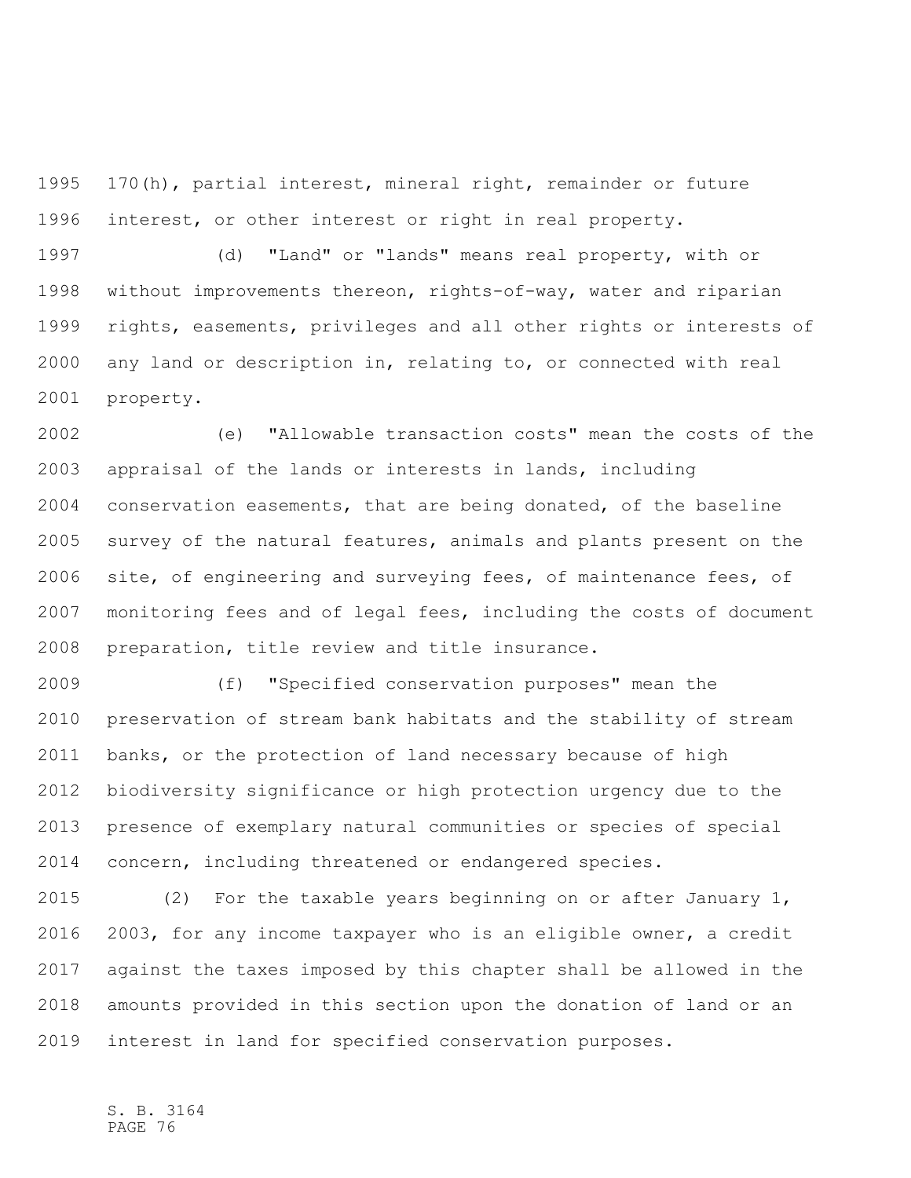170(h), partial interest, mineral right, remainder or future interest, or other interest or right in real property.

(d) "Land" or "lands" means real property, with or without improvements thereon, rights-of-way, water and riparian rights, easements, privileges and all other rights or interests of any land or description in, relating to, or connected with real property.

(e) "Allowable transaction costs" mean the costs of the appraisal of the lands or interests in lands, including conservation easements, that are being donated, of the baseline survey of the natural features, animals and plants present on the site, of engineering and surveying fees, of maintenance fees, of monitoring fees and of legal fees, including the costs of document preparation, title review and title insurance.

(f) "Specified conservation purposes" mean the preservation of stream bank habitats and the stability of stream banks, or the protection of land necessary because of high biodiversity significance or high protection urgency due to the presence of exemplary natural communities or species of special concern, including threatened or endangered species.

(2) For the taxable years beginning on or after January 1, 2003, for any income taxpayer who is an eligible owner, a credit against the taxes imposed by this chapter shall be allowed in the amounts provided in this section upon the donation of land or an interest in land for specified conservation purposes.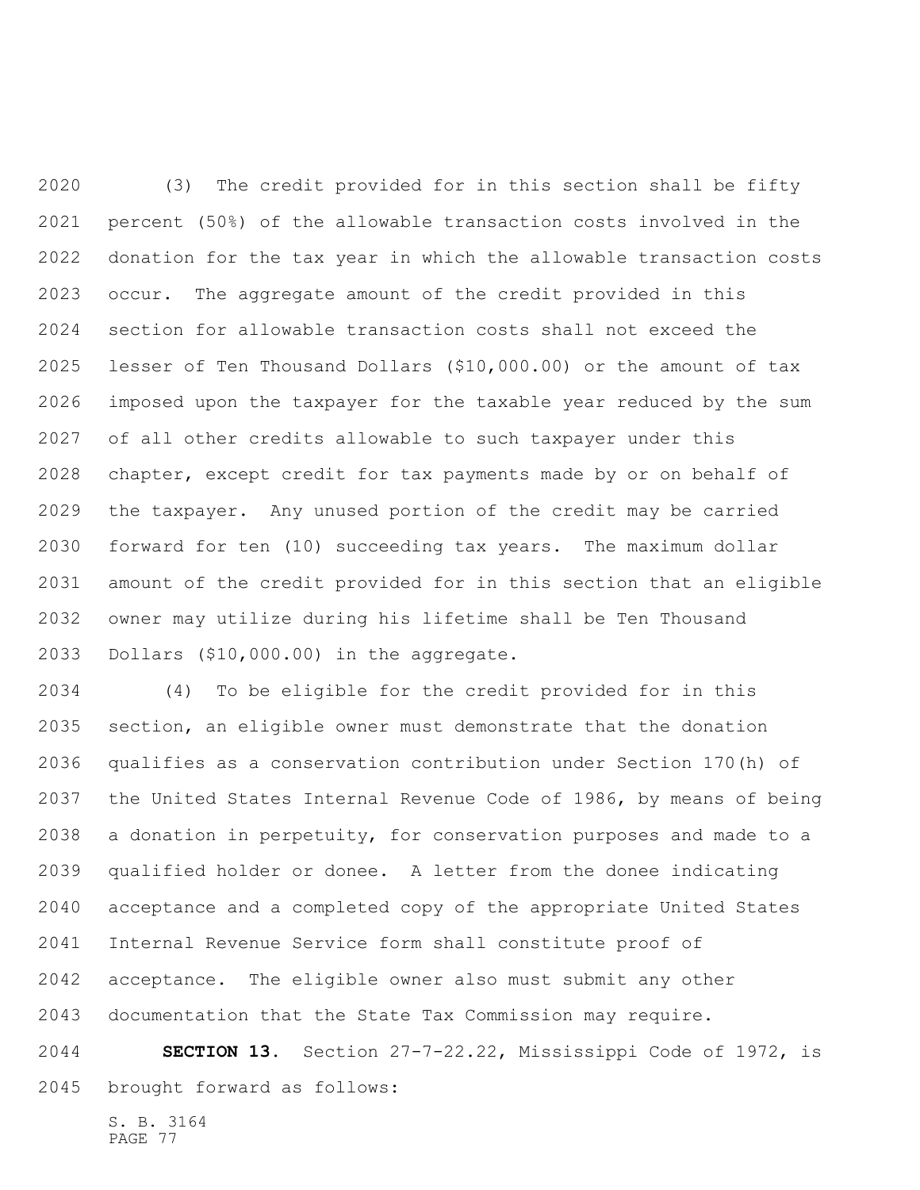(3) The credit provided for in this section shall be fifty percent (50%) of the allowable transaction costs involved in the donation for the tax year in which the allowable transaction costs occur. The aggregate amount of the credit provided in this section for allowable transaction costs shall not exceed the lesser of Ten Thousand Dollars ($10,000.00) or the amount of tax imposed upon the taxpayer for the taxable year reduced by the sum of all other credits allowable to such taxpayer under this chapter, except credit for tax payments made by or on behalf of the taxpayer. Any unused portion of the credit may be carried forward for ten (10) succeeding tax years. The maximum dollar amount of the credit provided for in this section that an eligible owner may utilize during his lifetime shall be Ten Thousand Dollars ($10,000.00) in the aggregate.

(4) To be eligible for the credit provided for in this section, an eligible owner must demonstrate that the donation qualifies as a conservation contribution under Section 170(h) of the United States Internal Revenue Code of 1986, by means of being a donation in perpetuity, for conservation purposes and made to a qualified holder or donee. A letter from the donee indicating acceptance and a completed copy of the appropriate United States Internal Revenue Service form shall constitute proof of acceptance. The eligible owner also must submit any other documentation that the State Tax Commission may require.

**SECTION 13.** Section 27-7-22.22, Mississippi Code of 1972, is brought forward as follows: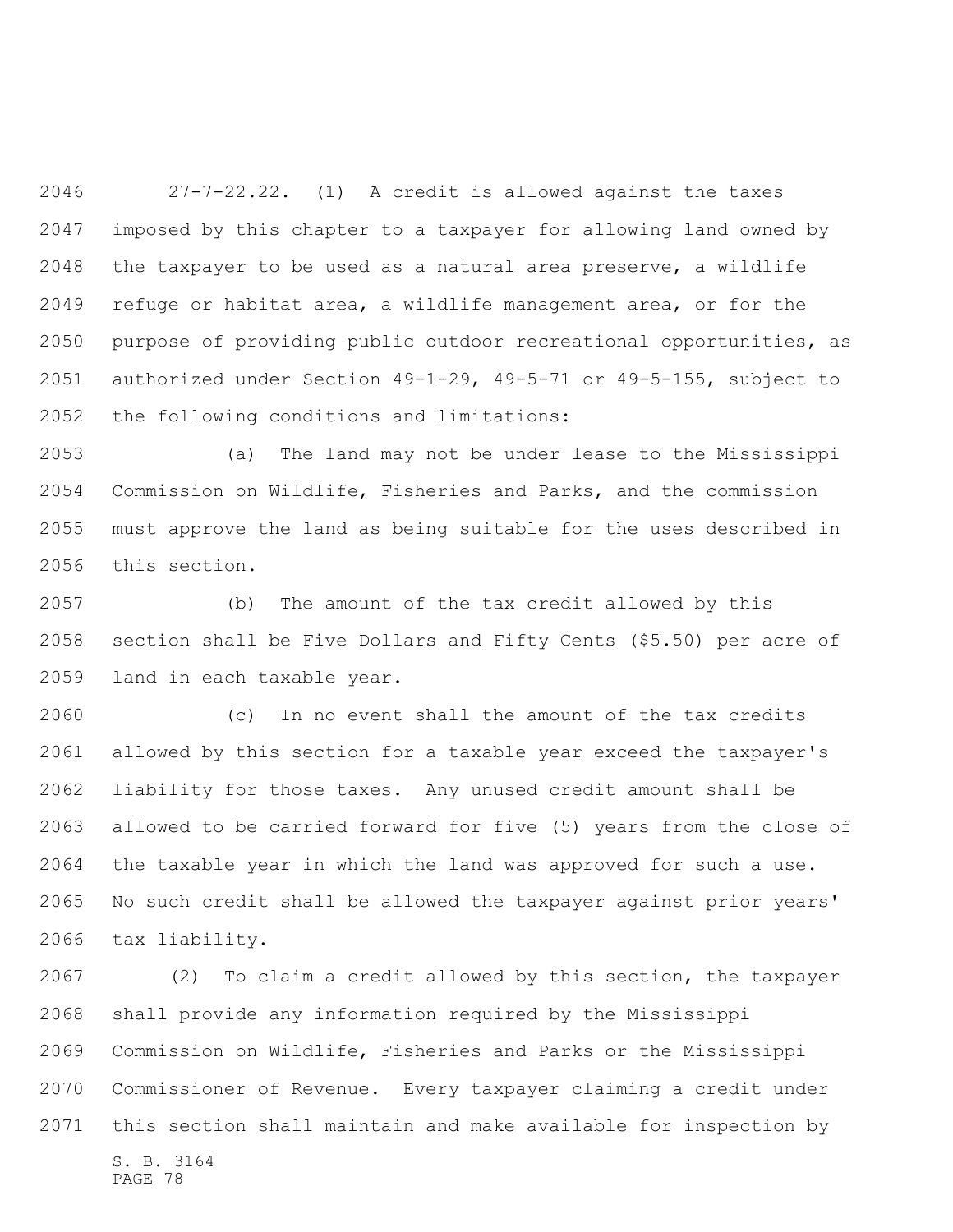27-7-22.22. (1) A credit is allowed against the taxes imposed by this chapter to a taxpayer for allowing land owned by the taxpayer to be used as a natural area preserve, a wildlife refuge or habitat area, a wildlife management area, or for the purpose of providing public outdoor recreational opportunities, as authorized under Section 49-1-29, 49-5-71 or 49-5-155, subject to the following conditions and limitations:

(a) The land may not be under lease to the Mississippi Commission on Wildlife, Fisheries and Parks, and the commission must approve the land as being suitable for the uses described in this section.

(b) The amount of the tax credit allowed by this section shall be Five Dollars and Fifty Cents ($5.50) per acre of land in each taxable year.

(c) In no event shall the amount of the tax credits allowed by this section for a taxable year exceed the taxpayer's liability for those taxes. Any unused credit amount shall be allowed to be carried forward for five (5) years from the close of the taxable year in which the land was approved for such a use. No such credit shall be allowed the taxpayer against prior years' tax liability.

(2) To claim a credit allowed by this section, the taxpayer shall provide any information required by the Mississippi Commission on Wildlife, Fisheries and Parks or the Mississippi Commissioner of Revenue. Every taxpayer claiming a credit under this section shall maintain and make available for inspection by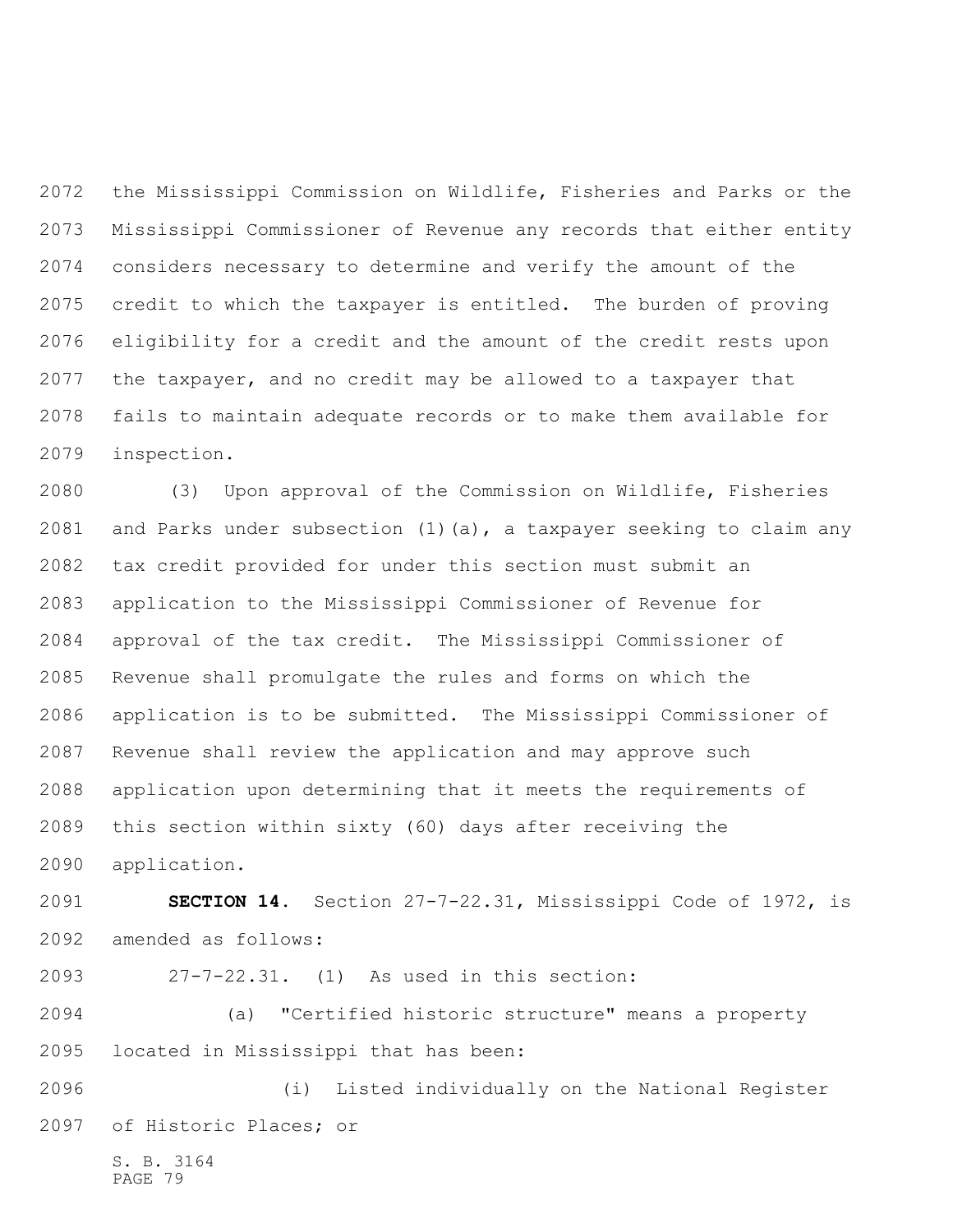the Mississippi Commission on Wildlife, Fisheries and Parks or the Mississippi Commissioner of Revenue any records that either entity considers necessary to determine and verify the amount of the credit to which the taxpayer is entitled. The burden of proving eligibility for a credit and the amount of the credit rests upon the taxpayer, and no credit may be allowed to a taxpayer that fails to maintain adequate records or to make them available for inspection.

(3) Upon approval of the Commission on Wildlife, Fisheries and Parks under subsection (1)(a), a taxpayer seeking to claim any tax credit provided for under this section must submit an application to the Mississippi Commissioner of Revenue for approval of the tax credit. The Mississippi Commissioner of Revenue shall promulgate the rules and forms on which the application is to be submitted. The Mississippi Commissioner of Revenue shall review the application and may approve such application upon determining that it meets the requirements of this section within sixty (60) days after receiving the application.

**SECTION 14.** Section 27-7-22.31, Mississippi Code of 1972, is amended as follows:

27-7-22.31. (1) As used in this section:

(a) "Certified historic structure" means a property located in Mississippi that has been:

(i) Listed individually on the National Register of Historic Places; or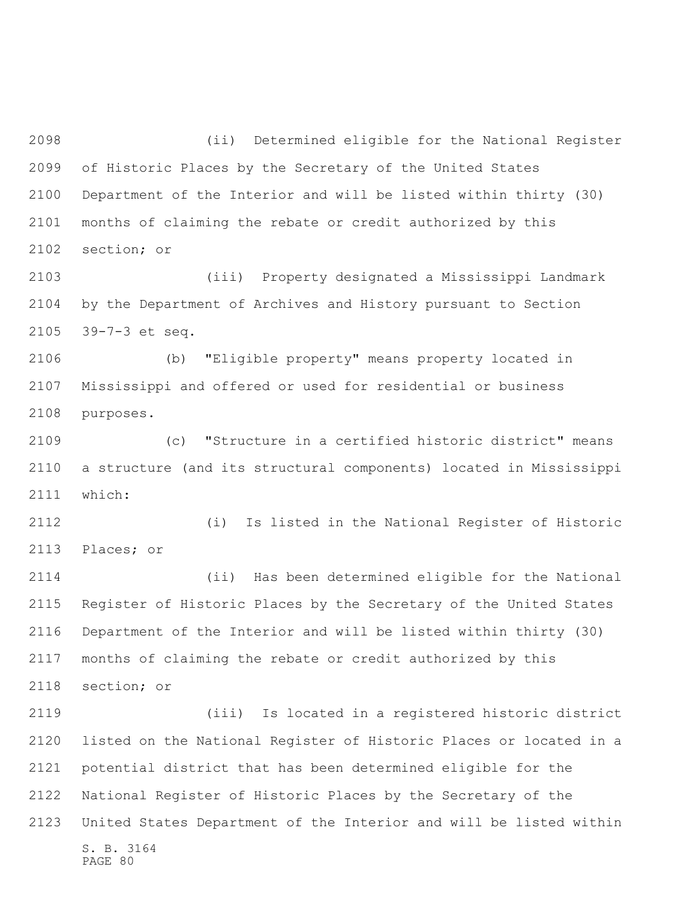(ii) Determined eligible for the National Register of Historic Places by the Secretary of the United States Department of the Interior and will be listed within thirty (30) months of claiming the rebate or credit authorized by this section; or

(iii) Property designated a Mississippi Landmark by the Department of Archives and History pursuant to Section 39-7-3 et seq.

(b) "Eligible property" means property located in Mississippi and offered or used for residential or business purposes.

(c) "Structure in a certified historic district" means a structure (and its structural components) located in Mississippi which:

(i) Is listed in the National Register of Historic Places; or

(ii) Has been determined eligible for the National Register of Historic Places by the Secretary of the United States Department of the Interior and will be listed within thirty (30) months of claiming the rebate or credit authorized by this section; or

(iii) Is located in a registered historic district listed on the National Register of Historic Places or located in a potential district that has been determined eligible for the National Register of Historic Places by the Secretary of the United States Department of the Interior and will be listed within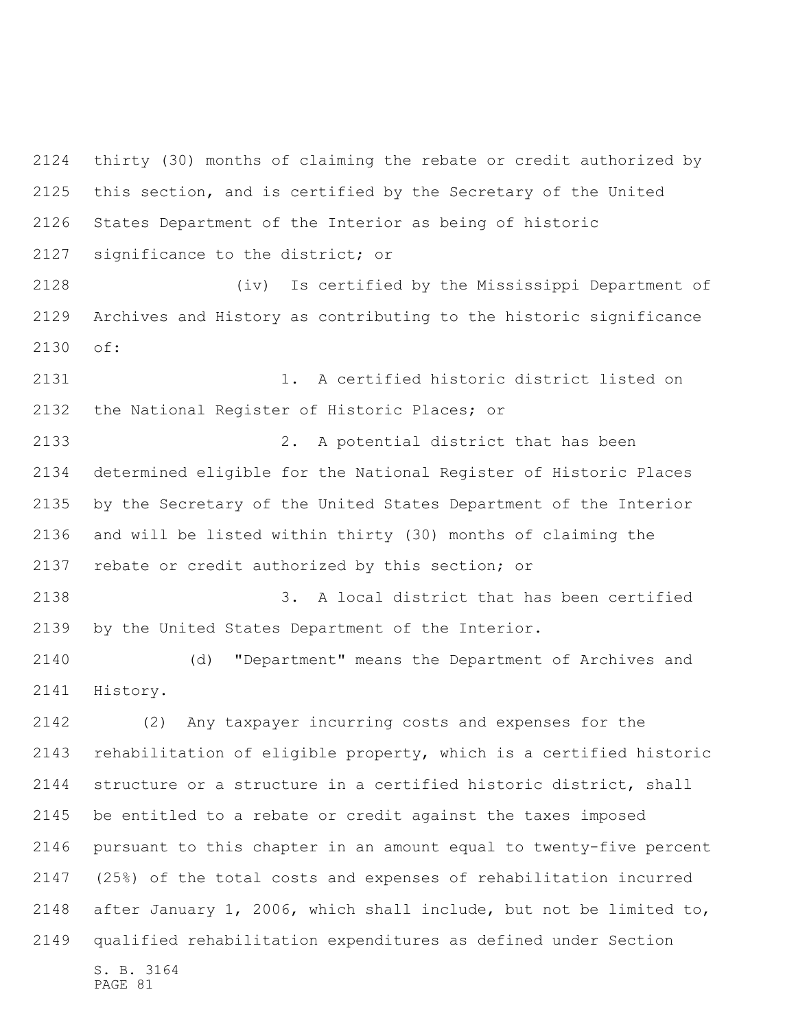thirty (30) months of claiming the rebate or credit authorized by this section, and is certified by the Secretary of the United States Department of the Interior as being of historic significance to the district; or

(iv) Is certified by the Mississippi Department of Archives and History as contributing to the historic significance of:

1. A certified historic district listed on the National Register of Historic Places; or

2. A potential district that has been determined eligible for the National Register of Historic Places by the Secretary of the United States Department of the Interior and will be listed within thirty (30) months of claiming the rebate or credit authorized by this section; or

3. A local district that has been certified by the United States Department of the Interior.

(d) "Department" means the Department of Archives and History.

(2) Any taxpayer incurring costs and expenses for the rehabilitation of eligible property, which is a certified historic structure or a structure in a certified historic district, shall be entitled to a rebate or credit against the taxes imposed pursuant to this chapter in an amount equal to twenty-five percent (25%) of the total costs and expenses of rehabilitation incurred after January 1, 2006, which shall include, but not be limited to, qualified rehabilitation expenditures as defined under Section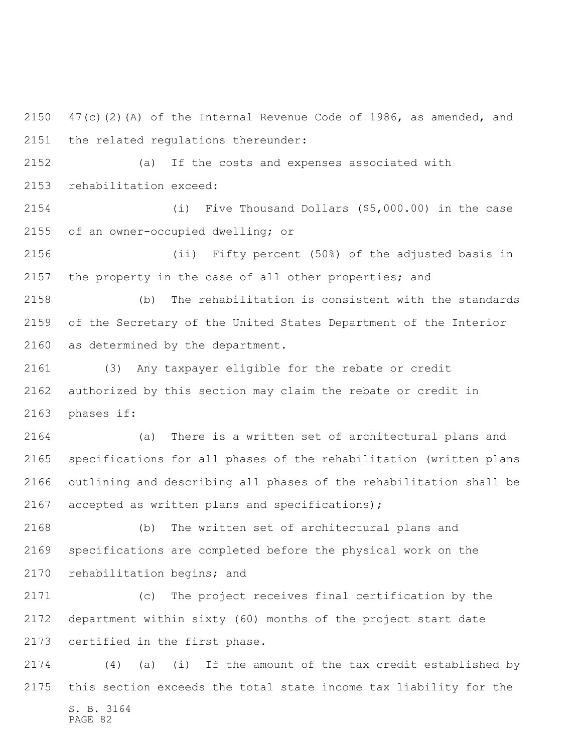47(c)(2)(A) of the Internal Revenue Code of 1986, as amended, and the related regulations thereunder:

(a) If the costs and expenses associated with rehabilitation exceed:

(i) Five Thousand Dollars ($5,000.00) in the case of an owner-occupied dwelling; or

(ii) Fifty percent (50%) of the adjusted basis in the property in the case of all other properties; and

(b) The rehabilitation is consistent with the standards of the Secretary of the United States Department of the Interior as determined by the department.

(3) Any taxpayer eligible for the rebate or credit authorized by this section may claim the rebate or credit in phases if:

(a) There is a written set of architectural plans and specifications for all phases of the rehabilitation (written plans outlining and describing all phases of the rehabilitation shall be accepted as written plans and specifications);

(b) The written set of architectural plans and specifications are completed before the physical work on the rehabilitation begins; and

(c) The project receives final certification by the department within sixty (60) months of the project start date certified in the first phase.

(4) (a) (i) If the amount of the tax credit established by this section exceeds the total state income tax liability for the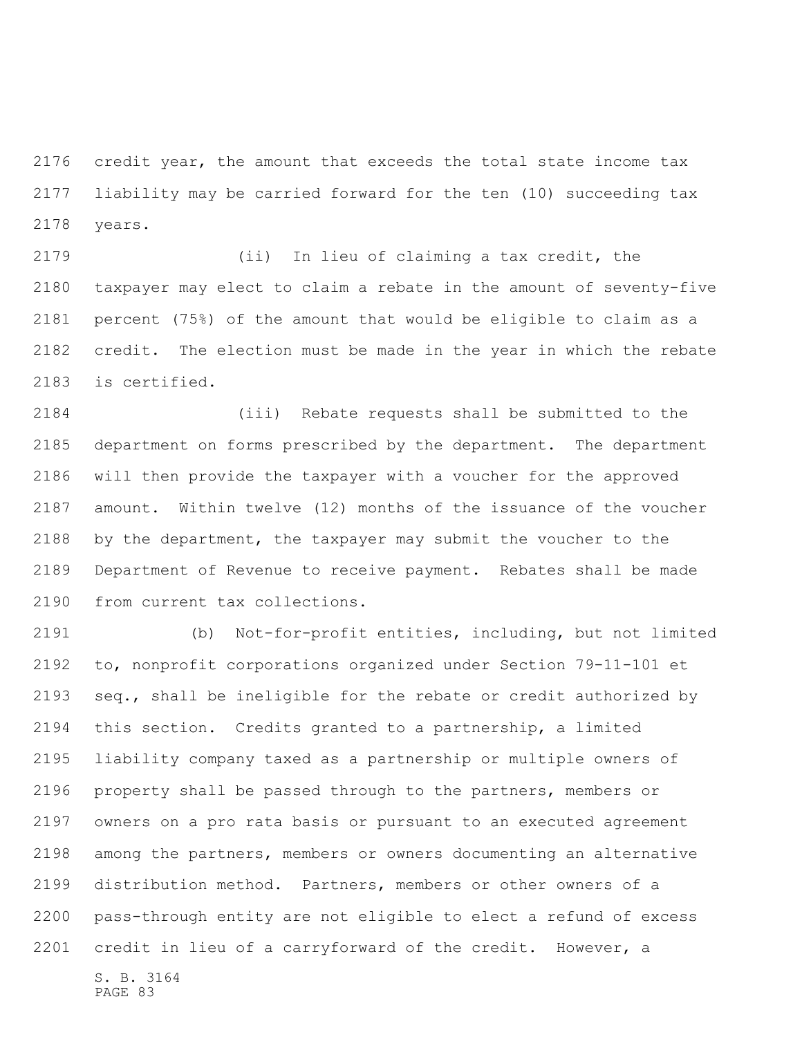credit year, the amount that exceeds the total state income tax liability may be carried forward for the ten (10) succeeding tax years.

(ii) In lieu of claiming a tax credit, the taxpayer may elect to claim a rebate in the amount of seventy-five percent (75%) of the amount that would be eligible to claim as a credit. The election must be made in the year in which the rebate is certified.

(iii) Rebate requests shall be submitted to the department on forms prescribed by the department. The department will then provide the taxpayer with a voucher for the approved amount. Within twelve (12) months of the issuance of the voucher by the department, the taxpayer may submit the voucher to the Department of Revenue to receive payment. Rebates shall be made from current tax collections.

(b) Not-for-profit entities, including, but not limited to, nonprofit corporations organized under Section 79-11-101 et seq., shall be ineligible for the rebate or credit authorized by this section. Credits granted to a partnership, a limited liability company taxed as a partnership or multiple owners of property shall be passed through to the partners, members or owners on a pro rata basis or pursuant to an executed agreement among the partners, members or owners documenting an alternative distribution method. Partners, members or other owners of a pass-through entity are not eligible to elect a refund of excess credit in lieu of a carryforward of the credit. However, a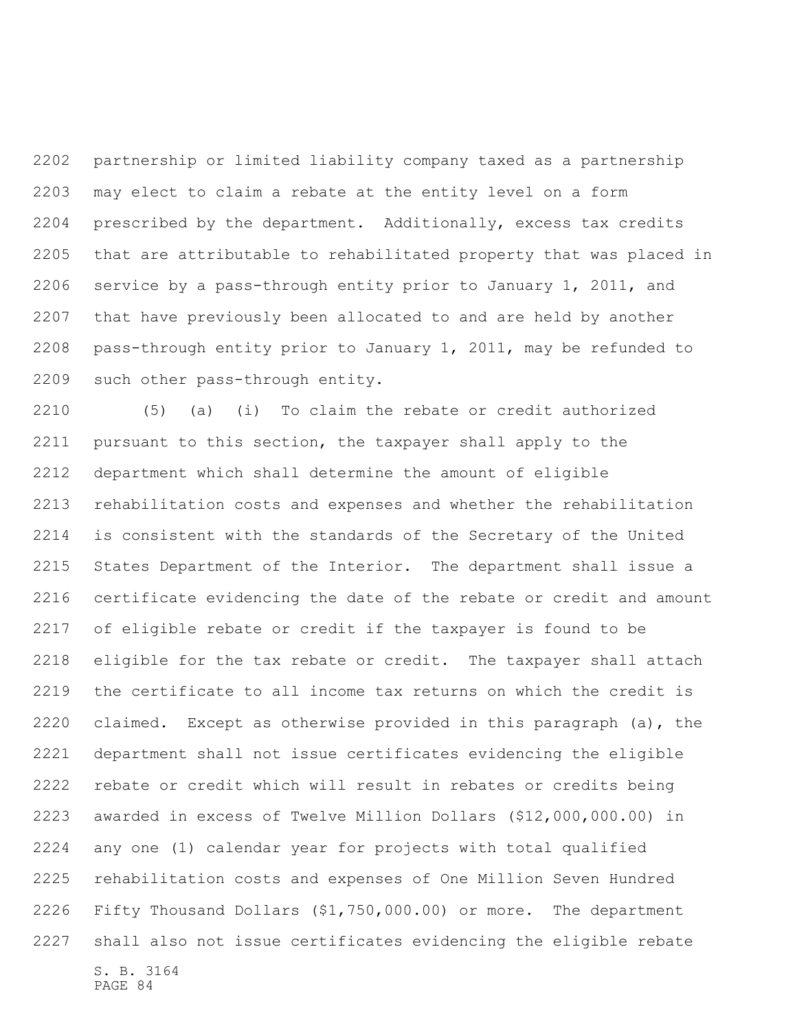partnership or limited liability company taxed as a partnership may elect to claim a rebate at the entity level on a form prescribed by the department. Additionally, excess tax credits that are attributable to rehabilitated property that was placed in service by a pass-through entity prior to January 1, 2011, and that have previously been allocated to and are held by another pass-through entity prior to January 1, 2011, may be refunded to such other pass-through entity.

(5) (a) (i) To claim the rebate or credit authorized pursuant to this section, the taxpayer shall apply to the department which shall determine the amount of eligible rehabilitation costs and expenses and whether the rehabilitation is consistent with the standards of the Secretary of the United States Department of the Interior. The department shall issue a certificate evidencing the date of the rebate or credit and amount of eligible rebate or credit if the taxpayer is found to be eligible for the tax rebate or credit. The taxpayer shall attach the certificate to all income tax returns on which the credit is claimed. Except as otherwise provided in this paragraph (a), the department shall not issue certificates evidencing the eligible rebate or credit which will result in rebates or credits being awarded in excess of Twelve Million Dollars ($12,000,000.00) in any one (1) calendar year for projects with total qualified rehabilitation costs and expenses of One Million Seven Hundred Fifty Thousand Dollars ($1,750,000.00) or more. The department shall also not issue certificates evidencing the eligible rebate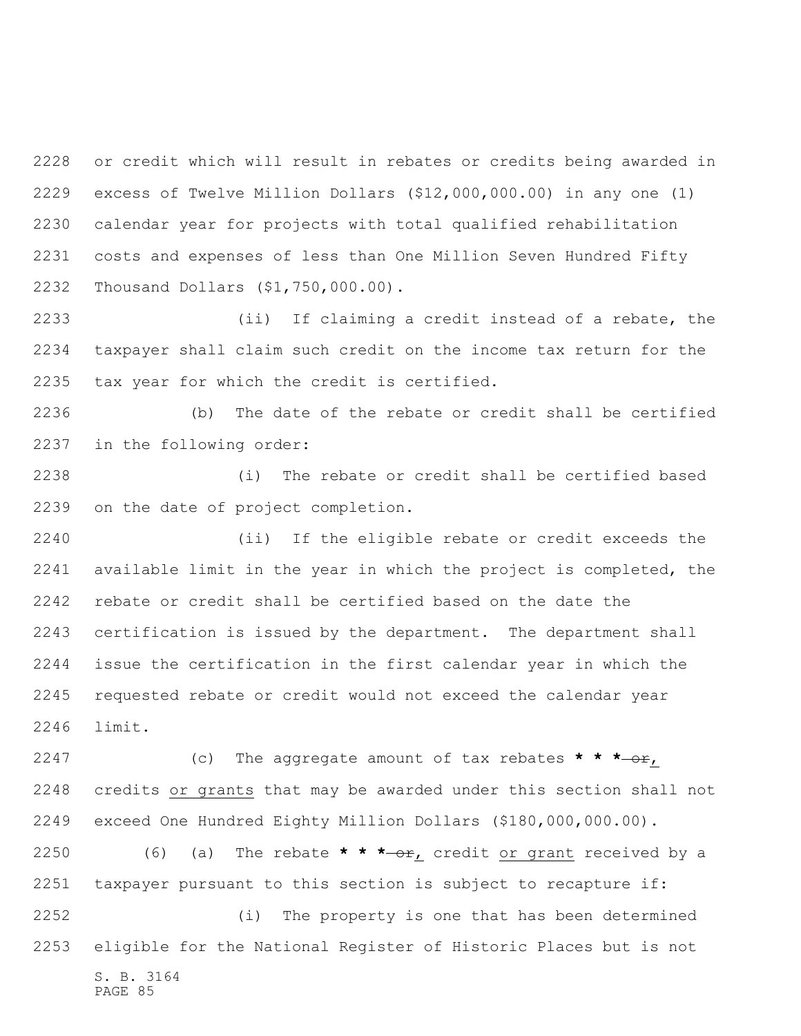or credit which will result in rebates or credits being awarded in excess of Twelve Million Dollars ($12,000,000.00) in any one (1) calendar year for projects with total qualified rehabilitation costs and expenses of less than One Million Seven Hundred Fifty Thousand Dollars ($1,750,000.00).

(ii) If claiming a credit instead of a rebate, the taxpayer shall claim such credit on the income tax return for the tax year for which the credit is certified.

(b) The date of the rebate or credit shall be certified in the following order:

(i) The rebate or credit shall be certified based on the date of project completion.

(ii) If the eligible rebate or credit exceeds the available limit in the year in which the project is completed, the rebate or credit shall be certified based on the date the certification is issued by the department. The department shall issue the certification in the first calendar year in which the requested rebate or credit would not exceed the calendar year limit.

(c) The aggregate amount of tax rebates * * * ~~or~~, credits <u>or grants</u> that may be awarded under this section shall not exceed One Hundred Eighty Million Dollars ($180,000,000.00).

(6) (a) The rebate * * * ~~or~~, credit <u>or grant</u> received by a taxpayer pursuant to this section is subject to recapture if:

(i) The property is one that has been determined eligible for the National Register of Historic Places but is not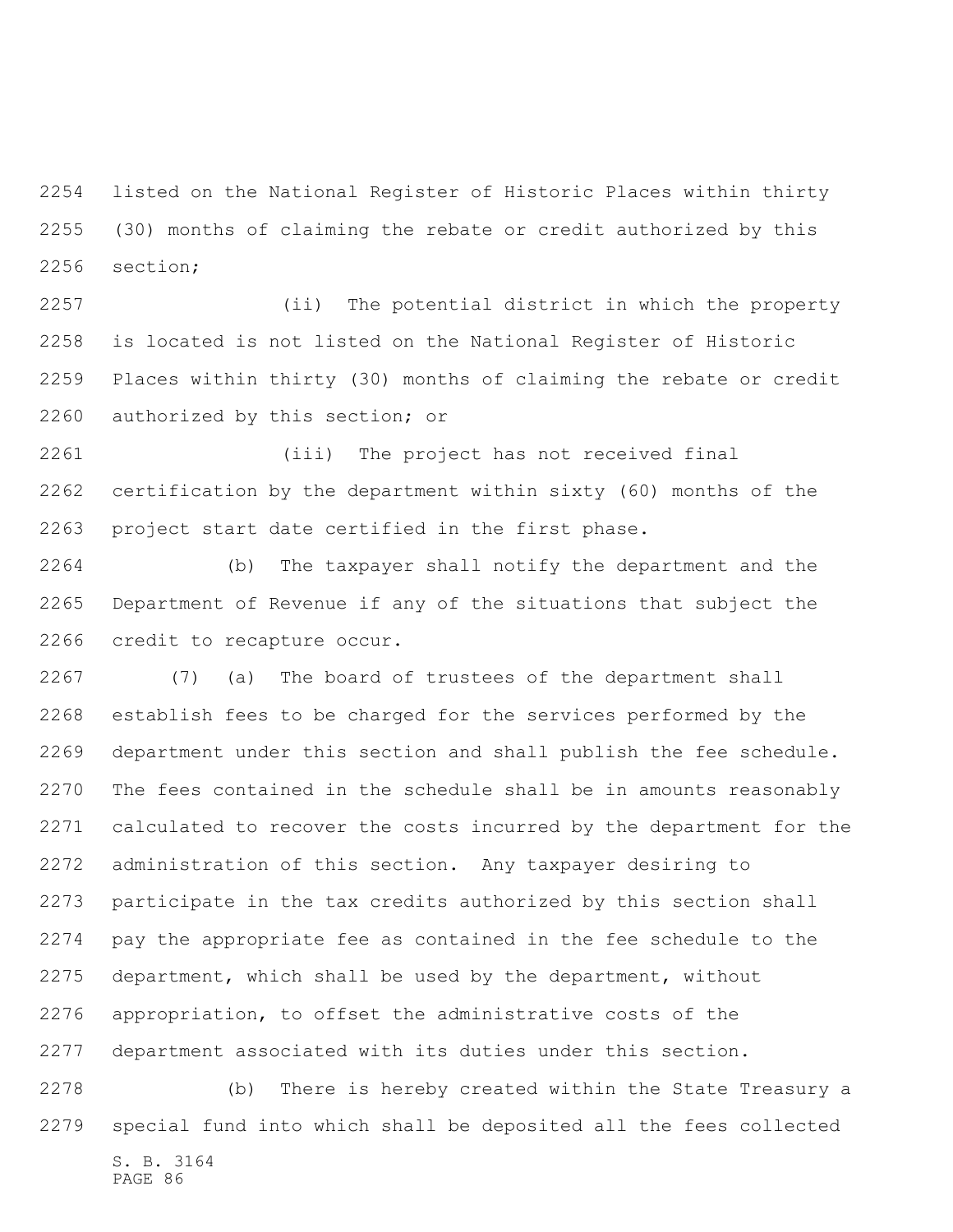listed on the National Register of Historic Places within thirty (30) months of claiming the rebate or credit authorized by this section;

(ii) The potential district in which the property is located is not listed on the National Register of Historic Places within thirty (30) months of claiming the rebate or credit authorized by this section; or

(iii) The project has not received final certification by the department within sixty (60) months of the project start date certified in the first phase.

(b) The taxpayer shall notify the department and the Department of Revenue if any of the situations that subject the credit to recapture occur.

(7) (a) The board of trustees of the department shall establish fees to be charged for the services performed by the department under this section and shall publish the fee schedule. The fees contained in the schedule shall be in amounts reasonably calculated to recover the costs incurred by the department for the administration of this section. Any taxpayer desiring to participate in the tax credits authorized by this section shall pay the appropriate fee as contained in the fee schedule to the department, which shall be used by the department, without appropriation, to offset the administrative costs of the department associated with its duties under this section.

(b) There is hereby created within the State Treasury a special fund into which shall be deposited all the fees collected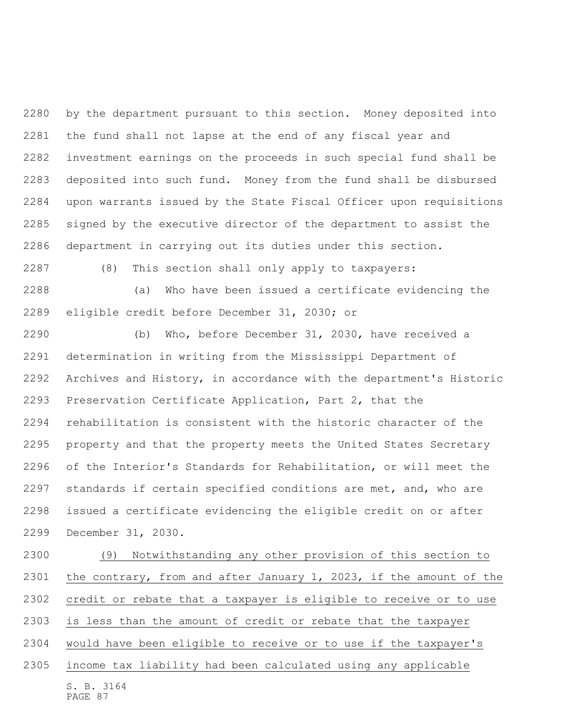by the department pursuant to this section. Money deposited into the fund shall not lapse at the end of any fiscal year and investment earnings on the proceeds in such special fund shall be deposited into such fund. Money from the fund shall be disbursed upon warrants issued by the State Fiscal Officer upon requisitions signed by the executive director of the department to assist the department in carrying out its duties under this section.

(8) This section shall only apply to taxpayers:

(a) Who have been issued a certificate evidencing the eligible credit before December 31, 2030; or

(b) Who, before December 31, 2030, have received a determination in writing from the Mississippi Department of Archives and History, in accordance with the department's Historic Preservation Certificate Application, Part 2, that the rehabilitation is consistent with the historic character of the property and that the property meets the United States Secretary of the Interior's Standards for Rehabilitation, or will meet the standards if certain specified conditions are met, and, who are issued a certificate evidencing the eligible credit on or after December 31, 2030.

<u>(9) Notwithstanding any other provision of this section to the contrary, from and after January 1, 2023, if the amount of the credit or rebate that a taxpayer is eligible to receive or to use is less than the amount of credit or rebate that the taxpayer would have been eligible to receive or to use if the taxpayer's income tax liability had been calculated using any applicable</u>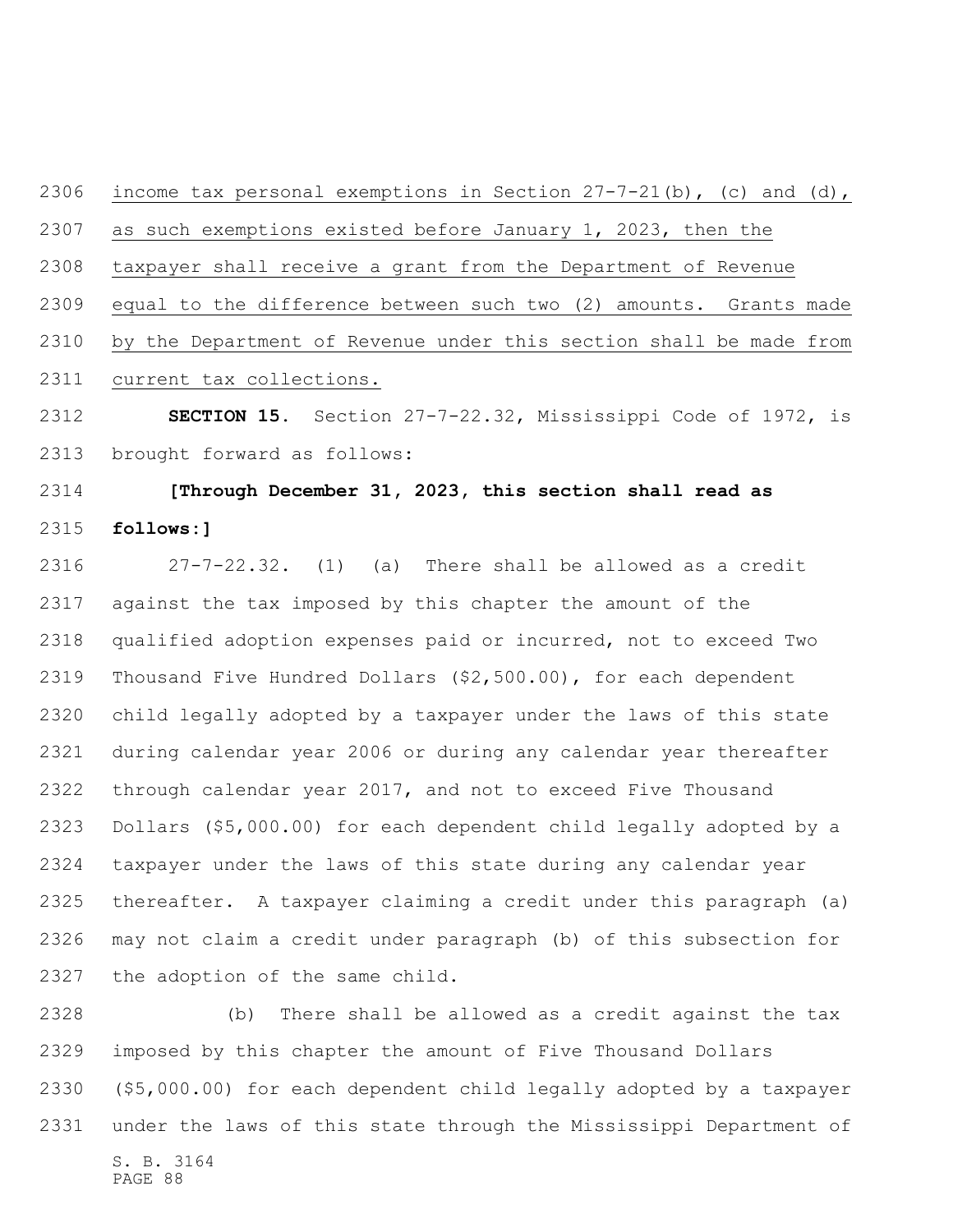income tax personal exemptions in Section 27-7-21(b), (c) and (d), as such exemptions existed before January 1, 2023, then the taxpayer shall receive a grant from the Department of Revenue equal to the difference between such two (2) amounts. Grants made by the Department of Revenue under this section shall be made from current tax collections.

**SECTION 15.** Section 27-7-22.32, Mississippi Code of 1972, is brought forward as follows:

**[Through December 31, 2023, this section shall read as follows:]**

27-7-22.32. (1) (a) There shall be allowed as a credit against the tax imposed by this chapter the amount of the qualified adoption expenses paid or incurred, not to exceed Two Thousand Five Hundred Dollars ($2,500.00), for each dependent child legally adopted by a taxpayer under the laws of this state during calendar year 2006 or during any calendar year thereafter through calendar year 2017, and not to exceed Five Thousand Dollars ($5,000.00) for each dependent child legally adopted by a taxpayer under the laws of this state during any calendar year thereafter. A taxpayer claiming a credit under this paragraph (a) may not claim a credit under paragraph (b) of this subsection for the adoption of the same child.

(b) There shall be allowed as a credit against the tax imposed by this chapter the amount of Five Thousand Dollars ($5,000.00) for each dependent child legally adopted by a taxpayer under the laws of this state through the Mississippi Department of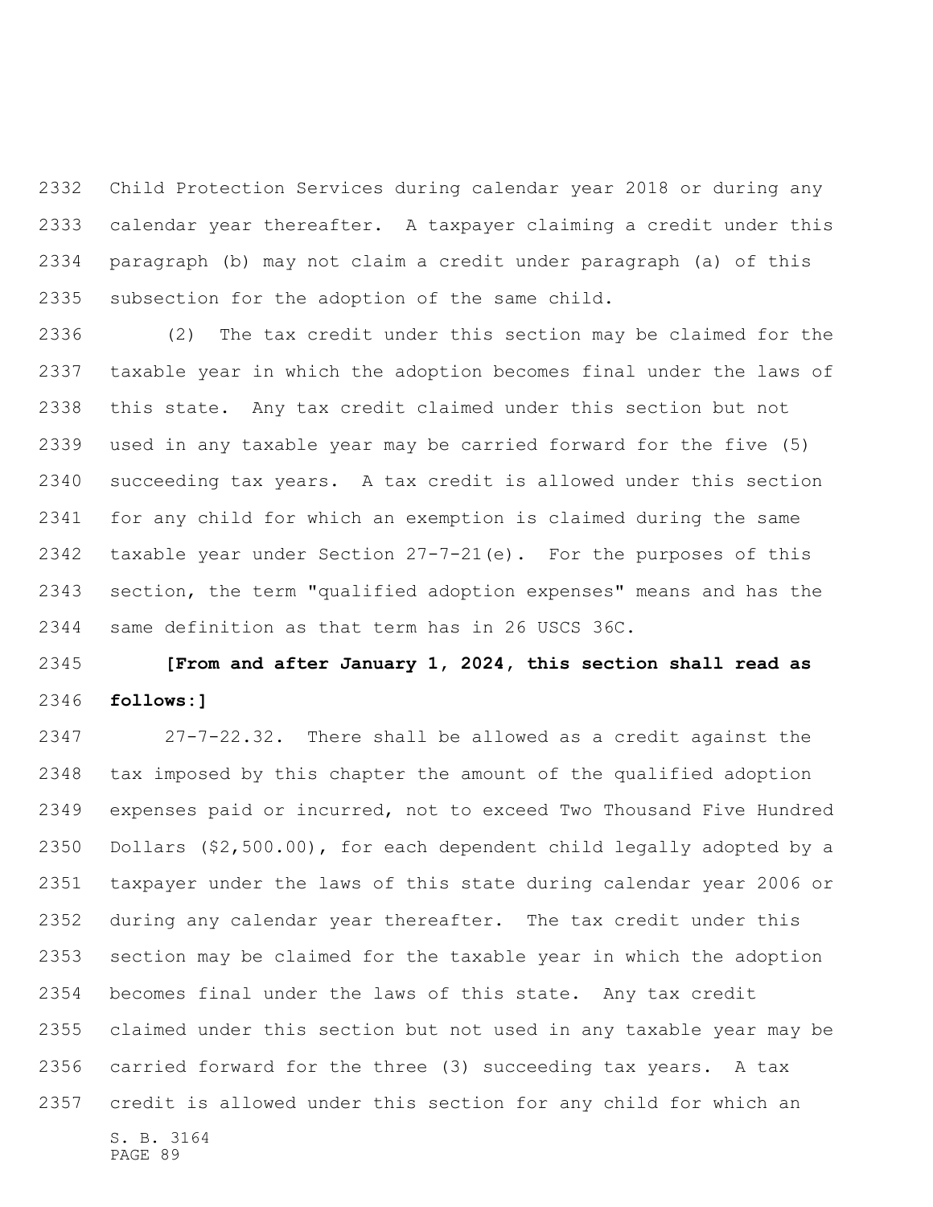Child Protection Services during calendar year 2018 or during any calendar year thereafter. A taxpayer claiming a credit under this paragraph (b) may not claim a credit under paragraph (a) of this subsection for the adoption of the same child.

(2) The tax credit under this section may be claimed for the taxable year in which the adoption becomes final under the laws of this state. Any tax credit claimed under this section but not used in any taxable year may be carried forward for the five (5) succeeding tax years. A tax credit is allowed under this section for any child for which an exemption is claimed during the same taxable year under Section 27-7-21(e). For the purposes of this section, the term "qualified adoption expenses" means and has the same definition as that term has in 26 USCS 36C.

**[From and after January 1, 2024, this section shall read as follows:]**

27-7-22.32. There shall be allowed as a credit against the tax imposed by this chapter the amount of the qualified adoption expenses paid or incurred, not to exceed Two Thousand Five Hundred Dollars ($2,500.00), for each dependent child legally adopted by a taxpayer under the laws of this state during calendar year 2006 or during any calendar year thereafter. The tax credit under this section may be claimed for the taxable year in which the adoption becomes final under the laws of this state. Any tax credit claimed under this section but not used in any taxable year may be carried forward for the three (3) succeeding tax years. A tax credit is allowed under this section for any child for which an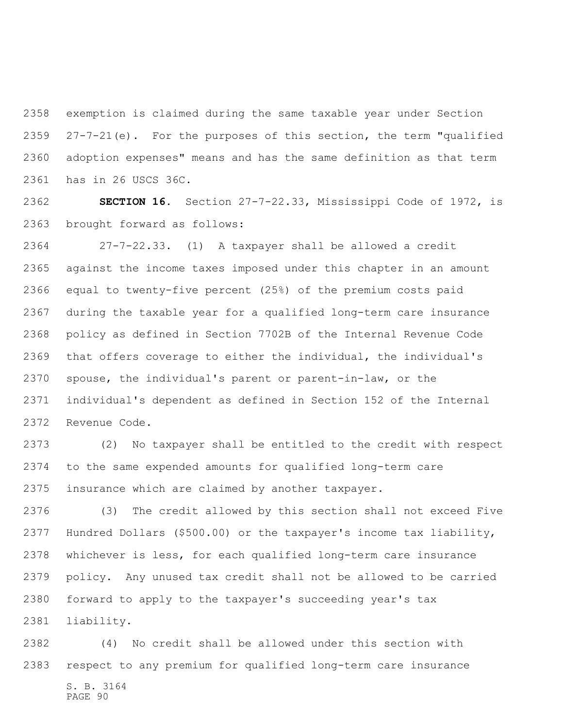exemption is claimed during the same taxable year under Section 27-7-21(e). For the purposes of this section, the term "qualified adoption expenses" means and has the same definition as that term has in 26 USCS 36C.

**SECTION 16.** Section 27-7-22.33, Mississippi Code of 1972, is brought forward as follows:

27-7-22.33. (1) A taxpayer shall be allowed a credit against the income taxes imposed under this chapter in an amount equal to twenty-five percent (25%) of the premium costs paid during the taxable year for a qualified long-term care insurance policy as defined in Section 7702B of the Internal Revenue Code that offers coverage to either the individual, the individual's spouse, the individual's parent or parent-in-law, or the individual's dependent as defined in Section 152 of the Internal Revenue Code.

(2) No taxpayer shall be entitled to the credit with respect to the same expended amounts for qualified long-term care insurance which are claimed by another taxpayer.

(3) The credit allowed by this section shall not exceed Five Hundred Dollars ($500.00) or the taxpayer's income tax liability, whichever is less, for each qualified long-term care insurance policy. Any unused tax credit shall not be allowed to be carried forward to apply to the taxpayer's succeeding year's tax liability.

(4) No credit shall be allowed under this section with respect to any premium for qualified long-term care insurance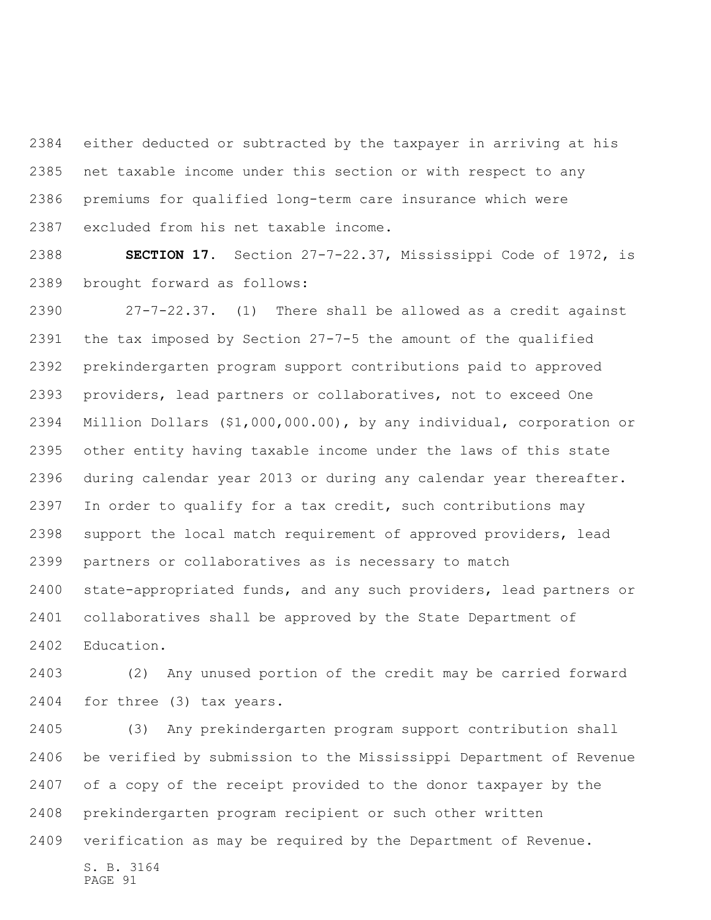either deducted or subtracted by the taxpayer in arriving at his net taxable income under this section or with respect to any premiums for qualified long-term care insurance which were excluded from his net taxable income.

**SECTION 17.** Section 27-7-22.37, Mississippi Code of 1972, is brought forward as follows:

27-7-22.37. (1) There shall be allowed as a credit against the tax imposed by Section 27-7-5 the amount of the qualified prekindergarten program support contributions paid to approved providers, lead partners or collaboratives, not to exceed One Million Dollars ($1,000,000.00), by any individual, corporation or other entity having taxable income under the laws of this state during calendar year 2013 or during any calendar year thereafter. In order to qualify for a tax credit, such contributions may support the local match requirement of approved providers, lead partners or collaboratives as is necessary to match state-appropriated funds, and any such providers, lead partners or collaboratives shall be approved by the State Department of Education.

(2) Any unused portion of the credit may be carried forward for three (3) tax years.

(3) Any prekindergarten program support contribution shall be verified by submission to the Mississippi Department of Revenue of a copy of the receipt provided to the donor taxpayer by the prekindergarten program recipient or such other written verification as may be required by the Department of Revenue.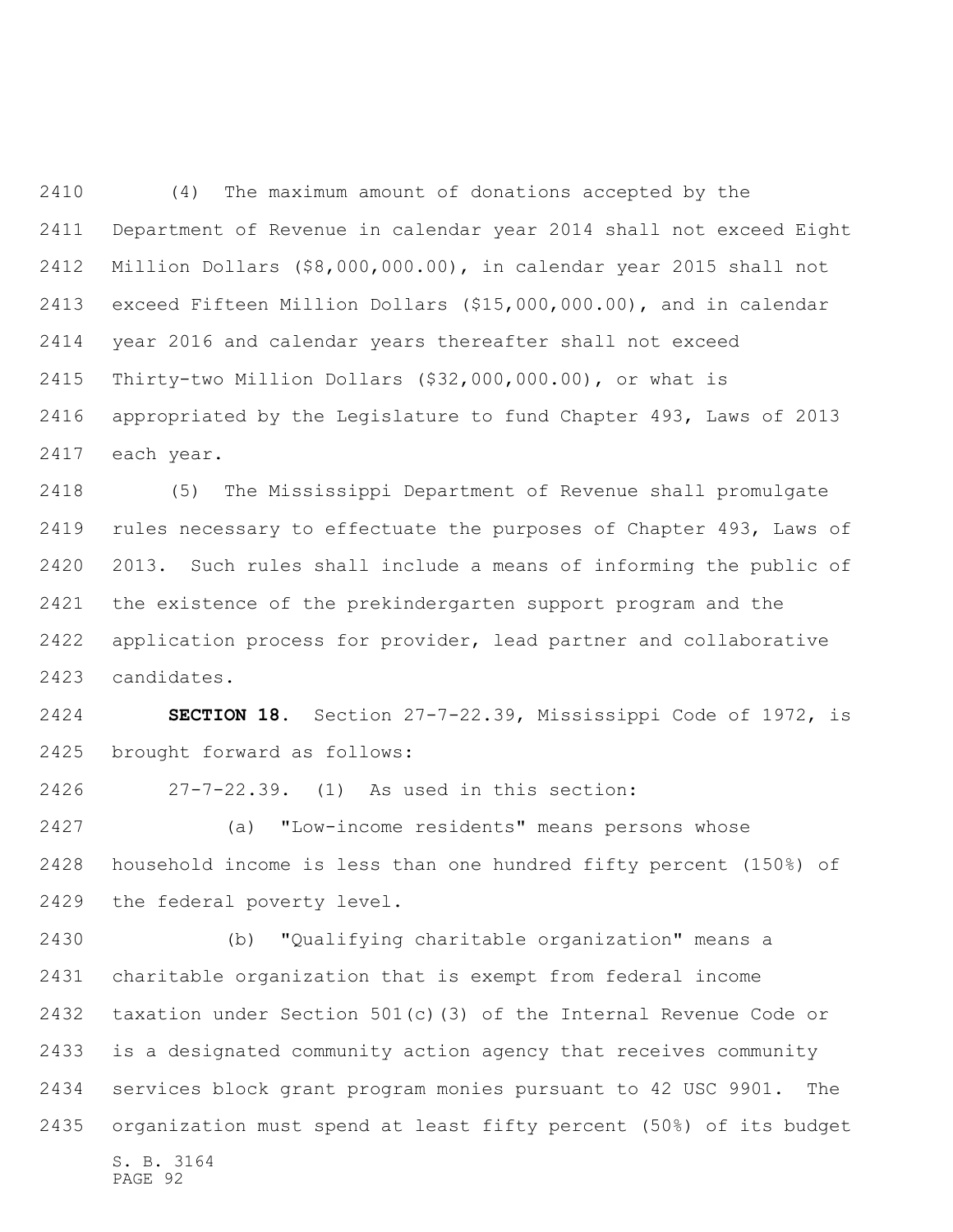(4) The maximum amount of donations accepted by the Department of Revenue in calendar year 2014 shall not exceed Eight Million Dollars ($8,000,000.00), in calendar year 2015 shall not exceed Fifteen Million Dollars ($15,000,000.00), and in calendar year 2016 and calendar years thereafter shall not exceed Thirty-two Million Dollars ($32,000,000.00), or what is appropriated by the Legislature to fund Chapter 493, Laws of 2013 each year.

(5) The Mississippi Department of Revenue shall promulgate rules necessary to effectuate the purposes of Chapter 493, Laws of 2013. Such rules shall include a means of informing the public of the existence of the prekindergarten support program and the application process for provider, lead partner and collaborative candidates.

**SECTION 18.** Section 27-7-22.39, Mississippi Code of 1972, is brought forward as follows:

27-7-22.39. (1) As used in this section:

(a) "Low-income residents" means persons whose household income is less than one hundred fifty percent (150%) of the federal poverty level.

(b) "Qualifying charitable organization" means a charitable organization that is exempt from federal income taxation under Section 501(c)(3) of the Internal Revenue Code or is a designated community action agency that receives community services block grant program monies pursuant to 42 USC 9901. The organization must spend at least fifty percent (50%) of its budget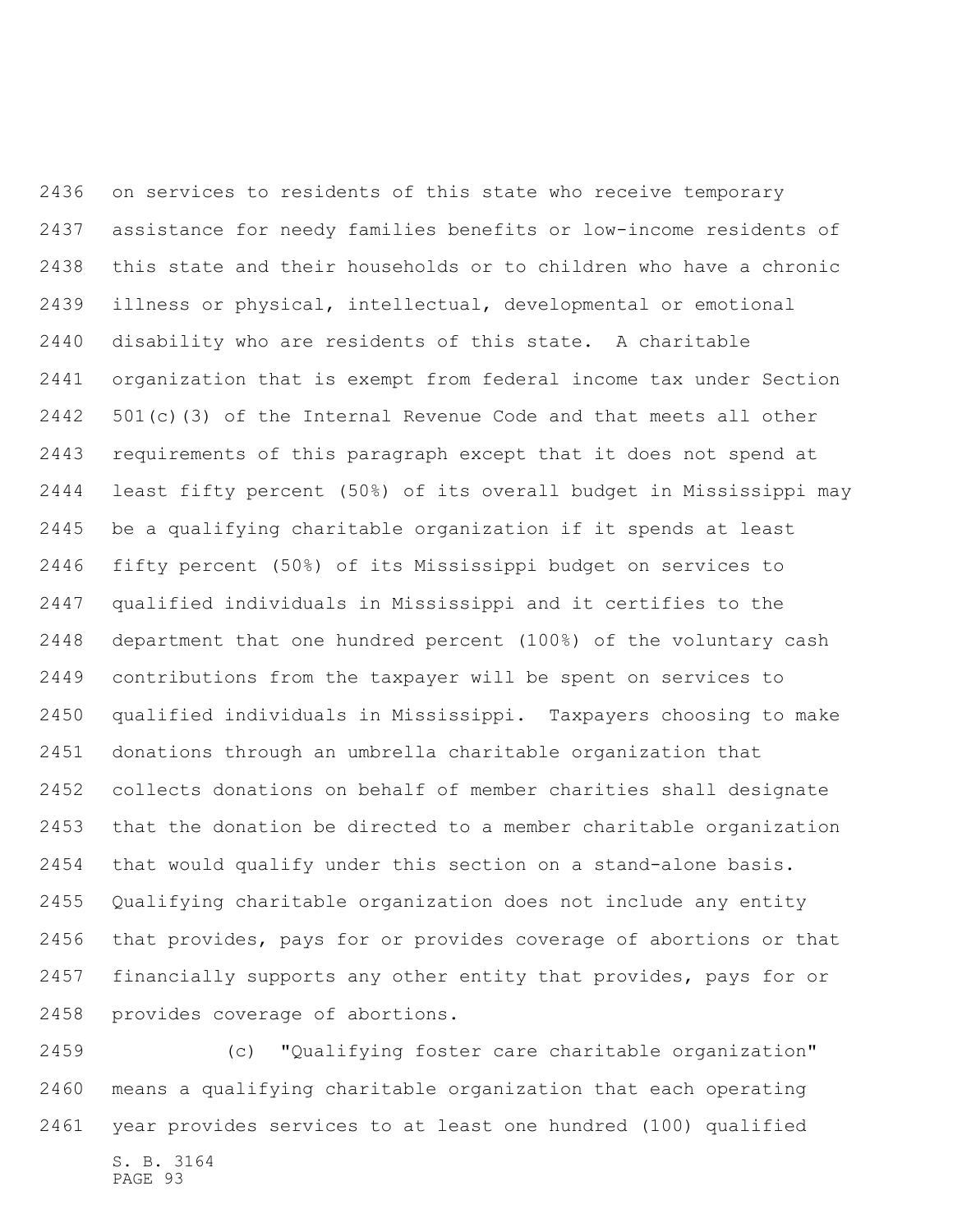on services to residents of this state who receive temporary assistance for needy families benefits or low-income residents of this state and their households or to children who have a chronic illness or physical, intellectual, developmental or emotional disability who are residents of this state. A charitable organization that is exempt from federal income tax under Section 501(c)(3) of the Internal Revenue Code and that meets all other requirements of this paragraph except that it does not spend at least fifty percent (50%) of its overall budget in Mississippi may be a qualifying charitable organization if it spends at least fifty percent (50%) of its Mississippi budget on services to qualified individuals in Mississippi and it certifies to the department that one hundred percent (100%) of the voluntary cash contributions from the taxpayer will be spent on services to qualified individuals in Mississippi. Taxpayers choosing to make donations through an umbrella charitable organization that collects donations on behalf of member charities shall designate that the donation be directed to a member charitable organization that would qualify under this section on a stand-alone basis. Qualifying charitable organization does not include any entity that provides, pays for or provides coverage of abortions or that financially supports any other entity that provides, pays for or provides coverage of abortions.

(c) "Qualifying foster care charitable organization" means a qualifying charitable organization that each operating year provides services to at least one hundred (100) qualified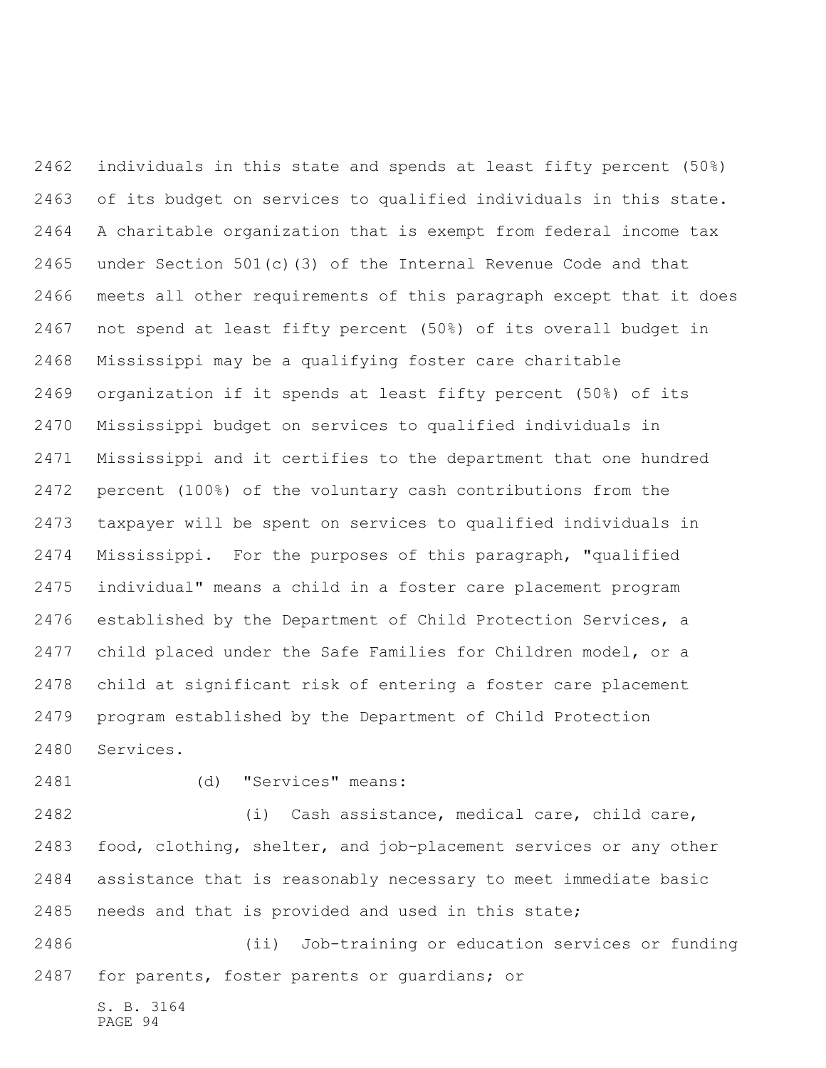individuals in this state and spends at least fifty percent (50%) of its budget on services to qualified individuals in this state. A charitable organization that is exempt from federal income tax under Section 501(c)(3) of the Internal Revenue Code and that meets all other requirements of this paragraph except that it does not spend at least fifty percent (50%) of its overall budget in Mississippi may be a qualifying foster care charitable organization if it spends at least fifty percent (50%) of its Mississippi budget on services to qualified individuals in Mississippi and it certifies to the department that one hundred percent (100%) of the voluntary cash contributions from the taxpayer will be spent on services to qualified individuals in Mississippi. For the purposes of this paragraph, "qualified individual" means a child in a foster care placement program established by the Department of Child Protection Services, a child placed under the Safe Families for Children model, or a child at significant risk of entering a foster care placement program established by the Department of Child Protection Services.

(d) "Services" means:

(i) Cash assistance, medical care, child care, food, clothing, shelter, and job-placement services or any other assistance that is reasonably necessary to meet immediate basic needs and that is provided and used in this state;

(ii) Job-training or education services or funding for parents, foster parents or guardians; or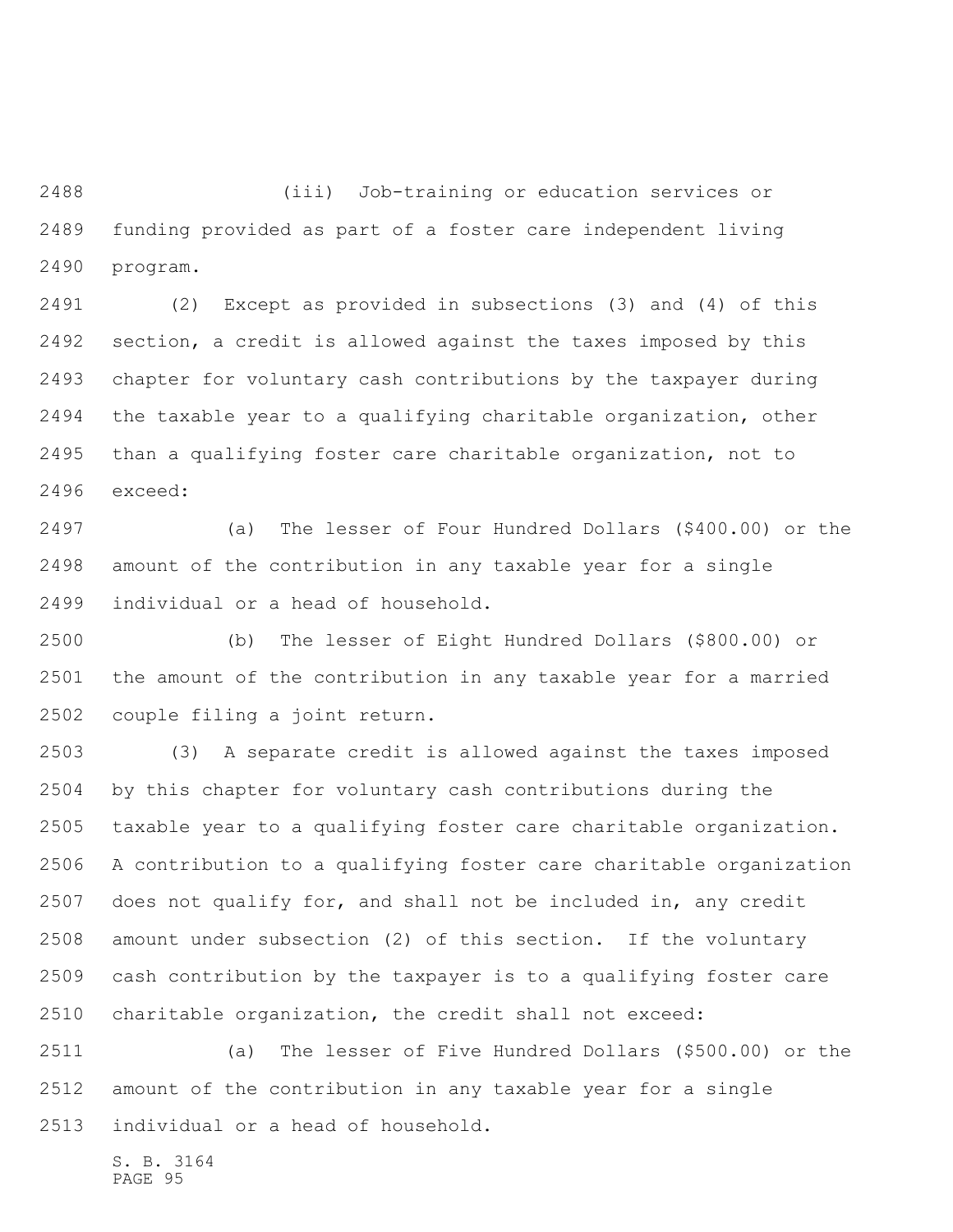(iii) Job-training or education services or funding provided as part of a foster care independent living program.

(2) Except as provided in subsections (3) and (4) of this section, a credit is allowed against the taxes imposed by this chapter for voluntary cash contributions by the taxpayer during the taxable year to a qualifying charitable organization, other than a qualifying foster care charitable organization, not to exceed:

(a) The lesser of Four Hundred Dollars ($400.00) or the amount of the contribution in any taxable year for a single individual or a head of household.

(b) The lesser of Eight Hundred Dollars ($800.00) or the amount of the contribution in any taxable year for a married couple filing a joint return.

(3) A separate credit is allowed against the taxes imposed by this chapter for voluntary cash contributions during the taxable year to a qualifying foster care charitable organization. A contribution to a qualifying foster care charitable organization does not qualify for, and shall not be included in, any credit amount under subsection (2) of this section. If the voluntary cash contribution by the taxpayer is to a qualifying foster care charitable organization, the credit shall not exceed:

(a) The lesser of Five Hundred Dollars ($500.00) or the amount of the contribution in any taxable year for a single individual or a head of household.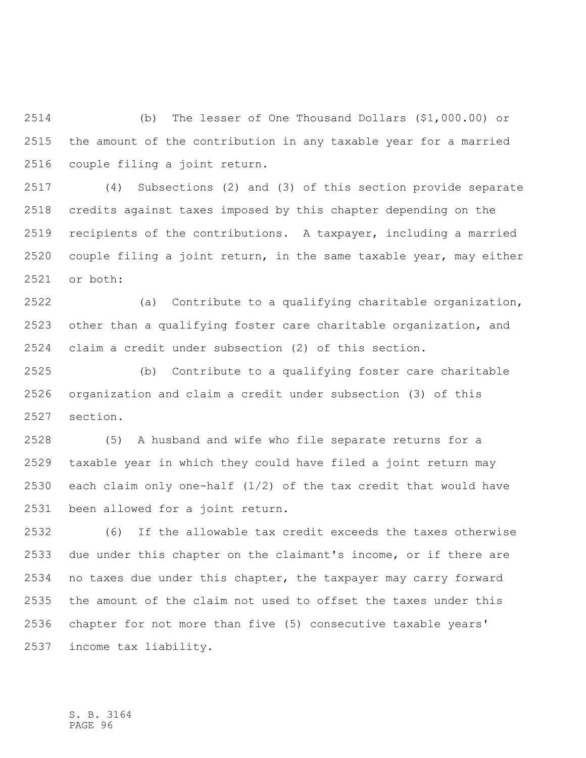(b) The lesser of One Thousand Dollars ($1,000.00) or the amount of the contribution in any taxable year for a married couple filing a joint return.

(4) Subsections (2) and (3) of this section provide separate credits against taxes imposed by this chapter depending on the recipients of the contributions. A taxpayer, including a married couple filing a joint return, in the same taxable year, may either or both:

(a) Contribute to a qualifying charitable organization, other than a qualifying foster care charitable organization, and claim a credit under subsection (2) of this section.

(b) Contribute to a qualifying foster care charitable organization and claim a credit under subsection (3) of this section.

(5) A husband and wife who file separate returns for a taxable year in which they could have filed a joint return may each claim only one-half (1/2) of the tax credit that would have been allowed for a joint return.

(6) If the allowable tax credit exceeds the taxes otherwise due under this chapter on the claimant's income, or if there are no taxes due under this chapter, the taxpayer may carry forward the amount of the claim not used to offset the taxes under this chapter for not more than five (5) consecutive taxable years' income tax liability.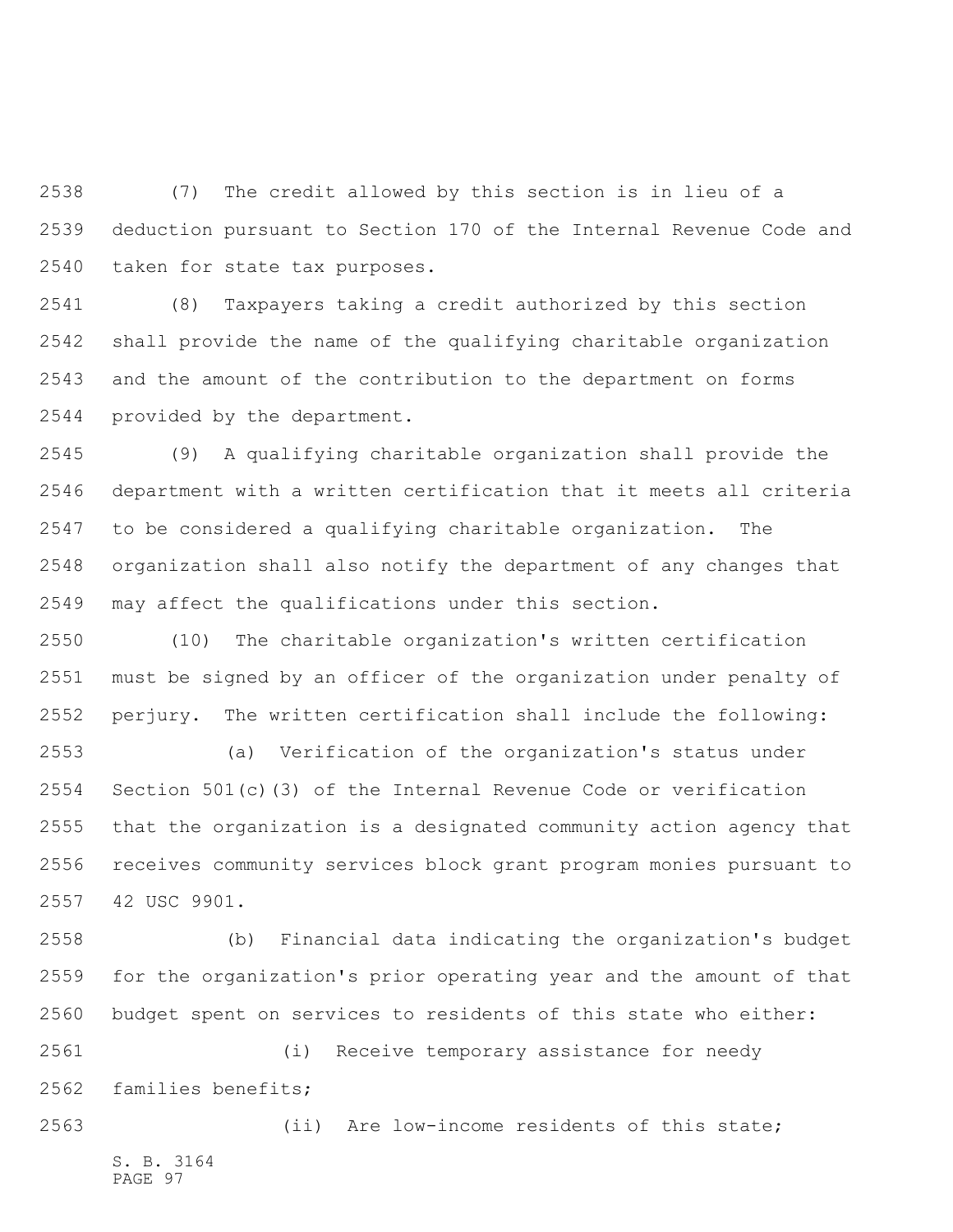(7) The credit allowed by this section is in lieu of a deduction pursuant to Section 170 of the Internal Revenue Code and taken for state tax purposes.

(8) Taxpayers taking a credit authorized by this section shall provide the name of the qualifying charitable organization and the amount of the contribution to the department on forms provided by the department.

(9) A qualifying charitable organization shall provide the department with a written certification that it meets all criteria to be considered a qualifying charitable organization. The organization shall also notify the department of any changes that may affect the qualifications under this section.

(10) The charitable organization's written certification must be signed by an officer of the organization under penalty of perjury. The written certification shall include the following:

(a) Verification of the organization's status under Section 501(c)(3) of the Internal Revenue Code or verification that the organization is a designated community action agency that receives community services block grant program monies pursuant to 42 USC 9901.

(b) Financial data indicating the organization's budget for the organization's prior operating year and the amount of that budget spent on services to residents of this state who either:

(i) Receive temporary assistance for needy families benefits;

(ii) Are low-income residents of this state;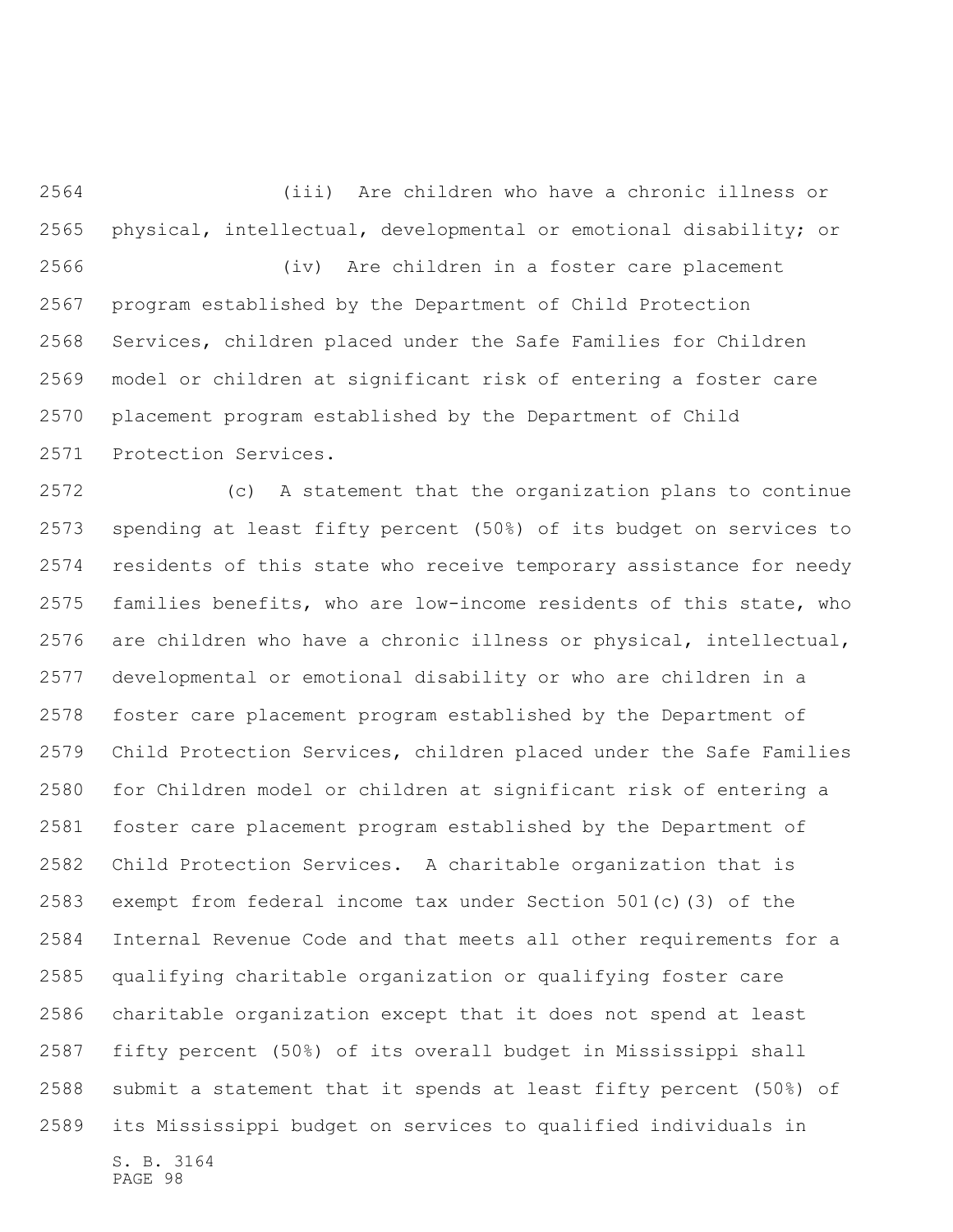(iii) Are children who have a chronic illness or physical, intellectual, developmental or emotional disability; or

(iv) Are children in a foster care placement program established by the Department of Child Protection Services, children placed under the Safe Families for Children model or children at significant risk of entering a foster care placement program established by the Department of Child Protection Services.

(c) A statement that the organization plans to continue spending at least fifty percent (50%) of its budget on services to residents of this state who receive temporary assistance for needy families benefits, who are low-income residents of this state, who are children who have a chronic illness or physical, intellectual, developmental or emotional disability or who are children in a foster care placement program established by the Department of Child Protection Services, children placed under the Safe Families for Children model or children at significant risk of entering a foster care placement program established by the Department of Child Protection Services. A charitable organization that is exempt from federal income tax under Section 501(c)(3) of the Internal Revenue Code and that meets all other requirements for a qualifying charitable organization or qualifying foster care charitable organization except that it does not spend at least fifty percent (50%) of its overall budget in Mississippi shall submit a statement that it spends at least fifty percent (50%) of its Mississippi budget on services to qualified individuals in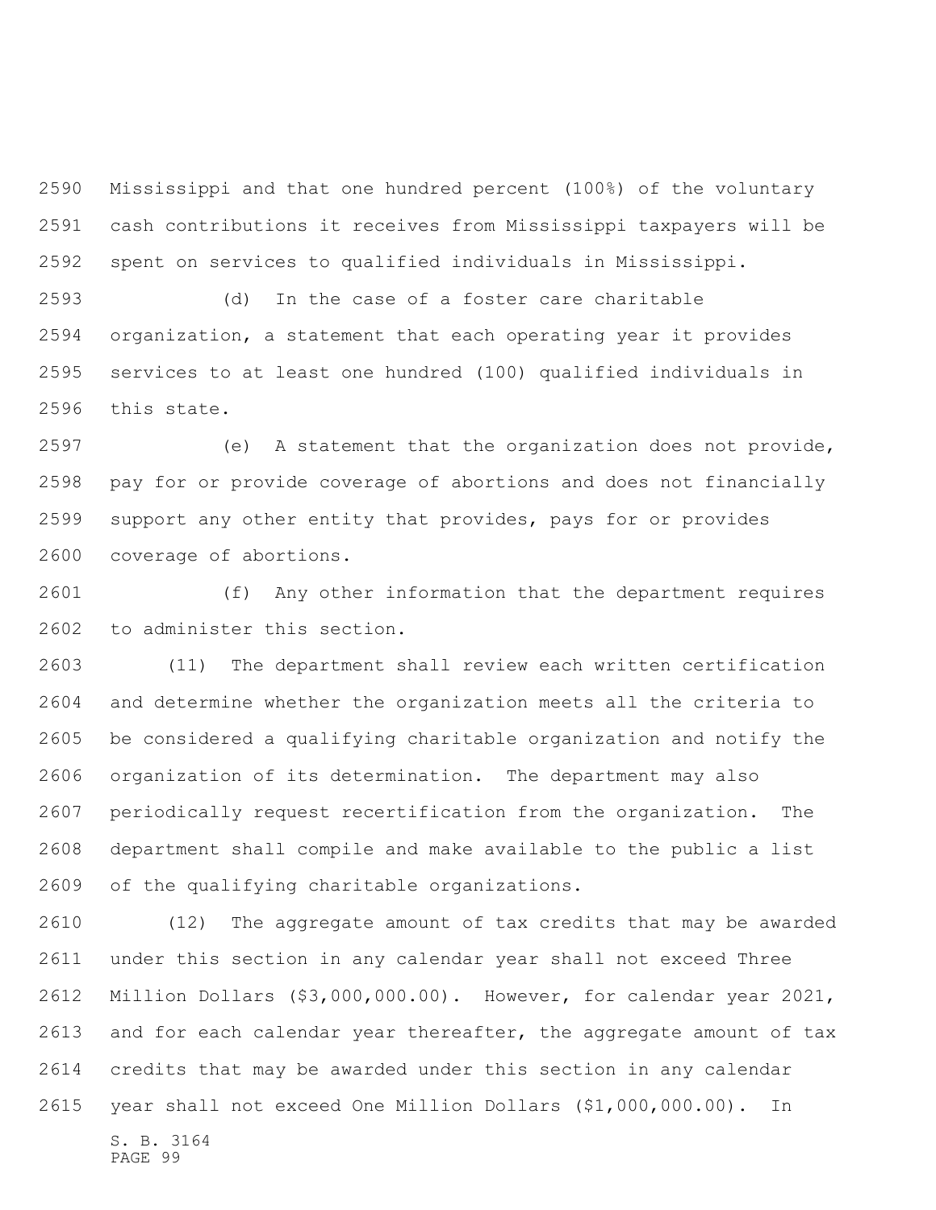Mississippi and that one hundred percent (100%) of the voluntary cash contributions it receives from Mississippi taxpayers will be spent on services to qualified individuals in Mississippi.

(d) In the case of a foster care charitable organization, a statement that each operating year it provides services to at least one hundred (100) qualified individuals in this state.

(e) A statement that the organization does not provide, pay for or provide coverage of abortions and does not financially support any other entity that provides, pays for or provides coverage of abortions.

(f) Any other information that the department requires to administer this section.

(11) The department shall review each written certification and determine whether the organization meets all the criteria to be considered a qualifying charitable organization and notify the organization of its determination. The department may also periodically request recertification from the organization. The department shall compile and make available to the public a list of the qualifying charitable organizations.

(12) The aggregate amount of tax credits that may be awarded under this section in any calendar year shall not exceed Three Million Dollars ($3,000,000.00). However, for calendar year 2021, and for each calendar year thereafter, the aggregate amount of tax credits that may be awarded under this section in any calendar year shall not exceed One Million Dollars ($1,000,000.00). In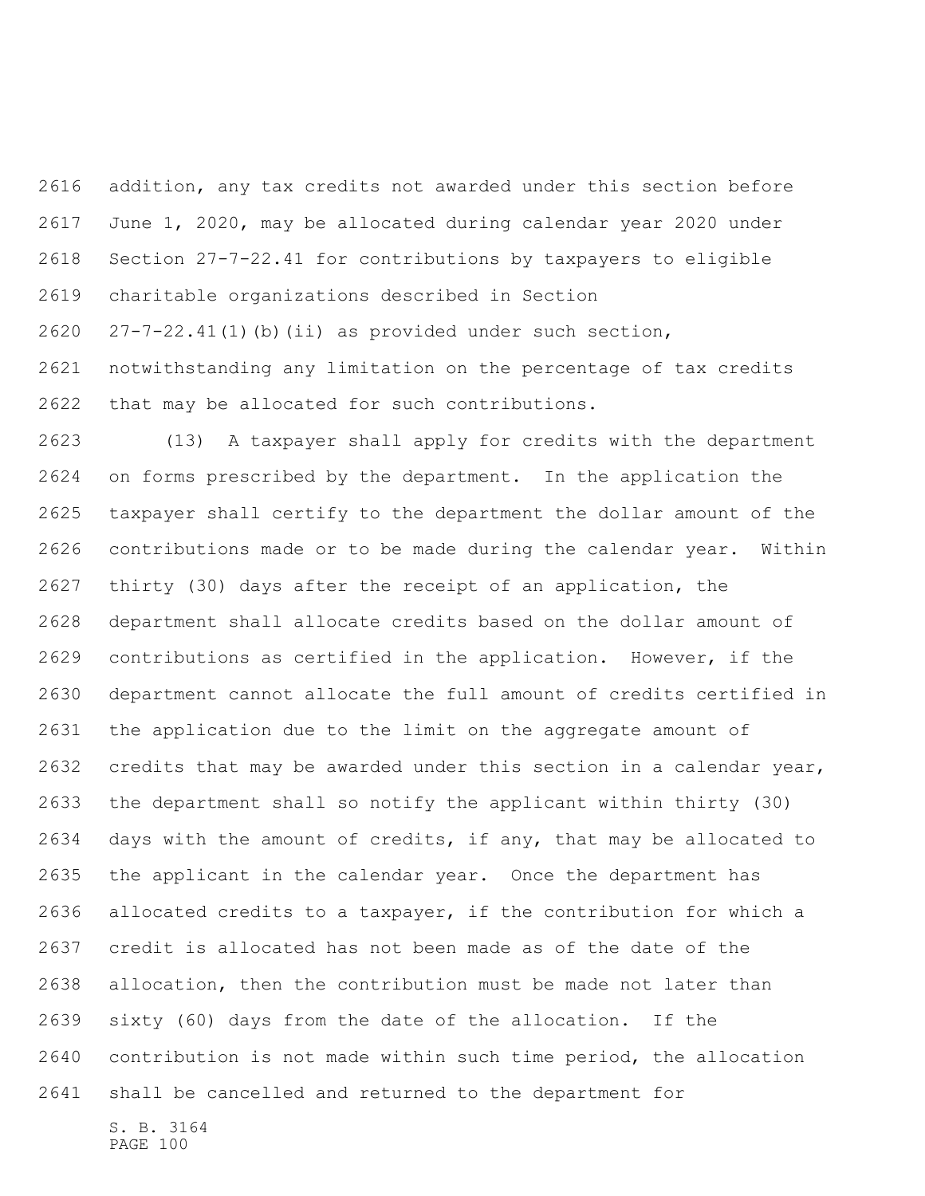addition, any tax credits not awarded under this section before June 1, 2020, may be allocated during calendar year 2020 under Section 27-7-22.41 for contributions by taxpayers to eligible charitable organizations described in Section 27-7-22.41(1)(b)(ii) as provided under such section, notwithstanding any limitation on the percentage of tax credits that may be allocated for such contributions.

(13) A taxpayer shall apply for credits with the department on forms prescribed by the department. In the application the taxpayer shall certify to the department the dollar amount of the contributions made or to be made during the calendar year. Within thirty (30) days after the receipt of an application, the department shall allocate credits based on the dollar amount of contributions as certified in the application. However, if the department cannot allocate the full amount of credits certified in the application due to the limit on the aggregate amount of credits that may be awarded under this section in a calendar year, the department shall so notify the applicant within thirty (30) days with the amount of credits, if any, that may be allocated to the applicant in the calendar year. Once the department has allocated credits to a taxpayer, if the contribution for which a credit is allocated has not been made as of the date of the allocation, then the contribution must be made not later than sixty (60) days from the date of the allocation. If the contribution is not made within such time period, the allocation shall be cancelled and returned to the department for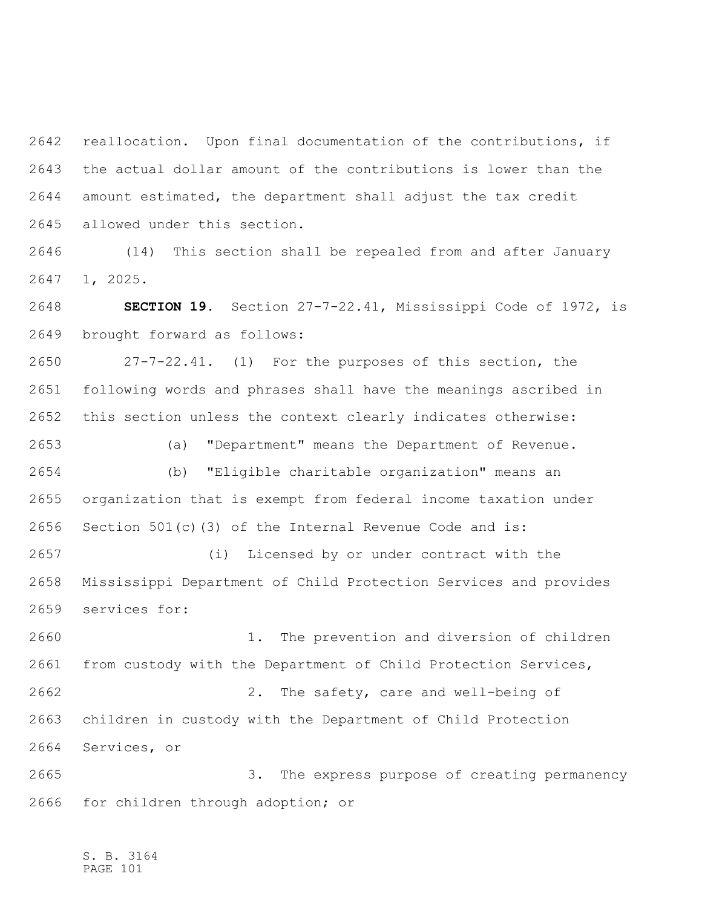reallocation. Upon final documentation of the contributions, if the actual dollar amount of the contributions is lower than the amount estimated, the department shall adjust the tax credit allowed under this section.

(14) This section shall be repealed from and after January 1, 2025.

**SECTION 19.** Section 27-7-22.41, Mississippi Code of 1972, is brought forward as follows:

27-7-22.41. (1) For the purposes of this section, the following words and phrases shall have the meanings ascribed in this section unless the context clearly indicates otherwise:

(a) "Department" means the Department of Revenue.

(b) "Eligible charitable organization" means an organization that is exempt from federal income taxation under Section 501(c)(3) of the Internal Revenue Code and is:

(i) Licensed by or under contract with the Mississippi Department of Child Protection Services and provides services for:

1. The prevention and diversion of children from custody with the Department of Child Protection Services,

2. The safety, care and well-being of children in custody with the Department of Child Protection Services, or

3. The express purpose of creating permanency for children through adoption; or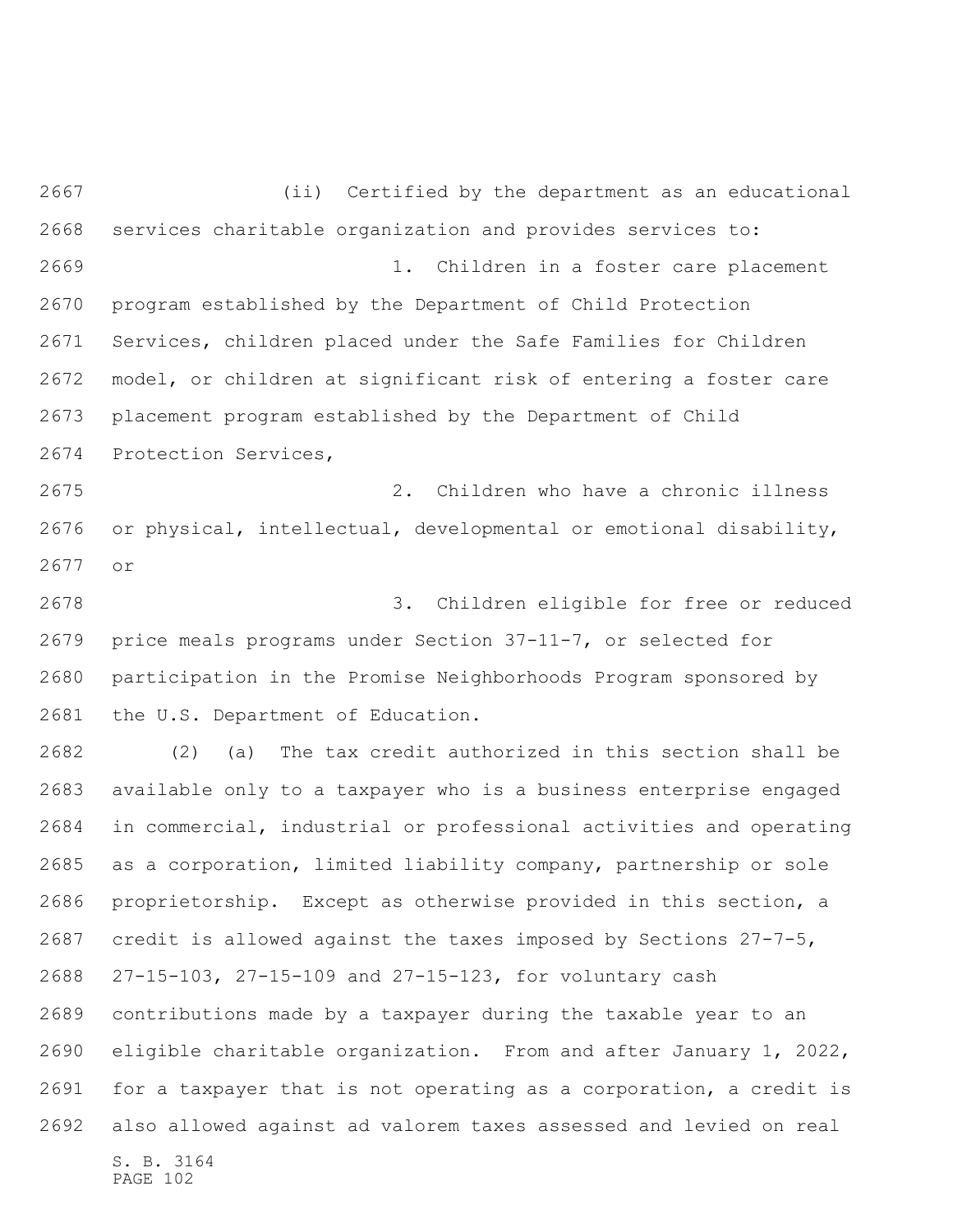(ii) Certified by the department as an educational services charitable organization and provides services to:

1. Children in a foster care placement program established by the Department of Child Protection Services, children placed under the Safe Families for Children model, or children at significant risk of entering a foster care placement program established by the Department of Child Protection Services,

2. Children who have a chronic illness or physical, intellectual, developmental or emotional disability, or

3. Children eligible for free or reduced price meals programs under Section 37-11-7, or selected for participation in the Promise Neighborhoods Program sponsored by the U.S. Department of Education.

(2) (a) The tax credit authorized in this section shall be available only to a taxpayer who is a business enterprise engaged in commercial, industrial or professional activities and operating as a corporation, limited liability company, partnership or sole proprietorship. Except as otherwise provided in this section, a credit is allowed against the taxes imposed by Sections 27-7-5, 27-15-103, 27-15-109 and 27-15-123, for voluntary cash contributions made by a taxpayer during the taxable year to an eligible charitable organization. From and after January 1, 2022, for a taxpayer that is not operating as a corporation, a credit is also allowed against ad valorem taxes assessed and levied on real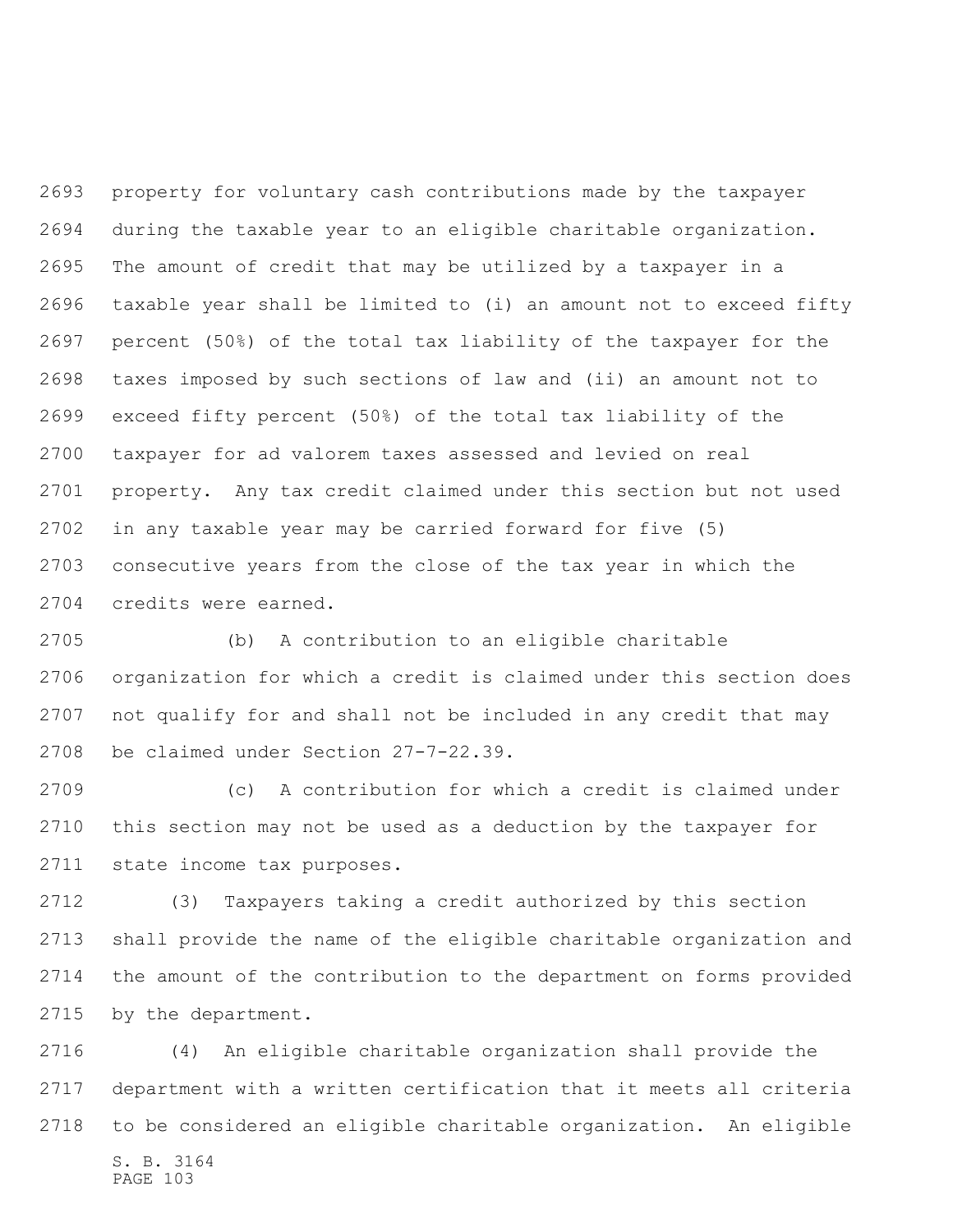property for voluntary cash contributions made by the taxpayer during the taxable year to an eligible charitable organization. The amount of credit that may be utilized by a taxpayer in a taxable year shall be limited to (i) an amount not to exceed fifty percent (50%) of the total tax liability of the taxpayer for the taxes imposed by such sections of law and (ii) an amount not to exceed fifty percent (50%) of the total tax liability of the taxpayer for ad valorem taxes assessed and levied on real property. Any tax credit claimed under this section but not used in any taxable year may be carried forward for five (5) consecutive years from the close of the tax year in which the credits were earned.

(b) A contribution to an eligible charitable organization for which a credit is claimed under this section does not qualify for and shall not be included in any credit that may be claimed under Section 27-7-22.39.

(c) A contribution for which a credit is claimed under this section may not be used as a deduction by the taxpayer for state income tax purposes.

(3) Taxpayers taking a credit authorized by this section shall provide the name of the eligible charitable organization and the amount of the contribution to the department on forms provided by the department.

(4) An eligible charitable organization shall provide the department with a written certification that it meets all criteria to be considered an eligible charitable organization. An eligible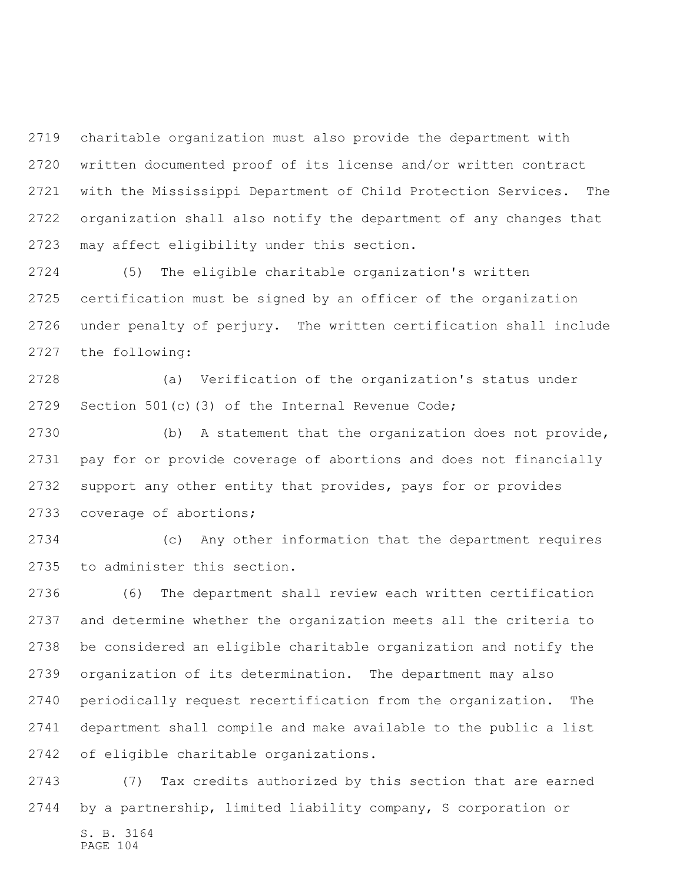charitable organization must also provide the department with written documented proof of its license and/or written contract with the Mississippi Department of Child Protection Services. The organization shall also notify the department of any changes that may affect eligibility under this section.

(5) The eligible charitable organization's written certification must be signed by an officer of the organization under penalty of perjury. The written certification shall include the following:

(a) Verification of the organization's status under Section 501(c)(3) of the Internal Revenue Code;

(b) A statement that the organization does not provide, pay for or provide coverage of abortions and does not financially support any other entity that provides, pays for or provides coverage of abortions;

(c) Any other information that the department requires to administer this section.

(6) The department shall review each written certification and determine whether the organization meets all the criteria to be considered an eligible charitable organization and notify the organization of its determination. The department may also periodically request recertification from the organization. The department shall compile and make available to the public a list of eligible charitable organizations.

(7) Tax credits authorized by this section that are earned by a partnership, limited liability company, S corporation or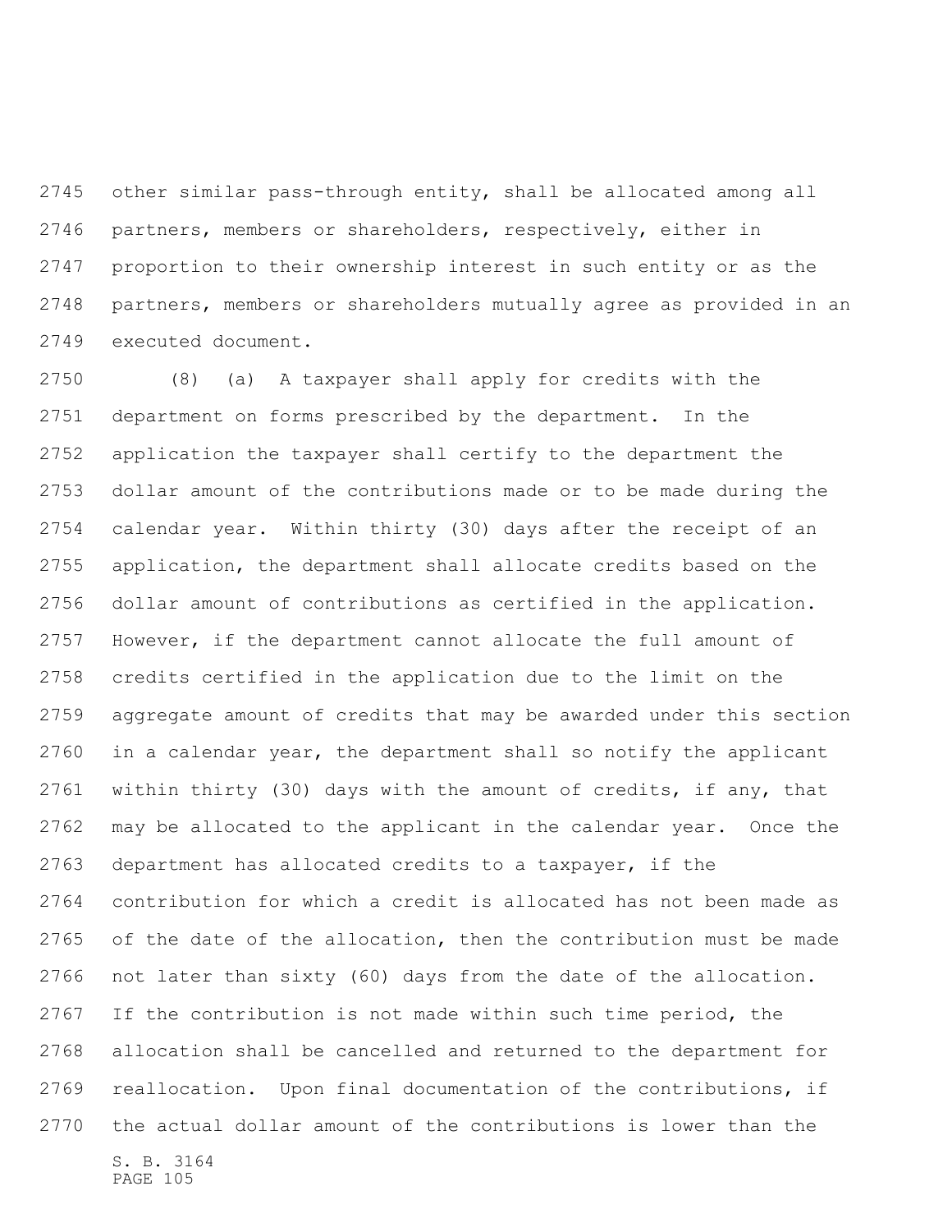other similar pass-through entity, shall be allocated among all partners, members or shareholders, respectively, either in proportion to their ownership interest in such entity or as the partners, members or shareholders mutually agree as provided in an executed document.

(8) (a) A taxpayer shall apply for credits with the department on forms prescribed by the department. In the application the taxpayer shall certify to the department the dollar amount of the contributions made or to be made during the calendar year. Within thirty (30) days after the receipt of an application, the department shall allocate credits based on the dollar amount of contributions as certified in the application. However, if the department cannot allocate the full amount of credits certified in the application due to the limit on the aggregate amount of credits that may be awarded under this section in a calendar year, the department shall so notify the applicant within thirty (30) days with the amount of credits, if any, that may be allocated to the applicant in the calendar year. Once the department has allocated credits to a taxpayer, if the contribution for which a credit is allocated has not been made as of the date of the allocation, then the contribution must be made not later than sixty (60) days from the date of the allocation. If the contribution is not made within such time period, the allocation shall be cancelled and returned to the department for reallocation. Upon final documentation of the contributions, if the actual dollar amount of the contributions is lower than the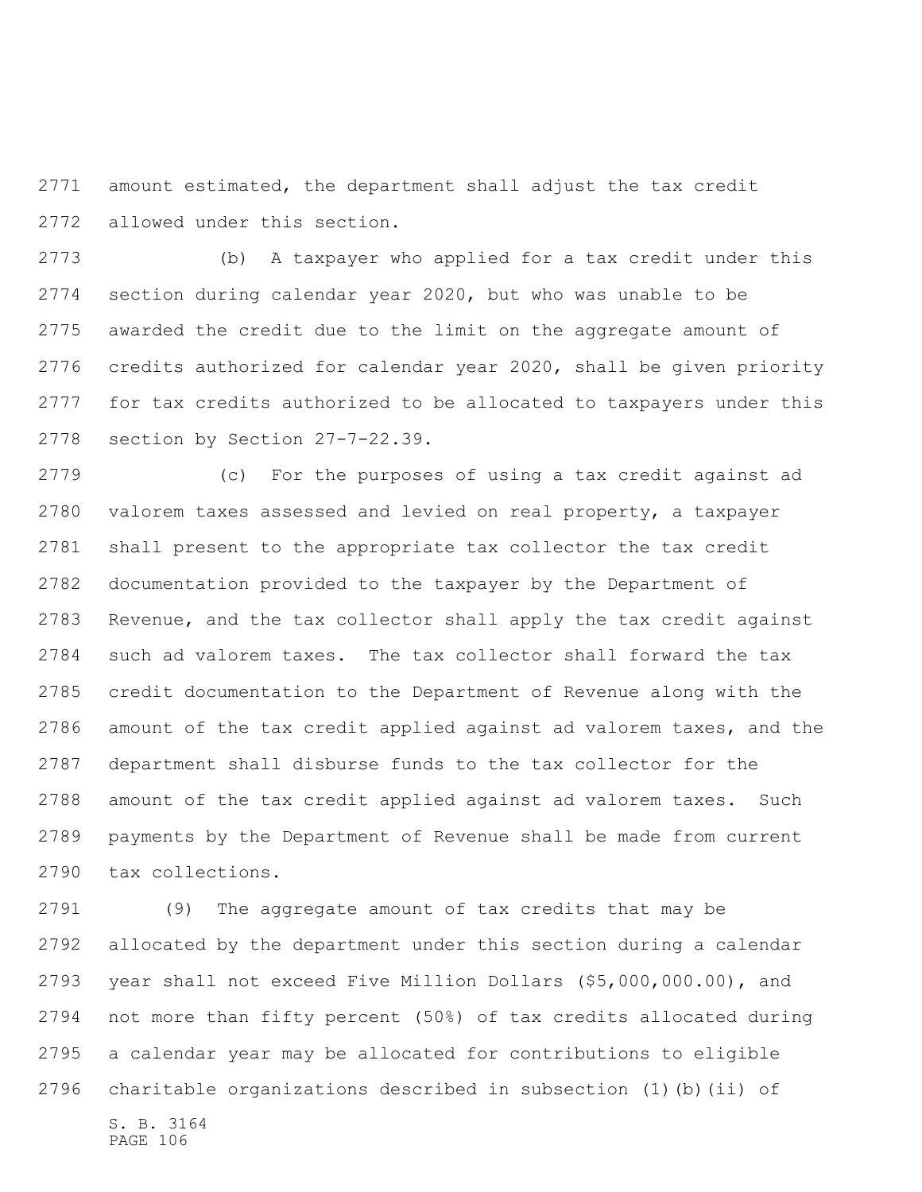amount estimated, the department shall adjust the tax credit allowed under this section.

(b) A taxpayer who applied for a tax credit under this section during calendar year 2020, but who was unable to be awarded the credit due to the limit on the aggregate amount of credits authorized for calendar year 2020, shall be given priority for tax credits authorized to be allocated to taxpayers under this section by Section 27-7-22.39.

(c) For the purposes of using a tax credit against ad valorem taxes assessed and levied on real property, a taxpayer shall present to the appropriate tax collector the tax credit documentation provided to the taxpayer by the Department of Revenue, and the tax collector shall apply the tax credit against such ad valorem taxes. The tax collector shall forward the tax credit documentation to the Department of Revenue along with the amount of the tax credit applied against ad valorem taxes, and the department shall disburse funds to the tax collector for the amount of the tax credit applied against ad valorem taxes. Such payments by the Department of Revenue shall be made from current tax collections.

(9) The aggregate amount of tax credits that may be allocated by the department under this section during a calendar year shall not exceed Five Million Dollars ($5,000,000.00), and not more than fifty percent (50%) of tax credits allocated during a calendar year may be allocated for contributions to eligible charitable organizations described in subsection (1)(b)(ii) of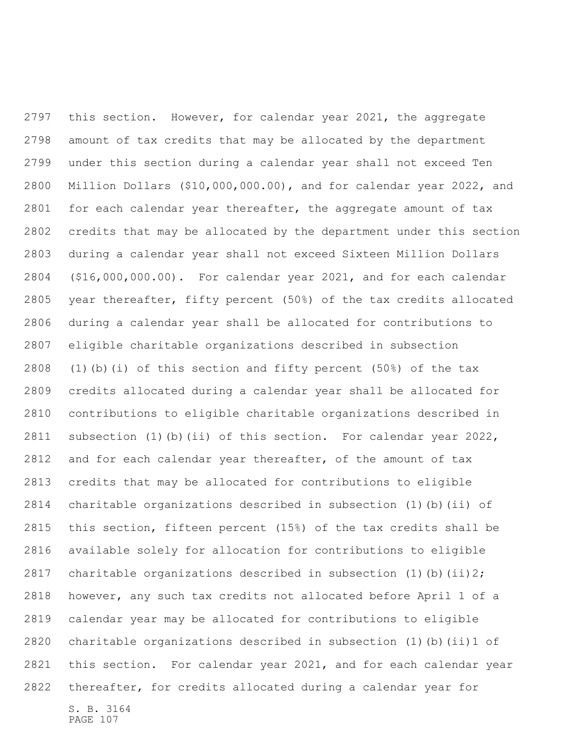this section. However, for calendar year 2021, the aggregate amount of tax credits that may be allocated by the department under this section during a calendar year shall not exceed Ten Million Dollars ($10,000,000.00), and for calendar year 2022, and for each calendar year thereafter, the aggregate amount of tax credits that may be allocated by the department under this section during a calendar year shall not exceed Sixteen Million Dollars ($16,000,000.00). For calendar year 2021, and for each calendar year thereafter, fifty percent (50%) of the tax credits allocated during a calendar year shall be allocated for contributions to eligible charitable organizations described in subsection (1)(b)(i) of this section and fifty percent (50%) of the tax credits allocated during a calendar year shall be allocated for contributions to eligible charitable organizations described in subsection (1)(b)(ii) of this section. For calendar year 2022, and for each calendar year thereafter, of the amount of tax credits that may be allocated for contributions to eligible charitable organizations described in subsection (1)(b)(ii) of this section, fifteen percent (15%) of the tax credits shall be available solely for allocation for contributions to eligible charitable organizations described in subsection (1)(b)(ii)2; however, any such tax credits not allocated before April 1 of a calendar year may be allocated for contributions to eligible charitable organizations described in subsection (1)(b)(ii)1 of this section. For calendar year 2021, and for each calendar year thereafter, for credits allocated during a calendar year for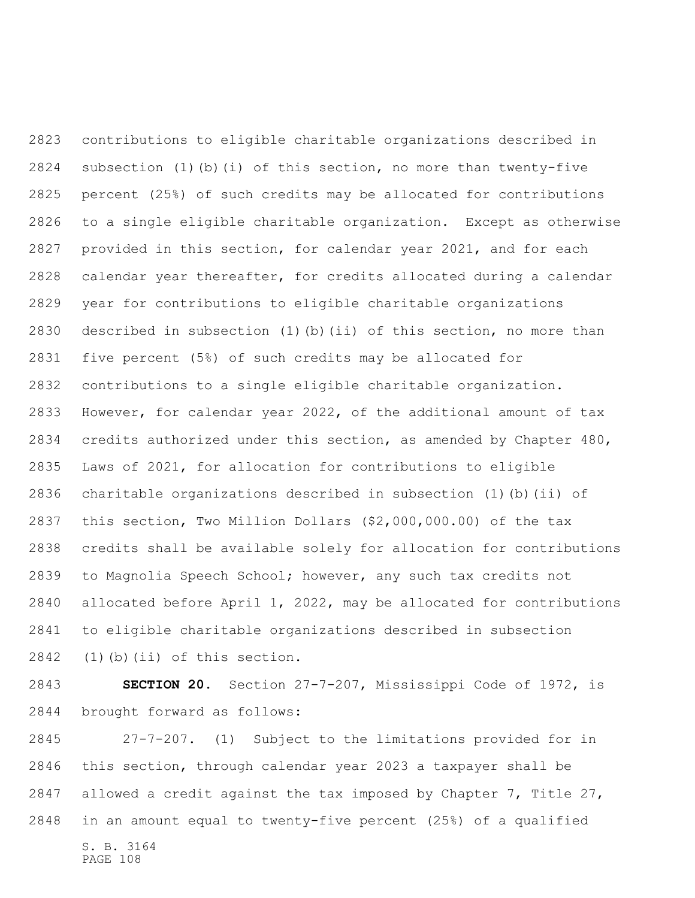contributions to eligible charitable organizations described in subsection (1)(b)(i) of this section, no more than twenty-five percent (25%) of such credits may be allocated for contributions to a single eligible charitable organization. Except as otherwise provided in this section, for calendar year 2021, and for each calendar year thereafter, for credits allocated during a calendar year for contributions to eligible charitable organizations described in subsection (1)(b)(ii) of this section, no more than five percent (5%) of such credits may be allocated for contributions to a single eligible charitable organization. However, for calendar year 2022, of the additional amount of tax credits authorized under this section, as amended by Chapter 480, Laws of 2021, for allocation for contributions to eligible charitable organizations described in subsection (1)(b)(ii) of this section, Two Million Dollars ($2,000,000.00) of the tax credits shall be available solely for allocation for contributions to Magnolia Speech School; however, any such tax credits not allocated before April 1, 2022, may be allocated for contributions to eligible charitable organizations described in subsection (1)(b)(ii) of this section.

**SECTION 20.** Section 27-7-207, Mississippi Code of 1972, is brought forward as follows:

27-7-207. (1) Subject to the limitations provided for in this section, through calendar year 2023 a taxpayer shall be allowed a credit against the tax imposed by Chapter 7, Title 27, in an amount equal to twenty-five percent (25%) of a qualified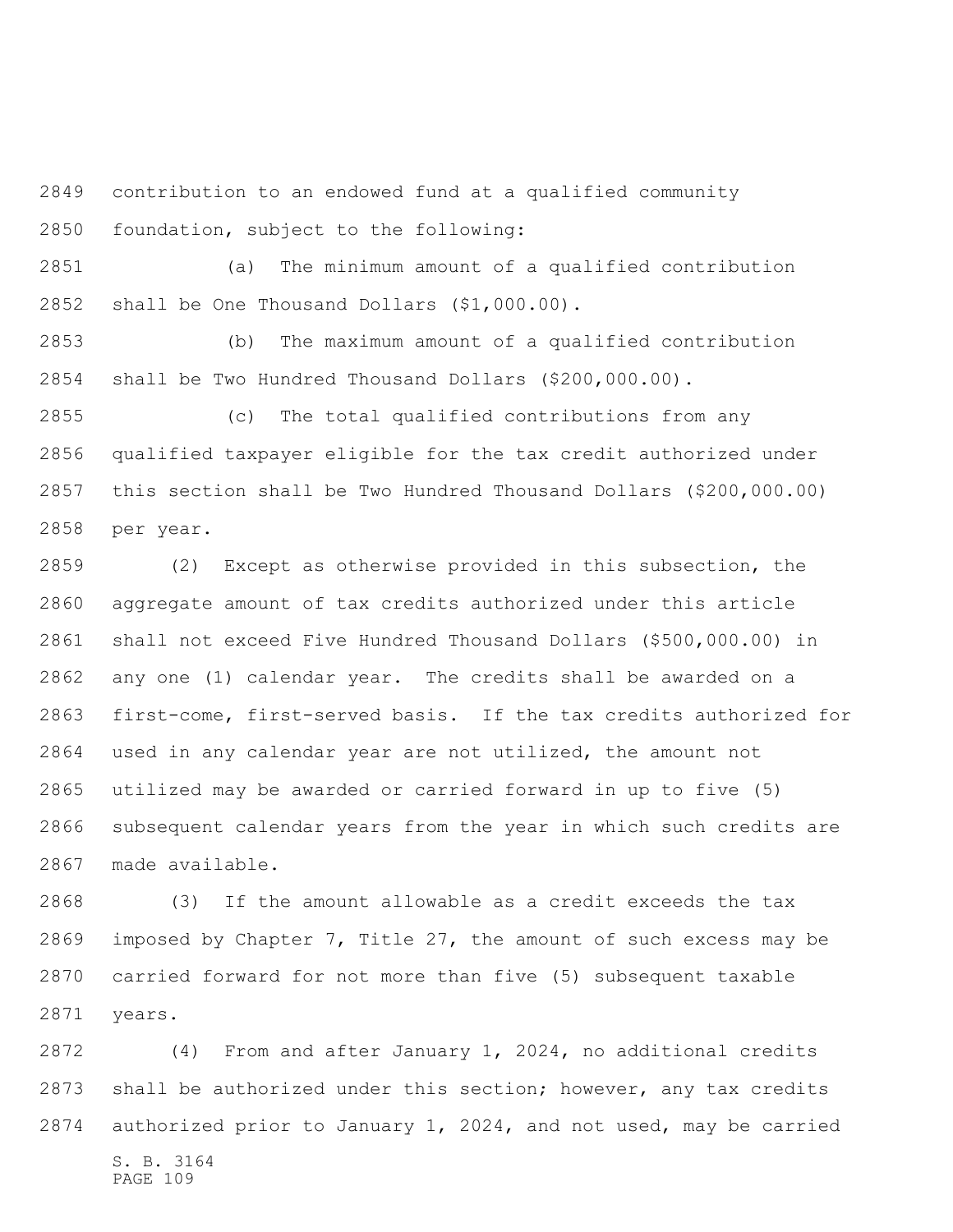contribution to an endowed fund at a qualified community foundation, subject to the following:

(a) The minimum amount of a qualified contribution shall be One Thousand Dollars ($1,000.00).

(b) The maximum amount of a qualified contribution shall be Two Hundred Thousand Dollars ($200,000.00).

(c) The total qualified contributions from any qualified taxpayer eligible for the tax credit authorized under this section shall be Two Hundred Thousand Dollars ($200,000.00) per year.

(2) Except as otherwise provided in this subsection, the aggregate amount of tax credits authorized under this article shall not exceed Five Hundred Thousand Dollars ($500,000.00) in any one (1) calendar year. The credits shall be awarded on a first-come, first-served basis. If the tax credits authorized for used in any calendar year are not utilized, the amount not utilized may be awarded or carried forward in up to five (5) subsequent calendar years from the year in which such credits are made available.

(3) If the amount allowable as a credit exceeds the tax imposed by Chapter 7, Title 27, the amount of such excess may be carried forward for not more than five (5) subsequent taxable years.

(4) From and after January 1, 2024, no additional credits shall be authorized under this section; however, any tax credits authorized prior to January 1, 2024, and not used, may be carried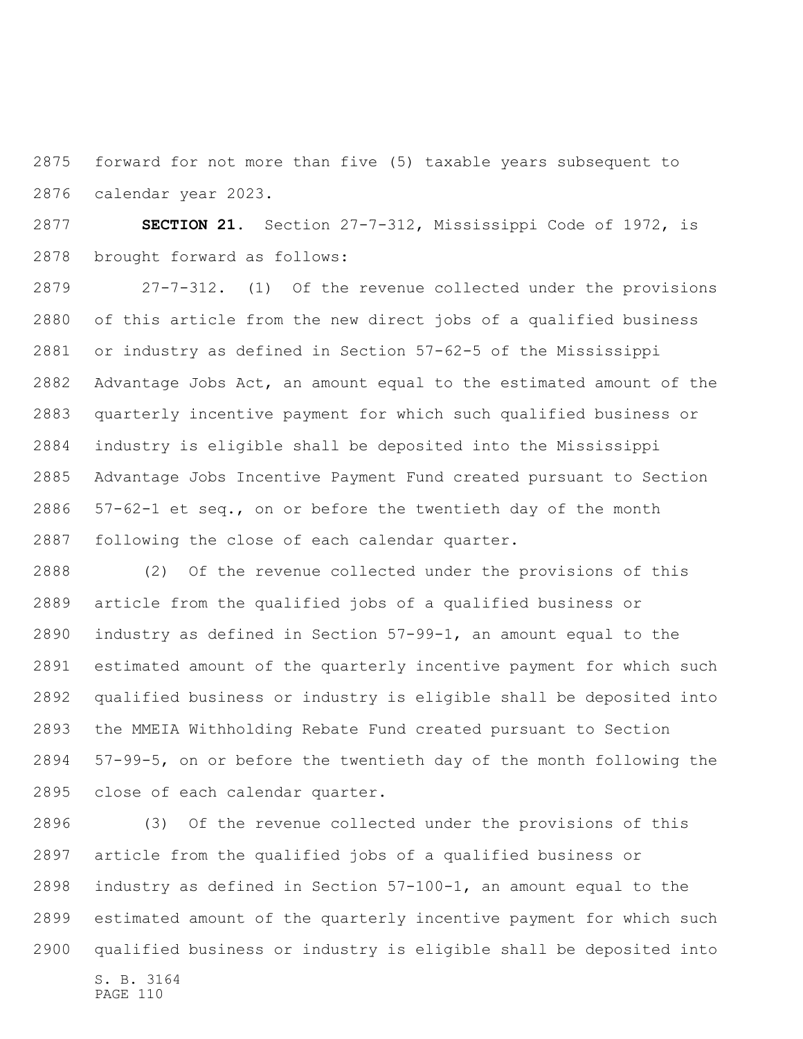forward for not more than five (5) taxable years subsequent to calendar year 2023.

**SECTION 21.** Section 27-7-312, Mississippi Code of 1972, is brought forward as follows:

27-7-312. (1) Of the revenue collected under the provisions of this article from the new direct jobs of a qualified business or industry as defined in Section 57-62-5 of the Mississippi Advantage Jobs Act, an amount equal to the estimated amount of the quarterly incentive payment for which such qualified business or industry is eligible shall be deposited into the Mississippi Advantage Jobs Incentive Payment Fund created pursuant to Section 57-62-1 et seq., on or before the twentieth day of the month following the close of each calendar quarter.

(2) Of the revenue collected under the provisions of this article from the qualified jobs of a qualified business or industry as defined in Section 57-99-1, an amount equal to the estimated amount of the quarterly incentive payment for which such qualified business or industry is eligible shall be deposited into the MMEIA Withholding Rebate Fund created pursuant to Section 57-99-5, on or before the twentieth day of the month following the close of each calendar quarter.

(3) Of the revenue collected under the provisions of this article from the qualified jobs of a qualified business or industry as defined in Section 57-100-1, an amount equal to the estimated amount of the quarterly incentive payment for which such qualified business or industry is eligible shall be deposited into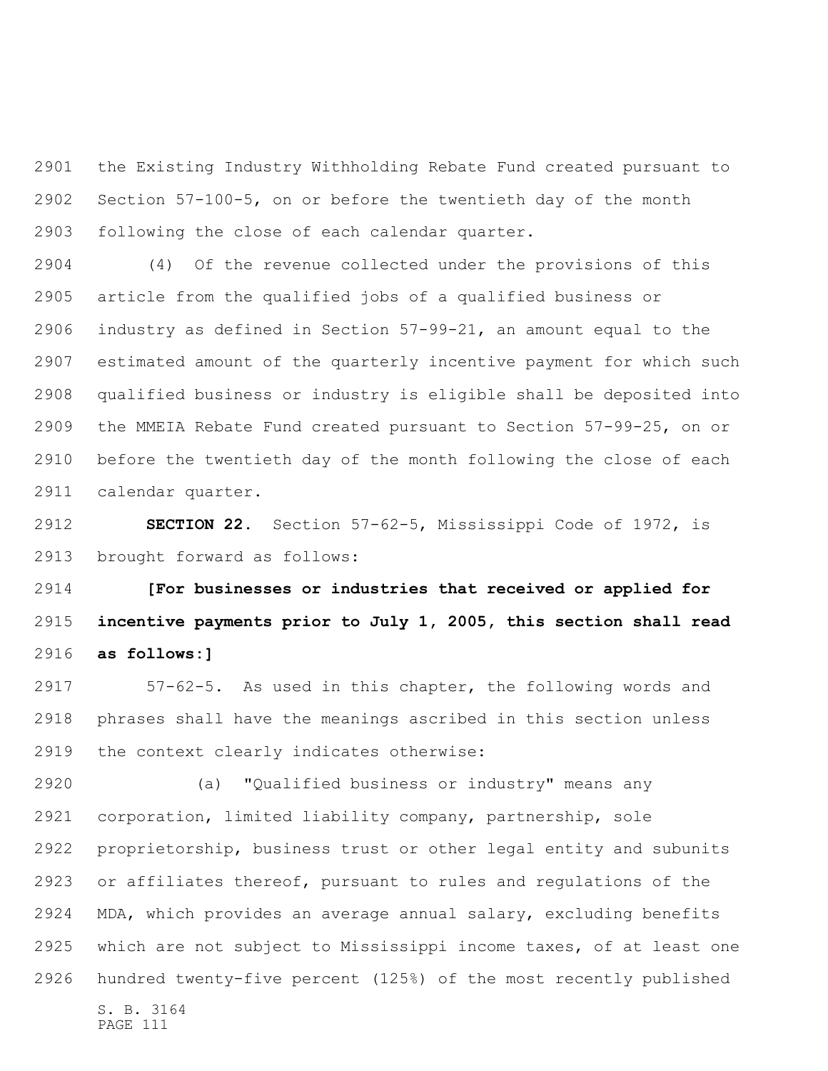the Existing Industry Withholding Rebate Fund created pursuant to Section 57-100-5, on or before the twentieth day of the month following the close of each calendar quarter.

(4) Of the revenue collected under the provisions of this article from the qualified jobs of a qualified business or industry as defined in Section 57-99-21, an amount equal to the estimated amount of the quarterly incentive payment for which such qualified business or industry is eligible shall be deposited into the MMEIA Rebate Fund created pursuant to Section 57-99-25, on or before the twentieth day of the month following the close of each calendar quarter.

**SECTION 22.** Section 57-62-5, Mississippi Code of 1972, is brought forward as follows:

**[For businesses or industries that received or applied for incentive payments prior to July 1, 2005, this section shall read as follows:]**

57-62-5. As used in this chapter, the following words and phrases shall have the meanings ascribed in this section unless the context clearly indicates otherwise:

(a) "Qualified business or industry" means any corporation, limited liability company, partnership, sole proprietorship, business trust or other legal entity and subunits or affiliates thereof, pursuant to rules and regulations of the MDA, which provides an average annual salary, excluding benefits which are not subject to Mississippi income taxes, of at least one hundred twenty-five percent (125%) of the most recently published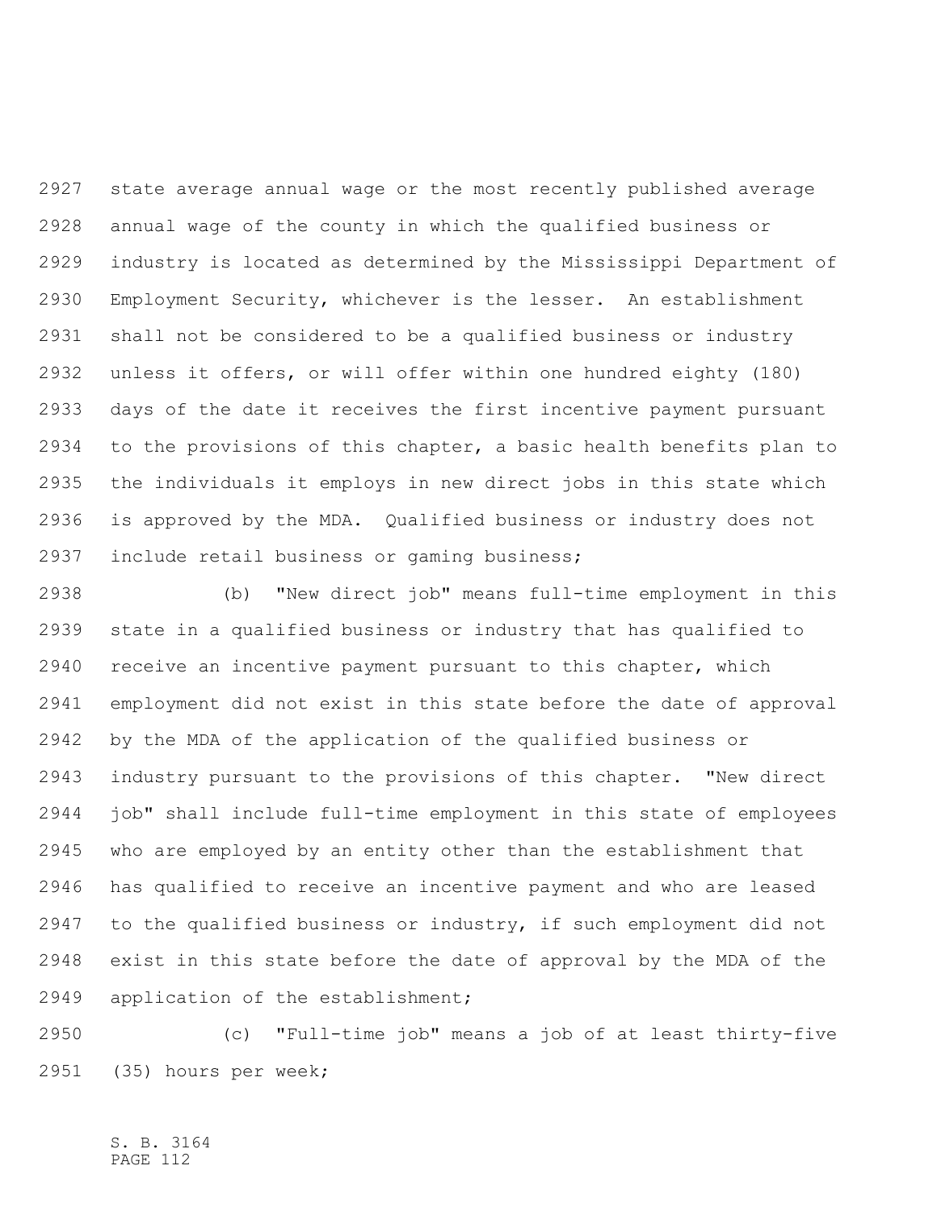state average annual wage or the most recently published average annual wage of the county in which the qualified business or industry is located as determined by the Mississippi Department of Employment Security, whichever is the lesser. An establishment shall not be considered to be a qualified business or industry unless it offers, or will offer within one hundred eighty (180) days of the date it receives the first incentive payment pursuant to the provisions of this chapter, a basic health benefits plan to the individuals it employs in new direct jobs in this state which is approved by the MDA. Qualified business or industry does not include retail business or gaming business;

(b) "New direct job" means full-time employment in this state in a qualified business or industry that has qualified to receive an incentive payment pursuant to this chapter, which employment did not exist in this state before the date of approval by the MDA of the application of the qualified business or industry pursuant to the provisions of this chapter. "New direct job" shall include full-time employment in this state of employees who are employed by an entity other than the establishment that has qualified to receive an incentive payment and who are leased to the qualified business or industry, if such employment did not exist in this state before the date of approval by the MDA of the application of the establishment;

(c) "Full-time job" means a job of at least thirty-five (35) hours per week;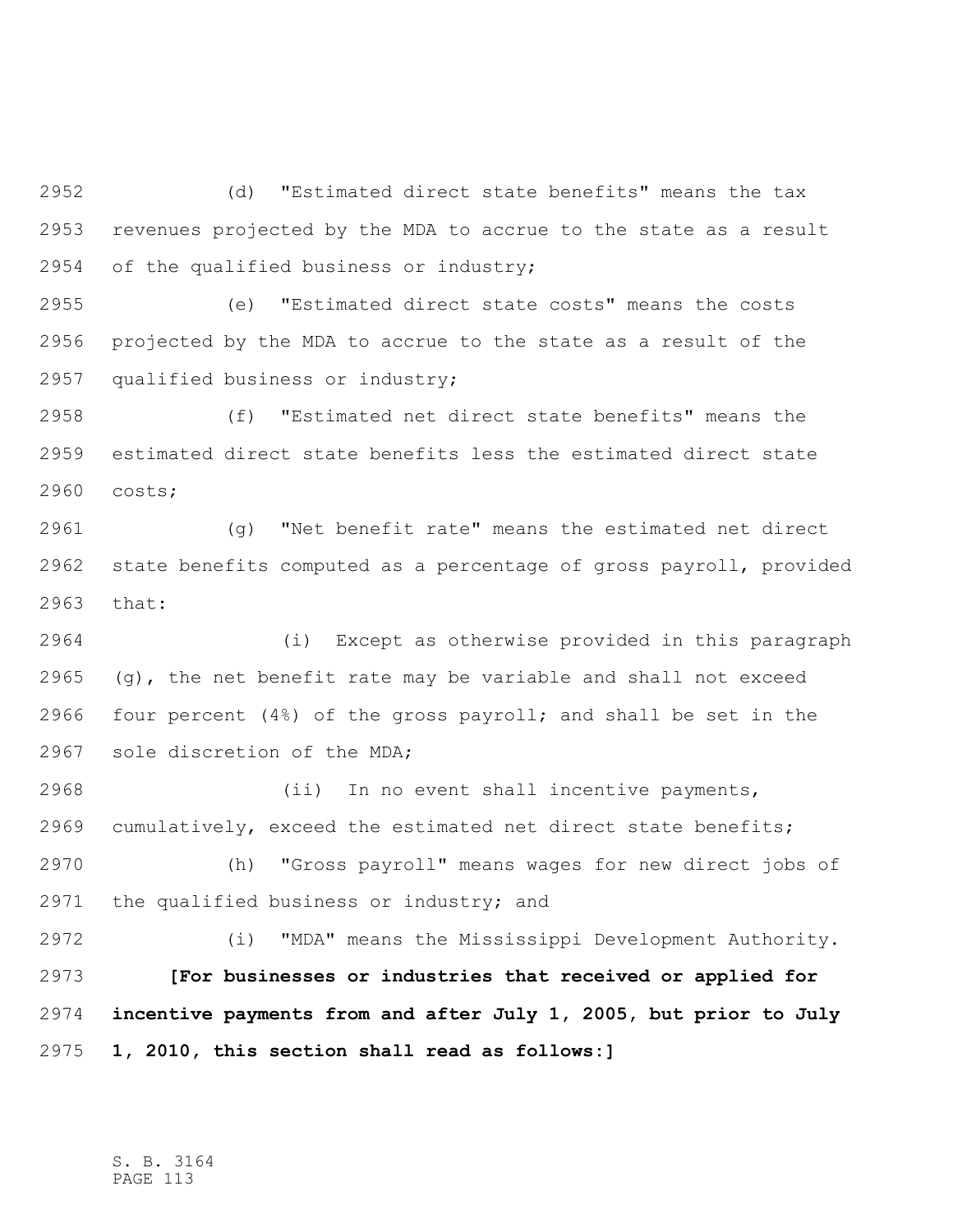(d) "Estimated direct state benefits" means the tax revenues projected by the MDA to accrue to the state as a result of the qualified business or industry;

(e) "Estimated direct state costs" means the costs projected by the MDA to accrue to the state as a result of the qualified business or industry;

(f) "Estimated net direct state benefits" means the estimated direct state benefits less the estimated direct state costs;

(g) "Net benefit rate" means the estimated net direct state benefits computed as a percentage of gross payroll, provided that:

(i) Except as otherwise provided in this paragraph (g), the net benefit rate may be variable and shall not exceed four percent (4%) of the gross payroll; and shall be set in the sole discretion of the MDA;

(ii) In no event shall incentive payments, cumulatively, exceed the estimated net direct state benefits;

(h) "Gross payroll" means wages for new direct jobs of the qualified business or industry; and

(i) "MDA" means the Mississippi Development Authority.

**[For businesses or industries that received or applied for incentive payments from and after July 1, 2005, but prior to July 1, 2010, this section shall read as follows:]**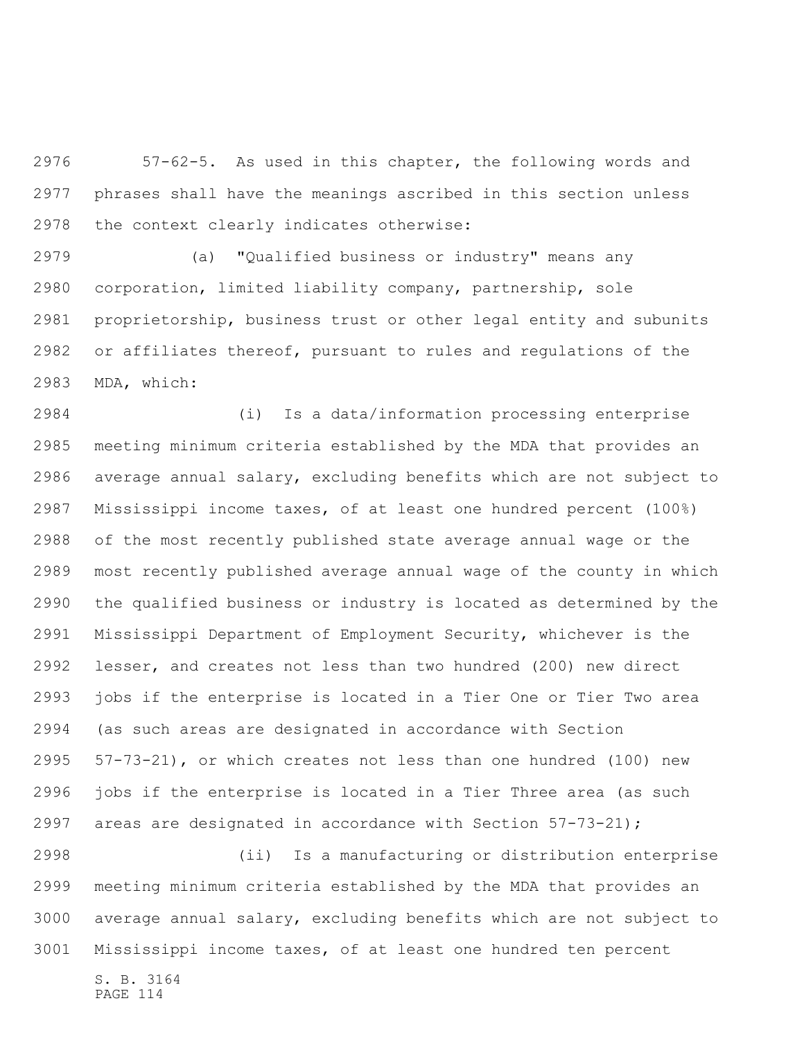57-62-5. As used in this chapter, the following words and phrases shall have the meanings ascribed in this section unless the context clearly indicates otherwise:

(a) "Qualified business or industry" means any corporation, limited liability company, partnership, sole proprietorship, business trust or other legal entity and subunits or affiliates thereof, pursuant to rules and regulations of the MDA, which:

(i) Is a data/information processing enterprise meeting minimum criteria established by the MDA that provides an average annual salary, excluding benefits which are not subject to Mississippi income taxes, of at least one hundred percent (100%) of the most recently published state average annual wage or the most recently published average annual wage of the county in which the qualified business or industry is located as determined by the Mississippi Department of Employment Security, whichever is the lesser, and creates not less than two hundred (200) new direct jobs if the enterprise is located in a Tier One or Tier Two area (as such areas are designated in accordance with Section 57-73-21), or which creates not less than one hundred (100) new jobs if the enterprise is located in a Tier Three area (as such areas are designated in accordance with Section 57-73-21);

(ii) Is a manufacturing or distribution enterprise meeting minimum criteria established by the MDA that provides an average annual salary, excluding benefits which are not subject to Mississippi income taxes, of at least one hundred ten percent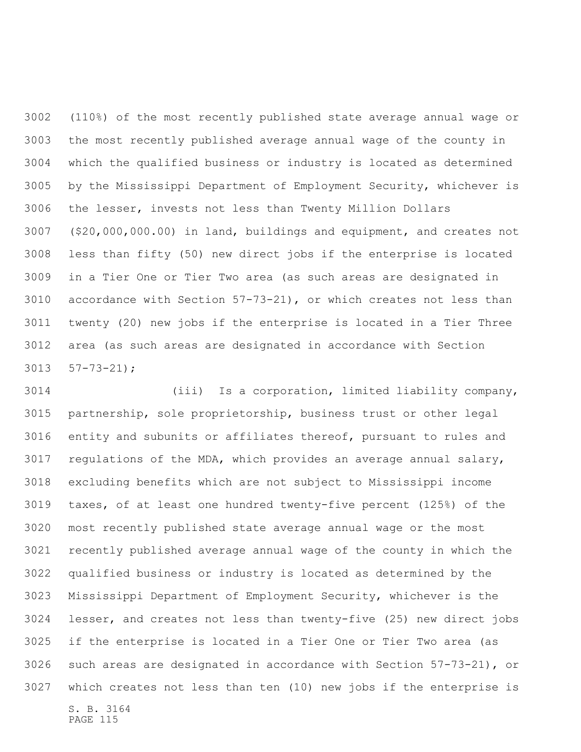(110%) of the most recently published state average annual wage or the most recently published average annual wage of the county in which the qualified business or industry is located as determined by the Mississippi Department of Employment Security, whichever is the lesser, invests not less than Twenty Million Dollars ($20,000,000.00) in land, buildings and equipment, and creates not less than fifty (50) new direct jobs if the enterprise is located in a Tier One or Tier Two area (as such areas are designated in accordance with Section 57-73-21), or which creates not less than twenty (20) new jobs if the enterprise is located in a Tier Three area (as such areas are designated in accordance with Section 57-73-21);

(iii) Is a corporation, limited liability company, partnership, sole proprietorship, business trust or other legal entity and subunits or affiliates thereof, pursuant to rules and regulations of the MDA, which provides an average annual salary, excluding benefits which are not subject to Mississippi income taxes, of at least one hundred twenty-five percent (125%) of the most recently published state average annual wage or the most recently published average annual wage of the county in which the qualified business or industry is located as determined by the Mississippi Department of Employment Security, whichever is the lesser, and creates not less than twenty-five (25) new direct jobs if the enterprise is located in a Tier One or Tier Two area (as such areas are designated in accordance with Section 57-73-21), or which creates not less than ten (10) new jobs if the enterprise is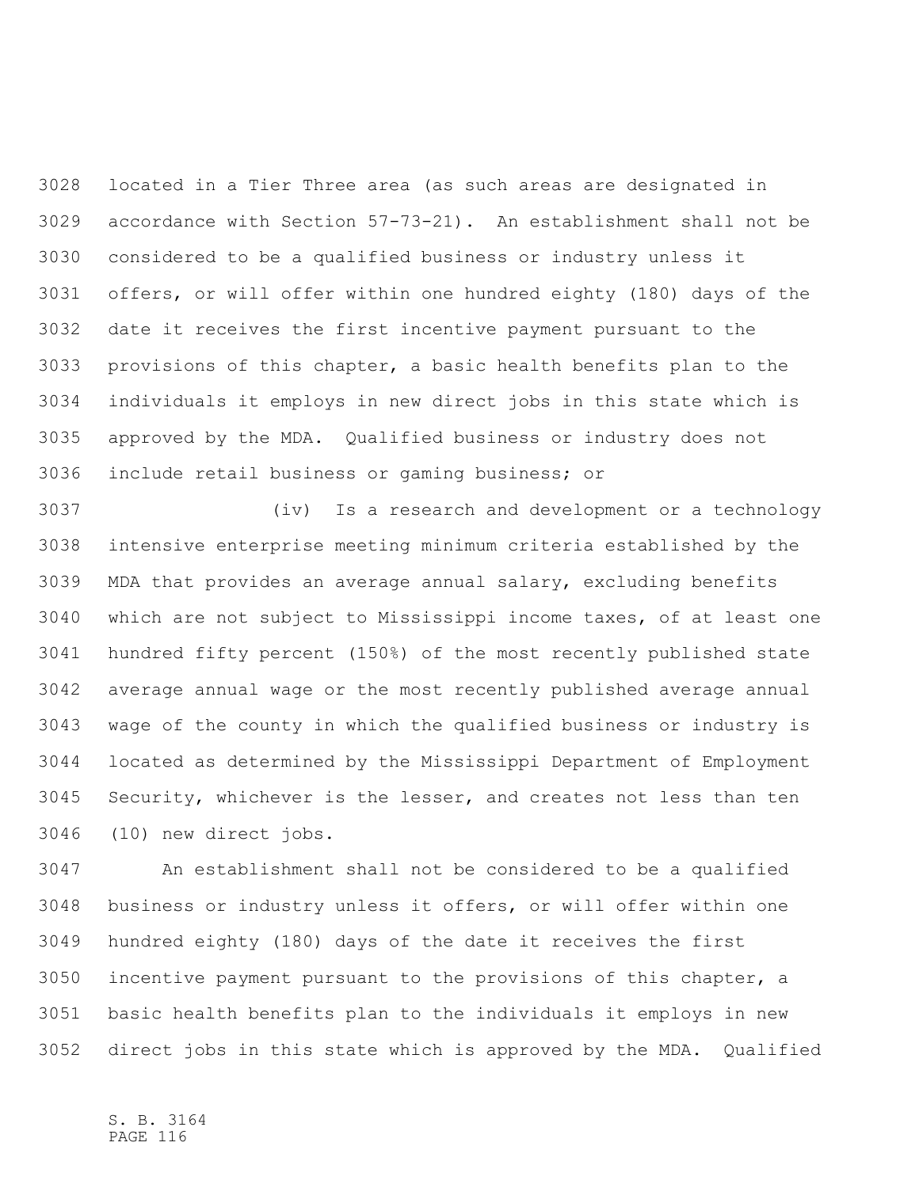located in a Tier Three area (as such areas are designated in accordance with Section 57-73-21). An establishment shall not be considered to be a qualified business or industry unless it offers, or will offer within one hundred eighty (180) days of the date it receives the first incentive payment pursuant to the provisions of this chapter, a basic health benefits plan to the individuals it employs in new direct jobs in this state which is approved by the MDA. Qualified business or industry does not include retail business or gaming business; or

(iv) Is a research and development or a technology intensive enterprise meeting minimum criteria established by the MDA that provides an average annual salary, excluding benefits which are not subject to Mississippi income taxes, of at least one hundred fifty percent (150%) of the most recently published state average annual wage or the most recently published average annual wage of the county in which the qualified business or industry is located as determined by the Mississippi Department of Employment Security, whichever is the lesser, and creates not less than ten (10) new direct jobs.

An establishment shall not be considered to be a qualified business or industry unless it offers, or will offer within one hundred eighty (180) days of the date it receives the first incentive payment pursuant to the provisions of this chapter, a basic health benefits plan to the individuals it employs in new direct jobs in this state which is approved by the MDA. Qualified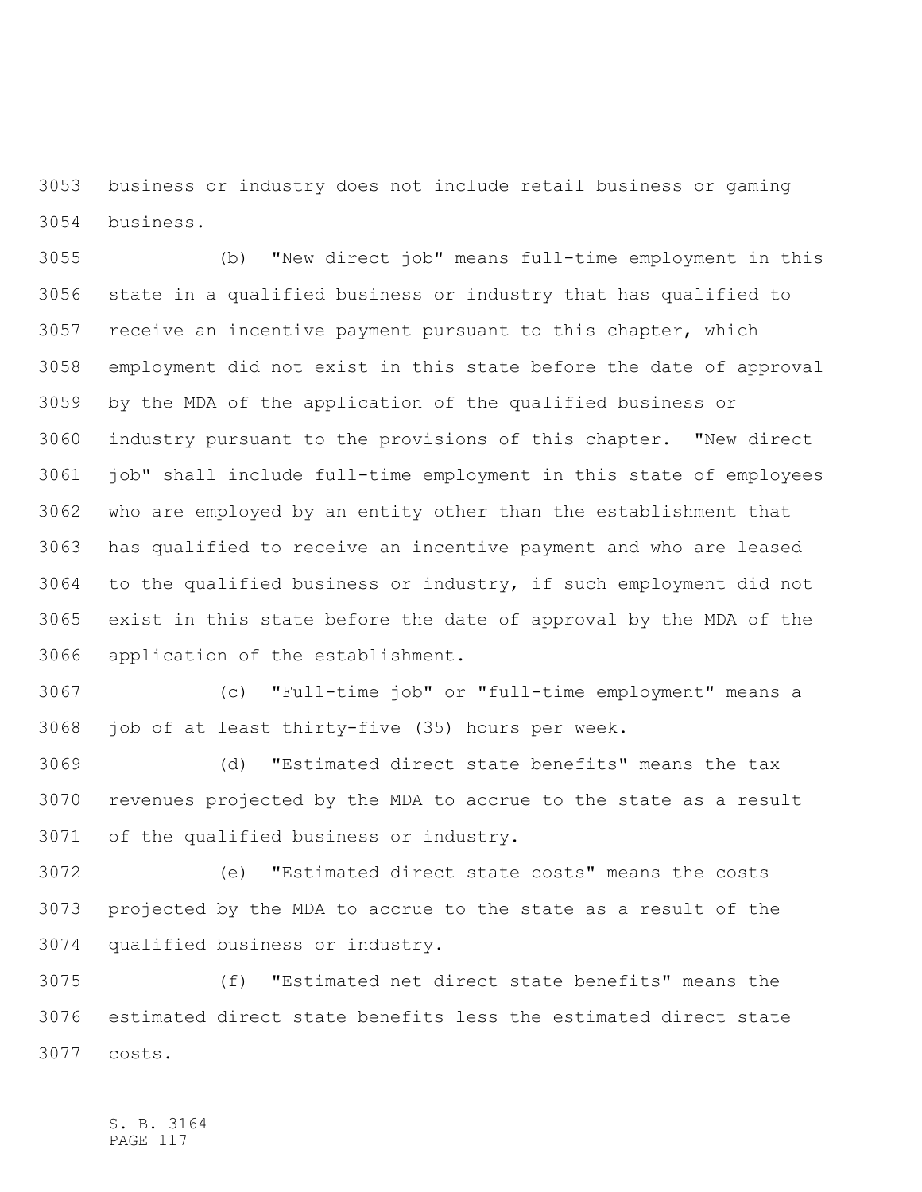business or industry does not include retail business or gaming business.

(b) "New direct job" means full-time employment in this state in a qualified business or industry that has qualified to receive an incentive payment pursuant to this chapter, which employment did not exist in this state before the date of approval by the MDA of the application of the qualified business or industry pursuant to the provisions of this chapter. "New direct job" shall include full-time employment in this state of employees who are employed by an entity other than the establishment that has qualified to receive an incentive payment and who are leased to the qualified business or industry, if such employment did not exist in this state before the date of approval by the MDA of the application of the establishment.

(c) "Full-time job" or "full-time employment" means a job of at least thirty-five (35) hours per week.

(d) "Estimated direct state benefits" means the tax revenues projected by the MDA to accrue to the state as a result of the qualified business or industry.

(e) "Estimated direct state costs" means the costs projected by the MDA to accrue to the state as a result of the qualified business or industry.

(f) "Estimated net direct state benefits" means the estimated direct state benefits less the estimated direct state costs.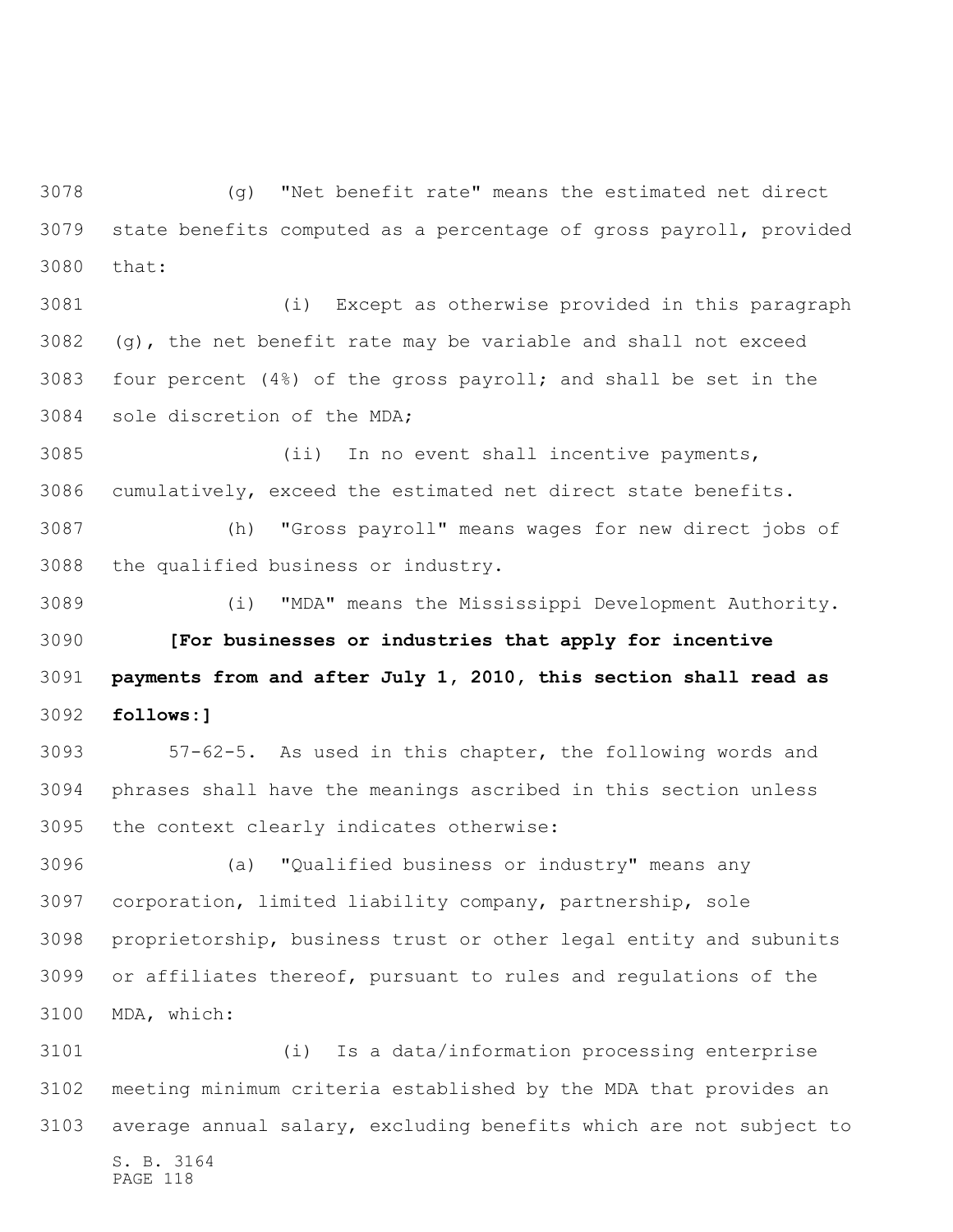(g) "Net benefit rate" means the estimated net direct state benefits computed as a percentage of gross payroll, provided that:

(i) Except as otherwise provided in this paragraph (g), the net benefit rate may be variable and shall not exceed four percent (4%) of the gross payroll; and shall be set in the sole discretion of the MDA;

(ii) In no event shall incentive payments, cumulatively, exceed the estimated net direct state benefits.

(h) "Gross payroll" means wages for new direct jobs of the qualified business or industry.

(i) "MDA" means the Mississippi Development Authority.

**[For businesses or industries that apply for incentive payments from and after July 1, 2010, this section shall read as follows:]**

57-62-5. As used in this chapter, the following words and phrases shall have the meanings ascribed in this section unless the context clearly indicates otherwise:

(a) "Qualified business or industry" means any corporation, limited liability company, partnership, sole proprietorship, business trust or other legal entity and subunits or affiliates thereof, pursuant to rules and regulations of the MDA, which:

(i) Is a data/information processing enterprise meeting minimum criteria established by the MDA that provides an average annual salary, excluding benefits which are not subject to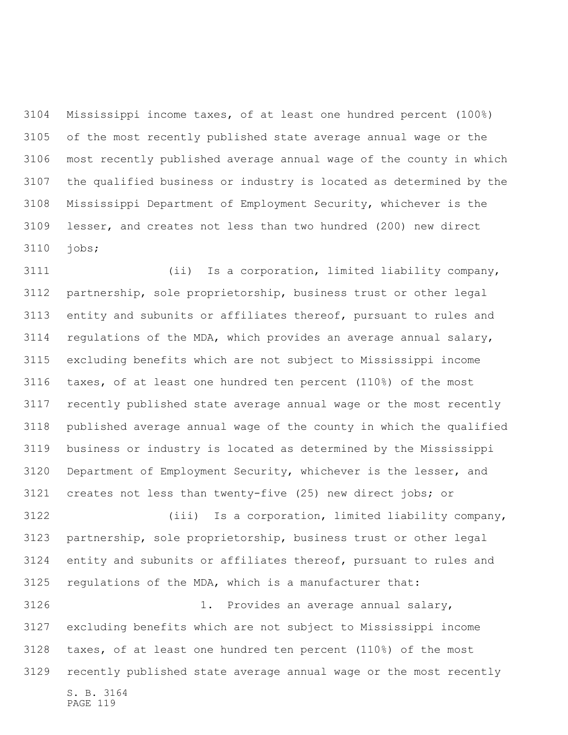Mississippi income taxes, of at least one hundred percent (100%) of the most recently published state average annual wage or the most recently published average annual wage of the county in which the qualified business or industry is located as determined by the Mississippi Department of Employment Security, whichever is the lesser, and creates not less than two hundred (200) new direct jobs;

(ii) Is a corporation, limited liability company, partnership, sole proprietorship, business trust or other legal entity and subunits or affiliates thereof, pursuant to rules and regulations of the MDA, which provides an average annual salary, excluding benefits which are not subject to Mississippi income taxes, of at least one hundred ten percent (110%) of the most recently published state average annual wage or the most recently published average annual wage of the county in which the qualified business or industry is located as determined by the Mississippi Department of Employment Security, whichever is the lesser, and creates not less than twenty-five (25) new direct jobs; or

(iii) Is a corporation, limited liability company, partnership, sole proprietorship, business trust or other legal entity and subunits or affiliates thereof, pursuant to rules and regulations of the MDA, which is a manufacturer that:

1. Provides an average annual salary, excluding benefits which are not subject to Mississippi income taxes, of at least one hundred ten percent (110%) of the most recently published state average annual wage or the most recently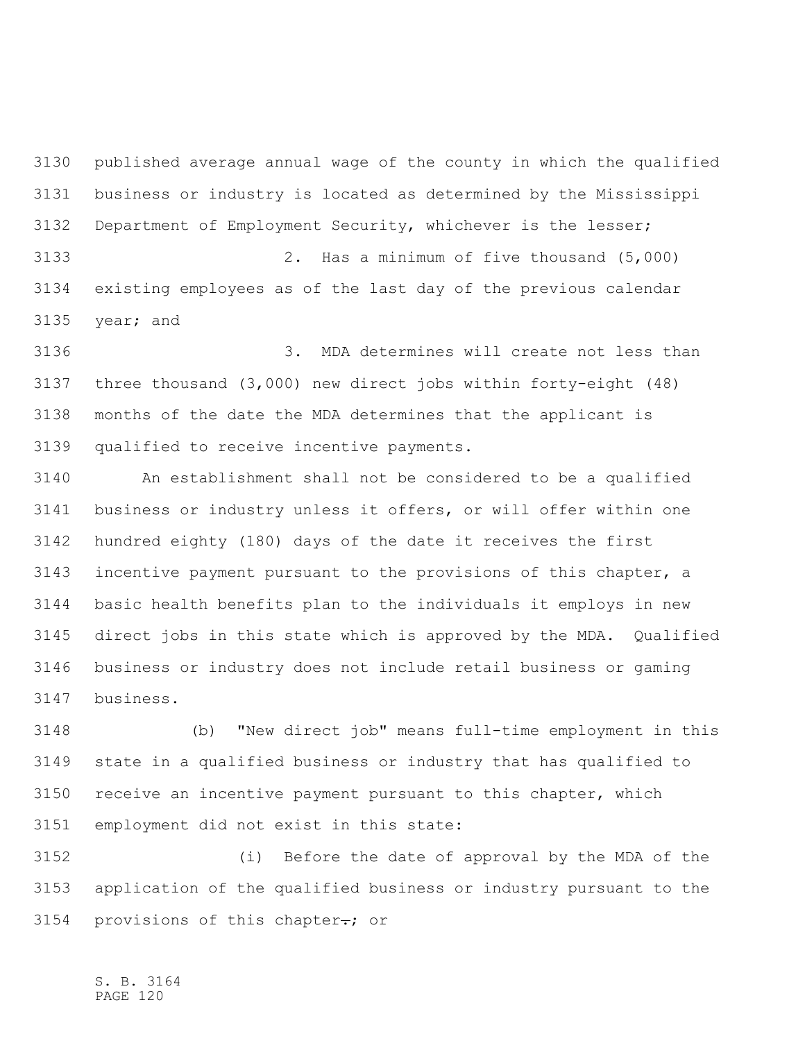published average annual wage of the county in which the qualified business or industry is located as determined by the Mississippi Department of Employment Security, whichever is the lesser;

2. Has a minimum of five thousand (5,000) existing employees as of the last day of the previous calendar year; and

3. MDA determines will create not less than three thousand (3,000) new direct jobs within forty-eight (48) months of the date the MDA determines that the applicant is qualified to receive incentive payments.

An establishment shall not be considered to be a qualified business or industry unless it offers, or will offer within one hundred eighty (180) days of the date it receives the first incentive payment pursuant to the provisions of this chapter, a basic health benefits plan to the individuals it employs in new direct jobs in this state which is approved by the MDA. Qualified business or industry does not include retail business or gaming business.

(b) "New direct job" means full-time employment in this state in a qualified business or industry that has qualified to receive an incentive payment pursuant to this chapter, which employment did not exist in this state:

(i) Before the date of approval by the MDA of the application of the qualified business or industry pursuant to the provisions of this chapter~~.~~; or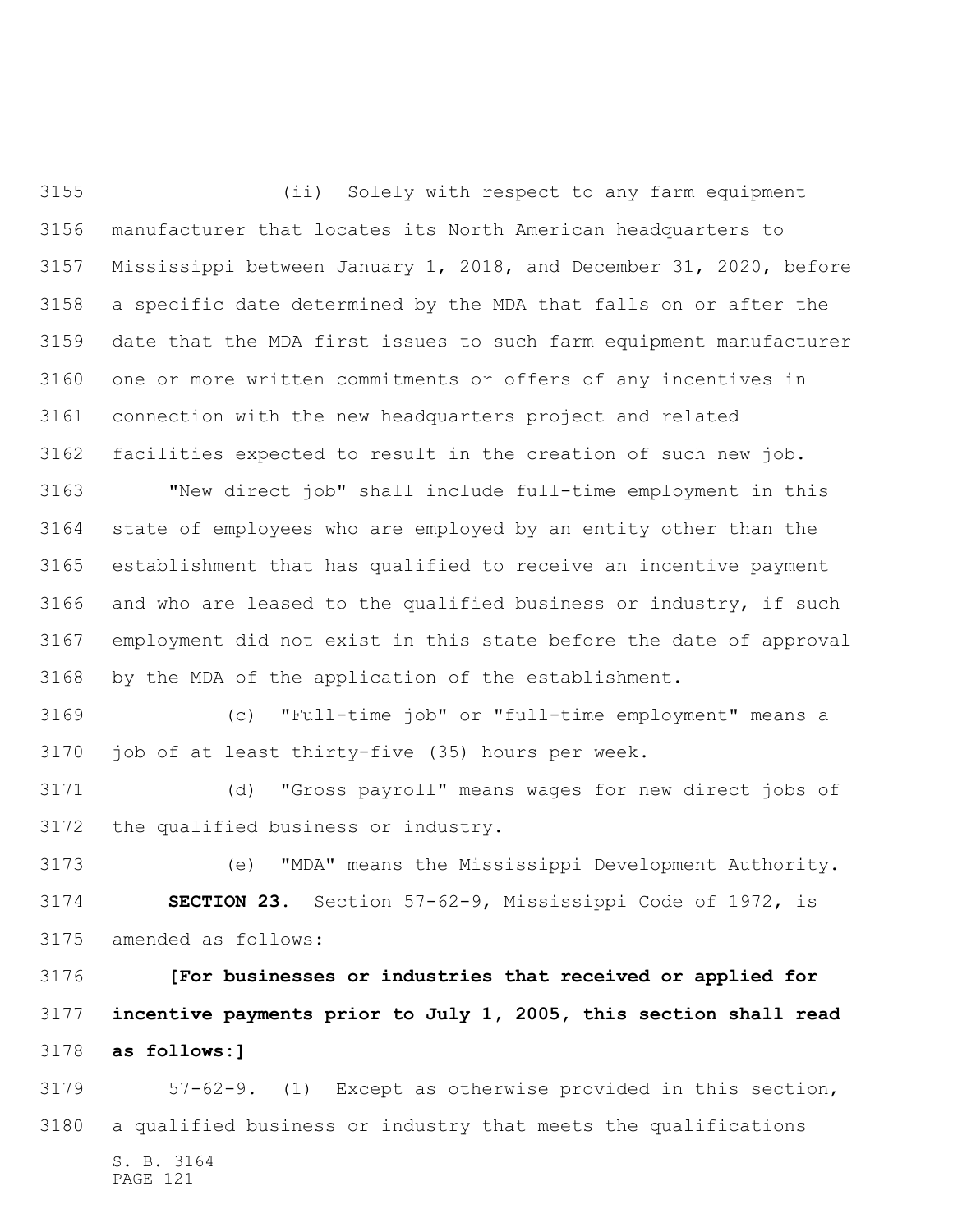(ii) Solely with respect to any farm equipment manufacturer that locates its North American headquarters to Mississippi between January 1, 2018, and December 31, 2020, before a specific date determined by the MDA that falls on or after the date that the MDA first issues to such farm equipment manufacturer one or more written commitments or offers of any incentives in connection with the new headquarters project and related facilities expected to result in the creation of such new job.

"New direct job" shall include full-time employment in this state of employees who are employed by an entity other than the establishment that has qualified to receive an incentive payment and who are leased to the qualified business or industry, if such employment did not exist in this state before the date of approval by the MDA of the application of the establishment.

(c) "Full-time job" or "full-time employment" means a job of at least thirty-five (35) hours per week.

(d) "Gross payroll" means wages for new direct jobs of the qualified business or industry.

(e) "MDA" means the Mississippi Development Authority.

**SECTION 23.** Section 57-62-9, Mississippi Code of 1972, is amended as follows:

**[For businesses or industries that received or applied for incentive payments prior to July 1, 2005, this section shall read as follows:]**

57-62-9. (1) Except as otherwise provided in this section, a qualified business or industry that meets the qualifications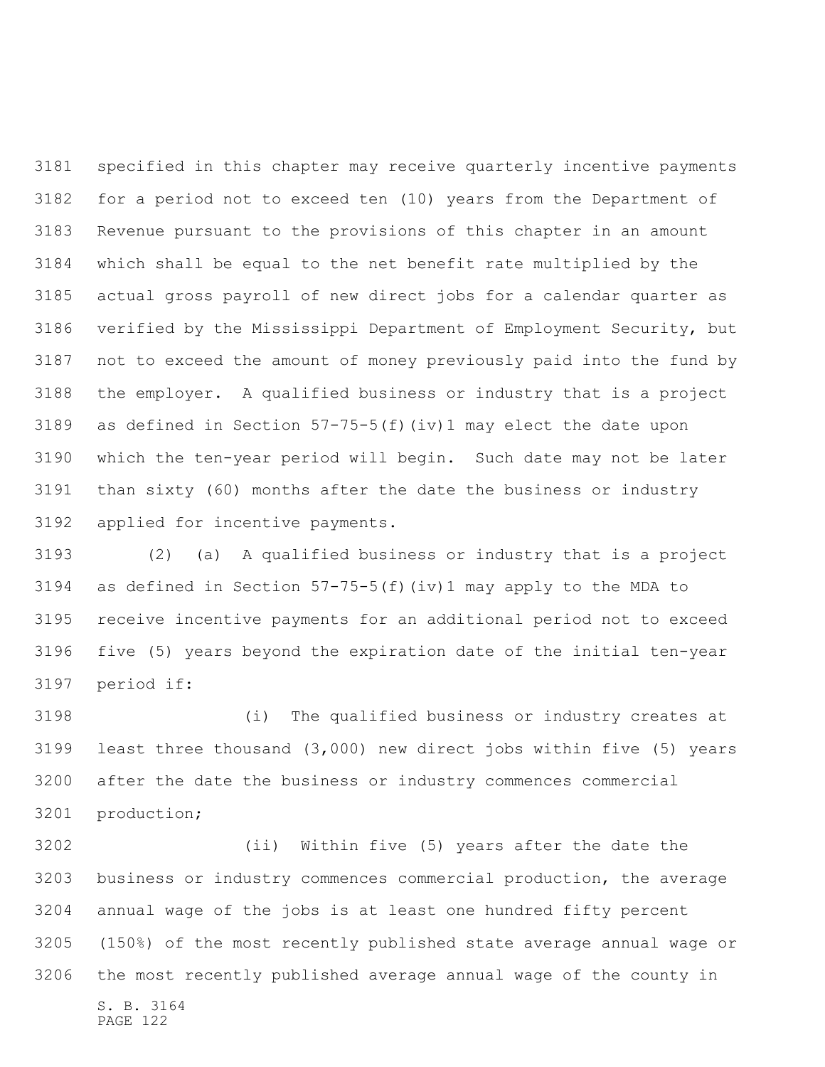specified in this chapter may receive quarterly incentive payments for a period not to exceed ten (10) years from the Department of Revenue pursuant to the provisions of this chapter in an amount which shall be equal to the net benefit rate multiplied by the actual gross payroll of new direct jobs for a calendar quarter as verified by the Mississippi Department of Employment Security, but not to exceed the amount of money previously paid into the fund by the employer. A qualified business or industry that is a project as defined in Section 57-75-5(f)(iv)1 may elect the date upon which the ten-year period will begin. Such date may not be later than sixty (60) months after the date the business or industry applied for incentive payments.

(2) (a) A qualified business or industry that is a project as defined in Section 57-75-5(f)(iv)1 may apply to the MDA to receive incentive payments for an additional period not to exceed five (5) years beyond the expiration date of the initial ten-year period if:

(i) The qualified business or industry creates at least three thousand (3,000) new direct jobs within five (5) years after the date the business or industry commences commercial production;

(ii) Within five (5) years after the date the business or industry commences commercial production, the average annual wage of the jobs is at least one hundred fifty percent (150%) of the most recently published state average annual wage or the most recently published average annual wage of the county in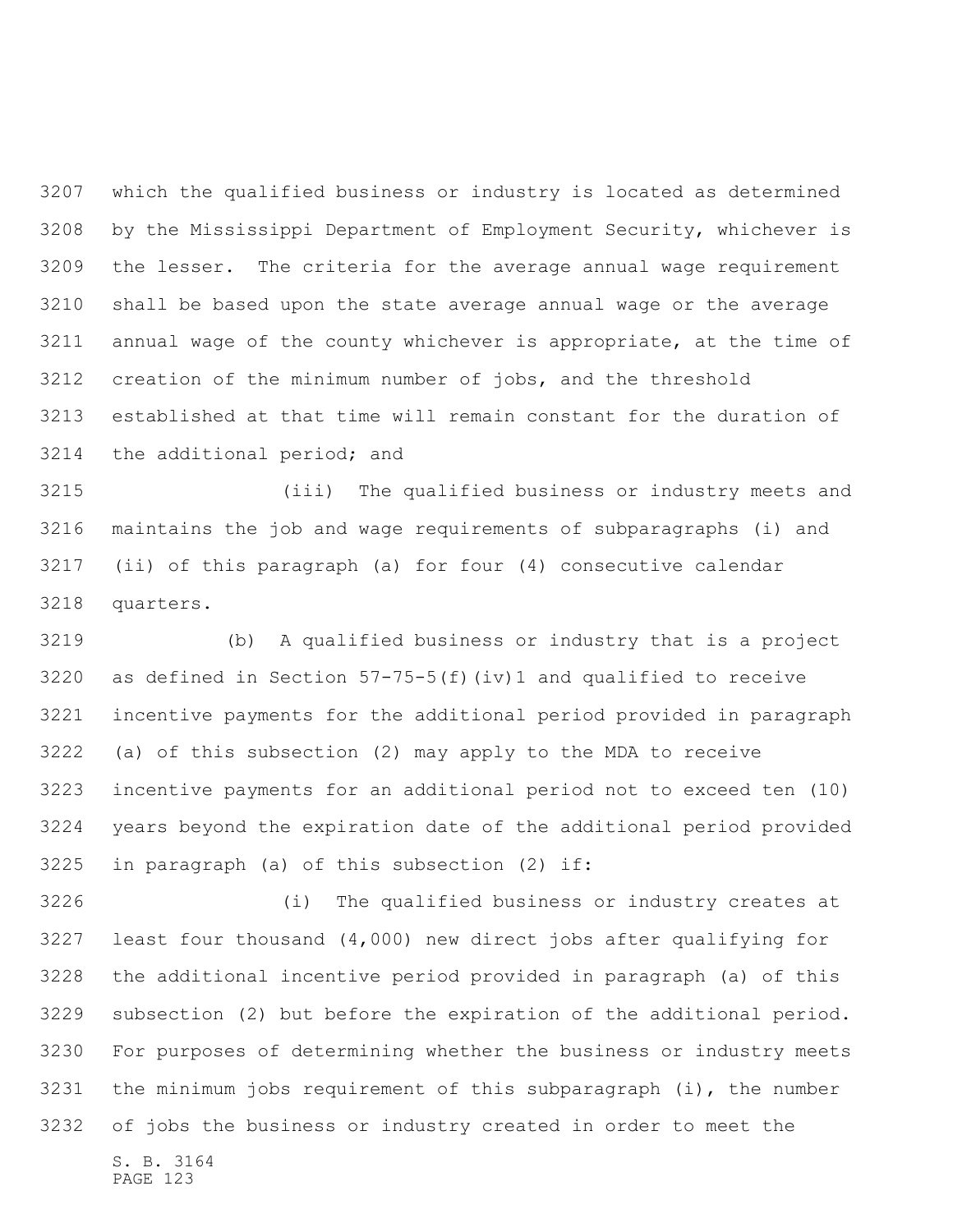which the qualified business or industry is located as determined by the Mississippi Department of Employment Security, whichever is the lesser. The criteria for the average annual wage requirement shall be based upon the state average annual wage or the average annual wage of the county whichever is appropriate, at the time of creation of the minimum number of jobs, and the threshold established at that time will remain constant for the duration of the additional period; and

(iii) The qualified business or industry meets and maintains the job and wage requirements of subparagraphs (i) and (ii) of this paragraph (a) for four (4) consecutive calendar quarters.

(b) A qualified business or industry that is a project as defined in Section 57-75-5(f)(iv)1 and qualified to receive incentive payments for the additional period provided in paragraph (a) of this subsection (2) may apply to the MDA to receive incentive payments for an additional period not to exceed ten (10) years beyond the expiration date of the additional period provided in paragraph (a) of this subsection (2) if:

(i) The qualified business or industry creates at least four thousand (4,000) new direct jobs after qualifying for the additional incentive period provided in paragraph (a) of this subsection (2) but before the expiration of the additional period. For purposes of determining whether the business or industry meets the minimum jobs requirement of this subparagraph (i), the number of jobs the business or industry created in order to meet the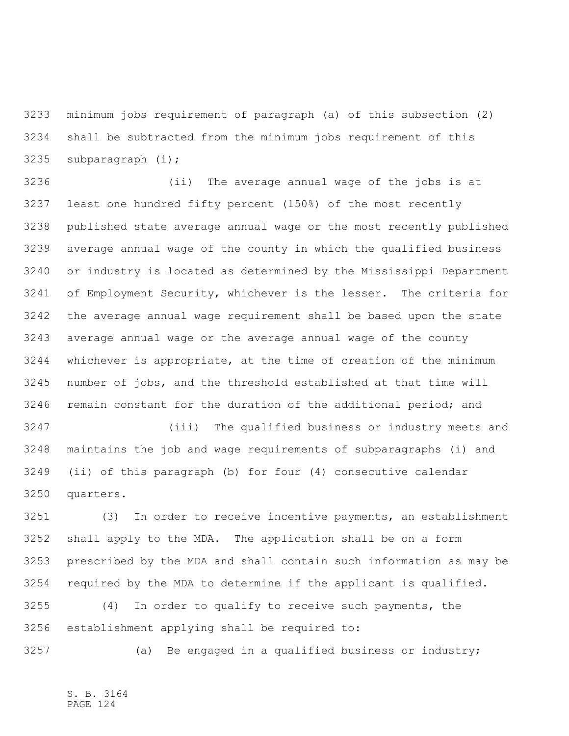minimum jobs requirement of paragraph (a) of this subsection (2) shall be subtracted from the minimum jobs requirement of this subparagraph (i);

(ii) The average annual wage of the jobs is at least one hundred fifty percent (150%) of the most recently published state average annual wage or the most recently published average annual wage of the county in which the qualified business or industry is located as determined by the Mississippi Department of Employment Security, whichever is the lesser. The criteria for the average annual wage requirement shall be based upon the state average annual wage or the average annual wage of the county whichever is appropriate, at the time of creation of the minimum number of jobs, and the threshold established at that time will remain constant for the duration of the additional period; and

(iii) The qualified business or industry meets and maintains the job and wage requirements of subparagraphs (i) and (ii) of this paragraph (b) for four (4) consecutive calendar quarters.

(3) In order to receive incentive payments, an establishment shall apply to the MDA. The application shall be on a form prescribed by the MDA and shall contain such information as may be required by the MDA to determine if the applicant is qualified.

(4) In order to qualify to receive such payments, the establishment applying shall be required to:

(a) Be engaged in a qualified business or industry;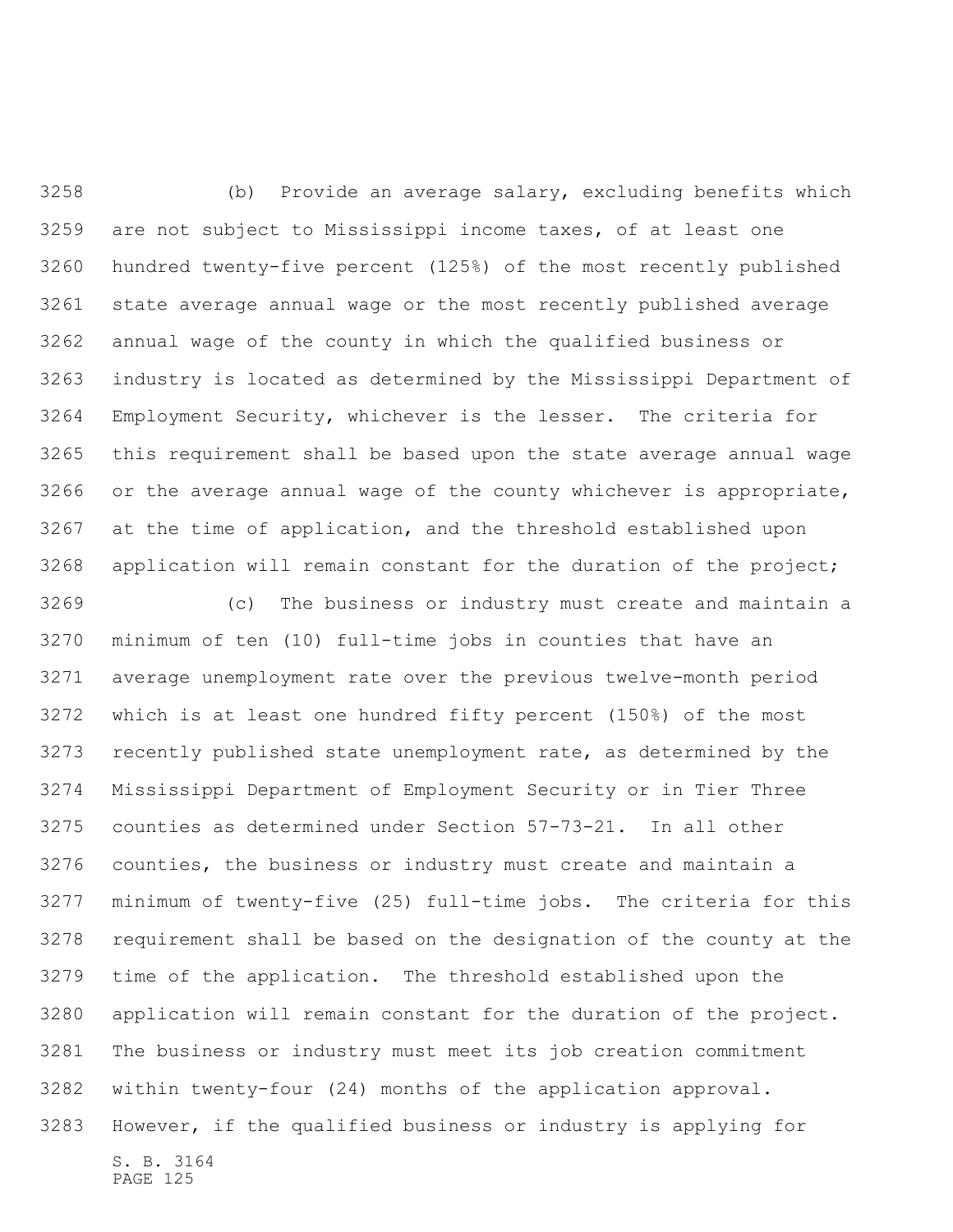(b) Provide an average salary, excluding benefits which are not subject to Mississippi income taxes, of at least one hundred twenty-five percent (125%) of the most recently published state average annual wage or the most recently published average annual wage of the county in which the qualified business or industry is located as determined by the Mississippi Department of Employment Security, whichever is the lesser. The criteria for this requirement shall be based upon the state average annual wage or the average annual wage of the county whichever is appropriate, at the time of application, and the threshold established upon application will remain constant for the duration of the project;

(c) The business or industry must create and maintain a minimum of ten (10) full-time jobs in counties that have an average unemployment rate over the previous twelve-month period which is at least one hundred fifty percent (150%) of the most recently published state unemployment rate, as determined by the Mississippi Department of Employment Security or in Tier Three counties as determined under Section 57-73-21. In all other counties, the business or industry must create and maintain a minimum of twenty-five (25) full-time jobs. The criteria for this requirement shall be based on the designation of the county at the time of the application. The threshold established upon the application will remain constant for the duration of the project. The business or industry must meet its job creation commitment within twenty-four (24) months of the application approval. However, if the qualified business or industry is applying for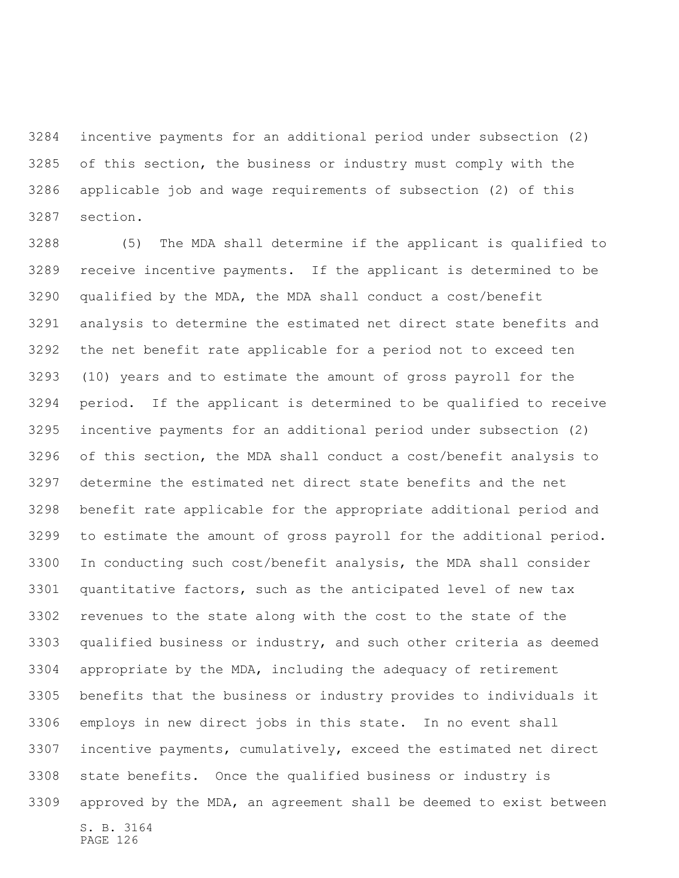incentive payments for an additional period under subsection (2) of this section, the business or industry must comply with the applicable job and wage requirements of subsection (2) of this section.

(5) The MDA shall determine if the applicant is qualified to receive incentive payments. If the applicant is determined to be qualified by the MDA, the MDA shall conduct a cost/benefit analysis to determine the estimated net direct state benefits and the net benefit rate applicable for a period not to exceed ten (10) years and to estimate the amount of gross payroll for the period. If the applicant is determined to be qualified to receive incentive payments for an additional period under subsection (2) of this section, the MDA shall conduct a cost/benefit analysis to determine the estimated net direct state benefits and the net benefit rate applicable for the appropriate additional period and to estimate the amount of gross payroll for the additional period. In conducting such cost/benefit analysis, the MDA shall consider quantitative factors, such as the anticipated level of new tax revenues to the state along with the cost to the state of the qualified business or industry, and such other criteria as deemed appropriate by the MDA, including the adequacy of retirement benefits that the business or industry provides to individuals it employs in new direct jobs in this state. In no event shall incentive payments, cumulatively, exceed the estimated net direct state benefits. Once the qualified business or industry is approved by the MDA, an agreement shall be deemed to exist between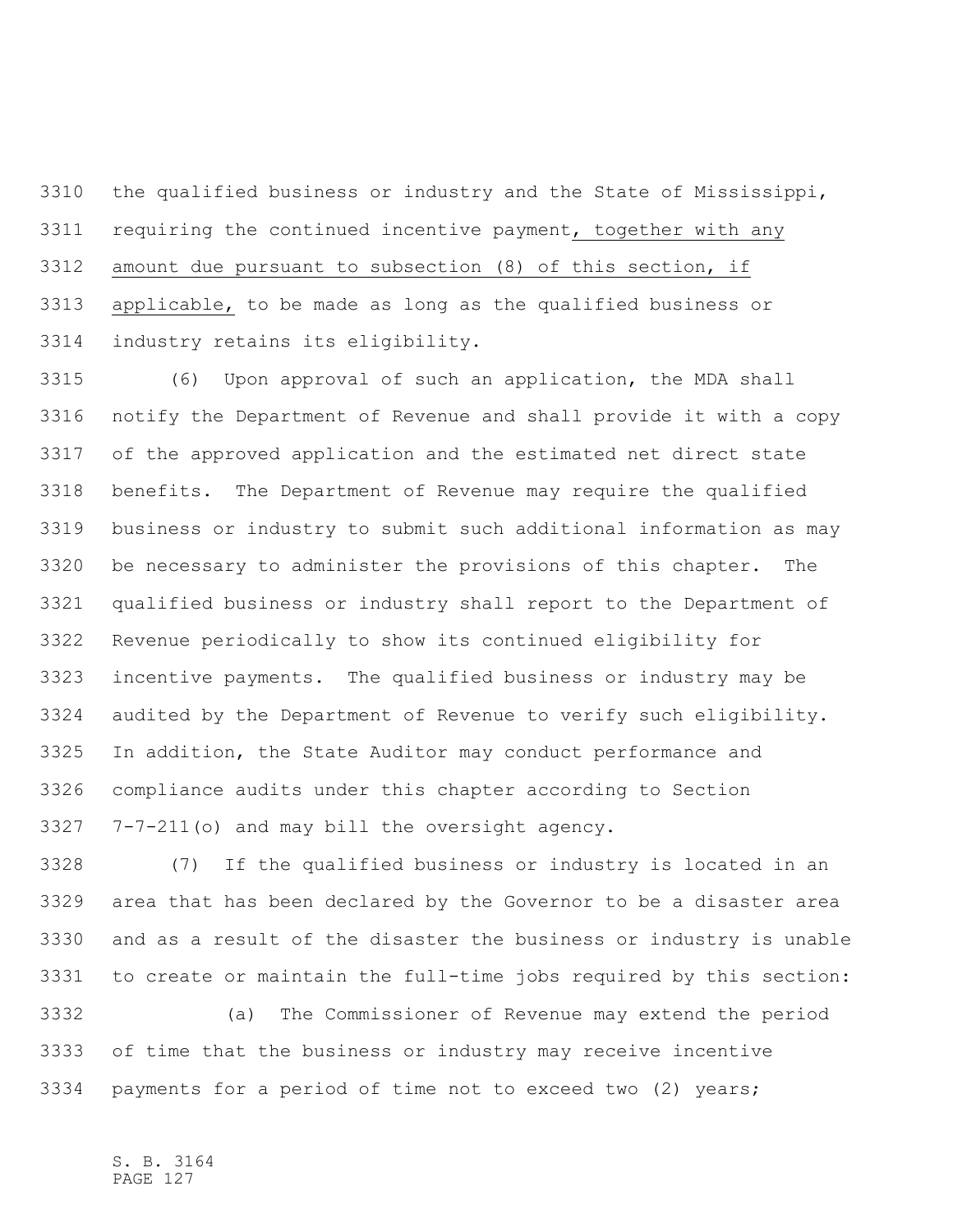the qualified business or industry and the State of Mississippi, requiring the continued incentive payment, together with any amount due pursuant to subsection (8) of this section, if applicable, to be made as long as the qualified business or industry retains its eligibility.

(6) Upon approval of such an application, the MDA shall notify the Department of Revenue and shall provide it with a copy of the approved application and the estimated net direct state benefits. The Department of Revenue may require the qualified business or industry to submit such additional information as may be necessary to administer the provisions of this chapter. The qualified business or industry shall report to the Department of Revenue periodically to show its continued eligibility for incentive payments. The qualified business or industry may be audited by the Department of Revenue to verify such eligibility. In addition, the State Auditor may conduct performance and compliance audits under this chapter according to Section 7-7-211(o) and may bill the oversight agency.

(7) If the qualified business or industry is located in an area that has been declared by the Governor to be a disaster area and as a result of the disaster the business or industry is unable to create or maintain the full-time jobs required by this section:

(a) The Commissioner of Revenue may extend the period of time that the business or industry may receive incentive payments for a period of time not to exceed two (2) years;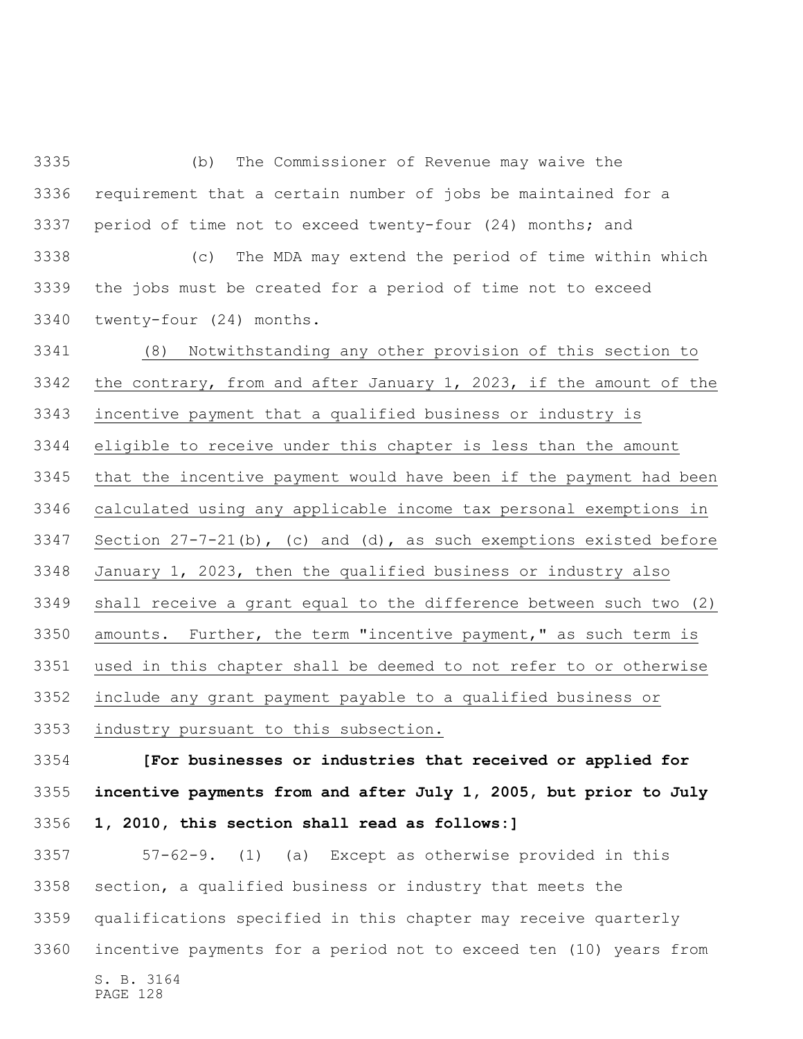(b) The Commissioner of Revenue may waive the requirement that a certain number of jobs be maintained for a period of time not to exceed twenty-four (24) months; and

(c) The MDA may extend the period of time within which the jobs must be created for a period of time not to exceed twenty-four (24) months.

<u>(8) Notwithstanding any other provision of this section to the contrary, from and after January 1, 2023, if the amount of the incentive payment that a qualified business or industry is eligible to receive under this chapter is less than the amount that the incentive payment would have been if the payment had been calculated using any applicable income tax personal exemptions in Section 27-7-21(b), (c) and (d), as such exemptions existed before January 1, 2023, then the qualified business or industry also shall receive a grant equal to the difference between such two (2) amounts. Further, the term "incentive payment," as such term is used in this chapter shall be deemed to not refer to or otherwise include any grant payment payable to a qualified business or industry pursuant to this subsection.</u>

**[For businesses or industries that received or applied for incentive payments from and after July 1, 2005, but prior to July 1, 2010, this section shall read as follows:]**

57-62-9. (1) (a) Except as otherwise provided in this section, a qualified business or industry that meets the qualifications specified in this chapter may receive quarterly incentive payments for a period not to exceed ten (10) years from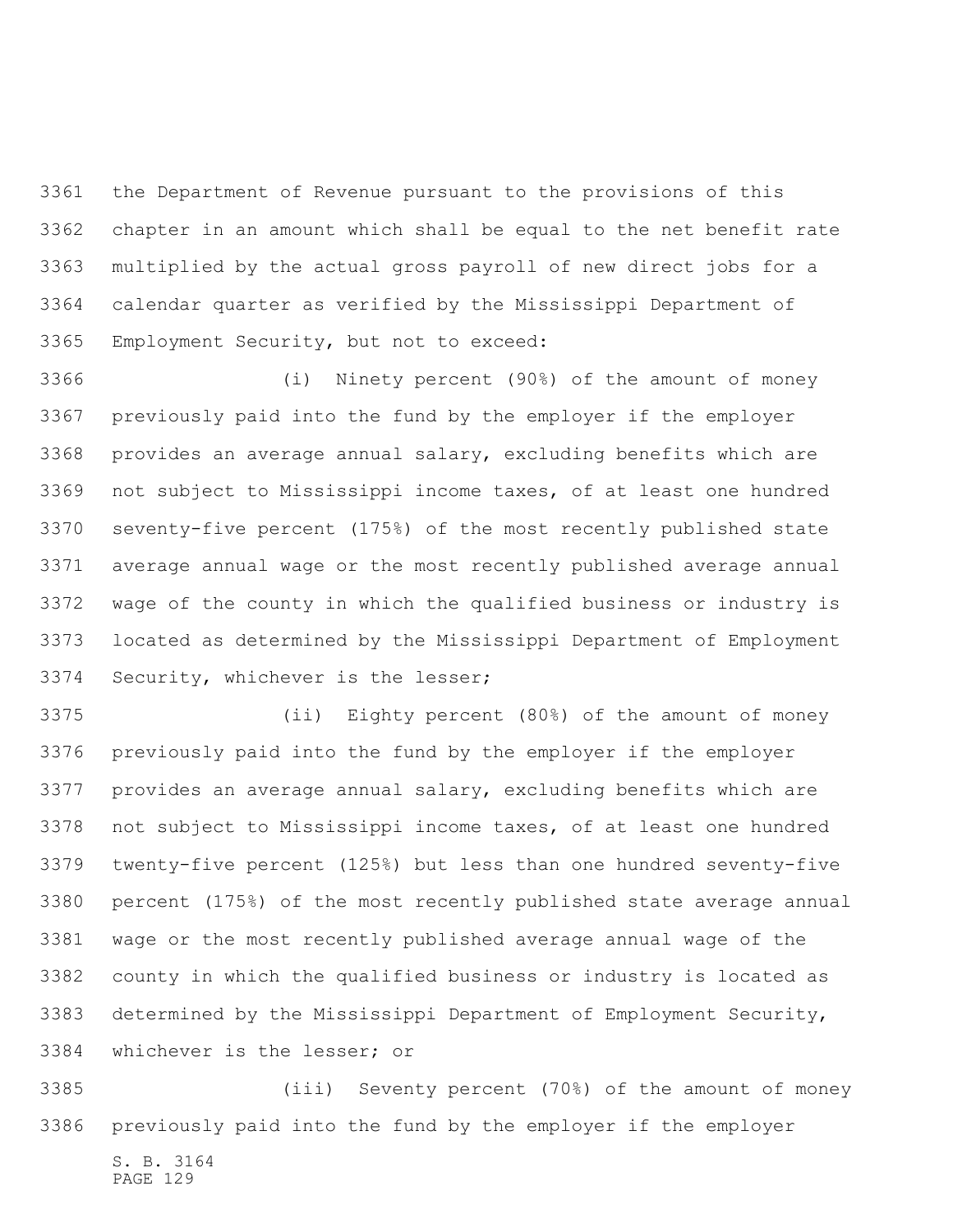the Department of Revenue pursuant to the provisions of this chapter in an amount which shall be equal to the net benefit rate multiplied by the actual gross payroll of new direct jobs for a calendar quarter as verified by the Mississippi Department of Employment Security, but not to exceed:

(i) Ninety percent (90%) of the amount of money previously paid into the fund by the employer if the employer provides an average annual salary, excluding benefits which are not subject to Mississippi income taxes, of at least one hundred seventy-five percent (175%) of the most recently published state average annual wage or the most recently published average annual wage of the county in which the qualified business or industry is located as determined by the Mississippi Department of Employment Security, whichever is the lesser;

(ii) Eighty percent (80%) of the amount of money previously paid into the fund by the employer if the employer provides an average annual salary, excluding benefits which are not subject to Mississippi income taxes, of at least one hundred twenty-five percent (125%) but less than one hundred seventy-five percent (175%) of the most recently published state average annual wage or the most recently published average annual wage of the county in which the qualified business or industry is located as determined by the Mississippi Department of Employment Security, whichever is the lesser; or

(iii) Seventy percent (70%) of the amount of money previously paid into the fund by the employer if the employer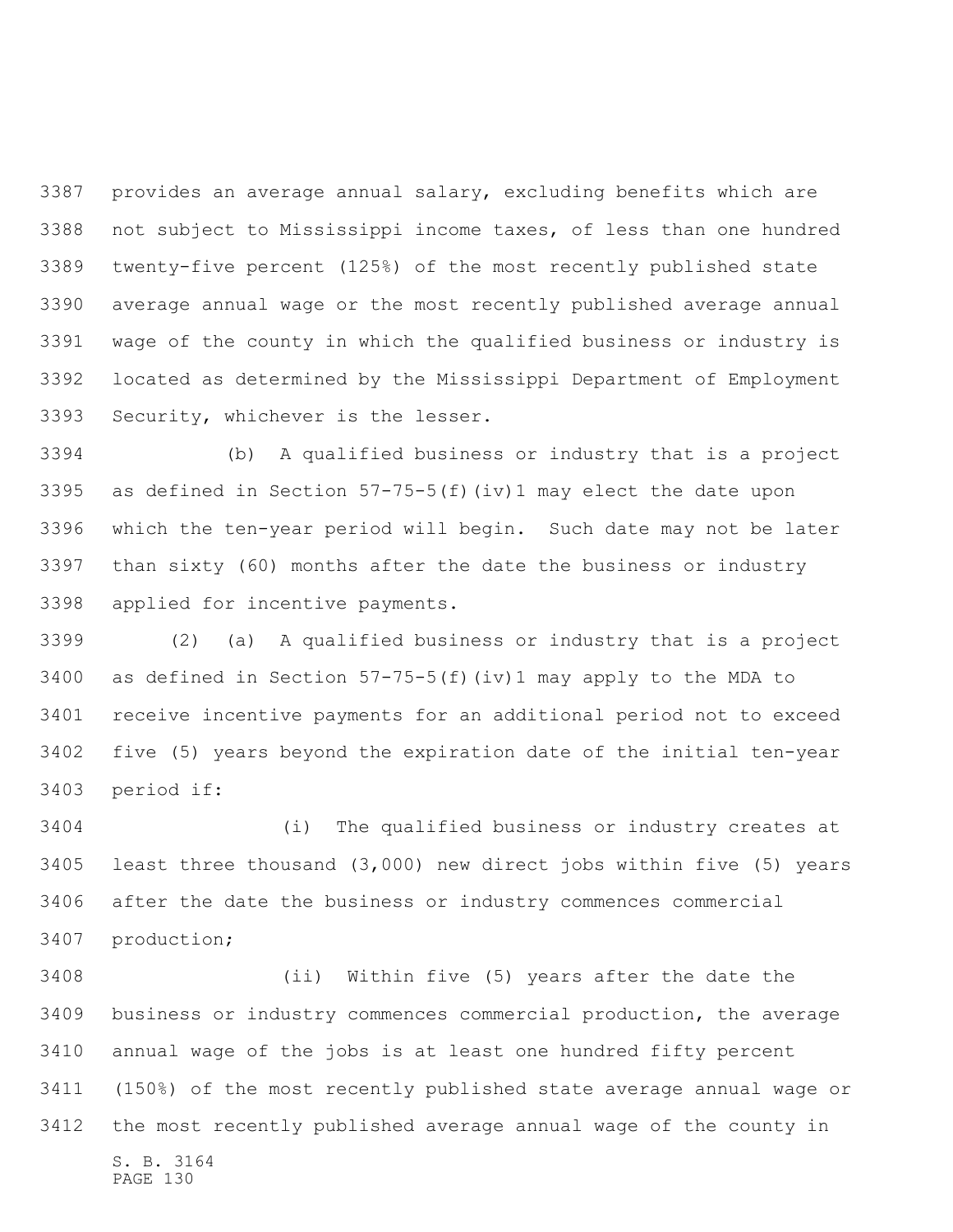provides an average annual salary, excluding benefits which are not subject to Mississippi income taxes, of less than one hundred twenty-five percent (125%) of the most recently published state average annual wage or the most recently published average annual wage of the county in which the qualified business or industry is located as determined by the Mississippi Department of Employment Security, whichever is the lesser.

(b) A qualified business or industry that is a project as defined in Section 57-75-5(f)(iv)1 may elect the date upon which the ten-year period will begin. Such date may not be later than sixty (60) months after the date the business or industry applied for incentive payments.

(2) (a) A qualified business or industry that is a project as defined in Section 57-75-5(f)(iv)1 may apply to the MDA to receive incentive payments for an additional period not to exceed five (5) years beyond the expiration date of the initial ten-year period if:

(i) The qualified business or industry creates at least three thousand (3,000) new direct jobs within five (5) years after the date the business or industry commences commercial production;

(ii) Within five (5) years after the date the business or industry commences commercial production, the average annual wage of the jobs is at least one hundred fifty percent (150%) of the most recently published state average annual wage or the most recently published average annual wage of the county in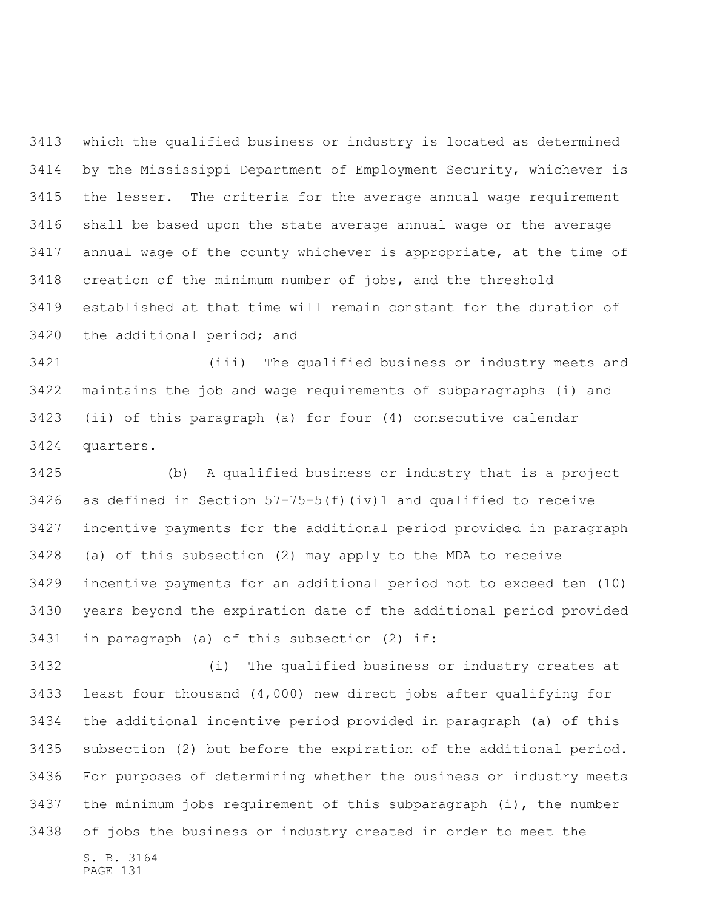which the qualified business or industry is located as determined by the Mississippi Department of Employment Security, whichever is the lesser. The criteria for the average annual wage requirement shall be based upon the state average annual wage or the average annual wage of the county whichever is appropriate, at the time of creation of the minimum number of jobs, and the threshold established at that time will remain constant for the duration of the additional period; and

(iii) The qualified business or industry meets and maintains the job and wage requirements of subparagraphs (i) and (ii) of this paragraph (a) for four (4) consecutive calendar quarters.

(b) A qualified business or industry that is a project as defined in Section 57-75-5(f)(iv)1 and qualified to receive incentive payments for the additional period provided in paragraph (a) of this subsection (2) may apply to the MDA to receive incentive payments for an additional period not to exceed ten (10) years beyond the expiration date of the additional period provided in paragraph (a) of this subsection (2) if:

(i) The qualified business or industry creates at least four thousand (4,000) new direct jobs after qualifying for the additional incentive period provided in paragraph (a) of this subsection (2) but before the expiration of the additional period. For purposes of determining whether the business or industry meets the minimum jobs requirement of this subparagraph (i), the number of jobs the business or industry created in order to meet the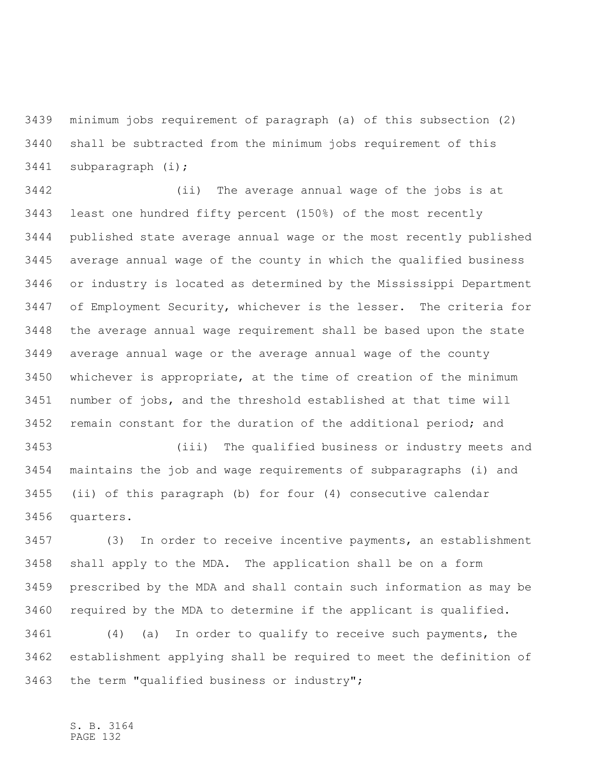minimum jobs requirement of paragraph (a) of this subsection (2) shall be subtracted from the minimum jobs requirement of this subparagraph (i);

(ii) The average annual wage of the jobs is at least one hundred fifty percent (150%) of the most recently published state average annual wage or the most recently published average annual wage of the county in which the qualified business or industry is located as determined by the Mississippi Department of Employment Security, whichever is the lesser. The criteria for the average annual wage requirement shall be based upon the state average annual wage or the average annual wage of the county whichever is appropriate, at the time of creation of the minimum number of jobs, and the threshold established at that time will remain constant for the duration of the additional period; and

(iii) The qualified business or industry meets and maintains the job and wage requirements of subparagraphs (i) and (ii) of this paragraph (b) for four (4) consecutive calendar quarters.

(3) In order to receive incentive payments, an establishment shall apply to the MDA. The application shall be on a form prescribed by the MDA and shall contain such information as may be required by the MDA to determine if the applicant is qualified.

(4) (a) In order to qualify to receive such payments, the establishment applying shall be required to meet the definition of the term "qualified business or industry";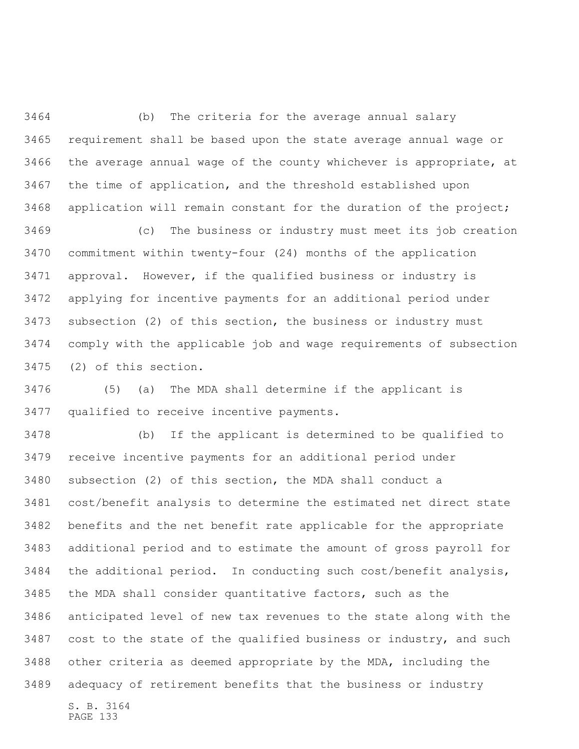(b) The criteria for the average annual salary requirement shall be based upon the state average annual wage or the average annual wage of the county whichever is appropriate, at the time of application, and the threshold established upon application will remain constant for the duration of the project;

(c) The business or industry must meet its job creation commitment within twenty-four (24) months of the application approval. However, if the qualified business or industry is applying for incentive payments for an additional period under subsection (2) of this section, the business or industry must comply with the applicable job and wage requirements of subsection (2) of this section.

(5) (a) The MDA shall determine if the applicant is qualified to receive incentive payments.

(b) If the applicant is determined to be qualified to receive incentive payments for an additional period under subsection (2) of this section, the MDA shall conduct a cost/benefit analysis to determine the estimated net direct state benefits and the net benefit rate applicable for the appropriate additional period and to estimate the amount of gross payroll for the additional period. In conducting such cost/benefit analysis, the MDA shall consider quantitative factors, such as the anticipated level of new tax revenues to the state along with the cost to the state of the qualified business or industry, and such other criteria as deemed appropriate by the MDA, including the adequacy of retirement benefits that the business or industry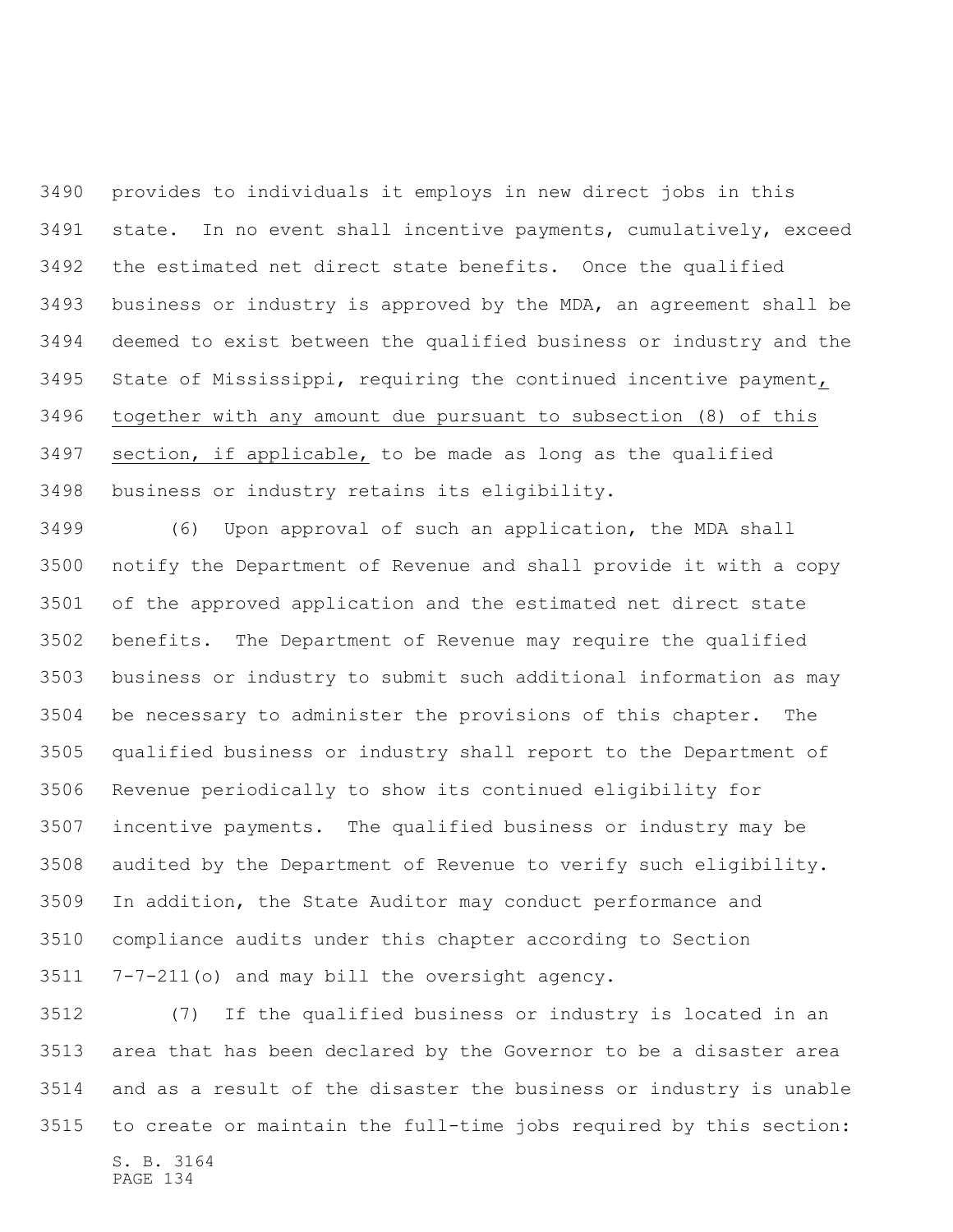provides to individuals it employs in new direct jobs in this state. In no event shall incentive payments, cumulatively, exceed the estimated net direct state benefits. Once the qualified business or industry is approved by the MDA, an agreement shall be deemed to exist between the qualified business or industry and the State of Mississippi, requiring the continued incentive payment, together with any amount due pursuant to subsection (8) of this section, if applicable, to be made as long as the qualified business or industry retains its eligibility.

(6) Upon approval of such an application, the MDA shall notify the Department of Revenue and shall provide it with a copy of the approved application and the estimated net direct state benefits. The Department of Revenue may require the qualified business or industry to submit such additional information as may be necessary to administer the provisions of this chapter. The qualified business or industry shall report to the Department of Revenue periodically to show its continued eligibility for incentive payments. The qualified business or industry may be audited by the Department of Revenue to verify such eligibility. In addition, the State Auditor may conduct performance and compliance audits under this chapter according to Section 7-7-211(o) and may bill the oversight agency.

(7) If the qualified business or industry is located in an area that has been declared by the Governor to be a disaster area and as a result of the disaster the business or industry is unable to create or maintain the full-time jobs required by this section: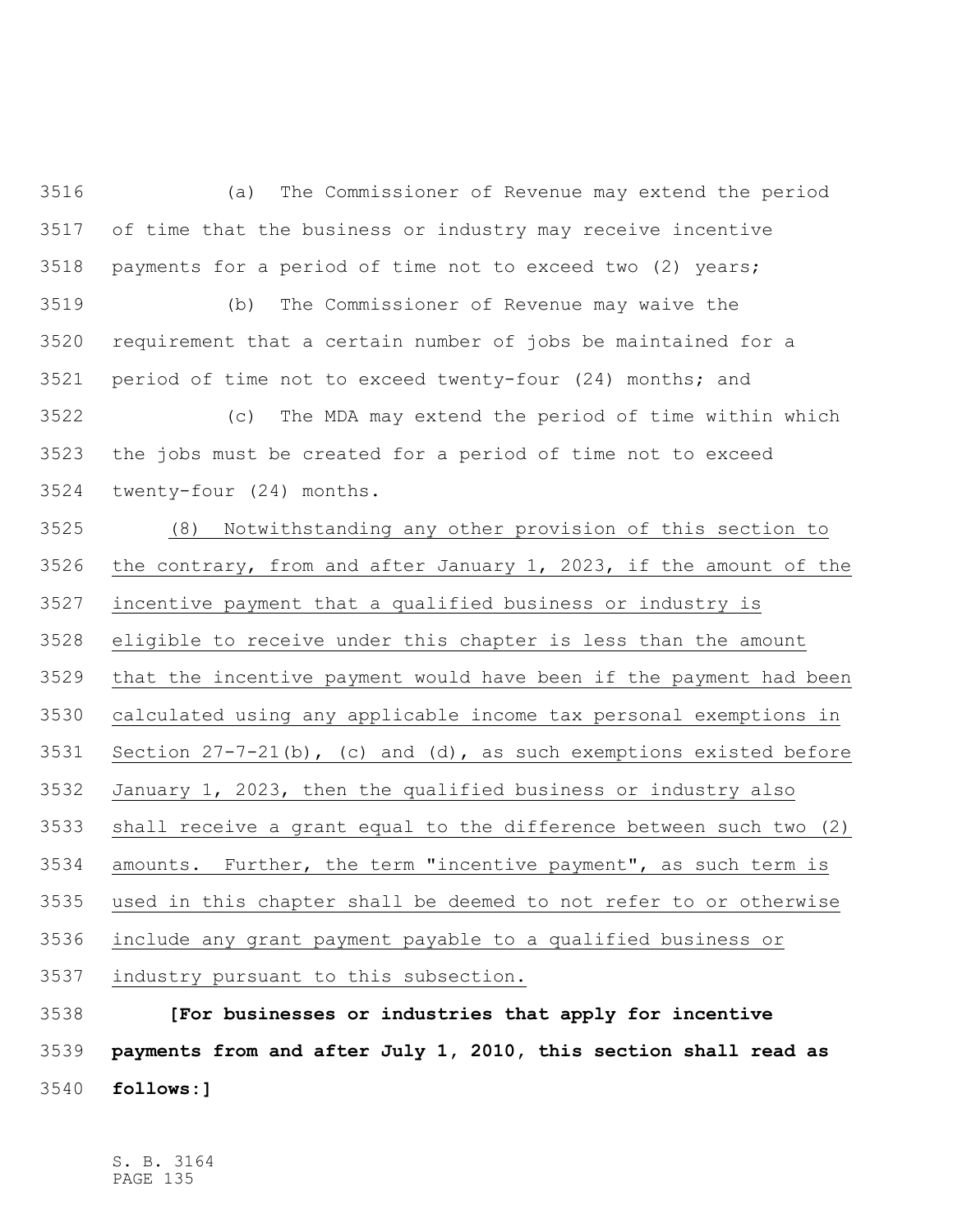(a) The Commissioner of Revenue may extend the period of time that the business or industry may receive incentive payments for a period of time not to exceed two (2) years;

(b) The Commissioner of Revenue may waive the requirement that a certain number of jobs be maintained for a period of time not to exceed twenty-four (24) months; and

(c) The MDA may extend the period of time within which the jobs must be created for a period of time not to exceed twenty-four (24) months.

(8) Notwithstanding any other provision of this section to the contrary, from and after January 1, 2023, if the amount of the incentive payment that a qualified business or industry is eligible to receive under this chapter is less than the amount that the incentive payment would have been if the payment had been calculated using any applicable income tax personal exemptions in Section 27-7-21(b), (c) and (d), as such exemptions existed before January 1, 2023, then the qualified business or industry also shall receive a grant equal to the difference between such two (2) amounts. Further, the term "incentive payment", as such term is used in this chapter shall be deemed to not refer to or otherwise include any grant payment payable to a qualified business or industry pursuant to this subsection.

**[For businesses or industries that apply for incentive payments from and after July 1, 2010, this section shall read as follows:]**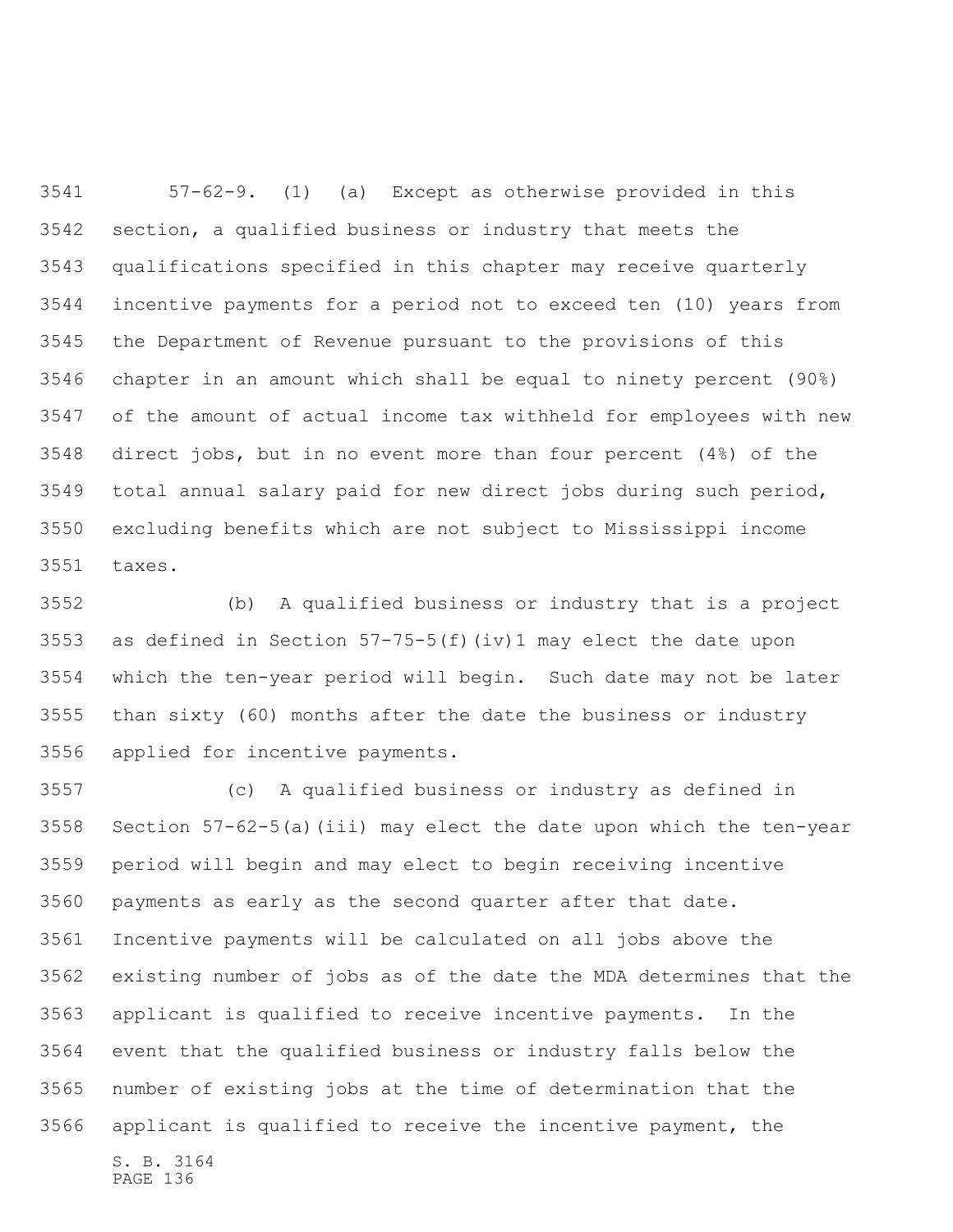57-62-9. (1) (a) Except as otherwise provided in this section, a qualified business or industry that meets the qualifications specified in this chapter may receive quarterly incentive payments for a period not to exceed ten (10) years from the Department of Revenue pursuant to the provisions of this chapter in an amount which shall be equal to ninety percent (90%) of the amount of actual income tax withheld for employees with new direct jobs, but in no event more than four percent (4%) of the total annual salary paid for new direct jobs during such period, excluding benefits which are not subject to Mississippi income taxes.

(b) A qualified business or industry that is a project as defined in Section 57-75-5(f)(iv)1 may elect the date upon which the ten-year period will begin. Such date may not be later than sixty (60) months after the date the business or industry applied for incentive payments.

(c) A qualified business or industry as defined in Section 57-62-5(a)(iii) may elect the date upon which the ten-year period will begin and may elect to begin receiving incentive payments as early as the second quarter after that date. Incentive payments will be calculated on all jobs above the existing number of jobs as of the date the MDA determines that the applicant is qualified to receive incentive payments. In the event that the qualified business or industry falls below the number of existing jobs at the time of determination that the applicant is qualified to receive the incentive payment, the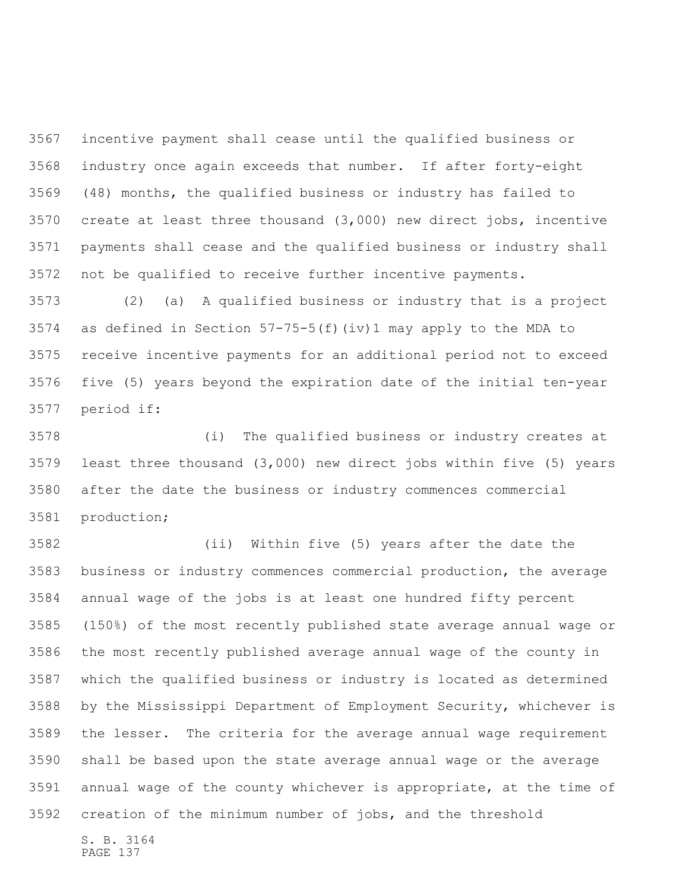incentive payment shall cease until the qualified business or industry once again exceeds that number. If after forty-eight (48) months, the qualified business or industry has failed to create at least three thousand (3,000) new direct jobs, incentive payments shall cease and the qualified business or industry shall not be qualified to receive further incentive payments.

(2) (a) A qualified business or industry that is a project as defined in Section 57-75-5(f)(iv)1 may apply to the MDA to receive incentive payments for an additional period not to exceed five (5) years beyond the expiration date of the initial ten-year period if:

(i) The qualified business or industry creates at least three thousand (3,000) new direct jobs within five (5) years after the date the business or industry commences commercial production;

(ii) Within five (5) years after the date the business or industry commences commercial production, the average annual wage of the jobs is at least one hundred fifty percent (150%) of the most recently published state average annual wage or the most recently published average annual wage of the county in which the qualified business or industry is located as determined by the Mississippi Department of Employment Security, whichever is the lesser. The criteria for the average annual wage requirement shall be based upon the state average annual wage or the average annual wage of the county whichever is appropriate, at the time of creation of the minimum number of jobs, and the threshold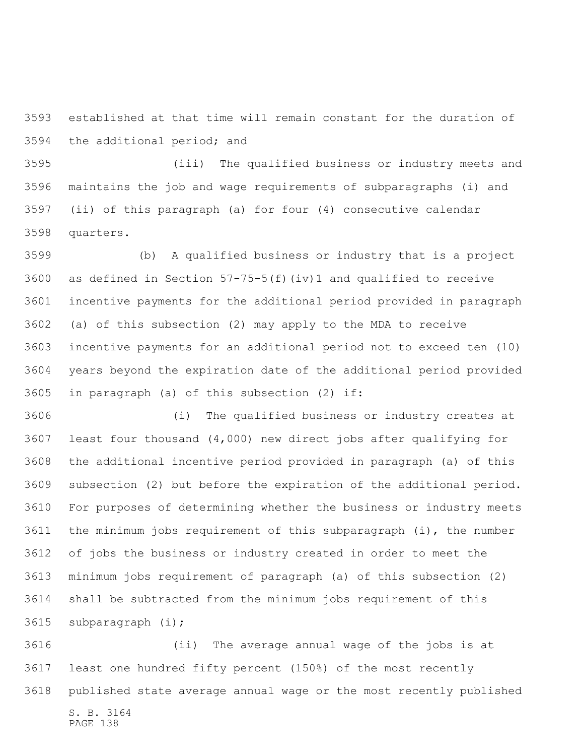established at that time will remain constant for the duration of the additional period; and

(iii) The qualified business or industry meets and maintains the job and wage requirements of subparagraphs (i) and (ii) of this paragraph (a) for four (4) consecutive calendar quarters.

(b) A qualified business or industry that is a project as defined in Section 57-75-5(f)(iv)1 and qualified to receive incentive payments for the additional period provided in paragraph (a) of this subsection (2) may apply to the MDA to receive incentive payments for an additional period not to exceed ten (10) years beyond the expiration date of the additional period provided in paragraph (a) of this subsection (2) if:

(i) The qualified business or industry creates at least four thousand (4,000) new direct jobs after qualifying for the additional incentive period provided in paragraph (a) of this subsection (2) but before the expiration of the additional period. For purposes of determining whether the business or industry meets the minimum jobs requirement of this subparagraph (i), the number of jobs the business or industry created in order to meet the minimum jobs requirement of paragraph (a) of this subsection (2) shall be subtracted from the minimum jobs requirement of this subparagraph (i);

(ii) The average annual wage of the jobs is at least one hundred fifty percent (150%) of the most recently published state average annual wage or the most recently published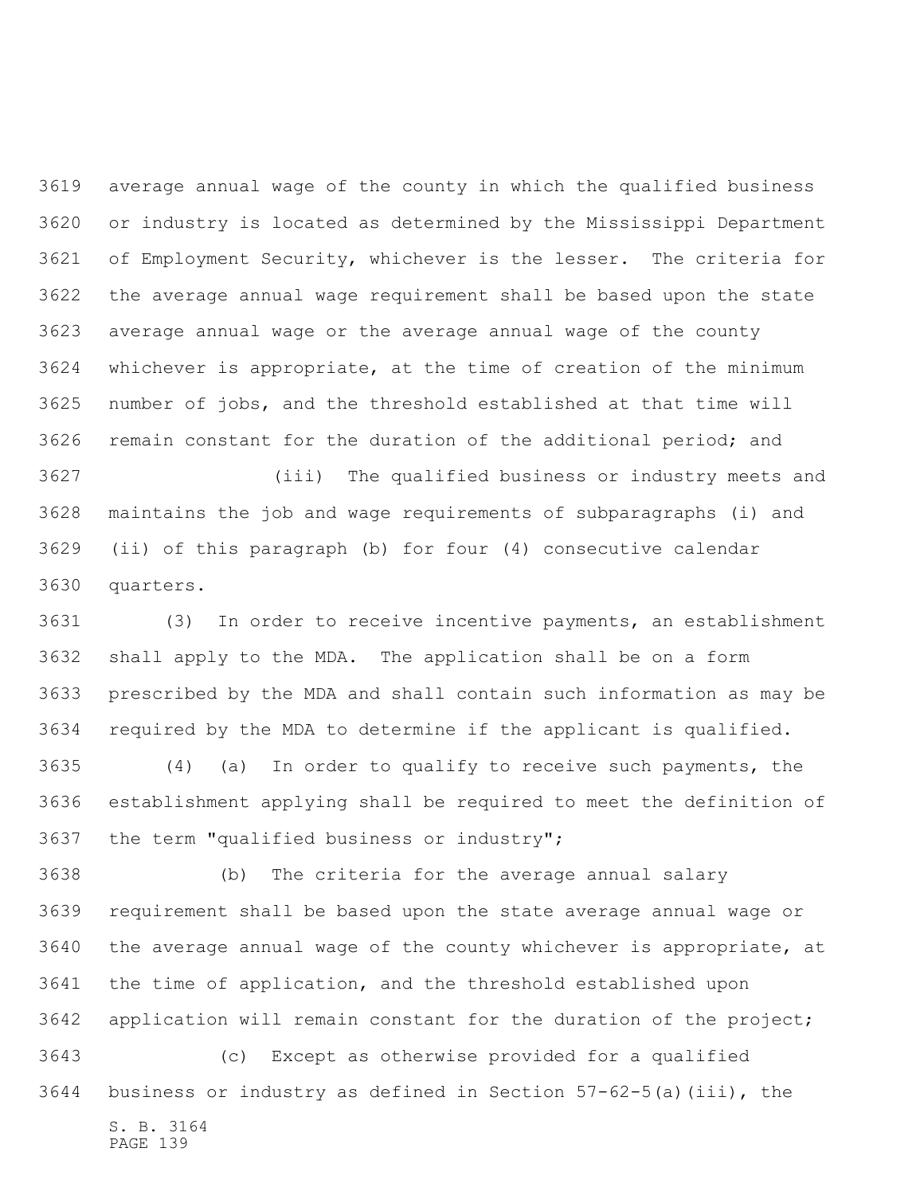average annual wage of the county in which the qualified business or industry is located as determined by the Mississippi Department of Employment Security, whichever is the lesser. The criteria for the average annual wage requirement shall be based upon the state average annual wage or the average annual wage of the county whichever is appropriate, at the time of creation of the minimum number of jobs, and the threshold established at that time will remain constant for the duration of the additional period; and

(iii) The qualified business or industry meets and maintains the job and wage requirements of subparagraphs (i) and (ii) of this paragraph (b) for four (4) consecutive calendar quarters.

(3) In order to receive incentive payments, an establishment shall apply to the MDA. The application shall be on a form prescribed by the MDA and shall contain such information as may be required by the MDA to determine if the applicant is qualified.

(4) (a) In order to qualify to receive such payments, the establishment applying shall be required to meet the definition of the term "qualified business or industry";

(b) The criteria for the average annual salary requirement shall be based upon the state average annual wage or the average annual wage of the county whichever is appropriate, at the time of application, and the threshold established upon application will remain constant for the duration of the project;

(c) Except as otherwise provided for a qualified business or industry as defined in Section 57-62-5(a)(iii), the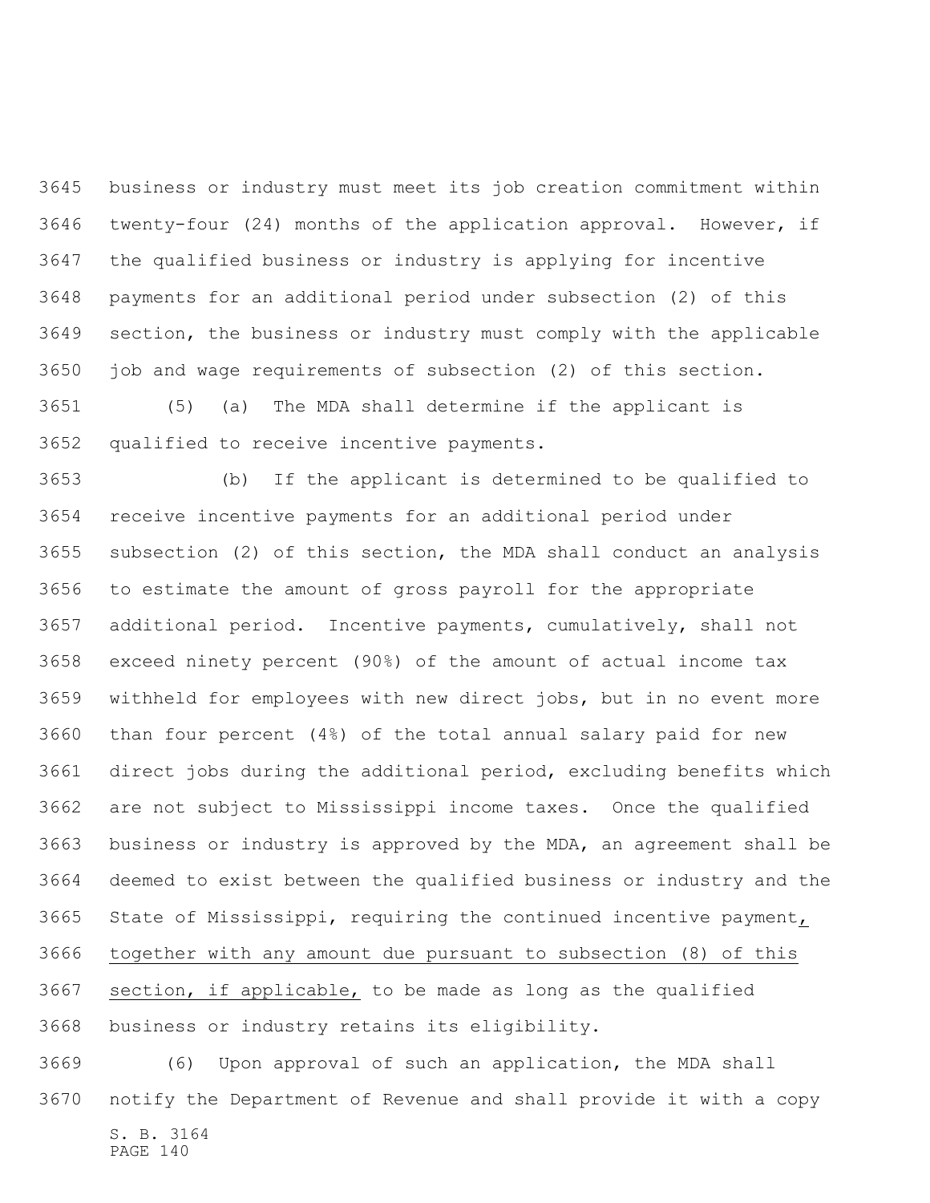business or industry must meet its job creation commitment within twenty-four (24) months of the application approval. However, if the qualified business or industry is applying for incentive payments for an additional period under subsection (2) of this section, the business or industry must comply with the applicable job and wage requirements of subsection (2) of this section.

(5) (a) The MDA shall determine if the applicant is qualified to receive incentive payments.

(b) If the applicant is determined to be qualified to receive incentive payments for an additional period under subsection (2) of this section, the MDA shall conduct an analysis to estimate the amount of gross payroll for the appropriate additional period. Incentive payments, cumulatively, shall not exceed ninety percent (90%) of the amount of actual income tax withheld for employees with new direct jobs, but in no event more than four percent (4%) of the total annual salary paid for new direct jobs during the additional period, excluding benefits which are not subject to Mississippi income taxes. Once the qualified business or industry is approved by the MDA, an agreement shall be deemed to exist between the qualified business or industry and the State of Mississippi, requiring the continued incentive payment, together with any amount due pursuant to subsection (8) of this section, if applicable, to be made as long as the qualified business or industry retains its eligibility.

(6) Upon approval of such an application, the MDA shall notify the Department of Revenue and shall provide it with a copy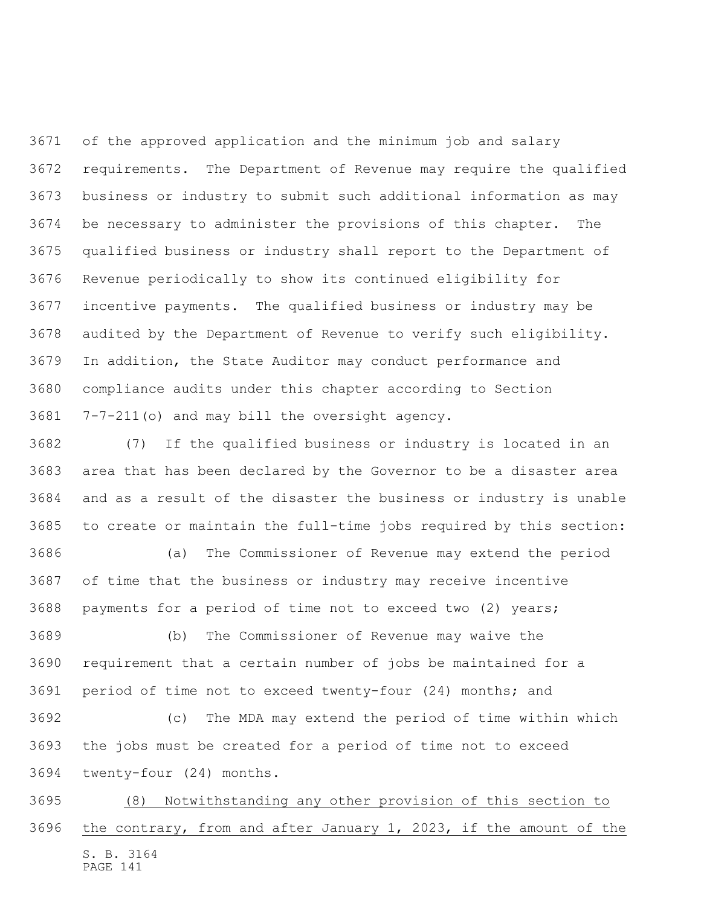of the approved application and the minimum job and salary requirements. The Department of Revenue may require the qualified business or industry to submit such additional information as may be necessary to administer the provisions of this chapter. The qualified business or industry shall report to the Department of Revenue periodically to show its continued eligibility for incentive payments. The qualified business or industry may be audited by the Department of Revenue to verify such eligibility. In addition, the State Auditor may conduct performance and compliance audits under this chapter according to Section 7-7-211(o) and may bill the oversight agency.

(7) If the qualified business or industry is located in an area that has been declared by the Governor to be a disaster area and as a result of the disaster the business or industry is unable to create or maintain the full-time jobs required by this section:

(a) The Commissioner of Revenue may extend the period of time that the business or industry may receive incentive payments for a period of time not to exceed two (2) years;

(b) The Commissioner of Revenue may waive the requirement that a certain number of jobs be maintained for a period of time not to exceed twenty-four (24) months; and

(c) The MDA may extend the period of time within which the jobs must be created for a period of time not to exceed twenty-four (24) months.

(8) Notwithstanding any other provision of this section to the contrary, from and after January 1, 2023, if the amount of the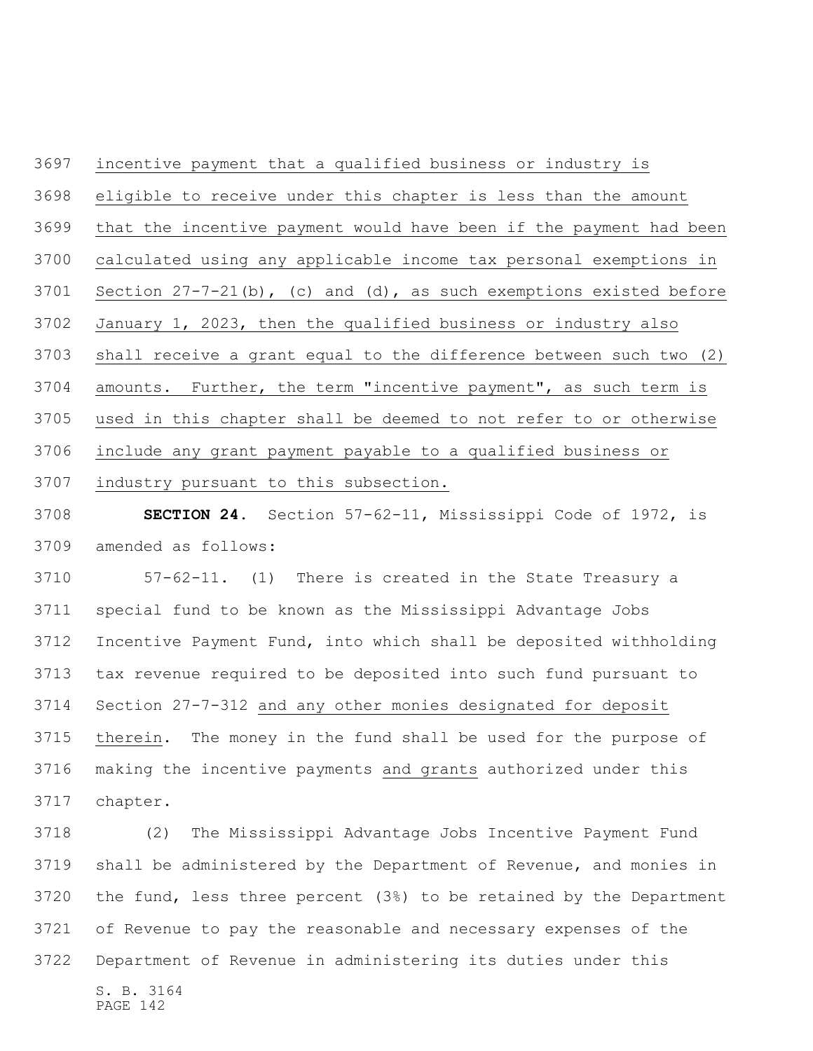incentive payment that a qualified business or industry is eligible to receive under this chapter is less than the amount that the incentive payment would have been if the payment had been calculated using any applicable income tax personal exemptions in Section 27-7-21(b), (c) and (d), as such exemptions existed before January 1, 2023, then the qualified business or industry also shall receive a grant equal to the difference between such two (2) amounts. Further, the term "incentive payment", as such term is used in this chapter shall be deemed to not refer to or otherwise include any grant payment payable to a qualified business or industry pursuant to this subsection.

**SECTION 24.** Section 57-62-11, Mississippi Code of 1972, is amended as follows:

57-62-11. (1) There is created in the State Treasury a special fund to be known as the Mississippi Advantage Jobs Incentive Payment Fund, into which shall be deposited withholding tax revenue required to be deposited into such fund pursuant to Section 27-7-312 and any other monies designated for deposit therein. The money in the fund shall be used for the purpose of making the incentive payments and grants authorized under this chapter.

(2) The Mississippi Advantage Jobs Incentive Payment Fund shall be administered by the Department of Revenue, and monies in the fund, less three percent (3%) to be retained by the Department of Revenue to pay the reasonable and necessary expenses of the Department of Revenue in administering its duties under this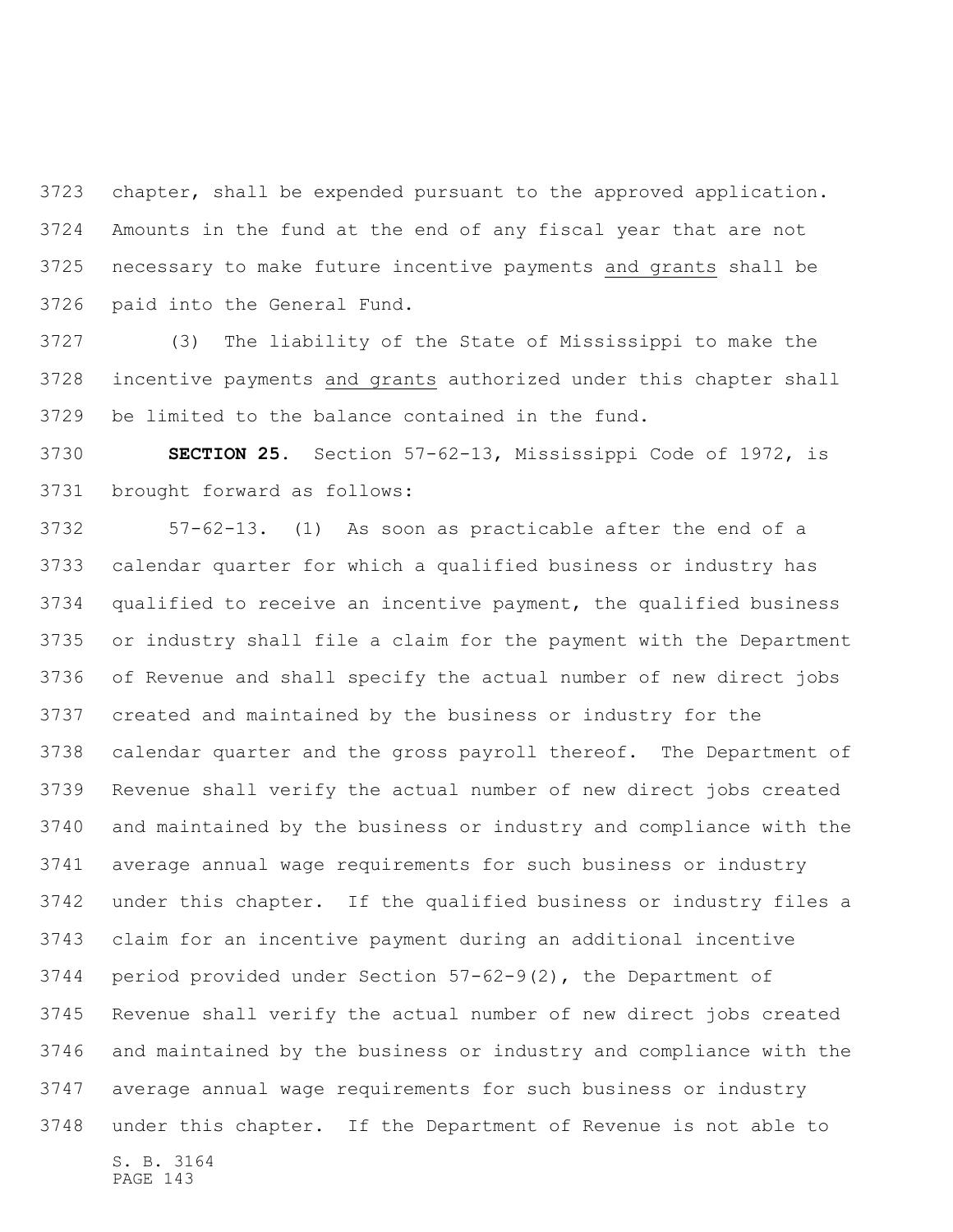chapter, shall be expended pursuant to the approved application. Amounts in the fund at the end of any fiscal year that are not necessary to make future incentive payments <u>and grants</u> shall be paid into the General Fund.

(3) The liability of the State of Mississippi to make the incentive payments <u>and grants</u> authorized under this chapter shall be limited to the balance contained in the fund.

**SECTION 25.** Section 57-62-13, Mississippi Code of 1972, is brought forward as follows:

57-62-13. (1) As soon as practicable after the end of a calendar quarter for which a qualified business or industry has qualified to receive an incentive payment, the qualified business or industry shall file a claim for the payment with the Department of Revenue and shall specify the actual number of new direct jobs created and maintained by the business or industry for the calendar quarter and the gross payroll thereof. The Department of Revenue shall verify the actual number of new direct jobs created and maintained by the business or industry and compliance with the average annual wage requirements for such business or industry under this chapter. If the qualified business or industry files a claim for an incentive payment during an additional incentive period provided under Section 57-62-9(2), the Department of Revenue shall verify the actual number of new direct jobs created and maintained by the business or industry and compliance with the average annual wage requirements for such business or industry under this chapter. If the Department of Revenue is not able to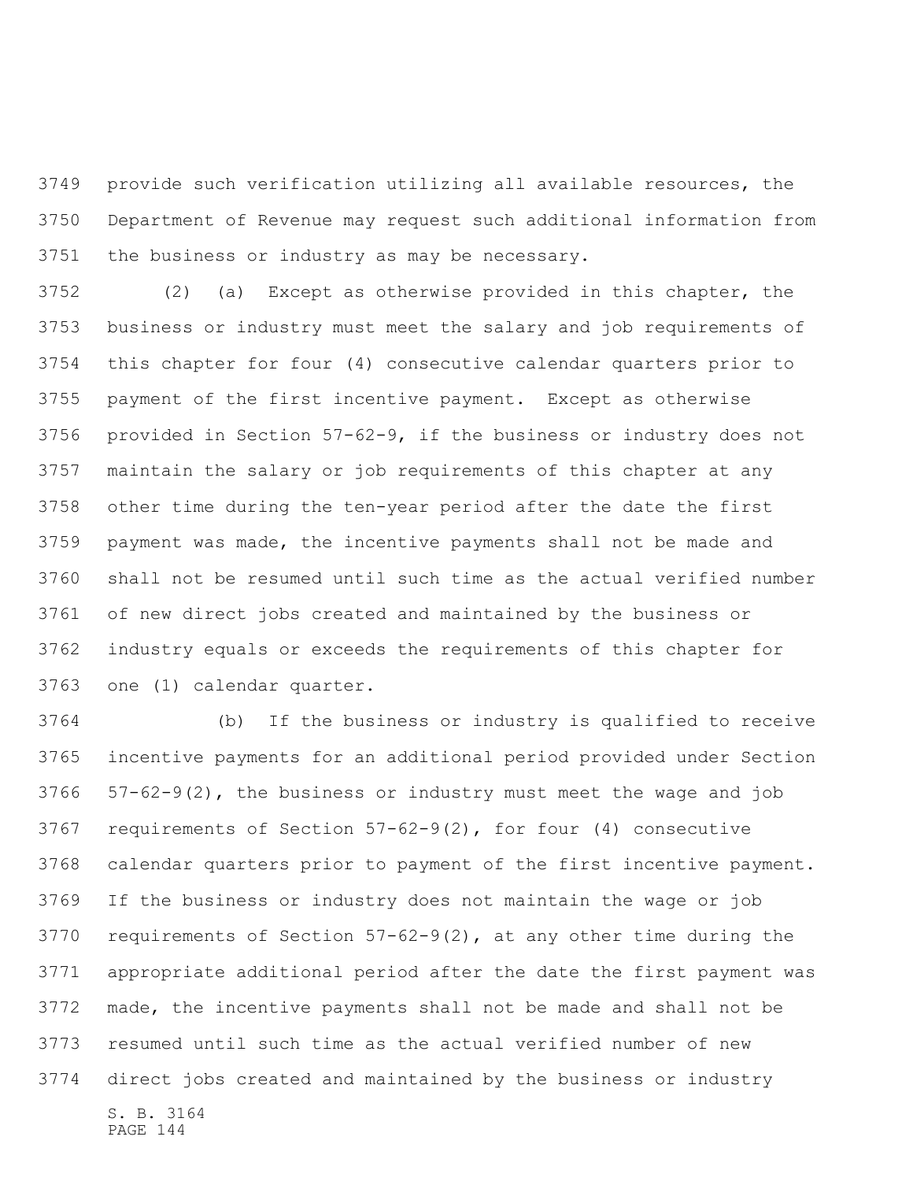provide such verification utilizing all available resources, the Department of Revenue may request such additional information from the business or industry as may be necessary.

(2) (a) Except as otherwise provided in this chapter, the business or industry must meet the salary and job requirements of this chapter for four (4) consecutive calendar quarters prior to payment of the first incentive payment. Except as otherwise provided in Section 57-62-9, if the business or industry does not maintain the salary or job requirements of this chapter at any other time during the ten-year period after the date the first payment was made, the incentive payments shall not be made and shall not be resumed until such time as the actual verified number of new direct jobs created and maintained by the business or industry equals or exceeds the requirements of this chapter for one (1) calendar quarter.

(b) If the business or industry is qualified to receive incentive payments for an additional period provided under Section 57-62-9(2), the business or industry must meet the wage and job requirements of Section 57-62-9(2), for four (4) consecutive calendar quarters prior to payment of the first incentive payment. If the business or industry does not maintain the wage or job requirements of Section 57-62-9(2), at any other time during the appropriate additional period after the date the first payment was made, the incentive payments shall not be made and shall not be resumed until such time as the actual verified number of new direct jobs created and maintained by the business or industry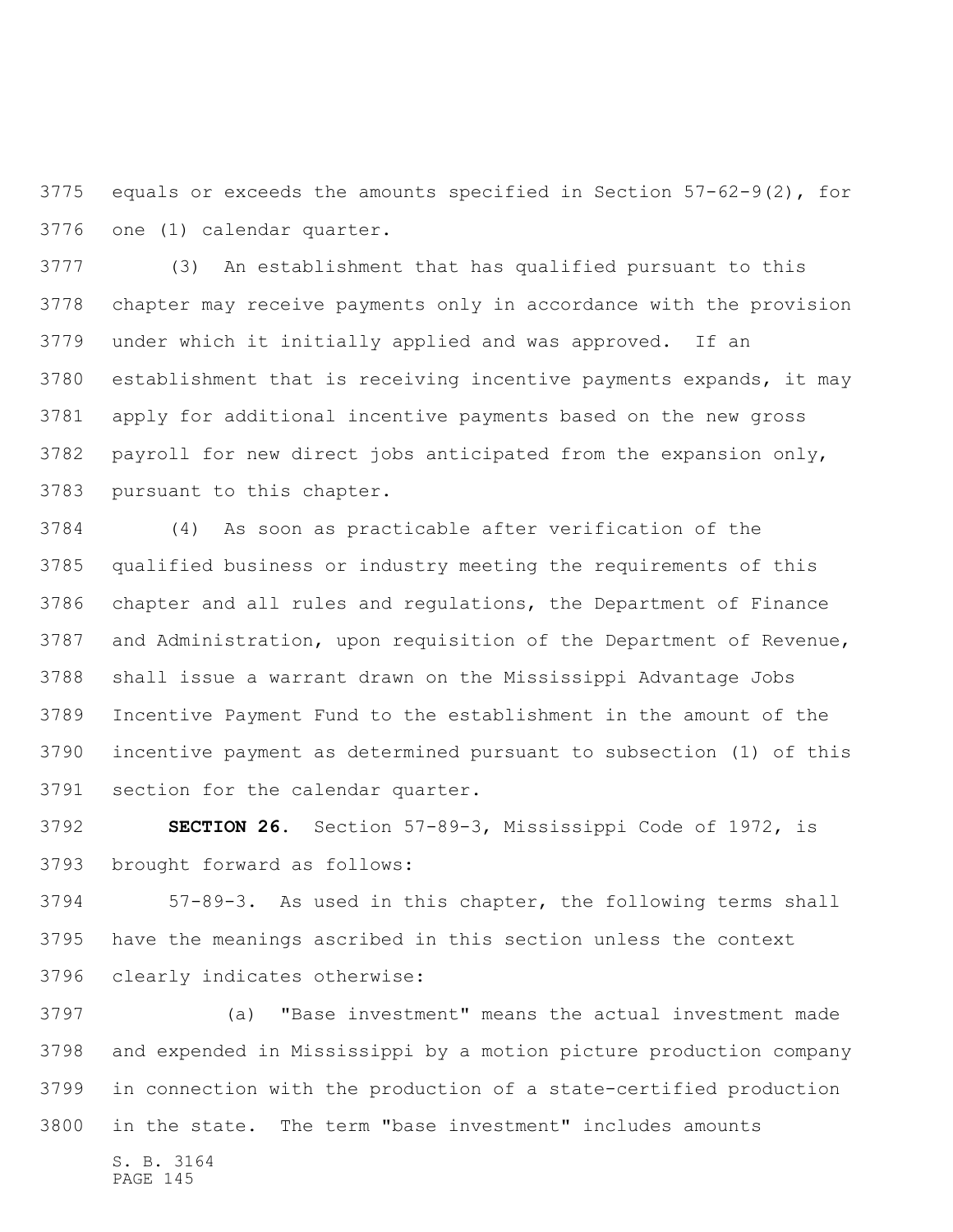equals or exceeds the amounts specified in Section 57-62-9(2), for one (1) calendar quarter.

(3) An establishment that has qualified pursuant to this chapter may receive payments only in accordance with the provision under which it initially applied and was approved. If an establishment that is receiving incentive payments expands, it may apply for additional incentive payments based on the new gross payroll for new direct jobs anticipated from the expansion only, pursuant to this chapter.

(4) As soon as practicable after verification of the qualified business or industry meeting the requirements of this chapter and all rules and regulations, the Department of Finance and Administration, upon requisition of the Department of Revenue, shall issue a warrant drawn on the Mississippi Advantage Jobs Incentive Payment Fund to the establishment in the amount of the incentive payment as determined pursuant to subsection (1) of this section for the calendar quarter.

**SECTION 26.** Section 57-89-3, Mississippi Code of 1972, is brought forward as follows:

57-89-3. As used in this chapter, the following terms shall have the meanings ascribed in this section unless the context clearly indicates otherwise:

(a) "Base investment" means the actual investment made and expended in Mississippi by a motion picture production company in connection with the production of a state-certified production in the state. The term "base investment" includes amounts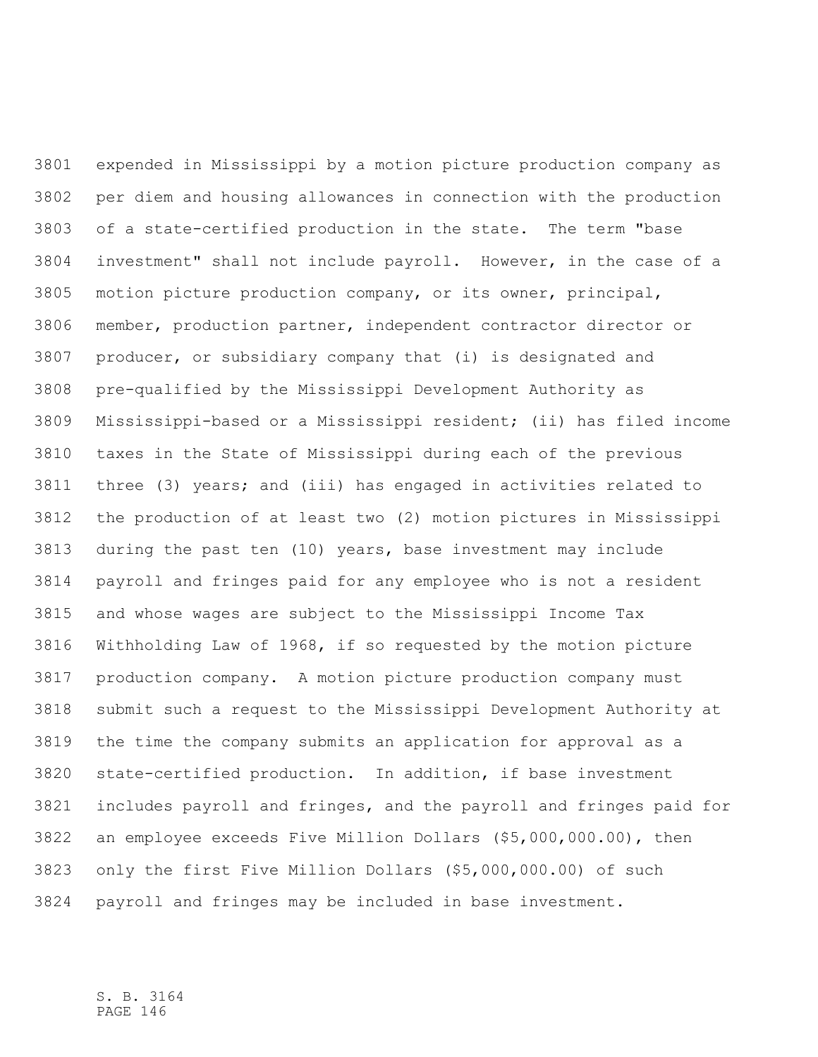expended in Mississippi by a motion picture production company as per diem and housing allowances in connection with the production of a state-certified production in the state. The term "base investment" shall not include payroll. However, in the case of a motion picture production company, or its owner, principal, member, production partner, independent contractor director or producer, or subsidiary company that (i) is designated and pre-qualified by the Mississippi Development Authority as Mississippi-based or a Mississippi resident; (ii) has filed income taxes in the State of Mississippi during each of the previous three (3) years; and (iii) has engaged in activities related to the production of at least two (2) motion pictures in Mississippi during the past ten (10) years, base investment may include payroll and fringes paid for any employee who is not a resident and whose wages are subject to the Mississippi Income Tax Withholding Law of 1968, if so requested by the motion picture production company. A motion picture production company must submit such a request to the Mississippi Development Authority at the time the company submits an application for approval as a state-certified production. In addition, if base investment includes payroll and fringes, and the payroll and fringes paid for an employee exceeds Five Million Dollars ($5,000,000.00), then only the first Five Million Dollars ($5,000,000.00) of such payroll and fringes may be included in base investment.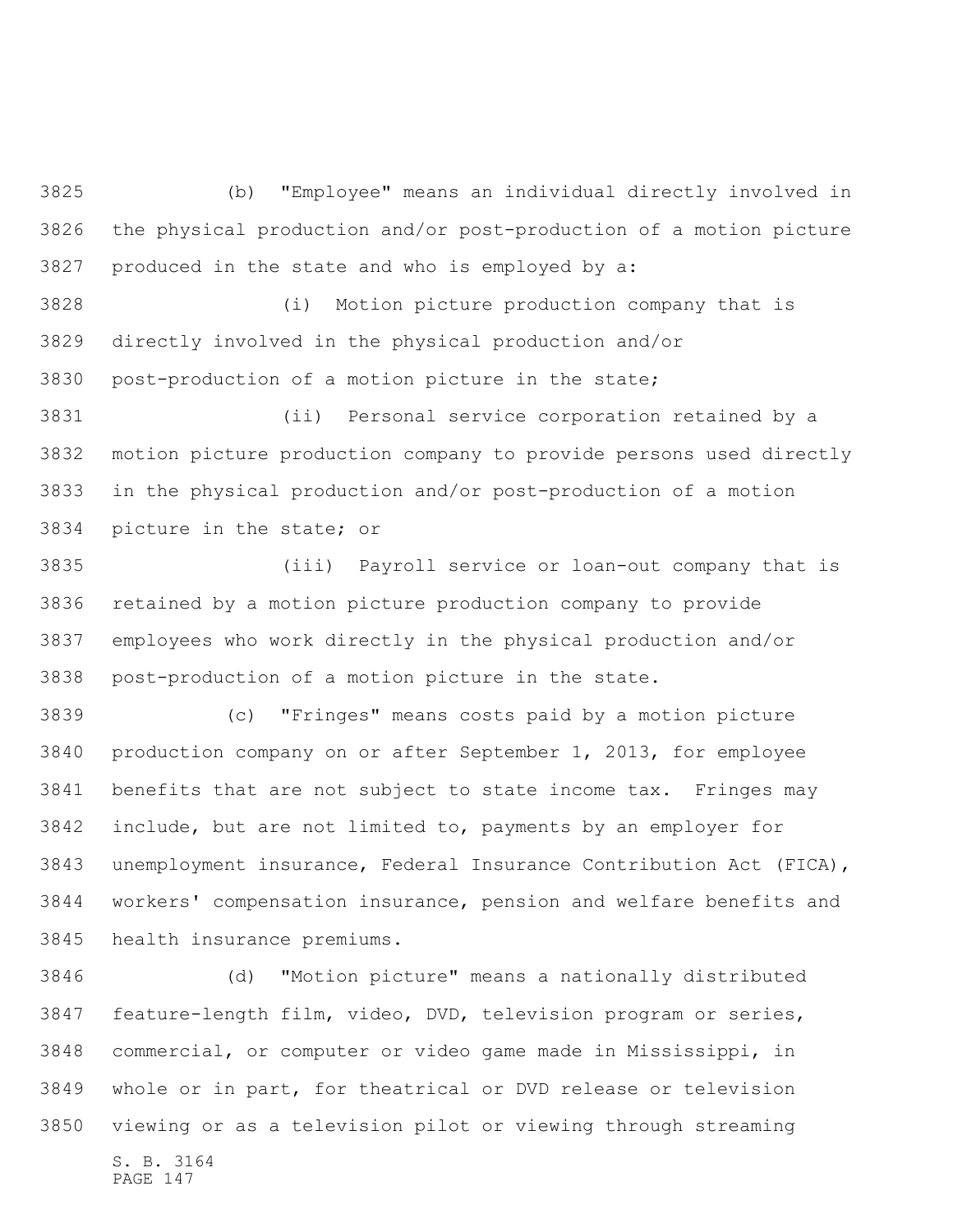(b) "Employee" means an individual directly involved in the physical production and/or post-production of a motion picture produced in the state and who is employed by a:

(i) Motion picture production company that is directly involved in the physical production and/or post-production of a motion picture in the state;

(ii) Personal service corporation retained by a motion picture production company to provide persons used directly in the physical production and/or post-production of a motion picture in the state; or

(iii) Payroll service or loan-out company that is retained by a motion picture production company to provide employees who work directly in the physical production and/or post-production of a motion picture in the state.

(c) "Fringes" means costs paid by a motion picture production company on or after September 1, 2013, for employee benefits that are not subject to state income tax. Fringes may include, but are not limited to, payments by an employer for unemployment insurance, Federal Insurance Contribution Act (FICA), workers' compensation insurance, pension and welfare benefits and health insurance premiums.

(d) "Motion picture" means a nationally distributed feature-length film, video, DVD, television program or series, commercial, or computer or video game made in Mississippi, in whole or in part, for theatrical or DVD release or television viewing or as a television pilot or viewing through streaming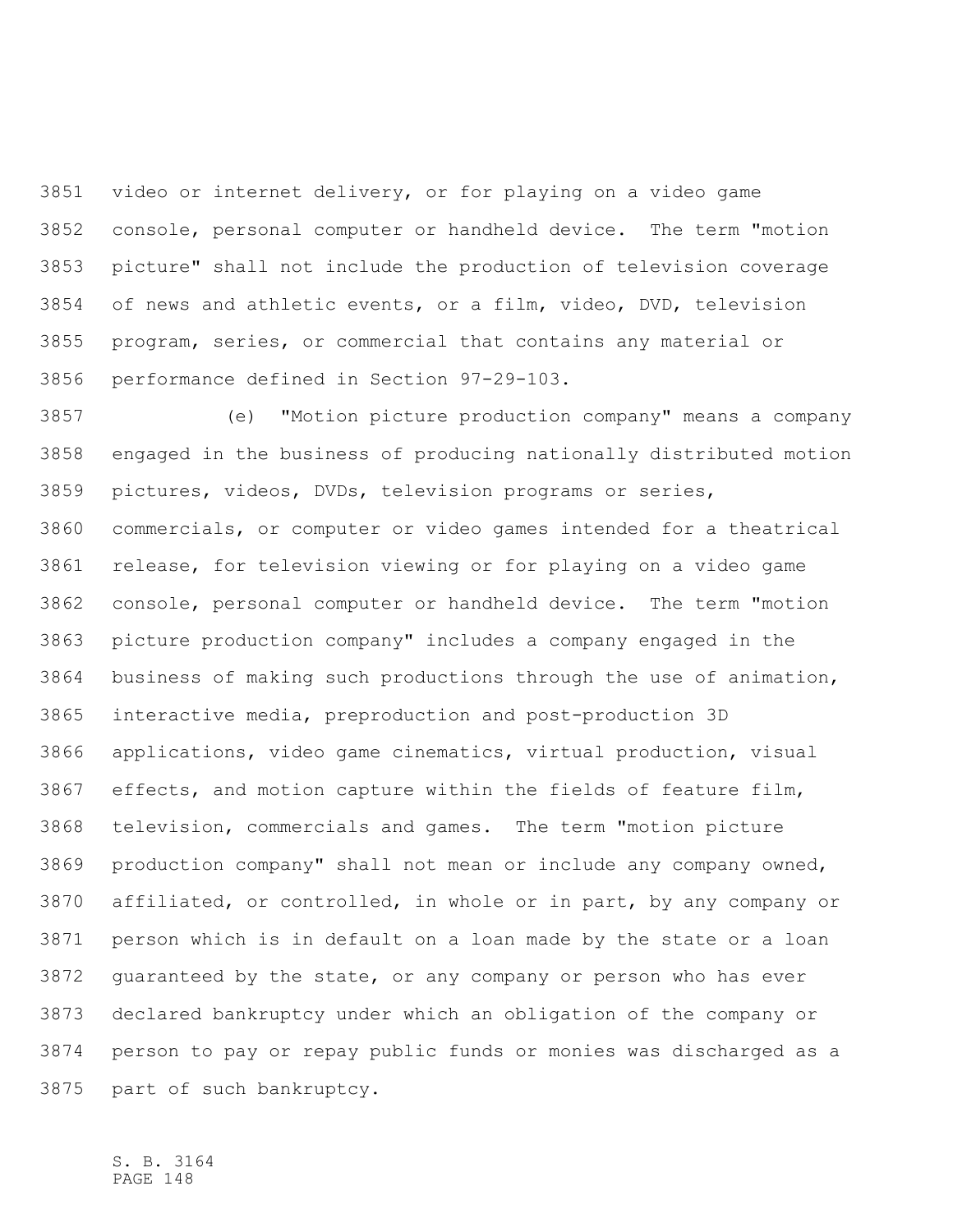video or internet delivery, or for playing on a video game console, personal computer or handheld device. The term "motion picture" shall not include the production of television coverage of news and athletic events, or a film, video, DVD, television program, series, or commercial that contains any material or performance defined in Section 97-29-103.

(e) "Motion picture production company" means a company engaged in the business of producing nationally distributed motion pictures, videos, DVDs, television programs or series, commercials, or computer or video games intended for a theatrical release, for television viewing or for playing on a video game console, personal computer or handheld device. The term "motion picture production company" includes a company engaged in the business of making such productions through the use of animation, interactive media, preproduction and post-production 3D applications, video game cinematics, virtual production, visual effects, and motion capture within the fields of feature film, television, commercials and games. The term "motion picture production company" shall not mean or include any company owned, affiliated, or controlled, in whole or in part, by any company or person which is in default on a loan made by the state or a loan guaranteed by the state, or any company or person who has ever declared bankruptcy under which an obligation of the company or person to pay or repay public funds or monies was discharged as a part of such bankruptcy.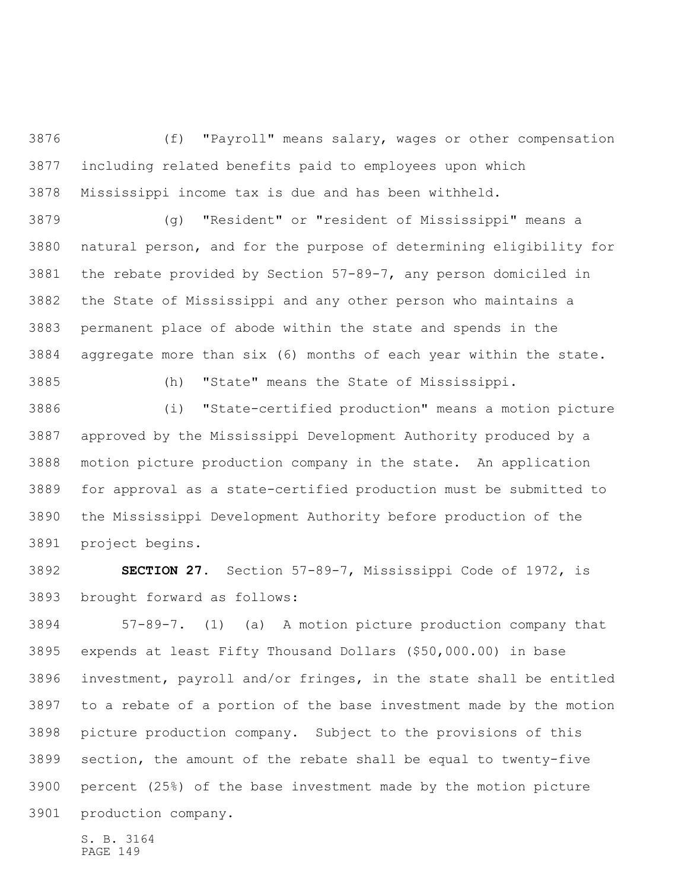(f) "Payroll" means salary, wages or other compensation including related benefits paid to employees upon which Mississippi income tax is due and has been withheld.

(g) "Resident" or "resident of Mississippi" means a natural person, and for the purpose of determining eligibility for the rebate provided by Section 57-89-7, any person domiciled in the State of Mississippi and any other person who maintains a permanent place of abode within the state and spends in the aggregate more than six (6) months of each year within the state.

(h) "State" means the State of Mississippi.

(i) "State-certified production" means a motion picture approved by the Mississippi Development Authority produced by a motion picture production company in the state. An application for approval as a state-certified production must be submitted to the Mississippi Development Authority before production of the project begins.

**SECTION 27.** Section 57-89-7, Mississippi Code of 1972, is brought forward as follows:

57-89-7. (1) (a) A motion picture production company that expends at least Fifty Thousand Dollars ($50,000.00) in base investment, payroll and/or fringes, in the state shall be entitled to a rebate of a portion of the base investment made by the motion picture production company. Subject to the provisions of this section, the amount of the rebate shall be equal to twenty-five percent (25%) of the base investment made by the motion picture production company.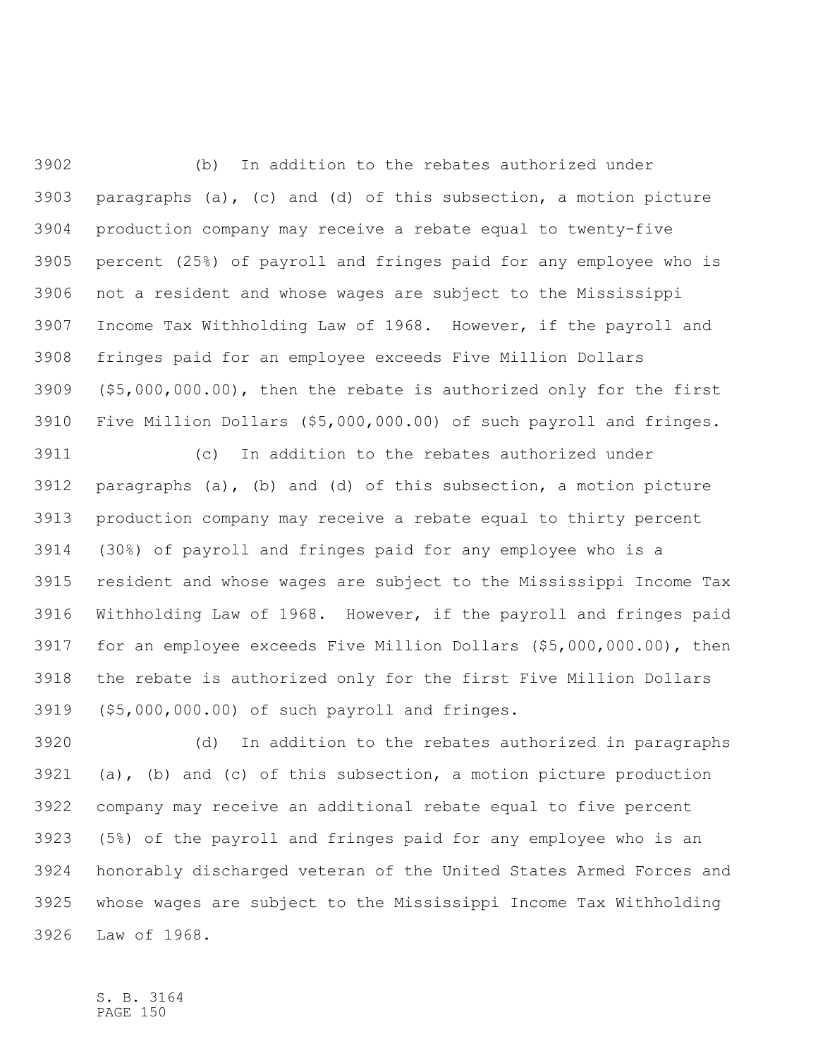(b) In addition to the rebates authorized under paragraphs (a), (c) and (d) of this subsection, a motion picture production company may receive a rebate equal to twenty-five percent (25%) of payroll and fringes paid for any employee who is not a resident and whose wages are subject to the Mississippi Income Tax Withholding Law of 1968. However, if the payroll and fringes paid for an employee exceeds Five Million Dollars ($5,000,000.00), then the rebate is authorized only for the first Five Million Dollars ($5,000,000.00) of such payroll and fringes.

(c) In addition to the rebates authorized under paragraphs (a), (b) and (d) of this subsection, a motion picture production company may receive a rebate equal to thirty percent (30%) of payroll and fringes paid for any employee who is a resident and whose wages are subject to the Mississippi Income Tax Withholding Law of 1968. However, if the payroll and fringes paid for an employee exceeds Five Million Dollars ($5,000,000.00), then the rebate is authorized only for the first Five Million Dollars ($5,000,000.00) of such payroll and fringes.

(d) In addition to the rebates authorized in paragraphs (a), (b) and (c) of this subsection, a motion picture production company may receive an additional rebate equal to five percent (5%) of the payroll and fringes paid for any employee who is an honorably discharged veteran of the United States Armed Forces and whose wages are subject to the Mississippi Income Tax Withholding Law of 1968.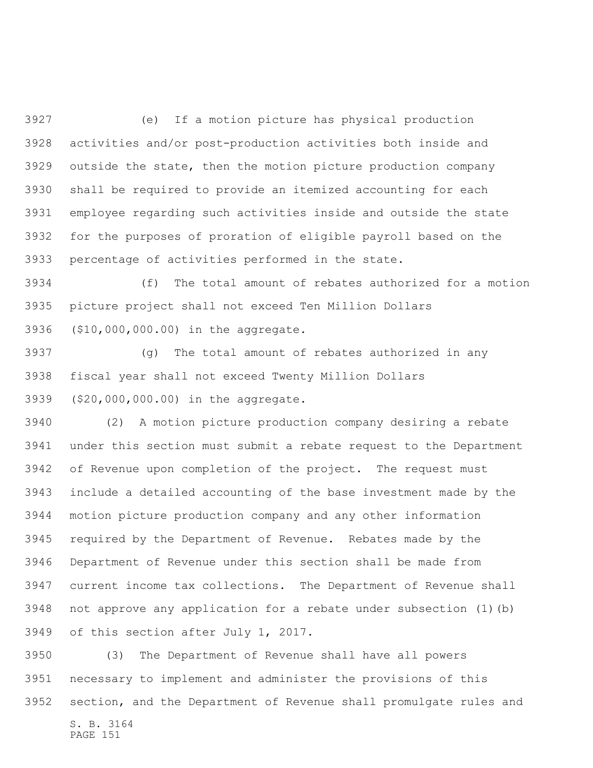(e) If a motion picture has physical production activities and/or post-production activities both inside and outside the state, then the motion picture production company shall be required to provide an itemized accounting for each employee regarding such activities inside and outside the state for the purposes of proration of eligible payroll based on the percentage of activities performed in the state.

(f) The total amount of rebates authorized for a motion picture project shall not exceed Ten Million Dollars ($10,000,000.00) in the aggregate.

(g) The total amount of rebates authorized in any fiscal year shall not exceed Twenty Million Dollars ($20,000,000.00) in the aggregate.

(2) A motion picture production company desiring a rebate under this section must submit a rebate request to the Department of Revenue upon completion of the project. The request must include a detailed accounting of the base investment made by the motion picture production company and any other information required by the Department of Revenue. Rebates made by the Department of Revenue under this section shall be made from current income tax collections. The Department of Revenue shall not approve any application for a rebate under subsection (1)(b) of this section after July 1, 2017.

(3) The Department of Revenue shall have all powers necessary to implement and administer the provisions of this section, and the Department of Revenue shall promulgate rules and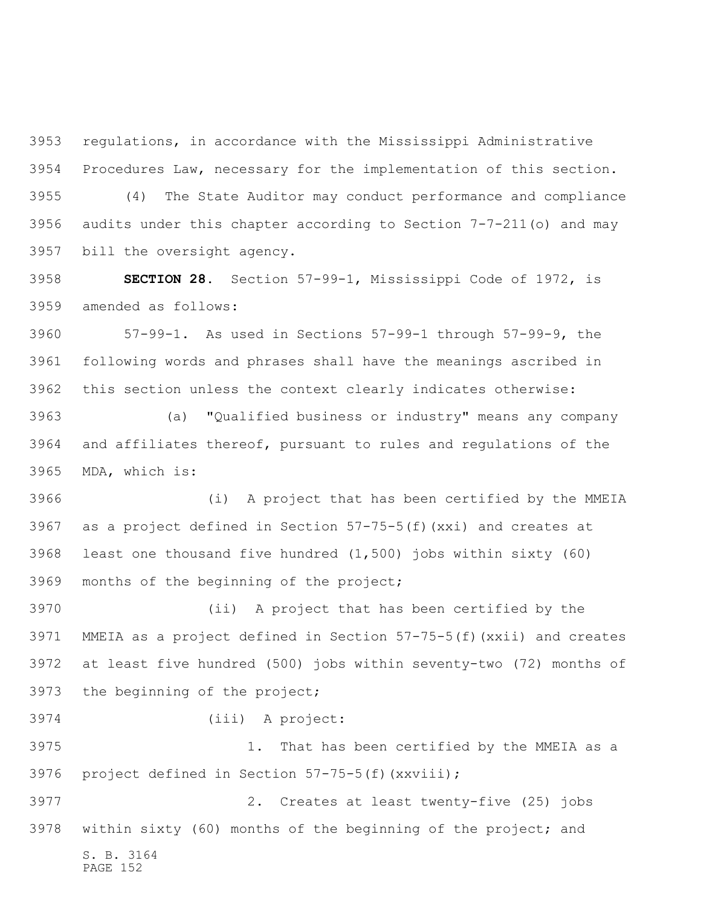regulations, in accordance with the Mississippi Administrative Procedures Law, necessary for the implementation of this section.

(4) The State Auditor may conduct performance and compliance audits under this chapter according to Section 7-7-211(o) and may bill the oversight agency.

**SECTION 28.** Section 57-99-1, Mississippi Code of 1972, is amended as follows:

57-99-1. As used in Sections 57-99-1 through 57-99-9, the following words and phrases shall have the meanings ascribed in this section unless the context clearly indicates otherwise:

(a) "Qualified business or industry" means any company and affiliates thereof, pursuant to rules and regulations of the MDA, which is:

(i) A project that has been certified by the MMEIA as a project defined in Section 57-75-5(f)(xxi) and creates at least one thousand five hundred (1,500) jobs within sixty (60) months of the beginning of the project;

(ii) A project that has been certified by the MMEIA as a project defined in Section 57-75-5(f)(xxii) and creates at least five hundred (500) jobs within seventy-two (72) months of the beginning of the project;

(iii) A project:

1. That has been certified by the MMEIA as a project defined in Section 57-75-5(f)(xxviii);

2. Creates at least twenty-five (25) jobs within sixty (60) months of the beginning of the project; and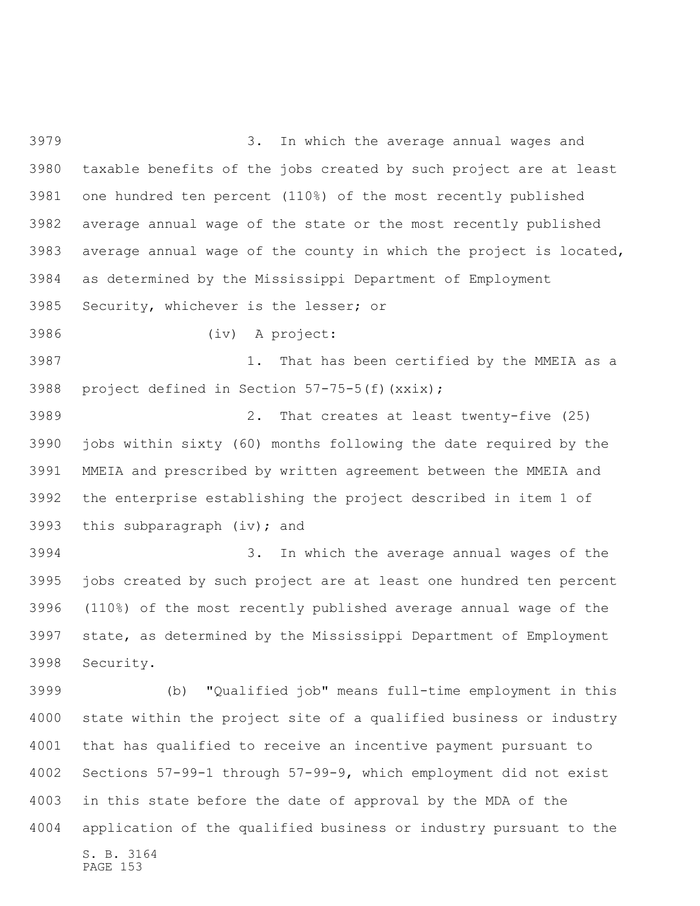3. In which the average annual wages and taxable benefits of the jobs created by such project are at least one hundred ten percent (110%) of the most recently published average annual wage of the state or the most recently published average annual wage of the county in which the project is located, as determined by the Mississippi Department of Employment Security, whichever is the lesser; or

(iv) A project:

1. That has been certified by the MMEIA as a project defined in Section 57-75-5(f)(xxix);

2. That creates at least twenty-five (25) jobs within sixty (60) months following the date required by the MMEIA and prescribed by written agreement between the MMEIA and the enterprise establishing the project described in item 1 of this subparagraph (iv); and

3. In which the average annual wages of the jobs created by such project are at least one hundred ten percent (110%) of the most recently published average annual wage of the state, as determined by the Mississippi Department of Employment Security.

(b) "Qualified job" means full-time employment in this state within the project site of a qualified business or industry that has qualified to receive an incentive payment pursuant to Sections 57-99-1 through 57-99-9, which employment did not exist in this state before the date of approval by the MDA of the application of the qualified business or industry pursuant to the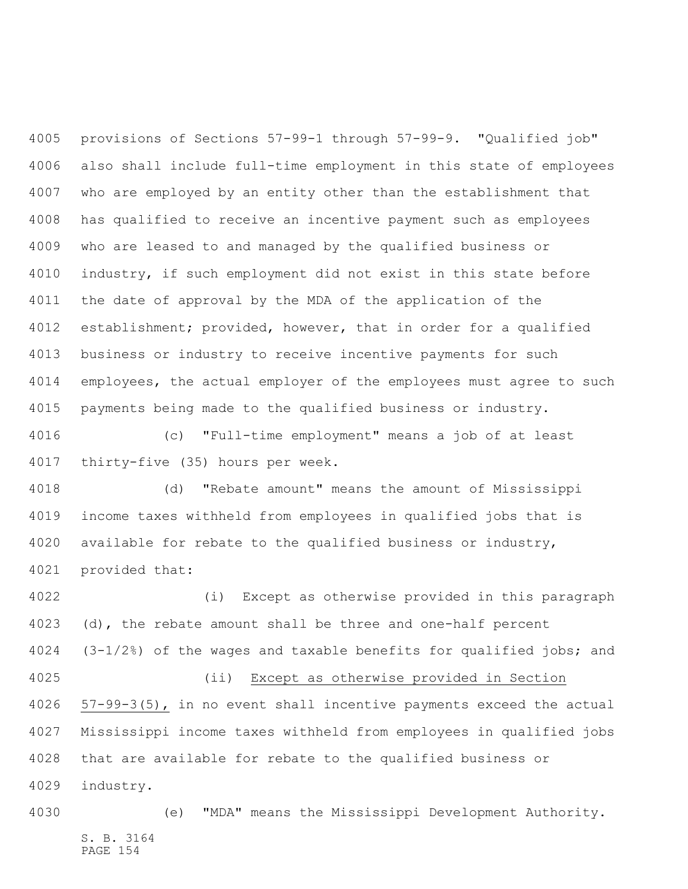provisions of Sections 57-99-1 through 57-99-9. "Qualified job" also shall include full-time employment in this state of employees who are employed by an entity other than the establishment that has qualified to receive an incentive payment such as employees who are leased to and managed by the qualified business or industry, if such employment did not exist in this state before the date of approval by the MDA of the application of the establishment; provided, however, that in order for a qualified business or industry to receive incentive payments for such employees, the actual employer of the employees must agree to such payments being made to the qualified business or industry.

(c) "Full-time employment" means a job of at least thirty-five (35) hours per week.

(d) "Rebate amount" means the amount of Mississippi income taxes withheld from employees in qualified jobs that is available for rebate to the qualified business or industry, provided that:

(i) Except as otherwise provided in this paragraph (d), the rebate amount shall be three and one-half percent (3-1/2%) of the wages and taxable benefits for qualified jobs; and

(ii) Except as otherwise provided in Section 57-99-3(5), in no event shall incentive payments exceed the actual Mississippi income taxes withheld from employees in qualified jobs that are available for rebate to the qualified business or industry.

(e) "MDA" means the Mississippi Development Authority.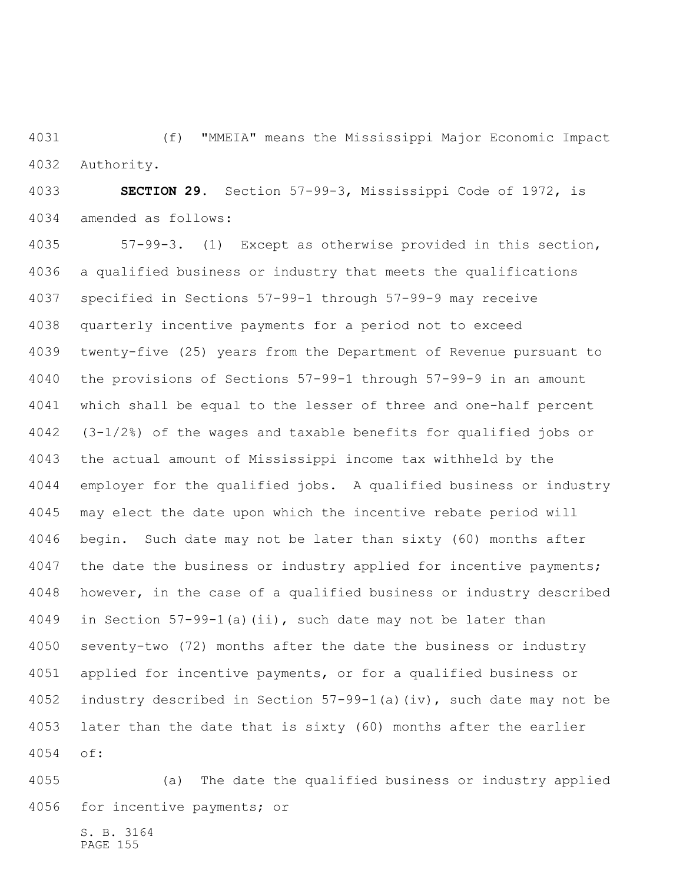(f) "MMEIA" means the Mississippi Major Economic Impact Authority.

**SECTION 29.** Section 57-99-3, Mississippi Code of 1972, is amended as follows:

57-99-3. (1) Except as otherwise provided in this section, a qualified business or industry that meets the qualifications specified in Sections 57-99-1 through 57-99-9 may receive quarterly incentive payments for a period not to exceed twenty-five (25) years from the Department of Revenue pursuant to the provisions of Sections 57-99-1 through 57-99-9 in an amount which shall be equal to the lesser of three and one-half percent (3-1/2%) of the wages and taxable benefits for qualified jobs or the actual amount of Mississippi income tax withheld by the employer for the qualified jobs. A qualified business or industry may elect the date upon which the incentive rebate period will begin. Such date may not be later than sixty (60) months after the date the business or industry applied for incentive payments; however, in the case of a qualified business or industry described in Section 57-99-1(a)(ii), such date may not be later than seventy-two (72) months after the date the business or industry applied for incentive payments, or for a qualified business or industry described in Section 57-99-1(a)(iv), such date may not be later than the date that is sixty (60) months after the earlier of:

(a) The date the qualified business or industry applied for incentive payments; or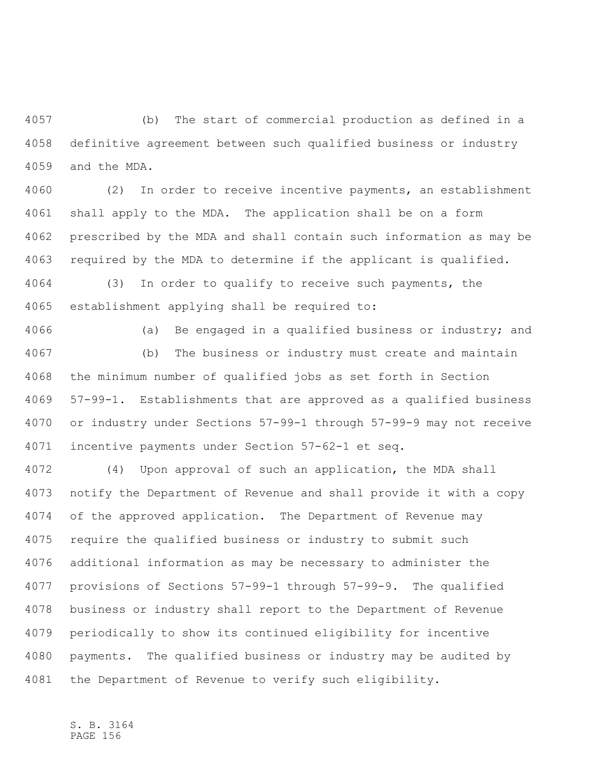(b) The start of commercial production as defined in a definitive agreement between such qualified business or industry and the MDA.

(2) In order to receive incentive payments, an establishment shall apply to the MDA. The application shall be on a form prescribed by the MDA and shall contain such information as may be required by the MDA to determine if the applicant is qualified.

(3) In order to qualify to receive such payments, the establishment applying shall be required to:

(a) Be engaged in a qualified business or industry; and

(b) The business or industry must create and maintain the minimum number of qualified jobs as set forth in Section 57-99-1. Establishments that are approved as a qualified business or industry under Sections 57-99-1 through 57-99-9 may not receive incentive payments under Section 57-62-1 et seq.

(4) Upon approval of such an application, the MDA shall notify the Department of Revenue and shall provide it with a copy of the approved application. The Department of Revenue may require the qualified business or industry to submit such additional information as may be necessary to administer the provisions of Sections 57-99-1 through 57-99-9. The qualified business or industry shall report to the Department of Revenue periodically to show its continued eligibility for incentive payments. The qualified business or industry may be audited by the Department of Revenue to verify such eligibility.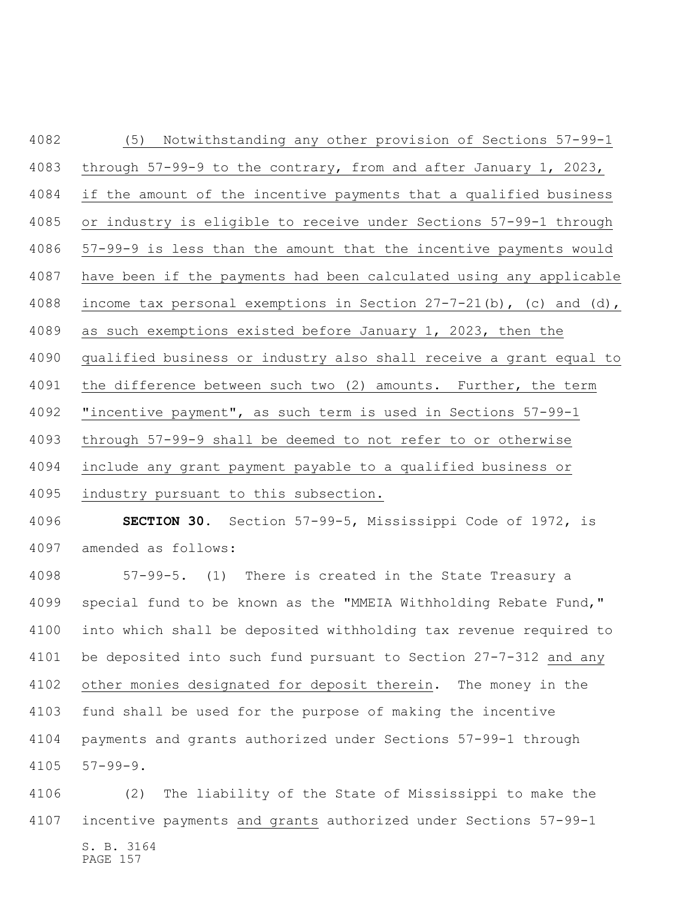(5) Notwithstanding any other provision of Sections 57-99-1 through 57-99-9 to the contrary, from and after January 1, 2023, if the amount of the incentive payments that a qualified business or industry is eligible to receive under Sections 57-99-1 through 57-99-9 is less than the amount that the incentive payments would have been if the payments had been calculated using any applicable income tax personal exemptions in Section 27-7-21(b), (c) and (d), as such exemptions existed before January 1, 2023, then the qualified business or industry also shall receive a grant equal to the difference between such two (2) amounts. Further, the term "incentive payment", as such term is used in Sections 57-99-1 through 57-99-9 shall be deemed to not refer to or otherwise include any grant payment payable to a qualified business or industry pursuant to this subsection.

**SECTION 30.** Section 57-99-5, Mississippi Code of 1972, is amended as follows:

57-99-5. (1) There is created in the State Treasury a special fund to be known as the "MMEIA Withholding Rebate Fund," into which shall be deposited withholding tax revenue required to be deposited into such fund pursuant to Section 27-7-312 and any other monies designated for deposit therein. The money in the fund shall be used for the purpose of making the incentive payments and grants authorized under Sections 57-99-1 through 57-99-9.

(2) The liability of the State of Mississippi to make the incentive payments and grants authorized under Sections 57-99-1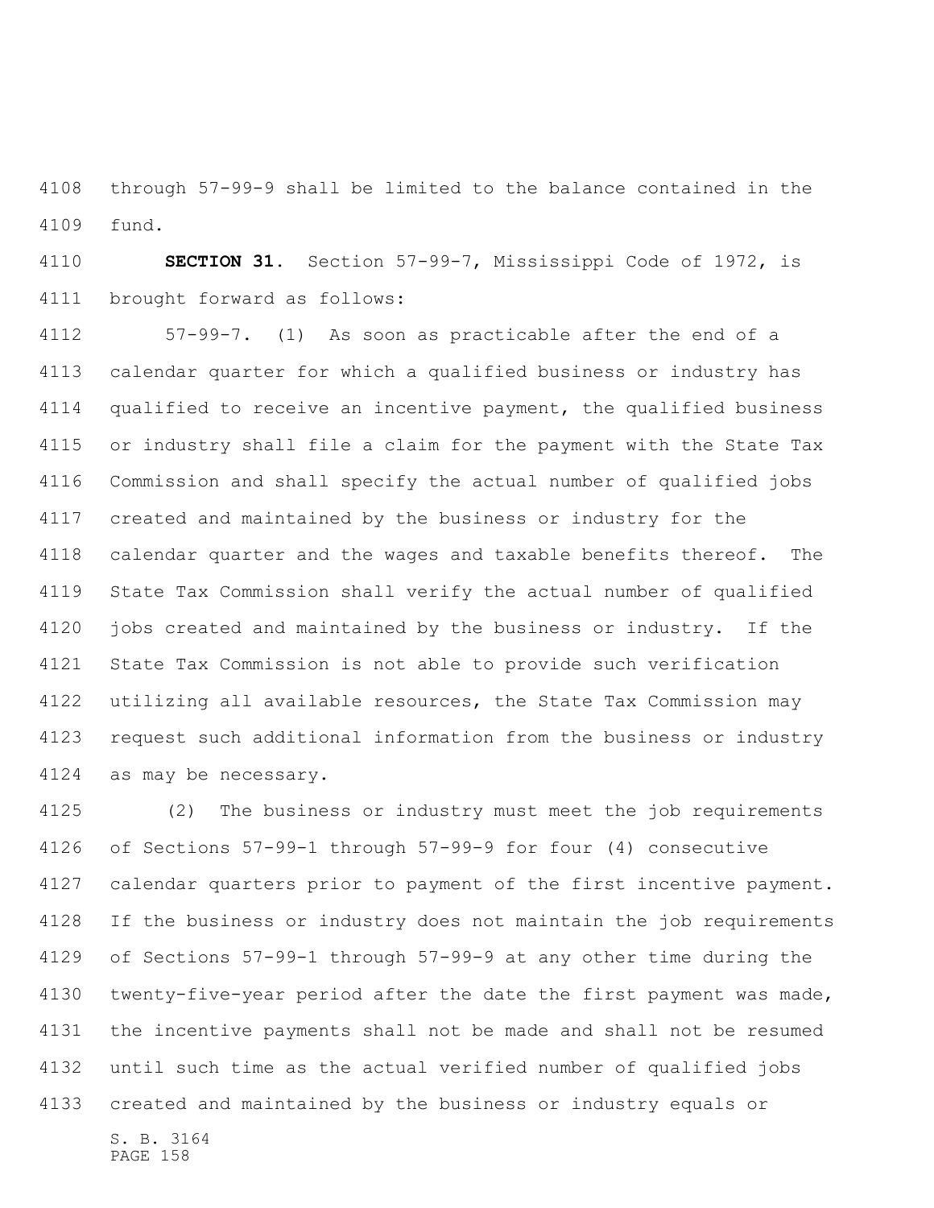through 57-99-9 shall be limited to the balance contained in the fund.

**SECTION 31.** Section 57-99-7, Mississippi Code of 1972, is brought forward as follows:

57-99-7. (1) As soon as practicable after the end of a calendar quarter for which a qualified business or industry has qualified to receive an incentive payment, the qualified business or industry shall file a claim for the payment with the State Tax Commission and shall specify the actual number of qualified jobs created and maintained by the business or industry for the calendar quarter and the wages and taxable benefits thereof. The State Tax Commission shall verify the actual number of qualified jobs created and maintained by the business or industry. If the State Tax Commission is not able to provide such verification utilizing all available resources, the State Tax Commission may request such additional information from the business or industry as may be necessary.

(2) The business or industry must meet the job requirements of Sections 57-99-1 through 57-99-9 for four (4) consecutive calendar quarters prior to payment of the first incentive payment. If the business or industry does not maintain the job requirements of Sections 57-99-1 through 57-99-9 at any other time during the twenty-five-year period after the date the first payment was made, the incentive payments shall not be made and shall not be resumed until such time as the actual verified number of qualified jobs created and maintained by the business or industry equals or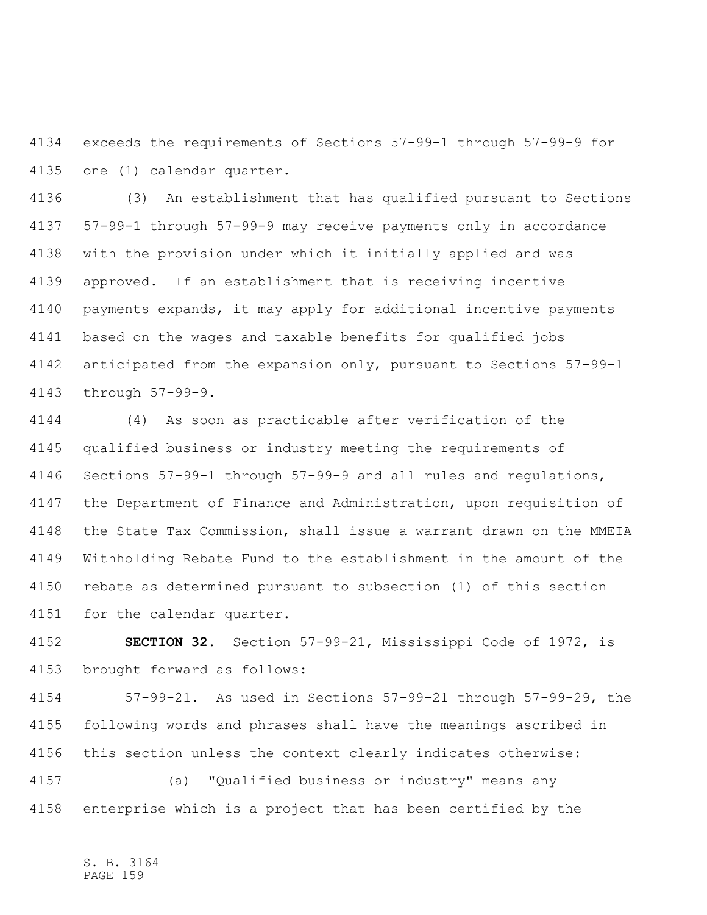exceeds the requirements of Sections 57-99-1 through 57-99-9 for one (1) calendar quarter.

(3) An establishment that has qualified pursuant to Sections 57-99-1 through 57-99-9 may receive payments only in accordance with the provision under which it initially applied and was approved. If an establishment that is receiving incentive payments expands, it may apply for additional incentive payments based on the wages and taxable benefits for qualified jobs anticipated from the expansion only, pursuant to Sections 57-99-1 through 57-99-9.

(4) As soon as practicable after verification of the qualified business or industry meeting the requirements of Sections 57-99-1 through 57-99-9 and all rules and regulations, the Department of Finance and Administration, upon requisition of the State Tax Commission, shall issue a warrant drawn on the MMEIA Withholding Rebate Fund to the establishment in the amount of the rebate as determined pursuant to subsection (1) of this section for the calendar quarter.

**SECTION 32.** Section 57-99-21, Mississippi Code of 1972, is brought forward as follows:

57-99-21. As used in Sections 57-99-21 through 57-99-29, the following words and phrases shall have the meanings ascribed in this section unless the context clearly indicates otherwise:

(a) "Qualified business or industry" means any enterprise which is a project that has been certified by the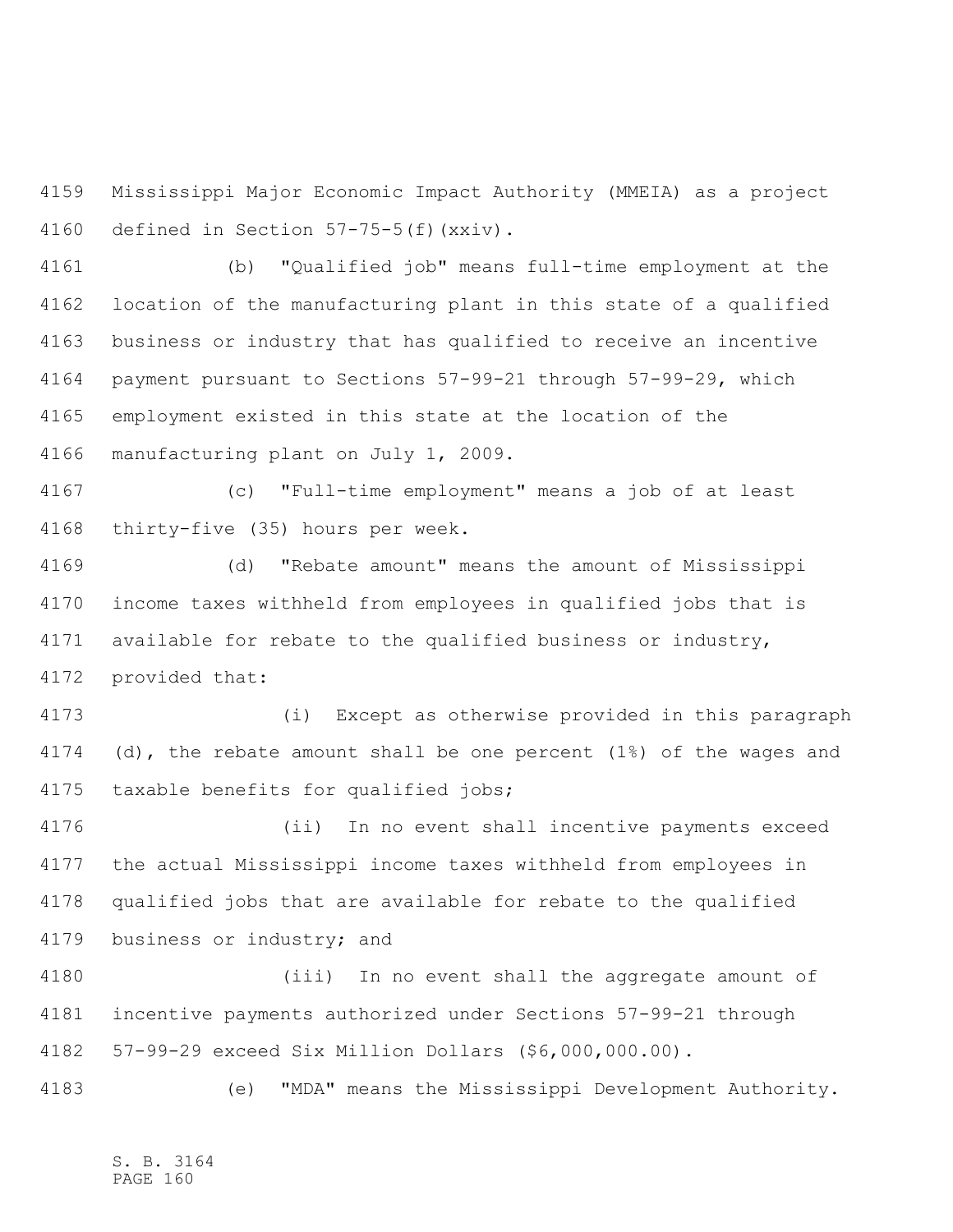Mississippi Major Economic Impact Authority (MMEIA) as a project defined in Section 57-75-5(f)(xxiv).

(b) "Qualified job" means full-time employment at the location of the manufacturing plant in this state of a qualified business or industry that has qualified to receive an incentive payment pursuant to Sections 57-99-21 through 57-99-29, which employment existed in this state at the location of the manufacturing plant on July 1, 2009.

(c) "Full-time employment" means a job of at least thirty-five (35) hours per week.

(d) "Rebate amount" means the amount of Mississippi income taxes withheld from employees in qualified jobs that is available for rebate to the qualified business or industry, provided that:

(i) Except as otherwise provided in this paragraph (d), the rebate amount shall be one percent (1%) of the wages and taxable benefits for qualified jobs;

(ii) In no event shall incentive payments exceed the actual Mississippi income taxes withheld from employees in qualified jobs that are available for rebate to the qualified business or industry; and

(iii) In no event shall the aggregate amount of incentive payments authorized under Sections 57-99-21 through 57-99-29 exceed Six Million Dollars ($6,000,000.00).

(e) "MDA" means the Mississippi Development Authority.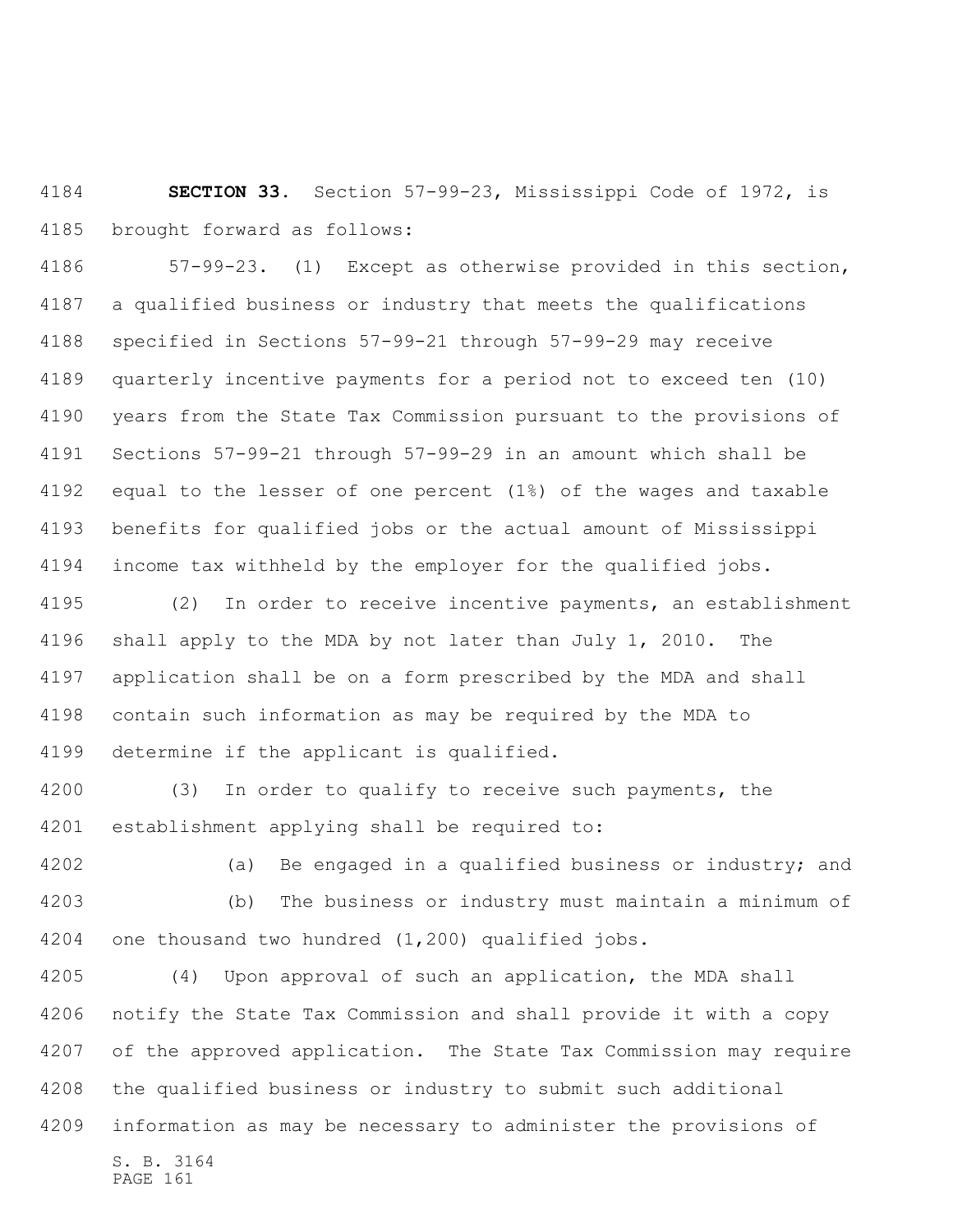**SECTION 33.** Section 57-99-23, Mississippi Code of 1972, is brought forward as follows:

57-99-23. (1) Except as otherwise provided in this section, a qualified business or industry that meets the qualifications specified in Sections 57-99-21 through 57-99-29 may receive quarterly incentive payments for a period not to exceed ten (10) years from the State Tax Commission pursuant to the provisions of Sections 57-99-21 through 57-99-29 in an amount which shall be equal to the lesser of one percent (1%) of the wages and taxable benefits for qualified jobs or the actual amount of Mississippi income tax withheld by the employer for the qualified jobs.

(2) In order to receive incentive payments, an establishment shall apply to the MDA by not later than July 1, 2010. The application shall be on a form prescribed by the MDA and shall contain such information as may be required by the MDA to determine if the applicant is qualified.

(3) In order to qualify to receive such payments, the establishment applying shall be required to:

(a) Be engaged in a qualified business or industry; and

(b) The business or industry must maintain a minimum of one thousand two hundred (1,200) qualified jobs.

(4) Upon approval of such an application, the MDA shall notify the State Tax Commission and shall provide it with a copy of the approved application. The State Tax Commission may require the qualified business or industry to submit such additional information as may be necessary to administer the provisions of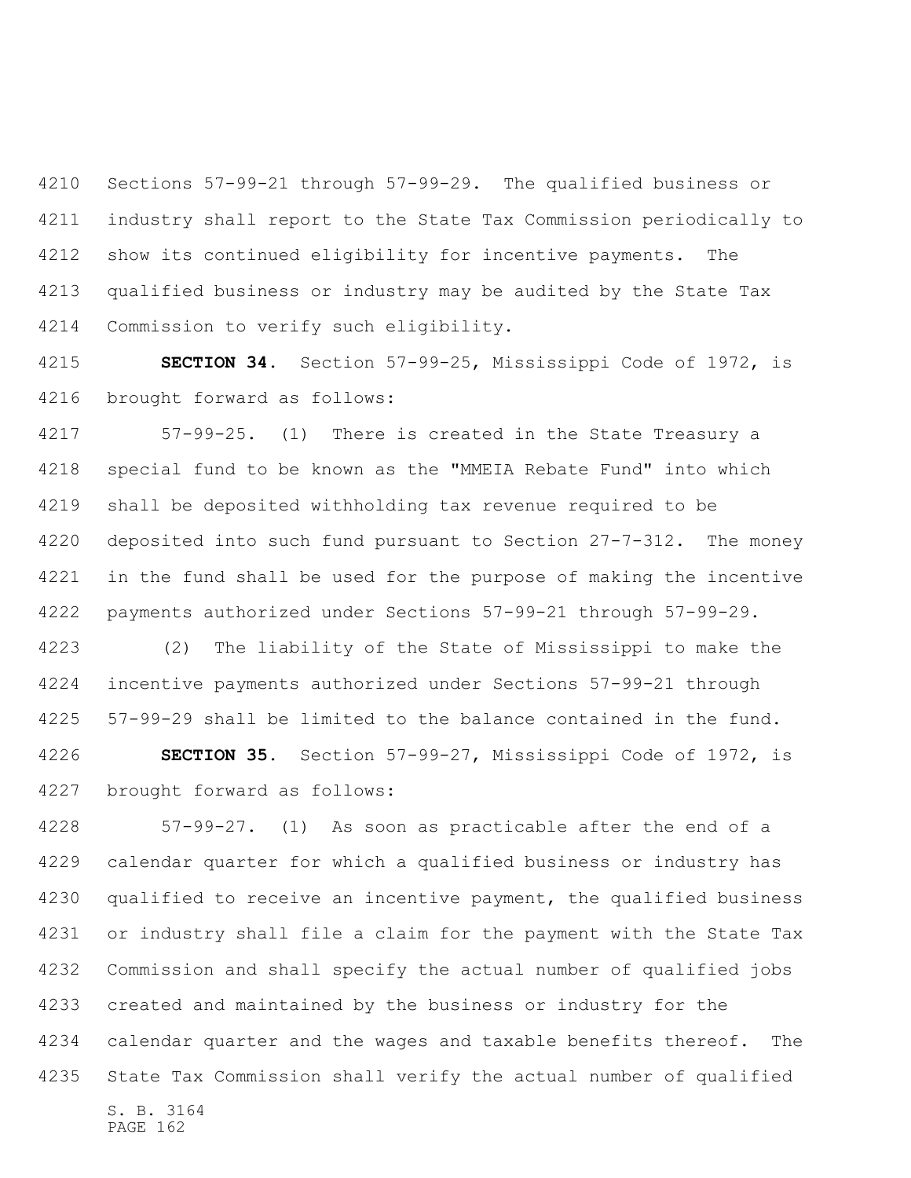Sections 57-99-21 through 57-99-29. The qualified business or industry shall report to the State Tax Commission periodically to show its continued eligibility for incentive payments. The qualified business or industry may be audited by the State Tax Commission to verify such eligibility.

**SECTION 34.** Section 57-99-25, Mississippi Code of 1972, is brought forward as follows:

57-99-25. (1) There is created in the State Treasury a special fund to be known as the "MMEIA Rebate Fund" into which shall be deposited withholding tax revenue required to be deposited into such fund pursuant to Section 27-7-312. The money in the fund shall be used for the purpose of making the incentive payments authorized under Sections 57-99-21 through 57-99-29.

(2) The liability of the State of Mississippi to make the incentive payments authorized under Sections 57-99-21 through 57-99-29 shall be limited to the balance contained in the fund.

**SECTION 35.** Section 57-99-27, Mississippi Code of 1972, is brought forward as follows:

57-99-27. (1) As soon as practicable after the end of a calendar quarter for which a qualified business or industry has qualified to receive an incentive payment, the qualified business or industry shall file a claim for the payment with the State Tax Commission and shall specify the actual number of qualified jobs created and maintained by the business or industry for the calendar quarter and the wages and taxable benefits thereof. The State Tax Commission shall verify the actual number of qualified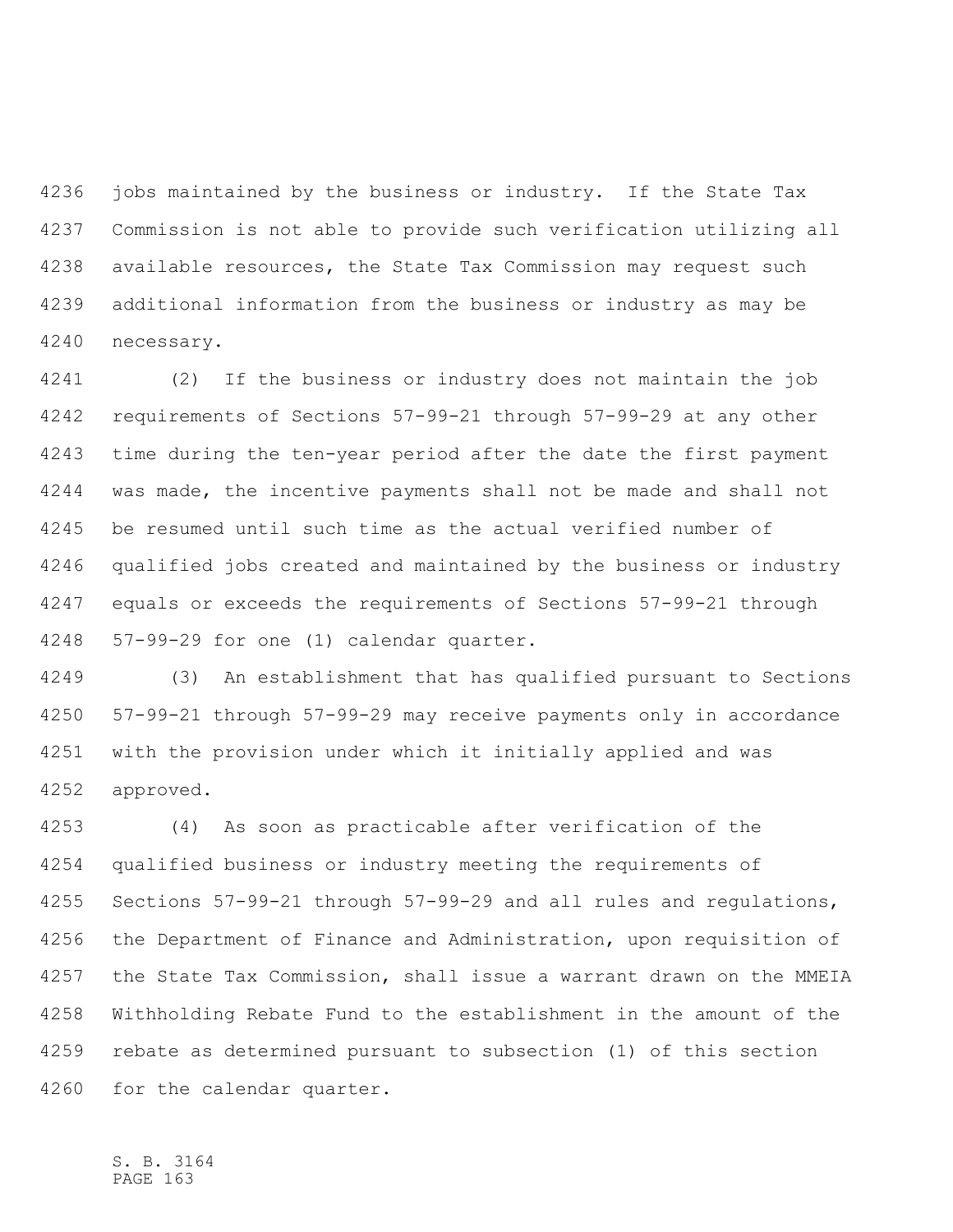jobs maintained by the business or industry. If the State Tax Commission is not able to provide such verification utilizing all available resources, the State Tax Commission may request such additional information from the business or industry as may be necessary.

(2) If the business or industry does not maintain the job requirements of Sections 57-99-21 through 57-99-29 at any other time during the ten-year period after the date the first payment was made, the incentive payments shall not be made and shall not be resumed until such time as the actual verified number of qualified jobs created and maintained by the business or industry equals or exceeds the requirements of Sections 57-99-21 through 57-99-29 for one (1) calendar quarter.

(3) An establishment that has qualified pursuant to Sections 57-99-21 through 57-99-29 may receive payments only in accordance with the provision under which it initially applied and was approved.

(4) As soon as practicable after verification of the qualified business or industry meeting the requirements of Sections 57-99-21 through 57-99-29 and all rules and regulations, the Department of Finance and Administration, upon requisition of the State Tax Commission, shall issue a warrant drawn on the MMEIA Withholding Rebate Fund to the establishment in the amount of the rebate as determined pursuant to subsection (1) of this section for the calendar quarter.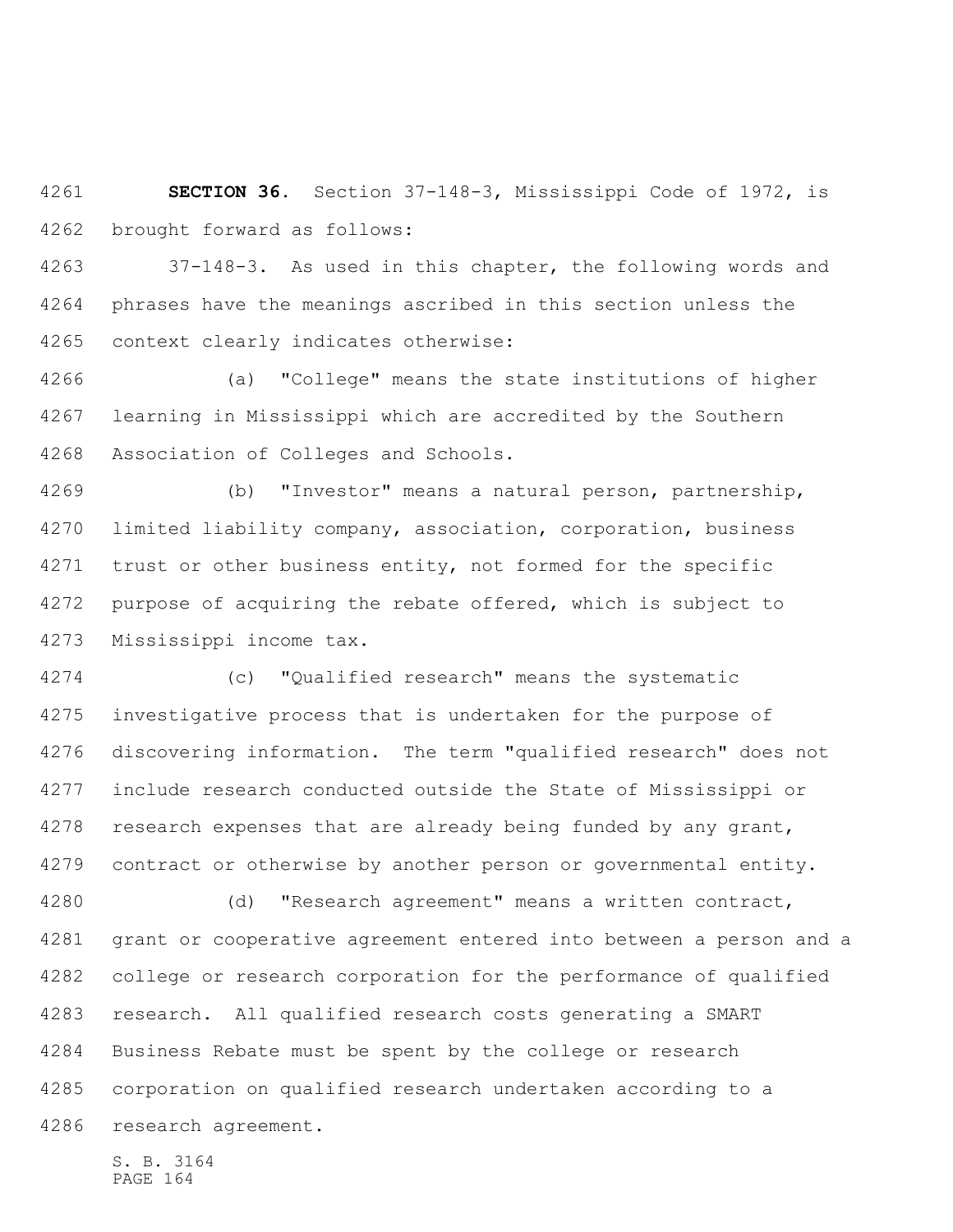**SECTION 36.** Section 37-148-3, Mississippi Code of 1972, is brought forward as follows:

37-148-3. As used in this chapter, the following words and phrases have the meanings ascribed in this section unless the context clearly indicates otherwise:

(a) "College" means the state institutions of higher learning in Mississippi which are accredited by the Southern Association of Colleges and Schools.

(b) "Investor" means a natural person, partnership, limited liability company, association, corporation, business trust or other business entity, not formed for the specific purpose of acquiring the rebate offered, which is subject to Mississippi income tax.

(c) "Qualified research" means the systematic investigative process that is undertaken for the purpose of discovering information. The term "qualified research" does not include research conducted outside the State of Mississippi or research expenses that are already being funded by any grant, contract or otherwise by another person or governmental entity.

(d) "Research agreement" means a written contract, grant or cooperative agreement entered into between a person and a college or research corporation for the performance of qualified research. All qualified research costs generating a SMART Business Rebate must be spent by the college or research corporation on qualified research undertaken according to a research agreement.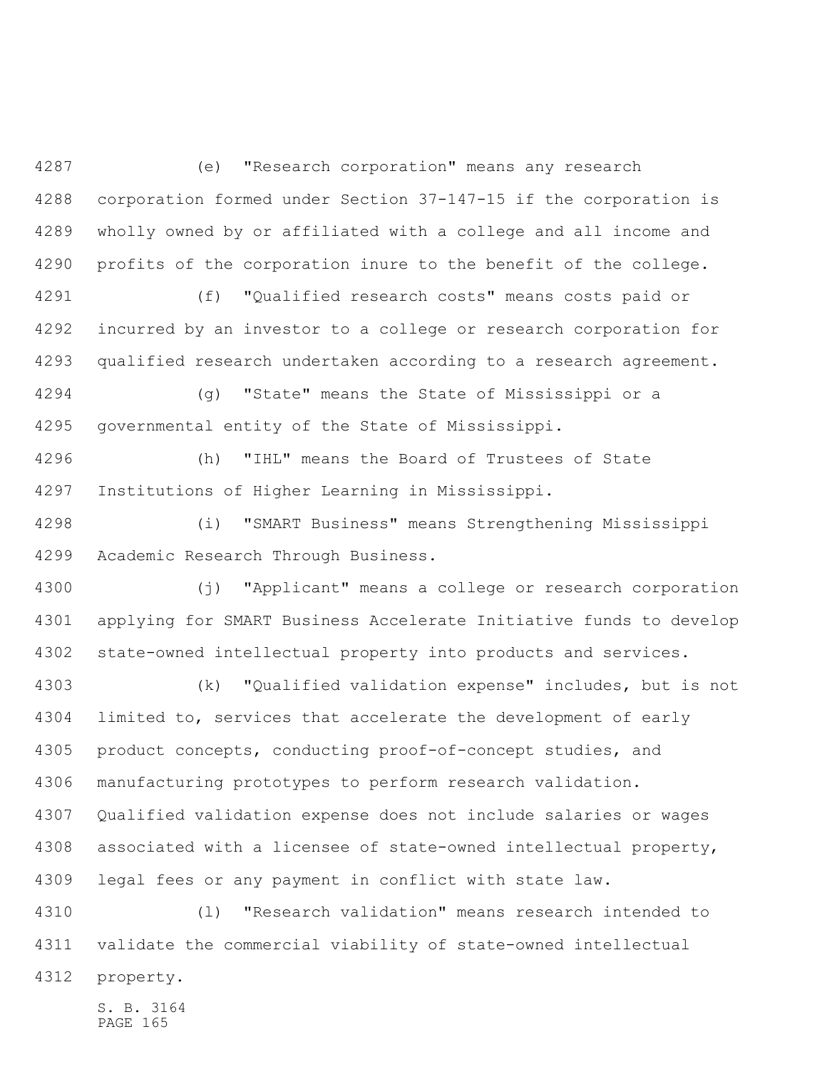(e) "Research corporation" means any research corporation formed under Section 37-147-15 if the corporation is wholly owned by or affiliated with a college and all income and profits of the corporation inure to the benefit of the college.

(f) "Qualified research costs" means costs paid or incurred by an investor to a college or research corporation for qualified research undertaken according to a research agreement.

(g) "State" means the State of Mississippi or a governmental entity of the State of Mississippi.

(h) "IHL" means the Board of Trustees of State Institutions of Higher Learning in Mississippi.

(i) "SMART Business" means Strengthening Mississippi Academic Research Through Business.

(j) "Applicant" means a college or research corporation applying for SMART Business Accelerate Initiative funds to develop state-owned intellectual property into products and services.

(k) "Qualified validation expense" includes, but is not limited to, services that accelerate the development of early product concepts, conducting proof-of-concept studies, and manufacturing prototypes to perform research validation. Qualified validation expense does not include salaries or wages associated with a licensee of state-owned intellectual property, legal fees or any payment in conflict with state law.

(l) "Research validation" means research intended to validate the commercial viability of state-owned intellectual property.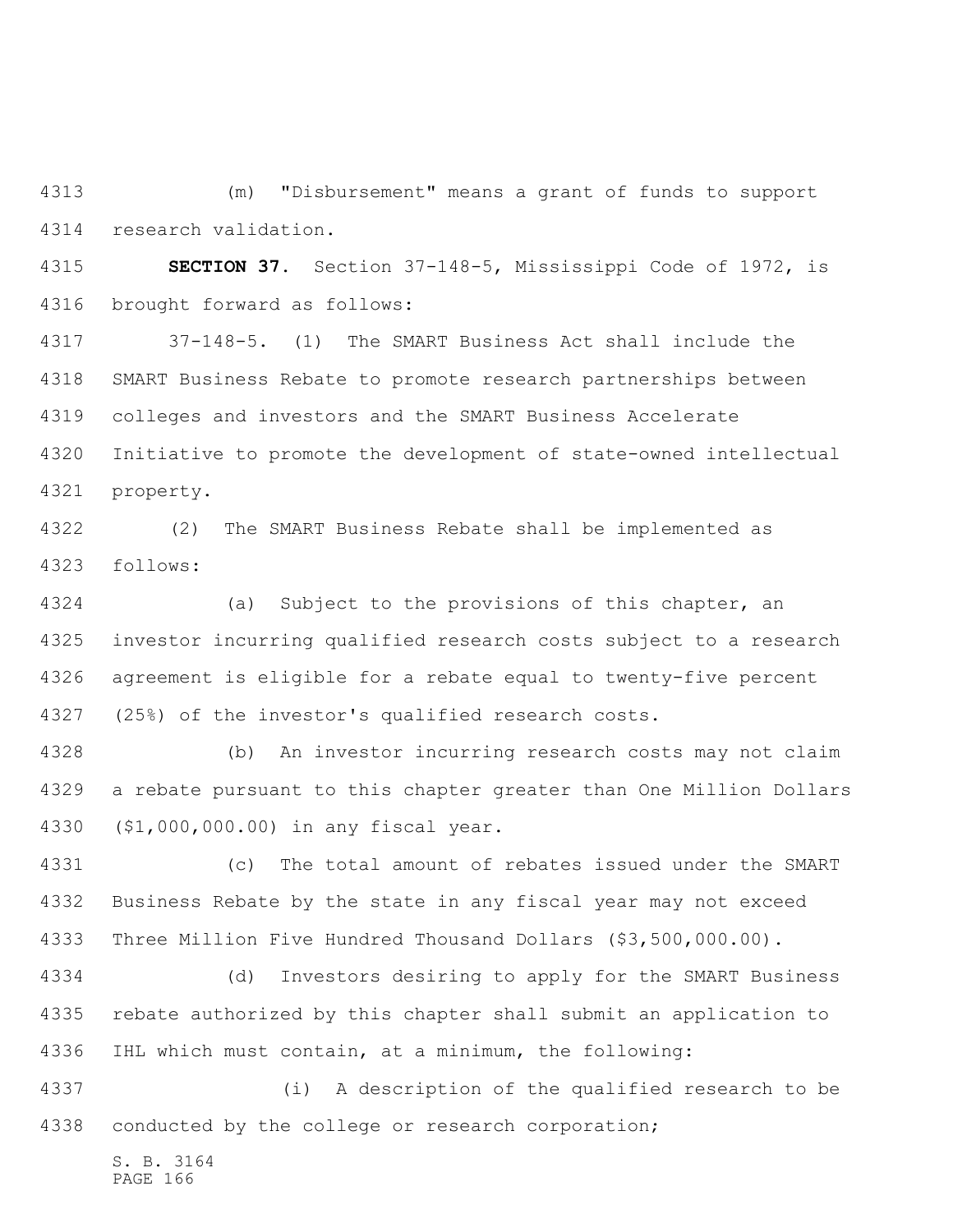(m) "Disbursement" means a grant of funds to support research validation.

**SECTION 37.** Section 37-148-5, Mississippi Code of 1972, is brought forward as follows:

37-148-5. (1) The SMART Business Act shall include the SMART Business Rebate to promote research partnerships between colleges and investors and the SMART Business Accelerate Initiative to promote the development of state-owned intellectual property.

(2) The SMART Business Rebate shall be implemented as follows:

(a) Subject to the provisions of this chapter, an investor incurring qualified research costs subject to a research agreement is eligible for a rebate equal to twenty-five percent (25%) of the investor's qualified research costs.

(b) An investor incurring research costs may not claim a rebate pursuant to this chapter greater than One Million Dollars ($1,000,000.00) in any fiscal year.

(c) The total amount of rebates issued under the SMART Business Rebate by the state in any fiscal year may not exceed Three Million Five Hundred Thousand Dollars ($3,500,000.00).

(d) Investors desiring to apply for the SMART Business rebate authorized by this chapter shall submit an application to IHL which must contain, at a minimum, the following:

(i) A description of the qualified research to be conducted by the college or research corporation;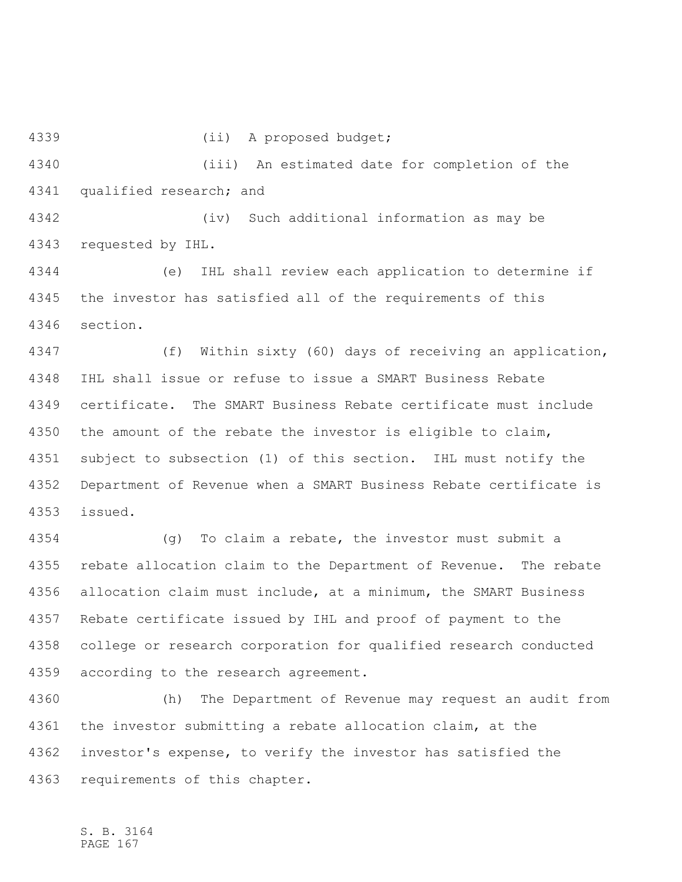(ii) A proposed budget;

(iii) An estimated date for completion of the qualified research; and

(iv) Such additional information as may be requested by IHL.

(e) IHL shall review each application to determine if the investor has satisfied all of the requirements of this section.

(f) Within sixty (60) days of receiving an application, IHL shall issue or refuse to issue a SMART Business Rebate certificate. The SMART Business Rebate certificate must include the amount of the rebate the investor is eligible to claim, subject to subsection (1) of this section. IHL must notify the Department of Revenue when a SMART Business Rebate certificate is issued.

(g) To claim a rebate, the investor must submit a rebate allocation claim to the Department of Revenue. The rebate allocation claim must include, at a minimum, the SMART Business Rebate certificate issued by IHL and proof of payment to the college or research corporation for qualified research conducted according to the research agreement.

(h) The Department of Revenue may request an audit from the investor submitting a rebate allocation claim, at the investor's expense, to verify the investor has satisfied the requirements of this chapter.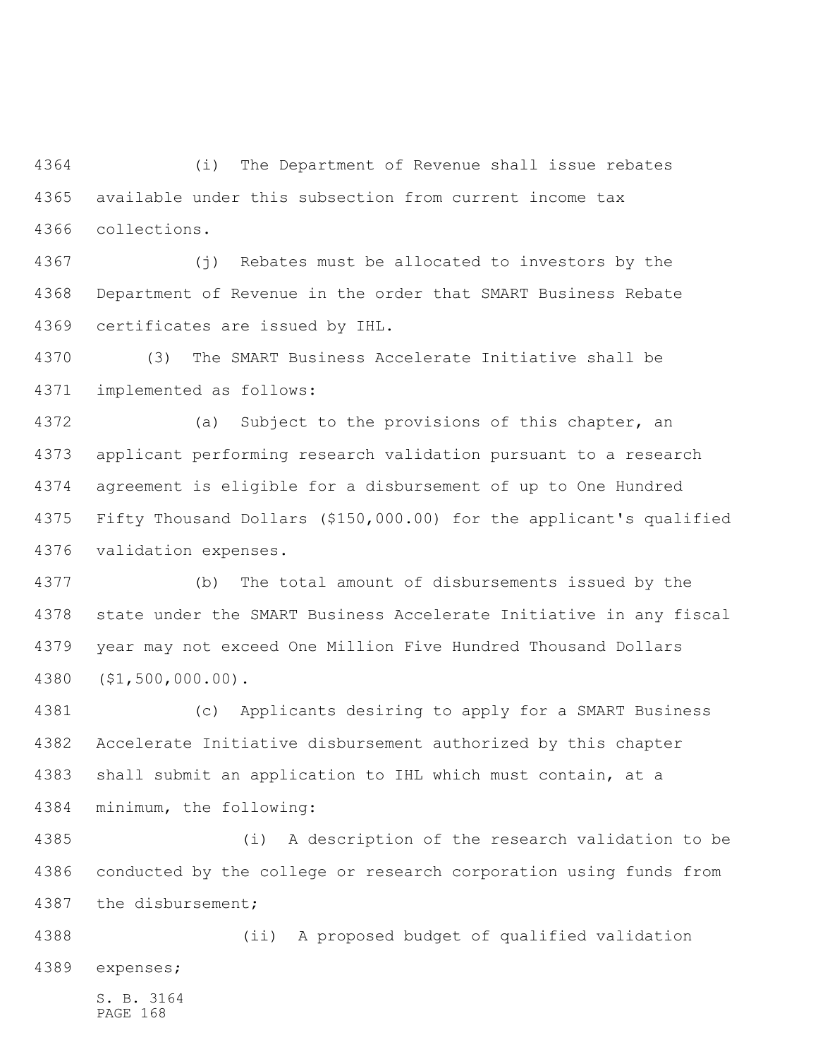(i) The Department of Revenue shall issue rebates available under this subsection from current income tax collections.

(j) Rebates must be allocated to investors by the Department of Revenue in the order that SMART Business Rebate certificates are issued by IHL.

(3) The SMART Business Accelerate Initiative shall be implemented as follows:

(a) Subject to the provisions of this chapter, an applicant performing research validation pursuant to a research agreement is eligible for a disbursement of up to One Hundred Fifty Thousand Dollars ($150,000.00) for the applicant's qualified validation expenses.

(b) The total amount of disbursements issued by the state under the SMART Business Accelerate Initiative in any fiscal year may not exceed One Million Five Hundred Thousand Dollars ($1,500,000.00).

(c) Applicants desiring to apply for a SMART Business Accelerate Initiative disbursement authorized by this chapter shall submit an application to IHL which must contain, at a minimum, the following:

(i) A description of the research validation to be conducted by the college or research corporation using funds from the disbursement;

(ii) A proposed budget of qualified validation expenses;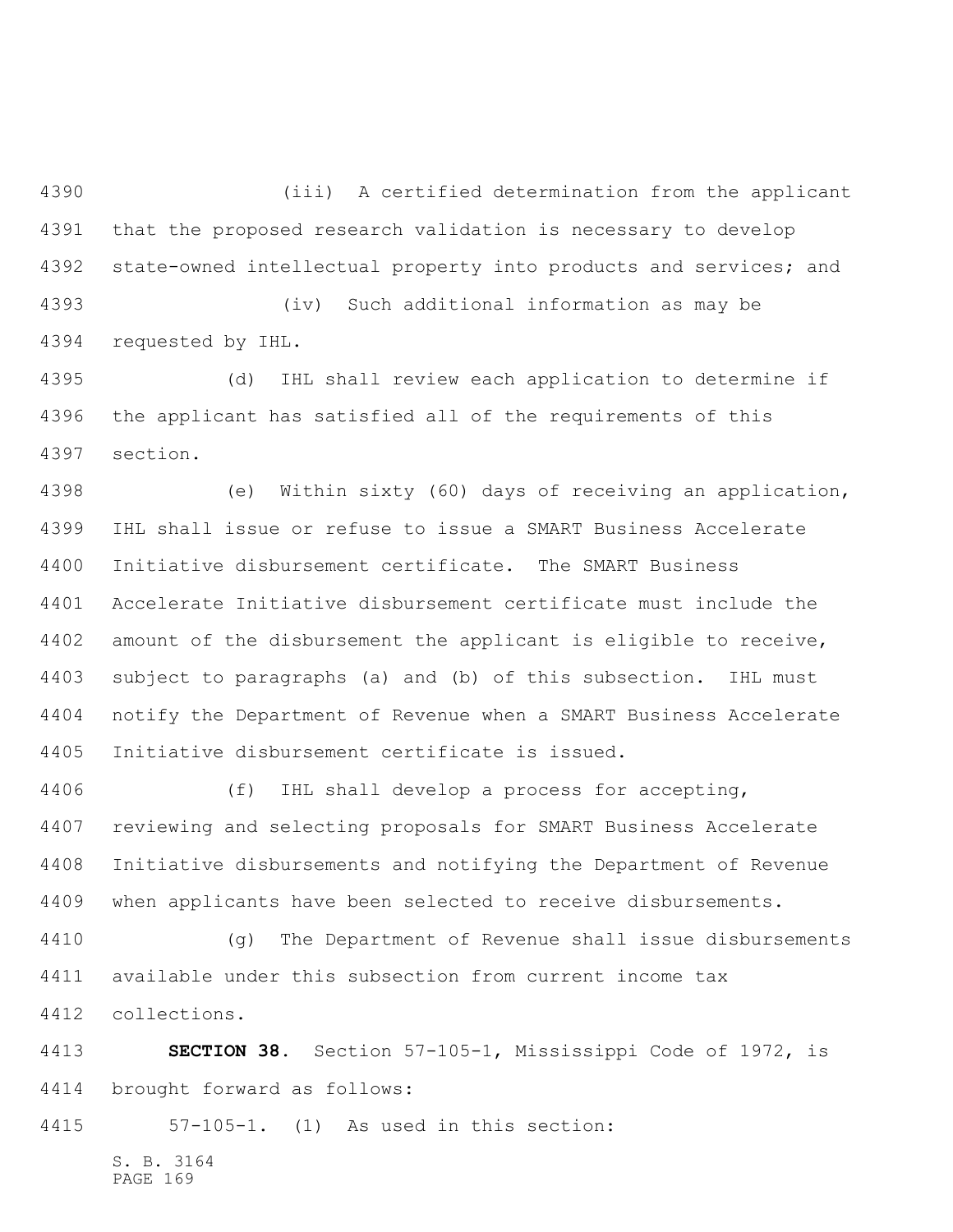(iii) A certified determination from the applicant that the proposed research validation is necessary to develop state-owned intellectual property into products and services; and

(iv) Such additional information as may be requested by IHL.

(d) IHL shall review each application to determine if the applicant has satisfied all of the requirements of this section.

(e) Within sixty (60) days of receiving an application, IHL shall issue or refuse to issue a SMART Business Accelerate Initiative disbursement certificate. The SMART Business Accelerate Initiative disbursement certificate must include the amount of the disbursement the applicant is eligible to receive, subject to paragraphs (a) and (b) of this subsection. IHL must notify the Department of Revenue when a SMART Business Accelerate Initiative disbursement certificate is issued.

(f) IHL shall develop a process for accepting, reviewing and selecting proposals for SMART Business Accelerate Initiative disbursements and notifying the Department of Revenue when applicants have been selected to receive disbursements.

(g) The Department of Revenue shall issue disbursements available under this subsection from current income tax collections.

**SECTION 38.** Section 57-105-1, Mississippi Code of 1972, is brought forward as follows:

57-105-1. (1) As used in this section: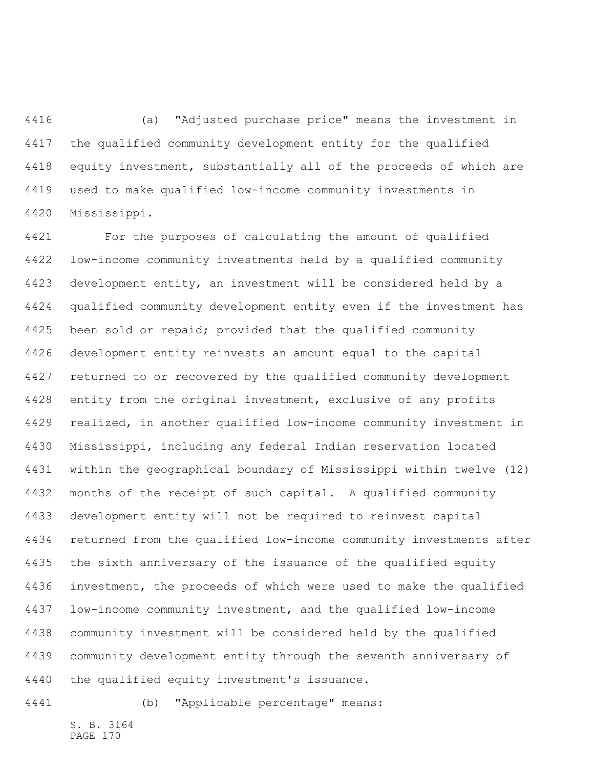(a) "Adjusted purchase price" means the investment in the qualified community development entity for the qualified equity investment, substantially all of the proceeds of which are used to make qualified low-income community investments in Mississippi.

For the purposes of calculating the amount of qualified low-income community investments held by a qualified community development entity, an investment will be considered held by a qualified community development entity even if the investment has been sold or repaid; provided that the qualified community development entity reinvests an amount equal to the capital returned to or recovered by the qualified community development entity from the original investment, exclusive of any profits realized, in another qualified low-income community investment in Mississippi, including any federal Indian reservation located within the geographical boundary of Mississippi within twelve (12) months of the receipt of such capital. A qualified community development entity will not be required to reinvest capital returned from the qualified low-income community investments after the sixth anniversary of the issuance of the qualified equity investment, the proceeds of which were used to make the qualified low-income community investment, and the qualified low-income community investment will be considered held by the qualified community development entity through the seventh anniversary of the qualified equity investment's issuance.

(b) "Applicable percentage" means: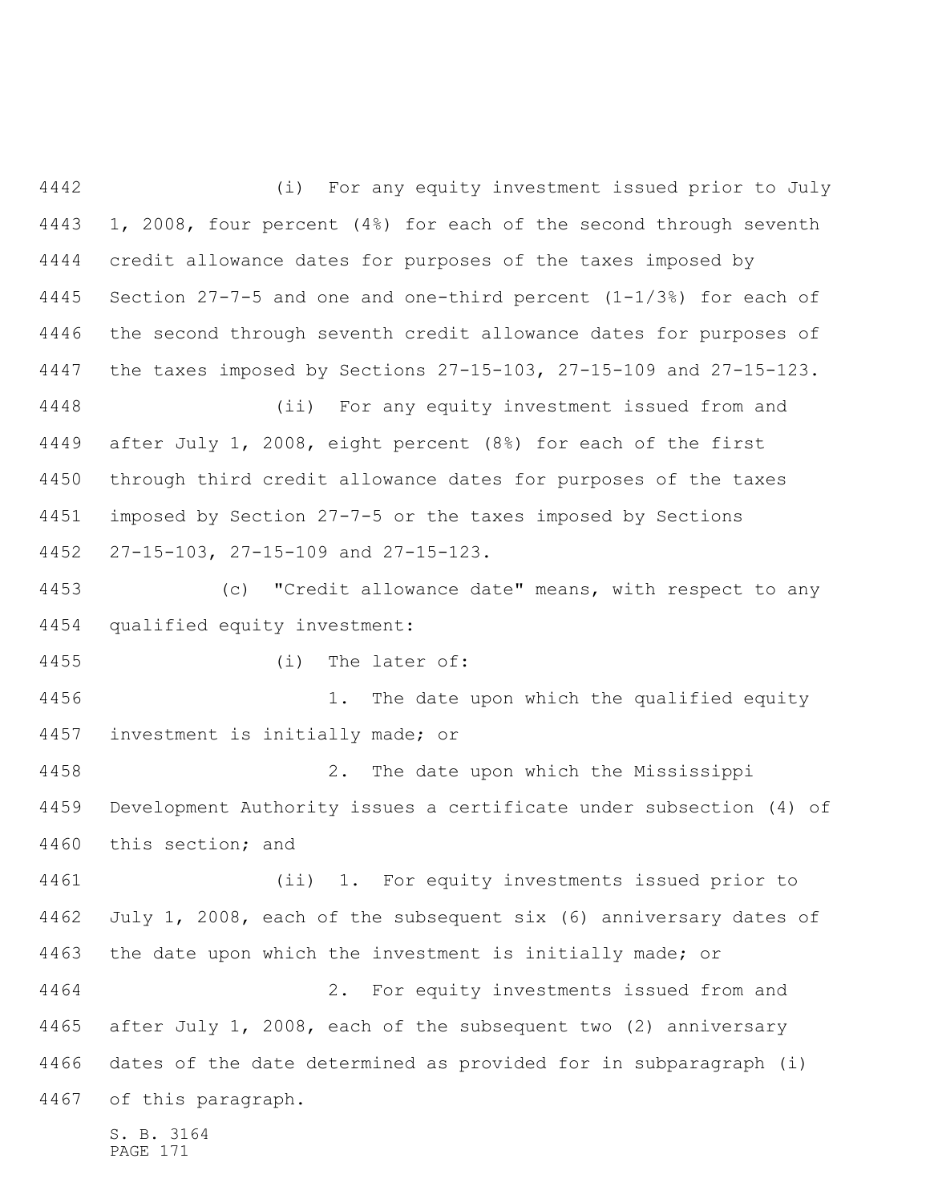(i) For any equity investment issued prior to July 1, 2008, four percent (4%) for each of the second through seventh credit allowance dates for purposes of the taxes imposed by Section 27-7-5 and one and one-third percent (1-1/3%) for each of the second through seventh credit allowance dates for purposes of the taxes imposed by Sections 27-15-103, 27-15-109 and 27-15-123.

(ii) For any equity investment issued from and after July 1, 2008, eight percent (8%) for each of the first through third credit allowance dates for purposes of the taxes imposed by Section 27-7-5 or the taxes imposed by Sections 27-15-103, 27-15-109 and 27-15-123.

(c) "Credit allowance date" means, with respect to any qualified equity investment:

(i) The later of:

1. The date upon which the qualified equity investment is initially made; or

2. The date upon which the Mississippi Development Authority issues a certificate under subsection (4) of this section; and

(ii) 1. For equity investments issued prior to July 1, 2008, each of the subsequent six (6) anniversary dates of the date upon which the investment is initially made; or

2. For equity investments issued from and after July 1, 2008, each of the subsequent two (2) anniversary dates of the date determined as provided for in subparagraph (i) of this paragraph.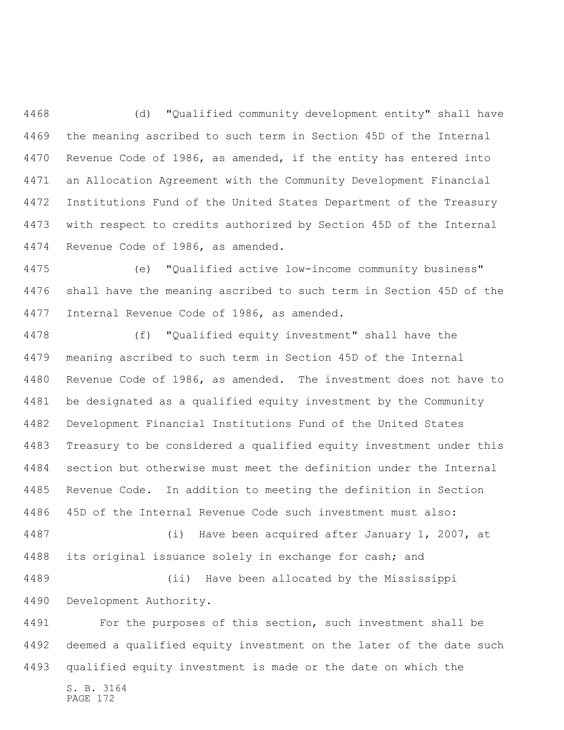(d) "Qualified community development entity" shall have the meaning ascribed to such term in Section 45D of the Internal Revenue Code of 1986, as amended, if the entity has entered into an Allocation Agreement with the Community Development Financial Institutions Fund of the United States Department of the Treasury with respect to credits authorized by Section 45D of the Internal Revenue Code of 1986, as amended.

(e) "Qualified active low-income community business" shall have the meaning ascribed to such term in Section 45D of the Internal Revenue Code of 1986, as amended.

(f) "Qualified equity investment" shall have the meaning ascribed to such term in Section 45D of the Internal Revenue Code of 1986, as amended. The investment does not have to be designated as a qualified equity investment by the Community Development Financial Institutions Fund of the United States Treasury to be considered a qualified equity investment under this section but otherwise must meet the definition under the Internal Revenue Code. In addition to meeting the definition in Section 45D of the Internal Revenue Code such investment must also:

(i) Have been acquired after January 1, 2007, at its original issuance solely in exchange for cash; and

(ii) Have been allocated by the Mississippi Development Authority.

For the purposes of this section, such investment shall be deemed a qualified equity investment on the later of the date such qualified equity investment is made or the date on which the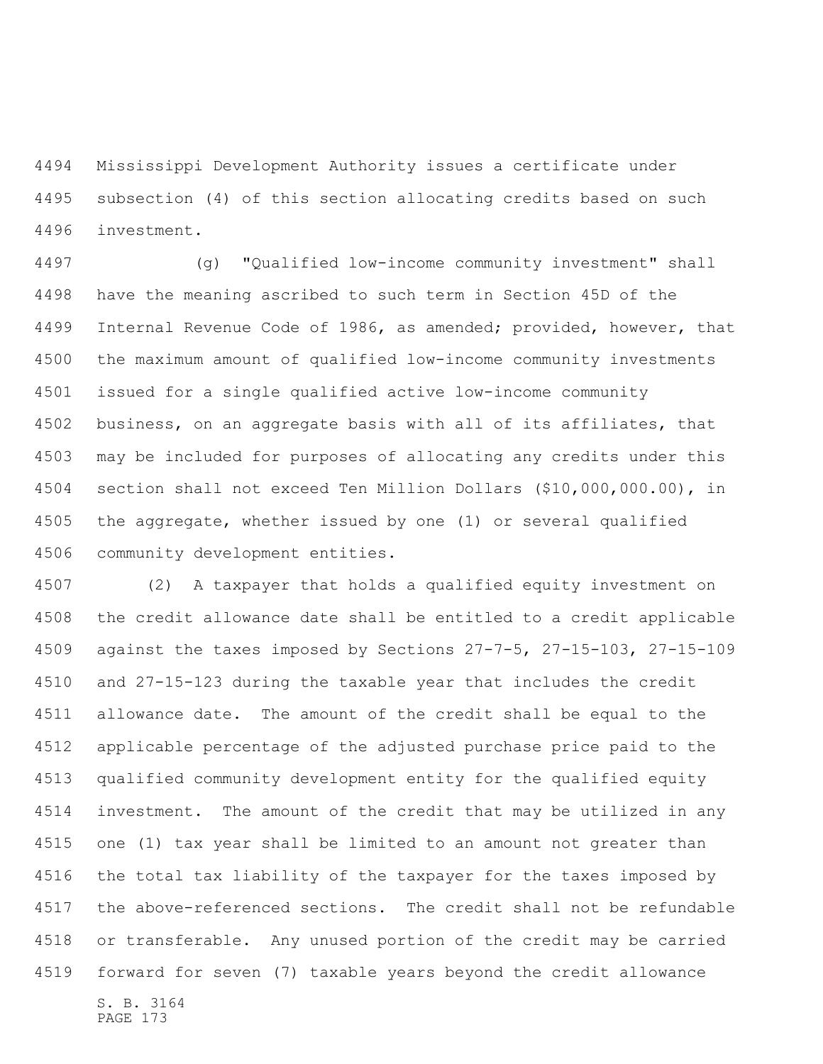Mississippi Development Authority issues a certificate under subsection (4) of this section allocating credits based on such investment.

(g) "Qualified low-income community investment" shall have the meaning ascribed to such term in Section 45D of the Internal Revenue Code of 1986, as amended; provided, however, that the maximum amount of qualified low-income community investments issued for a single qualified active low-income community business, on an aggregate basis with all of its affiliates, that may be included for purposes of allocating any credits under this section shall not exceed Ten Million Dollars ($10,000,000.00), in the aggregate, whether issued by one (1) or several qualified community development entities.

(2) A taxpayer that holds a qualified equity investment on the credit allowance date shall be entitled to a credit applicable against the taxes imposed by Sections 27-7-5, 27-15-103, 27-15-109 and 27-15-123 during the taxable year that includes the credit allowance date. The amount of the credit shall be equal to the applicable percentage of the adjusted purchase price paid to the qualified community development entity for the qualified equity investment. The amount of the credit that may be utilized in any one (1) tax year shall be limited to an amount not greater than the total tax liability of the taxpayer for the taxes imposed by the above-referenced sections. The credit shall not be refundable or transferable. Any unused portion of the credit may be carried forward for seven (7) taxable years beyond the credit allowance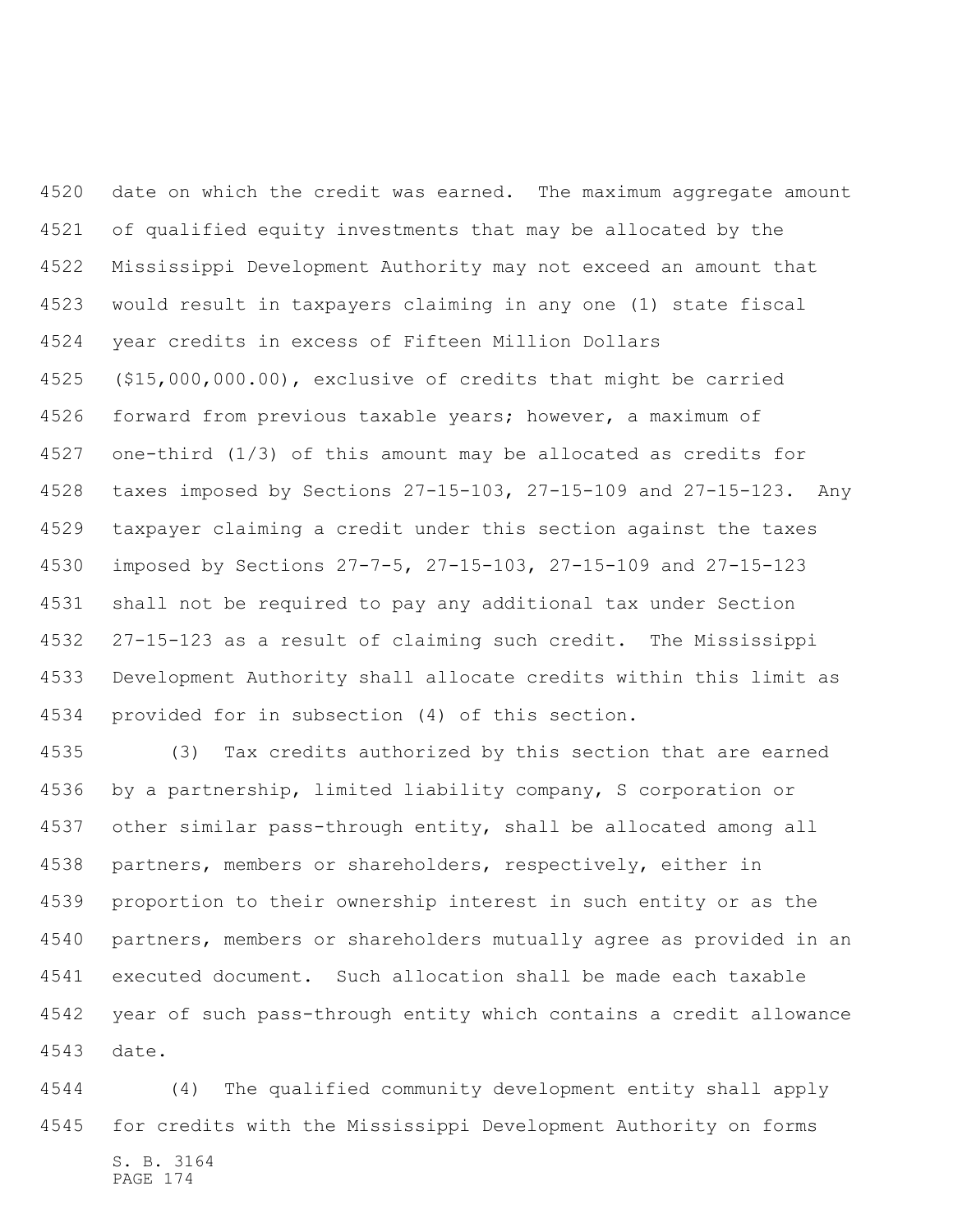date on which the credit was earned. The maximum aggregate amount of qualified equity investments that may be allocated by the Mississippi Development Authority may not exceed an amount that would result in taxpayers claiming in any one (1) state fiscal year credits in excess of Fifteen Million Dollars ($15,000,000.00), exclusive of credits that might be carried forward from previous taxable years; however, a maximum of one-third (1/3) of this amount may be allocated as credits for taxes imposed by Sections 27-15-103, 27-15-109 and 27-15-123. Any taxpayer claiming a credit under this section against the taxes imposed by Sections 27-7-5, 27-15-103, 27-15-109 and 27-15-123 shall not be required to pay any additional tax under Section 27-15-123 as a result of claiming such credit. The Mississippi Development Authority shall allocate credits within this limit as provided for in subsection (4) of this section.

(3) Tax credits authorized by this section that are earned by a partnership, limited liability company, S corporation or other similar pass-through entity, shall be allocated among all partners, members or shareholders, respectively, either in proportion to their ownership interest in such entity or as the partners, members or shareholders mutually agree as provided in an executed document. Such allocation shall be made each taxable year of such pass-through entity which contains a credit allowance date.

(4) The qualified community development entity shall apply for credits with the Mississippi Development Authority on forms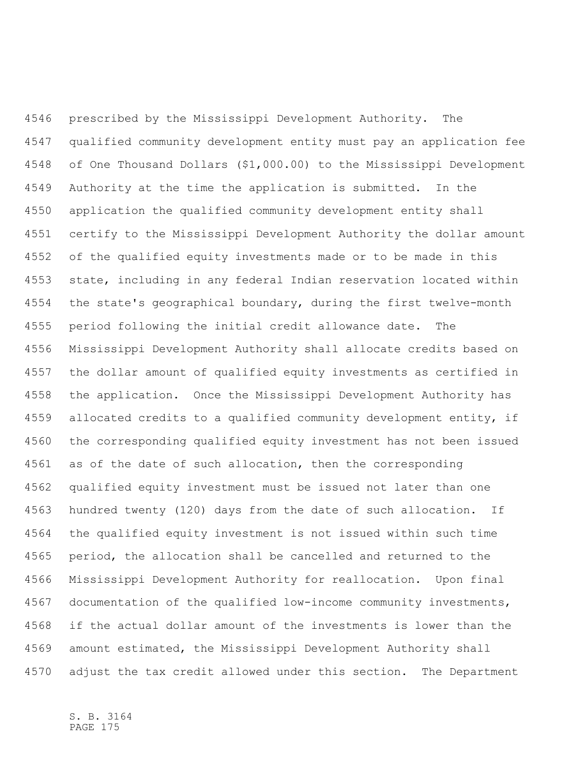prescribed by the Mississippi Development Authority. The qualified community development entity must pay an application fee of One Thousand Dollars ($1,000.00) to the Mississippi Development Authority at the time the application is submitted. In the application the qualified community development entity shall certify to the Mississippi Development Authority the dollar amount of the qualified equity investments made or to be made in this state, including in any federal Indian reservation located within the state's geographical boundary, during the first twelve-month period following the initial credit allowance date. The Mississippi Development Authority shall allocate credits based on the dollar amount of qualified equity investments as certified in the application. Once the Mississippi Development Authority has allocated credits to a qualified community development entity, if the corresponding qualified equity investment has not been issued as of the date of such allocation, then the corresponding qualified equity investment must be issued not later than one hundred twenty (120) days from the date of such allocation. If the qualified equity investment is not issued within such time period, the allocation shall be cancelled and returned to the Mississippi Development Authority for reallocation. Upon final documentation of the qualified low-income community investments, if the actual dollar amount of the investments is lower than the amount estimated, the Mississippi Development Authority shall adjust the tax credit allowed under this section. The Department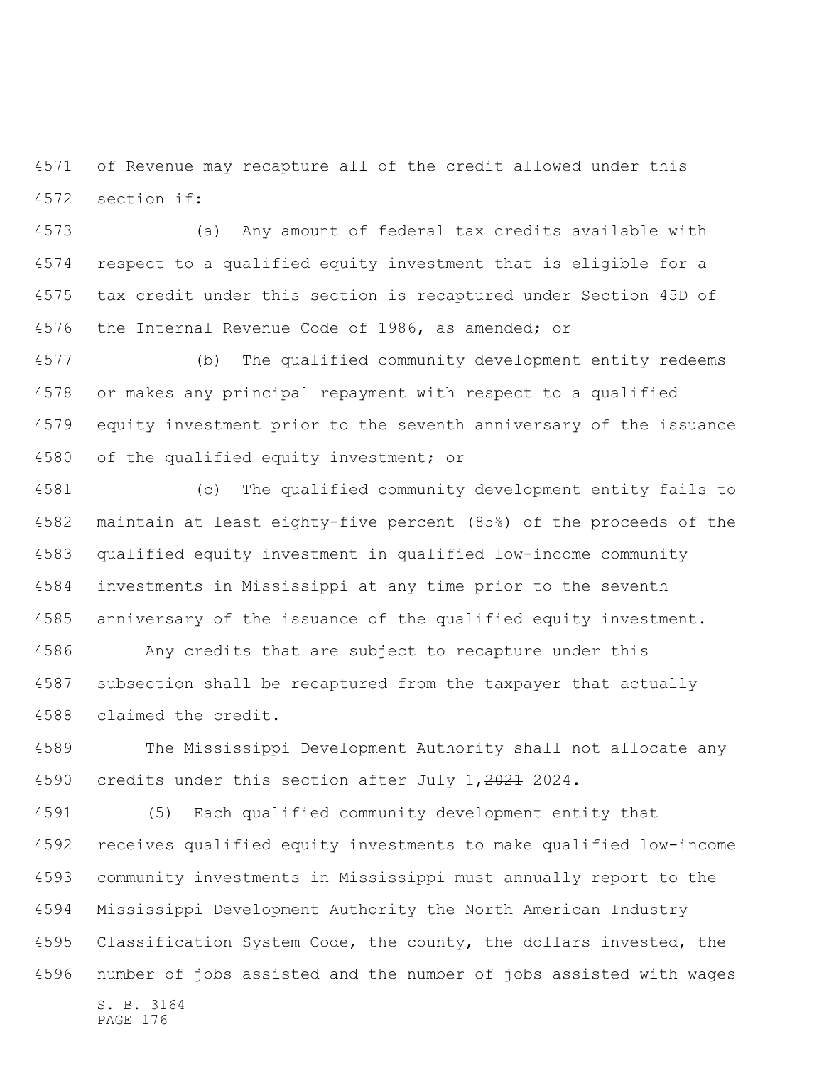of Revenue may recapture all of the credit allowed under this section if:

(a) Any amount of federal tax credits available with respect to a qualified equity investment that is eligible for a tax credit under this section is recaptured under Section 45D of the Internal Revenue Code of 1986, as amended; or

(b) The qualified community development entity redeems or makes any principal repayment with respect to a qualified equity investment prior to the seventh anniversary of the issuance of the qualified equity investment; or

(c) The qualified community development entity fails to maintain at least eighty-five percent (85%) of the proceeds of the qualified equity investment in qualified low-income community investments in Mississippi at any time prior to the seventh anniversary of the issuance of the qualified equity investment.

Any credits that are subject to recapture under this subsection shall be recaptured from the taxpayer that actually claimed the credit.

The Mississippi Development Authority shall not allocate any credits under this section after July 1, ~~2021~~ 2024.

(5) Each qualified community development entity that receives qualified equity investments to make qualified low-income community investments in Mississippi must annually report to the Mississippi Development Authority the North American Industry Classification System Code, the county, the dollars invested, the number of jobs assisted and the number of jobs assisted with wages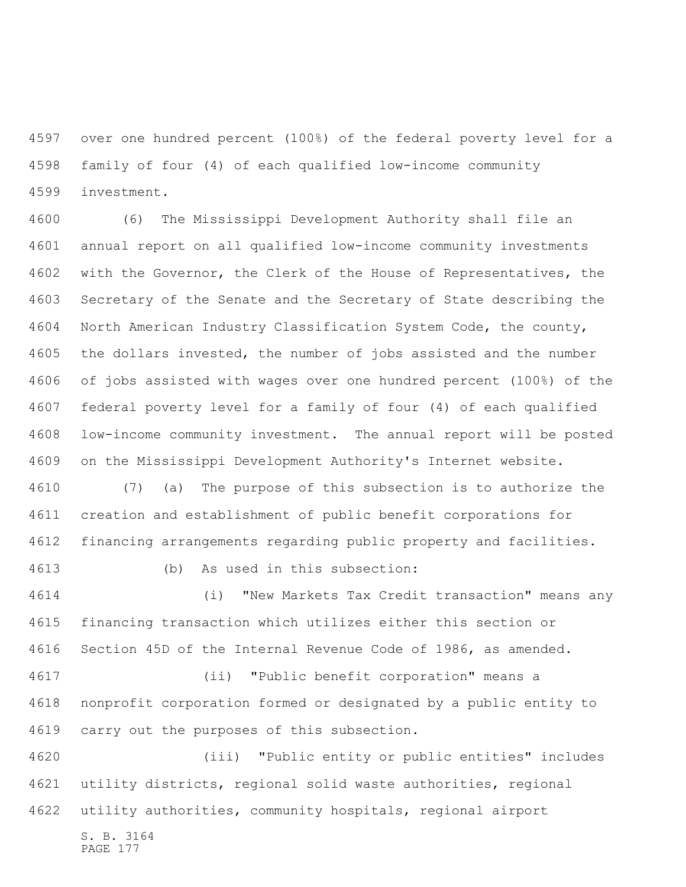over one hundred percent (100%) of the federal poverty level for a family of four (4) of each qualified low-income community investment.

(6) The Mississippi Development Authority shall file an annual report on all qualified low-income community investments with the Governor, the Clerk of the House of Representatives, the Secretary of the Senate and the Secretary of State describing the North American Industry Classification System Code, the county, the dollars invested, the number of jobs assisted and the number of jobs assisted with wages over one hundred percent (100%) of the federal poverty level for a family of four (4) of each qualified low-income community investment. The annual report will be posted on the Mississippi Development Authority's Internet website.

(7) (a) The purpose of this subsection is to authorize the creation and establishment of public benefit corporations for financing arrangements regarding public property and facilities.

(b) As used in this subsection:

(i) "New Markets Tax Credit transaction" means any financing transaction which utilizes either this section or Section 45D of the Internal Revenue Code of 1986, as amended.

(ii) "Public benefit corporation" means a nonprofit corporation formed or designated by a public entity to carry out the purposes of this subsection.

(iii) "Public entity or public entities" includes utility districts, regional solid waste authorities, regional utility authorities, community hospitals, regional airport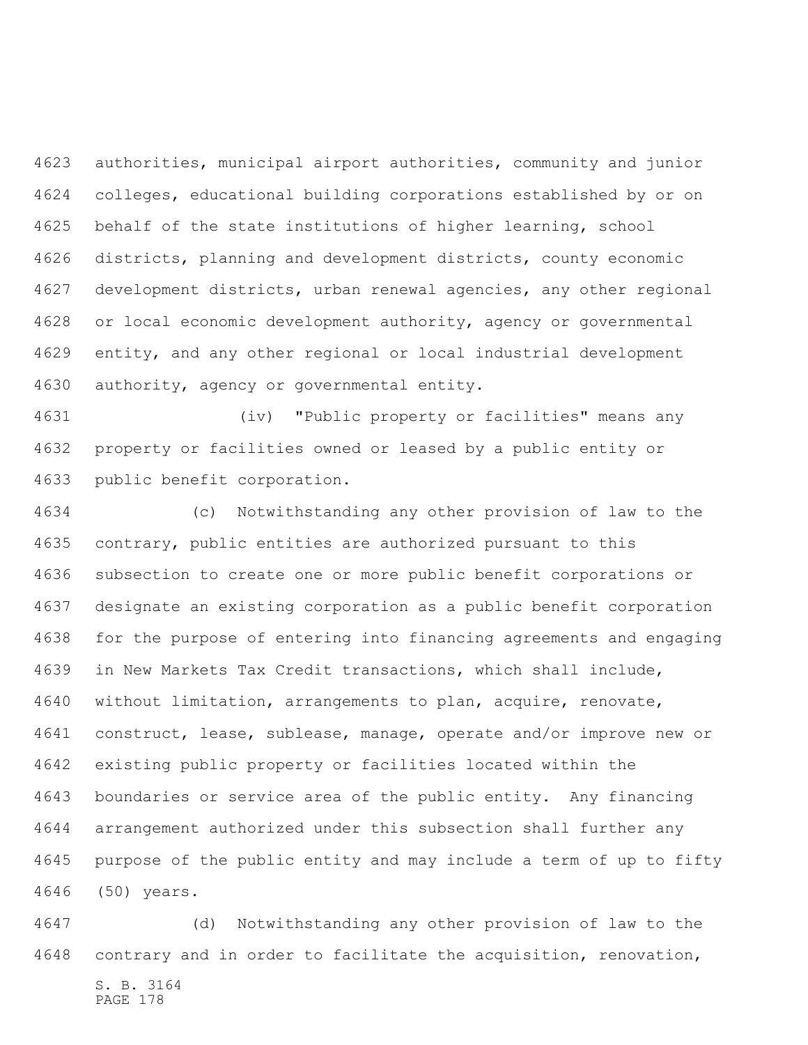authorities, municipal airport authorities, community and junior colleges, educational building corporations established by or on behalf of the state institutions of higher learning, school districts, planning and development districts, county economic development districts, urban renewal agencies, any other regional or local economic development authority, agency or governmental entity, and any other regional or local industrial development authority, agency or governmental entity.

(iv) "Public property or facilities" means any property or facilities owned or leased by a public entity or public benefit corporation.

(c) Notwithstanding any other provision of law to the contrary, public entities are authorized pursuant to this subsection to create one or more public benefit corporations or designate an existing corporation as a public benefit corporation for the purpose of entering into financing agreements and engaging in New Markets Tax Credit transactions, which shall include, without limitation, arrangements to plan, acquire, renovate, construct, lease, sublease, manage, operate and/or improve new or existing public property or facilities located within the boundaries or service area of the public entity. Any financing arrangement authorized under this subsection shall further any purpose of the public entity and may include a term of up to fifty (50) years.

(d) Notwithstanding any other provision of law to the contrary and in order to facilitate the acquisition, renovation,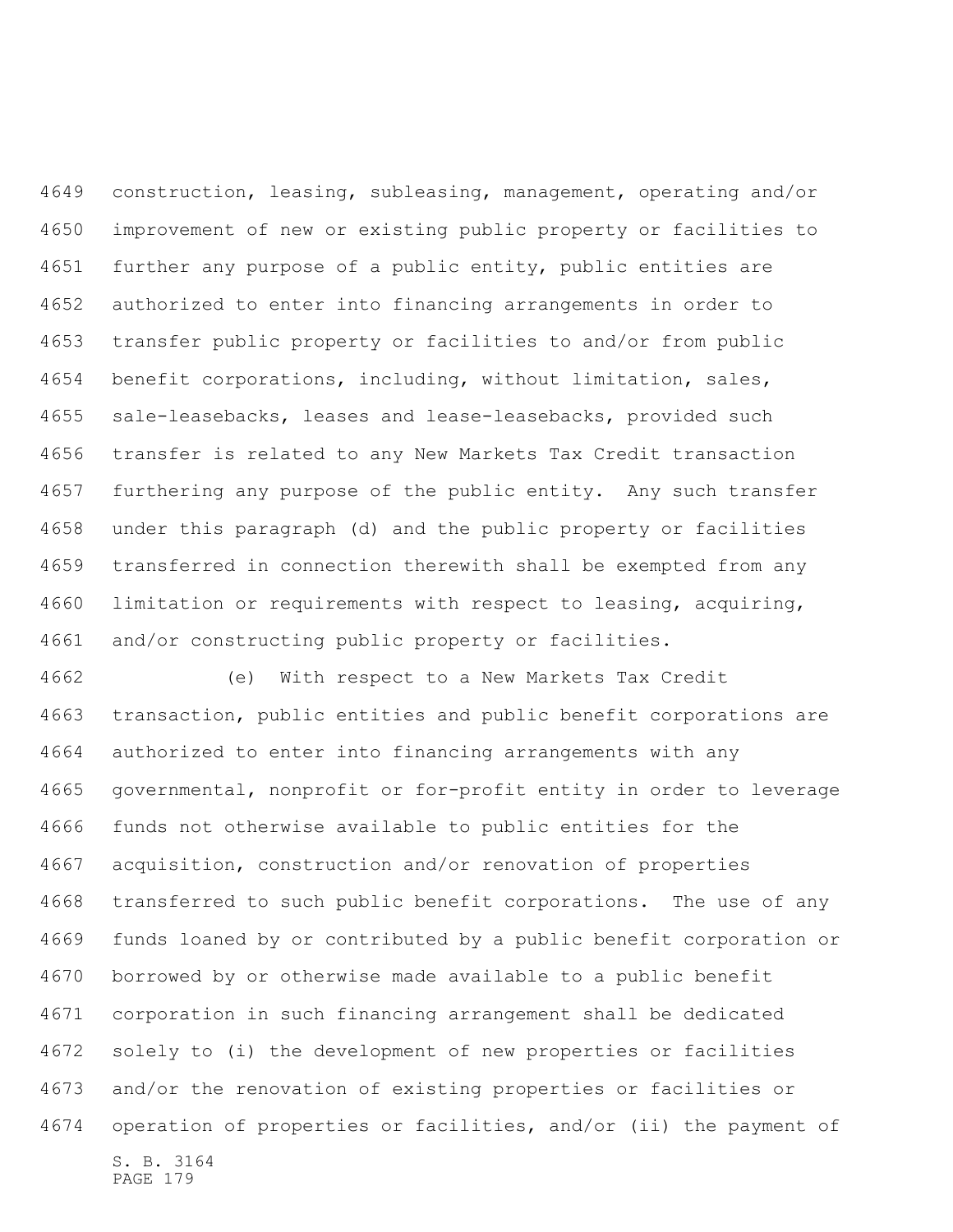construction, leasing, subleasing, management, operating and/or improvement of new or existing public property or facilities to further any purpose of a public entity, public entities are authorized to enter into financing arrangements in order to transfer public property or facilities to and/or from public benefit corporations, including, without limitation, sales, sale-leasebacks, leases and lease-leasebacks, provided such transfer is related to any New Markets Tax Credit transaction furthering any purpose of the public entity. Any such transfer under this paragraph (d) and the public property or facilities transferred in connection therewith shall be exempted from any limitation or requirements with respect to leasing, acquiring, and/or constructing public property or facilities.

(e) With respect to a New Markets Tax Credit transaction, public entities and public benefit corporations are authorized to enter into financing arrangements with any governmental, nonprofit or for-profit entity in order to leverage funds not otherwise available to public entities for the acquisition, construction and/or renovation of properties transferred to such public benefit corporations. The use of any funds loaned by or contributed by a public benefit corporation or borrowed by or otherwise made available to a public benefit corporation in such financing arrangement shall be dedicated solely to (i) the development of new properties or facilities and/or the renovation of existing properties or facilities or operation of properties or facilities, and/or (ii) the payment of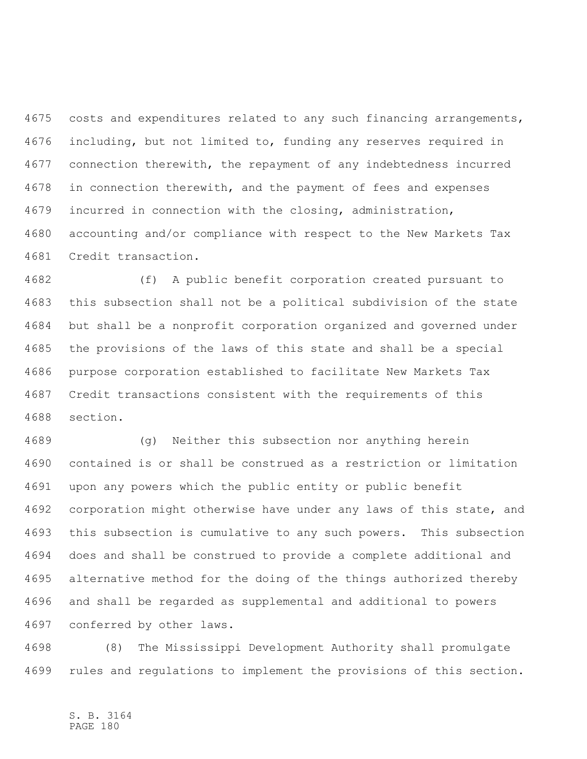costs and expenditures related to any such financing arrangements, including, but not limited to, funding any reserves required in connection therewith, the repayment of any indebtedness incurred in connection therewith, and the payment of fees and expenses incurred in connection with the closing, administration, accounting and/or compliance with respect to the New Markets Tax Credit transaction.

(f) A public benefit corporation created pursuant to this subsection shall not be a political subdivision of the state but shall be a nonprofit corporation organized and governed under the provisions of the laws of this state and shall be a special purpose corporation established to facilitate New Markets Tax Credit transactions consistent with the requirements of this section.

(g) Neither this subsection nor anything herein contained is or shall be construed as a restriction or limitation upon any powers which the public entity or public benefit corporation might otherwise have under any laws of this state, and this subsection is cumulative to any such powers. This subsection does and shall be construed to provide a complete additional and alternative method for the doing of the things authorized thereby and shall be regarded as supplemental and additional to powers conferred by other laws.

(8) The Mississippi Development Authority shall promulgate rules and regulations to implement the provisions of this section.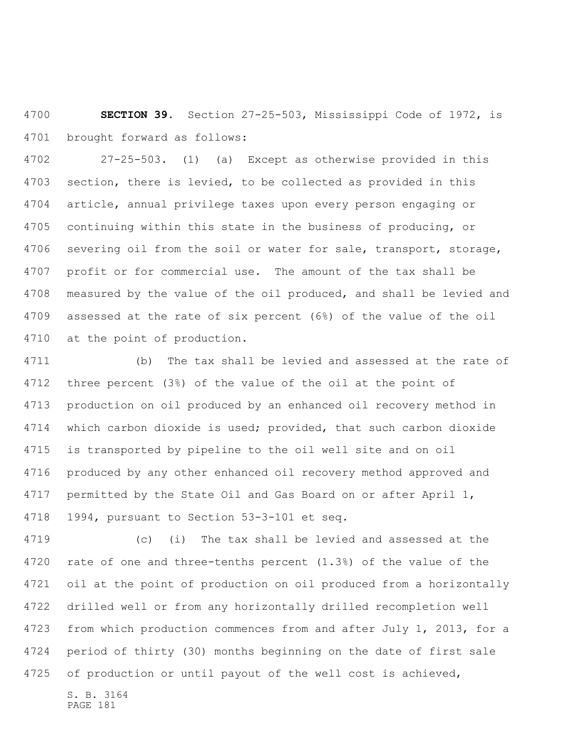**SECTION 39.** Section 27-25-503, Mississippi Code of 1972, is brought forward as follows:

27-25-503. (1) (a) Except as otherwise provided in this section, there is levied, to be collected as provided in this article, annual privilege taxes upon every person engaging or continuing within this state in the business of producing, or severing oil from the soil or water for sale, transport, storage, profit or for commercial use. The amount of the tax shall be measured by the value of the oil produced, and shall be levied and assessed at the rate of six percent (6%) of the value of the oil at the point of production.

(b) The tax shall be levied and assessed at the rate of three percent (3%) of the value of the oil at the point of production on oil produced by an enhanced oil recovery method in which carbon dioxide is used; provided, that such carbon dioxide is transported by pipeline to the oil well site and on oil produced by any other enhanced oil recovery method approved and permitted by the State Oil and Gas Board on or after April 1, 1994, pursuant to Section 53-3-101 et seq.

(c) (i) The tax shall be levied and assessed at the rate of one and three-tenths percent (1.3%) of the value of the oil at the point of production on oil produced from a horizontally drilled well or from any horizontally drilled recompletion well from which production commences from and after July 1, 2013, for a period of thirty (30) months beginning on the date of first sale of production or until payout of the well cost is achieved,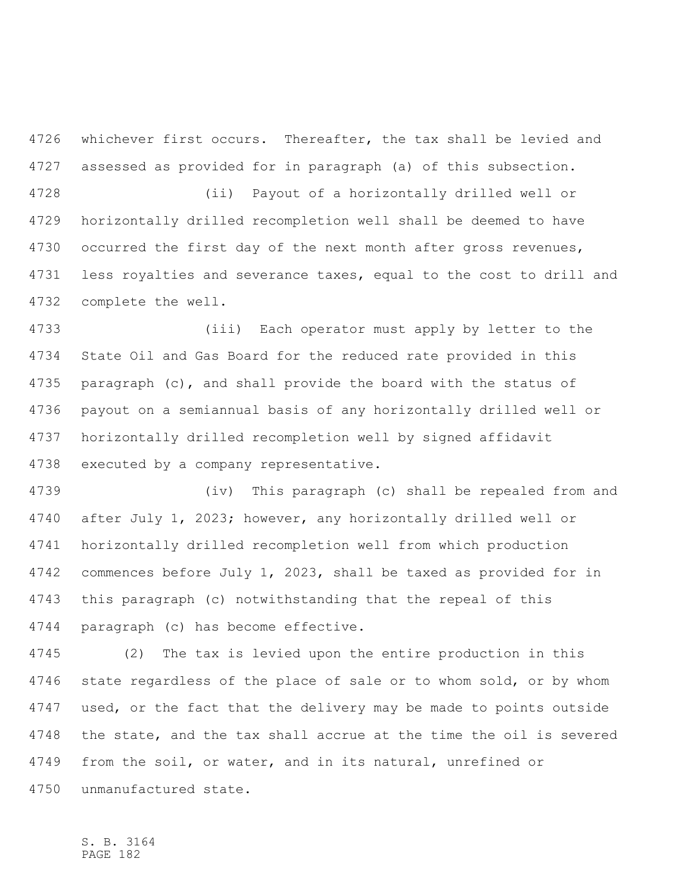whichever first occurs. Thereafter, the tax shall be levied and assessed as provided for in paragraph (a) of this subsection.

(ii) Payout of a horizontally drilled well or horizontally drilled recompletion well shall be deemed to have occurred the first day of the next month after gross revenues, less royalties and severance taxes, equal to the cost to drill and complete the well.

(iii) Each operator must apply by letter to the State Oil and Gas Board for the reduced rate provided in this paragraph (c), and shall provide the board with the status of payout on a semiannual basis of any horizontally drilled well or horizontally drilled recompletion well by signed affidavit executed by a company representative.

(iv) This paragraph (c) shall be repealed from and after July 1, 2023; however, any horizontally drilled well or horizontally drilled recompletion well from which production commences before July 1, 2023, shall be taxed as provided for in this paragraph (c) notwithstanding that the repeal of this paragraph (c) has become effective.

(2) The tax is levied upon the entire production in this state regardless of the place of sale or to whom sold, or by whom used, or the fact that the delivery may be made to points outside the state, and the tax shall accrue at the time the oil is severed from the soil, or water, and in its natural, unrefined or unmanufactured state.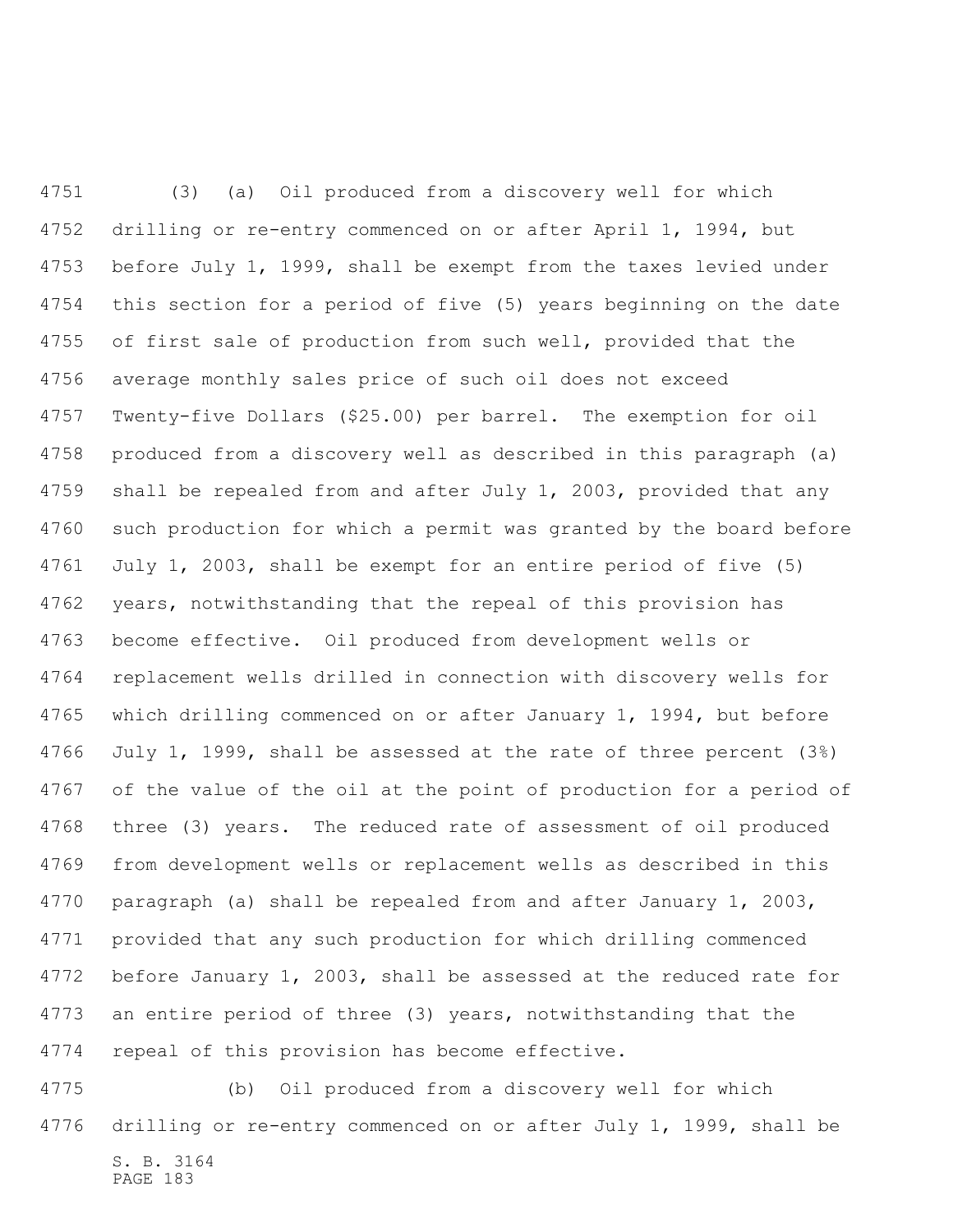(3) (a) Oil produced from a discovery well for which drilling or re-entry commenced on or after April 1, 1994, but before July 1, 1999, shall be exempt from the taxes levied under this section for a period of five (5) years beginning on the date of first sale of production from such well, provided that the average monthly sales price of such oil does not exceed Twenty-five Dollars ($25.00) per barrel. The exemption for oil produced from a discovery well as described in this paragraph (a) shall be repealed from and after July 1, 2003, provided that any such production for which a permit was granted by the board before July 1, 2003, shall be exempt for an entire period of five (5) years, notwithstanding that the repeal of this provision has become effective. Oil produced from development wells or replacement wells drilled in connection with discovery wells for which drilling commenced on or after January 1, 1994, but before July 1, 1999, shall be assessed at the rate of three percent (3%) of the value of the oil at the point of production for a period of three (3) years. The reduced rate of assessment of oil produced from development wells or replacement wells as described in this paragraph (a) shall be repealed from and after January 1, 2003, provided that any such production for which drilling commenced before January 1, 2003, shall be assessed at the reduced rate for an entire period of three (3) years, notwithstanding that the repeal of this provision has become effective.

(b) Oil produced from a discovery well for which drilling or re-entry commenced on or after July 1, 1999, shall be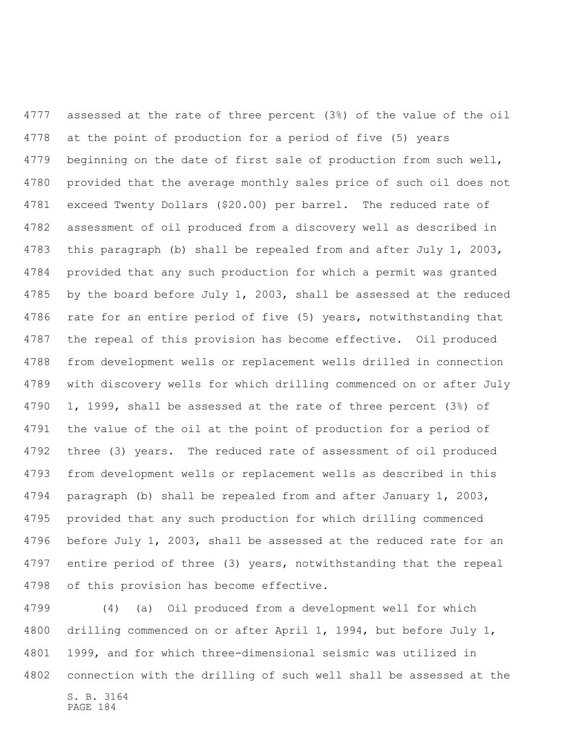assessed at the rate of three percent (3%) of the value of the oil at the point of production for a period of five (5) years beginning on the date of first sale of production from such well, provided that the average monthly sales price of such oil does not exceed Twenty Dollars ($20.00) per barrel. The reduced rate of assessment of oil produced from a discovery well as described in this paragraph (b) shall be repealed from and after July 1, 2003, provided that any such production for which a permit was granted by the board before July 1, 2003, shall be assessed at the reduced rate for an entire period of five (5) years, notwithstanding that the repeal of this provision has become effective. Oil produced from development wells or replacement wells drilled in connection with discovery wells for which drilling commenced on or after July 1, 1999, shall be assessed at the rate of three percent (3%) of the value of the oil at the point of production for a period of three (3) years. The reduced rate of assessment of oil produced from development wells or replacement wells as described in this paragraph (b) shall be repealed from and after January 1, 2003, provided that any such production for which drilling commenced before July 1, 2003, shall be assessed at the reduced rate for an entire period of three (3) years, notwithstanding that the repeal of this provision has become effective.

(4) (a) Oil produced from a development well for which drilling commenced on or after April 1, 1994, but before July 1, 1999, and for which three-dimensional seismic was utilized in connection with the drilling of such well shall be assessed at the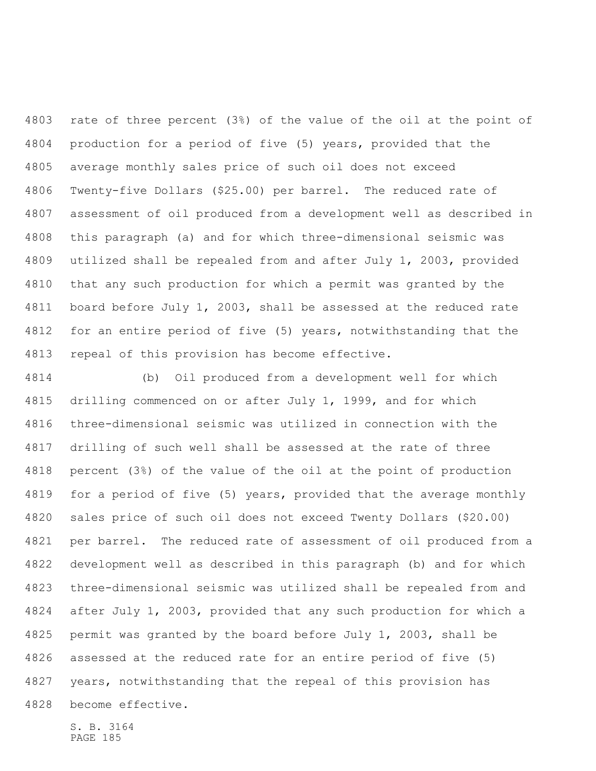rate of three percent (3%) of the value of the oil at the point of production for a period of five (5) years, provided that the average monthly sales price of such oil does not exceed Twenty-five Dollars ($25.00) per barrel. The reduced rate of assessment of oil produced from a development well as described in this paragraph (a) and for which three-dimensional seismic was utilized shall be repealed from and after July 1, 2003, provided that any such production for which a permit was granted by the board before July 1, 2003, shall be assessed at the reduced rate for an entire period of five (5) years, notwithstanding that the repeal of this provision has become effective.

(b) Oil produced from a development well for which drilling commenced on or after July 1, 1999, and for which three-dimensional seismic was utilized in connection with the drilling of such well shall be assessed at the rate of three percent (3%) of the value of the oil at the point of production for a period of five (5) years, provided that the average monthly sales price of such oil does not exceed Twenty Dollars ($20.00) per barrel. The reduced rate of assessment of oil produced from a development well as described in this paragraph (b) and for which three-dimensional seismic was utilized shall be repealed from and after July 1, 2003, provided that any such production for which a permit was granted by the board before July 1, 2003, shall be assessed at the reduced rate for an entire period of five (5) years, notwithstanding that the repeal of this provision has become effective.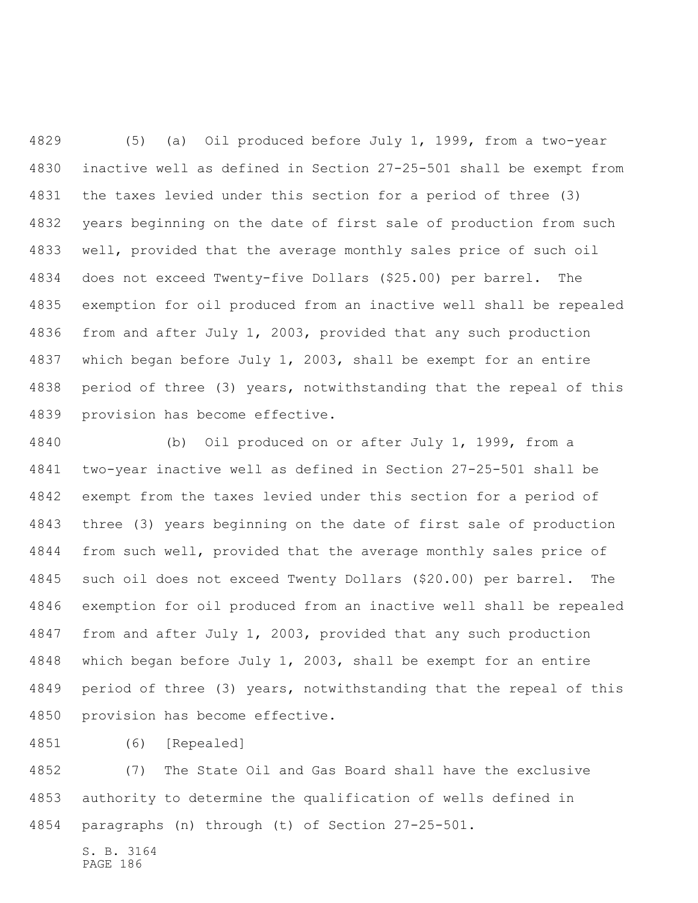(5) (a) Oil produced before July 1, 1999, from a two-year inactive well as defined in Section 27-25-501 shall be exempt from the taxes levied under this section for a period of three (3) years beginning on the date of first sale of production from such well, provided that the average monthly sales price of such oil does not exceed Twenty-five Dollars ($25.00) per barrel. The exemption for oil produced from an inactive well shall be repealed from and after July 1, 2003, provided that any such production which began before July 1, 2003, shall be exempt for an entire period of three (3) years, notwithstanding that the repeal of this provision has become effective.

(b) Oil produced on or after July 1, 1999, from a two-year inactive well as defined in Section 27-25-501 shall be exempt from the taxes levied under this section for a period of three (3) years beginning on the date of first sale of production from such well, provided that the average monthly sales price of such oil does not exceed Twenty Dollars ($20.00) per barrel. The exemption for oil produced from an inactive well shall be repealed from and after July 1, 2003, provided that any such production which began before July 1, 2003, shall be exempt for an entire period of three (3) years, notwithstanding that the repeal of this provision has become effective.

(6) [Repealed]

(7) The State Oil and Gas Board shall have the exclusive authority to determine the qualification of wells defined in paragraphs (n) through (t) of Section 27-25-501.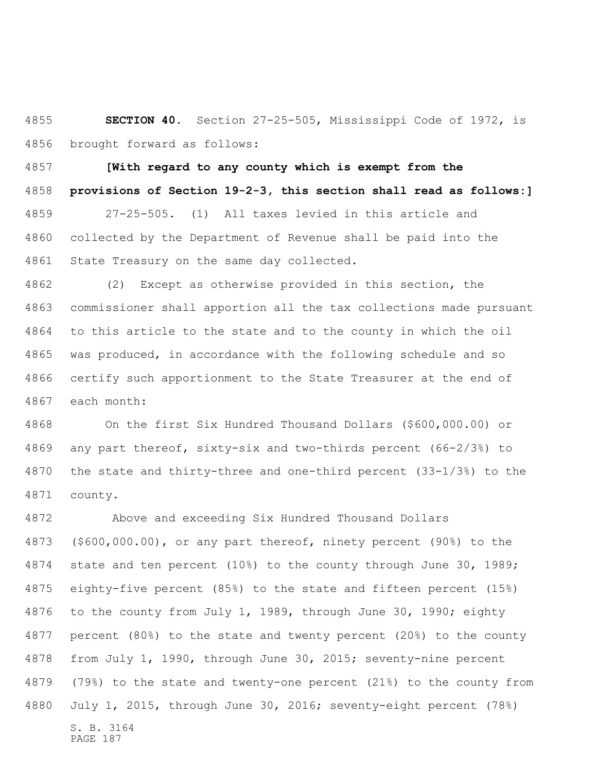**SECTION 40.** Section 27-25-505, Mississippi Code of 1972, is brought forward as follows:

**[With regard to any county which is exempt from the provisions of Section 19-2-3, this section shall read as follows:]**

27-25-505. (1) All taxes levied in this article and collected by the Department of Revenue shall be paid into the State Treasury on the same day collected.

(2) Except as otherwise provided in this section, the commissioner shall apportion all the tax collections made pursuant to this article to the state and to the county in which the oil was produced, in accordance with the following schedule and so certify such apportionment to the State Treasurer at the end of each month:

On the first Six Hundred Thousand Dollars ($600,000.00) or any part thereof, sixty-six and two-thirds percent (66-2/3%) to the state and thirty-three and one-third percent (33-1/3%) to the county.

Above and exceeding Six Hundred Thousand Dollars ($600,000.00), or any part thereof, ninety percent (90%) to the state and ten percent (10%) to the county through June 30, 1989; eighty-five percent (85%) to the state and fifteen percent (15%) to the county from July 1, 1989, through June 30, 1990; eighty percent (80%) to the state and twenty percent (20%) to the county from July 1, 1990, through June 30, 2015; seventy-nine percent (79%) to the state and twenty-one percent (21%) to the county from July 1, 2015, through June 30, 2016; seventy-eight percent (78%)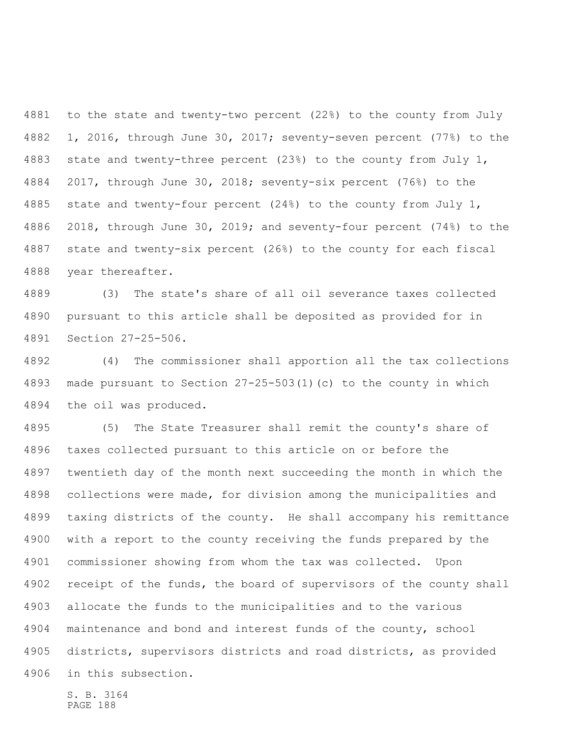to the state and twenty-two percent (22%) to the county from July 1, 2016, through June 30, 2017; seventy-seven percent (77%) to the state and twenty-three percent (23%) to the county from July 1, 2017, through June 30, 2018; seventy-six percent (76%) to the state and twenty-four percent (24%) to the county from July 1, 2018, through June 30, 2019; and seventy-four percent (74%) to the state and twenty-six percent (26%) to the county for each fiscal year thereafter.

(3) The state's share of all oil severance taxes collected pursuant to this article shall be deposited as provided for in Section 27-25-506.

(4) The commissioner shall apportion all the tax collections made pursuant to Section 27-25-503(1)(c) to the county in which the oil was produced.

(5) The State Treasurer shall remit the county's share of taxes collected pursuant to this article on or before the twentieth day of the month next succeeding the month in which the collections were made, for division among the municipalities and taxing districts of the county. He shall accompany his remittance with a report to the county receiving the funds prepared by the commissioner showing from whom the tax was collected. Upon receipt of the funds, the board of supervisors of the county shall allocate the funds to the municipalities and to the various maintenance and bond and interest funds of the county, school districts, supervisors districts and road districts, as provided in this subsection.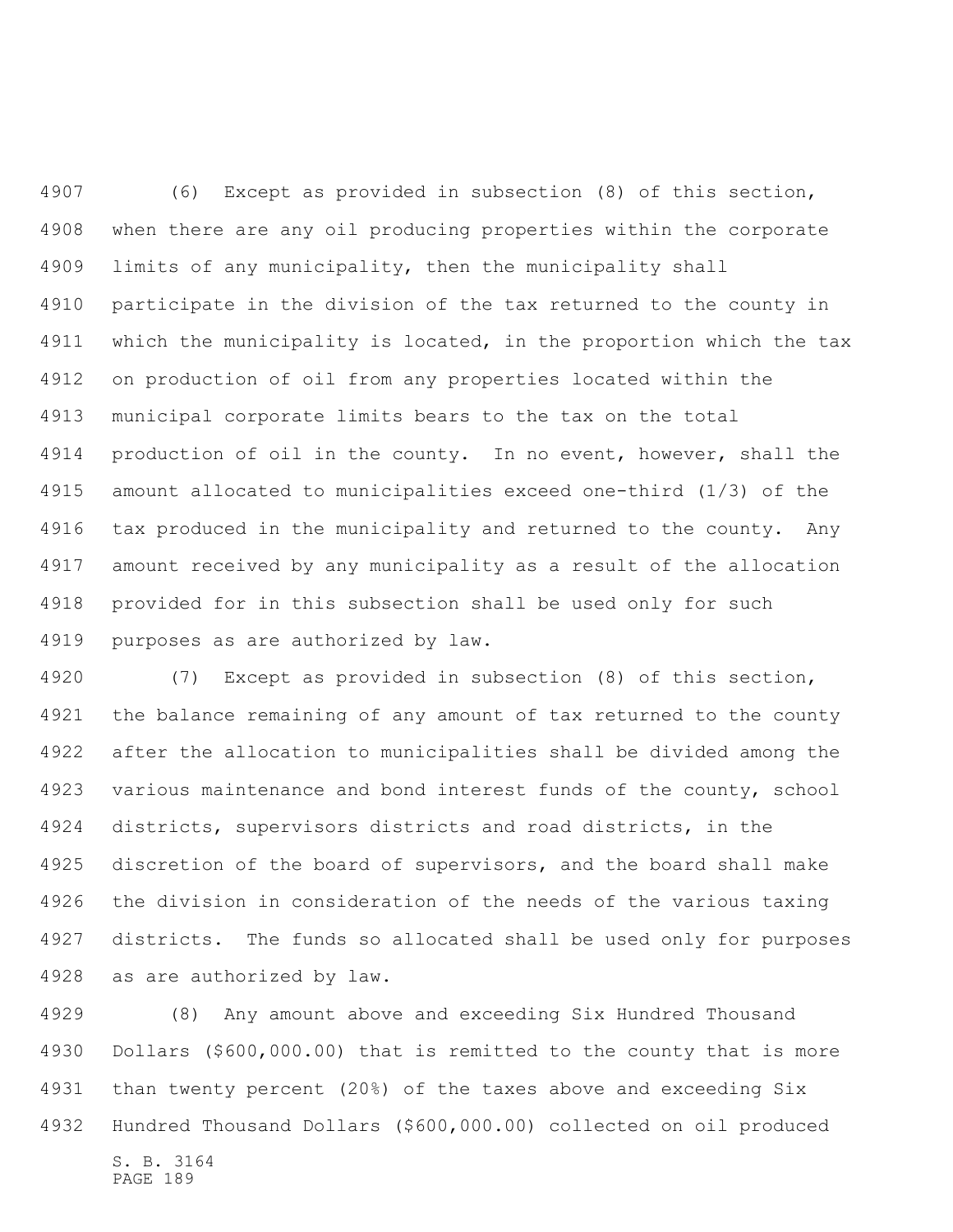(6) Except as provided in subsection (8) of this section, when there are any oil producing properties within the corporate limits of any municipality, then the municipality shall participate in the division of the tax returned to the county in which the municipality is located, in the proportion which the tax on production of oil from any properties located within the municipal corporate limits bears to the tax on the total production of oil in the county. In no event, however, shall the amount allocated to municipalities exceed one-third (1/3) of the tax produced in the municipality and returned to the county. Any amount received by any municipality as a result of the allocation provided for in this subsection shall be used only for such purposes as are authorized by law.

(7) Except as provided in subsection (8) of this section, the balance remaining of any amount of tax returned to the county after the allocation to municipalities shall be divided among the various maintenance and bond interest funds of the county, school districts, supervisors districts and road districts, in the discretion of the board of supervisors, and the board shall make the division in consideration of the needs of the various taxing districts. The funds so allocated shall be used only for purposes as are authorized by law.

(8) Any amount above and exceeding Six Hundred Thousand Dollars ($600,000.00) that is remitted to the county that is more than twenty percent (20%) of the taxes above and exceeding Six Hundred Thousand Dollars ($600,000.00) collected on oil produced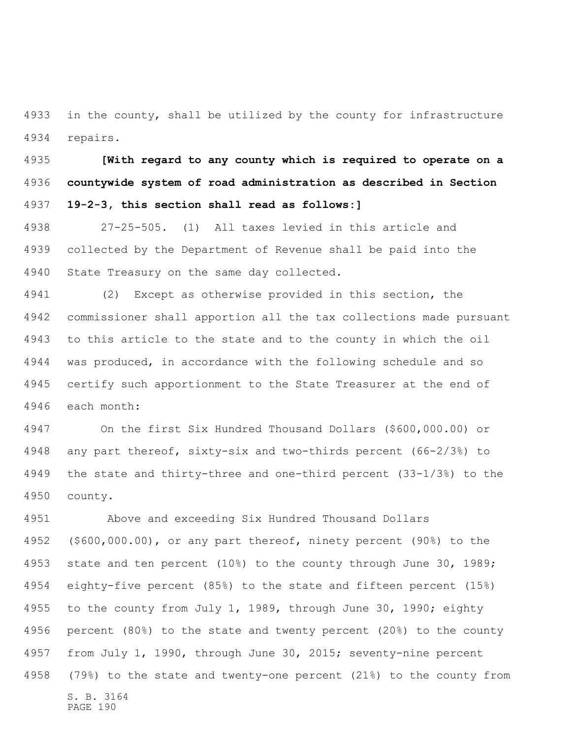in the county, shall be utilized by the county for infrastructure repairs.

**[With regard to any county which is required to operate on a countywide system of road administration as described in Section 19-2-3, this section shall read as follows:]**

27-25-505. (1) All taxes levied in this article and collected by the Department of Revenue shall be paid into the State Treasury on the same day collected.

(2) Except as otherwise provided in this section, the commissioner shall apportion all the tax collections made pursuant to this article to the state and to the county in which the oil was produced, in accordance with the following schedule and so certify such apportionment to the State Treasurer at the end of each month:

On the first Six Hundred Thousand Dollars ($600,000.00) or any part thereof, sixty-six and two-thirds percent (66-2/3%) to the state and thirty-three and one-third percent (33-1/3%) to the county.

Above and exceeding Six Hundred Thousand Dollars ($600,000.00), or any part thereof, ninety percent (90%) to the state and ten percent (10%) to the county through June 30, 1989; eighty-five percent (85%) to the state and fifteen percent (15%) to the county from July 1, 1989, through June 30, 1990; eighty percent (80%) to the state and twenty percent (20%) to the county from July 1, 1990, through June 30, 2015; seventy-nine percent (79%) to the state and twenty-one percent (21%) to the county from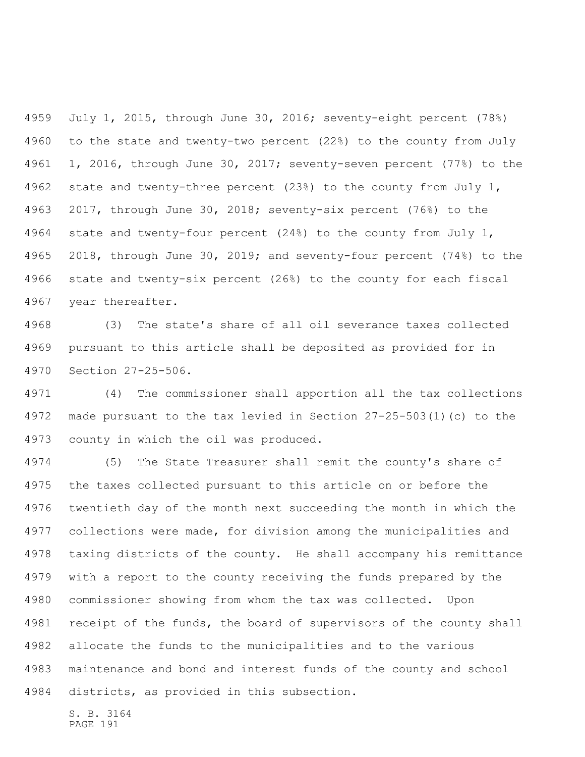July 1, 2015, through June 30, 2016; seventy-eight percent (78%) to the state and twenty-two percent (22%) to the county from July 1, 2016, through June 30, 2017; seventy-seven percent (77%) to the state and twenty-three percent (23%) to the county from July 1, 2017, through June 30, 2018; seventy-six percent (76%) to the state and twenty-four percent (24%) to the county from July 1, 2018, through June 30, 2019; and seventy-four percent (74%) to the state and twenty-six percent (26%) to the county for each fiscal year thereafter.

(3) The state's share of all oil severance taxes collected pursuant to this article shall be deposited as provided for in Section 27-25-506.

(4) The commissioner shall apportion all the tax collections made pursuant to the tax levied in Section 27-25-503(1)(c) to the county in which the oil was produced.

(5) The State Treasurer shall remit the county's share of the taxes collected pursuant to this article on or before the twentieth day of the month next succeeding the month in which the collections were made, for division among the municipalities and taxing districts of the county. He shall accompany his remittance with a report to the county receiving the funds prepared by the commissioner showing from whom the tax was collected. Upon receipt of the funds, the board of supervisors of the county shall allocate the funds to the municipalities and to the various maintenance and bond and interest funds of the county and school districts, as provided in this subsection.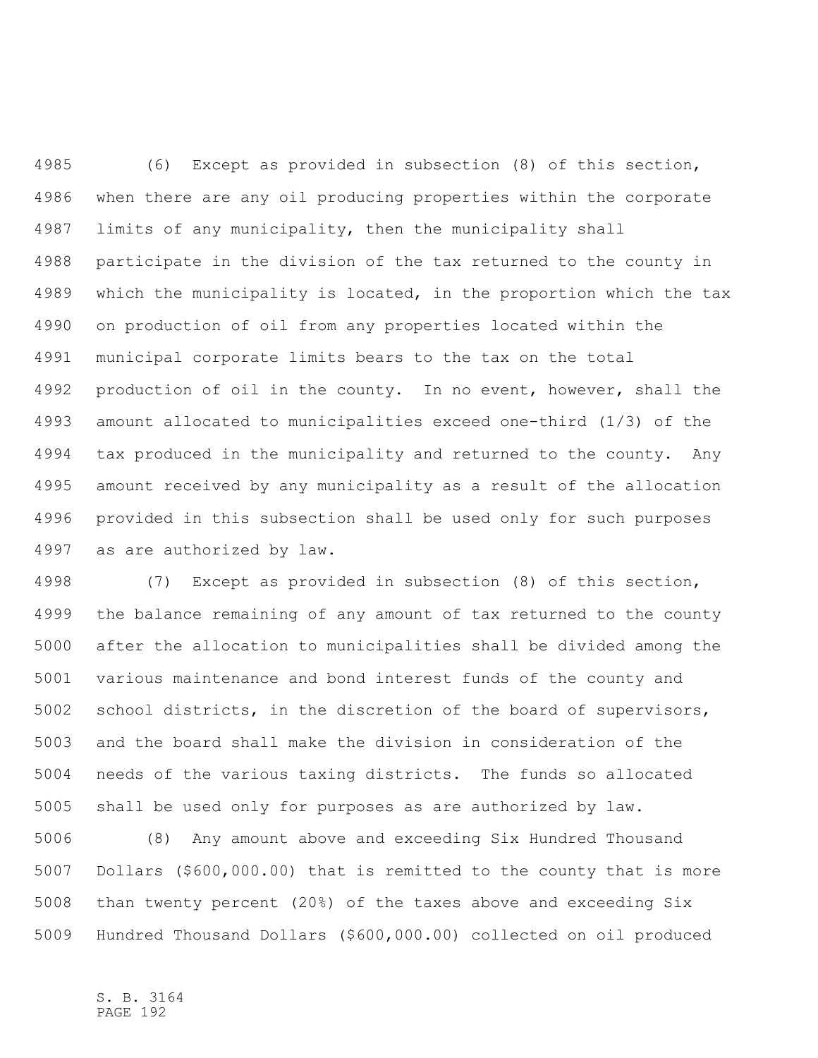(6) Except as provided in subsection (8) of this section, when there are any oil producing properties within the corporate limits of any municipality, then the municipality shall participate in the division of the tax returned to the county in which the municipality is located, in the proportion which the tax on production of oil from any properties located within the municipal corporate limits bears to the tax on the total production of oil in the county. In no event, however, shall the amount allocated to municipalities exceed one-third (1/3) of the tax produced in the municipality and returned to the county. Any amount received by any municipality as a result of the allocation provided in this subsection shall be used only for such purposes as are authorized by law.

(7) Except as provided in subsection (8) of this section, the balance remaining of any amount of tax returned to the county after the allocation to municipalities shall be divided among the various maintenance and bond interest funds of the county and school districts, in the discretion of the board of supervisors, and the board shall make the division in consideration of the needs of the various taxing districts. The funds so allocated shall be used only for purposes as are authorized by law.

(8) Any amount above and exceeding Six Hundred Thousand Dollars ($600,000.00) that is remitted to the county that is more than twenty percent (20%) of the taxes above and exceeding Six Hundred Thousand Dollars ($600,000.00) collected on oil produced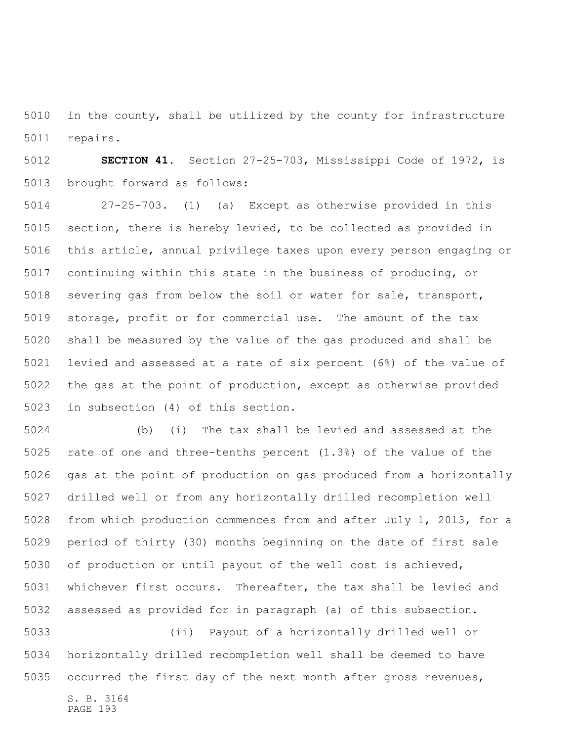in the county, shall be utilized by the county for infrastructure repairs.

**SECTION 41.** Section 27-25-703, Mississippi Code of 1972, is brought forward as follows:

27-25-703. (1) (a) Except as otherwise provided in this section, there is hereby levied, to be collected as provided in this article, annual privilege taxes upon every person engaging or continuing within this state in the business of producing, or severing gas from below the soil or water for sale, transport, storage, profit or for commercial use. The amount of the tax shall be measured by the value of the gas produced and shall be levied and assessed at a rate of six percent (6%) of the value of the gas at the point of production, except as otherwise provided in subsection (4) of this section.

(b) (i) The tax shall be levied and assessed at the rate of one and three-tenths percent (1.3%) of the value of the gas at the point of production on gas produced from a horizontally drilled well or from any horizontally drilled recompletion well from which production commences from and after July 1, 2013, for a period of thirty (30) months beginning on the date of first sale of production or until payout of the well cost is achieved, whichever first occurs. Thereafter, the tax shall be levied and assessed as provided for in paragraph (a) of this subsection.

(ii) Payout of a horizontally drilled well or horizontally drilled recompletion well shall be deemed to have occurred the first day of the next month after gross revenues,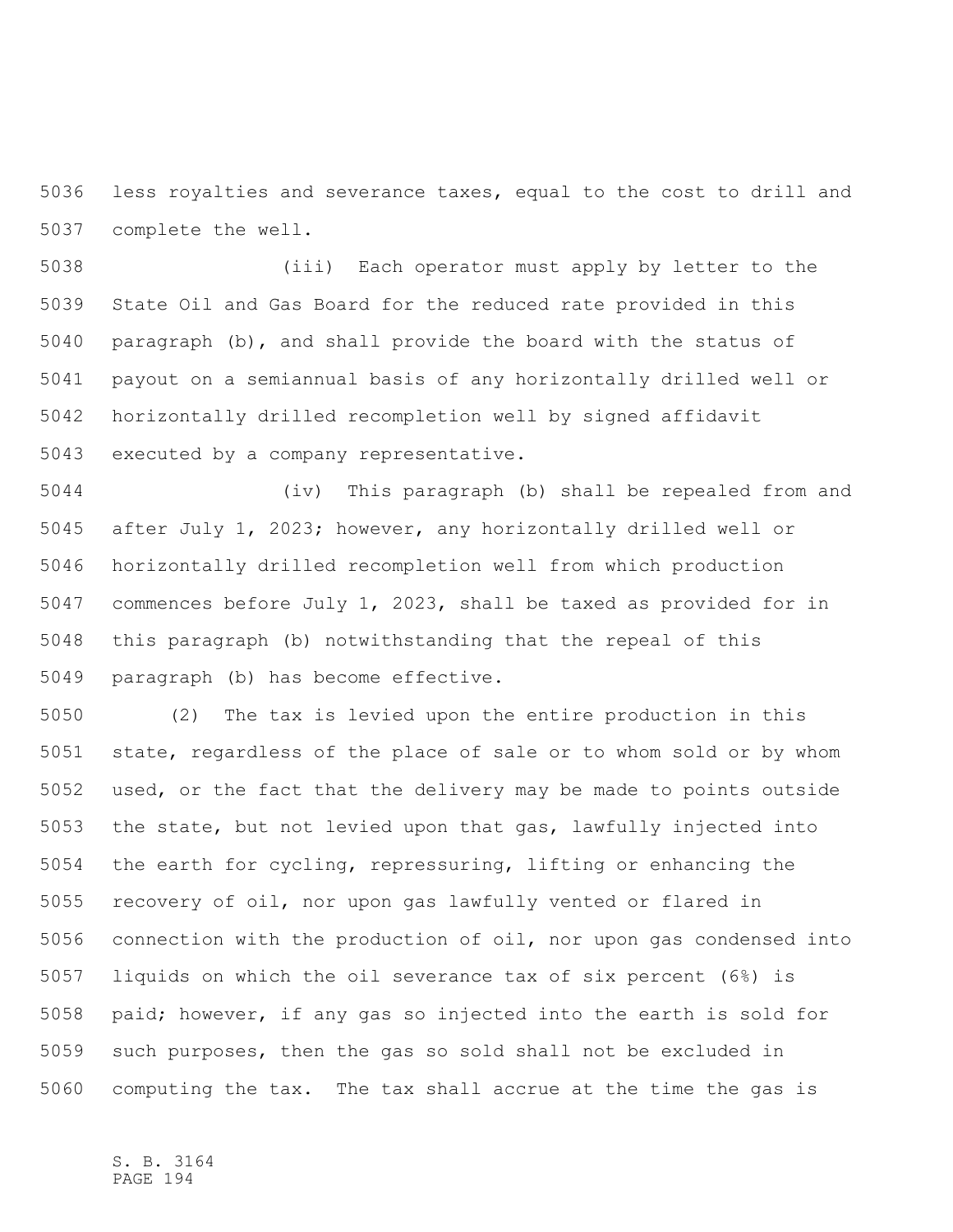less royalties and severance taxes, equal to the cost to drill and complete the well.

(iii) Each operator must apply by letter to the State Oil and Gas Board for the reduced rate provided in this paragraph (b), and shall provide the board with the status of payout on a semiannual basis of any horizontally drilled well or horizontally drilled recompletion well by signed affidavit executed by a company representative.

(iv) This paragraph (b) shall be repealed from and after July 1, 2023; however, any horizontally drilled well or horizontally drilled recompletion well from which production commences before July 1, 2023, shall be taxed as provided for in this paragraph (b) notwithstanding that the repeal of this paragraph (b) has become effective.

(2) The tax is levied upon the entire production in this state, regardless of the place of sale or to whom sold or by whom used, or the fact that the delivery may be made to points outside the state, but not levied upon that gas, lawfully injected into the earth for cycling, repressuring, lifting or enhancing the recovery of oil, nor upon gas lawfully vented or flared in connection with the production of oil, nor upon gas condensed into liquids on which the oil severance tax of six percent (6%) is paid; however, if any gas so injected into the earth is sold for such purposes, then the gas so sold shall not be excluded in computing the tax. The tax shall accrue at the time the gas is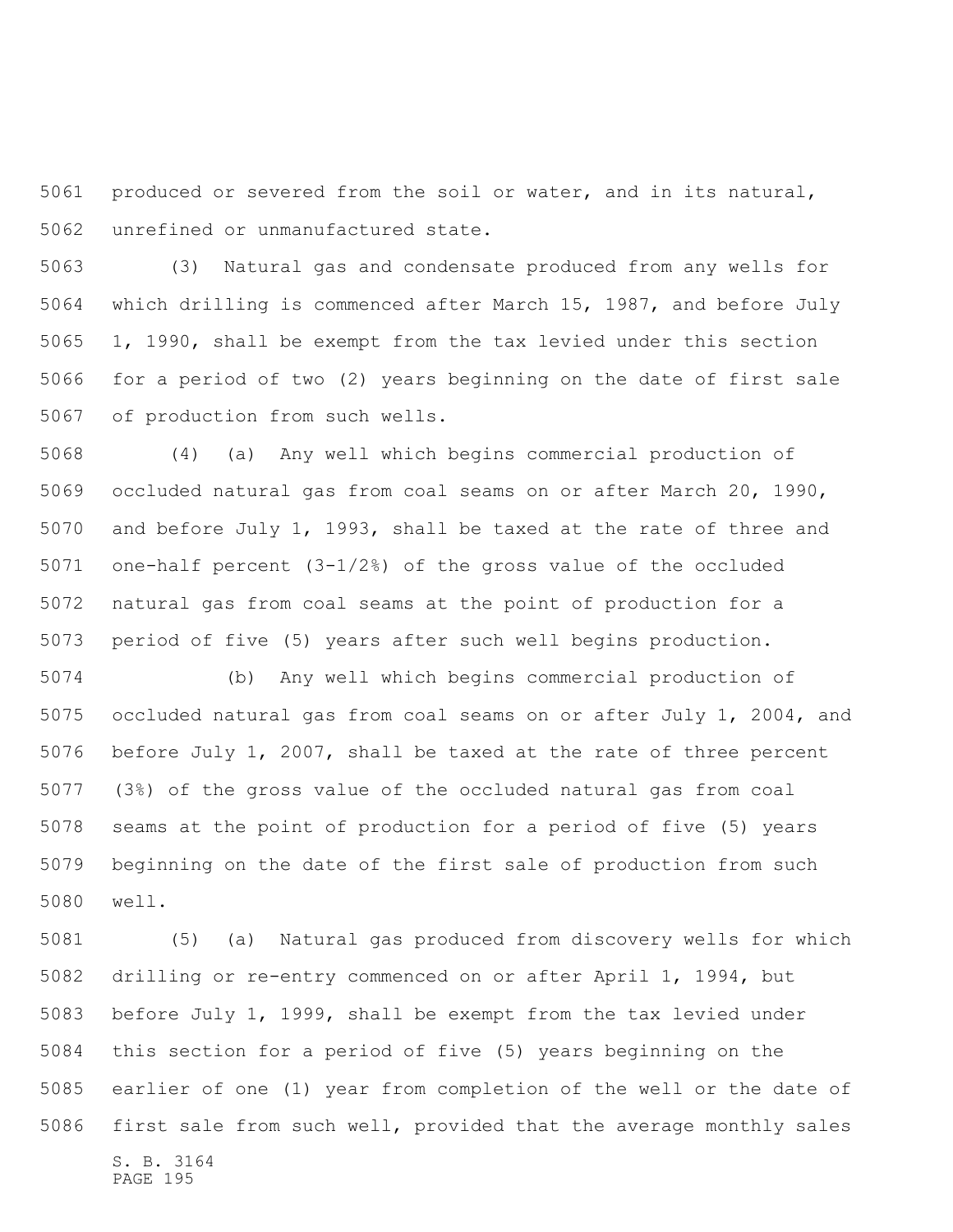produced or severed from the soil or water, and in its natural, unrefined or unmanufactured state.

(3) Natural gas and condensate produced from any wells for which drilling is commenced after March 15, 1987, and before July 1, 1990, shall be exempt from the tax levied under this section for a period of two (2) years beginning on the date of first sale of production from such wells.

(4) (a) Any well which begins commercial production of occluded natural gas from coal seams on or after March 20, 1990, and before July 1, 1993, shall be taxed at the rate of three and one-half percent (3-1/2%) of the gross value of the occluded natural gas from coal seams at the point of production for a period of five (5) years after such well begins production.

(b) Any well which begins commercial production of occluded natural gas from coal seams on or after July 1, 2004, and before July 1, 2007, shall be taxed at the rate of three percent (3%) of the gross value of the occluded natural gas from coal seams at the point of production for a period of five (5) years beginning on the date of the first sale of production from such well.

(5) (a) Natural gas produced from discovery wells for which drilling or re-entry commenced on or after April 1, 1994, but before July 1, 1999, shall be exempt from the tax levied under this section for a period of five (5) years beginning on the earlier of one (1) year from completion of the well or the date of first sale from such well, provided that the average monthly sales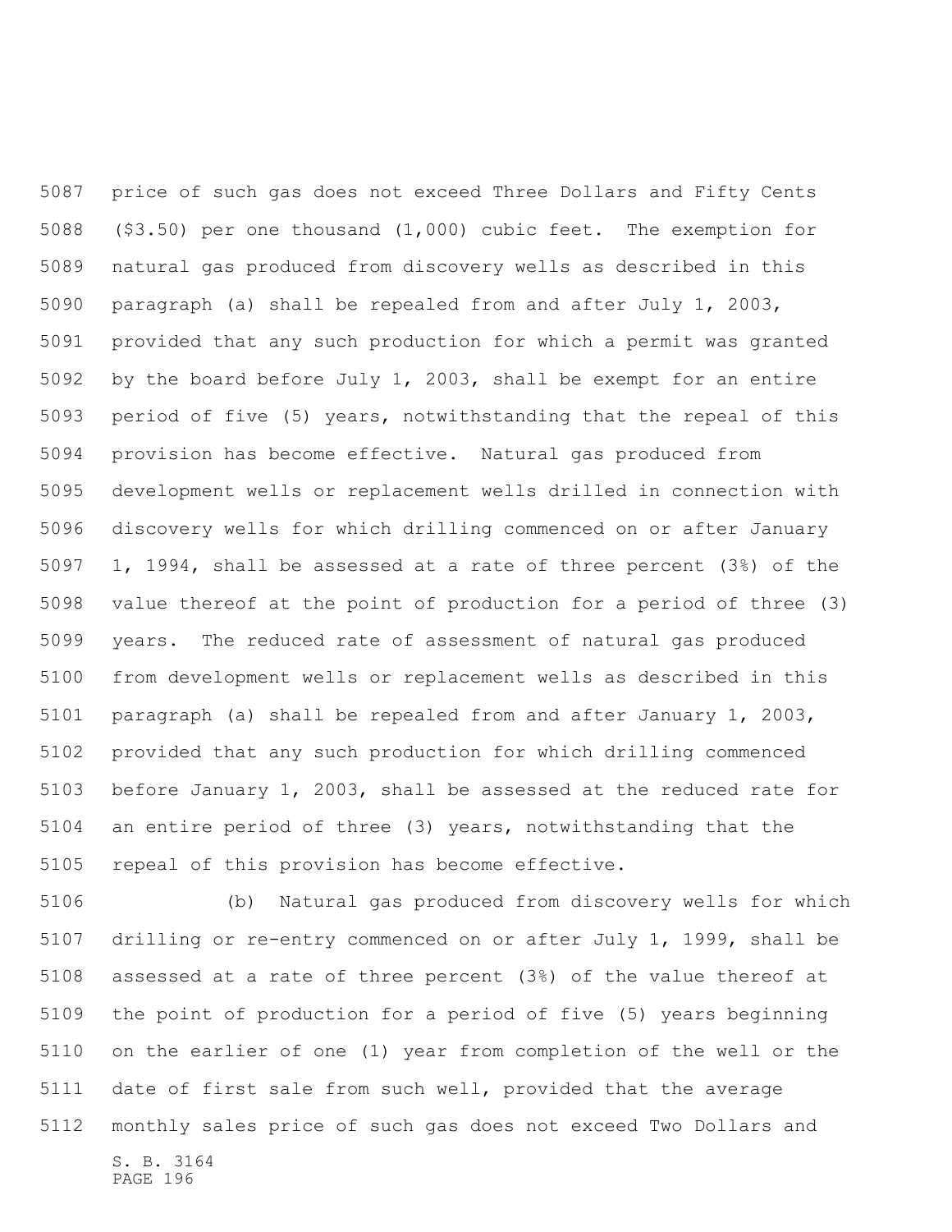price of such gas does not exceed Three Dollars and Fifty Cents ($3.50) per one thousand (1,000) cubic feet. The exemption for natural gas produced from discovery wells as described in this paragraph (a) shall be repealed from and after July 1, 2003, provided that any such production for which a permit was granted by the board before July 1, 2003, shall be exempt for an entire period of five (5) years, notwithstanding that the repeal of this provision has become effective. Natural gas produced from development wells or replacement wells drilled in connection with discovery wells for which drilling commenced on or after January 1, 1994, shall be assessed at a rate of three percent (3%) of the value thereof at the point of production for a period of three (3) years. The reduced rate of assessment of natural gas produced from development wells or replacement wells as described in this paragraph (a) shall be repealed from and after January 1, 2003, provided that any such production for which drilling commenced before January 1, 2003, shall be assessed at the reduced rate for an entire period of three (3) years, notwithstanding that the repeal of this provision has become effective.

(b) Natural gas produced from discovery wells for which drilling or re-entry commenced on or after July 1, 1999, shall be assessed at a rate of three percent (3%) of the value thereof at the point of production for a period of five (5) years beginning on the earlier of one (1) year from completion of the well or the date of first sale from such well, provided that the average monthly sales price of such gas does not exceed Two Dollars and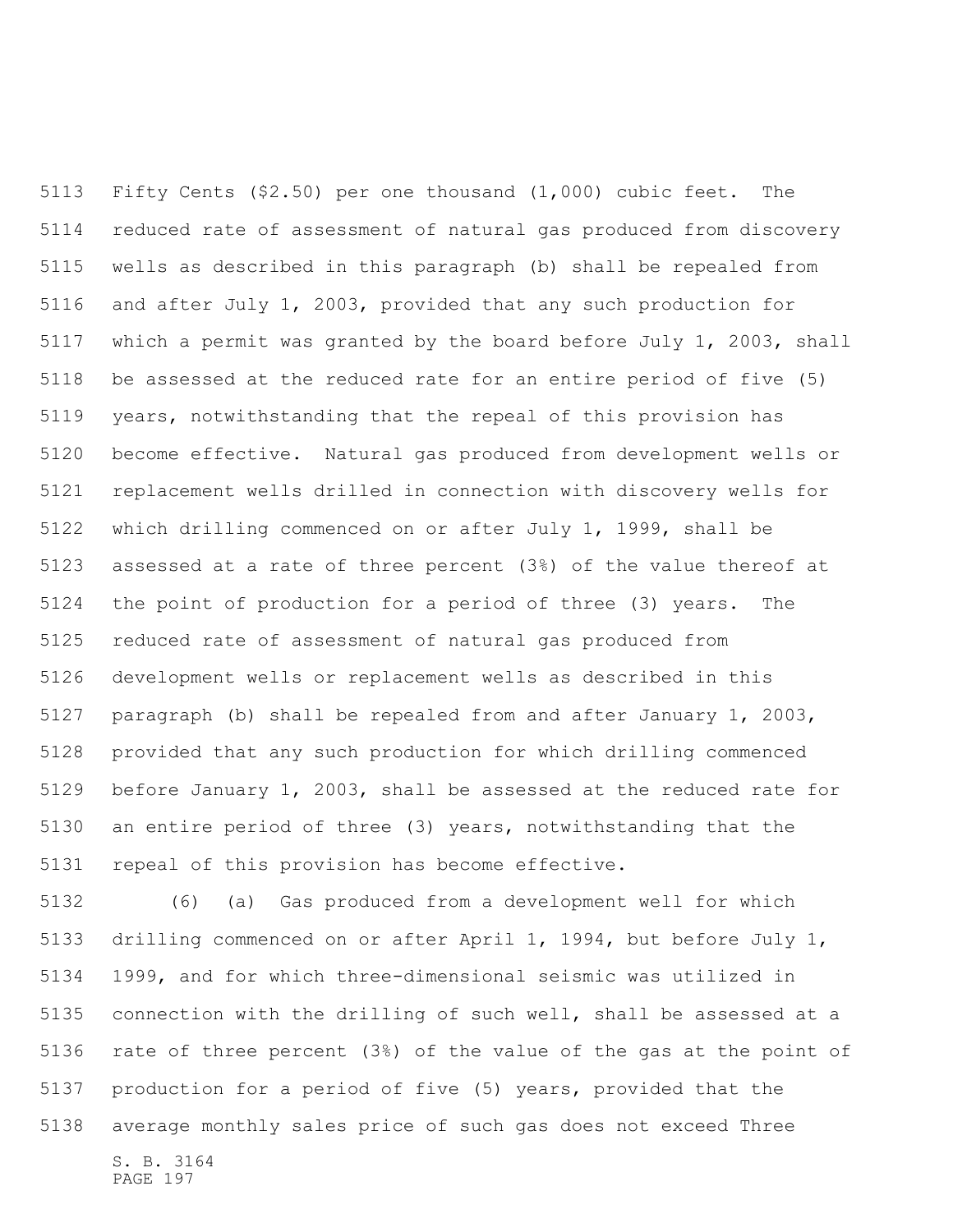Fifty Cents ($2.50) per one thousand (1,000) cubic feet. The reduced rate of assessment of natural gas produced from discovery wells as described in this paragraph (b) shall be repealed from and after July 1, 2003, provided that any such production for which a permit was granted by the board before July 1, 2003, shall be assessed at the reduced rate for an entire period of five (5) years, notwithstanding that the repeal of this provision has become effective. Natural gas produced from development wells or replacement wells drilled in connection with discovery wells for which drilling commenced on or after July 1, 1999, shall be assessed at a rate of three percent (3%) of the value thereof at the point of production for a period of three (3) years. The reduced rate of assessment of natural gas produced from development wells or replacement wells as described in this paragraph (b) shall be repealed from and after January 1, 2003, provided that any such production for which drilling commenced before January 1, 2003, shall be assessed at the reduced rate for an entire period of three (3) years, notwithstanding that the repeal of this provision has become effective.

(6) (a) Gas produced from a development well for which drilling commenced on or after April 1, 1994, but before July 1, 1999, and for which three-dimensional seismic was utilized in connection with the drilling of such well, shall be assessed at a rate of three percent (3%) of the value of the gas at the point of production for a period of five (5) years, provided that the average monthly sales price of such gas does not exceed Three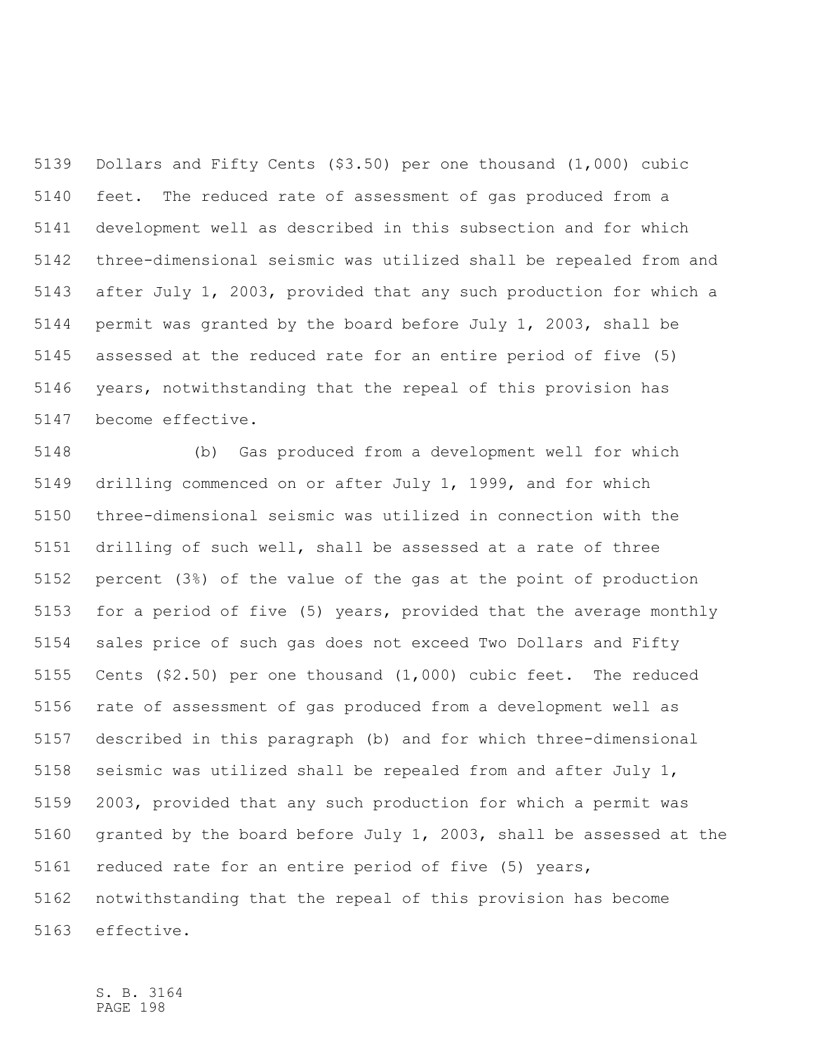Dollars and Fifty Cents ($3.50) per one thousand (1,000) cubic feet. The reduced rate of assessment of gas produced from a development well as described in this subsection and for which three-dimensional seismic was utilized shall be repealed from and after July 1, 2003, provided that any such production for which a permit was granted by the board before July 1, 2003, shall be assessed at the reduced rate for an entire period of five (5) years, notwithstanding that the repeal of this provision has become effective.

(b) Gas produced from a development well for which drilling commenced on or after July 1, 1999, and for which three-dimensional seismic was utilized in connection with the drilling of such well, shall be assessed at a rate of three percent (3%) of the value of the gas at the point of production for a period of five (5) years, provided that the average monthly sales price of such gas does not exceed Two Dollars and Fifty Cents ($2.50) per one thousand (1,000) cubic feet. The reduced rate of assessment of gas produced from a development well as described in this paragraph (b) and for which three-dimensional seismic was utilized shall be repealed from and after July 1, 2003, provided that any such production for which a permit was granted by the board before July 1, 2003, shall be assessed at the reduced rate for an entire period of five (5) years, notwithstanding that the repeal of this provision has become effective.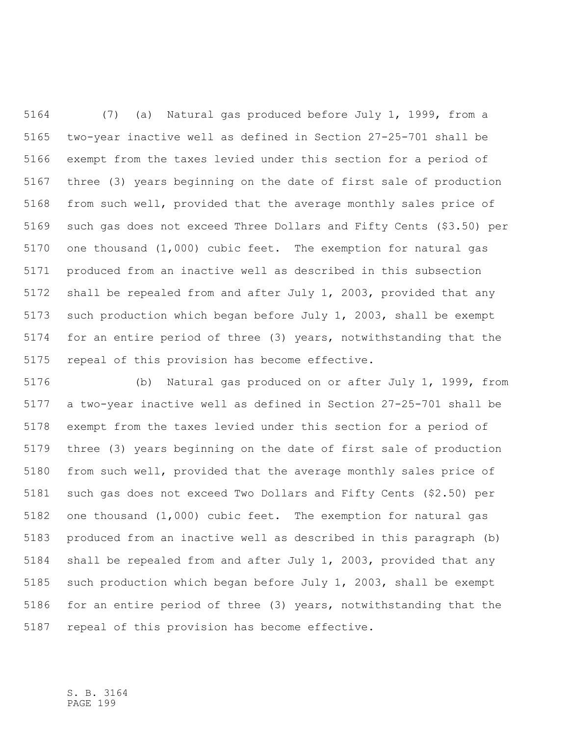(7) (a) Natural gas produced before July 1, 1999, from a two-year inactive well as defined in Section 27-25-701 shall be exempt from the taxes levied under this section for a period of three (3) years beginning on the date of first sale of production from such well, provided that the average monthly sales price of such gas does not exceed Three Dollars and Fifty Cents ($3.50) per one thousand (1,000) cubic feet. The exemption for natural gas produced from an inactive well as described in this subsection shall be repealed from and after July 1, 2003, provided that any such production which began before July 1, 2003, shall be exempt for an entire period of three (3) years, notwithstanding that the repeal of this provision has become effective.

(b) Natural gas produced on or after July 1, 1999, from a two-year inactive well as defined in Section 27-25-701 shall be exempt from the taxes levied under this section for a period of three (3) years beginning on the date of first sale of production from such well, provided that the average monthly sales price of such gas does not exceed Two Dollars and Fifty Cents ($2.50) per one thousand (1,000) cubic feet. The exemption for natural gas produced from an inactive well as described in this paragraph (b) shall be repealed from and after July 1, 2003, provided that any such production which began before July 1, 2003, shall be exempt for an entire period of three (3) years, notwithstanding that the repeal of this provision has become effective.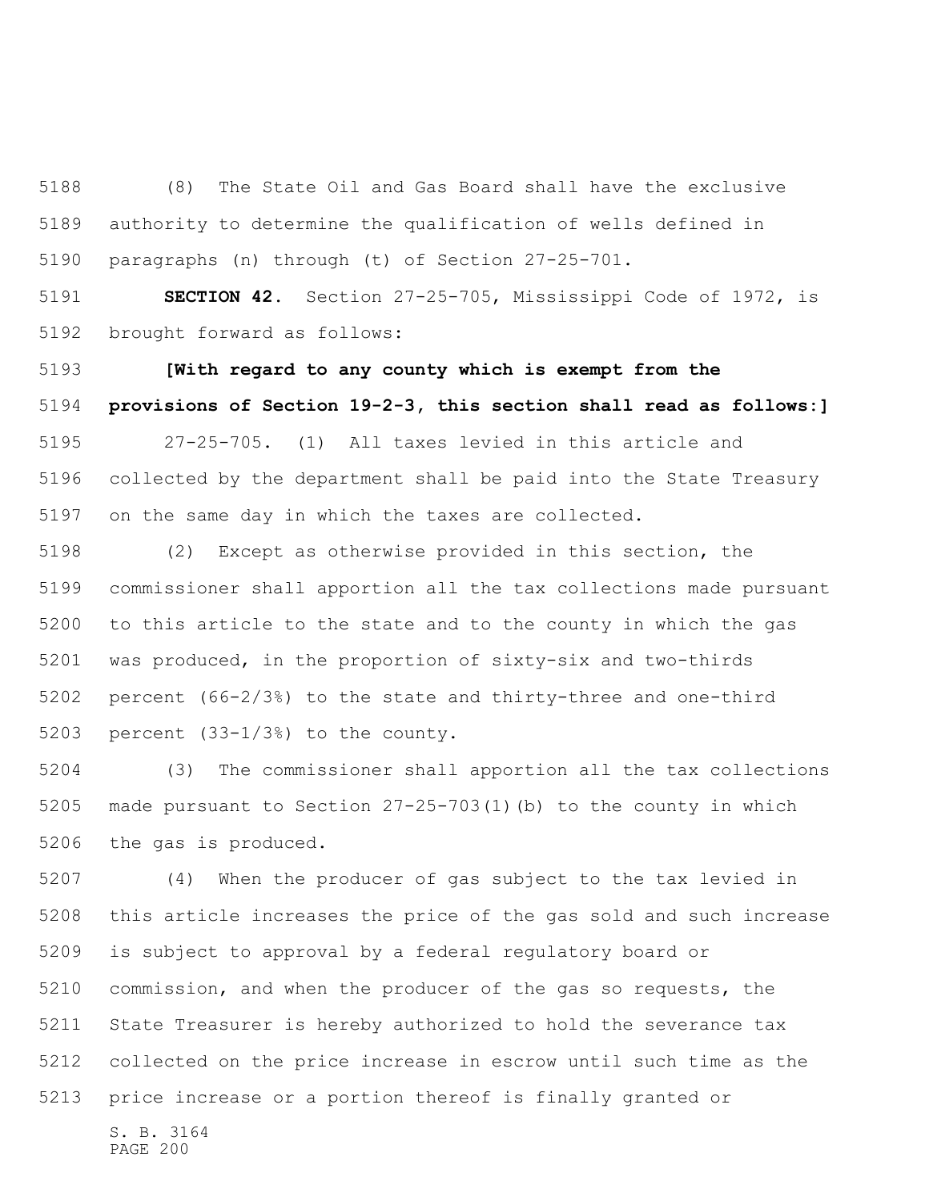(8) The State Oil and Gas Board shall have the exclusive authority to determine the qualification of wells defined in paragraphs (n) through (t) of Section 27-25-701.

**SECTION 42.** Section 27-25-705, Mississippi Code of 1972, is brought forward as follows:

**[With regard to any county which is exempt from the provisions of Section 19-2-3, this section shall read as follows:]**

27-25-705. (1) All taxes levied in this article and collected by the department shall be paid into the State Treasury on the same day in which the taxes are collected.

(2) Except as otherwise provided in this section, the commissioner shall apportion all the tax collections made pursuant to this article to the state and to the county in which the gas was produced, in the proportion of sixty-six and two-thirds percent (66-2/3%) to the state and thirty-three and one-third percent (33-1/3%) to the county.

(3) The commissioner shall apportion all the tax collections made pursuant to Section 27-25-703(1)(b) to the county in which the gas is produced.

(4) When the producer of gas subject to the tax levied in this article increases the price of the gas sold and such increase is subject to approval by a federal regulatory board or commission, and when the producer of the gas so requests, the State Treasurer is hereby authorized to hold the severance tax collected on the price increase in escrow until such time as the price increase or a portion thereof is finally granted or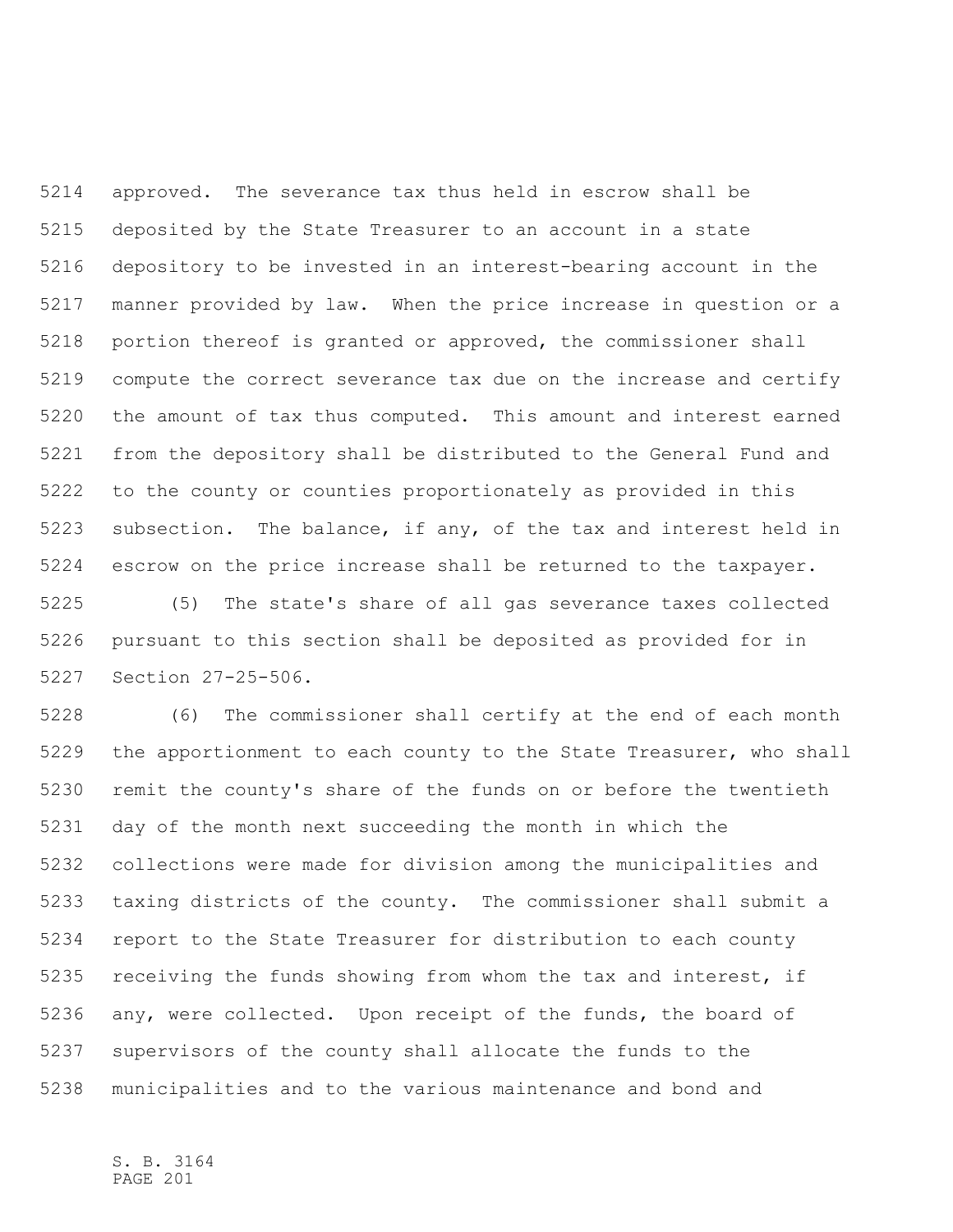approved. The severance tax thus held in escrow shall be deposited by the State Treasurer to an account in a state depository to be invested in an interest-bearing account in the manner provided by law. When the price increase in question or a portion thereof is granted or approved, the commissioner shall compute the correct severance tax due on the increase and certify the amount of tax thus computed. This amount and interest earned from the depository shall be distributed to the General Fund and to the county or counties proportionately as provided in this subsection. The balance, if any, of the tax and interest held in escrow on the price increase shall be returned to the taxpayer.

(5) The state's share of all gas severance taxes collected pursuant to this section shall be deposited as provided for in Section 27-25-506.

(6) The commissioner shall certify at the end of each month the apportionment to each county to the State Treasurer, who shall remit the county's share of the funds on or before the twentieth day of the month next succeeding the month in which the collections were made for division among the municipalities and taxing districts of the county. The commissioner shall submit a report to the State Treasurer for distribution to each county receiving the funds showing from whom the tax and interest, if any, were collected. Upon receipt of the funds, the board of supervisors of the county shall allocate the funds to the municipalities and to the various maintenance and bond and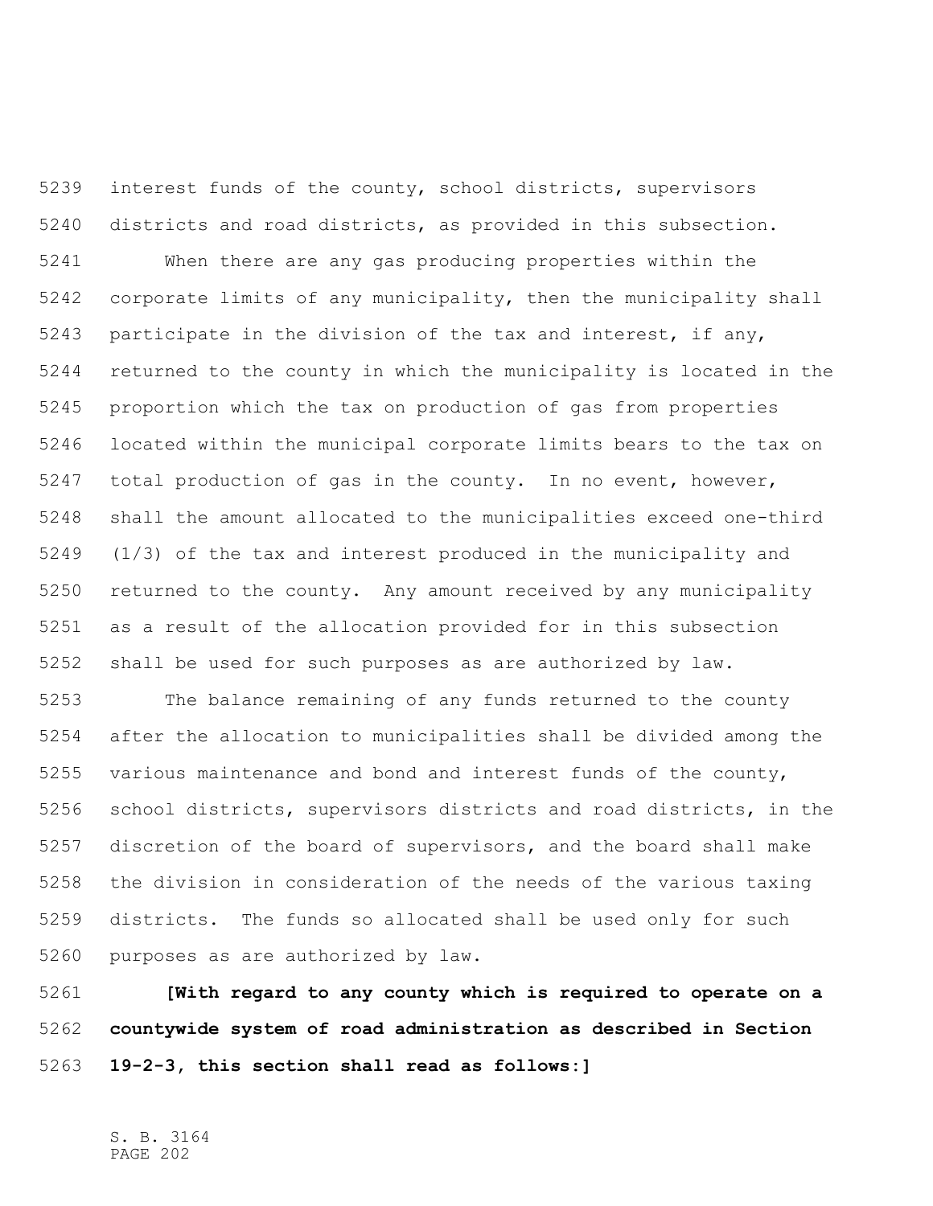interest funds of the county, school districts, supervisors districts and road districts, as provided in this subsection.

When there are any gas producing properties within the corporate limits of any municipality, then the municipality shall participate in the division of the tax and interest, if any, returned to the county in which the municipality is located in the proportion which the tax on production of gas from properties located within the municipal corporate limits bears to the tax on total production of gas in the county. In no event, however, shall the amount allocated to the municipalities exceed one-third (1/3) of the tax and interest produced in the municipality and returned to the county. Any amount received by any municipality as a result of the allocation provided for in this subsection shall be used for such purposes as are authorized by law.

The balance remaining of any funds returned to the county after the allocation to municipalities shall be divided among the various maintenance and bond and interest funds of the county, school districts, supervisors districts and road districts, in the discretion of the board of supervisors, and the board shall make the division in consideration of the needs of the various taxing districts. The funds so allocated shall be used only for such purposes as are authorized by law.

**[With regard to any county which is required to operate on a countywide system of road administration as described in Section 19-2-3, this section shall read as follows:]**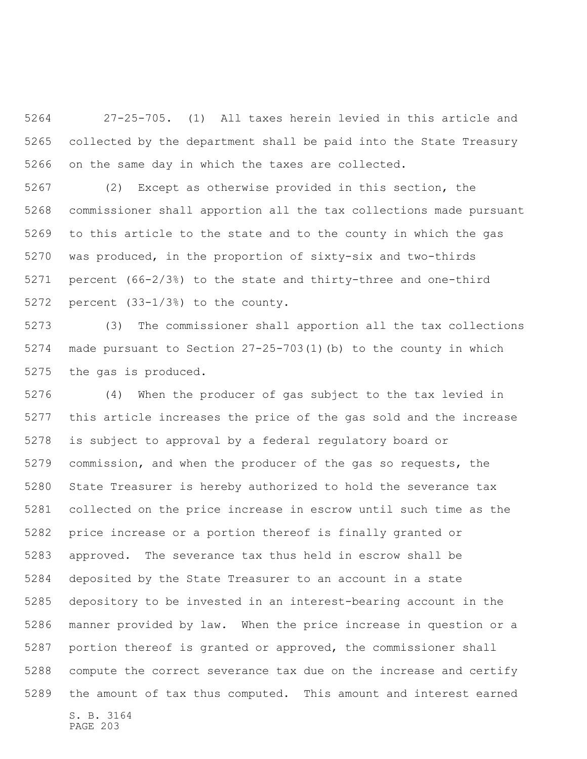27-25-705. (1) All taxes herein levied in this article and collected by the department shall be paid into the State Treasury on the same day in which the taxes are collected.

(2) Except as otherwise provided in this section, the commissioner shall apportion all the tax collections made pursuant to this article to the state and to the county in which the gas was produced, in the proportion of sixty-six and two-thirds percent (66-2/3%) to the state and thirty-three and one-third percent (33-1/3%) to the county.

(3) The commissioner shall apportion all the tax collections made pursuant to Section 27-25-703(1)(b) to the county in which the gas is produced.

(4) When the producer of gas subject to the tax levied in this article increases the price of the gas sold and the increase is subject to approval by a federal regulatory board or commission, and when the producer of the gas so requests, the State Treasurer is hereby authorized to hold the severance tax collected on the price increase in escrow until such time as the price increase or a portion thereof is finally granted or approved. The severance tax thus held in escrow shall be deposited by the State Treasurer to an account in a state depository to be invested in an interest-bearing account in the manner provided by law. When the price increase in question or a portion thereof is granted or approved, the commissioner shall compute the correct severance tax due on the increase and certify the amount of tax thus computed. This amount and interest earned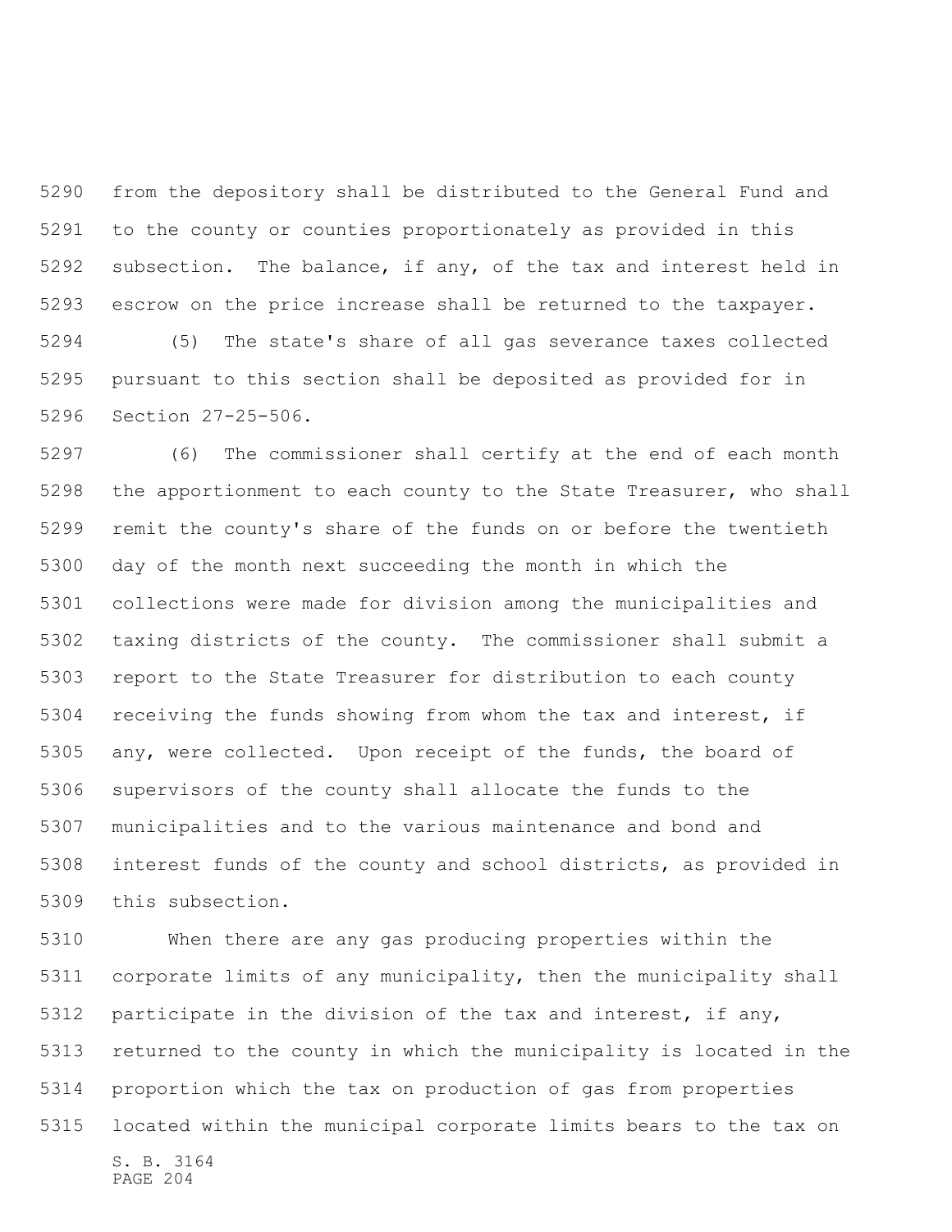from the depository shall be distributed to the General Fund and to the county or counties proportionately as provided in this subsection. The balance, if any, of the tax and interest held in escrow on the price increase shall be returned to the taxpayer.

(5) The state's share of all gas severance taxes collected pursuant to this section shall be deposited as provided for in Section 27-25-506.

(6) The commissioner shall certify at the end of each month the apportionment to each county to the State Treasurer, who shall remit the county's share of the funds on or before the twentieth day of the month next succeeding the month in which the collections were made for division among the municipalities and taxing districts of the county. The commissioner shall submit a report to the State Treasurer for distribution to each county receiving the funds showing from whom the tax and interest, if any, were collected. Upon receipt of the funds, the board of supervisors of the county shall allocate the funds to the municipalities and to the various maintenance and bond and interest funds of the county and school districts, as provided in this subsection.

When there are any gas producing properties within the corporate limits of any municipality, then the municipality shall participate in the division of the tax and interest, if any, returned to the county in which the municipality is located in the proportion which the tax on production of gas from properties located within the municipal corporate limits bears to the tax on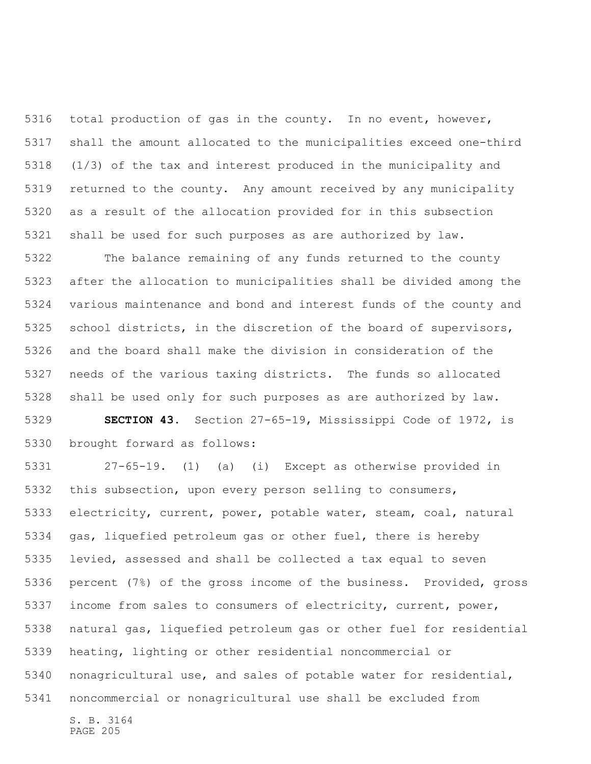total production of gas in the county. In no event, however, shall the amount allocated to the municipalities exceed one-third (1/3) of the tax and interest produced in the municipality and returned to the county. Any amount received by any municipality as a result of the allocation provided for in this subsection shall be used for such purposes as are authorized by law.

The balance remaining of any funds returned to the county after the allocation to municipalities shall be divided among the various maintenance and bond and interest funds of the county and school districts, in the discretion of the board of supervisors, and the board shall make the division in consideration of the needs of the various taxing districts. The funds so allocated shall be used only for such purposes as are authorized by law.

**SECTION 43.** Section 27-65-19, Mississippi Code of 1972, is brought forward as follows:

27-65-19. (1) (a) (i) Except as otherwise provided in this subsection, upon every person selling to consumers, electricity, current, power, potable water, steam, coal, natural gas, liquefied petroleum gas or other fuel, there is hereby levied, assessed and shall be collected a tax equal to seven percent (7%) of the gross income of the business. Provided, gross income from sales to consumers of electricity, current, power, natural gas, liquefied petroleum gas or other fuel for residential heating, lighting or other residential noncommercial or nonagricultural use, and sales of potable water for residential, noncommercial or nonagricultural use shall be excluded from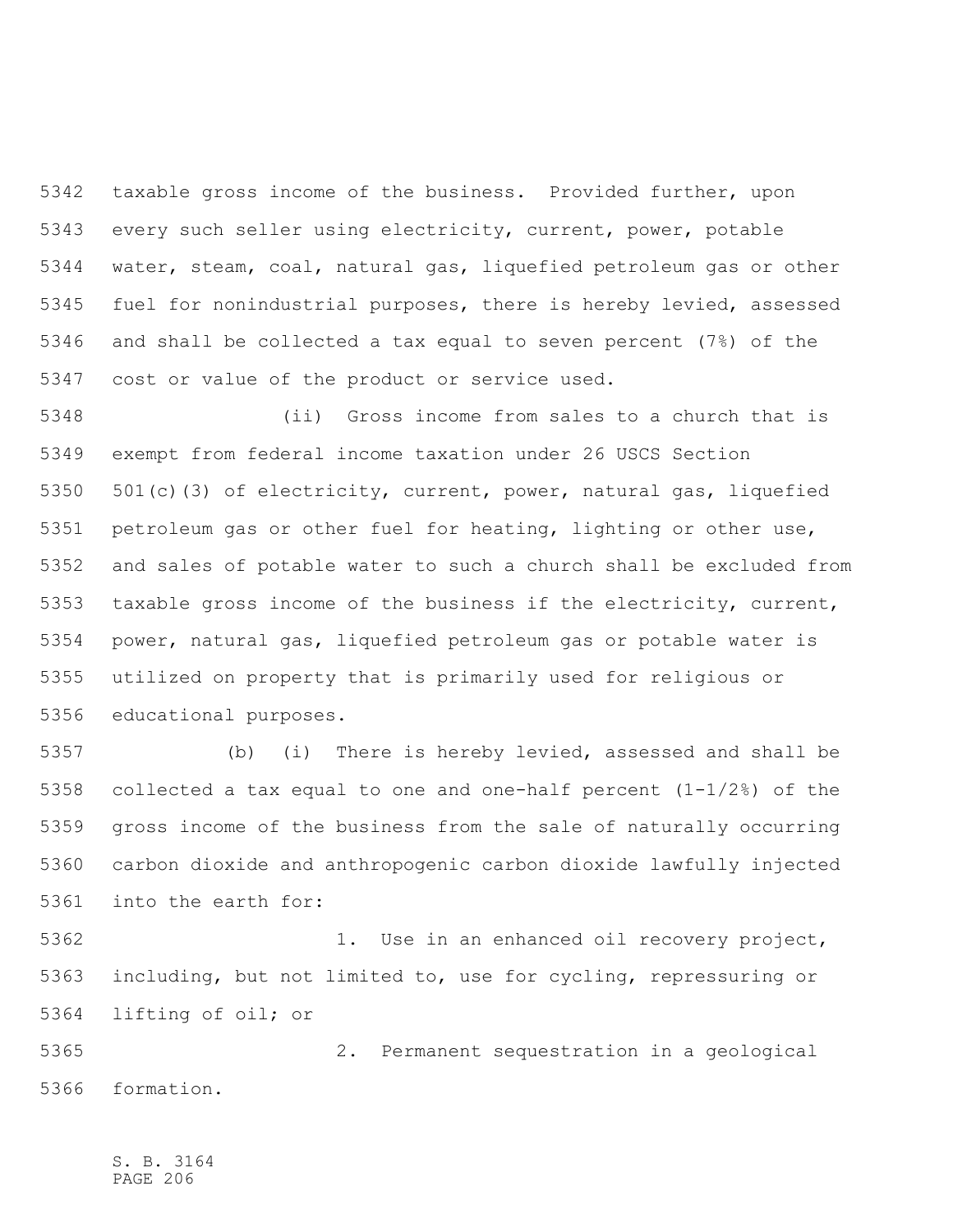taxable gross income of the business. Provided further, upon every such seller using electricity, current, power, potable water, steam, coal, natural gas, liquefied petroleum gas or other fuel for nonindustrial purposes, there is hereby levied, assessed and shall be collected a tax equal to seven percent (7%) of the cost or value of the product or service used.

(ii) Gross income from sales to a church that is exempt from federal income taxation under 26 USCS Section 501(c)(3) of electricity, current, power, natural gas, liquefied petroleum gas or other fuel for heating, lighting or other use, and sales of potable water to such a church shall be excluded from taxable gross income of the business if the electricity, current, power, natural gas, liquefied petroleum gas or potable water is utilized on property that is primarily used for religious or educational purposes.

(b) (i) There is hereby levied, assessed and shall be collected a tax equal to one and one-half percent (1-1/2%) of the gross income of the business from the sale of naturally occurring carbon dioxide and anthropogenic carbon dioxide lawfully injected into the earth for:

1. Use in an enhanced oil recovery project, including, but not limited to, use for cycling, repressuring or lifting of oil; or

2. Permanent sequestration in a geological formation.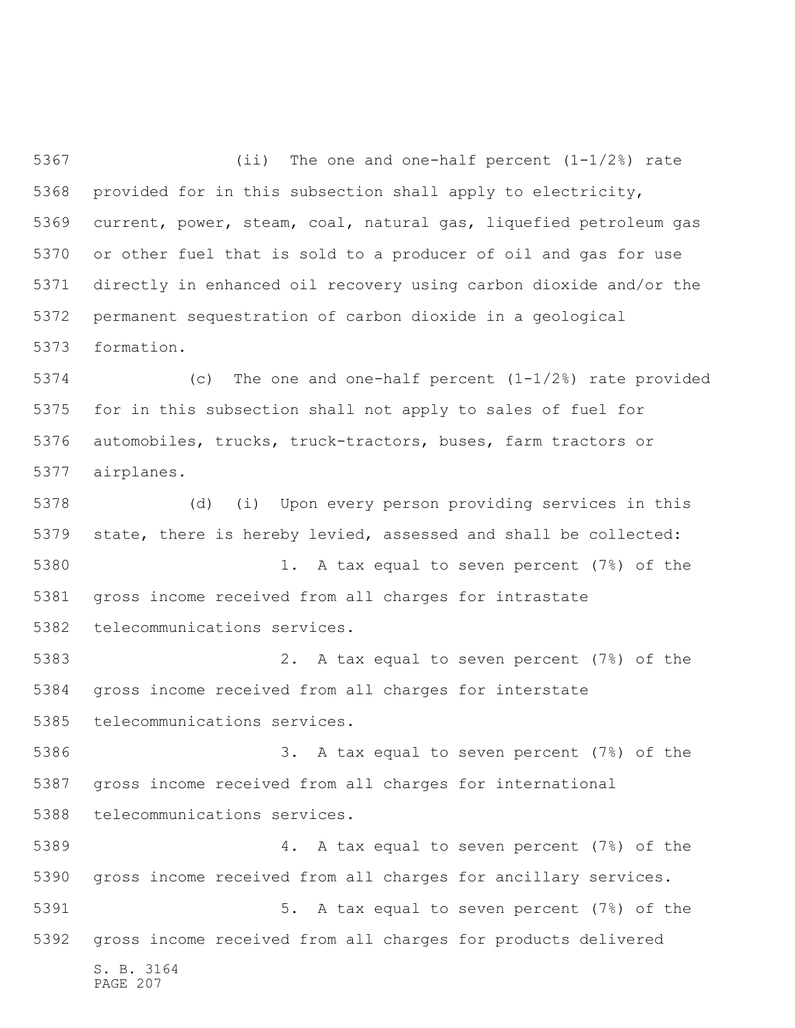(ii) The one and one-half percent (1-1/2%) rate provided for in this subsection shall apply to electricity, current, power, steam, coal, natural gas, liquefied petroleum gas or other fuel that is sold to a producer of oil and gas for use directly in enhanced oil recovery using carbon dioxide and/or the permanent sequestration of carbon dioxide in a geological formation.

(c) The one and one-half percent (1-1/2%) rate provided for in this subsection shall not apply to sales of fuel for automobiles, trucks, truck-tractors, buses, farm tractors or airplanes.

(d) (i) Upon every person providing services in this state, there is hereby levied, assessed and shall be collected:

1. A tax equal to seven percent (7%) of the gross income received from all charges for intrastate telecommunications services.

2. A tax equal to seven percent (7%) of the gross income received from all charges for interstate telecommunications services.

3. A tax equal to seven percent (7%) of the gross income received from all charges for international telecommunications services.

4. A tax equal to seven percent (7%) of the gross income received from all charges for ancillary services.

5. A tax equal to seven percent (7%) of the gross income received from all charges for products delivered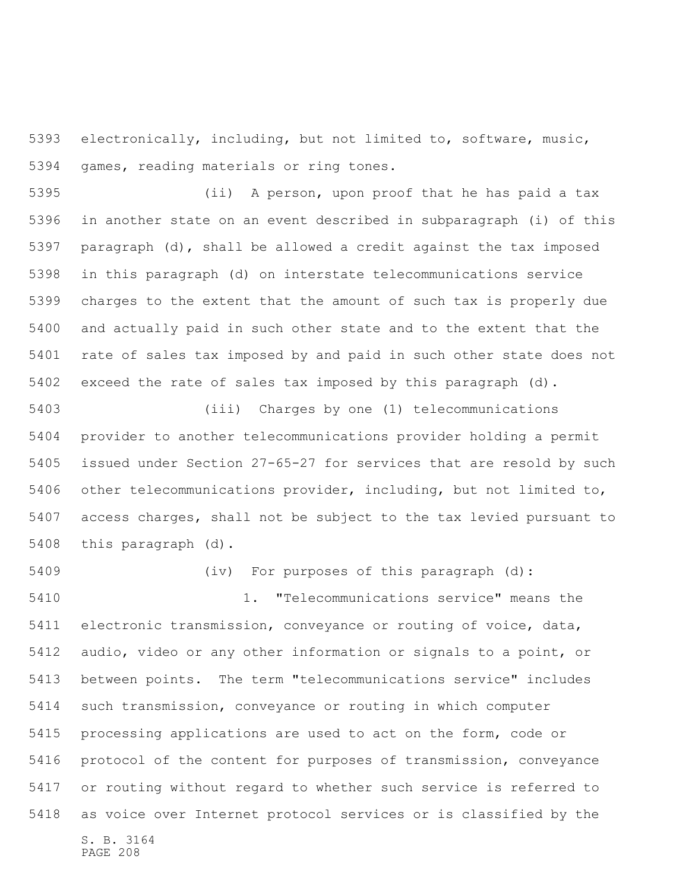electronically, including, but not limited to, software, music, games, reading materials or ring tones.

(ii) A person, upon proof that he has paid a tax in another state on an event described in subparagraph (i) of this paragraph (d), shall be allowed a credit against the tax imposed in this paragraph (d) on interstate telecommunications service charges to the extent that the amount of such tax is properly due and actually paid in such other state and to the extent that the rate of sales tax imposed by and paid in such other state does not exceed the rate of sales tax imposed by this paragraph (d).

(iii) Charges by one (1) telecommunications provider to another telecommunications provider holding a permit issued under Section 27-65-27 for services that are resold by such other telecommunications provider, including, but not limited to, access charges, shall not be subject to the tax levied pursuant to this paragraph (d).

(iv) For purposes of this paragraph (d):

1. "Telecommunications service" means the electronic transmission, conveyance or routing of voice, data, audio, video or any other information or signals to a point, or between points. The term "telecommunications service" includes such transmission, conveyance or routing in which computer processing applications are used to act on the form, code or protocol of the content for purposes of transmission, conveyance or routing without regard to whether such service is referred to as voice over Internet protocol services or is classified by the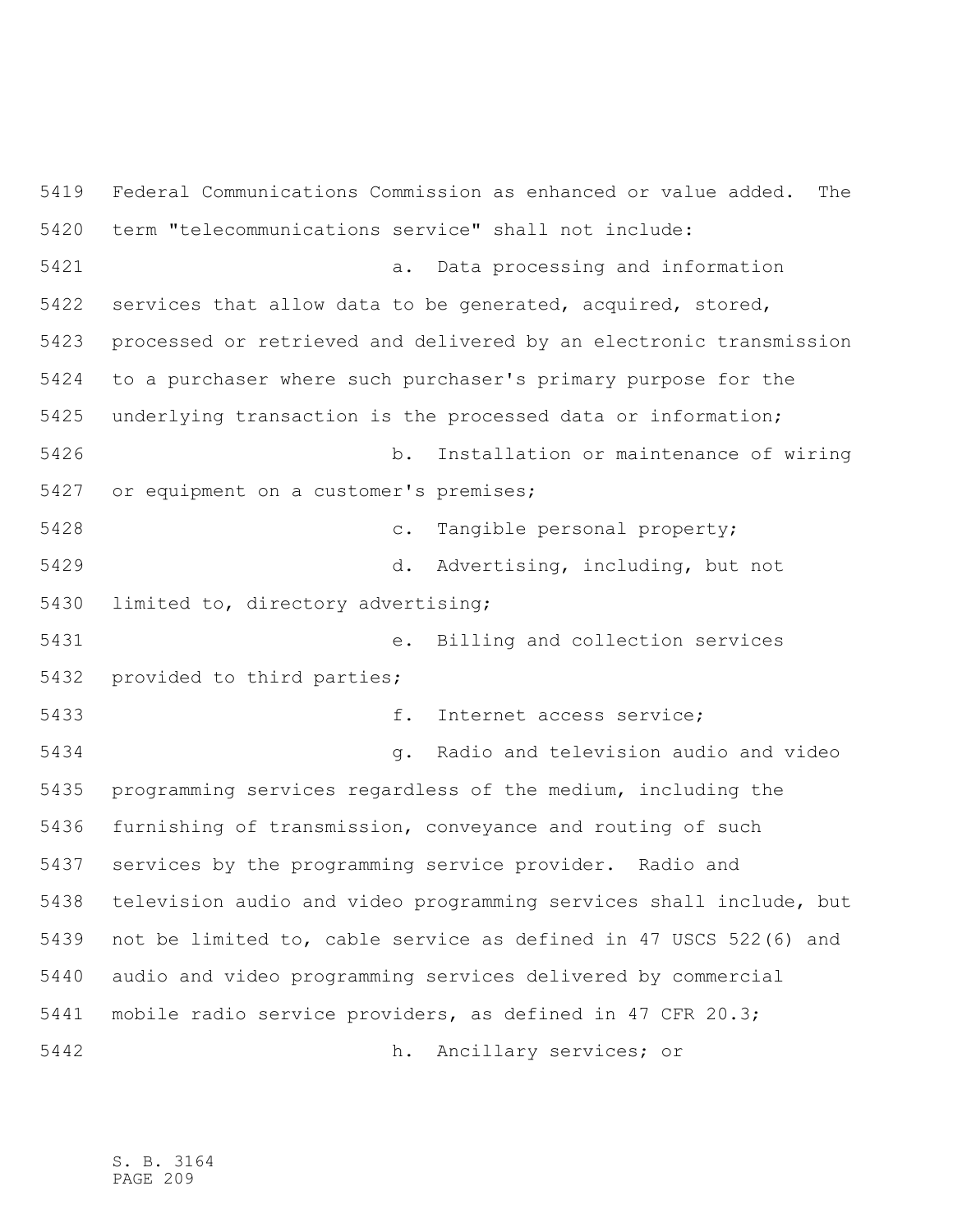Federal Communications Commission as enhanced or value added. The term "telecommunications service" shall not include:

a. Data processing and information services that allow data to be generated, acquired, stored, processed or retrieved and delivered by an electronic transmission to a purchaser where such purchaser's primary purpose for the underlying transaction is the processed data or information;

b. Installation or maintenance of wiring or equipment on a customer's premises;

c. Tangible personal property;

d. Advertising, including, but not limited to, directory advertising;

e. Billing and collection services provided to third parties;

f. Internet access service;

g. Radio and television audio and video programming services regardless of the medium, including the furnishing of transmission, conveyance and routing of such services by the programming service provider. Radio and television audio and video programming services shall include, but not be limited to, cable service as defined in 47 USCS 522(6) and audio and video programming services delivered by commercial mobile radio service providers, as defined in 47 CFR 20.3;

h. Ancillary services; or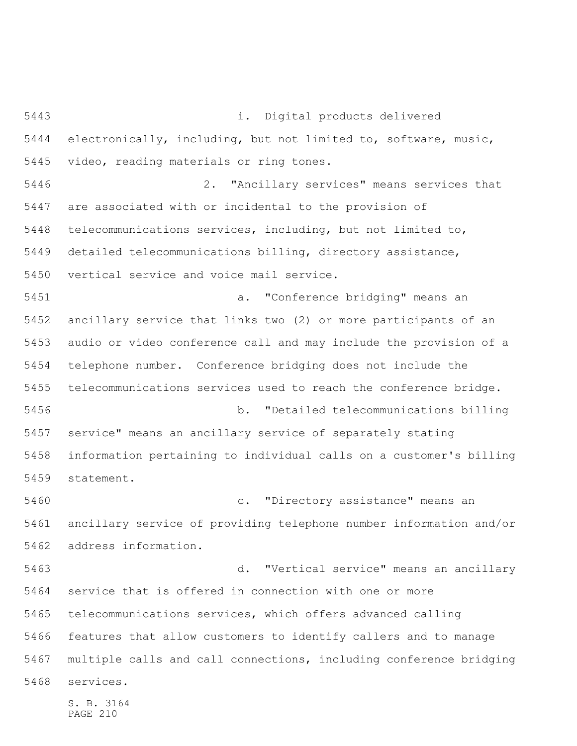i. Digital products delivered electronically, including, but not limited to, software, music, video, reading materials or ring tones.

2. "Ancillary services" means services that are associated with or incidental to the provision of telecommunications services, including, but not limited to, detailed telecommunications billing, directory assistance, vertical service and voice mail service.

a. "Conference bridging" means an ancillary service that links two (2) or more participants of an audio or video conference call and may include the provision of a telephone number. Conference bridging does not include the telecommunications services used to reach the conference bridge.

b. "Detailed telecommunications billing service" means an ancillary service of separately stating information pertaining to individual calls on a customer's billing statement.

c. "Directory assistance" means an ancillary service of providing telephone number information and/or address information.

d. "Vertical service" means an ancillary service that is offered in connection with one or more telecommunications services, which offers advanced calling features that allow customers to identify callers and to manage multiple calls and call connections, including conference bridging services.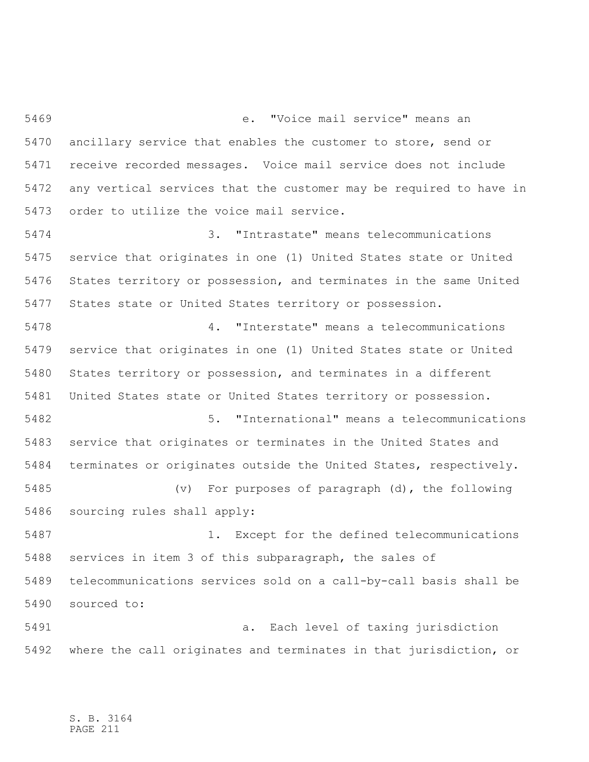e. "Voice mail service" means an ancillary service that enables the customer to store, send or receive recorded messages. Voice mail service does not include any vertical services that the customer may be required to have in order to utilize the voice mail service.

3. "Intrastate" means telecommunications service that originates in one (1) United States state or United States territory or possession, and terminates in the same United States state or United States territory or possession.

4. "Interstate" means a telecommunications service that originates in one (1) United States state or United States territory or possession, and terminates in a different United States state or United States territory or possession.

5. "International" means a telecommunications service that originates or terminates in the United States and terminates or originates outside the United States, respectively.

(v) For purposes of paragraph (d), the following sourcing rules shall apply:

1. Except for the defined telecommunications services in item 3 of this subparagraph, the sales of telecommunications services sold on a call-by-call basis shall be sourced to:

a. Each level of taxing jurisdiction where the call originates and terminates in that jurisdiction, or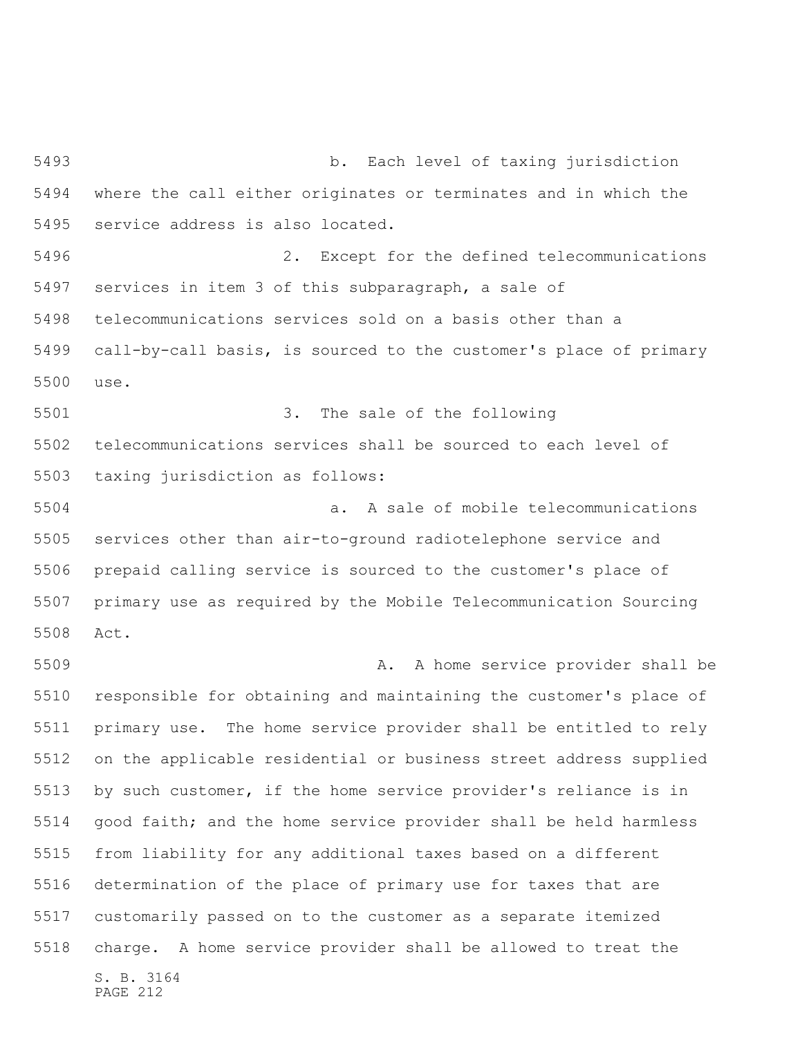b. Each level of taxing jurisdiction where the call either originates or terminates and in which the service address is also located.

2. Except for the defined telecommunications services in item 3 of this subparagraph, a sale of telecommunications services sold on a basis other than a call-by-call basis, is sourced to the customer's place of primary use.

3. The sale of the following telecommunications services shall be sourced to each level of taxing jurisdiction as follows:

a. A sale of mobile telecommunications services other than air-to-ground radiotelephone service and prepaid calling service is sourced to the customer's place of primary use as required by the Mobile Telecommunication Sourcing Act.

A. A home service provider shall be responsible for obtaining and maintaining the customer's place of primary use. The home service provider shall be entitled to rely on the applicable residential or business street address supplied by such customer, if the home service provider's reliance is in good faith; and the home service provider shall be held harmless from liability for any additional taxes based on a different determination of the place of primary use for taxes that are customarily passed on to the customer as a separate itemized charge. A home service provider shall be allowed to treat the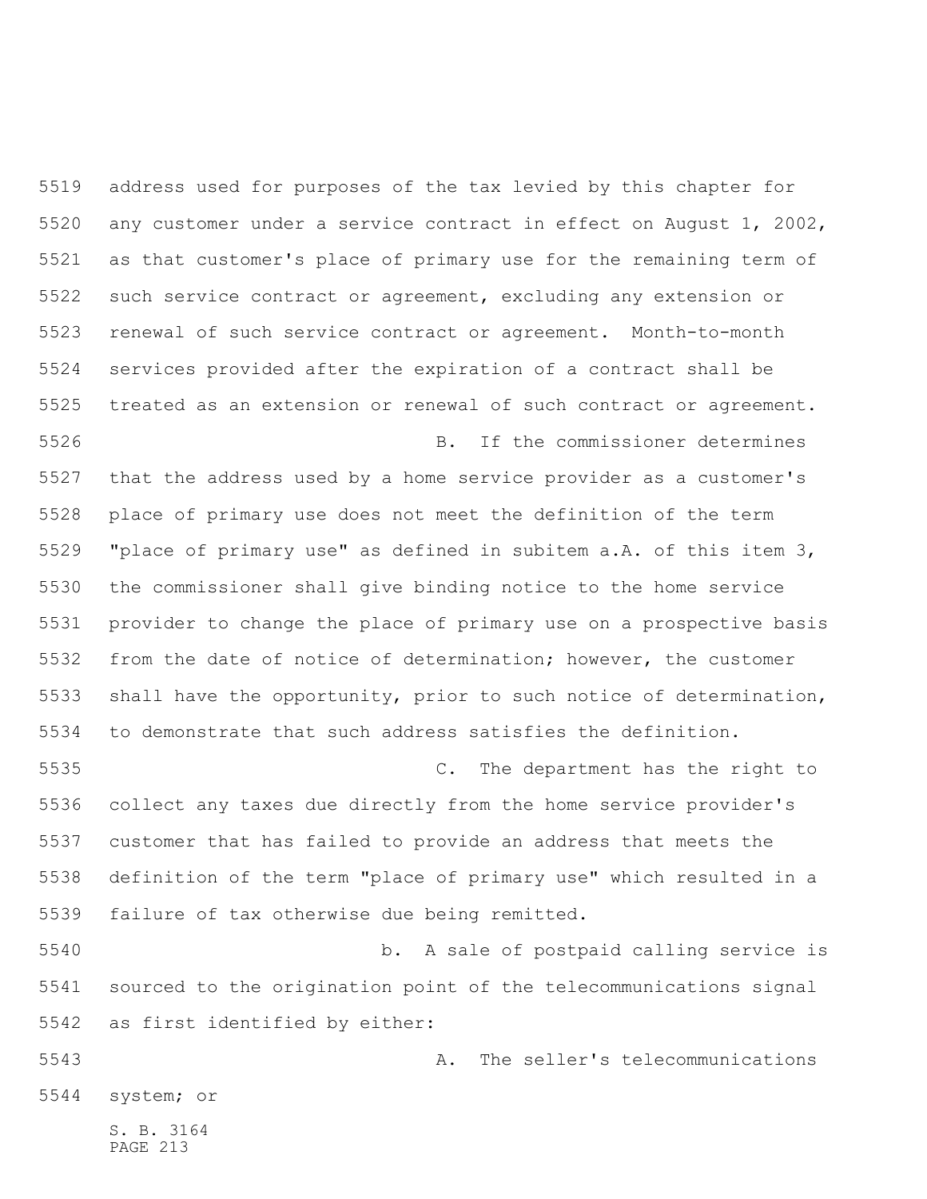address used for purposes of the tax levied by this chapter for any customer under a service contract in effect on August 1, 2002, as that customer's place of primary use for the remaining term of such service contract or agreement, excluding any extension or renewal of such service contract or agreement. Month-to-month services provided after the expiration of a contract shall be treated as an extension or renewal of such contract or agreement.

B. If the commissioner determines that the address used by a home service provider as a customer's place of primary use does not meet the definition of the term "place of primary use" as defined in subitem a.A. of this item 3, the commissioner shall give binding notice to the home service provider to change the place of primary use on a prospective basis from the date of notice of determination; however, the customer shall have the opportunity, prior to such notice of determination, to demonstrate that such address satisfies the definition.

C. The department has the right to collect any taxes due directly from the home service provider's customer that has failed to provide an address that meets the definition of the term "place of primary use" which resulted in a failure of tax otherwise due being remitted.

b. A sale of postpaid calling service is sourced to the origination point of the telecommunications signal as first identified by either:

A. The seller's telecommunications system; or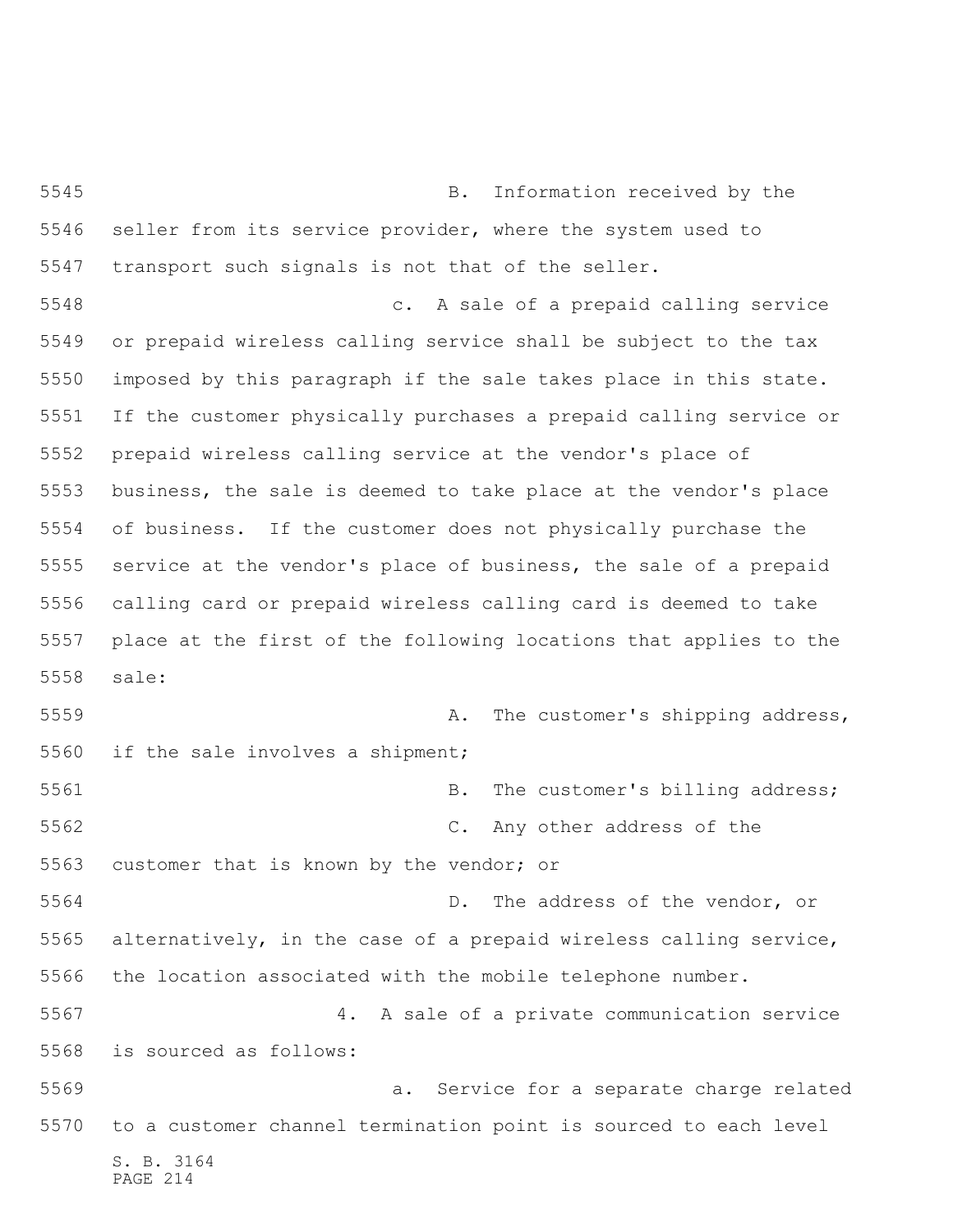B. Information received by the seller from its service provider, where the system used to transport such signals is not that of the seller.

c. A sale of a prepaid calling service or prepaid wireless calling service shall be subject to the tax imposed by this paragraph if the sale takes place in this state. If the customer physically purchases a prepaid calling service or prepaid wireless calling service at the vendor's place of business, the sale is deemed to take place at the vendor's place of business. If the customer does not physically purchase the service at the vendor's place of business, the sale of a prepaid calling card or prepaid wireless calling card is deemed to take place at the first of the following locations that applies to the sale:

A. The customer's shipping address, if the sale involves a shipment;

B. The customer's billing address;

C. Any other address of the customer that is known by the vendor; or

D. The address of the vendor, or alternatively, in the case of a prepaid wireless calling service, the location associated with the mobile telephone number.

4. A sale of a private communication service is sourced as follows:

a. Service for a separate charge related to a customer channel termination point is sourced to each level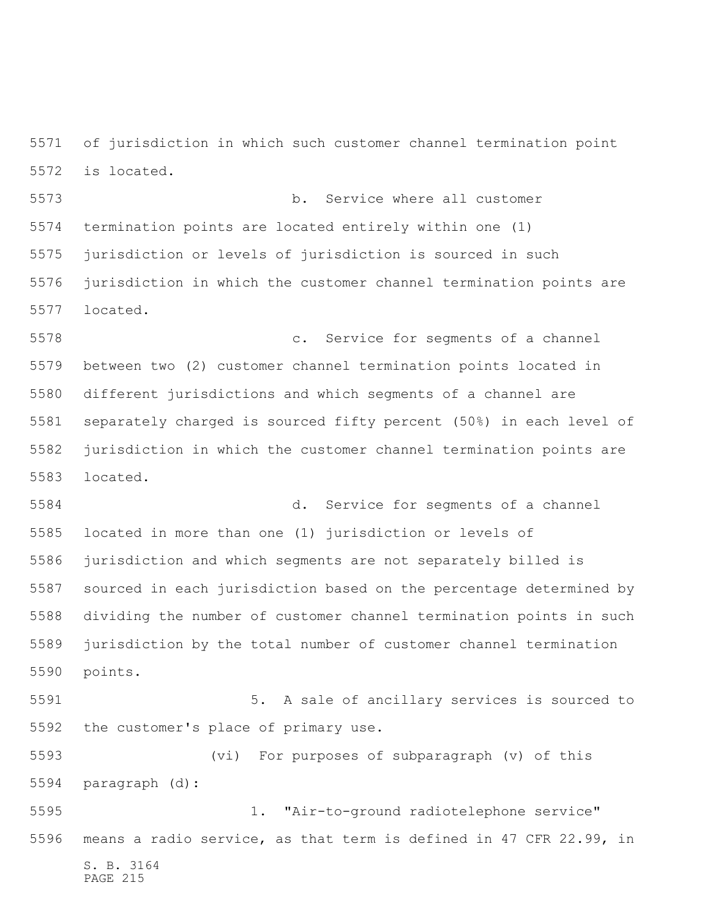of jurisdiction in which such customer channel termination point is located.

b. Service where all customer termination points are located entirely within one (1) jurisdiction or levels of jurisdiction is sourced in such jurisdiction in which the customer channel termination points are located.

c. Service for segments of a channel between two (2) customer channel termination points located in different jurisdictions and which segments of a channel are separately charged is sourced fifty percent (50%) in each level of jurisdiction in which the customer channel termination points are located.

d. Service for segments of a channel located in more than one (1) jurisdiction or levels of jurisdiction and which segments are not separately billed is sourced in each jurisdiction based on the percentage determined by dividing the number of customer channel termination points in such jurisdiction by the total number of customer channel termination points.

5. A sale of ancillary services is sourced to the customer's place of primary use.

(vi) For purposes of subparagraph (v) of this paragraph (d):

1. "Air-to-ground radiotelephone service" means a radio service, as that term is defined in 47 CFR 22.99, in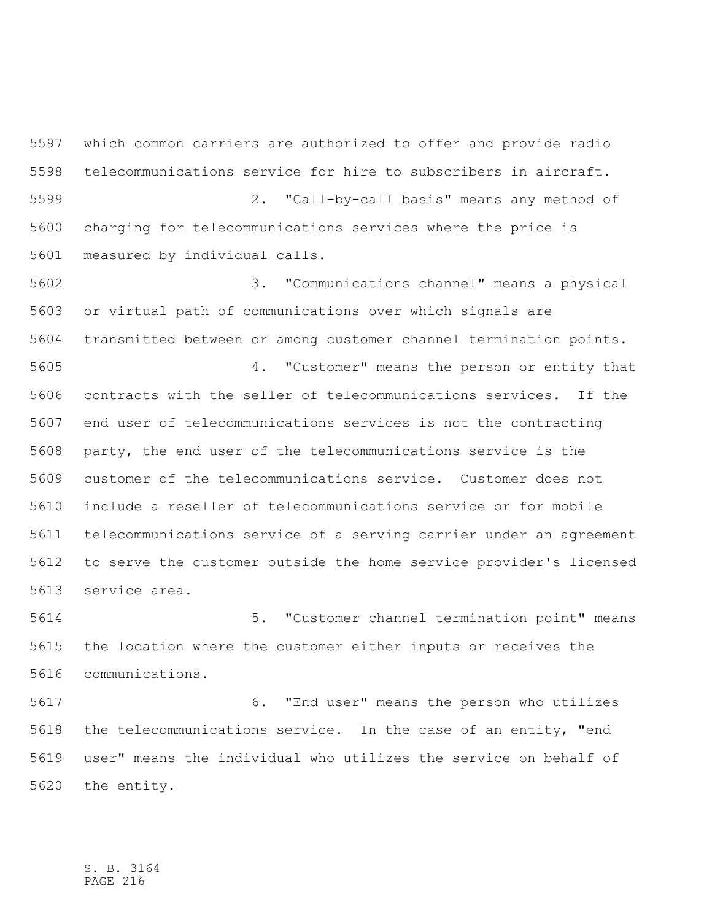which common carriers are authorized to offer and provide radio telecommunications service for hire to subscribers in aircraft.

2. "Call-by-call basis" means any method of charging for telecommunications services where the price is measured by individual calls.

3. "Communications channel" means a physical or virtual path of communications over which signals are transmitted between or among customer channel termination points.

4. "Customer" means the person or entity that contracts with the seller of telecommunications services. If the end user of telecommunications services is not the contracting party, the end user of the telecommunications service is the customer of the telecommunications service. Customer does not include a reseller of telecommunications service or for mobile telecommunications service of a serving carrier under an agreement to serve the customer outside the home service provider's licensed service area.

5. "Customer channel termination point" means the location where the customer either inputs or receives the communications.

6. "End user" means the person who utilizes the telecommunications service. In the case of an entity, "end user" means the individual who utilizes the service on behalf of the entity.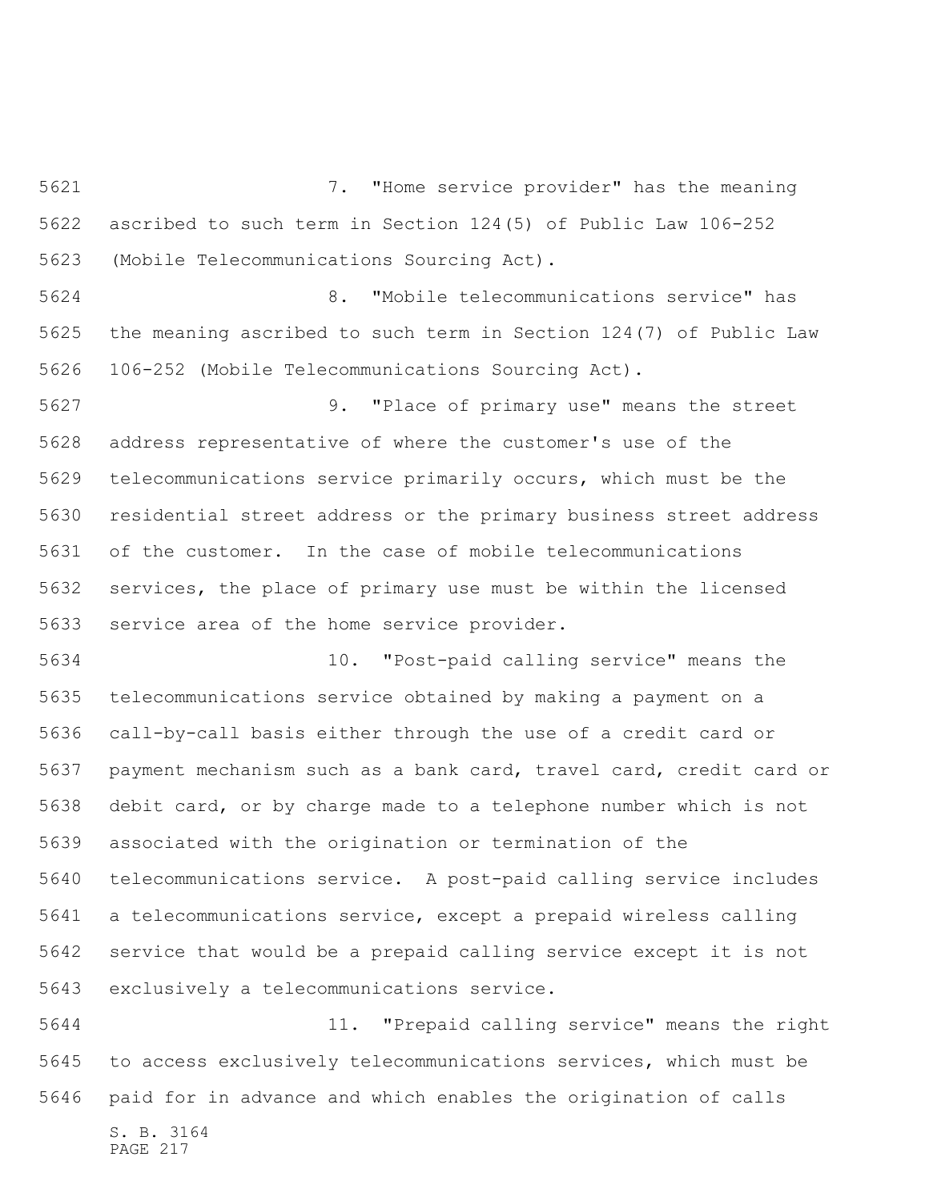7. "Home service provider" has the meaning ascribed to such term in Section 124(5) of Public Law 106-252 (Mobile Telecommunications Sourcing Act).

8. "Mobile telecommunications service" has the meaning ascribed to such term in Section 124(7) of Public Law 106-252 (Mobile Telecommunications Sourcing Act).

9. "Place of primary use" means the street address representative of where the customer's use of the telecommunications service primarily occurs, which must be the residential street address or the primary business street address of the customer. In the case of mobile telecommunications services, the place of primary use must be within the licensed service area of the home service provider.

10. "Post-paid calling service" means the telecommunications service obtained by making a payment on a call-by-call basis either through the use of a credit card or payment mechanism such as a bank card, travel card, credit card or debit card, or by charge made to a telephone number which is not associated with the origination or termination of the telecommunications service. A post-paid calling service includes a telecommunications service, except a prepaid wireless calling service that would be a prepaid calling service except it is not exclusively a telecommunications service.

11. "Prepaid calling service" means the right to access exclusively telecommunications services, which must be paid for in advance and which enables the origination of calls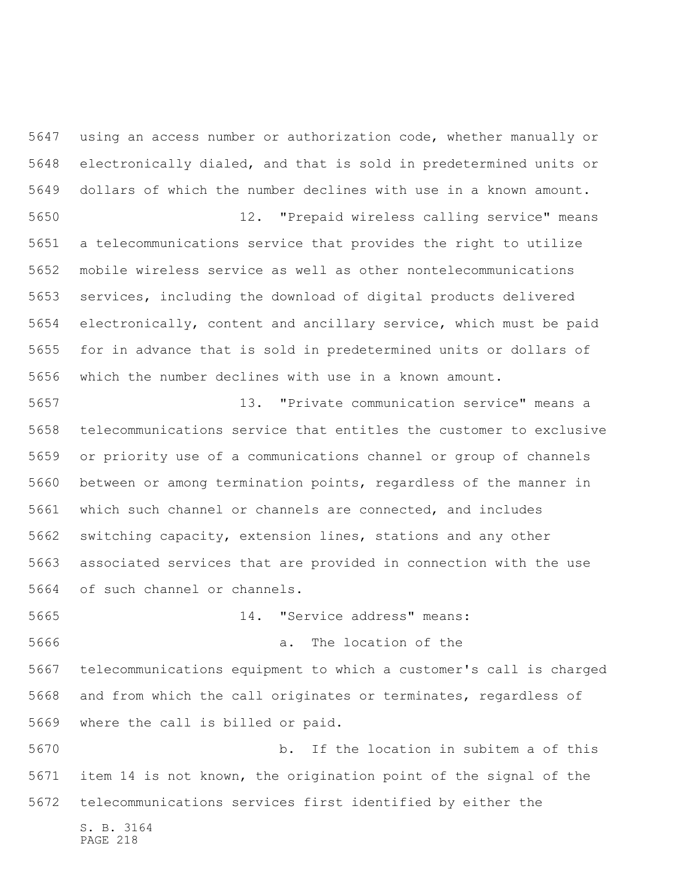using an access number or authorization code, whether manually or electronically dialed, and that is sold in predetermined units or dollars of which the number declines with use in a known amount.

12. "Prepaid wireless calling service" means a telecommunications service that provides the right to utilize mobile wireless service as well as other nontelecommunications services, including the download of digital products delivered electronically, content and ancillary service, which must be paid for in advance that is sold in predetermined units or dollars of which the number declines with use in a known amount.

13. "Private communication service" means a telecommunications service that entitles the customer to exclusive or priority use of a communications channel or group of channels between or among termination points, regardless of the manner in which such channel or channels are connected, and includes switching capacity, extension lines, stations and any other associated services that are provided in connection with the use of such channel or channels.

14. "Service address" means:

a. The location of the telecommunications equipment to which a customer's call is charged and from which the call originates or terminates, regardless of where the call is billed or paid.

b. If the location in subitem a of this item 14 is not known, the origination point of the signal of the telecommunications services first identified by either the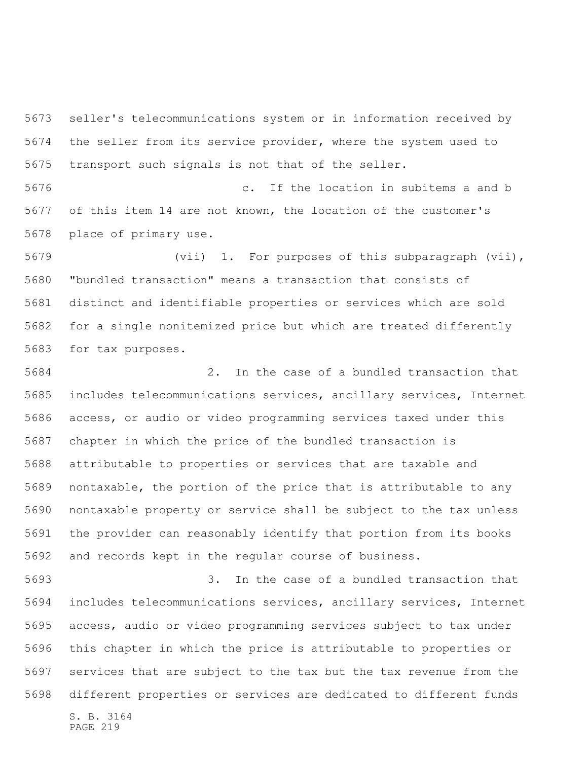seller's telecommunications system or in information received by the seller from its service provider, where the system used to transport such signals is not that of the seller.

c. If the location in subitems a and b of this item 14 are not known, the location of the customer's place of primary use.

(vii) 1. For purposes of this subparagraph (vii), "bundled transaction" means a transaction that consists of distinct and identifiable properties or services which are sold for a single nonitemized price but which are treated differently for tax purposes.

2. In the case of a bundled transaction that includes telecommunications services, ancillary services, Internet access, or audio or video programming services taxed under this chapter in which the price of the bundled transaction is attributable to properties or services that are taxable and nontaxable, the portion of the price that is attributable to any nontaxable property or service shall be subject to the tax unless the provider can reasonably identify that portion from its books and records kept in the regular course of business.

3. In the case of a bundled transaction that includes telecommunications services, ancillary services, Internet access, audio or video programming services subject to tax under this chapter in which the price is attributable to properties or services that are subject to the tax but the tax revenue from the different properties or services are dedicated to different funds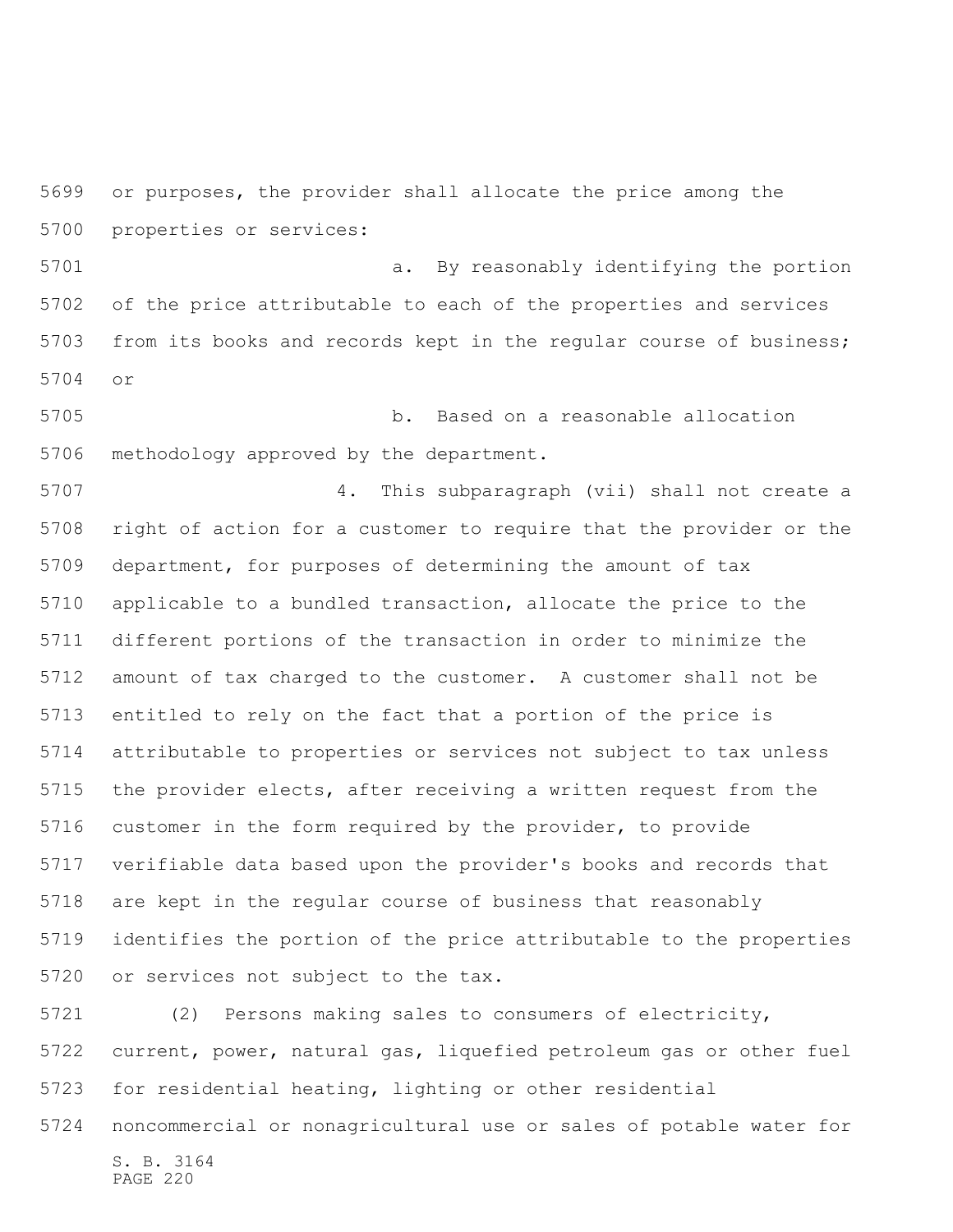or purposes, the provider shall allocate the price among the properties or services:

a. By reasonably identifying the portion of the price attributable to each of the properties and services from its books and records kept in the regular course of business; or

b. Based on a reasonable allocation methodology approved by the department.

4. This subparagraph (vii) shall not create a right of action for a customer to require that the provider or the department, for purposes of determining the amount of tax applicable to a bundled transaction, allocate the price to the different portions of the transaction in order to minimize the amount of tax charged to the customer. A customer shall not be entitled to rely on the fact that a portion of the price is attributable to properties or services not subject to tax unless the provider elects, after receiving a written request from the customer in the form required by the provider, to provide verifiable data based upon the provider's books and records that are kept in the regular course of business that reasonably identifies the portion of the price attributable to the properties or services not subject to the tax.

(2) Persons making sales to consumers of electricity, current, power, natural gas, liquefied petroleum gas or other fuel for residential heating, lighting or other residential noncommercial or nonagricultural use or sales of potable water for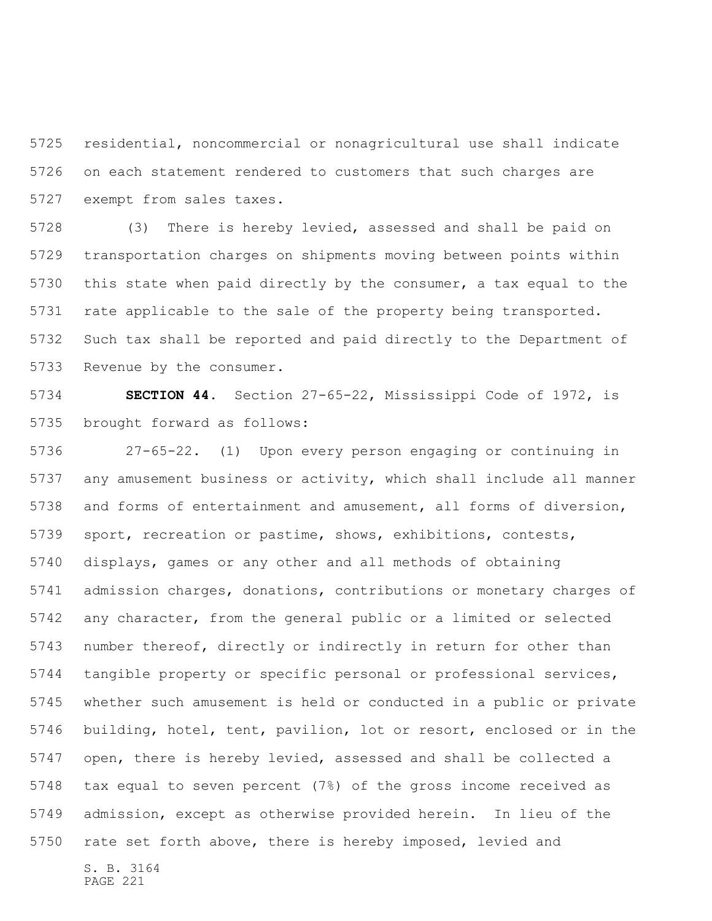residential, noncommercial or nonagricultural use shall indicate on each statement rendered to customers that such charges are exempt from sales taxes.

(3) There is hereby levied, assessed and shall be paid on transportation charges on shipments moving between points within this state when paid directly by the consumer, a tax equal to the rate applicable to the sale of the property being transported. Such tax shall be reported and paid directly to the Department of Revenue by the consumer.

**SECTION 44.** Section 27-65-22, Mississippi Code of 1972, is brought forward as follows:

27-65-22. (1) Upon every person engaging or continuing in any amusement business or activity, which shall include all manner and forms of entertainment and amusement, all forms of diversion, sport, recreation or pastime, shows, exhibitions, contests, displays, games or any other and all methods of obtaining admission charges, donations, contributions or monetary charges of any character, from the general public or a limited or selected number thereof, directly or indirectly in return for other than tangible property or specific personal or professional services, whether such amusement is held or conducted in a public or private building, hotel, tent, pavilion, lot or resort, enclosed or in the open, there is hereby levied, assessed and shall be collected a tax equal to seven percent (7%) of the gross income received as admission, except as otherwise provided herein. In lieu of the rate set forth above, there is hereby imposed, levied and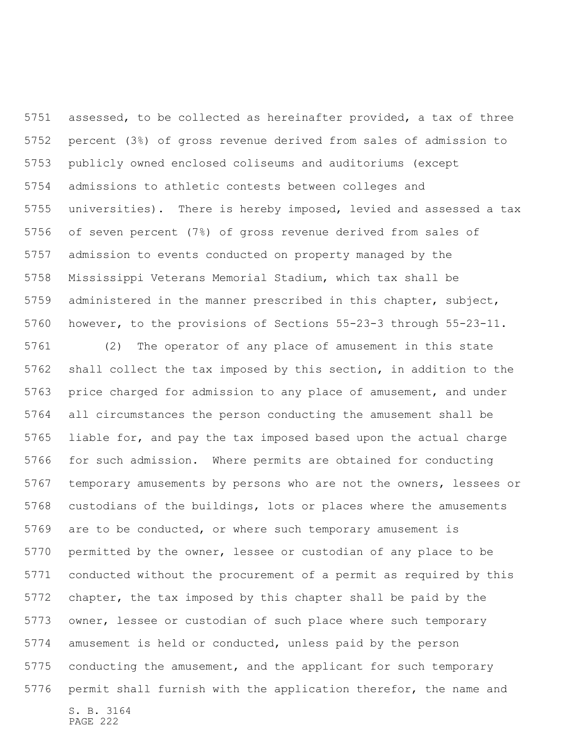assessed, to be collected as hereinafter provided, a tax of three percent (3%) of gross revenue derived from sales of admission to publicly owned enclosed coliseums and auditoriums (except admissions to athletic contests between colleges and universities). There is hereby imposed, levied and assessed a tax of seven percent (7%) of gross revenue derived from sales of admission to events conducted on property managed by the Mississippi Veterans Memorial Stadium, which tax shall be administered in the manner prescribed in this chapter, subject, however, to the provisions of Sections 55-23-3 through 55-23-11.

(2) The operator of any place of amusement in this state shall collect the tax imposed by this section, in addition to the price charged for admission to any place of amusement, and under all circumstances the person conducting the amusement shall be liable for, and pay the tax imposed based upon the actual charge for such admission. Where permits are obtained for conducting temporary amusements by persons who are not the owners, lessees or custodians of the buildings, lots or places where the amusements are to be conducted, or where such temporary amusement is permitted by the owner, lessee or custodian of any place to be conducted without the procurement of a permit as required by this chapter, the tax imposed by this chapter shall be paid by the owner, lessee or custodian of such place where such temporary amusement is held or conducted, unless paid by the person conducting the amusement, and the applicant for such temporary permit shall furnish with the application therefor, the name and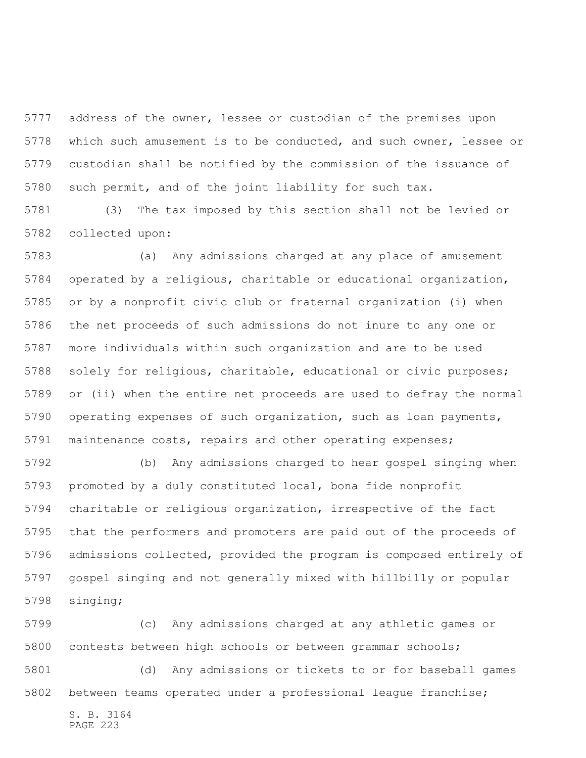address of the owner, lessee or custodian of the premises upon which such amusement is to be conducted, and such owner, lessee or custodian shall be notified by the commission of the issuance of such permit, and of the joint liability for such tax.

(3) The tax imposed by this section shall not be levied or collected upon:

(a) Any admissions charged at any place of amusement operated by a religious, charitable or educational organization, or by a nonprofit civic club or fraternal organization (i) when the net proceeds of such admissions do not inure to any one or more individuals within such organization and are to be used solely for religious, charitable, educational or civic purposes; or (ii) when the entire net proceeds are used to defray the normal operating expenses of such organization, such as loan payments, maintenance costs, repairs and other operating expenses;

(b) Any admissions charged to hear gospel singing when promoted by a duly constituted local, bona fide nonprofit charitable or religious organization, irrespective of the fact that the performers and promoters are paid out of the proceeds of admissions collected, provided the program is composed entirely of gospel singing and not generally mixed with hillbilly or popular singing;

(c) Any admissions charged at any athletic games or contests between high schools or between grammar schools;

(d) Any admissions or tickets to or for baseball games between teams operated under a professional league franchise;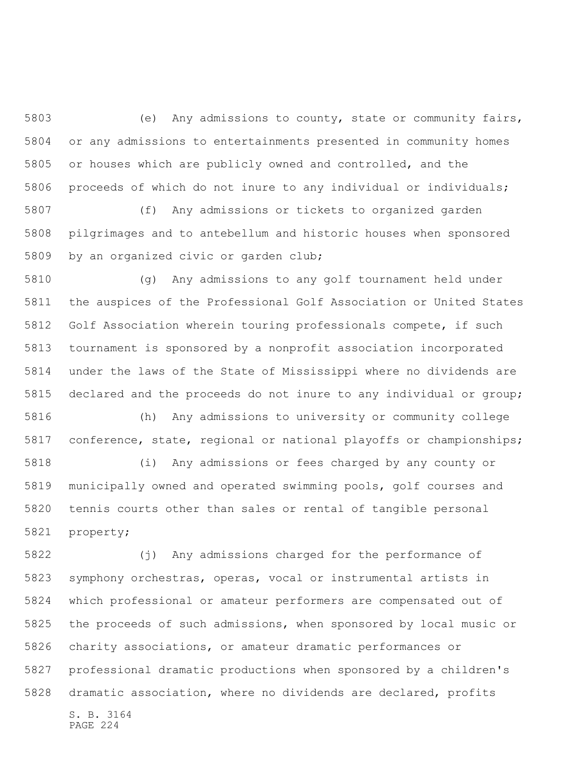(e) Any admissions to county, state or community fairs, or any admissions to entertainments presented in community homes or houses which are publicly owned and controlled, and the proceeds of which do not inure to any individual or individuals;

(f) Any admissions or tickets to organized garden pilgrimages and to antebellum and historic houses when sponsored by an organized civic or garden club;

(g) Any admissions to any golf tournament held under the auspices of the Professional Golf Association or United States Golf Association wherein touring professionals compete, if such tournament is sponsored by a nonprofit association incorporated under the laws of the State of Mississippi where no dividends are declared and the proceeds do not inure to any individual or group;

(h) Any admissions to university or community college conference, state, regional or national playoffs or championships;

(i) Any admissions or fees charged by any county or municipally owned and operated swimming pools, golf courses and tennis courts other than sales or rental of tangible personal property;

(j) Any admissions charged for the performance of symphony orchestras, operas, vocal or instrumental artists in which professional or amateur performers are compensated out of the proceeds of such admissions, when sponsored by local music or charity associations, or amateur dramatic performances or professional dramatic productions when sponsored by a children's dramatic association, where no dividends are declared, profits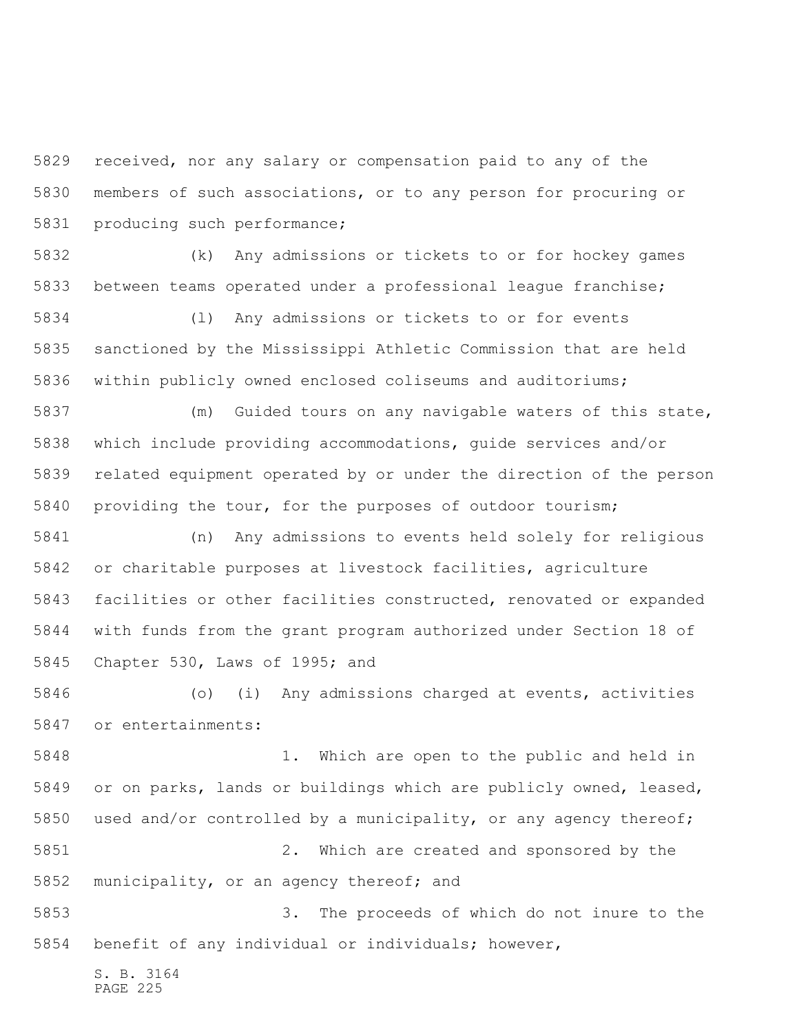received, nor any salary or compensation paid to any of the members of such associations, or to any person for procuring or producing such performance;

(k) Any admissions or tickets to or for hockey games between teams operated under a professional league franchise;

(l) Any admissions or tickets to or for events sanctioned by the Mississippi Athletic Commission that are held within publicly owned enclosed coliseums and auditoriums;

(m) Guided tours on any navigable waters of this state, which include providing accommodations, guide services and/or related equipment operated by or under the direction of the person providing the tour, for the purposes of outdoor tourism;

(n) Any admissions to events held solely for religious or charitable purposes at livestock facilities, agriculture facilities or other facilities constructed, renovated or expanded with funds from the grant program authorized under Section 18 of Chapter 530, Laws of 1995; and

(o) (i) Any admissions charged at events, activities or entertainments:

1. Which are open to the public and held in or on parks, lands or buildings which are publicly owned, leased, used and/or controlled by a municipality, or any agency thereof;

2. Which are created and sponsored by the municipality, or an agency thereof; and

3. The proceeds of which do not inure to the benefit of any individual or individuals; however,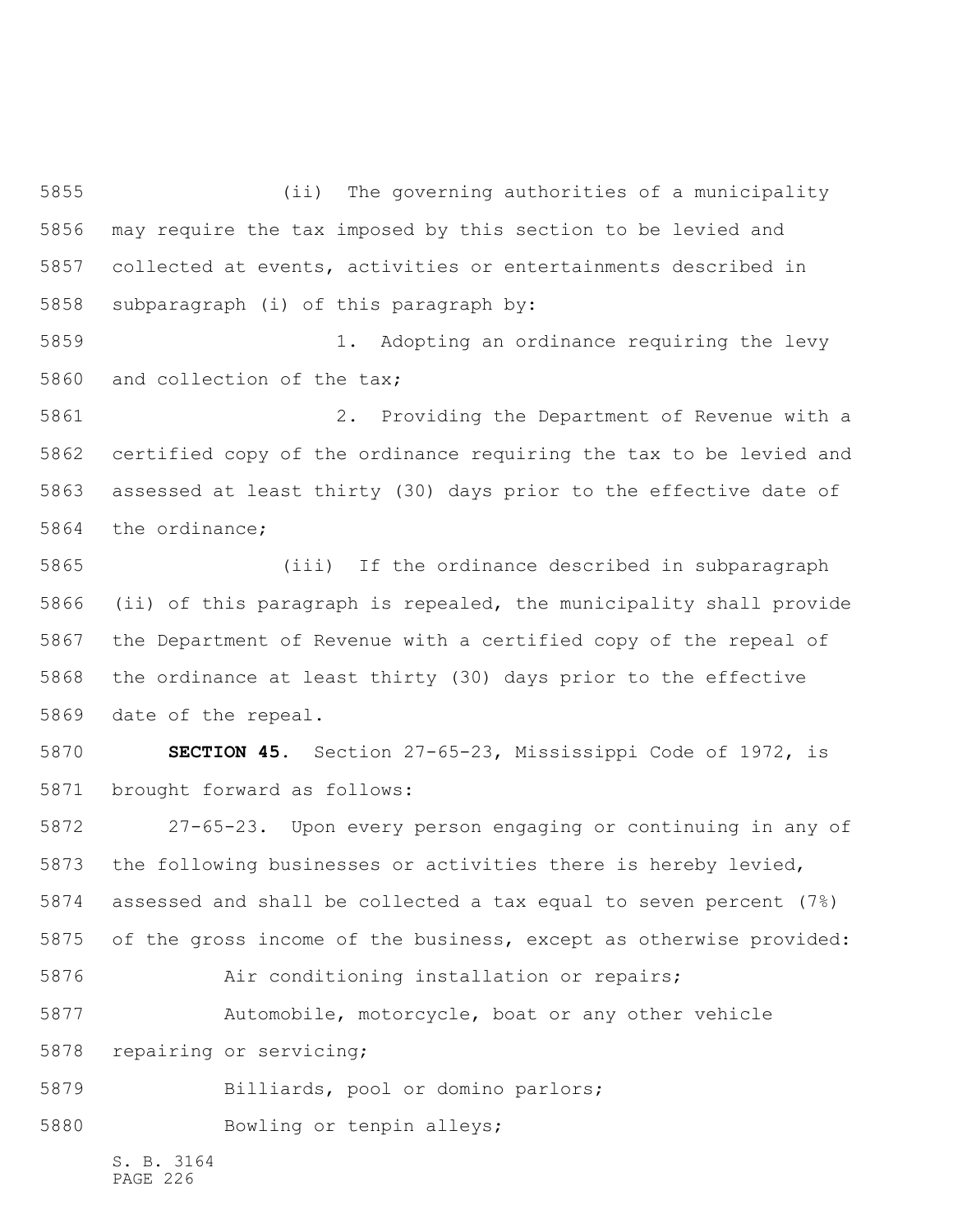(ii) The governing authorities of a municipality may require the tax imposed by this section to be levied and collected at events, activities or entertainments described in subparagraph (i) of this paragraph by:

1. Adopting an ordinance requiring the levy and collection of the tax;

2. Providing the Department of Revenue with a certified copy of the ordinance requiring the tax to be levied and assessed at least thirty (30) days prior to the effective date of the ordinance;

(iii) If the ordinance described in subparagraph (ii) of this paragraph is repealed, the municipality shall provide the Department of Revenue with a certified copy of the repeal of the ordinance at least thirty (30) days prior to the effective date of the repeal.

**SECTION 45.** Section 27-65-23, Mississippi Code of 1972, is brought forward as follows:

27-65-23. Upon every person engaging or continuing in any of the following businesses or activities there is hereby levied, assessed and shall be collected a tax equal to seven percent (7%) of the gross income of the business, except as otherwise provided:

Air conditioning installation or repairs;

Automobile, motorcycle, boat or any other vehicle repairing or servicing;

Billiards, pool or domino parlors;

Bowling or tenpin alleys;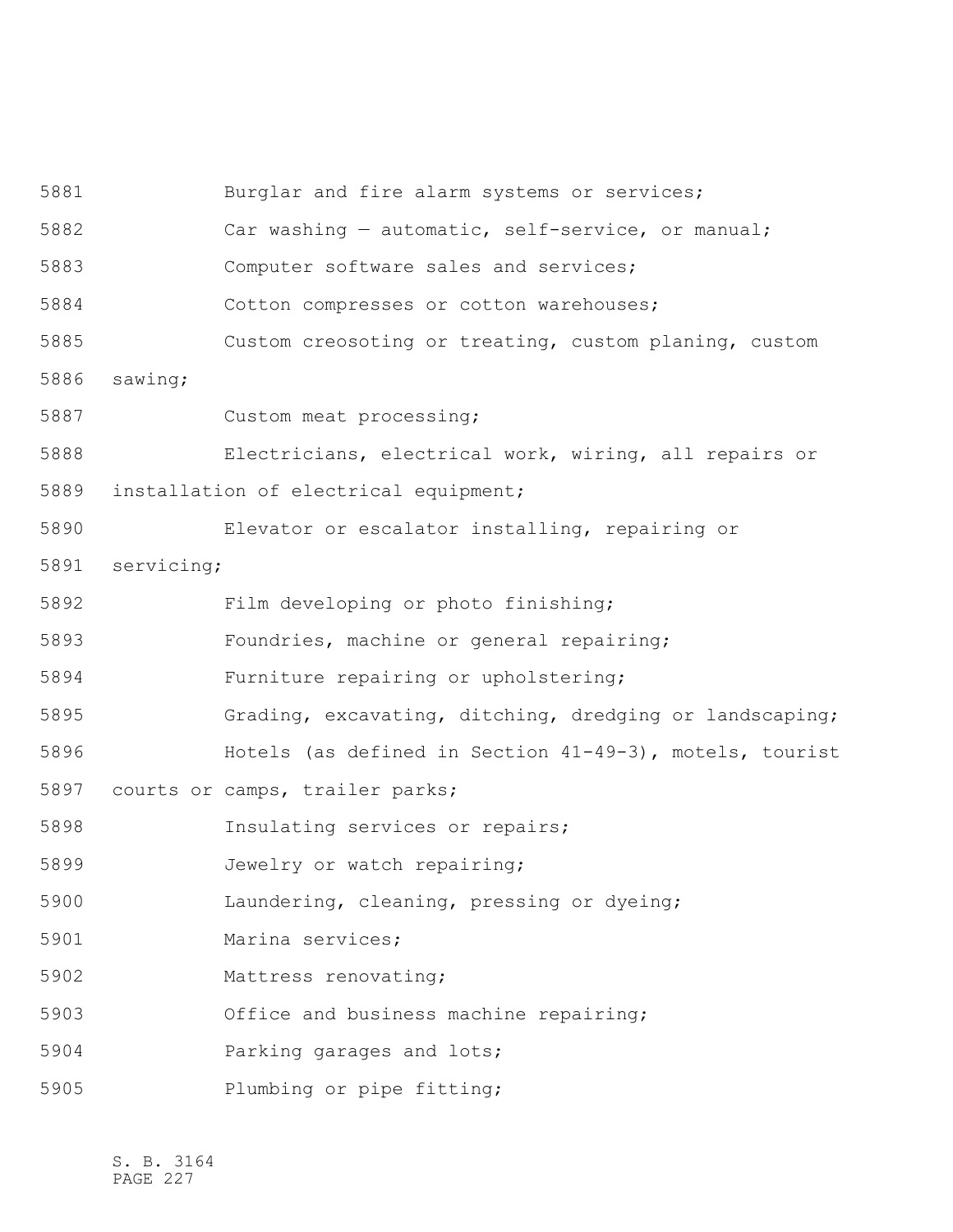Burglar and fire alarm systems or services;

Car washing — automatic, self-service, or manual;

Computer software sales and services;

Cotton compresses or cotton warehouses;

Custom creosoting or treating, custom planing, custom sawing;

Custom meat processing;

Electricians, electrical work, wiring, all repairs or installation of electrical equipment;

Elevator or escalator installing, repairing or servicing;

Film developing or photo finishing;

Foundries, machine or general repairing;

Furniture repairing or upholstering;

Grading, excavating, ditching, dredging or landscaping;

Hotels (as defined in Section 41-49-3), motels, tourist courts or camps, trailer parks;

Insulating services or repairs;

Jewelry or watch repairing;

Laundering, cleaning, pressing or dyeing;

Marina services;

Mattress renovating;

Office and business machine repairing;

Parking garages and lots;

Plumbing or pipe fitting;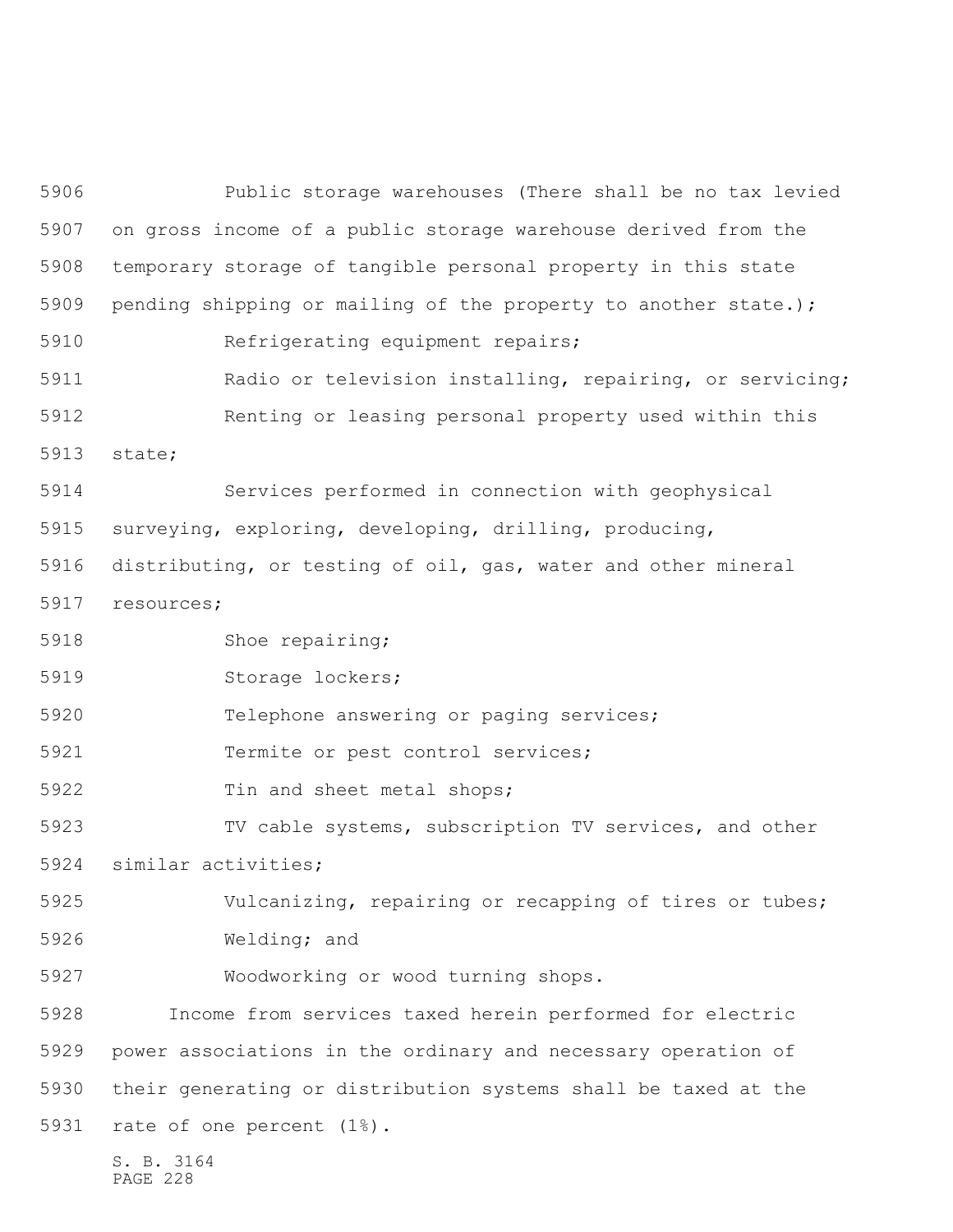Public storage warehouses (There shall be no tax levied on gross income of a public storage warehouse derived from the temporary storage of tangible personal property in this state pending shipping or mailing of the property to another state.);

Refrigerating equipment repairs;

Radio or television installing, repairing, or servicing;

Renting or leasing personal property used within this state;

Services performed in connection with geophysical surveying, exploring, developing, drilling, producing, distributing, or testing of oil, gas, water and other mineral resources;

Shoe repairing;

Storage lockers;

Telephone answering or paging services;

Termite or pest control services;

Tin and sheet metal shops;

TV cable systems, subscription TV services, and other similar activities;

Vulcanizing, repairing or recapping of tires or tubes;

Welding; and

Woodworking or wood turning shops.

Income from services taxed herein performed for electric power associations in the ordinary and necessary operation of their generating or distribution systems shall be taxed at the rate of one percent (1%).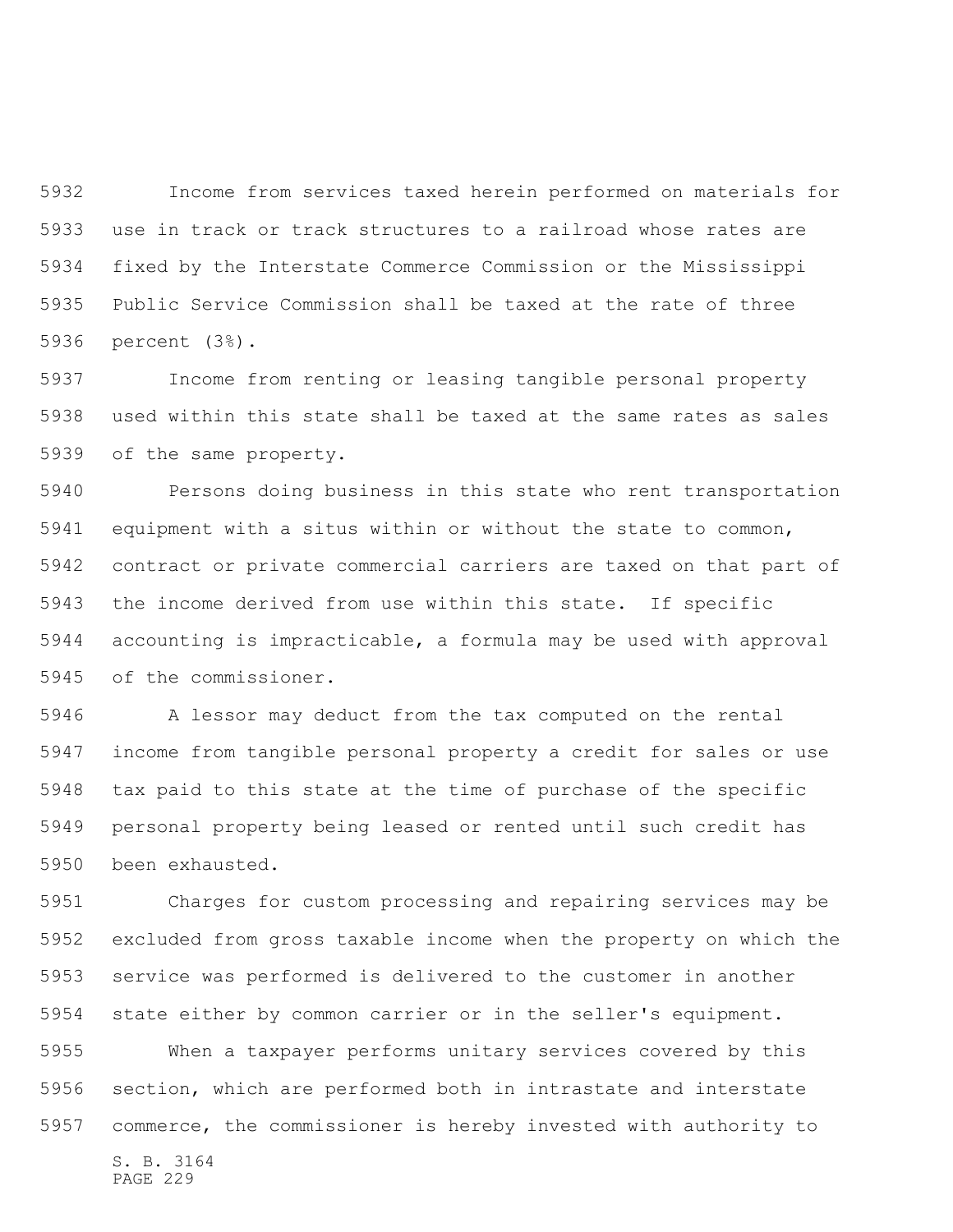Income from services taxed herein performed on materials for use in track or track structures to a railroad whose rates are fixed by the Interstate Commerce Commission or the Mississippi Public Service Commission shall be taxed at the rate of three percent (3%).

Income from renting or leasing tangible personal property used within this state shall be taxed at the same rates as sales of the same property.

Persons doing business in this state who rent transportation equipment with a situs within or without the state to common, contract or private commercial carriers are taxed on that part of the income derived from use within this state. If specific accounting is impracticable, a formula may be used with approval of the commissioner.

A lessor may deduct from the tax computed on the rental income from tangible personal property a credit for sales or use tax paid to this state at the time of purchase of the specific personal property being leased or rented until such credit has been exhausted.

Charges for custom processing and repairing services may be excluded from gross taxable income when the property on which the service was performed is delivered to the customer in another state either by common carrier or in the seller's equipment.

When a taxpayer performs unitary services covered by this section, which are performed both in intrastate and interstate commerce, the commissioner is hereby invested with authority to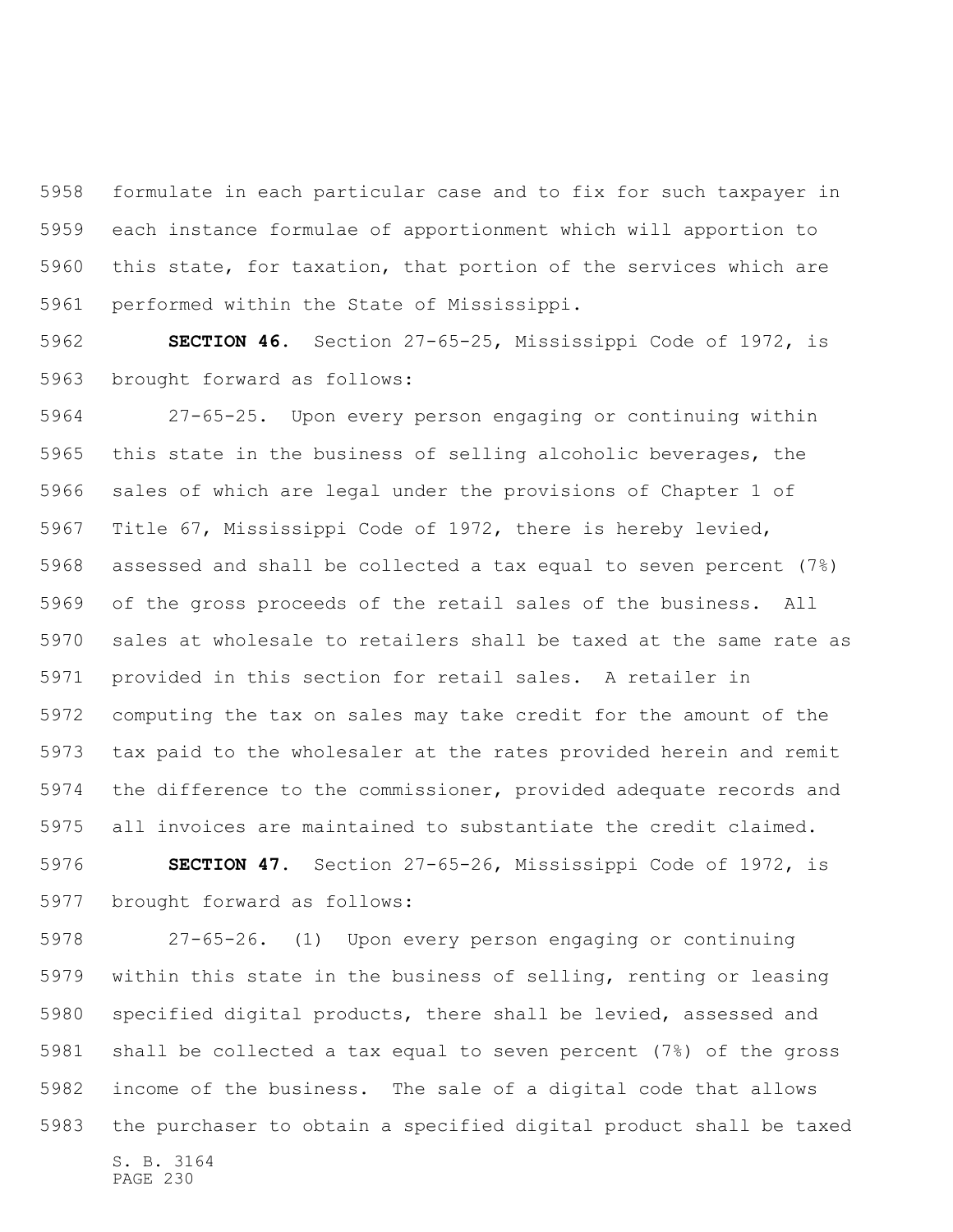formulate in each particular case and to fix for such taxpayer in each instance formulae of apportionment which will apportion to this state, for taxation, that portion of the services which are performed within the State of Mississippi.

**SECTION 46.** Section 27-65-25, Mississippi Code of 1972, is brought forward as follows:

27-65-25. Upon every person engaging or continuing within this state in the business of selling alcoholic beverages, the sales of which are legal under the provisions of Chapter 1 of Title 67, Mississippi Code of 1972, there is hereby levied, assessed and shall be collected a tax equal to seven percent (7%) of the gross proceeds of the retail sales of the business. All sales at wholesale to retailers shall be taxed at the same rate as provided in this section for retail sales. A retailer in computing the tax on sales may take credit for the amount of the tax paid to the wholesaler at the rates provided herein and remit the difference to the commissioner, provided adequate records and all invoices are maintained to substantiate the credit claimed.

**SECTION 47.** Section 27-65-26, Mississippi Code of 1972, is brought forward as follows:

27-65-26. (1) Upon every person engaging or continuing within this state in the business of selling, renting or leasing specified digital products, there shall be levied, assessed and shall be collected a tax equal to seven percent (7%) of the gross income of the business. The sale of a digital code that allows the purchaser to obtain a specified digital product shall be taxed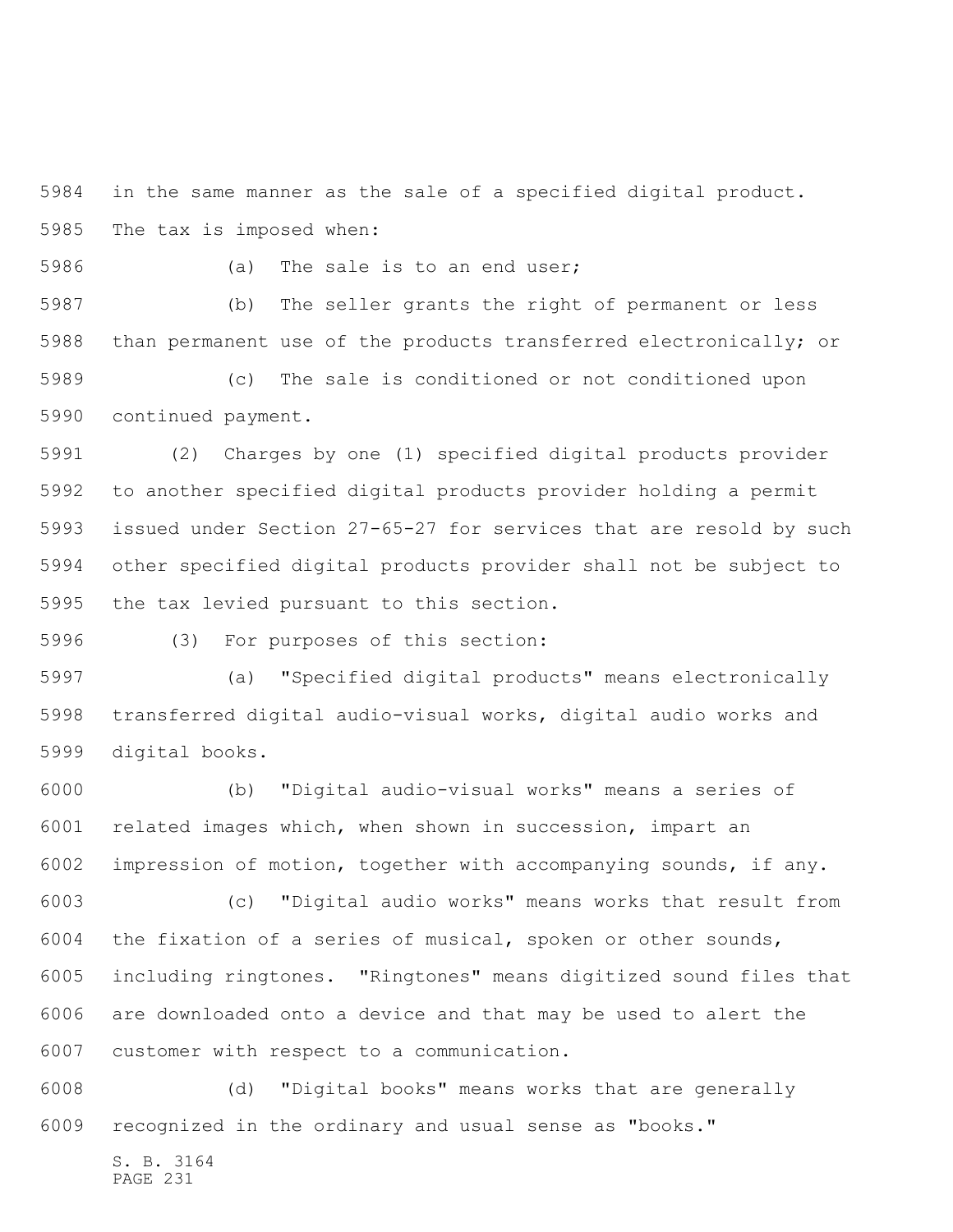in the same manner as the sale of a specified digital product. The tax is imposed when:

(a) The sale is to an end user;

(b) The seller grants the right of permanent or less than permanent use of the products transferred electronically; or

(c) The sale is conditioned or not conditioned upon continued payment.

(2) Charges by one (1) specified digital products provider to another specified digital products provider holding a permit issued under Section 27-65-27 for services that are resold by such other specified digital products provider shall not be subject to the tax levied pursuant to this section.

(3) For purposes of this section:

(a) "Specified digital products" means electronically transferred digital audio-visual works, digital audio works and digital books.

(b) "Digital audio-visual works" means a series of related images which, when shown in succession, impart an impression of motion, together with accompanying sounds, if any.

(c) "Digital audio works" means works that result from the fixation of a series of musical, spoken or other sounds, including ringtones. "Ringtones" means digitized sound files that are downloaded onto a device and that may be used to alert the customer with respect to a communication.

(d) "Digital books" means works that are generally recognized in the ordinary and usual sense as "books."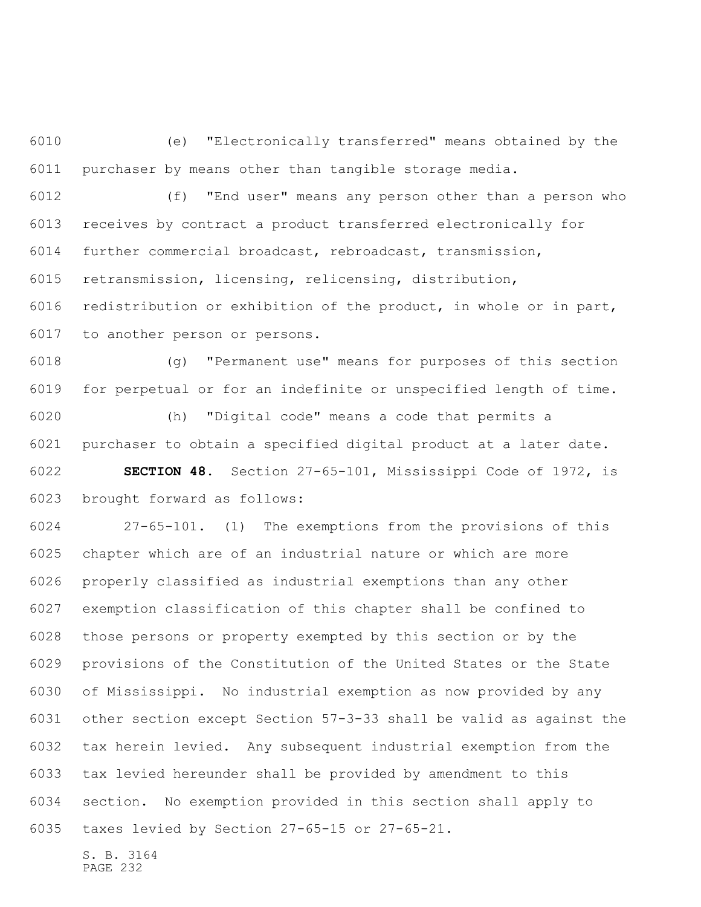(e) "Electronically transferred" means obtained by the purchaser by means other than tangible storage media.

(f) "End user" means any person other than a person who receives by contract a product transferred electronically for further commercial broadcast, rebroadcast, transmission, retransmission, licensing, relicensing, distribution, redistribution or exhibition of the product, in whole or in part, to another person or persons.

(g) "Permanent use" means for purposes of this section for perpetual or for an indefinite or unspecified length of time.

(h) "Digital code" means a code that permits a purchaser to obtain a specified digital product at a later date.

**SECTION 48.** Section 27-65-101, Mississippi Code of 1972, is brought forward as follows:

27-65-101. (1) The exemptions from the provisions of this chapter which are of an industrial nature or which are more properly classified as industrial exemptions than any other exemption classification of this chapter shall be confined to those persons or property exempted by this section or by the provisions of the Constitution of the United States or the State of Mississippi. No industrial exemption as now provided by any other section except Section 57-3-33 shall be valid as against the tax herein levied. Any subsequent industrial exemption from the tax levied hereunder shall be provided by amendment to this section. No exemption provided in this section shall apply to taxes levied by Section 27-65-15 or 27-65-21.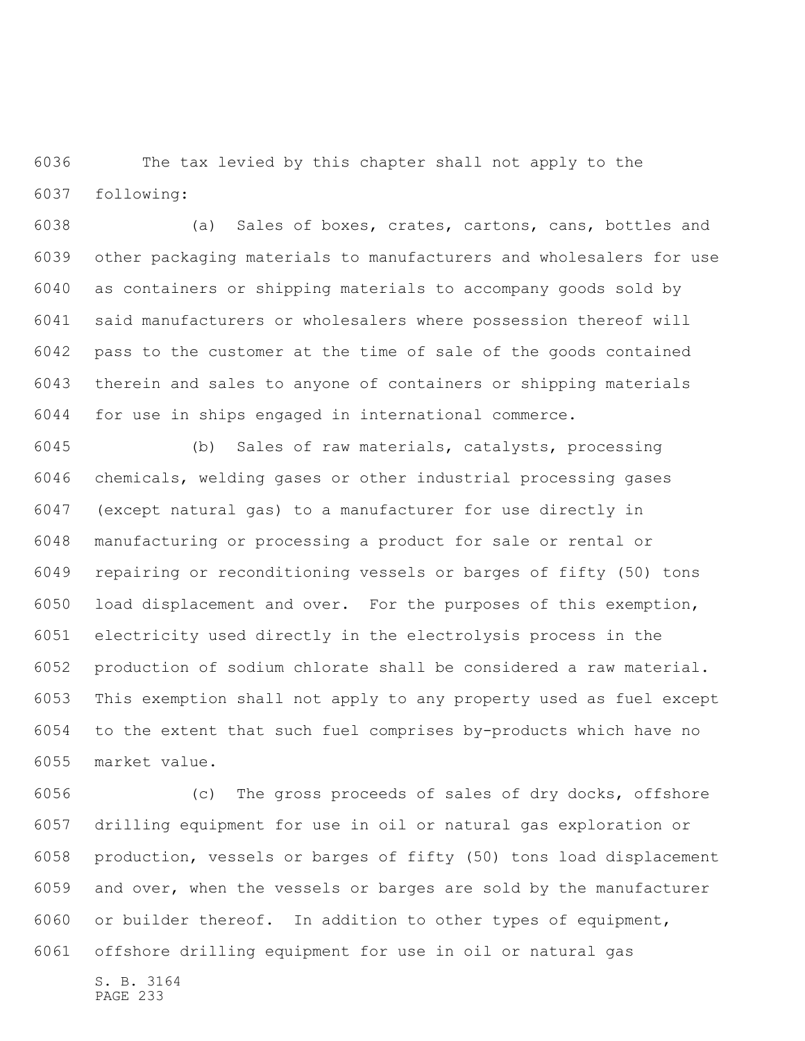The tax levied by this chapter shall not apply to the following:

(a) Sales of boxes, crates, cartons, cans, bottles and other packaging materials to manufacturers and wholesalers for use as containers or shipping materials to accompany goods sold by said manufacturers or wholesalers where possession thereof will pass to the customer at the time of sale of the goods contained therein and sales to anyone of containers or shipping materials for use in ships engaged in international commerce.

(b) Sales of raw materials, catalysts, processing chemicals, welding gases or other industrial processing gases (except natural gas) to a manufacturer for use directly in manufacturing or processing a product for sale or rental or repairing or reconditioning vessels or barges of fifty (50) tons load displacement and over. For the purposes of this exemption, electricity used directly in the electrolysis process in the production of sodium chlorate shall be considered a raw material. This exemption shall not apply to any property used as fuel except to the extent that such fuel comprises by-products which have no market value.

(c) The gross proceeds of sales of dry docks, offshore drilling equipment for use in oil or natural gas exploration or production, vessels or barges of fifty (50) tons load displacement and over, when the vessels or barges are sold by the manufacturer or builder thereof. In addition to other types of equipment, offshore drilling equipment for use in oil or natural gas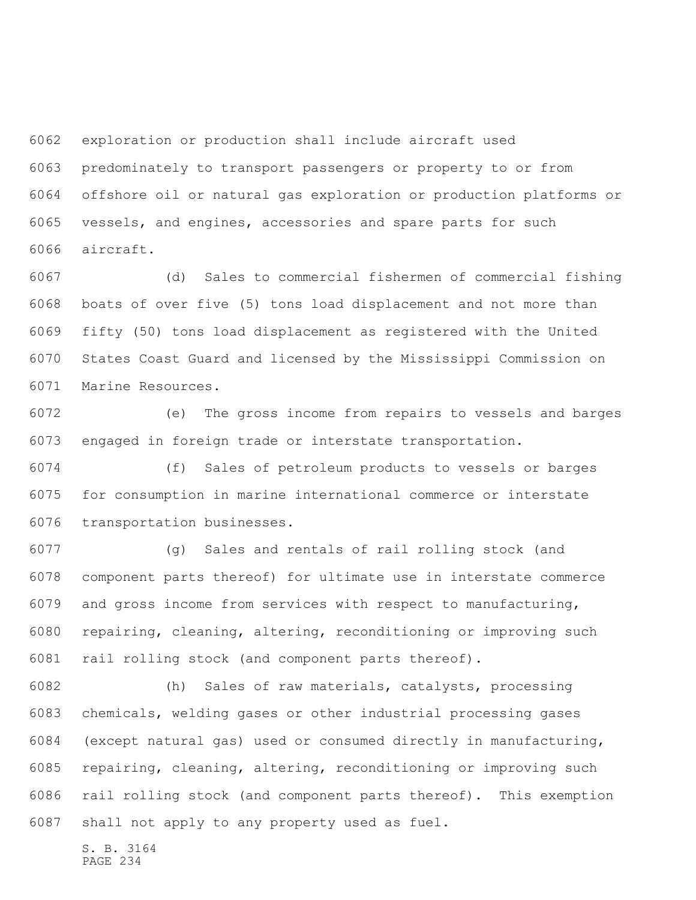exploration or production shall include aircraft used predominately to transport passengers or property to or from offshore oil or natural gas exploration or production platforms or vessels, and engines, accessories and spare parts for such aircraft.

(d) Sales to commercial fishermen of commercial fishing boats of over five (5) tons load displacement and not more than fifty (50) tons load displacement as registered with the United States Coast Guard and licensed by the Mississippi Commission on Marine Resources.

(e) The gross income from repairs to vessels and barges engaged in foreign trade or interstate transportation.

(f) Sales of petroleum products to vessels or barges for consumption in marine international commerce or interstate transportation businesses.

(g) Sales and rentals of rail rolling stock (and component parts thereof) for ultimate use in interstate commerce and gross income from services with respect to manufacturing, repairing, cleaning, altering, reconditioning or improving such rail rolling stock (and component parts thereof).

(h) Sales of raw materials, catalysts, processing chemicals, welding gases or other industrial processing gases (except natural gas) used or consumed directly in manufacturing, repairing, cleaning, altering, reconditioning or improving such rail rolling stock (and component parts thereof). This exemption shall not apply to any property used as fuel.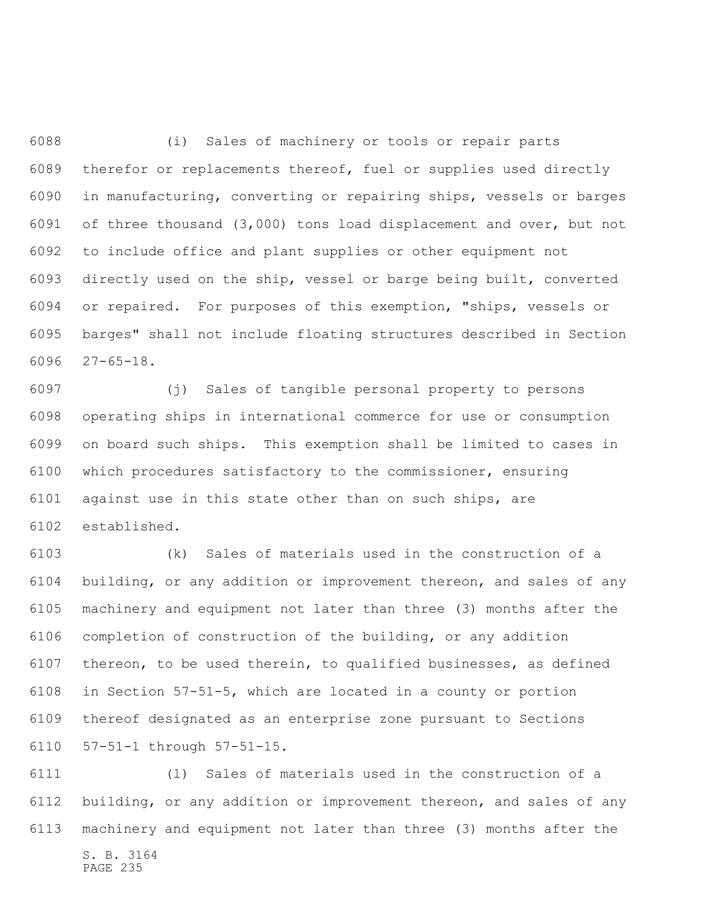(i) Sales of machinery or tools or repair parts therefor or replacements thereof, fuel or supplies used directly in manufacturing, converting or repairing ships, vessels or barges of three thousand (3,000) tons load displacement and over, but not to include office and plant supplies or other equipment not directly used on the ship, vessel or barge being built, converted or repaired. For purposes of this exemption, "ships, vessels or barges" shall not include floating structures described in Section 27-65-18.

(j) Sales of tangible personal property to persons operating ships in international commerce for use or consumption on board such ships. This exemption shall be limited to cases in which procedures satisfactory to the commissioner, ensuring against use in this state other than on such ships, are established.

(k) Sales of materials used in the construction of a building, or any addition or improvement thereon, and sales of any machinery and equipment not later than three (3) months after the completion of construction of the building, or any addition thereon, to be used therein, to qualified businesses, as defined in Section 57-51-5, which are located in a county or portion thereof designated as an enterprise zone pursuant to Sections 57-51-1 through 57-51-15.

(l) Sales of materials used in the construction of a building, or any addition or improvement thereon, and sales of any machinery and equipment not later than three (3) months after the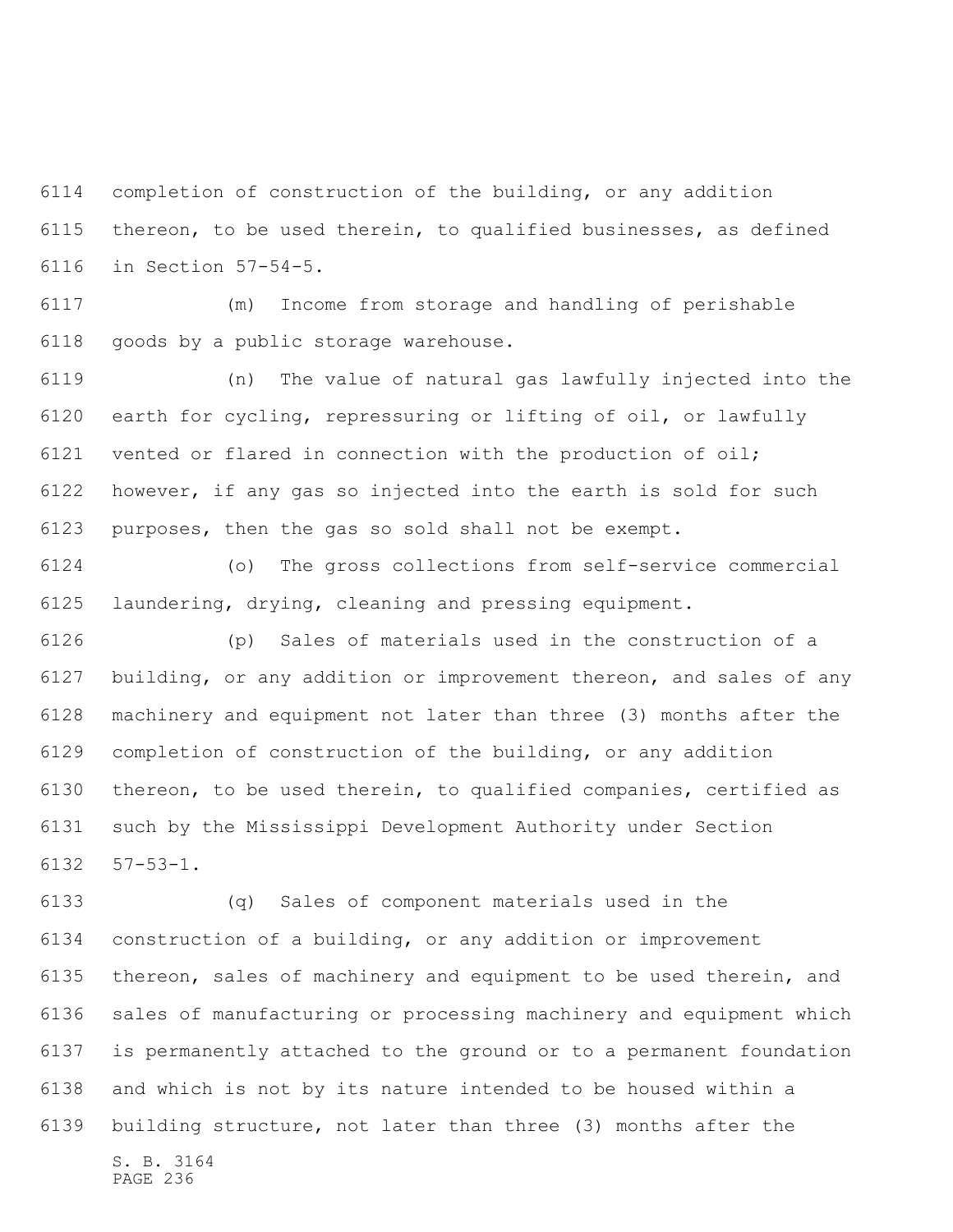completion of construction of the building, or any addition thereon, to be used therein, to qualified businesses, as defined in Section 57-54-5.

(m) Income from storage and handling of perishable goods by a public storage warehouse.

(n) The value of natural gas lawfully injected into the earth for cycling, repressuring or lifting of oil, or lawfully vented or flared in connection with the production of oil; however, if any gas so injected into the earth is sold for such purposes, then the gas so sold shall not be exempt.

(o) The gross collections from self-service commercial laundering, drying, cleaning and pressing equipment.

(p) Sales of materials used in the construction of a building, or any addition or improvement thereon, and sales of any machinery and equipment not later than three (3) months after the completion of construction of the building, or any addition thereon, to be used therein, to qualified companies, certified as such by the Mississippi Development Authority under Section 57-53-1.

(q) Sales of component materials used in the construction of a building, or any addition or improvement thereon, sales of machinery and equipment to be used therein, and sales of manufacturing or processing machinery and equipment which is permanently attached to the ground or to a permanent foundation and which is not by its nature intended to be housed within a building structure, not later than three (3) months after the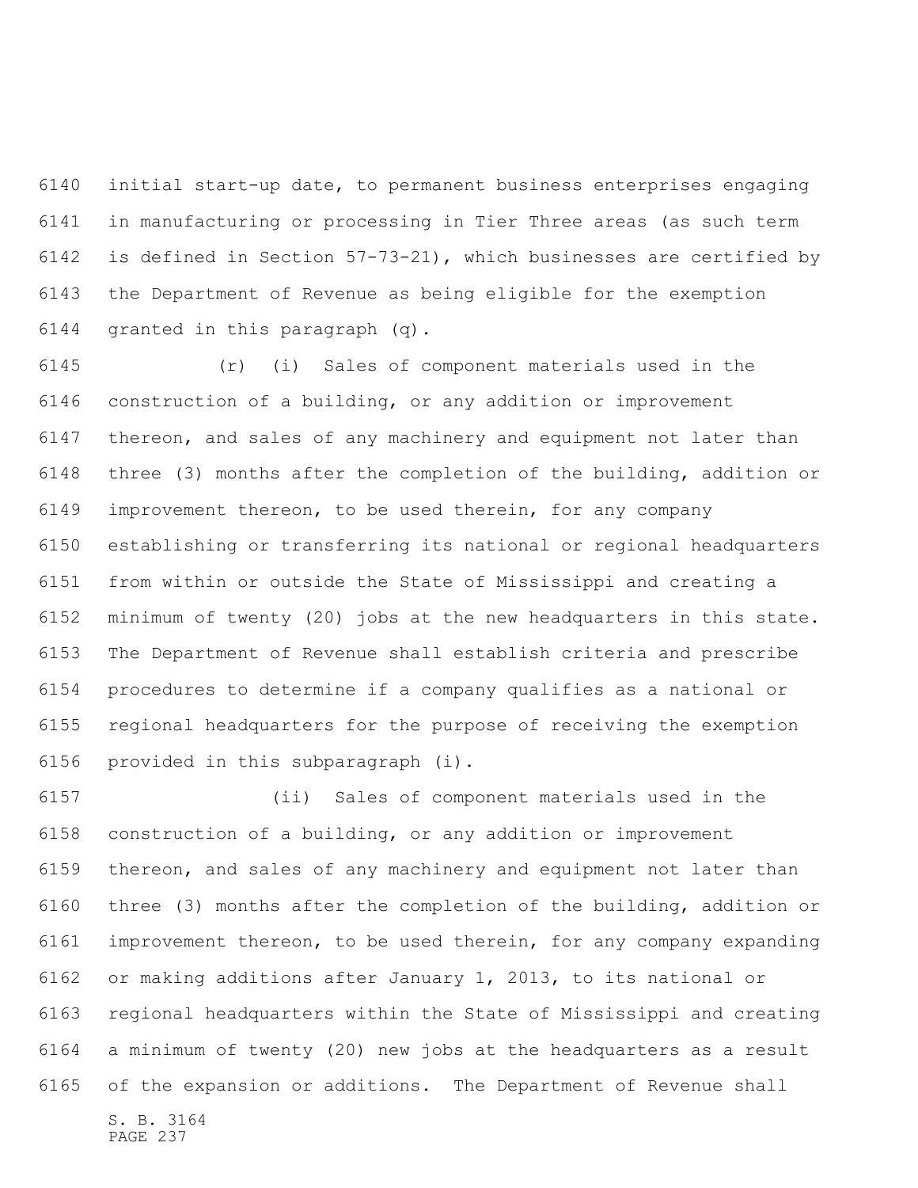initial start-up date, to permanent business enterprises engaging in manufacturing or processing in Tier Three areas (as such term is defined in Section 57-73-21), which businesses are certified by the Department of Revenue as being eligible for the exemption granted in this paragraph (q).

(r) (i) Sales of component materials used in the construction of a building, or any addition or improvement thereon, and sales of any machinery and equipment not later than three (3) months after the completion of the building, addition or improvement thereon, to be used therein, for any company establishing or transferring its national or regional headquarters from within or outside the State of Mississippi and creating a minimum of twenty (20) jobs at the new headquarters in this state. The Department of Revenue shall establish criteria and prescribe procedures to determine if a company qualifies as a national or regional headquarters for the purpose of receiving the exemption provided in this subparagraph (i).

(ii) Sales of component materials used in the construction of a building, or any addition or improvement thereon, and sales of any machinery and equipment not later than three (3) months after the completion of the building, addition or improvement thereon, to be used therein, for any company expanding or making additions after January 1, 2013, to its national or regional headquarters within the State of Mississippi and creating a minimum of twenty (20) new jobs at the headquarters as a result of the expansion or additions. The Department of Revenue shall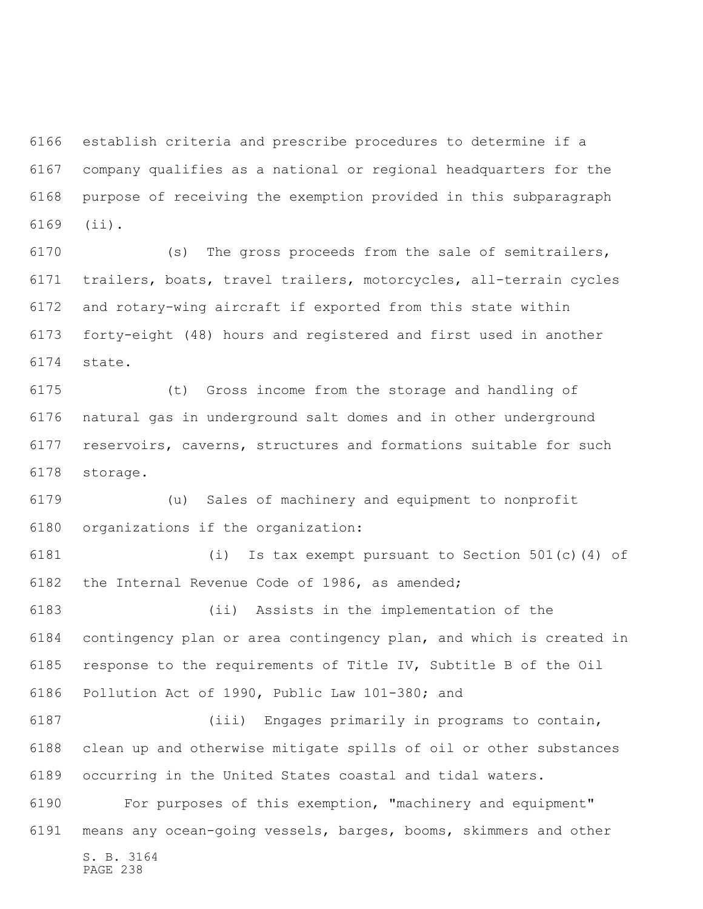establish criteria and prescribe procedures to determine if a company qualifies as a national or regional headquarters for the purpose of receiving the exemption provided in this subparagraph (ii).

(s) The gross proceeds from the sale of semitrailers, trailers, boats, travel trailers, motorcycles, all-terrain cycles and rotary-wing aircraft if exported from this state within forty-eight (48) hours and registered and first used in another state.

(t) Gross income from the storage and handling of natural gas in underground salt domes and in other underground reservoirs, caverns, structures and formations suitable for such storage.

(u) Sales of machinery and equipment to nonprofit organizations if the organization:

(i) Is tax exempt pursuant to Section 501(c)(4) of the Internal Revenue Code of 1986, as amended;

(ii) Assists in the implementation of the contingency plan or area contingency plan, and which is created in response to the requirements of Title IV, Subtitle B of the Oil Pollution Act of 1990, Public Law 101-380; and

(iii) Engages primarily in programs to contain, clean up and otherwise mitigate spills of oil or other substances occurring in the United States coastal and tidal waters.

For purposes of this exemption, "machinery and equipment" means any ocean-going vessels, barges, booms, skimmers and other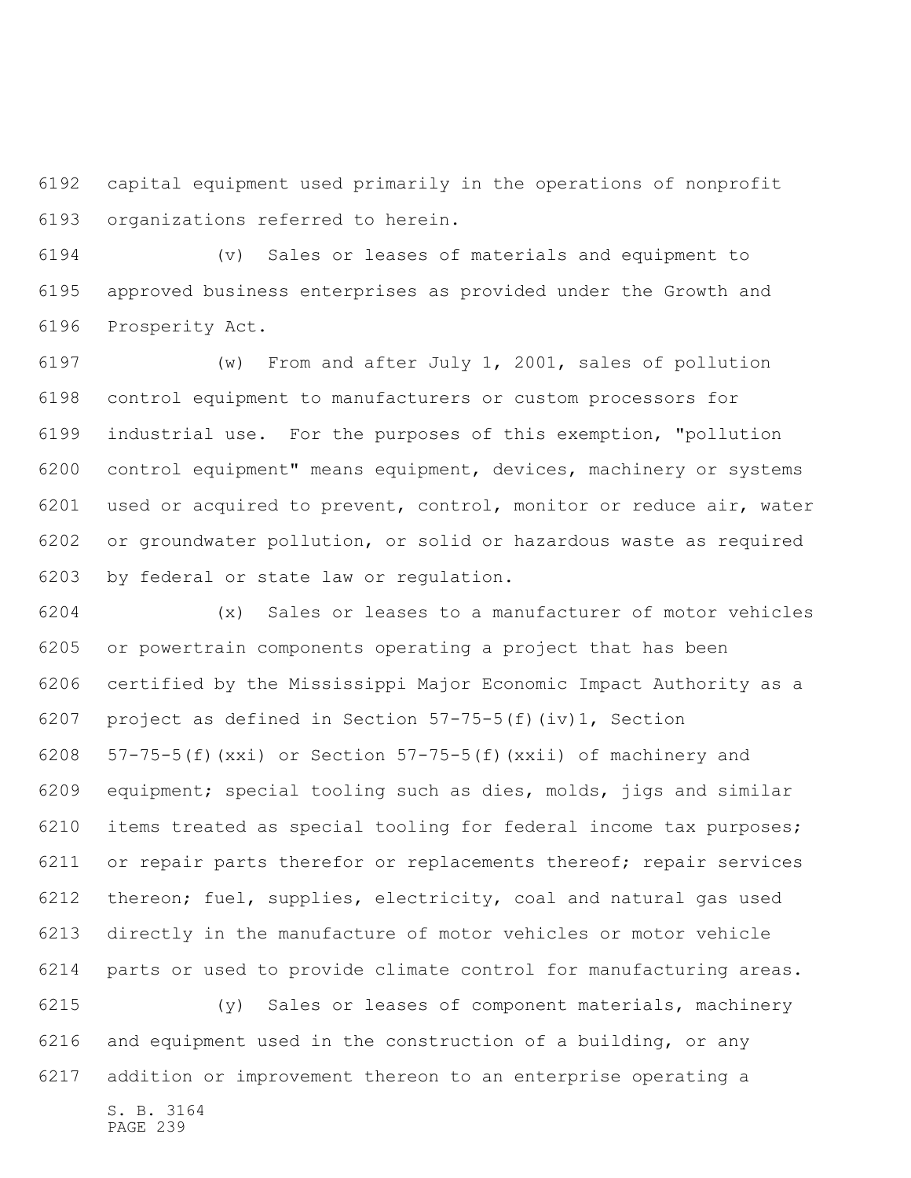capital equipment used primarily in the operations of nonprofit organizations referred to herein.

(v) Sales or leases of materials and equipment to approved business enterprises as provided under the Growth and Prosperity Act.

(w) From and after July 1, 2001, sales of pollution control equipment to manufacturers or custom processors for industrial use. For the purposes of this exemption, "pollution control equipment" means equipment, devices, machinery or systems used or acquired to prevent, control, monitor or reduce air, water or groundwater pollution, or solid or hazardous waste as required by federal or state law or regulation.

(x) Sales or leases to a manufacturer of motor vehicles or powertrain components operating a project that has been certified by the Mississippi Major Economic Impact Authority as a project as defined in Section 57-75-5(f)(iv)1, Section 57-75-5(f)(xxi) or Section 57-75-5(f)(xxii) of machinery and equipment; special tooling such as dies, molds, jigs and similar items treated as special tooling for federal income tax purposes; or repair parts therefor or replacements thereof; repair services thereon; fuel, supplies, electricity, coal and natural gas used directly in the manufacture of motor vehicles or motor vehicle parts or used to provide climate control for manufacturing areas.

(y) Sales or leases of component materials, machinery and equipment used in the construction of a building, or any addition or improvement thereon to an enterprise operating a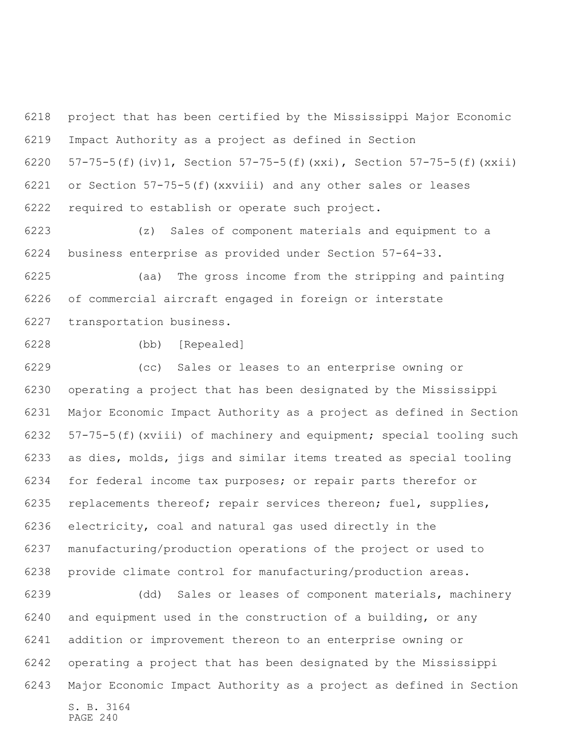project that has been certified by the Mississippi Major Economic Impact Authority as a project as defined in Section 57-75-5(f)(iv)1, Section 57-75-5(f)(xxi), Section 57-75-5(f)(xxii) or Section 57-75-5(f)(xxviii) and any other sales or leases required to establish or operate such project.

(z) Sales of component materials and equipment to a business enterprise as provided under Section 57-64-33.

(aa) The gross income from the stripping and painting of commercial aircraft engaged in foreign or interstate transportation business.

(bb) [Repealed]

(cc) Sales or leases to an enterprise owning or operating a project that has been designated by the Mississippi Major Economic Impact Authority as a project as defined in Section 57-75-5(f)(xviii) of machinery and equipment; special tooling such as dies, molds, jigs and similar items treated as special tooling for federal income tax purposes; or repair parts therefor or replacements thereof; repair services thereon; fuel, supplies, electricity, coal and natural gas used directly in the manufacturing/production operations of the project or used to provide climate control for manufacturing/production areas.

(dd) Sales or leases of component materials, machinery and equipment used in the construction of a building, or any addition or improvement thereon to an enterprise owning or operating a project that has been designated by the Mississippi Major Economic Impact Authority as a project as defined in Section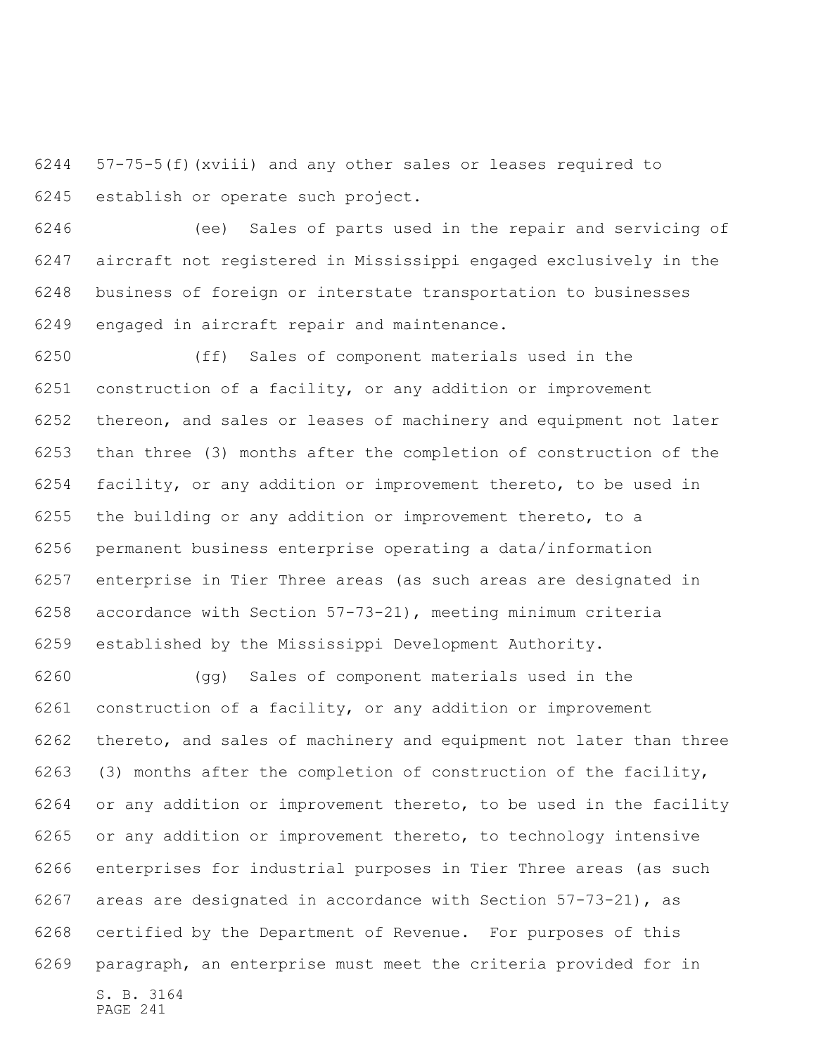57-75-5(f)(xviii) and any other sales or leases required to establish or operate such project.

(ee) Sales of parts used in the repair and servicing of aircraft not registered in Mississippi engaged exclusively in the business of foreign or interstate transportation to businesses engaged in aircraft repair and maintenance.

(ff) Sales of component materials used in the construction of a facility, or any addition or improvement thereon, and sales or leases of machinery and equipment not later than three (3) months after the completion of construction of the facility, or any addition or improvement thereto, to be used in the building or any addition or improvement thereto, to a permanent business enterprise operating a data/information enterprise in Tier Three areas (as such areas are designated in accordance with Section 57-73-21), meeting minimum criteria established by the Mississippi Development Authority.

(gg) Sales of component materials used in the construction of a facility, or any addition or improvement thereto, and sales of machinery and equipment not later than three (3) months after the completion of construction of the facility, or any addition or improvement thereto, to be used in the facility or any addition or improvement thereto, to technology intensive enterprises for industrial purposes in Tier Three areas (as such areas are designated in accordance with Section 57-73-21), as certified by the Department of Revenue. For purposes of this paragraph, an enterprise must meet the criteria provided for in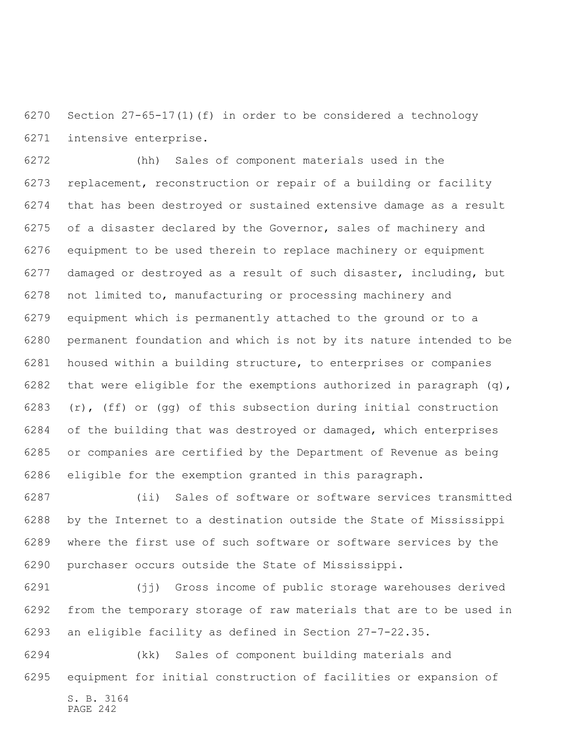Section 27-65-17(1)(f) in order to be considered a technology intensive enterprise.

(hh) Sales of component materials used in the replacement, reconstruction or repair of a building or facility that has been destroyed or sustained extensive damage as a result of a disaster declared by the Governor, sales of machinery and equipment to be used therein to replace machinery or equipment damaged or destroyed as a result of such disaster, including, but not limited to, manufacturing or processing machinery and equipment which is permanently attached to the ground or to a permanent foundation and which is not by its nature intended to be housed within a building structure, to enterprises or companies that were eligible for the exemptions authorized in paragraph (q), (r), (ff) or (gg) of this subsection during initial construction of the building that was destroyed or damaged, which enterprises or companies are certified by the Department of Revenue as being eligible for the exemption granted in this paragraph.

(ii) Sales of software or software services transmitted by the Internet to a destination outside the State of Mississippi where the first use of such software or software services by the purchaser occurs outside the State of Mississippi.

(jj) Gross income of public storage warehouses derived from the temporary storage of raw materials that are to be used in an eligible facility as defined in Section 27-7-22.35.

(kk) Sales of component building materials and equipment for initial construction of facilities or expansion of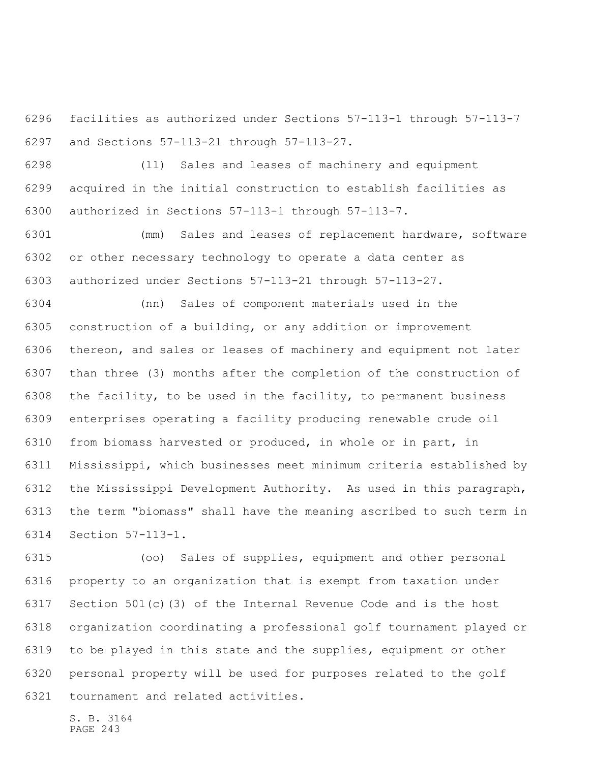facilities as authorized under Sections 57-113-1 through 57-113-7 and Sections 57-113-21 through 57-113-27.

(ll) Sales and leases of machinery and equipment acquired in the initial construction to establish facilities as authorized in Sections 57-113-1 through 57-113-7.

(mm) Sales and leases of replacement hardware, software or other necessary technology to operate a data center as authorized under Sections 57-113-21 through 57-113-27.

(nn) Sales of component materials used in the construction of a building, or any addition or improvement thereon, and sales or leases of machinery and equipment not later than three (3) months after the completion of the construction of the facility, to be used in the facility, to permanent business enterprises operating a facility producing renewable crude oil from biomass harvested or produced, in whole or in part, in Mississippi, which businesses meet minimum criteria established by the Mississippi Development Authority. As used in this paragraph, the term "biomass" shall have the meaning ascribed to such term in Section 57-113-1.

(oo) Sales of supplies, equipment and other personal property to an organization that is exempt from taxation under Section 501(c)(3) of the Internal Revenue Code and is the host organization coordinating a professional golf tournament played or to be played in this state and the supplies, equipment or other personal property will be used for purposes related to the golf tournament and related activities.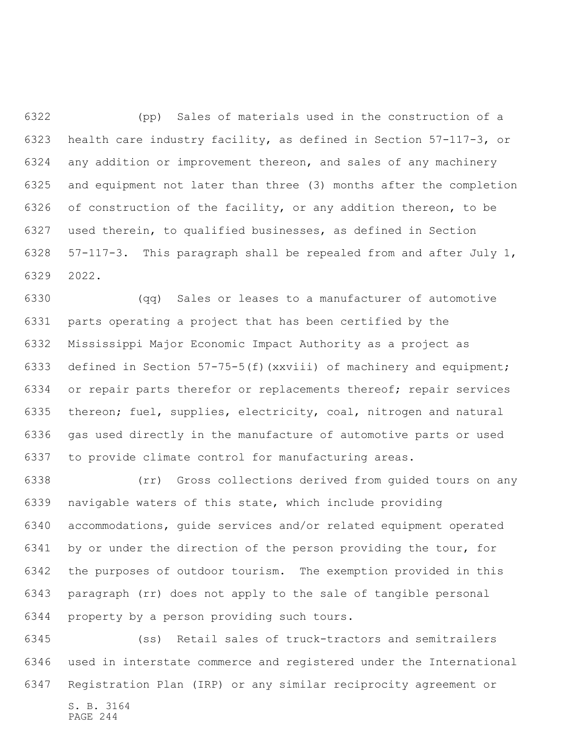(pp) Sales of materials used in the construction of a health care industry facility, as defined in Section 57-117-3, or any addition or improvement thereon, and sales of any machinery and equipment not later than three (3) months after the completion of construction of the facility, or any addition thereon, to be used therein, to qualified businesses, as defined in Section 57-117-3. This paragraph shall be repealed from and after July 1, 2022.

(qq) Sales or leases to a manufacturer of automotive parts operating a project that has been certified by the Mississippi Major Economic Impact Authority as a project as defined in Section 57-75-5(f)(xxviii) of machinery and equipment; or repair parts therefor or replacements thereof; repair services thereon; fuel, supplies, electricity, coal, nitrogen and natural gas used directly in the manufacture of automotive parts or used to provide climate control for manufacturing areas.

(rr) Gross collections derived from guided tours on any navigable waters of this state, which include providing accommodations, guide services and/or related equipment operated by or under the direction of the person providing the tour, for the purposes of outdoor tourism. The exemption provided in this paragraph (rr) does not apply to the sale of tangible personal property by a person providing such tours.

(ss) Retail sales of truck-tractors and semitrailers used in interstate commerce and registered under the International Registration Plan (IRP) or any similar reciprocity agreement or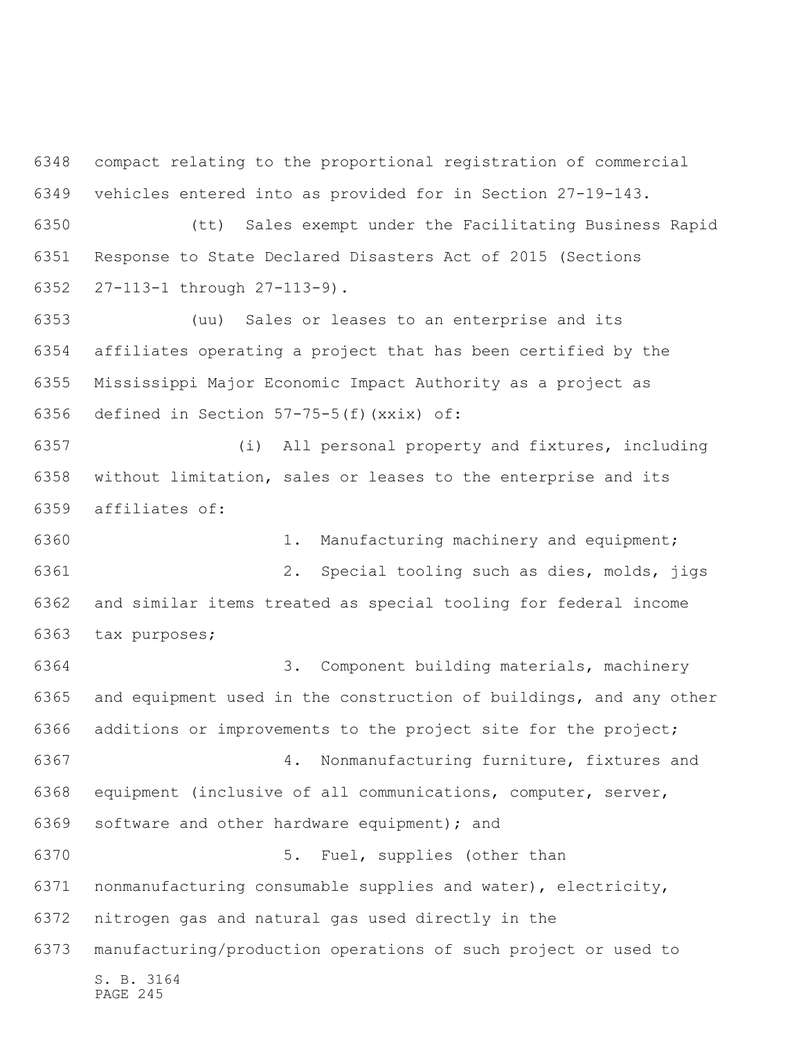compact relating to the proportional registration of commercial vehicles entered into as provided for in Section 27-19-143.

(tt) Sales exempt under the Facilitating Business Rapid Response to State Declared Disasters Act of 2015 (Sections 27-113-1 through 27-113-9).

(uu) Sales or leases to an enterprise and its affiliates operating a project that has been certified by the Mississippi Major Economic Impact Authority as a project as defined in Section 57-75-5(f)(xxix) of:

(i) All personal property and fixtures, including without limitation, sales or leases to the enterprise and its affiliates of:

1. Manufacturing machinery and equipment;

2. Special tooling such as dies, molds, jigs and similar items treated as special tooling for federal income tax purposes;

3. Component building materials, machinery and equipment used in the construction of buildings, and any other additions or improvements to the project site for the project;

4. Nonmanufacturing furniture, fixtures and equipment (inclusive of all communications, computer, server, software and other hardware equipment); and

5. Fuel, supplies (other than nonmanufacturing consumable supplies and water), electricity, nitrogen gas and natural gas used directly in the manufacturing/production operations of such project or used to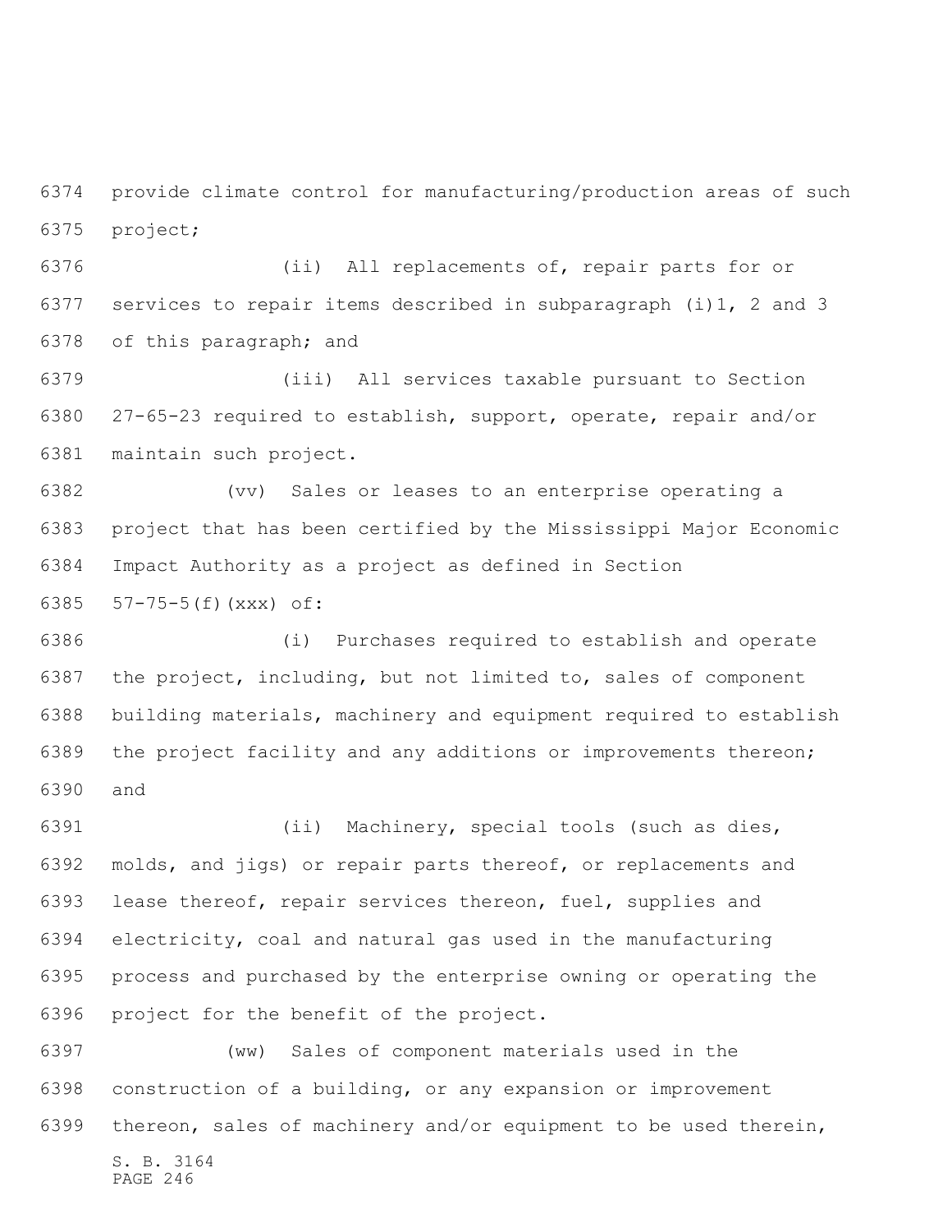provide climate control for manufacturing/production areas of such project;

(ii) All replacements of, repair parts for or services to repair items described in subparagraph (i)1, 2 and 3 of this paragraph; and

(iii) All services taxable pursuant to Section 27-65-23 required to establish, support, operate, repair and/or maintain such project.

(vv) Sales or leases to an enterprise operating a project that has been certified by the Mississippi Major Economic Impact Authority as a project as defined in Section 57-75-5(f)(xxx) of:

(i) Purchases required to establish and operate the project, including, but not limited to, sales of component building materials, machinery and equipment required to establish the project facility and any additions or improvements thereon; and

(ii) Machinery, special tools (such as dies, molds, and jigs) or repair parts thereof, or replacements and lease thereof, repair services thereon, fuel, supplies and electricity, coal and natural gas used in the manufacturing process and purchased by the enterprise owning or operating the project for the benefit of the project.

(ww) Sales of component materials used in the construction of a building, or any expansion or improvement thereon, sales of machinery and/or equipment to be used therein,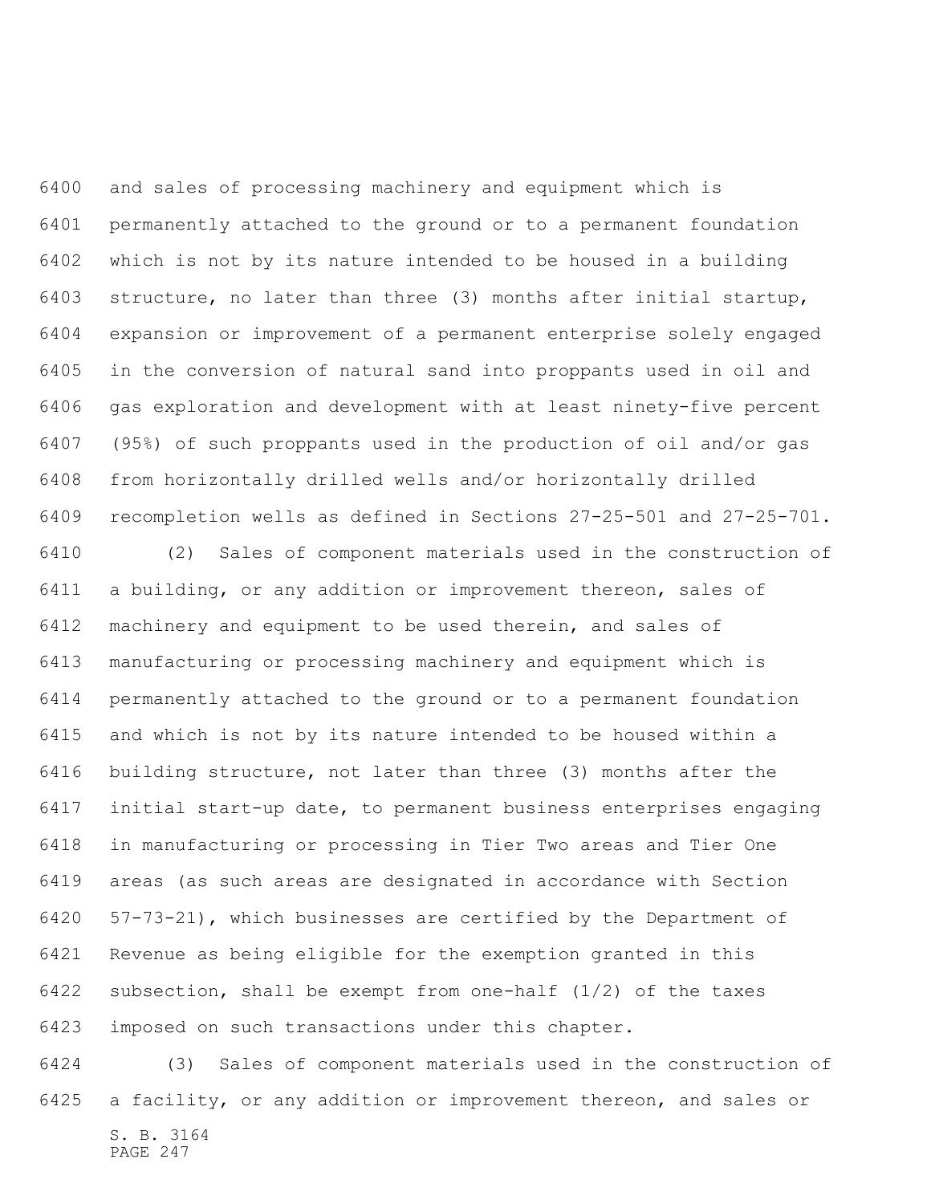and sales of processing machinery and equipment which is permanently attached to the ground or to a permanent foundation which is not by its nature intended to be housed in a building structure, no later than three (3) months after initial startup, expansion or improvement of a permanent enterprise solely engaged in the conversion of natural sand into proppants used in oil and gas exploration and development with at least ninety-five percent (95%) of such proppants used in the production of oil and/or gas from horizontally drilled wells and/or horizontally drilled recompletion wells as defined in Sections 27-25-501 and 27-25-701.

(2) Sales of component materials used in the construction of a building, or any addition or improvement thereon, sales of machinery and equipment to be used therein, and sales of manufacturing or processing machinery and equipment which is permanently attached to the ground or to a permanent foundation and which is not by its nature intended to be housed within a building structure, not later than three (3) months after the initial start-up date, to permanent business enterprises engaging in manufacturing or processing in Tier Two areas and Tier One areas (as such areas are designated in accordance with Section 57-73-21), which businesses are certified by the Department of Revenue as being eligible for the exemption granted in this subsection, shall be exempt from one-half (1/2) of the taxes imposed on such transactions under this chapter.

(3) Sales of component materials used in the construction of a facility, or any addition or improvement thereon, and sales or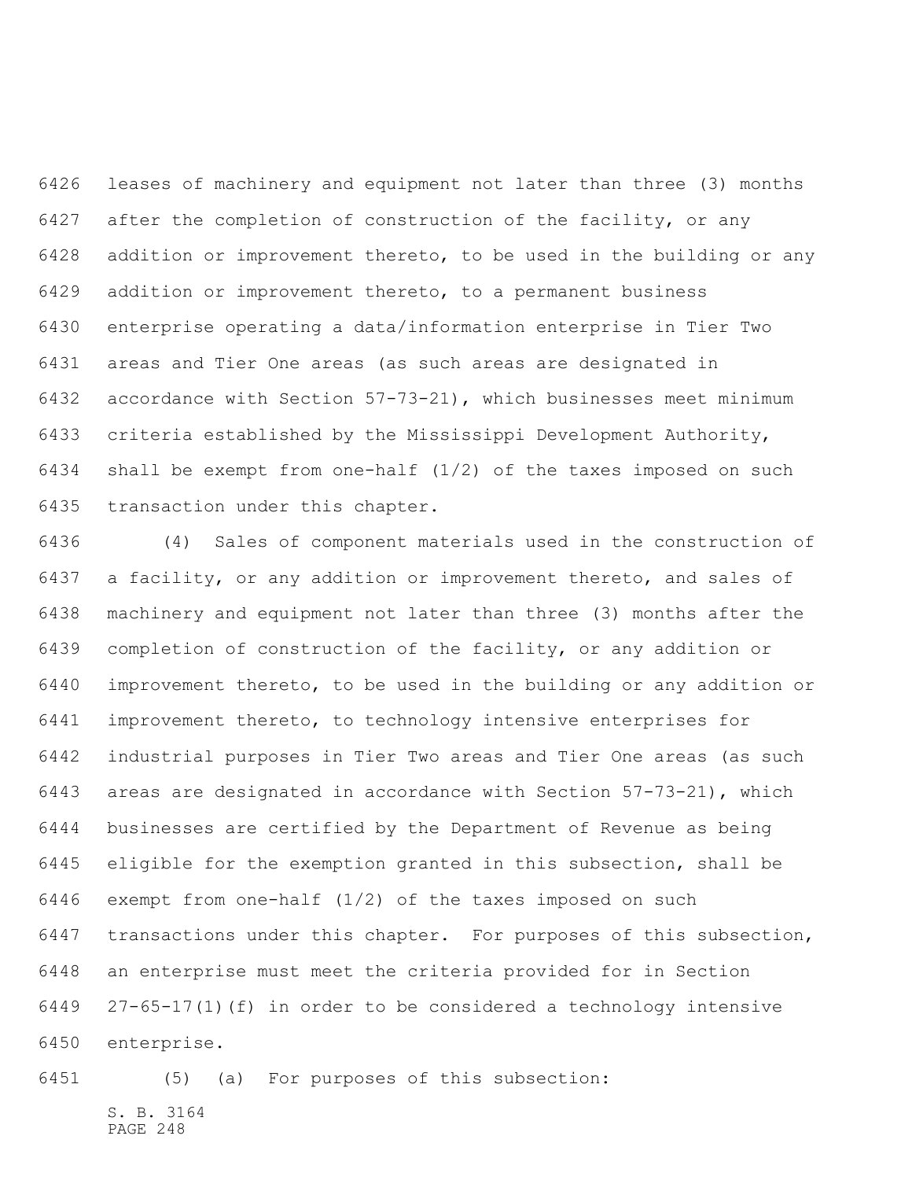leases of machinery and equipment not later than three (3) months after the completion of construction of the facility, or any addition or improvement thereto, to be used in the building or any addition or improvement thereto, to a permanent business enterprise operating a data/information enterprise in Tier Two areas and Tier One areas (as such areas are designated in accordance with Section 57-73-21), which businesses meet minimum criteria established by the Mississippi Development Authority, shall be exempt from one-half (1/2) of the taxes imposed on such transaction under this chapter.

(4) Sales of component materials used in the construction of a facility, or any addition or improvement thereto, and sales of machinery and equipment not later than three (3) months after the completion of construction of the facility, or any addition or improvement thereto, to be used in the building or any addition or improvement thereto, to technology intensive enterprises for industrial purposes in Tier Two areas and Tier One areas (as such areas are designated in accordance with Section 57-73-21), which businesses are certified by the Department of Revenue as being eligible for the exemption granted in this subsection, shall be exempt from one-half (1/2) of the taxes imposed on such transactions under this chapter. For purposes of this subsection, an enterprise must meet the criteria provided for in Section 27-65-17(1)(f) in order to be considered a technology intensive enterprise.

(5) (a) For purposes of this subsection: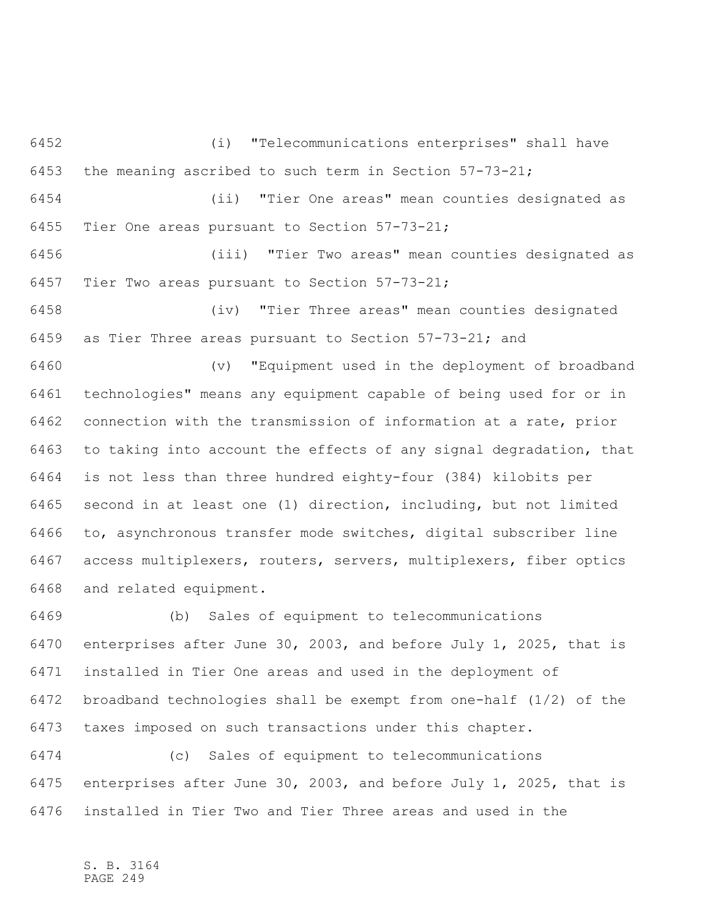(i) "Telecommunications enterprises" shall have the meaning ascribed to such term in Section 57-73-21;

(ii) "Tier One areas" mean counties designated as Tier One areas pursuant to Section 57-73-21;

(iii) "Tier Two areas" mean counties designated as Tier Two areas pursuant to Section 57-73-21;

(iv) "Tier Three areas" mean counties designated as Tier Three areas pursuant to Section 57-73-21; and

(v) "Equipment used in the deployment of broadband technologies" means any equipment capable of being used for or in connection with the transmission of information at a rate, prior to taking into account the effects of any signal degradation, that is not less than three hundred eighty-four (384) kilobits per second in at least one (1) direction, including, but not limited to, asynchronous transfer mode switches, digital subscriber line access multiplexers, routers, servers, multiplexers, fiber optics and related equipment.

(b) Sales of equipment to telecommunications enterprises after June 30, 2003, and before July 1, 2025, that is installed in Tier One areas and used in the deployment of broadband technologies shall be exempt from one-half (1/2) of the taxes imposed on such transactions under this chapter.

(c) Sales of equipment to telecommunications enterprises after June 30, 2003, and before July 1, 2025, that is installed in Tier Two and Tier Three areas and used in the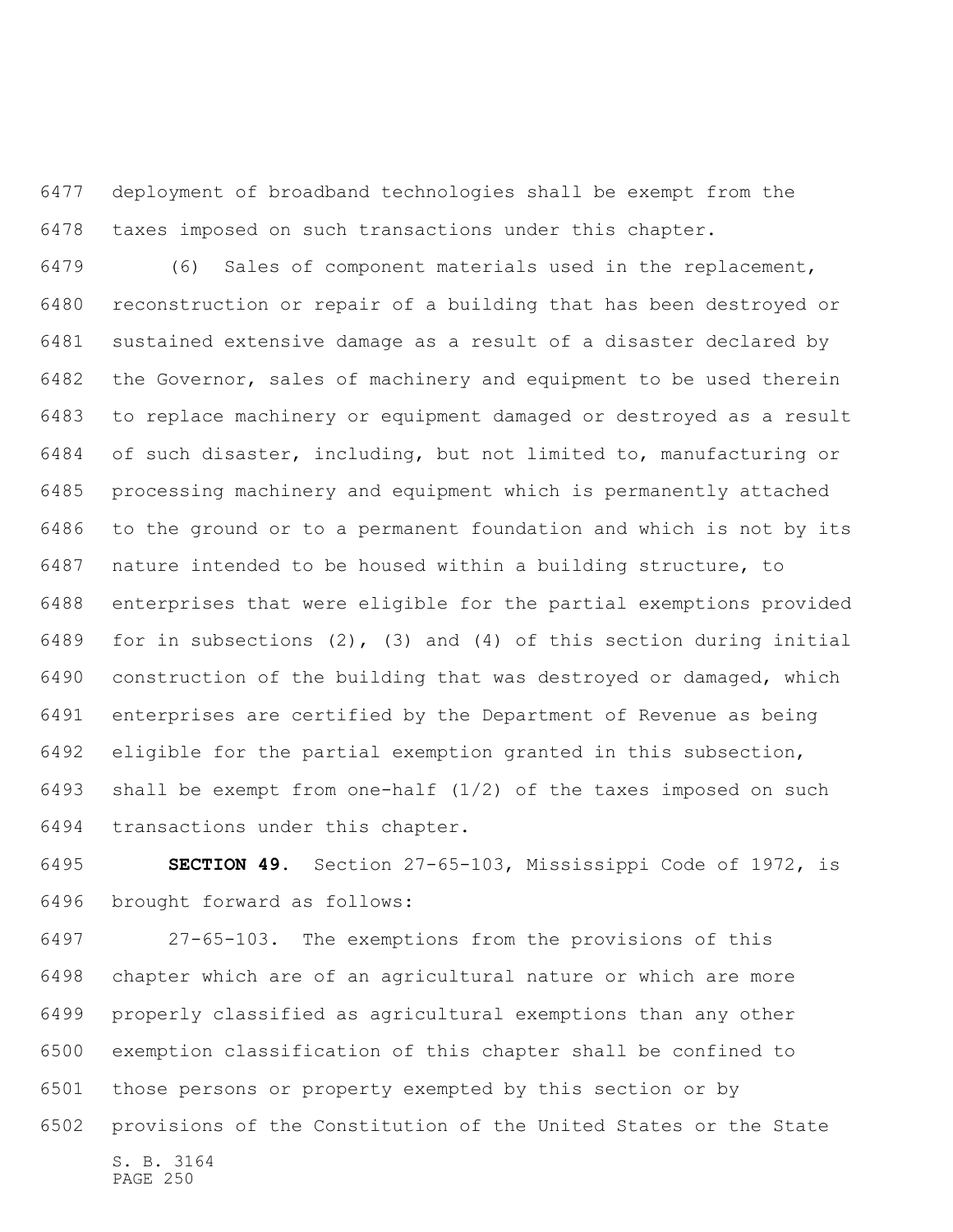deployment of broadband technologies shall be exempt from the taxes imposed on such transactions under this chapter.

(6) Sales of component materials used in the replacement, reconstruction or repair of a building that has been destroyed or sustained extensive damage as a result of a disaster declared by the Governor, sales of machinery and equipment to be used therein to replace machinery or equipment damaged or destroyed as a result of such disaster, including, but not limited to, manufacturing or processing machinery and equipment which is permanently attached to the ground or to a permanent foundation and which is not by its nature intended to be housed within a building structure, to enterprises that were eligible for the partial exemptions provided for in subsections (2), (3) and (4) of this section during initial construction of the building that was destroyed or damaged, which enterprises are certified by the Department of Revenue as being eligible for the partial exemption granted in this subsection, shall be exempt from one-half (1/2) of the taxes imposed on such transactions under this chapter.

**SECTION 49.** Section 27-65-103, Mississippi Code of 1972, is brought forward as follows:

27-65-103. The exemptions from the provisions of this chapter which are of an agricultural nature or which are more properly classified as agricultural exemptions than any other exemption classification of this chapter shall be confined to those persons or property exempted by this section or by provisions of the Constitution of the United States or the State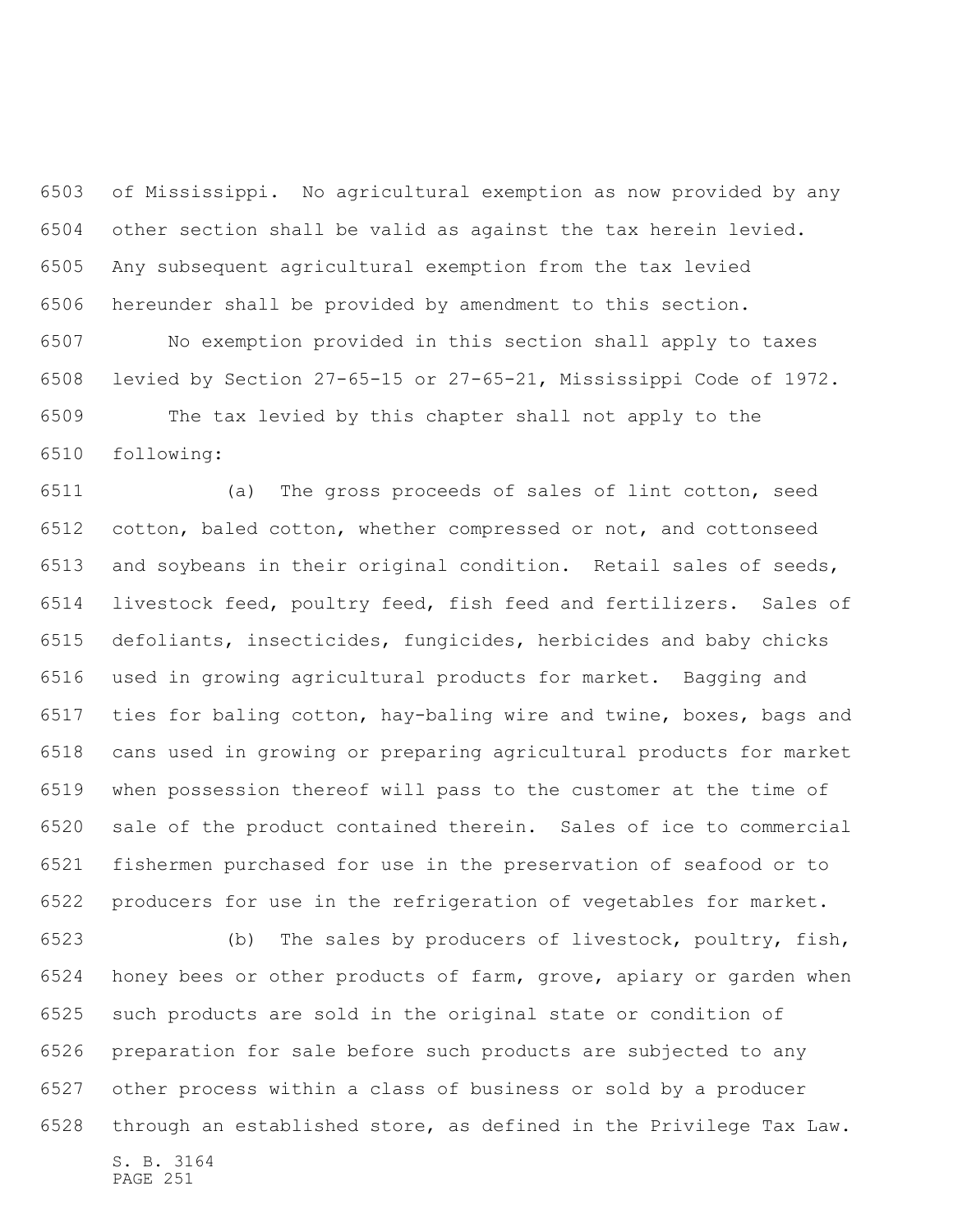of Mississippi. No agricultural exemption as now provided by any other section shall be valid as against the tax herein levied. Any subsequent agricultural exemption from the tax levied hereunder shall be provided by amendment to this section.

No exemption provided in this section shall apply to taxes levied by Section 27-65-15 or 27-65-21, Mississippi Code of 1972.

The tax levied by this chapter shall not apply to the following:

(a) The gross proceeds of sales of lint cotton, seed cotton, baled cotton, whether compressed or not, and cottonseed and soybeans in their original condition. Retail sales of seeds, livestock feed, poultry feed, fish feed and fertilizers. Sales of defoliants, insecticides, fungicides, herbicides and baby chicks used in growing agricultural products for market. Bagging and ties for baling cotton, hay-baling wire and twine, boxes, bags and cans used in growing or preparing agricultural products for market when possession thereof will pass to the customer at the time of sale of the product contained therein. Sales of ice to commercial fishermen purchased for use in the preservation of seafood or to producers for use in the refrigeration of vegetables for market.

(b) The sales by producers of livestock, poultry, fish, honey bees or other products of farm, grove, apiary or garden when such products are sold in the original state or condition of preparation for sale before such products are subjected to any other process within a class of business or sold by a producer through an established store, as defined in the Privilege Tax Law.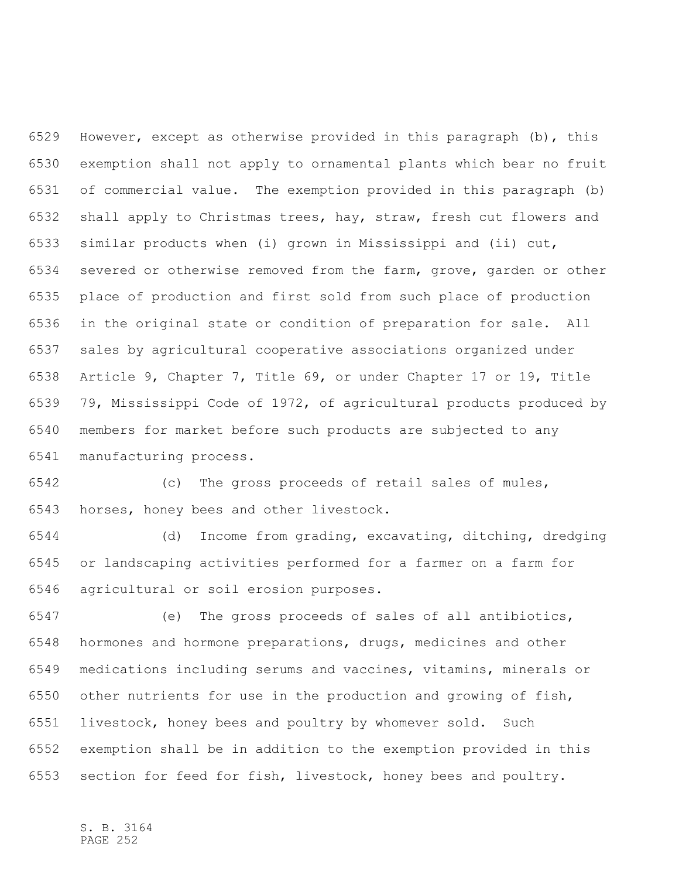However, except as otherwise provided in this paragraph (b), this exemption shall not apply to ornamental plants which bear no fruit of commercial value. The exemption provided in this paragraph (b) shall apply to Christmas trees, hay, straw, fresh cut flowers and similar products when (i) grown in Mississippi and (ii) cut, severed or otherwise removed from the farm, grove, garden or other place of production and first sold from such place of production in the original state or condition of preparation for sale. All sales by agricultural cooperative associations organized under Article 9, Chapter 7, Title 69, or under Chapter 17 or 19, Title 79, Mississippi Code of 1972, of agricultural products produced by members for market before such products are subjected to any manufacturing process.

(c) The gross proceeds of retail sales of mules, horses, honey bees and other livestock.

(d) Income from grading, excavating, ditching, dredging or landscaping activities performed for a farmer on a farm for agricultural or soil erosion purposes.

(e) The gross proceeds of sales of all antibiotics, hormones and hormone preparations, drugs, medicines and other medications including serums and vaccines, vitamins, minerals or other nutrients for use in the production and growing of fish, livestock, honey bees and poultry by whomever sold. Such exemption shall be in addition to the exemption provided in this section for feed for fish, livestock, honey bees and poultry.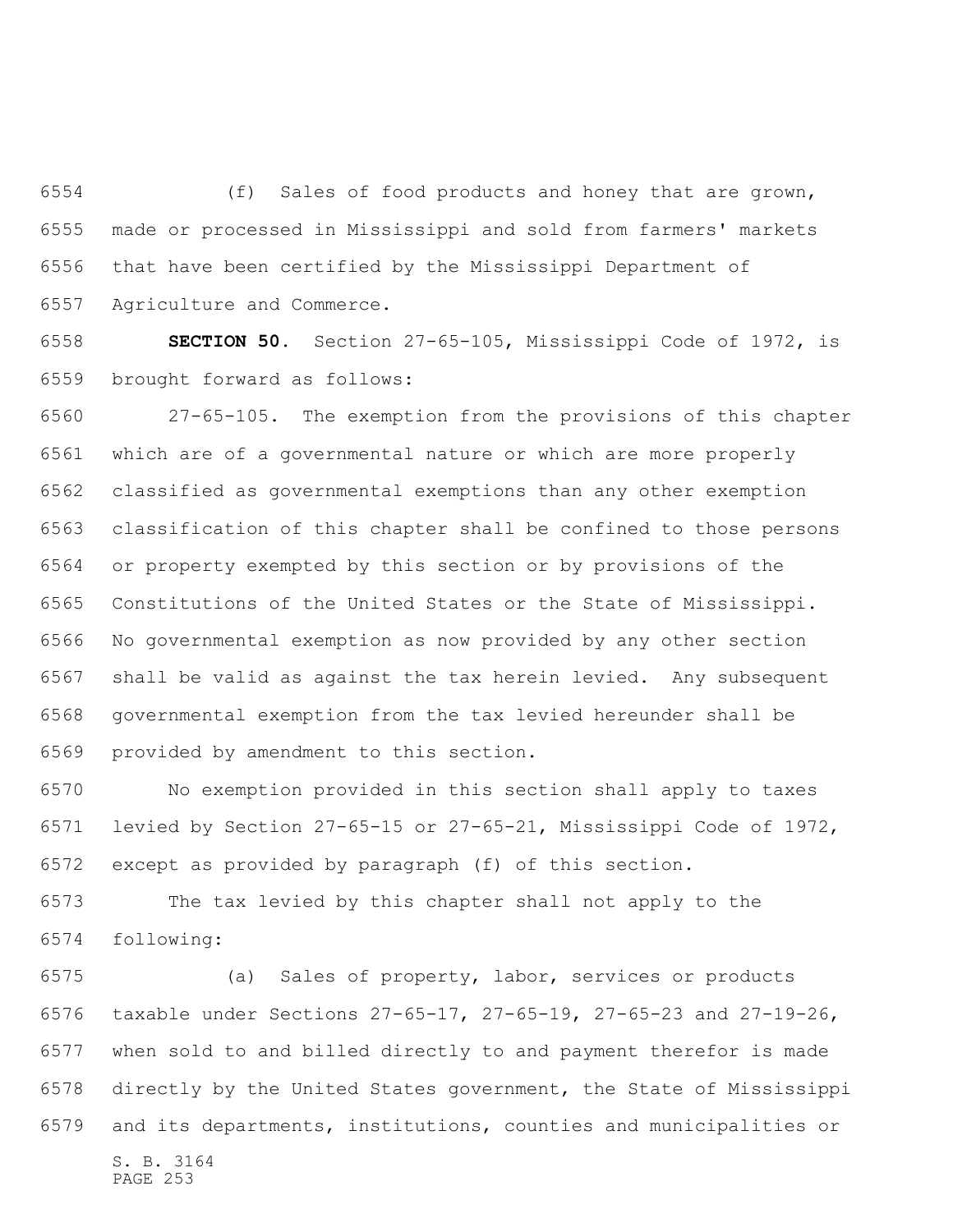(f) Sales of food products and honey that are grown, made or processed in Mississippi and sold from farmers' markets that have been certified by the Mississippi Department of Agriculture and Commerce.

**SECTION 50.** Section 27-65-105, Mississippi Code of 1972, is brought forward as follows:

27-65-105. The exemption from the provisions of this chapter which are of a governmental nature or which are more properly classified as governmental exemptions than any other exemption classification of this chapter shall be confined to those persons or property exempted by this section or by provisions of the Constitutions of the United States or the State of Mississippi. No governmental exemption as now provided by any other section shall be valid as against the tax herein levied. Any subsequent governmental exemption from the tax levied hereunder shall be provided by amendment to this section.

No exemption provided in this section shall apply to taxes levied by Section 27-65-15 or 27-65-21, Mississippi Code of 1972, except as provided by paragraph (f) of this section.

The tax levied by this chapter shall not apply to the following:

(a) Sales of property, labor, services or products taxable under Sections 27-65-17, 27-65-19, 27-65-23 and 27-19-26, when sold to and billed directly to and payment therefor is made directly by the United States government, the State of Mississippi and its departments, institutions, counties and municipalities or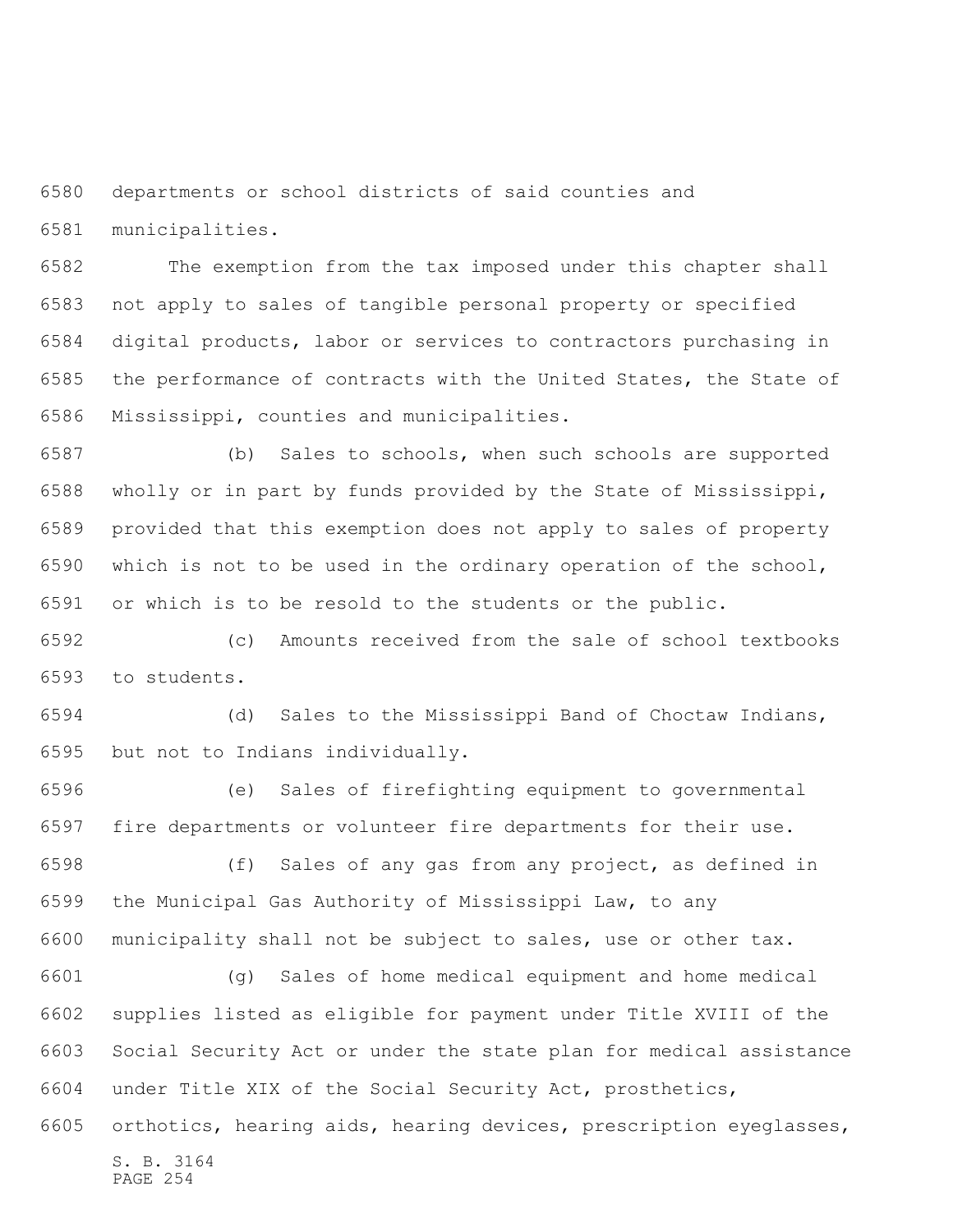departments or school districts of said counties and municipalities.

The exemption from the tax imposed under this chapter shall not apply to sales of tangible personal property or specified digital products, labor or services to contractors purchasing in the performance of contracts with the United States, the State of Mississippi, counties and municipalities.

(b) Sales to schools, when such schools are supported wholly or in part by funds provided by the State of Mississippi, provided that this exemption does not apply to sales of property which is not to be used in the ordinary operation of the school, or which is to be resold to the students or the public.

(c) Amounts received from the sale of school textbooks to students.

(d) Sales to the Mississippi Band of Choctaw Indians, but not to Indians individually.

(e) Sales of firefighting equipment to governmental fire departments or volunteer fire departments for their use.

(f) Sales of any gas from any project, as defined in the Municipal Gas Authority of Mississippi Law, to any municipality shall not be subject to sales, use or other tax.

(g) Sales of home medical equipment and home medical supplies listed as eligible for payment under Title XVIII of the Social Security Act or under the state plan for medical assistance under Title XIX of the Social Security Act, prosthetics, orthotics, hearing aids, hearing devices, prescription eyeglasses,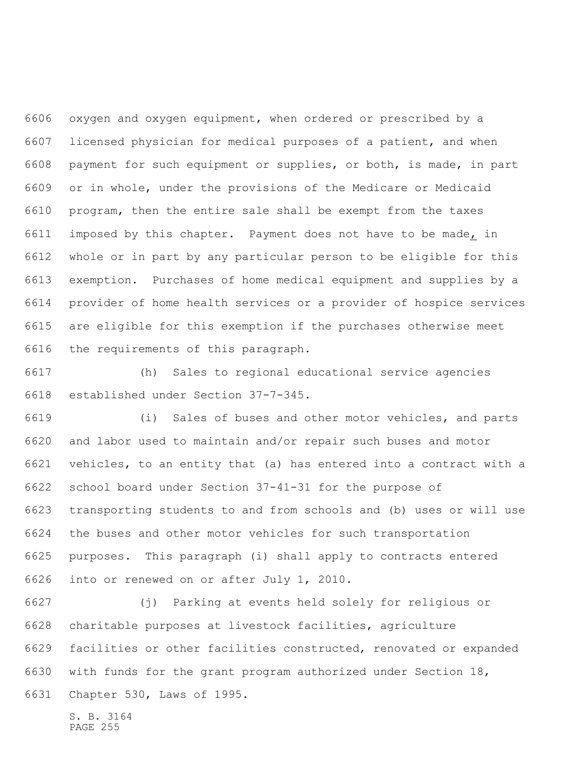oxygen and oxygen equipment, when ordered or prescribed by a licensed physician for medical purposes of a patient, and when payment for such equipment or supplies, or both, is made, in part or in whole, under the provisions of the Medicare or Medicaid program, then the entire sale shall be exempt from the taxes imposed by this chapter. Payment does not have to be made, in whole or in part by any particular person to be eligible for this exemption. Purchases of home medical equipment and supplies by a provider of home health services or a provider of hospice services are eligible for this exemption if the purchases otherwise meet the requirements of this paragraph.

(h) Sales to regional educational service agencies established under Section 37-7-345.

(i) Sales of buses and other motor vehicles, and parts and labor used to maintain and/or repair such buses and motor vehicles, to an entity that (a) has entered into a contract with a school board under Section 37-41-31 for the purpose of transporting students to and from schools and (b) uses or will use the buses and other motor vehicles for such transportation purposes. This paragraph (i) shall apply to contracts entered into or renewed on or after July 1, 2010.

(j) Parking at events held solely for religious or charitable purposes at livestock facilities, agriculture facilities or other facilities constructed, renovated or expanded with funds for the grant program authorized under Section 18, Chapter 530, Laws of 1995.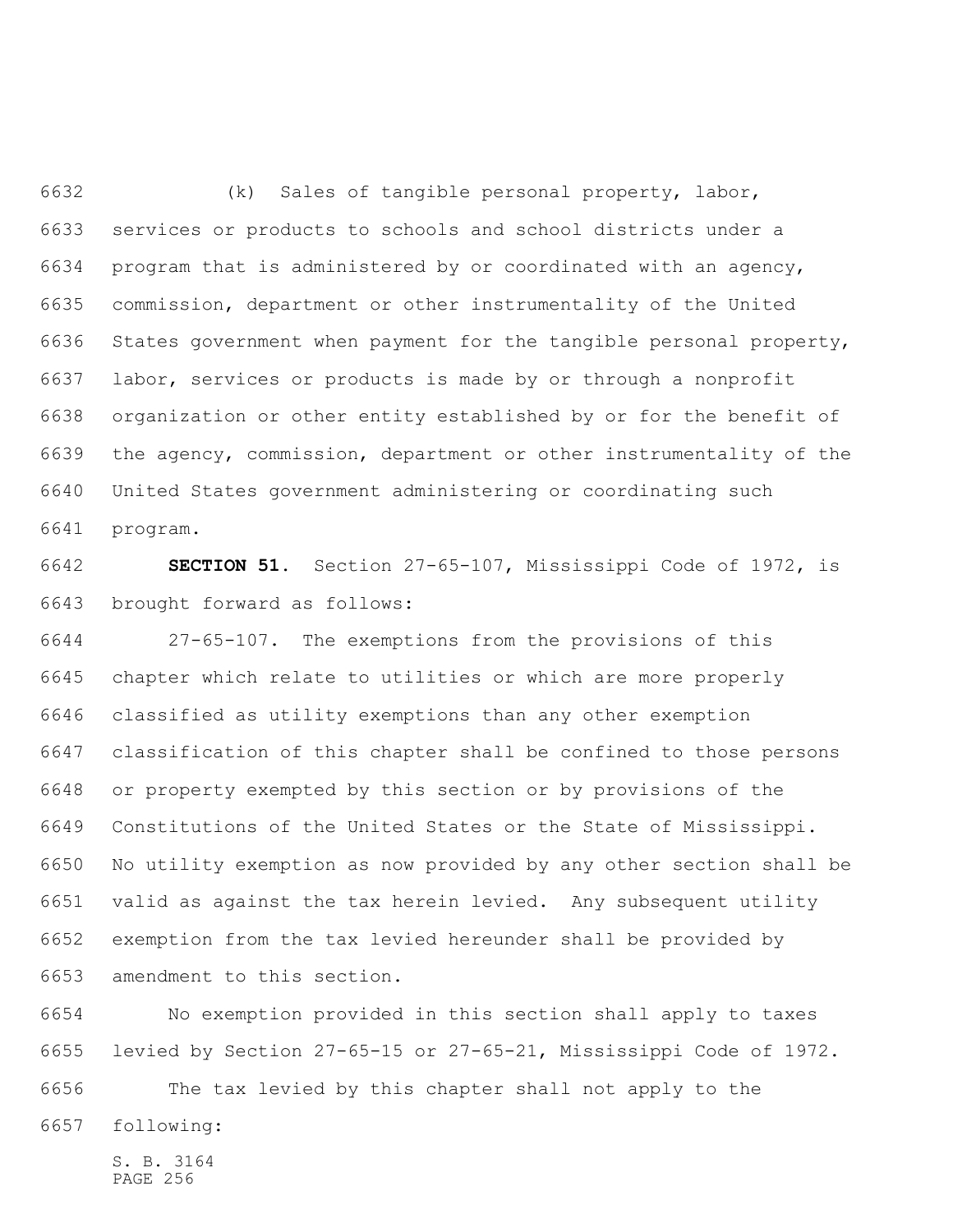(k) Sales of tangible personal property, labor, services or products to schools and school districts under a program that is administered by or coordinated with an agency, commission, department or other instrumentality of the United States government when payment for the tangible personal property, labor, services or products is made by or through a nonprofit organization or other entity established by or for the benefit of the agency, commission, department or other instrumentality of the United States government administering or coordinating such program.

**SECTION 51.** Section 27-65-107, Mississippi Code of 1972, is brought forward as follows:

27-65-107. The exemptions from the provisions of this chapter which relate to utilities or which are more properly classified as utility exemptions than any other exemption classification of this chapter shall be confined to those persons or property exempted by this section or by provisions of the Constitutions of the United States or the State of Mississippi. No utility exemption as now provided by any other section shall be valid as against the tax herein levied. Any subsequent utility exemption from the tax levied hereunder shall be provided by amendment to this section.

No exemption provided in this section shall apply to taxes levied by Section 27-65-15 or 27-65-21, Mississippi Code of 1972.

The tax levied by this chapter shall not apply to the following: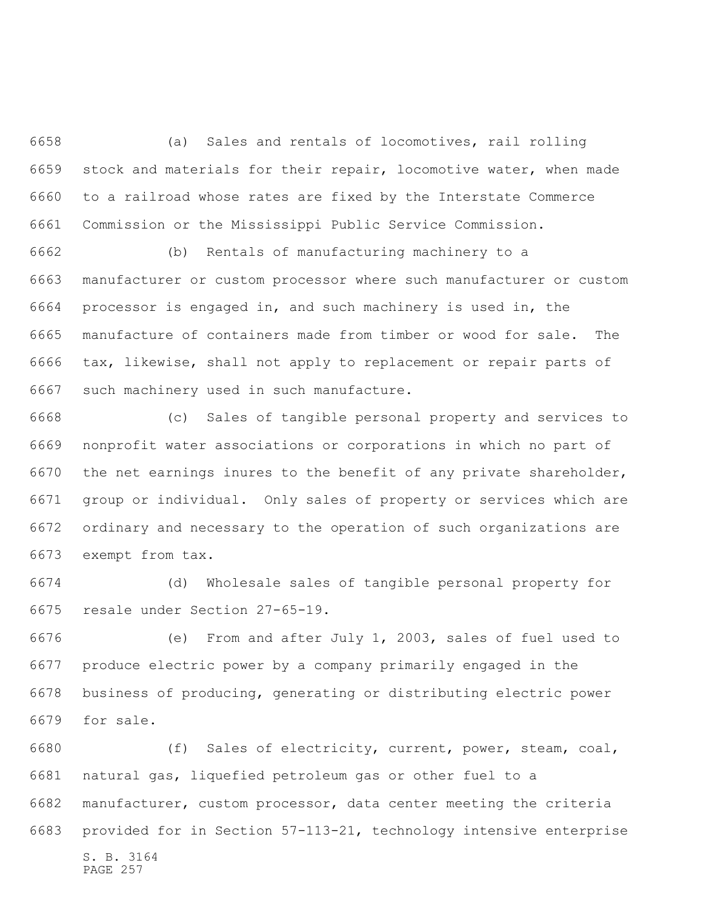(a) Sales and rentals of locomotives, rail rolling stock and materials for their repair, locomotive water, when made to a railroad whose rates are fixed by the Interstate Commerce Commission or the Mississippi Public Service Commission.

(b) Rentals of manufacturing machinery to a manufacturer or custom processor where such manufacturer or custom processor is engaged in, and such machinery is used in, the manufacture of containers made from timber or wood for sale. The tax, likewise, shall not apply to replacement or repair parts of such machinery used in such manufacture.

(c) Sales of tangible personal property and services to nonprofit water associations or corporations in which no part of the net earnings inures to the benefit of any private shareholder, group or individual. Only sales of property or services which are ordinary and necessary to the operation of such organizations are exempt from tax.

(d) Wholesale sales of tangible personal property for resale under Section 27-65-19.

(e) From and after July 1, 2003, sales of fuel used to produce electric power by a company primarily engaged in the business of producing, generating or distributing electric power for sale.

(f) Sales of electricity, current, power, steam, coal, natural gas, liquefied petroleum gas or other fuel to a manufacturer, custom processor, data center meeting the criteria provided for in Section 57-113-21, technology intensive enterprise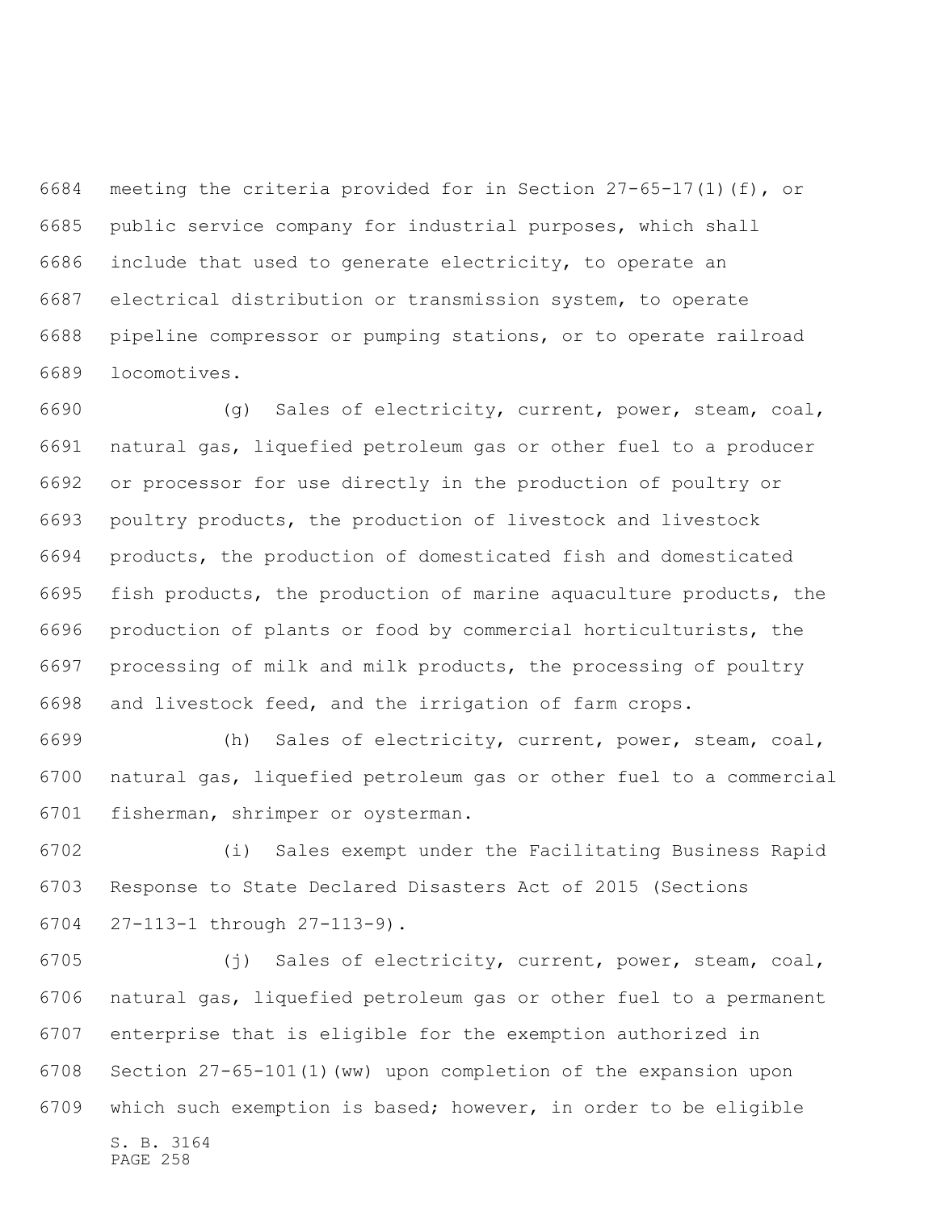meeting the criteria provided for in Section 27-65-17(1)(f), or public service company for industrial purposes, which shall include that used to generate electricity, to operate an electrical distribution or transmission system, to operate pipeline compressor or pumping stations, or to operate railroad locomotives.

(g) Sales of electricity, current, power, steam, coal, natural gas, liquefied petroleum gas or other fuel to a producer or processor for use directly in the production of poultry or poultry products, the production of livestock and livestock products, the production of domesticated fish and domesticated fish products, the production of marine aquaculture products, the production of plants or food by commercial horticulturists, the processing of milk and milk products, the processing of poultry and livestock feed, and the irrigation of farm crops.

(h) Sales of electricity, current, power, steam, coal, natural gas, liquefied petroleum gas or other fuel to a commercial fisherman, shrimper or oysterman.

(i) Sales exempt under the Facilitating Business Rapid Response to State Declared Disasters Act of 2015 (Sections 27-113-1 through 27-113-9).

(j) Sales of electricity, current, power, steam, coal, natural gas, liquefied petroleum gas or other fuel to a permanent enterprise that is eligible for the exemption authorized in Section 27-65-101(1)(ww) upon completion of the expansion upon which such exemption is based; however, in order to be eligible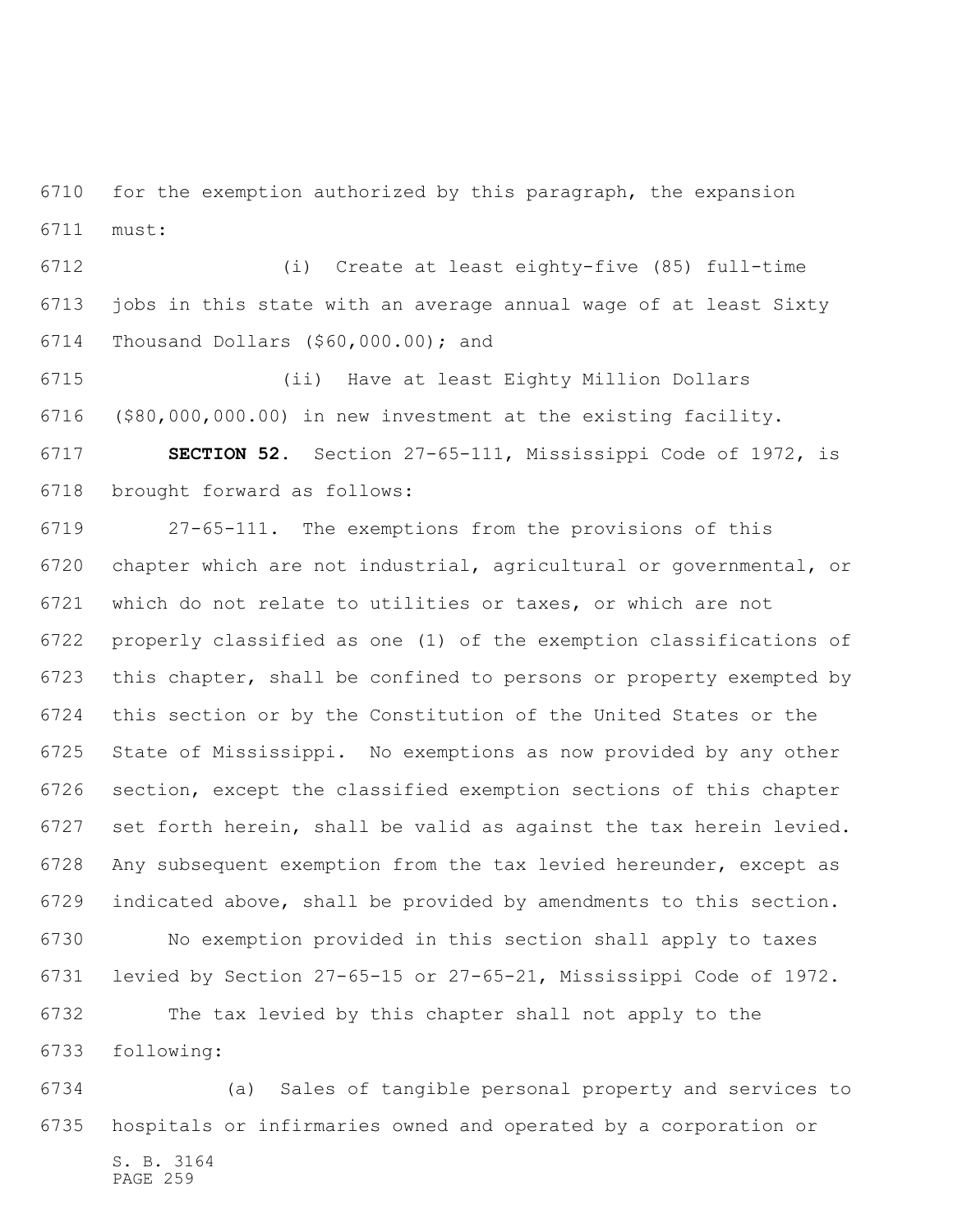for the exemption authorized by this paragraph, the expansion must:

(i) Create at least eighty-five (85) full-time jobs in this state with an average annual wage of at least Sixty Thousand Dollars ($60,000.00); and

(ii) Have at least Eighty Million Dollars ($80,000,000.00) in new investment at the existing facility.

**SECTION 52.** Section 27-65-111, Mississippi Code of 1972, is brought forward as follows:

27-65-111. The exemptions from the provisions of this chapter which are not industrial, agricultural or governmental, or which do not relate to utilities or taxes, or which are not properly classified as one (1) of the exemption classifications of this chapter, shall be confined to persons or property exempted by this section or by the Constitution of the United States or the State of Mississippi. No exemptions as now provided by any other section, except the classified exemption sections of this chapter set forth herein, shall be valid as against the tax herein levied. Any subsequent exemption from the tax levied hereunder, except as indicated above, shall be provided by amendments to this section.

No exemption provided in this section shall apply to taxes levied by Section 27-65-15 or 27-65-21, Mississippi Code of 1972.

The tax levied by this chapter shall not apply to the following:

(a) Sales of tangible personal property and services to hospitals or infirmaries owned and operated by a corporation or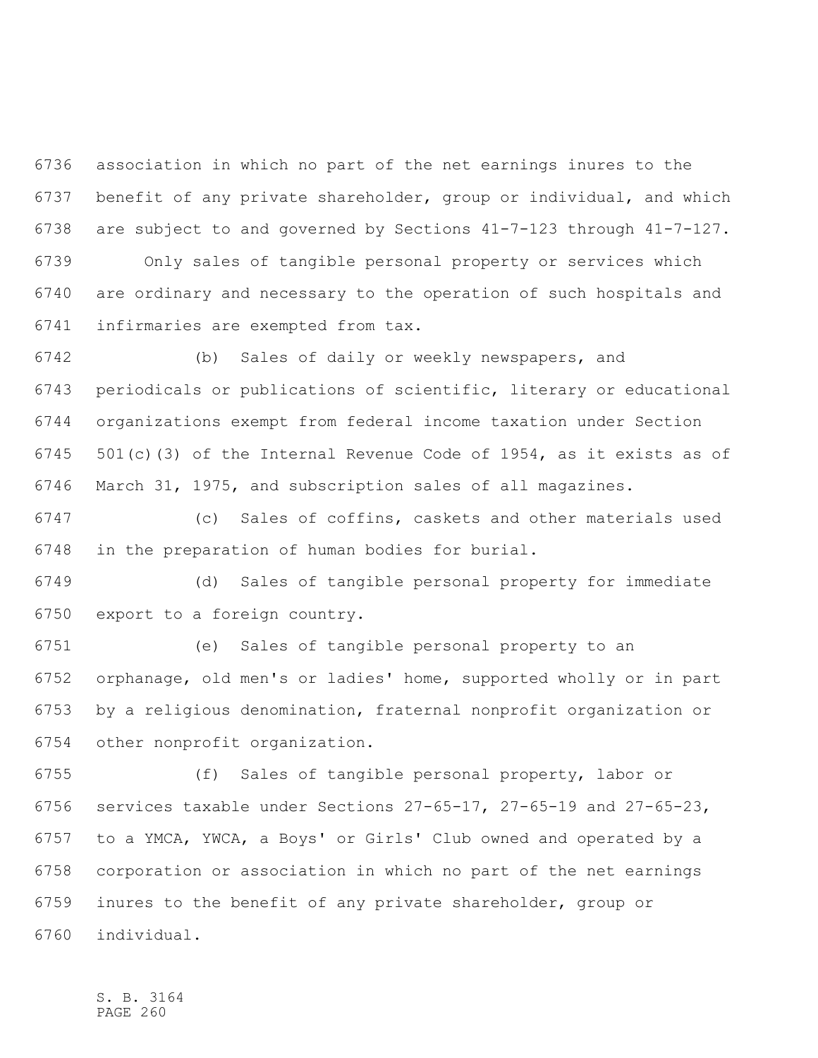association in which no part of the net earnings inures to the benefit of any private shareholder, group or individual, and which are subject to and governed by Sections 41-7-123 through 41-7-127.

Only sales of tangible personal property or services which are ordinary and necessary to the operation of such hospitals and infirmaries are exempted from tax.

(b) Sales of daily or weekly newspapers, and periodicals or publications of scientific, literary or educational organizations exempt from federal income taxation under Section 501(c)(3) of the Internal Revenue Code of 1954, as it exists as of March 31, 1975, and subscription sales of all magazines.

(c) Sales of coffins, caskets and other materials used in the preparation of human bodies for burial.

(d) Sales of tangible personal property for immediate export to a foreign country.

(e) Sales of tangible personal property to an orphanage, old men's or ladies' home, supported wholly or in part by a religious denomination, fraternal nonprofit organization or other nonprofit organization.

(f) Sales of tangible personal property, labor or services taxable under Sections 27-65-17, 27-65-19 and 27-65-23, to a YMCA, YWCA, a Boys' or Girls' Club owned and operated by a corporation or association in which no part of the net earnings inures to the benefit of any private shareholder, group or individual.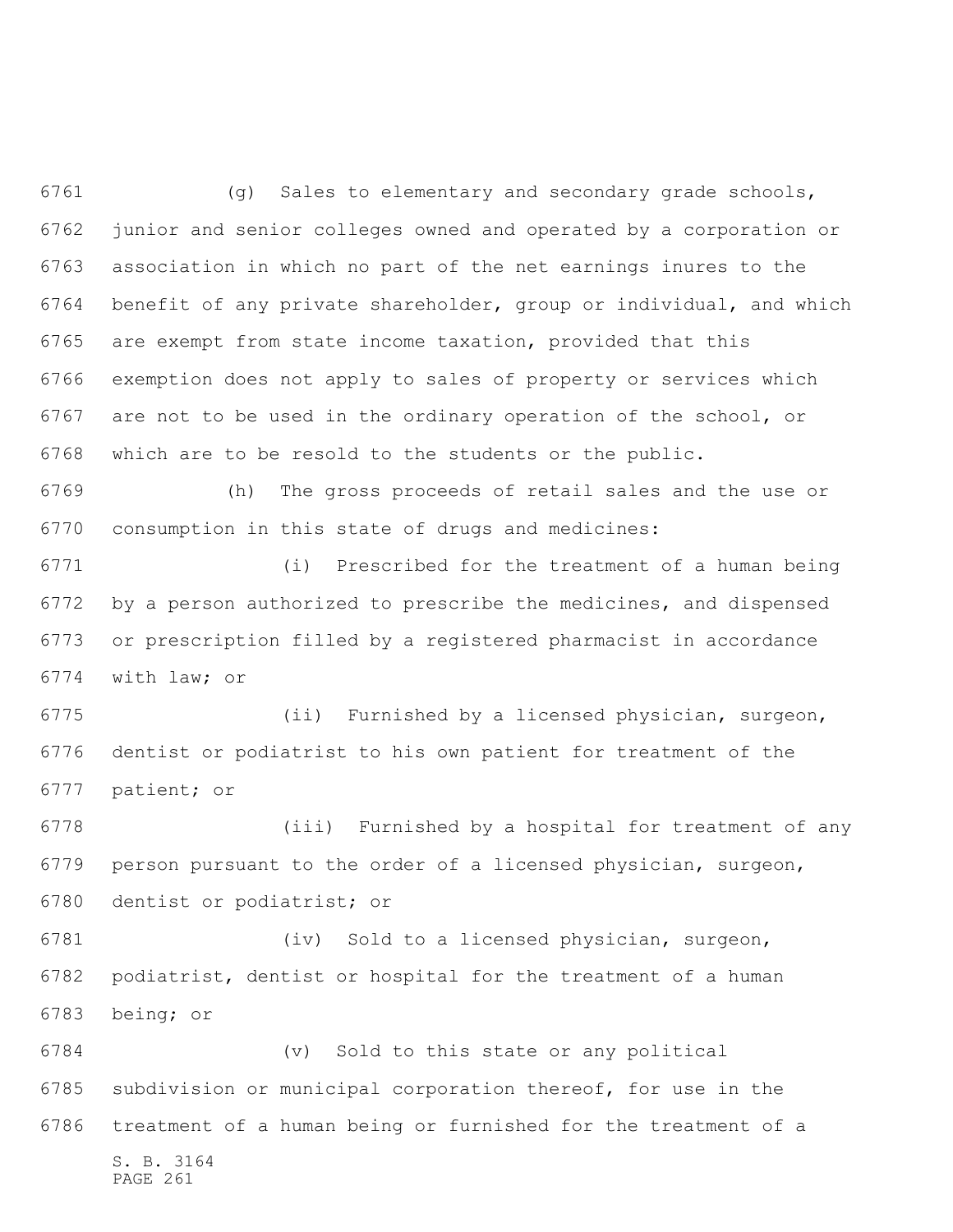(g) Sales to elementary and secondary grade schools, junior and senior colleges owned and operated by a corporation or association in which no part of the net earnings inures to the benefit of any private shareholder, group or individual, and which are exempt from state income taxation, provided that this exemption does not apply to sales of property or services which are not to be used in the ordinary operation of the school, or which are to be resold to the students or the public.

(h) The gross proceeds of retail sales and the use or consumption in this state of drugs and medicines:

(i) Prescribed for the treatment of a human being by a person authorized to prescribe the medicines, and dispensed or prescription filled by a registered pharmacist in accordance with law; or

(ii) Furnished by a licensed physician, surgeon, dentist or podiatrist to his own patient for treatment of the patient; or

(iii) Furnished by a hospital for treatment of any person pursuant to the order of a licensed physician, surgeon, dentist or podiatrist; or

(iv) Sold to a licensed physician, surgeon, podiatrist, dentist or hospital for the treatment of a human being; or

(v) Sold to this state or any political subdivision or municipal corporation thereof, for use in the treatment of a human being or furnished for the treatment of a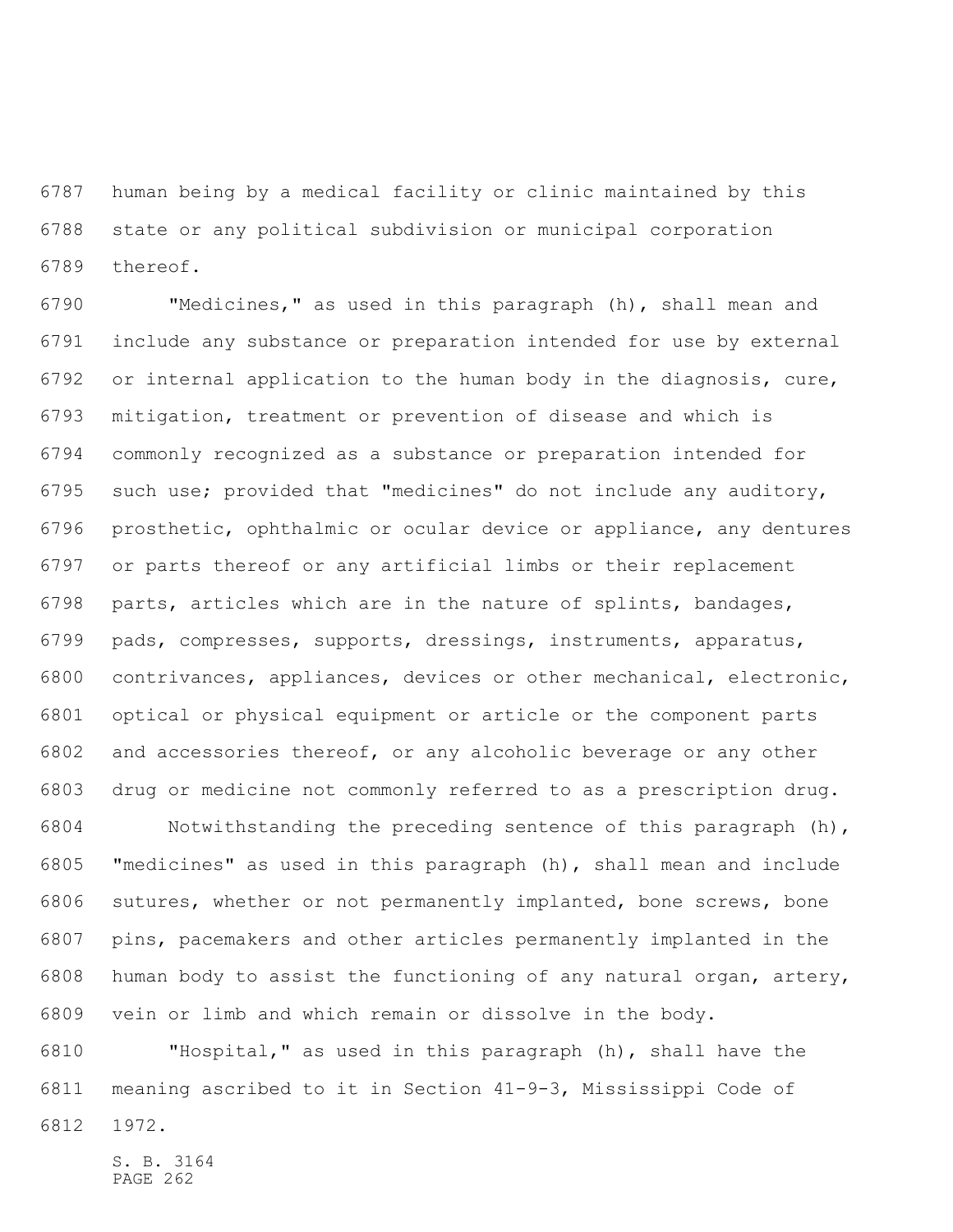human being by a medical facility or clinic maintained by this state or any political subdivision or municipal corporation thereof.

"Medicines," as used in this paragraph (h), shall mean and include any substance or preparation intended for use by external or internal application to the human body in the diagnosis, cure, mitigation, treatment or prevention of disease and which is commonly recognized as a substance or preparation intended for such use; provided that "medicines" do not include any auditory, prosthetic, ophthalmic or ocular device or appliance, any dentures or parts thereof or any artificial limbs or their replacement parts, articles which are in the nature of splints, bandages, pads, compresses, supports, dressings, instruments, apparatus, contrivances, appliances, devices or other mechanical, electronic, optical or physical equipment or article or the component parts and accessories thereof, or any alcoholic beverage or any other drug or medicine not commonly referred to as a prescription drug.

Notwithstanding the preceding sentence of this paragraph (h), "medicines" as used in this paragraph (h), shall mean and include sutures, whether or not permanently implanted, bone screws, bone pins, pacemakers and other articles permanently implanted in the human body to assist the functioning of any natural organ, artery, vein or limb and which remain or dissolve in the body.

"Hospital," as used in this paragraph (h), shall have the meaning ascribed to it in Section 41-9-3, Mississippi Code of 1972.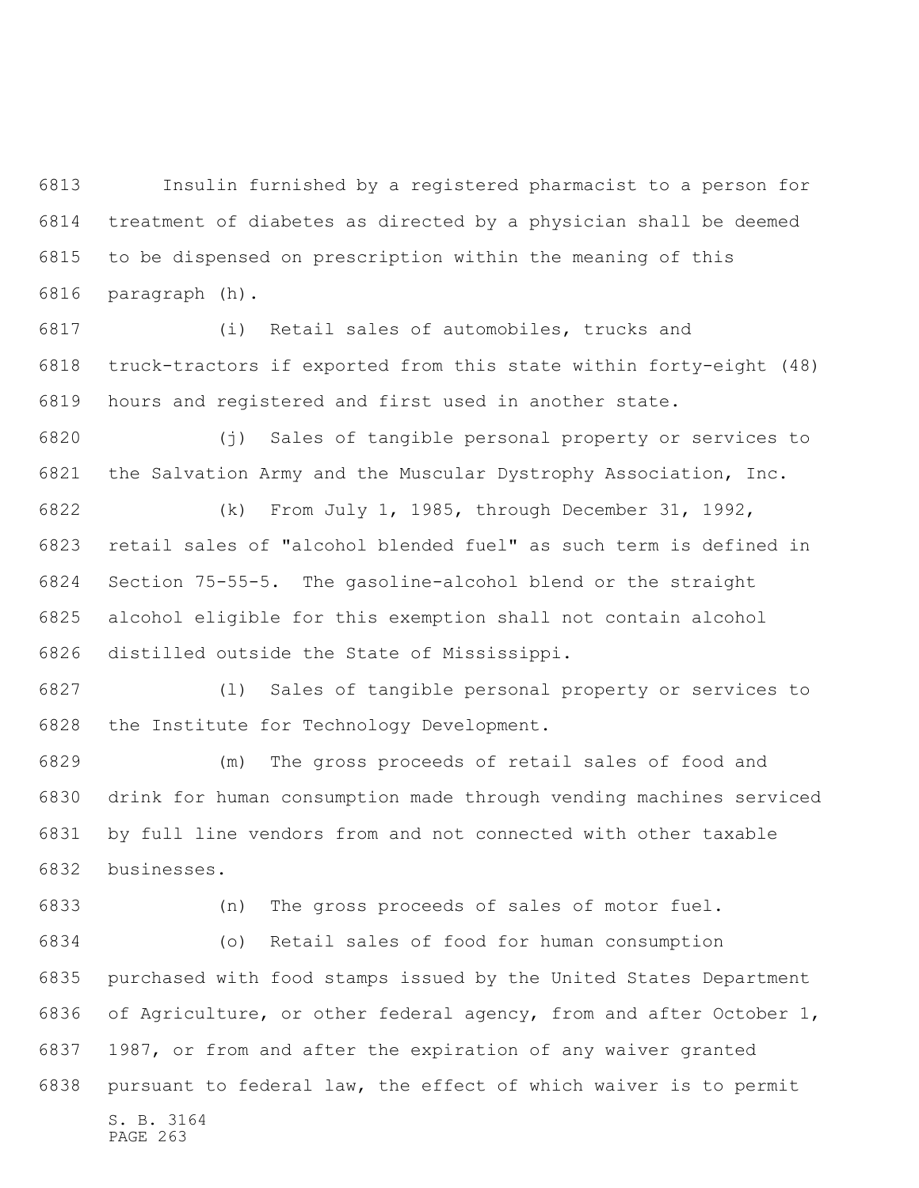Insulin furnished by a registered pharmacist to a person for treatment of diabetes as directed by a physician shall be deemed to be dispensed on prescription within the meaning of this paragraph (h).

(i) Retail sales of automobiles, trucks and truck-tractors if exported from this state within forty-eight (48) hours and registered and first used in another state.

(j) Sales of tangible personal property or services to the Salvation Army and the Muscular Dystrophy Association, Inc.

(k) From July 1, 1985, through December 31, 1992, retail sales of "alcohol blended fuel" as such term is defined in Section 75-55-5. The gasoline-alcohol blend or the straight alcohol eligible for this exemption shall not contain alcohol distilled outside the State of Mississippi.

(l) Sales of tangible personal property or services to the Institute for Technology Development.

(m) The gross proceeds of retail sales of food and drink for human consumption made through vending machines serviced by full line vendors from and not connected with other taxable businesses.

(n) The gross proceeds of sales of motor fuel.

(o) Retail sales of food for human consumption purchased with food stamps issued by the United States Department of Agriculture, or other federal agency, from and after October 1, 1987, or from and after the expiration of any waiver granted pursuant to federal law, the effect of which waiver is to permit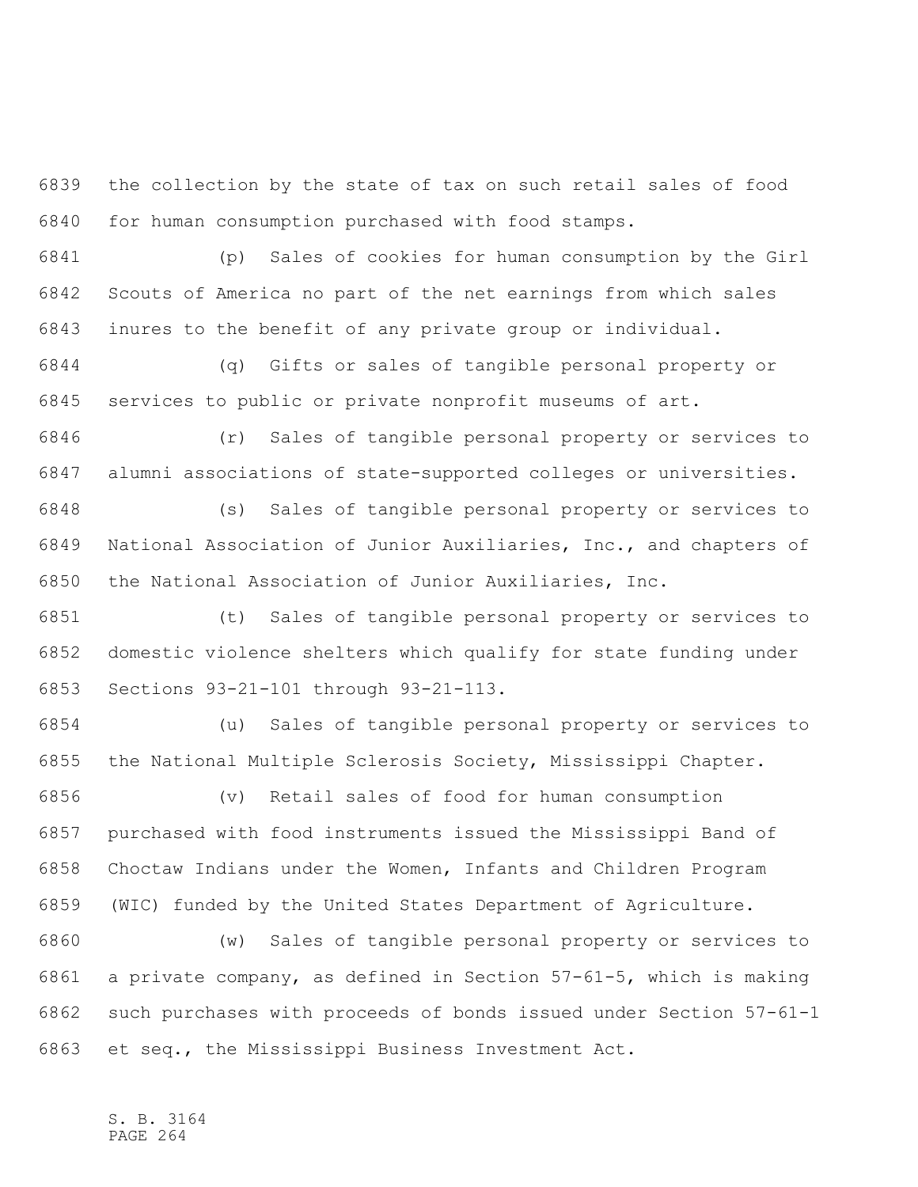the collection by the state of tax on such retail sales of food for human consumption purchased with food stamps.

(p) Sales of cookies for human consumption by the Girl Scouts of America no part of the net earnings from which sales inures to the benefit of any private group or individual.

(q) Gifts or sales of tangible personal property or services to public or private nonprofit museums of art.

(r) Sales of tangible personal property or services to alumni associations of state-supported colleges or universities.

(s) Sales of tangible personal property or services to National Association of Junior Auxiliaries, Inc., and chapters of the National Association of Junior Auxiliaries, Inc.

(t) Sales of tangible personal property or services to domestic violence shelters which qualify for state funding under Sections 93-21-101 through 93-21-113.

(u) Sales of tangible personal property or services to the National Multiple Sclerosis Society, Mississippi Chapter.

(v) Retail sales of food for human consumption purchased with food instruments issued the Mississippi Band of Choctaw Indians under the Women, Infants and Children Program (WIC) funded by the United States Department of Agriculture.

(w) Sales of tangible personal property or services to a private company, as defined in Section 57-61-5, which is making such purchases with proceeds of bonds issued under Section 57-61-1 et seq., the Mississippi Business Investment Act.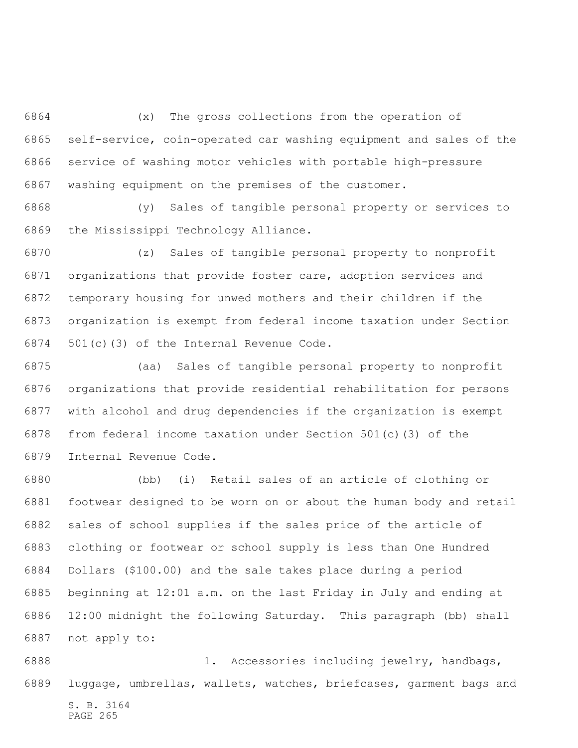(x) The gross collections from the operation of self-service, coin-operated car washing equipment and sales of the service of washing motor vehicles with portable high-pressure washing equipment on the premises of the customer.

(y) Sales of tangible personal property or services to the Mississippi Technology Alliance.

(z) Sales of tangible personal property to nonprofit organizations that provide foster care, adoption services and temporary housing for unwed mothers and their children if the organization is exempt from federal income taxation under Section 501(c)(3) of the Internal Revenue Code.

(aa) Sales of tangible personal property to nonprofit organizations that provide residential rehabilitation for persons with alcohol and drug dependencies if the organization is exempt from federal income taxation under Section 501(c)(3) of the Internal Revenue Code.

(bb) (i) Retail sales of an article of clothing or footwear designed to be worn on or about the human body and retail sales of school supplies if the sales price of the article of clothing or footwear or school supply is less than One Hundred Dollars ($100.00) and the sale takes place during a period beginning at 12:01 a.m. on the last Friday in July and ending at 12:00 midnight the following Saturday. This paragraph (bb) shall not apply to:

1. Accessories including jewelry, handbags, luggage, umbrellas, wallets, watches, briefcases, garment bags and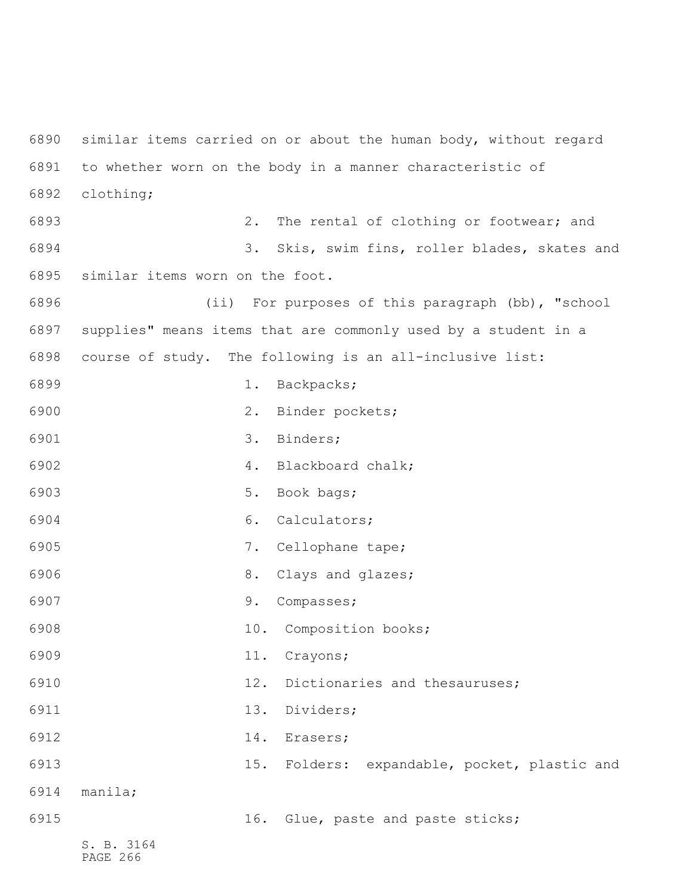similar items carried on or about the human body, without regard to whether worn on the body in a manner characteristic of clothing;

2. The rental of clothing or footwear; and

3. Skis, swim fins, roller blades, skates and similar items worn on the foot.

(ii) For purposes of this paragraph (bb), "school supplies" means items that are commonly used by a student in a course of study. The following is an all-inclusive list:

1. Backpacks;

2. Binder pockets;

3. Binders;

4. Blackboard chalk;

5. Book bags;

6. Calculators;

7. Cellophane tape;

8. Clays and glazes;

9. Compasses;

10. Composition books;

11. Crayons;

12. Dictionaries and thesauruses;

13. Dividers;

14. Erasers;

15. Folders: expandable, pocket, plastic and manila;

16. Glue, paste and paste sticks;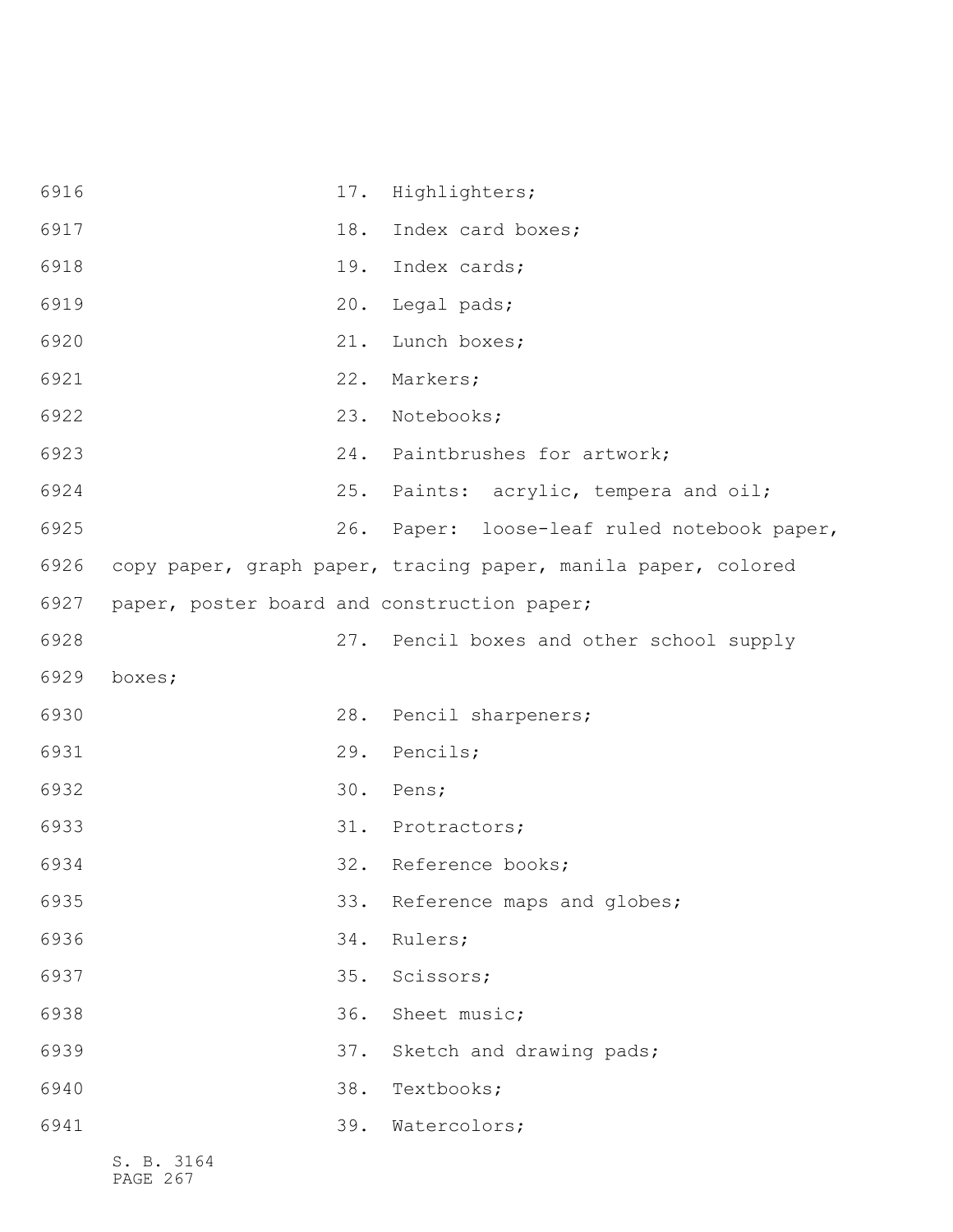17. Highlighters;

18. Index card boxes;

19. Index cards;

20. Legal pads;

21. Lunch boxes;

22. Markers;

23. Notebooks;

24. Paintbrushes for artwork;

25. Paints: acrylic, tempera and oil;

26. Paper: loose-leaf ruled notebook paper, copy paper, graph paper, tracing paper, manila paper, colored paper, poster board and construction paper;

27. Pencil boxes and other school supply boxes;

28. Pencil sharpeners;

29. Pencils;

30. Pens;

31. Protractors;

32. Reference books;

33. Reference maps and globes;

34. Rulers;

35. Scissors;

36. Sheet music;

37. Sketch and drawing pads;

38. Textbooks;

39. Watercolors;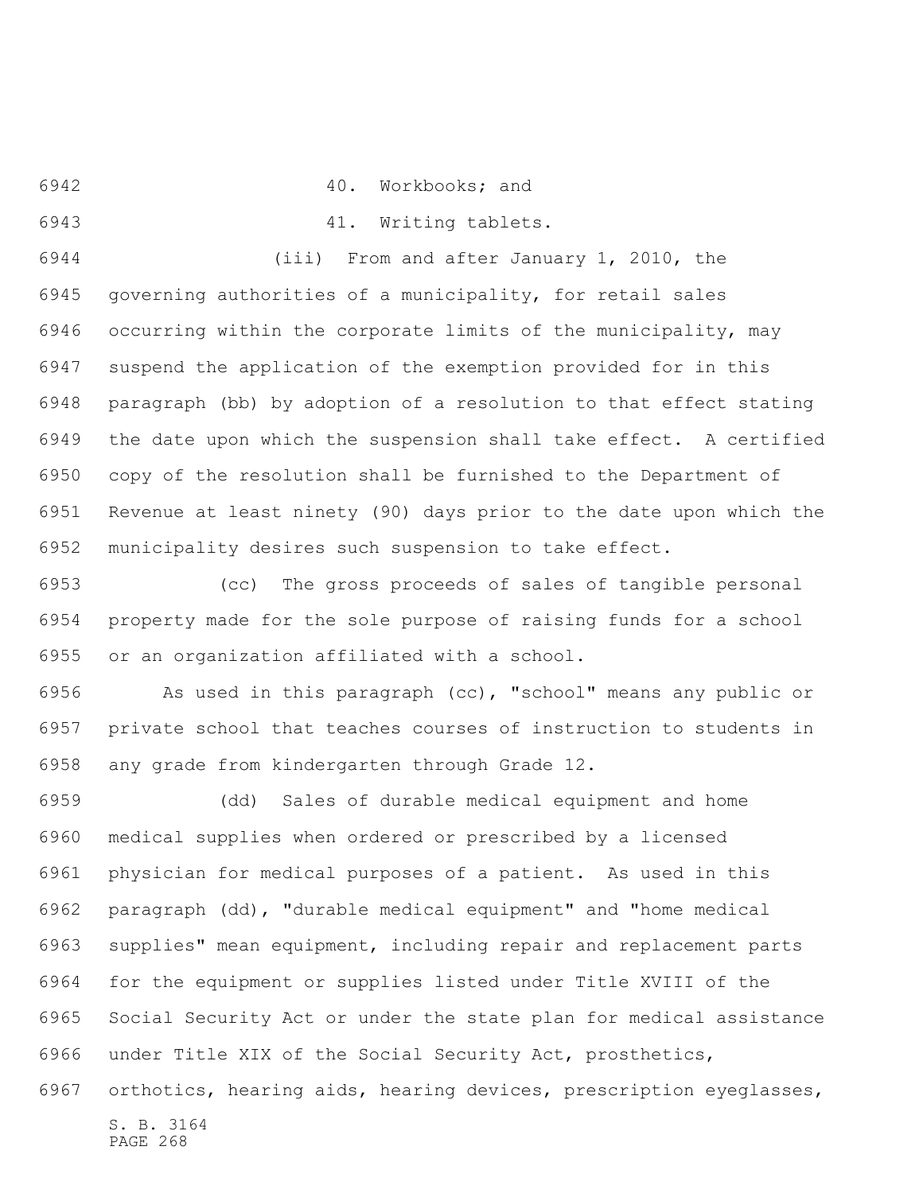40. Workbooks; and

41. Writing tablets.

(iii) From and after January 1, 2010, the governing authorities of a municipality, for retail sales occurring within the corporate limits of the municipality, may suspend the application of the exemption provided for in this paragraph (bb) by adoption of a resolution to that effect stating the date upon which the suspension shall take effect. A certified copy of the resolution shall be furnished to the Department of Revenue at least ninety (90) days prior to the date upon which the municipality desires such suspension to take effect.

(cc) The gross proceeds of sales of tangible personal property made for the sole purpose of raising funds for a school or an organization affiliated with a school.

As used in this paragraph (cc), "school" means any public or private school that teaches courses of instruction to students in any grade from kindergarten through Grade 12.

(dd) Sales of durable medical equipment and home medical supplies when ordered or prescribed by a licensed physician for medical purposes of a patient. As used in this paragraph (dd), "durable medical equipment" and "home medical supplies" mean equipment, including repair and replacement parts for the equipment or supplies listed under Title XVIII of the Social Security Act or under the state plan for medical assistance under Title XIX of the Social Security Act, prosthetics, orthotics, hearing aids, hearing devices, prescription eyeglasses,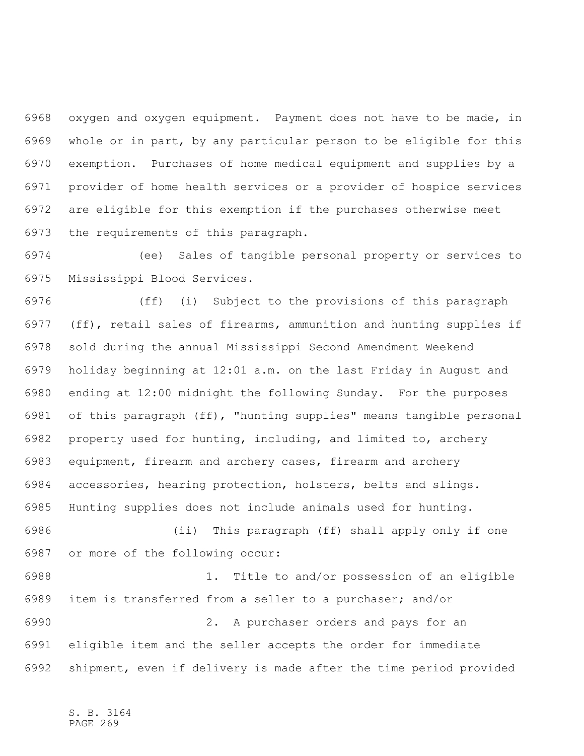oxygen and oxygen equipment. Payment does not have to be made, in whole or in part, by any particular person to be eligible for this exemption. Purchases of home medical equipment and supplies by a provider of home health services or a provider of hospice services are eligible for this exemption if the purchases otherwise meet the requirements of this paragraph.

(ee) Sales of tangible personal property or services to Mississippi Blood Services.

(ff) (i) Subject to the provisions of this paragraph (ff), retail sales of firearms, ammunition and hunting supplies if sold during the annual Mississippi Second Amendment Weekend holiday beginning at 12:01 a.m. on the last Friday in August and ending at 12:00 midnight the following Sunday. For the purposes of this paragraph (ff), "hunting supplies" means tangible personal property used for hunting, including, and limited to, archery equipment, firearm and archery cases, firearm and archery accessories, hearing protection, holsters, belts and slings. Hunting supplies does not include animals used for hunting.

(ii) This paragraph (ff) shall apply only if one or more of the following occur:

1. Title to and/or possession of an eligible item is transferred from a seller to a purchaser; and/or

2. A purchaser orders and pays for an eligible item and the seller accepts the order for immediate shipment, even if delivery is made after the time period provided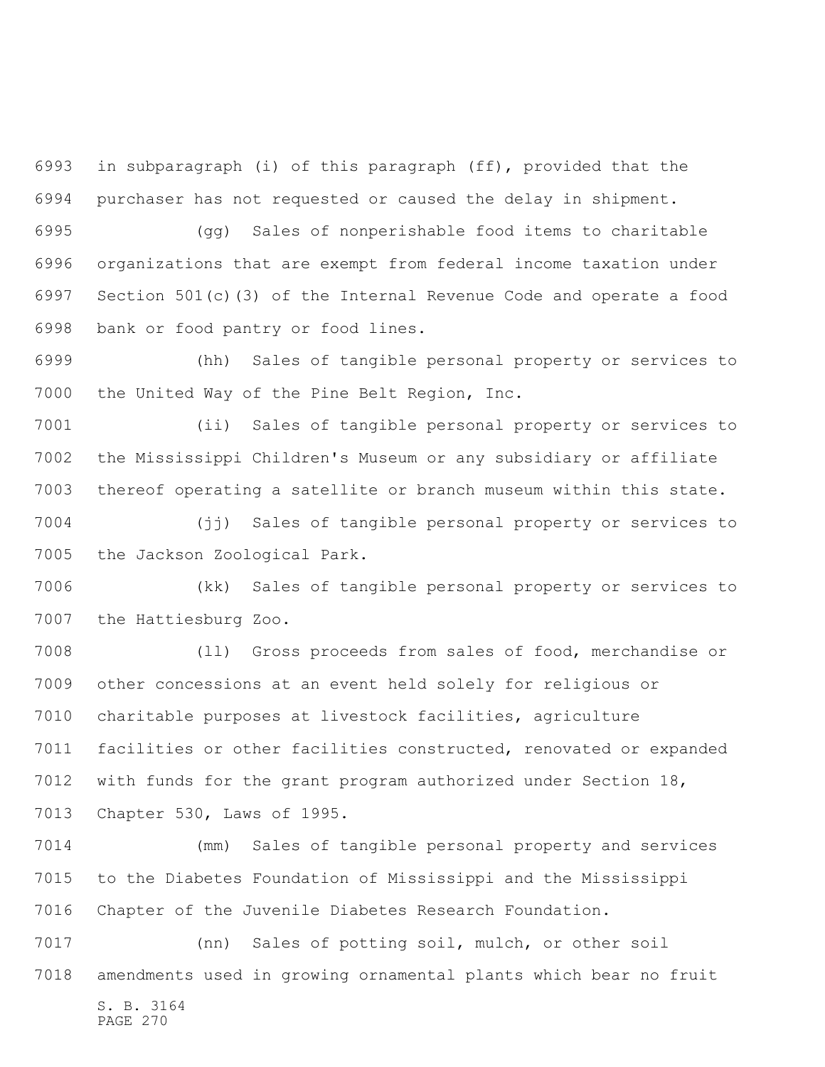in subparagraph (i) of this paragraph (ff), provided that the purchaser has not requested or caused the delay in shipment.

(gg) Sales of nonperishable food items to charitable organizations that are exempt from federal income taxation under Section 501(c)(3) of the Internal Revenue Code and operate a food bank or food pantry or food lines.

(hh) Sales of tangible personal property or services to the United Way of the Pine Belt Region, Inc.

(ii) Sales of tangible personal property or services to the Mississippi Children's Museum or any subsidiary or affiliate thereof operating a satellite or branch museum within this state.

(jj) Sales of tangible personal property or services to the Jackson Zoological Park.

(kk) Sales of tangible personal property or services to the Hattiesburg Zoo.

(ll) Gross proceeds from sales of food, merchandise or other concessions at an event held solely for religious or charitable purposes at livestock facilities, agriculture facilities or other facilities constructed, renovated or expanded with funds for the grant program authorized under Section 18, Chapter 530, Laws of 1995.

(mm) Sales of tangible personal property and services to the Diabetes Foundation of Mississippi and the Mississippi Chapter of the Juvenile Diabetes Research Foundation.

(nn) Sales of potting soil, mulch, or other soil amendments used in growing ornamental plants which bear no fruit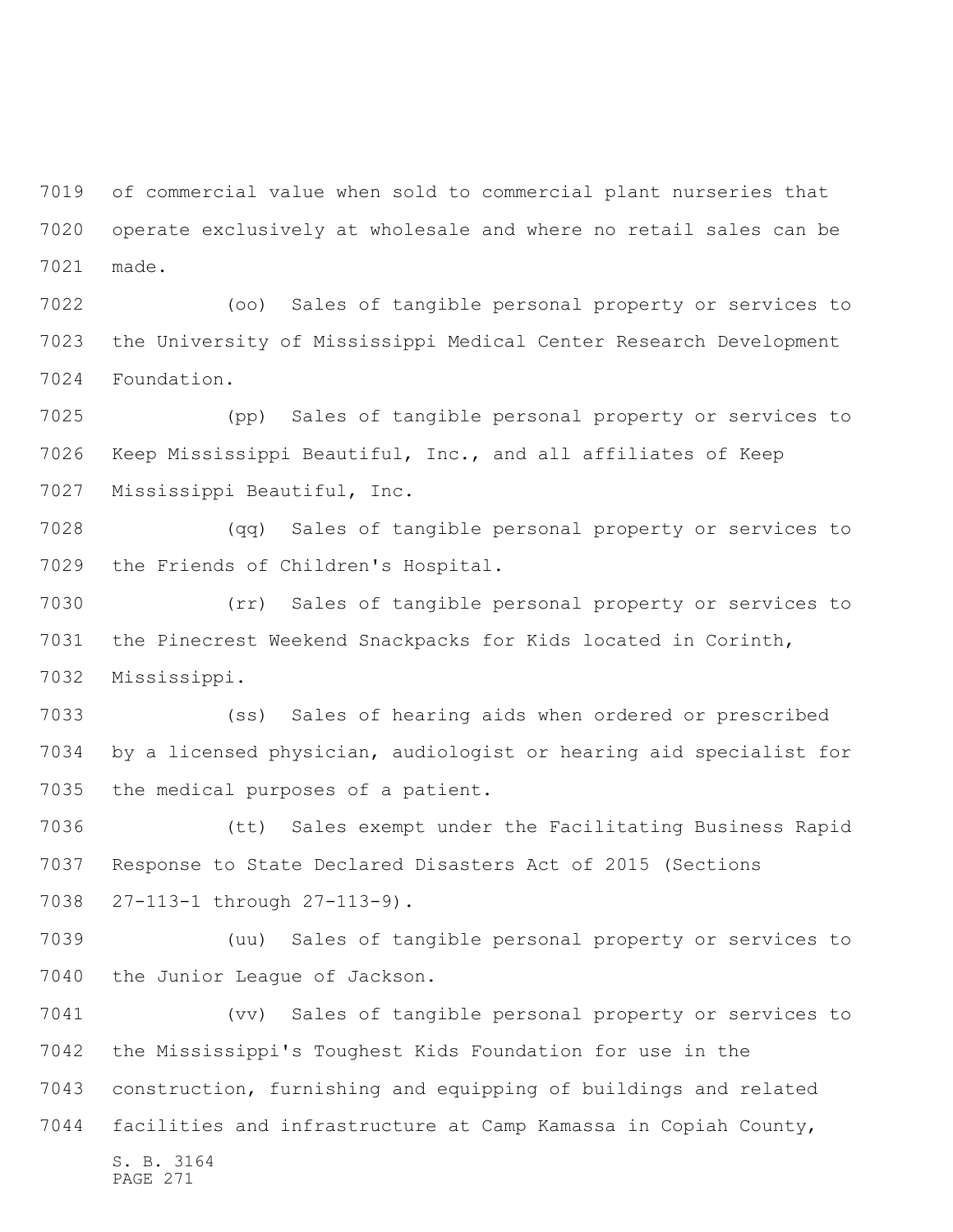of commercial value when sold to commercial plant nurseries that operate exclusively at wholesale and where no retail sales can be made.

(oo) Sales of tangible personal property or services to the University of Mississippi Medical Center Research Development Foundation.

(pp) Sales of tangible personal property or services to Keep Mississippi Beautiful, Inc., and all affiliates of Keep Mississippi Beautiful, Inc.

(qq) Sales of tangible personal property or services to the Friends of Children's Hospital.

(rr) Sales of tangible personal property or services to the Pinecrest Weekend Snackpacks for Kids located in Corinth, Mississippi.

(ss) Sales of hearing aids when ordered or prescribed by a licensed physician, audiologist or hearing aid specialist for the medical purposes of a patient.

(tt) Sales exempt under the Facilitating Business Rapid Response to State Declared Disasters Act of 2015 (Sections 27-113-1 through 27-113-9).

(uu) Sales of tangible personal property or services to the Junior League of Jackson.

(vv) Sales of tangible personal property or services to the Mississippi's Toughest Kids Foundation for use in the construction, furnishing and equipping of buildings and related facilities and infrastructure at Camp Kamassa in Copiah County,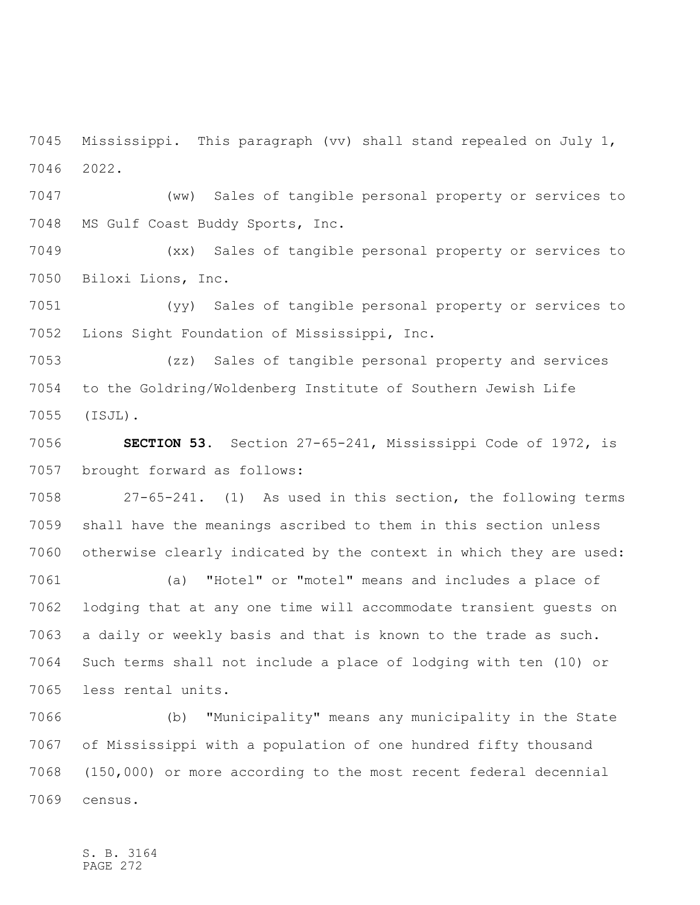Mississippi. This paragraph (vv) shall stand repealed on July 1, 2022.

(ww) Sales of tangible personal property or services to MS Gulf Coast Buddy Sports, Inc.

(xx) Sales of tangible personal property or services to Biloxi Lions, Inc.

(yy) Sales of tangible personal property or services to Lions Sight Foundation of Mississippi, Inc.

(zz) Sales of tangible personal property and services to the Goldring/Woldenberg Institute of Southern Jewish Life (ISJL).

**SECTION 53.** Section 27-65-241, Mississippi Code of 1972, is brought forward as follows:

27-65-241. (1) As used in this section, the following terms shall have the meanings ascribed to them in this section unless otherwise clearly indicated by the context in which they are used:

(a) "Hotel" or "motel" means and includes a place of lodging that at any one time will accommodate transient guests on a daily or weekly basis and that is known to the trade as such. Such terms shall not include a place of lodging with ten (10) or less rental units.

(b) "Municipality" means any municipality in the State of Mississippi with a population of one hundred fifty thousand (150,000) or more according to the most recent federal decennial census.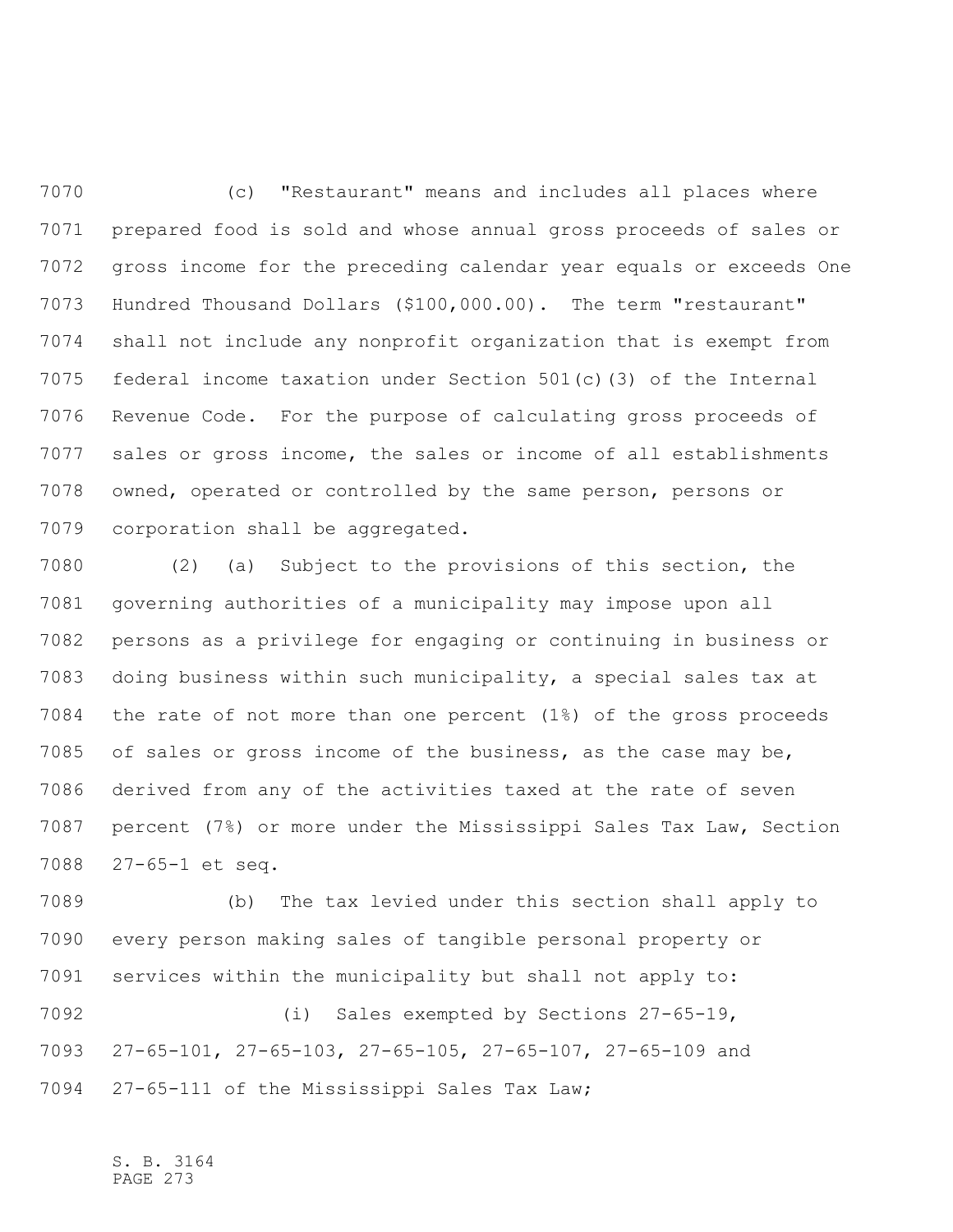(c) "Restaurant" means and includes all places where prepared food is sold and whose annual gross proceeds of sales or gross income for the preceding calendar year equals or exceeds One Hundred Thousand Dollars ($100,000.00). The term "restaurant" shall not include any nonprofit organization that is exempt from federal income taxation under Section 501(c)(3) of the Internal Revenue Code. For the purpose of calculating gross proceeds of sales or gross income, the sales or income of all establishments owned, operated or controlled by the same person, persons or corporation shall be aggregated.

(2) (a) Subject to the provisions of this section, the governing authorities of a municipality may impose upon all persons as a privilege for engaging or continuing in business or doing business within such municipality, a special sales tax at the rate of not more than one percent (1%) of the gross proceeds of sales or gross income of the business, as the case may be, derived from any of the activities taxed at the rate of seven percent (7%) or more under the Mississippi Sales Tax Law, Section 27-65-1 et seq.

(b) The tax levied under this section shall apply to every person making sales of tangible personal property or services within the municipality but shall not apply to:

(i) Sales exempted by Sections 27-65-19, 27-65-101, 27-65-103, 27-65-105, 27-65-107, 27-65-109 and 27-65-111 of the Mississippi Sales Tax Law;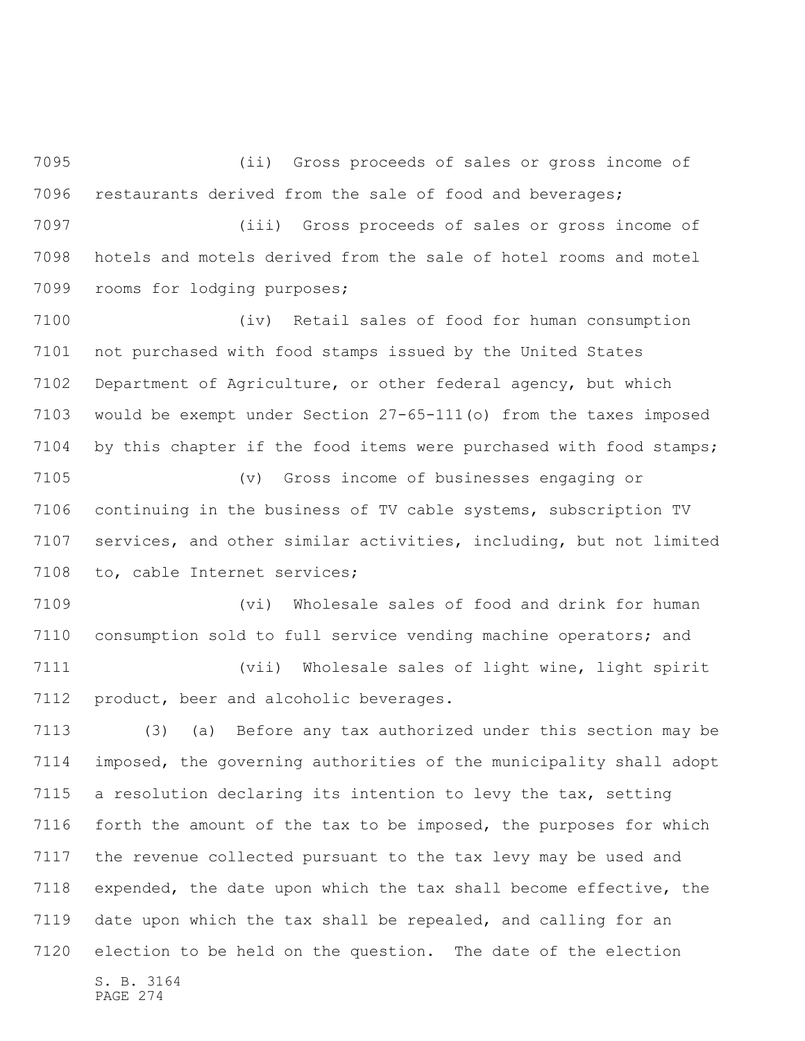(ii) Gross proceeds of sales or gross income of restaurants derived from the sale of food and beverages;

(iii) Gross proceeds of sales or gross income of hotels and motels derived from the sale of hotel rooms and motel rooms for lodging purposes;

(iv) Retail sales of food for human consumption not purchased with food stamps issued by the United States Department of Agriculture, or other federal agency, but which would be exempt under Section 27-65-111(o) from the taxes imposed by this chapter if the food items were purchased with food stamps;

(v) Gross income of businesses engaging or continuing in the business of TV cable systems, subscription TV services, and other similar activities, including, but not limited to, cable Internet services;

(vi) Wholesale sales of food and drink for human consumption sold to full service vending machine operators; and

(vii) Wholesale sales of light wine, light spirit product, beer and alcoholic beverages.

(3) (a) Before any tax authorized under this section may be imposed, the governing authorities of the municipality shall adopt a resolution declaring its intention to levy the tax, setting forth the amount of the tax to be imposed, the purposes for which the revenue collected pursuant to the tax levy may be used and expended, the date upon which the tax shall become effective, the date upon which the tax shall be repealed, and calling for an election to be held on the question. The date of the election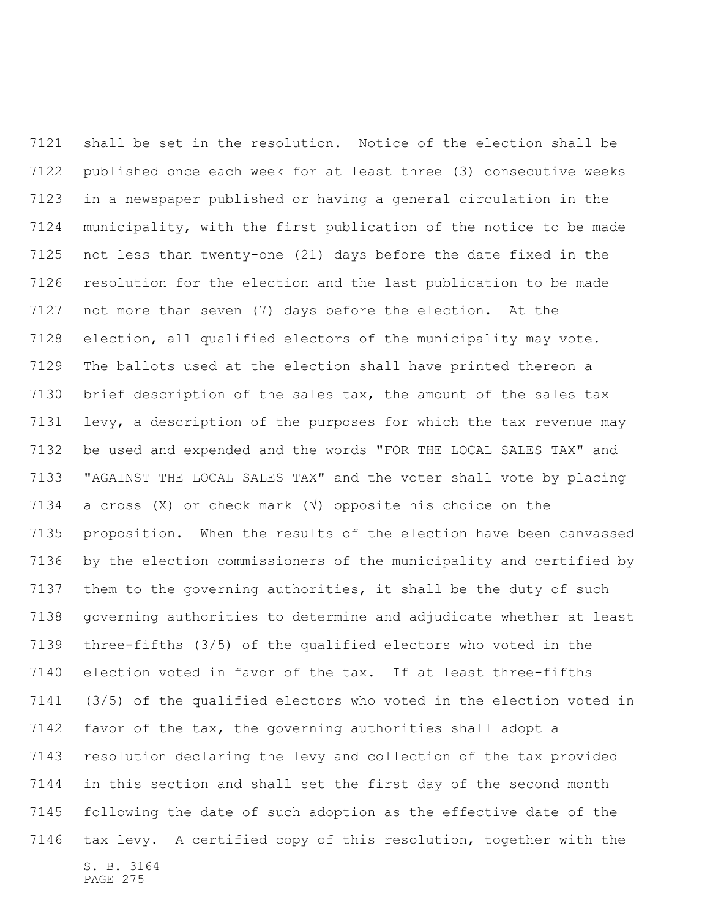shall be set in the resolution. Notice of the election shall be published once each week for at least three (3) consecutive weeks in a newspaper published or having a general circulation in the municipality, with the first publication of the notice to be made not less than twenty-one (21) days before the date fixed in the resolution for the election and the last publication to be made not more than seven (7) days before the election. At the election, all qualified electors of the municipality may vote. The ballots used at the election shall have printed thereon a brief description of the sales tax, the amount of the sales tax levy, a description of the purposes for which the tax revenue may be used and expended and the words "FOR THE LOCAL SALES TAX" and "AGAINST THE LOCAL SALES TAX" and the voter shall vote by placing a cross (X) or check mark (√) opposite his choice on the proposition. When the results of the election have been canvassed by the election commissioners of the municipality and certified by them to the governing authorities, it shall be the duty of such governing authorities to determine and adjudicate whether at least three-fifths (3/5) of the qualified electors who voted in the election voted in favor of the tax. If at least three-fifths (3/5) of the qualified electors who voted in the election voted in favor of the tax, the governing authorities shall adopt a resolution declaring the levy and collection of the tax provided in this section and shall set the first day of the second month following the date of such adoption as the effective date of the tax levy. A certified copy of this resolution, together with the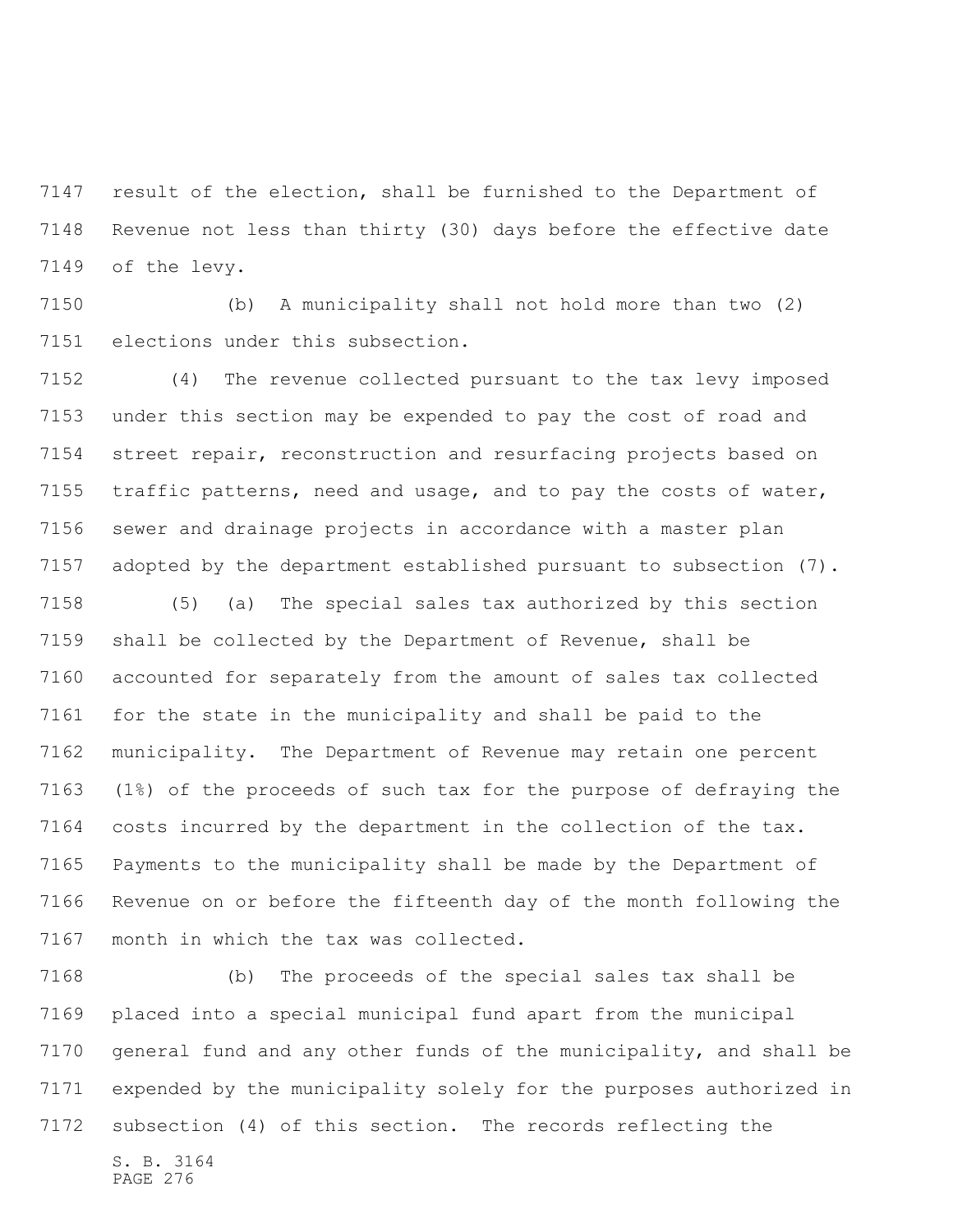result of the election, shall be furnished to the Department of Revenue not less than thirty (30) days before the effective date of the levy.

(b) A municipality shall not hold more than two (2) elections under this subsection.

(4) The revenue collected pursuant to the tax levy imposed under this section may be expended to pay the cost of road and street repair, reconstruction and resurfacing projects based on traffic patterns, need and usage, and to pay the costs of water, sewer and drainage projects in accordance with a master plan adopted by the department established pursuant to subsection (7).

(5) (a) The special sales tax authorized by this section shall be collected by the Department of Revenue, shall be accounted for separately from the amount of sales tax collected for the state in the municipality and shall be paid to the municipality. The Department of Revenue may retain one percent (1%) of the proceeds of such tax for the purpose of defraying the costs incurred by the department in the collection of the tax. Payments to the municipality shall be made by the Department of Revenue on or before the fifteenth day of the month following the month in which the tax was collected.

(b) The proceeds of the special sales tax shall be placed into a special municipal fund apart from the municipal general fund and any other funds of the municipality, and shall be expended by the municipality solely for the purposes authorized in subsection (4) of this section. The records reflecting the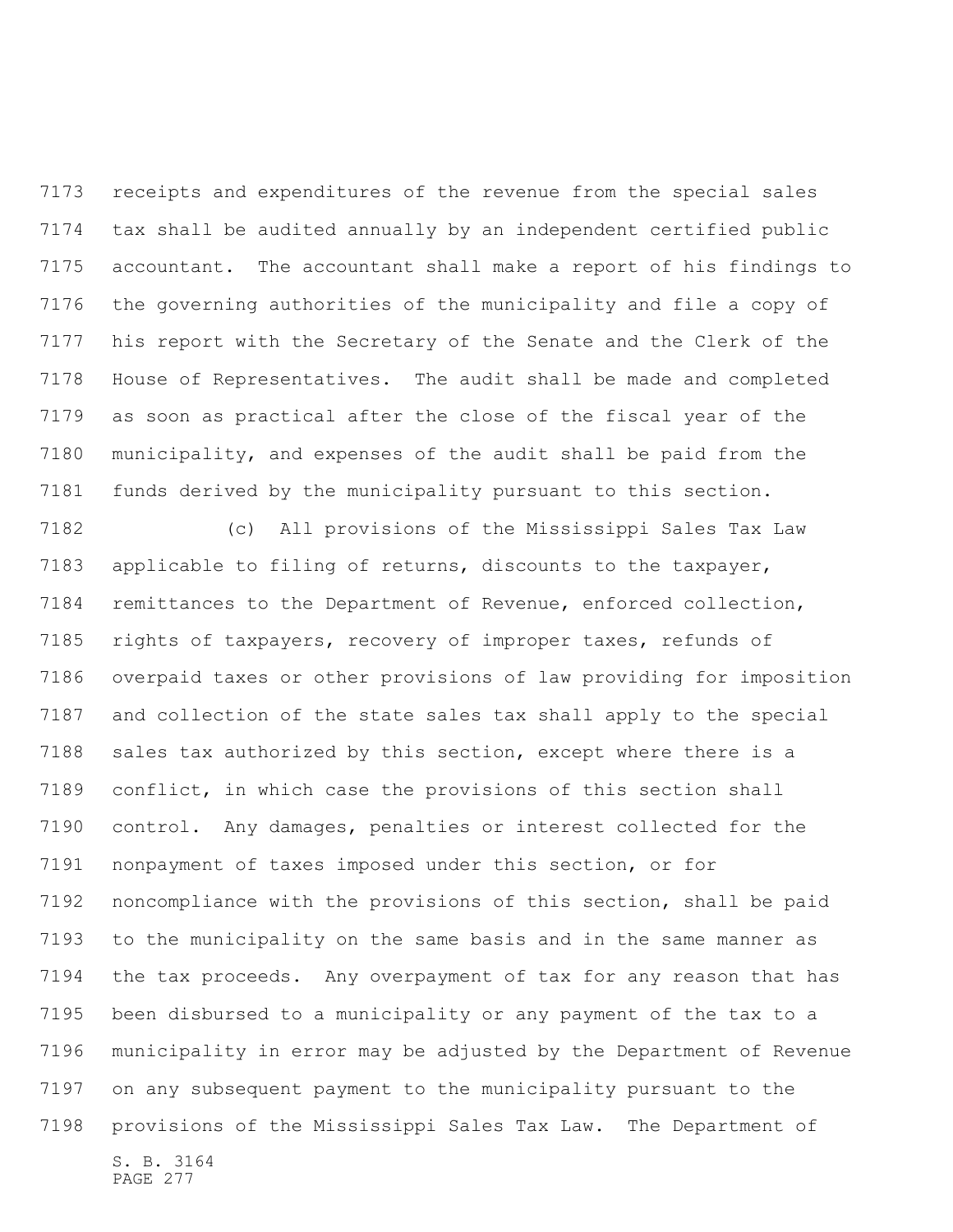receipts and expenditures of the revenue from the special sales tax shall be audited annually by an independent certified public accountant. The accountant shall make a report of his findings to the governing authorities of the municipality and file a copy of his report with the Secretary of the Senate and the Clerk of the House of Representatives. The audit shall be made and completed as soon as practical after the close of the fiscal year of the municipality, and expenses of the audit shall be paid from the funds derived by the municipality pursuant to this section.

(c) All provisions of the Mississippi Sales Tax Law applicable to filing of returns, discounts to the taxpayer, remittances to the Department of Revenue, enforced collection, rights of taxpayers, recovery of improper taxes, refunds of overpaid taxes or other provisions of law providing for imposition and collection of the state sales tax shall apply to the special sales tax authorized by this section, except where there is a conflict, in which case the provisions of this section shall control. Any damages, penalties or interest collected for the nonpayment of taxes imposed under this section, or for noncompliance with the provisions of this section, shall be paid to the municipality on the same basis and in the same manner as the tax proceeds. Any overpayment of tax for any reason that has been disbursed to a municipality or any payment of the tax to a municipality in error may be adjusted by the Department of Revenue on any subsequent payment to the municipality pursuant to the provisions of the Mississippi Sales Tax Law. The Department of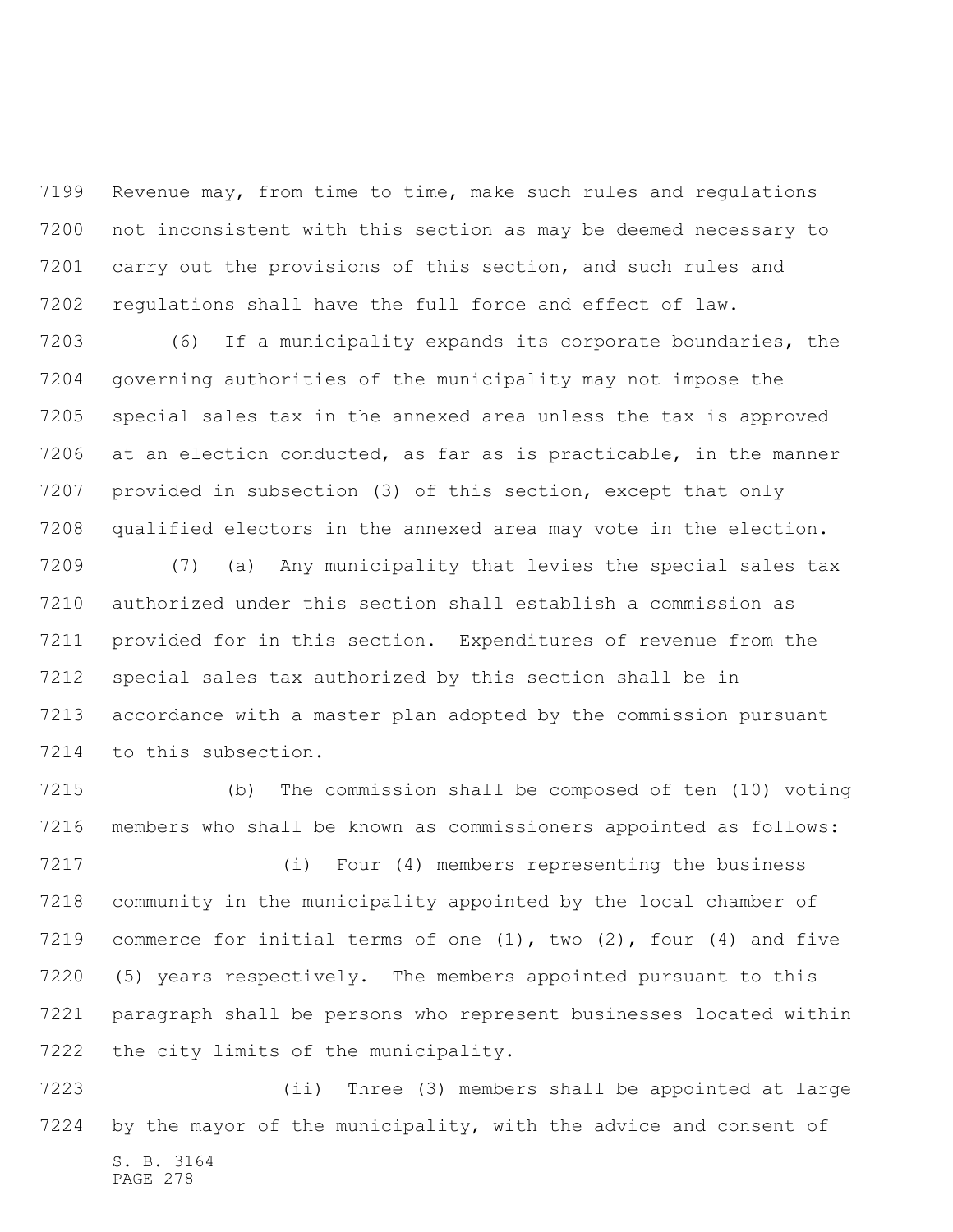Revenue may, from time to time, make such rules and regulations not inconsistent with this section as may be deemed necessary to carry out the provisions of this section, and such rules and regulations shall have the full force and effect of law.

(6) If a municipality expands its corporate boundaries, the governing authorities of the municipality may not impose the special sales tax in the annexed area unless the tax is approved at an election conducted, as far as is practicable, in the manner provided in subsection (3) of this section, except that only qualified electors in the annexed area may vote in the election.

(7) (a) Any municipality that levies the special sales tax authorized under this section shall establish a commission as provided for in this section. Expenditures of revenue from the special sales tax authorized by this section shall be in accordance with a master plan adopted by the commission pursuant to this subsection.

(b) The commission shall be composed of ten (10) voting members who shall be known as commissioners appointed as follows:

(i) Four (4) members representing the business community in the municipality appointed by the local chamber of commerce for initial terms of one (1), two (2), four (4) and five (5) years respectively. The members appointed pursuant to this paragraph shall be persons who represent businesses located within the city limits of the municipality.

(ii) Three (3) members shall be appointed at large by the mayor of the municipality, with the advice and consent of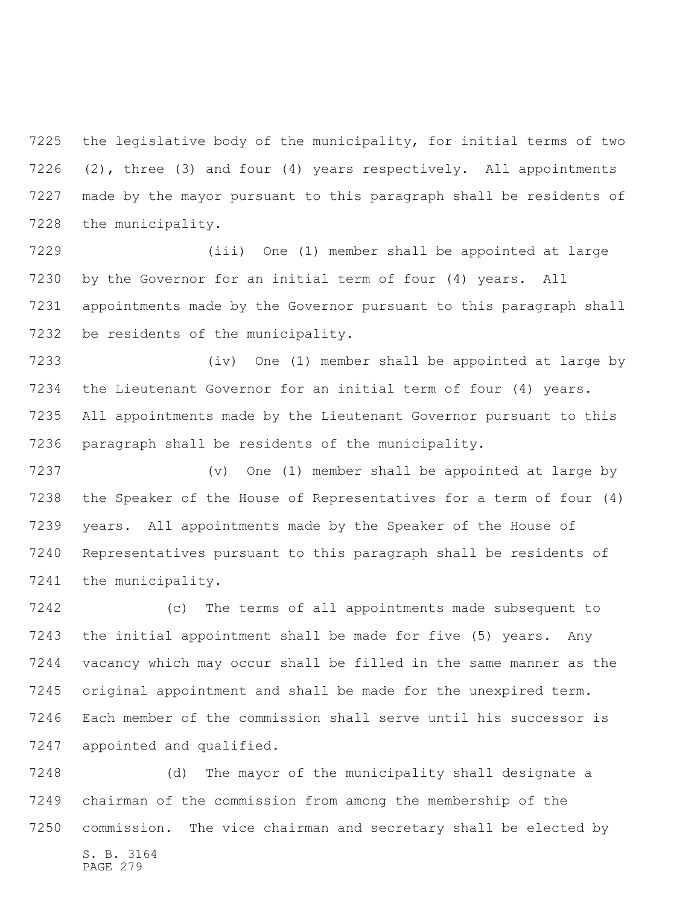the legislative body of the municipality, for initial terms of two (2), three (3) and four (4) years respectively. All appointments made by the mayor pursuant to this paragraph shall be residents of the municipality.

(iii) One (1) member shall be appointed at large by the Governor for an initial term of four (4) years. All appointments made by the Governor pursuant to this paragraph shall be residents of the municipality.

(iv) One (1) member shall be appointed at large by the Lieutenant Governor for an initial term of four (4) years. All appointments made by the Lieutenant Governor pursuant to this paragraph shall be residents of the municipality.

(v) One (1) member shall be appointed at large by the Speaker of the House of Representatives for a term of four (4) years. All appointments made by the Speaker of the House of Representatives pursuant to this paragraph shall be residents of the municipality.

(c) The terms of all appointments made subsequent to the initial appointment shall be made for five (5) years. Any vacancy which may occur shall be filled in the same manner as the original appointment and shall be made for the unexpired term. Each member of the commission shall serve until his successor is appointed and qualified.

(d) The mayor of the municipality shall designate a chairman of the commission from among the membership of the commission. The vice chairman and secretary shall be elected by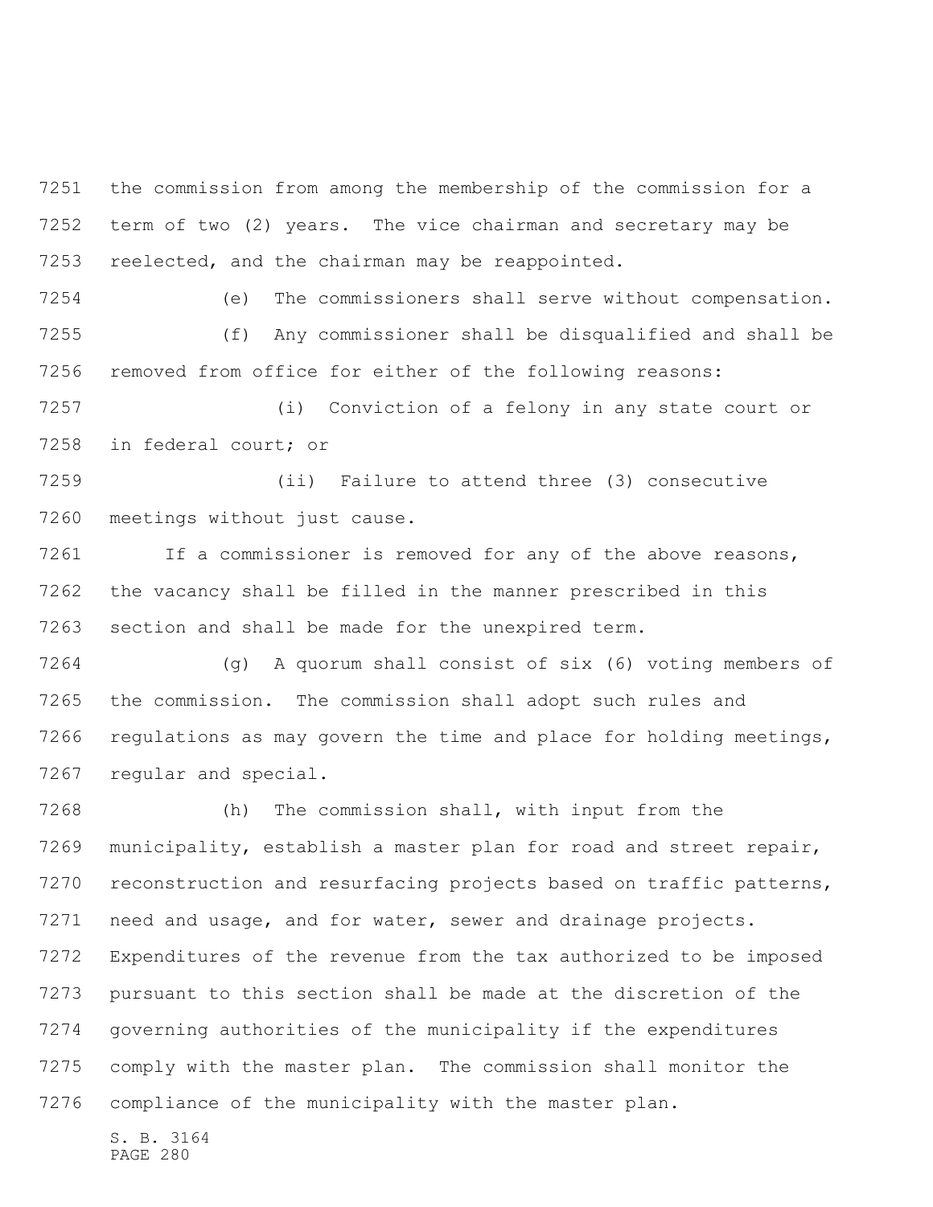the commission from among the membership of the commission for a term of two (2) years. The vice chairman and secretary may be reelected, and the chairman may be reappointed.

(e) The commissioners shall serve without compensation.

(f) Any commissioner shall be disqualified and shall be removed from office for either of the following reasons:

(i) Conviction of a felony in any state court or in federal court; or

(ii) Failure to attend three (3) consecutive meetings without just cause.

If a commissioner is removed for any of the above reasons, the vacancy shall be filled in the manner prescribed in this section and shall be made for the unexpired term.

(g) A quorum shall consist of six (6) voting members of the commission. The commission shall adopt such rules and regulations as may govern the time and place for holding meetings, regular and special.

(h) The commission shall, with input from the municipality, establish a master plan for road and street repair, reconstruction and resurfacing projects based on traffic patterns, need and usage, and for water, sewer and drainage projects. Expenditures of the revenue from the tax authorized to be imposed pursuant to this section shall be made at the discretion of the governing authorities of the municipality if the expenditures comply with the master plan. The commission shall monitor the compliance of the municipality with the master plan.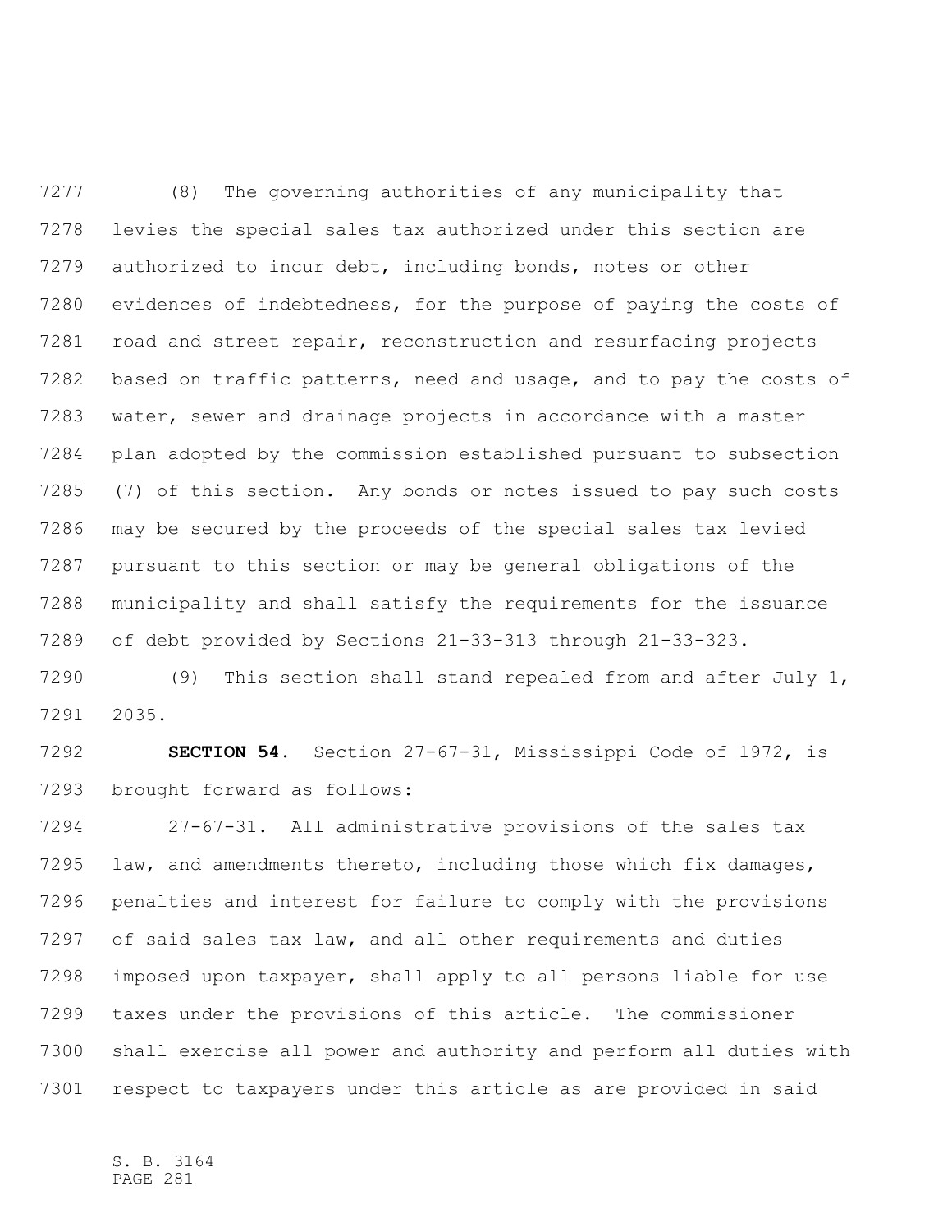(8) The governing authorities of any municipality that levies the special sales tax authorized under this section are authorized to incur debt, including bonds, notes or other evidences of indebtedness, for the purpose of paying the costs of road and street repair, reconstruction and resurfacing projects based on traffic patterns, need and usage, and to pay the costs of water, sewer and drainage projects in accordance with a master plan adopted by the commission established pursuant to subsection (7) of this section. Any bonds or notes issued to pay such costs may be secured by the proceeds of the special sales tax levied pursuant to this section or may be general obligations of the municipality and shall satisfy the requirements for the issuance of debt provided by Sections 21-33-313 through 21-33-323.

(9) This section shall stand repealed from and after July 1, 2035.

**SECTION 54.** Section 27-67-31, Mississippi Code of 1972, is brought forward as follows:

27-67-31. All administrative provisions of the sales tax law, and amendments thereto, including those which fix damages, penalties and interest for failure to comply with the provisions of said sales tax law, and all other requirements and duties imposed upon taxpayer, shall apply to all persons liable for use taxes under the provisions of this article. The commissioner shall exercise all power and authority and perform all duties with respect to taxpayers under this article as are provided in said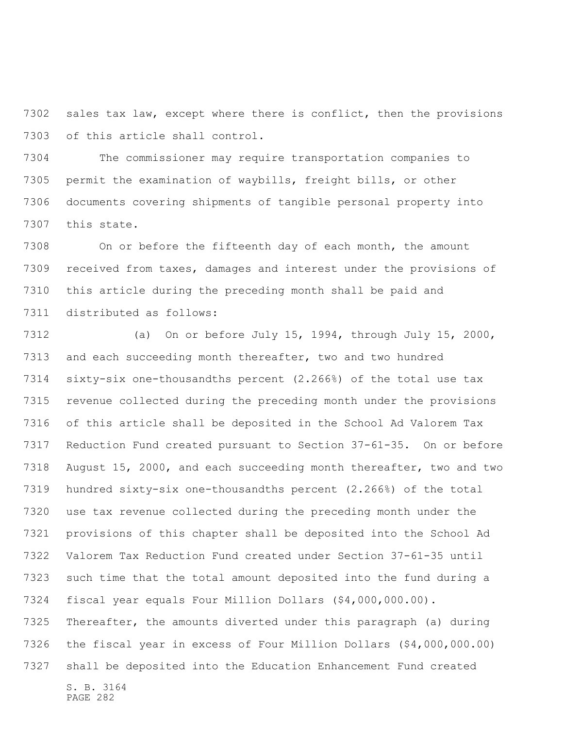sales tax law, except where there is conflict, then the provisions of this article shall control.

The commissioner may require transportation companies to permit the examination of waybills, freight bills, or other documents covering shipments of tangible personal property into this state.

On or before the fifteenth day of each month, the amount received from taxes, damages and interest under the provisions of this article during the preceding month shall be paid and distributed as follows:

(a) On or before July 15, 1994, through July 15, 2000, and each succeeding month thereafter, two and two hundred sixty-six one-thousandths percent (2.266%) of the total use tax revenue collected during the preceding month under the provisions of this article shall be deposited in the School Ad Valorem Tax Reduction Fund created pursuant to Section 37-61-35. On or before August 15, 2000, and each succeeding month thereafter, two and two hundred sixty-six one-thousandths percent (2.266%) of the total use tax revenue collected during the preceding month under the provisions of this chapter shall be deposited into the School Ad Valorem Tax Reduction Fund created under Section 37-61-35 until such time that the total amount deposited into the fund during a fiscal year equals Four Million Dollars ($4,000,000.00). Thereafter, the amounts diverted under this paragraph (a) during the fiscal year in excess of Four Million Dollars ($4,000,000.00) shall be deposited into the Education Enhancement Fund created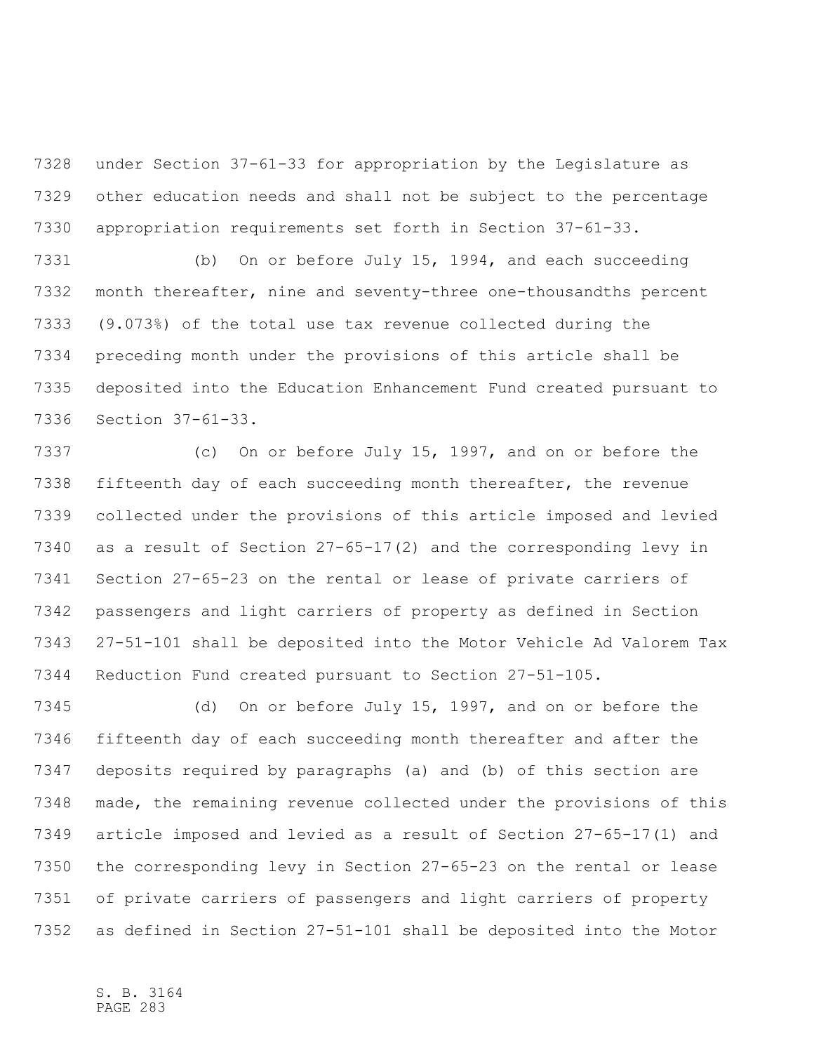under Section 37-61-33 for appropriation by the Legislature as other education needs and shall not be subject to the percentage appropriation requirements set forth in Section 37-61-33.

(b) On or before July 15, 1994, and each succeeding month thereafter, nine and seventy-three one-thousandths percent (9.073%) of the total use tax revenue collected during the preceding month under the provisions of this article shall be deposited into the Education Enhancement Fund created pursuant to Section 37-61-33.

(c) On or before July 15, 1997, and on or before the fifteenth day of each succeeding month thereafter, the revenue collected under the provisions of this article imposed and levied as a result of Section 27-65-17(2) and the corresponding levy in Section 27-65-23 on the rental or lease of private carriers of passengers and light carriers of property as defined in Section 27-51-101 shall be deposited into the Motor Vehicle Ad Valorem Tax Reduction Fund created pursuant to Section 27-51-105.

(d) On or before July 15, 1997, and on or before the fifteenth day of each succeeding month thereafter and after the deposits required by paragraphs (a) and (b) of this section are made, the remaining revenue collected under the provisions of this article imposed and levied as a result of Section 27-65-17(1) and the corresponding levy in Section 27-65-23 on the rental or lease of private carriers of passengers and light carriers of property as defined in Section 27-51-101 shall be deposited into the Motor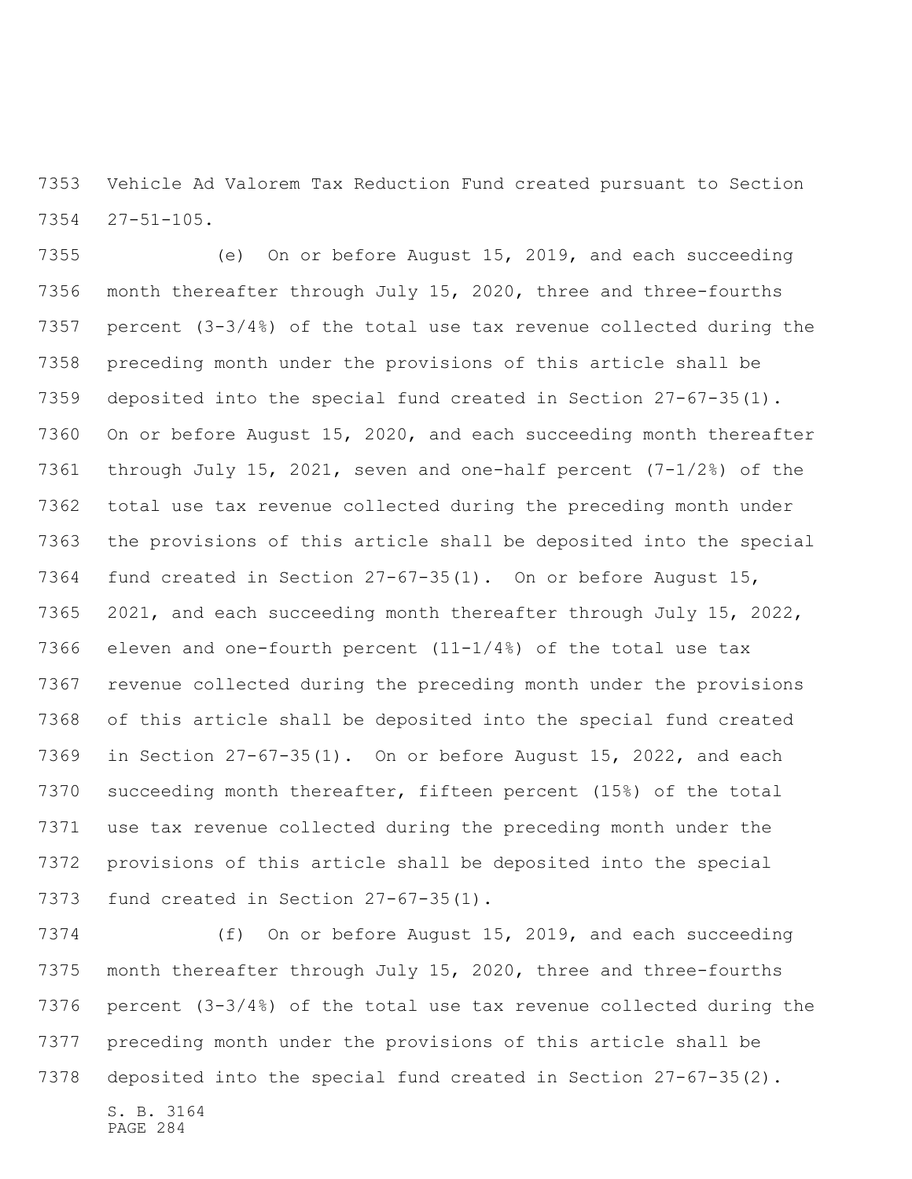Vehicle Ad Valorem Tax Reduction Fund created pursuant to Section 27-51-105.

(e) On or before August 15, 2019, and each succeeding month thereafter through July 15, 2020, three and three-fourths percent (3-3/4%) of the total use tax revenue collected during the preceding month under the provisions of this article shall be deposited into the special fund created in Section 27-67-35(1). On or before August 15, 2020, and each succeeding month thereafter through July 15, 2021, seven and one-half percent (7-1/2%) of the total use tax revenue collected during the preceding month under the provisions of this article shall be deposited into the special fund created in Section 27-67-35(1). On or before August 15, 2021, and each succeeding month thereafter through July 15, 2022, eleven and one-fourth percent (11-1/4%) of the total use tax revenue collected during the preceding month under the provisions of this article shall be deposited into the special fund created in Section 27-67-35(1). On or before August 15, 2022, and each succeeding month thereafter, fifteen percent (15%) of the total use tax revenue collected during the preceding month under the provisions of this article shall be deposited into the special fund created in Section 27-67-35(1).

(f) On or before August 15, 2019, and each succeeding month thereafter through July 15, 2020, three and three-fourths percent (3-3/4%) of the total use tax revenue collected during the preceding month under the provisions of this article shall be deposited into the special fund created in Section 27-67-35(2).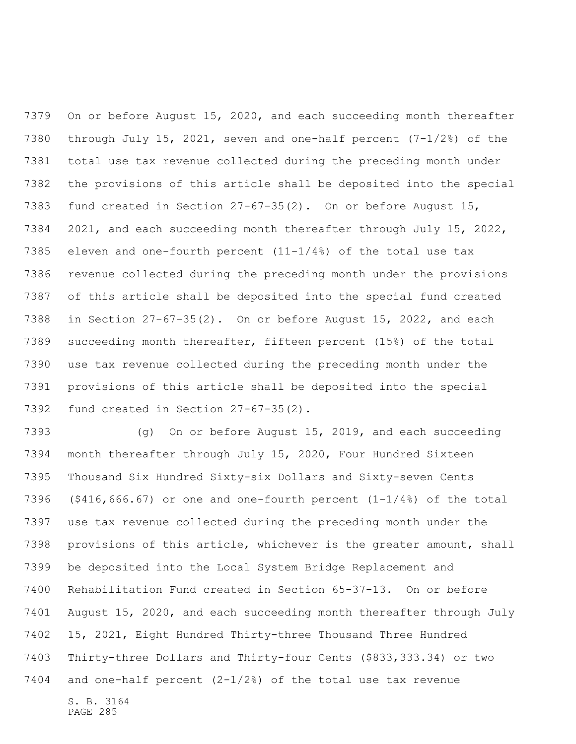On or before August 15, 2020, and each succeeding month thereafter through July 15, 2021, seven and one-half percent (7-1/2%) of the total use tax revenue collected during the preceding month under the provisions of this article shall be deposited into the special fund created in Section 27-67-35(2). On or before August 15, 2021, and each succeeding month thereafter through July 15, 2022, eleven and one-fourth percent (11-1/4%) of the total use tax revenue collected during the preceding month under the provisions of this article shall be deposited into the special fund created in Section 27-67-35(2). On or before August 15, 2022, and each succeeding month thereafter, fifteen percent (15%) of the total use tax revenue collected during the preceding month under the provisions of this article shall be deposited into the special fund created in Section 27-67-35(2).

(g) On or before August 15, 2019, and each succeeding month thereafter through July 15, 2020, Four Hundred Sixteen Thousand Six Hundred Sixty-six Dollars and Sixty-seven Cents ($416,666.67) or one and one-fourth percent (1-1/4%) of the total use tax revenue collected during the preceding month under the provisions of this article, whichever is the greater amount, shall be deposited into the Local System Bridge Replacement and Rehabilitation Fund created in Section 65-37-13. On or before August 15, 2020, and each succeeding month thereafter through July 15, 2021, Eight Hundred Thirty-three Thousand Three Hundred Thirty-three Dollars and Thirty-four Cents ($833,333.34) or two and one-half percent (2-1/2%) of the total use tax revenue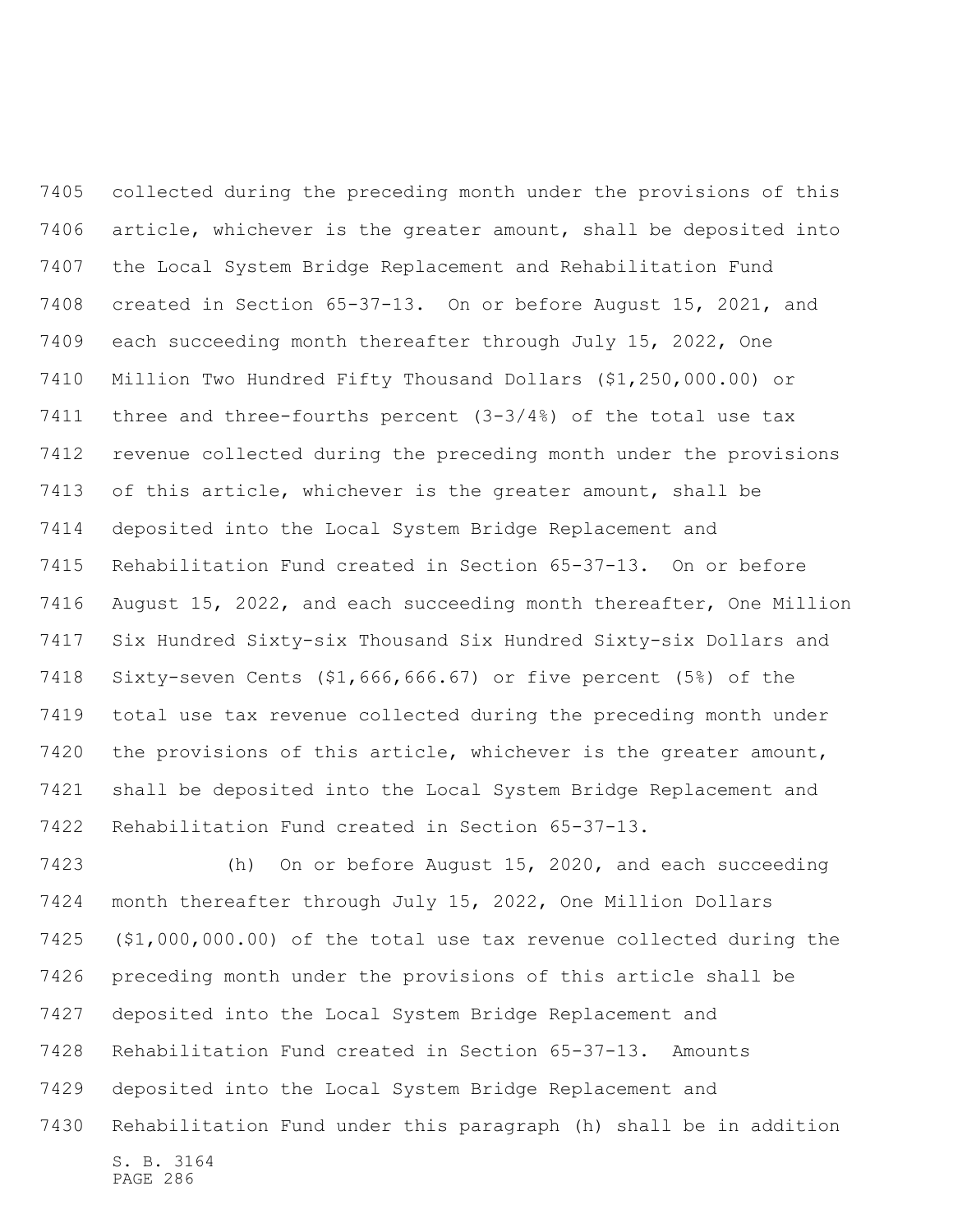collected during the preceding month under the provisions of this article, whichever is the greater amount, shall be deposited into the Local System Bridge Replacement and Rehabilitation Fund created in Section 65-37-13. On or before August 15, 2021, and each succeeding month thereafter through July 15, 2022, One Million Two Hundred Fifty Thousand Dollars ($1,250,000.00) or three and three-fourths percent (3-3/4%) of the total use tax revenue collected during the preceding month under the provisions of this article, whichever is the greater amount, shall be deposited into the Local System Bridge Replacement and Rehabilitation Fund created in Section 65-37-13. On or before August 15, 2022, and each succeeding month thereafter, One Million Six Hundred Sixty-six Thousand Six Hundred Sixty-six Dollars and Sixty-seven Cents ($1,666,666.67) or five percent (5%) of the total use tax revenue collected during the preceding month under the provisions of this article, whichever is the greater amount, shall be deposited into the Local System Bridge Replacement and Rehabilitation Fund created in Section 65-37-13.

(h) On or before August 15, 2020, and each succeeding month thereafter through July 15, 2022, One Million Dollars ($1,000,000.00) of the total use tax revenue collected during the preceding month under the provisions of this article shall be deposited into the Local System Bridge Replacement and Rehabilitation Fund created in Section 65-37-13. Amounts deposited into the Local System Bridge Replacement and Rehabilitation Fund under this paragraph (h) shall be in addition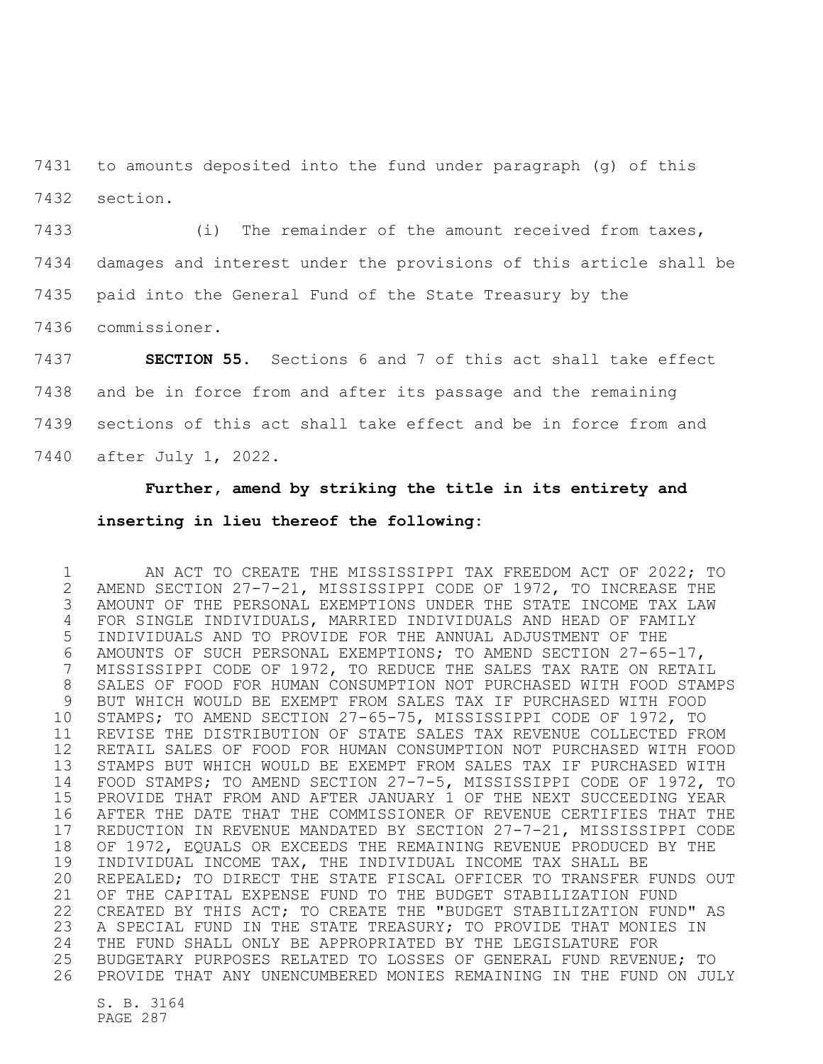to amounts deposited into the fund under paragraph (g) of this section.

(i) The remainder of the amount received from taxes, damages and interest under the provisions of this article shall be paid into the General Fund of the State Treasury by the commissioner.

**SECTION 55.** Sections 6 and 7 of this act shall take effect and be in force from and after its passage and the remaining sections of this act shall take effect and be in force from and after July 1, 2022.

**Further, amend by striking the title in its entirety and inserting in lieu thereof the following:**

AN ACT TO CREATE THE MISSISSIPPI TAX FREEDOM ACT OF 2022; TO AMEND SECTION 27-7-21, MISSISSIPPI CODE OF 1972, TO INCREASE THE AMOUNT OF THE PERSONAL EXEMPTIONS UNDER THE STATE INCOME TAX LAW FOR SINGLE INDIVIDUALS, MARRIED INDIVIDUALS AND HEAD OF FAMILY INDIVIDUALS AND TO PROVIDE FOR THE ANNUAL ADJUSTMENT OF THE AMOUNTS OF SUCH PERSONAL EXEMPTIONS; TO AMEND SECTION 27-65-17, MISSISSIPPI CODE OF 1972, TO REDUCE THE SALES TAX RATE ON RETAIL SALES OF FOOD FOR HUMAN CONSUMPTION NOT PURCHASED WITH FOOD STAMPS BUT WHICH WOULD BE EXEMPT FROM SALES TAX IF PURCHASED WITH FOOD STAMPS; TO AMEND SECTION 27-65-75, MISSISSIPPI CODE OF 1972, TO REVISE THE DISTRIBUTION OF STATE SALES TAX REVENUE COLLECTED FROM RETAIL SALES OF FOOD FOR HUMAN CONSUMPTION NOT PURCHASED WITH FOOD STAMPS BUT WHICH WOULD BE EXEMPT FROM SALES TAX IF PURCHASED WITH FOOD STAMPS; TO AMEND SECTION 27-7-5, MISSISSIPPI CODE OF 1972, TO PROVIDE THAT FROM AND AFTER JANUARY 1 OF THE NEXT SUCCEEDING YEAR AFTER THE DATE THAT THE COMMISSIONER OF REVENUE CERTIFIES THAT THE REDUCTION IN REVENUE MANDATED BY SECTION 27-7-21, MISSISSIPPI CODE OF 1972, EQUALS OR EXCEEDS THE REMAINING REVENUE PRODUCED BY THE INDIVIDUAL INCOME TAX, THE INDIVIDUAL INCOME TAX SHALL BE REPEALED; TO DIRECT THE STATE FISCAL OFFICER TO TRANSFER FUNDS OUT OF THE CAPITAL EXPENSE FUND TO THE BUDGET STABILIZATION FUND CREATED BY THIS ACT; TO CREATE THE "BUDGET STABILIZATION FUND" AS A SPECIAL FUND IN THE STATE TREASURY; TO PROVIDE THAT MONIES IN THE FUND SHALL ONLY BE APPROPRIATED BY THE LEGISLATURE FOR BUDGETARY PURPOSES RELATED TO LOSSES OF GENERAL FUND REVENUE; TO PROVIDE THAT ANY UNENCUMBERED MONIES REMAINING IN THE FUND ON JULY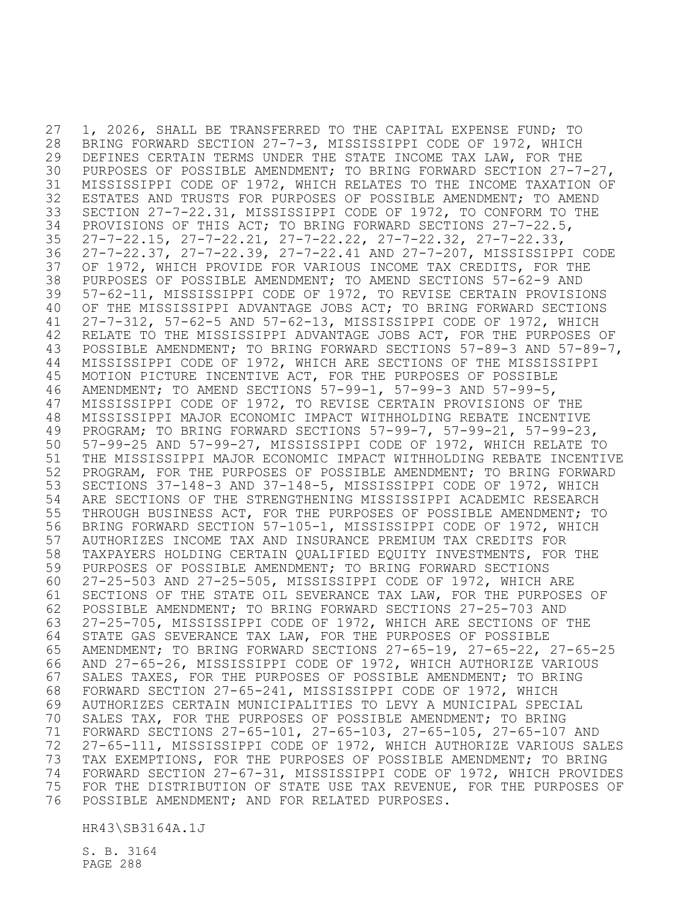1, 2026, SHALL BE TRANSFERRED TO THE CAPITAL EXPENSE FUND; TO BRING FORWARD SECTION 27-7-3, MISSISSIPPI CODE OF 1972, WHICH DEFINES CERTAIN TERMS UNDER THE STATE INCOME TAX LAW, FOR THE PURPOSES OF POSSIBLE AMENDMENT; TO BRING FORWARD SECTION 27-7-27, MISSISSIPPI CODE OF 1972, WHICH RELATES TO THE INCOME TAXATION OF ESTATES AND TRUSTS FOR PURPOSES OF POSSIBLE AMENDMENT; TO AMEND SECTION 27-7-22.31, MISSISSIPPI CODE OF 1972, TO CONFORM TO THE PROVISIONS OF THIS ACT; TO BRING FORWARD SECTIONS 27-7-22.5, 27-7-22.15, 27-7-22.21, 27-7-22.22, 27-7-22.32, 27-7-22.33, 27-7-22.37, 27-7-22.39, 27-7-22.41 AND 27-7-207, MISSISSIPPI CODE OF 1972, WHICH PROVIDE FOR VARIOUS INCOME TAX CREDITS, FOR THE PURPOSES OF POSSIBLE AMENDMENT; TO AMEND SECTIONS 57-62-9 AND 57-62-11, MISSISSIPPI CODE OF 1972, TO REVISE CERTAIN PROVISIONS OF THE MISSISSIPPI ADVANTAGE JOBS ACT; TO BRING FORWARD SECTIONS 27-7-312, 57-62-5 AND 57-62-13, MISSISSIPPI CODE OF 1972, WHICH RELATE TO THE MISSISSIPPI ADVANTAGE JOBS ACT, FOR THE PURPOSES OF POSSIBLE AMENDMENT; TO BRING FORWARD SECTIONS 57-89-3 AND 57-89-7, MISSISSIPPI CODE OF 1972, WHICH ARE SECTIONS OF THE MISSISSIPPI MOTION PICTURE INCENTIVE ACT, FOR THE PURPOSES OF POSSIBLE AMENDMENT; TO AMEND SECTIONS 57-99-1, 57-99-3 AND 57-99-5, MISSISSIPPI CODE OF 1972, TO REVISE CERTAIN PROVISIONS OF THE MISSISSIPPI MAJOR ECONOMIC IMPACT WITHHOLDING REBATE INCENTIVE PROGRAM; TO BRING FORWARD SECTIONS 57-99-7, 57-99-21, 57-99-23, 57-99-25 AND 57-99-27, MISSISSIPPI CODE OF 1972, WHICH RELATE TO THE MISSISSIPPI MAJOR ECONOMIC IMPACT WITHHOLDING REBATE INCENTIVE PROGRAM, FOR THE PURPOSES OF POSSIBLE AMENDMENT; TO BRING FORWARD SECTIONS 37-148-3 AND 37-148-5, MISSISSIPPI CODE OF 1972, WHICH ARE SECTIONS OF THE STRENGTHENING MISSISSIPPI ACADEMIC RESEARCH THROUGH BUSINESS ACT, FOR THE PURPOSES OF POSSIBLE AMENDMENT; TO BRING FORWARD SECTION 57-105-1, MISSISSIPPI CODE OF 1972, WHICH AUTHORIZES INCOME TAX AND INSURANCE PREMIUM TAX CREDITS FOR TAXPAYERS HOLDING CERTAIN QUALIFIED EQUITY INVESTMENTS, FOR THE PURPOSES OF POSSIBLE AMENDMENT; TO BRING FORWARD SECTIONS 27-25-503 AND 27-25-505, MISSISSIPPI CODE OF 1972, WHICH ARE SECTIONS OF THE STATE OIL SEVERANCE TAX LAW, FOR THE PURPOSES OF POSSIBLE AMENDMENT; TO BRING FORWARD SECTIONS 27-25-703 AND 27-25-705, MISSISSIPPI CODE OF 1972, WHICH ARE SECTIONS OF THE STATE GAS SEVERANCE TAX LAW, FOR THE PURPOSES OF POSSIBLE AMENDMENT; TO BRING FORWARD SECTIONS 27-65-19, 27-65-22, 27-65-25 AND 27-65-26, MISSISSIPPI CODE OF 1972, WHICH AUTHORIZE VARIOUS SALES TAXES, FOR THE PURPOSES OF POSSIBLE AMENDMENT; TO BRING FORWARD SECTION 27-65-241, MISSISSIPPI CODE OF 1972, WHICH AUTHORIZES CERTAIN MUNICIPALITIES TO LEVY A MUNICIPAL SPECIAL SALES TAX, FOR THE PURPOSES OF POSSIBLE AMENDMENT; TO BRING FORWARD SECTIONS 27-65-101, 27-65-103, 27-65-105, 27-65-107 AND 27-65-111, MISSISSIPPI CODE OF 1972, WHICH AUTHORIZE VARIOUS SALES TAX EXEMPTIONS, FOR THE PURPOSES OF POSSIBLE AMENDMENT; TO BRING FORWARD SECTION 27-67-31, MISSISSIPPI CODE OF 1972, WHICH PROVIDES FOR THE DISTRIBUTION OF STATE USE TAX REVENUE, FOR THE PURPOSES OF POSSIBLE AMENDMENT; AND FOR RELATED PURPOSES.

HR43\SB3164A.1J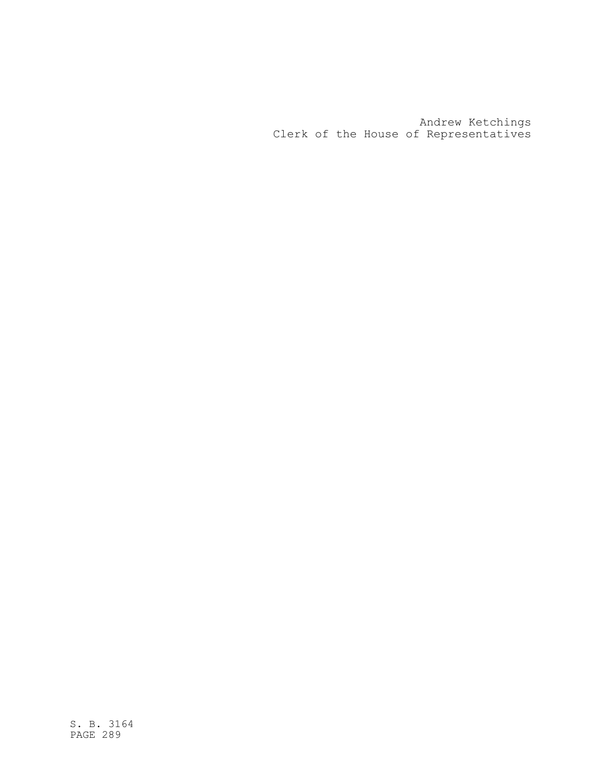Andrew Ketchings
Clerk of the House of Representatives